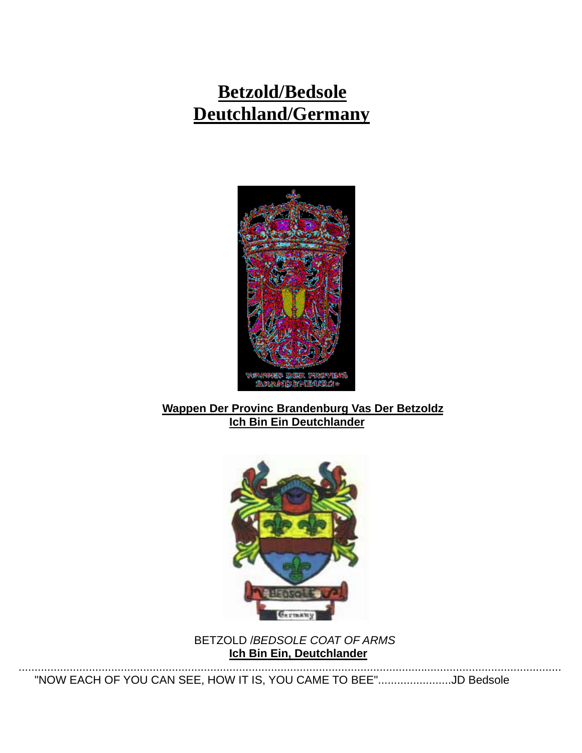# Betzold/Bedsole
# Deutchland/Germany

**Wappen Der Provinc Brandenburg Vas Der Betzoldz**
**Ich Bin Ein Deutchlander**

BETZOLD /*BEDSOLE COAT OF ARMS*
**Ich Bin Ein, Deutchlander**

---

"NOW EACH OF YOU CAN SEE, HOW IT IS, YOU CAME TO BEE".......................JD Bedsole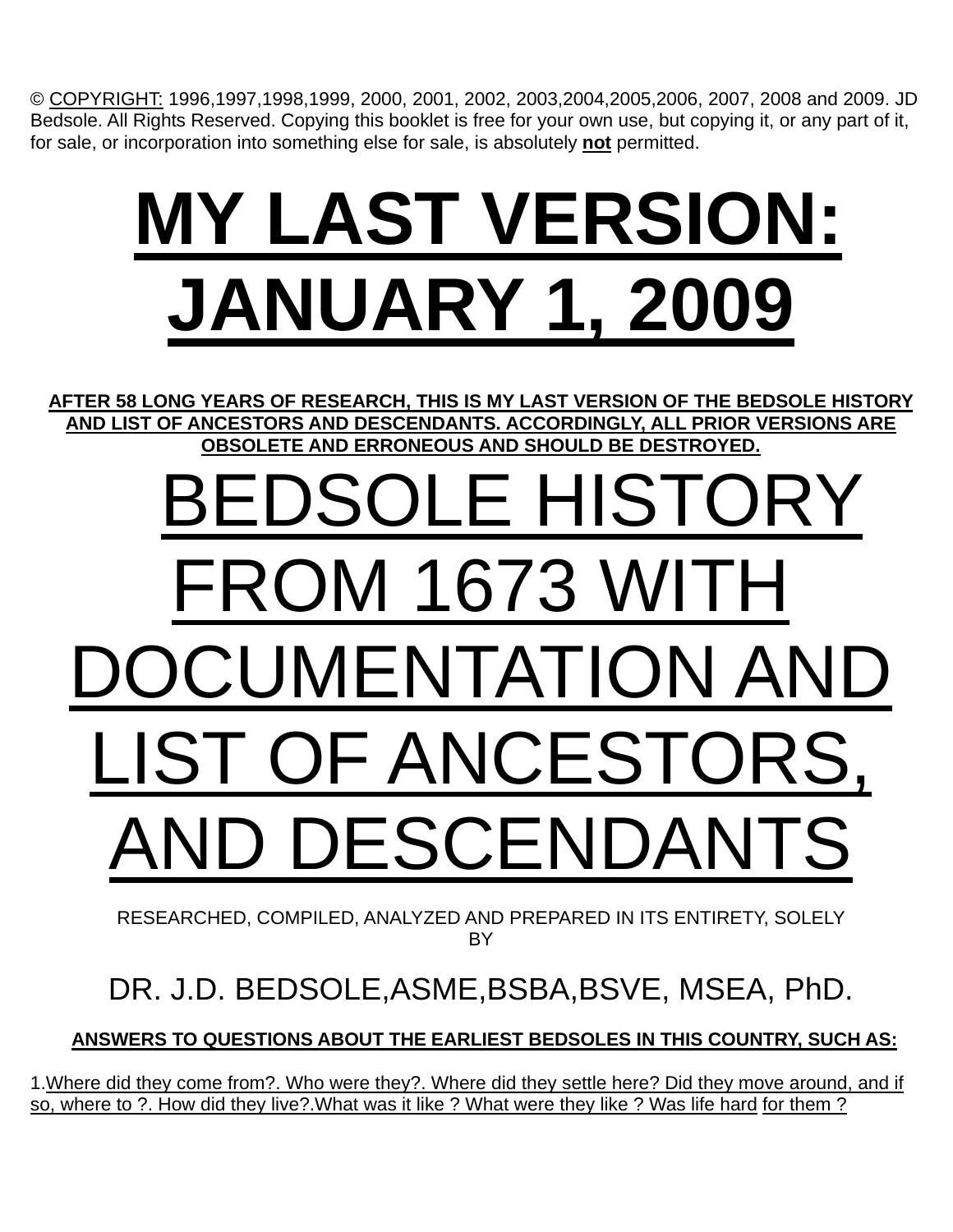© COPYRIGHT: 1996,1997,1998,1999, 2000, 2001, 2002, 2003,2004,2005,2006, 2007, 2008 and 2009. JD Bedsole. All Rights Reserved. Copying this booklet is free for your own use, but copying it, or any part of it, for sale, or incorporation into something else for sale, is absolutely **not** permitted.

# MY LAST VERSION: JANUARY 1, 2009

**AFTER 58 LONG YEARS OF RESEARCH, THIS IS MY LAST VERSION OF THE BEDSOLE HISTORY AND LIST OF ANCESTORS AND DESCENDANTS. ACCORDINGLY, ALL PRIOR VERSIONS ARE OBSOLETE AND ERRONEOUS AND SHOULD BE DESTROYED.**

# BEDSOLE HISTORY FROM 1673 WITH DOCUMENTATION AND LIST OF ANCESTORS, AND DESCENDANTS

RESEARCHED, COMPILED, ANALYZED AND PREPARED IN ITS ENTIRETY, SOLELY BY

DR. J.D. BEDSOLE,ASME,BSBA,BSVE, MSEA, PhD.

**ANSWERS TO QUESTIONS ABOUT THE EARLIEST BEDSOLES IN THIS COUNTRY, SUCH AS:**

1.Where did they come from?. Who were they?. Where did they settle here? Did they move around, and if so, where to ?. How did they live?.What was it like ? What were they like ? Was life hard for them ?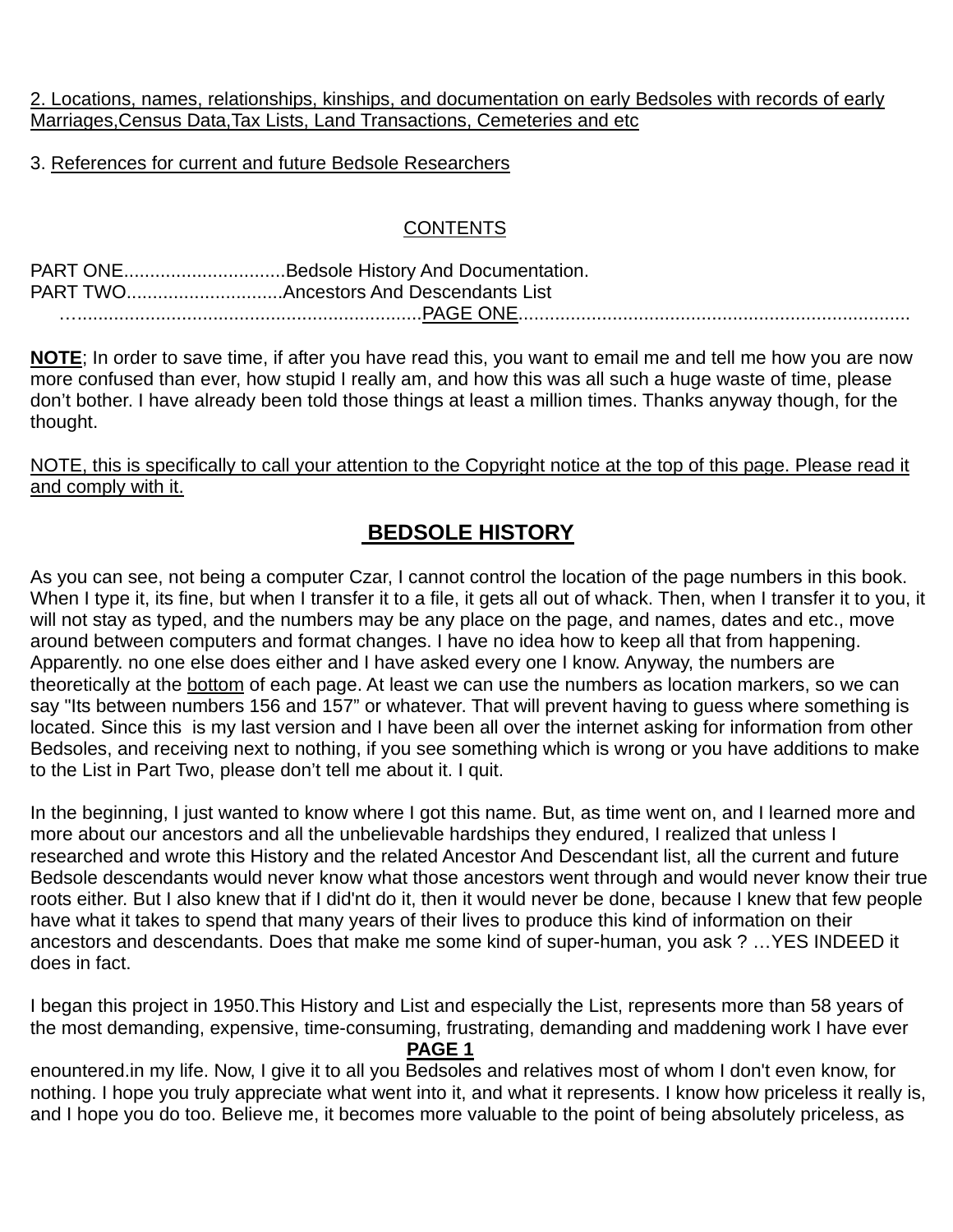2. Locations, names, relationships, kinships, and documentation on early Bedsoles with records of early Marriages,Census Data,Tax Lists, Land Transactions, Cemeteries and etc

3. References for current and future Bedsole Researchers

CONTENTS

PART ONE...............................Bedsole History And Documentation.
PART TWO..............................Ancestors And Descendants List
…...................................................................PAGE ONE..........................................................................

**NOTE**; In order to save time, if after you have read this, you want to email me and tell me how you are now more confused than ever, how stupid I really am, and how this was all such a huge waste of time, please don't bother. I have already been told those things at least a million times. Thanks anyway though, for the thought.

NOTE, this is specifically to call your attention to the Copyright notice at the top of this page. Please read it and comply with it.

## BEDSOLE HISTORY

As you can see, not being a computer Czar, I cannot control the location of the page numbers in this book. When I type it, its fine, but when I transfer it to a file, it gets all out of whack. Then, when I transfer it to you, it will not stay as typed, and the numbers may be any place on the page, and names, dates and etc., move around between computers and format changes. I have no idea how to keep all that from happening. Apparently. no one else does either and I have asked every one I know. Anyway, the numbers are theoretically at the bottom of each page. At least we can use the numbers as location markers, so we can say "Its between numbers 156 and 157" or whatever. That will prevent having to guess where something is located. Since this is my last version and I have been all over the internet asking for information from other Bedsoles, and receiving next to nothing, if you see something which is wrong or you have additions to make to the List in Part Two, please don't tell me about it. I quit.

In the beginning, I just wanted to know where I got this name. But, as time went on, and I learned more and more about our ancestors and all the unbelievable hardships they endured, I realized that unless I researched and wrote this History and the related Ancestor And Descendant list, all the current and future Bedsole descendants would never know what those ancestors went through and would never know their true roots either. But I also knew that if I did'nt do it, then it would never be done, because I knew that few people have what it takes to spend that many years of their lives to produce this kind of information on their ancestors and descendants. Does that make me some kind of super-human, you ask ? …YES INDEED it does in fact.

I began this project in 1950.This History and List and especially the List, represents more than 58 years of the most demanding, expensive, time-consuming, frustrating, demanding and maddening work I have ever enountered.in my life. Now, I give it to all you Bedsoles and relatives most of whom I don't even know, for nothing. I hope you truly appreciate what went into it, and what it represents. I know how priceless it really is, and I hope you do too. Believe me, it becomes more valuable to the point of being absolutely priceless, as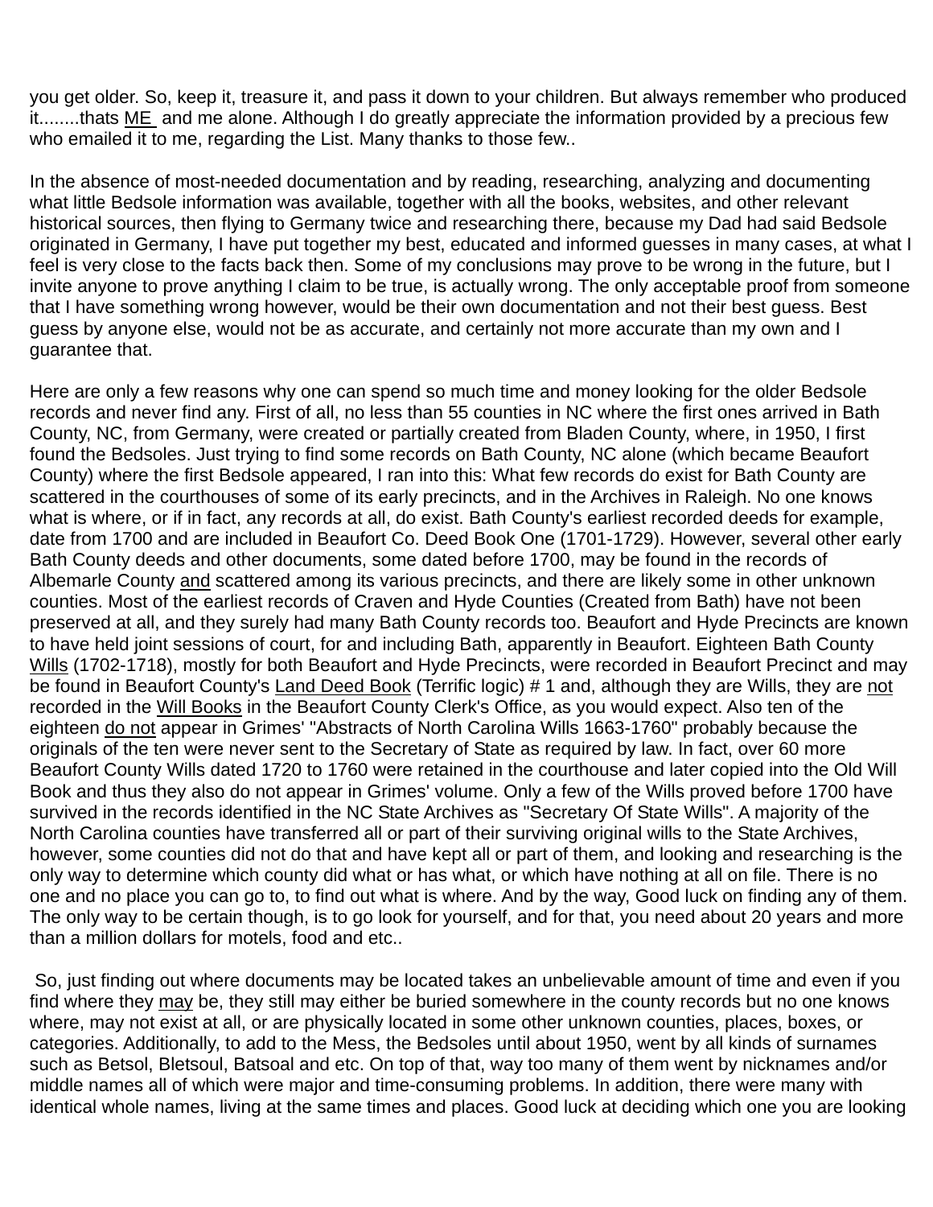you get older. So, keep it, treasure it, and pass it down to your children. But always remember who produced it........thats <u>ME</u> and me alone. Although I do greatly appreciate the information provided by a precious few who emailed it to me, regarding the List. Many thanks to those few..

In the absence of most-needed documentation and by reading, researching, analyzing and documenting what little Bedsole information was available, together with all the books, websites, and other relevant historical sources, then flying to Germany twice and researching there, because my Dad had said Bedsole originated in Germany, I have put together my best, educated and informed guesses in many cases, at what I feel is very close to the facts back then. Some of my conclusions may prove to be wrong in the future, but I invite anyone to prove anything I claim to be true, is actually wrong. The only acceptable proof from someone that I have something wrong however, would be their own documentation and not their best guess. Best guess by anyone else, would not be as accurate, and certainly not more accurate than my own and I guarantee that.

Here are only a few reasons why one can spend so much time and money looking for the older Bedsole records and never find any. First of all, no less than 55 counties in NC where the first ones arrived in Bath County, NC, from Germany, were created or partially created from Bladen County, where, in 1950, I first found the Bedsoles. Just trying to find some records on Bath County, NC alone (which became Beaufort County) where the first Bedsole appeared, I ran into this: What few records do exist for Bath County are scattered in the courthouses of some of its early precincts, and in the Archives in Raleigh. No one knows what is where, or if in fact, any records at all, do exist. Bath County's earliest recorded deeds for example, date from 1700 and are included in Beaufort Co. Deed Book One (1701-1729). However, several other early Bath County deeds and other documents, some dated before 1700, may be found in the records of Albemarle County <u>and</u> scattered among its various precincts, and there are likely some in other unknown counties. Most of the earliest records of Craven and Hyde Counties (Created from Bath) have not been preserved at all, and they surely had many Bath County records too. Beaufort and Hyde Precincts are known to have held joint sessions of court, for and including Bath, apparently in Beaufort. Eighteen Bath County <u>Wills</u> (1702-1718), mostly for both Beaufort and Hyde Precincts, were recorded in Beaufort Precinct and may be found in Beaufort County's <u>Land Deed Book</u> (Terrific logic) # 1 and, although they are Wills, they are <u>not</u> recorded in the <u>Will Books</u> in the Beaufort County Clerk's Office, as you would expect. Also ten of the eighteen <u>do not</u> appear in Grimes' "Abstracts of North Carolina Wills 1663-1760" probably because the originals of the ten were never sent to the Secretary of State as required by law. In fact, over 60 more Beaufort County Wills dated 1720 to 1760 were retained in the courthouse and later copied into the Old Will Book and thus they also do not appear in Grimes' volume. Only a few of the Wills proved before 1700 have survived in the records identified in the NC State Archives as "Secretary Of State Wills". A majority of the North Carolina counties have transferred all or part of their surviving original wills to the State Archives, however, some counties did not do that and have kept all or part of them, and looking and researching is the only way to determine which county did what or has what, or which have nothing at all on file. There is no one and no place you can go to, to find out what is where. And by the way, Good luck on finding any of them. The only way to be certain though, is to go look for yourself, and for that, you need about 20 years and more than a million dollars for motels, food and etc..

So, just finding out where documents may be located takes an unbelievable amount of time and even if you find where they <u>may</u> be, they still may either be buried somewhere in the county records but no one knows where, may not exist at all, or are physically located in some other unknown counties, places, boxes, or categories. Additionally, to add to the Mess, the Bedsoles until about 1950, went by all kinds of surnames such as Betsol, Bletsoul, Batsoal and etc. On top of that, way too many of them went by nicknames and/or middle names all of which were major and time-consuming problems. In addition, there were many with identical whole names, living at the same times and places. Good luck at deciding which one you are looking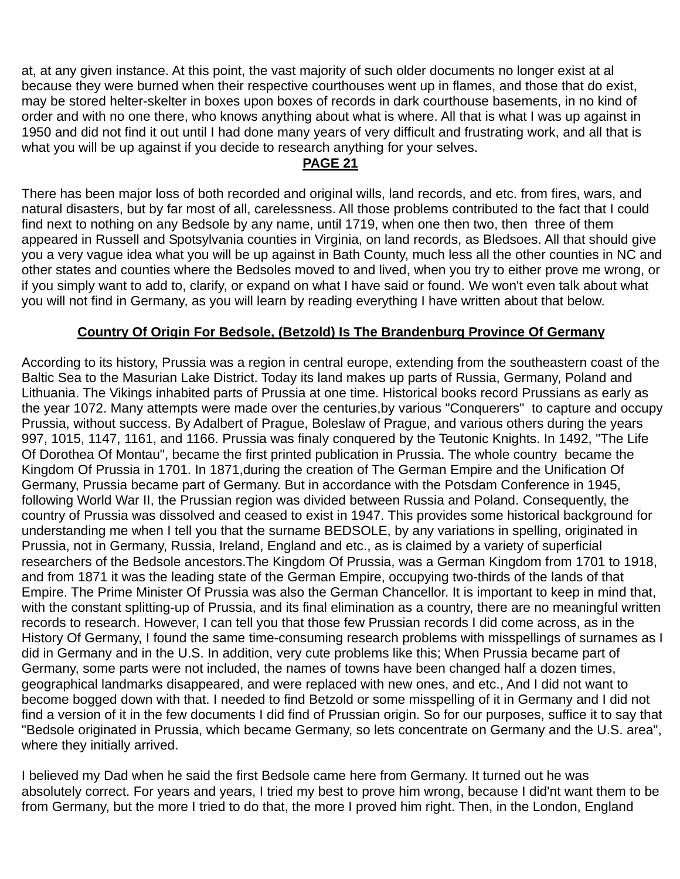at, at any given instance. At this point, the vast majority of such older documents no longer exist at al because they were burned when their respective courthouses went up in flames, and those that do exist, may be stored helter-skelter in boxes upon boxes of records in dark courthouse basements, in no kind of order and with no one there, who knows anything about what is where. All that is what I was up against in 1950 and did not find it out until I had done many years of very difficult and frustrating work, and all that is what you will be up against if you decide to research anything for your selves.

**PAGE 21**

There has been major loss of both recorded and original wills, land records, and etc. from fires, wars, and natural disasters, but by far most of all, carelessness. All those problems contributed to the fact that I could find next to nothing on any Bedsole by any name, until 1719, when one then two, then three of them appeared in Russell and Spotsylvania counties in Virginia, on land records, as Bledsoes. All that should give you a very vague idea what you will be up against in Bath County, much less all the other counties in NC and other states and counties where the Bedsoles moved to and lived, when you try to either prove me wrong, or if you simply want to add to, clarify, or expand on what I have said or found. We won't even talk about what you will not find in Germany, as you will learn by reading everything I have written about that below.

## Country Of Origin For Bedsole, (Betzold) Is The Brandenburg Province Of Germany

According to its history, Prussia was a region in central europe, extending from the southeastern coast of the Baltic Sea to the Masurian Lake District. Today its land makes up parts of Russia, Germany, Poland and Lithuania. The Vikings inhabited parts of Prussia at one time. Historical books record Prussians as early as the year 1072. Many attempts were made over the centuries,by various "Conquerers" to capture and occupy Prussia, without success. By Adalbert of Prague, Boleslaw of Prague, and various others during the years 997, 1015, 1147, 1161, and 1166. Prussia was finaly conquered by the Teutonic Knights. In 1492, "The Life Of Dorothea Of Montau", became the first printed publication in Prussia. The whole country became the Kingdom Of Prussia in 1701. In 1871,during the creation of The German Empire and the Unification Of Germany, Prussia became part of Germany. But in accordance with the Potsdam Conference in 1945, following World War II, the Prussian region was divided between Russia and Poland. Consequently, the country of Prussia was dissolved and ceased to exist in 1947. This provides some historical background for understanding me when I tell you that the surname BEDSOLE, by any variations in spelling, originated in Prussia, not in Germany, Russia, Ireland, England and etc., as is claimed by a variety of superficial researchers of the Bedsole ancestors.The Kingdom Of Prussia, was a German Kingdom from 1701 to 1918, and from 1871 it was the leading state of the German Empire, occupying two-thirds of the lands of that Empire. The Prime Minister Of Prussia was also the German Chancellor. It is important to keep in mind that, with the constant splitting-up of Prussia, and its final elimination as a country, there are no meaningful written records to research. However, I can tell you that those few Prussian records I did come across, as in the History Of Germany, I found the same time-consuming research problems with misspellings of surnames as I did in Germany and in the U.S. In addition, very cute problems like this; When Prussia became part of Germany, some parts were not included, the names of towns have been changed half a dozen times, geographical landmarks disappeared, and were replaced with new ones, and etc., And I did not want to become bogged down with that. I needed to find Betzold or some misspelling of it in Germany and I did not find a version of it in the few documents I did find of Prussian origin. So for our purposes, suffice it to say that "Bedsole originated in Prussia, which became Germany, so lets concentrate on Germany and the U.S. area", where they initially arrived.

I believed my Dad when he said the first Bedsole came here from Germany. It turned out he was absolutely correct. For years and years, I tried my best to prove him wrong, because I did'nt want them to be from Germany, but the more I tried to do that, the more I proved him right. Then, in the London, England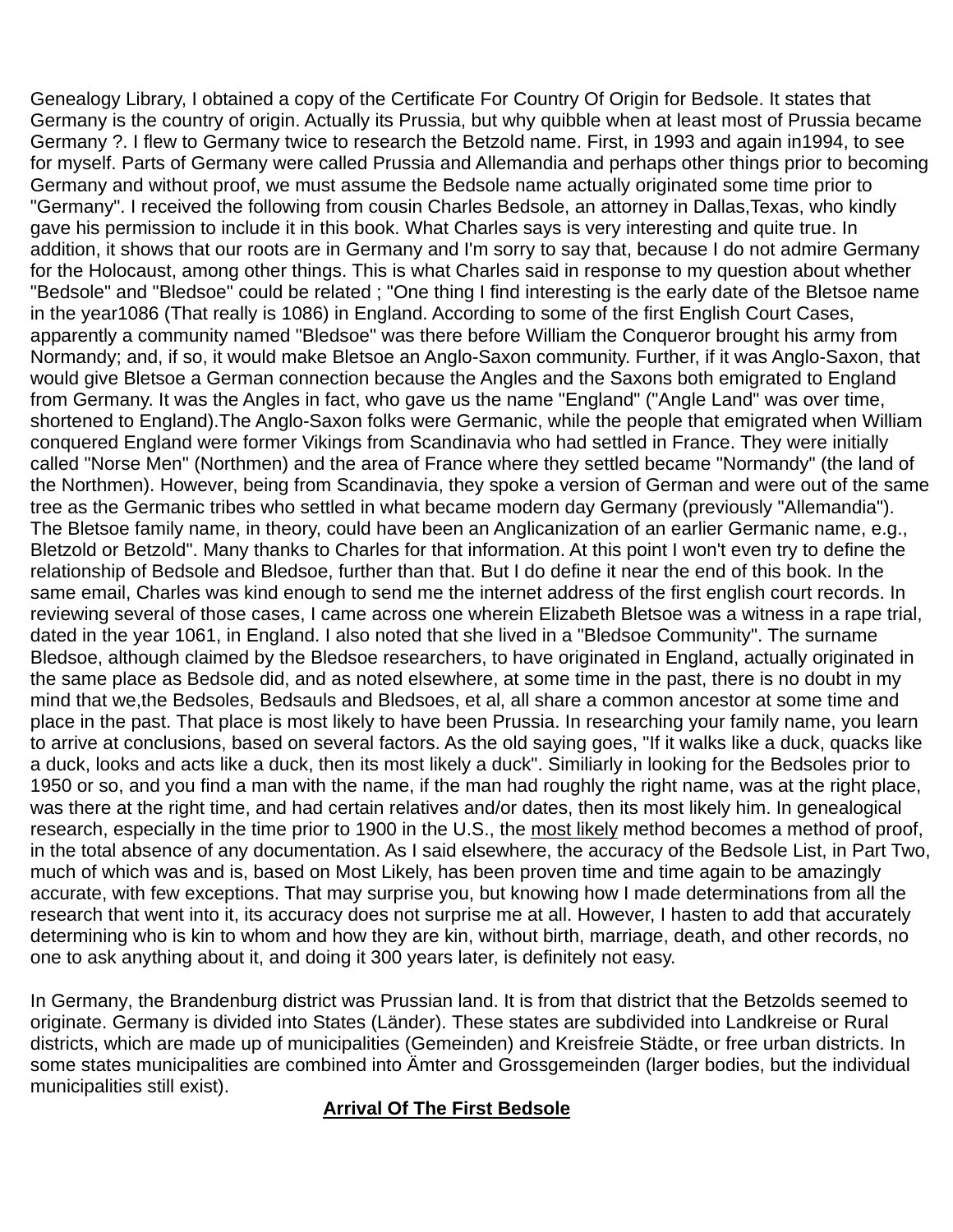Genealogy Library, I obtained a copy of the Certificate For Country Of Origin for Bedsole. It states that Germany is the country of origin. Actually its Prussia, but why quibble when at least most of Prussia became Germany ?. I flew to Germany twice to research the Betzold name. First, in 1993 and again in1994, to see for myself. Parts of Germany were called Prussia and Allemandia and perhaps other things prior to becoming Germany and without proof, we must assume the Bedsole name actually originated some time prior to "Germany". I received the following from cousin Charles Bedsole, an attorney in Dallas,Texas, who kindly gave his permission to include it in this book. What Charles says is very interesting and quite true. In addition, it shows that our roots are in Germany and I'm sorry to say that, because I do not admire Germany for the Holocaust, among other things. This is what Charles said in response to my question about whether "Bedsole" and "Bledsoe" could be related ; "One thing I find interesting is the early date of the Bletsoe name in the year1086 (That really is 1086) in England. According to some of the first English Court Cases, apparently a community named "Bledsoe" was there before William the Conqueror brought his army from Normandy; and, if so, it would make Bletsoe an Anglo-Saxon community. Further, if it was Anglo-Saxon, that would give Bletsoe a German connection because the Angles and the Saxons both emigrated to England from Germany. It was the Angles in fact, who gave us the name "England" ("Angle Land" was over time, shortened to England).The Anglo-Saxon folks were Germanic, while the people that emigrated when William conquered England were former Vikings from Scandinavia who had settled in France. They were initially called "Norse Men" (Northmen) and the area of France where they settled became "Normandy" (the land of the Northmen). However, being from Scandinavia, they spoke a version of German and were out of the same tree as the Germanic tribes who settled in what became modern day Germany (previously "Allemandia"). The Bletsoe family name, in theory, could have been an Anglicanization of an earlier Germanic name, e.g., Bletzold or Betzold". Many thanks to Charles for that information. At this point I won't even try to define the relationship of Bedsole and Bledsoe, further than that. But I do define it near the end of this book. In the same email, Charles was kind enough to send me the internet address of the first english court records. In reviewing several of those cases, I came across one wherein Elizabeth Bletsoe was a witness in a rape trial, dated in the year 1061, in England. I also noted that she lived in a "Bledsoe Community". The surname Bledsoe, although claimed by the Bledsoe researchers, to have originated in England, actually originated in the same place as Bedsole did, and as noted elsewhere, at some time in the past, there is no doubt in my mind that we,the Bedsoles, Bedsauls and Bledsoes, et al, all share a common ancestor at some time and place in the past. That place is most likely to have been Prussia. In researching your family name, you learn to arrive at conclusions, based on several factors. As the old saying goes, "If it walks like a duck, quacks like a duck, looks and acts like a duck, then its most likely a duck". Similiarly in looking for the Bedsoles prior to 1950 or so, and you find a man with the name, if the man had roughly the right name, was at the right place, was there at the right time, and had certain relatives and/or dates, then its most likely him. In genealogical research, especially in the time prior to 1900 in the U.S., the most likely method becomes a method of proof, in the total absence of any documentation. As I said elsewhere, the accuracy of the Bedsole List, in Part Two, much of which was and is, based on Most Likely, has been proven time and time again to be amazingly accurate, with few exceptions. That may surprise you, but knowing how I made determinations from all the research that went into it, its accuracy does not surprise me at all. However, I hasten to add that accurately determining who is kin to whom and how they are kin, without birth, marriage, death, and other records, no one to ask anything about it, and doing it 300 years later, is definitely not easy.

In Germany, the Brandenburg district was Prussian land. It is from that district that the Betzolds seemed to originate. Germany is divided into States (Länder). These states are subdivided into Landkreise or Rural districts, which are made up of municipalities (Gemeinden) and Kreisfreie Städte, or free urban districts. In some states municipalities are combined into Ämter and Grossgemeinden (larger bodies, but the individual municipalities still exist).

## Arrival Of The First Bedsole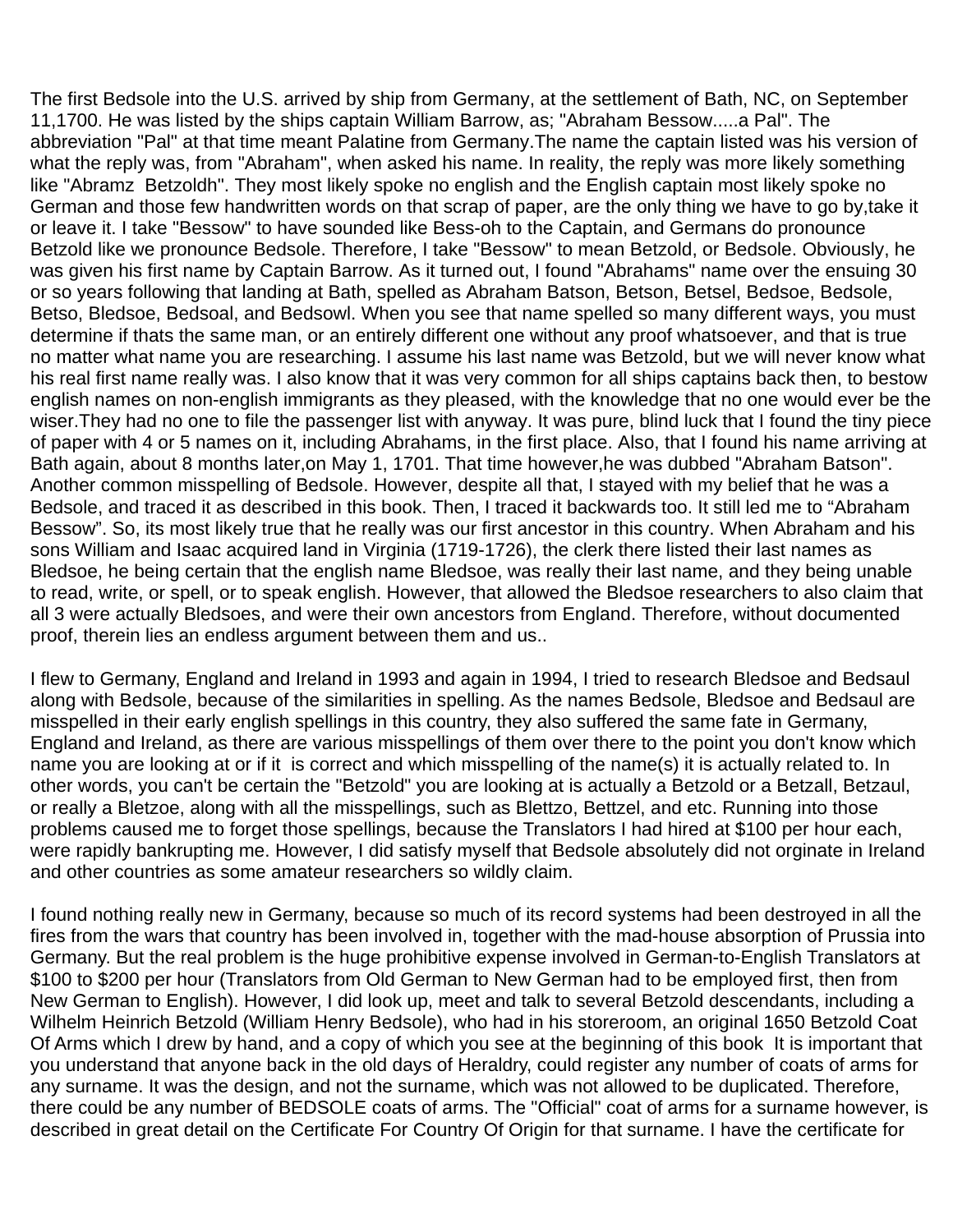The first Bedsole into the U.S. arrived by ship from Germany, at the settlement of Bath, NC, on September 11,1700. He was listed by the ships captain William Barrow, as; "Abraham Bessow.....a Pal". The abbreviation "Pal" at that time meant Palatine from Germany.The name the captain listed was his version of what the reply was, from "Abraham", when asked his name. In reality, the reply was more likely something like "Abramz  Betzoldh". They most likely spoke no english and the English captain most likely spoke no German and those few handwritten words on that scrap of paper, are the only thing we have to go by,take it or leave it. I take "Bessow" to have sounded like Bess-oh to the Captain, and Germans do pronounce Betzold like we pronounce Bedsole. Therefore, I take "Bessow" to mean Betzold, or Bedsole. Obviously, he was given his first name by Captain Barrow. As it turned out, I found "Abrahams" name over the ensuing 30 or so years following that landing at Bath, spelled as Abraham Batson, Betson, Betsel, Bedsoe, Bedsole, Betso, Bledsoe, Bedsoal, and Bedsowl. When you see that name spelled so many different ways, you must determine if thats the same man, or an entirely different one without any proof whatsoever, and that is true no matter what name you are researching. I assume his last name was Betzold, but we will never know what his real first name really was. I also know that it was very common for all ships captains back then, to bestow english names on non-english immigrants as they pleased, with the knowledge that no one would ever be the wiser.They had no one to file the passenger list with anyway. It was pure, blind luck that I found the tiny piece of paper with 4 or 5 names on it, including Abrahams, in the first place. Also, that I found his name arriving at Bath again, about 8 months later,on May 1, 1701. That time however,he was dubbed "Abraham Batson". Another common misspelling of Bedsole. However, despite all that, I stayed with my belief that he was a Bedsole, and traced it as described in this book. Then, I traced it backwards too. It still led me to “Abraham Bessow”. So, its most likely true that he really was our first ancestor in this country. When Abraham and his sons William and Isaac acquired land in Virginia (1719-1726), the clerk there listed their last names as Bledsoe, he being certain that the english name Bledsoe, was really their last name, and they being unable to read, write, or spell, or to speak english. However, that allowed the Bledsoe researchers to also claim that all 3 were actually Bledsoes, and were their own ancestors from England. Therefore, without documented proof, therein lies an endless argument between them and us..

I flew to Germany, England and Ireland in 1993 and again in 1994, I tried to research Bledsoe and Bedsaul along with Bedsole, because of the similarities in spelling. As the names Bedsole, Bledsoe and Bedsaul are misspelled in their early english spellings in this country, they also suffered the same fate in Germany, England and Ireland, as there are various misspellings of them over there to the point you don't know which name you are looking at or if it  is correct and which misspelling of the name(s) it is actually related to. In other words, you can't be certain the "Betzold" you are looking at is actually a Betzold or a Betzall, Betzaul, or really a Bletzoe, along with all the misspellings, such as Blettzo, Bettzel, and etc. Running into those problems caused me to forget those spellings, because the Translators I had hired at $100 per hour each, were rapidly bankrupting me. However, I did satisfy myself that Bedsole absolutely did not orginate in Ireland and other countries as some amateur researchers so wildly claim.

I found nothing really new in Germany, because so much of its record systems had been destroyed in all the fires from the wars that country has been involved in, together with the mad-house absorption of Prussia into Germany. But the real problem is the huge prohibitive expense involved in German-to-English Translators at $100 to $200 per hour (Translators from Old German to New German had to be employed first, then from New German to English). However, I did look up, meet and talk to several Betzold descendants, including a Wilhelm Heinrich Betzold (William Henry Bedsole), who had in his storeroom, an original 1650 Betzold Coat Of Arms which I drew by hand, and a copy of which you see at the beginning of this book  It is important that you understand that anyone back in the old days of Heraldry, could register any number of coats of arms for any surname. It was the design, and not the surname, which was not allowed to be duplicated. Therefore, there could be any number of BEDSOLE coats of arms. The "Official" coat of arms for a surname however, is described in great detail on the Certificate For Country Of Origin for that surname. I have the certificate for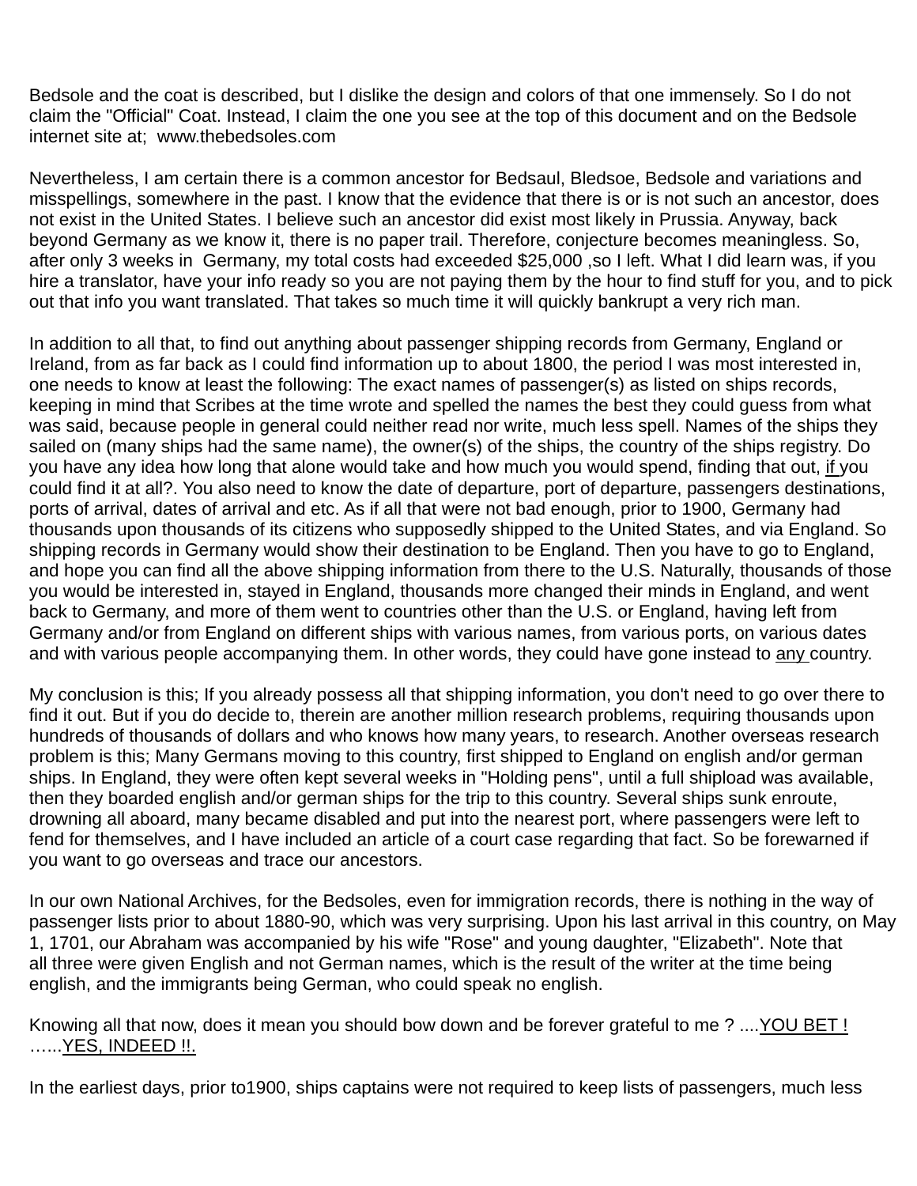Bedsole and the coat is described, but I dislike the design and colors of that one immensely. So I do not claim the "Official" Coat. Instead, I claim the one you see at the top of this document and on the Bedsole internet site at; www.thebedsoles.com

Nevertheless, I am certain there is a common ancestor for Bedsaul, Bledsoe, Bedsole and variations and misspellings, somewhere in the past. I know that the evidence that there is or is not such an ancestor, does not exist in the United States. I believe such an ancestor did exist most likely in Prussia. Anyway, back beyond Germany as we know it, there is no paper trail. Therefore, conjecture becomes meaningless. So, after only 3 weeks in Germany, my total costs had exceeded $25,000 ,so I left. What I did learn was, if you hire a translator, have your info ready so you are not paying them by the hour to find stuff for you, and to pick out that info you want translated. That takes so much time it will quickly bankrupt a very rich man.

In addition to all that, to find out anything about passenger shipping records from Germany, England or Ireland, from as far back as I could find information up to about 1800, the period I was most interested in, one needs to know at least the following: The exact names of passenger(s) as listed on ships records, keeping in mind that Scribes at the time wrote and spelled the names the best they could guess from what was said, because people in general could neither read nor write, much less spell. Names of the ships they sailed on (many ships had the same name), the owner(s) of the ships, the country of the ships registry. Do you have any idea how long that alone would take and how much you would spend, finding that out, <u>if</u> you could find it at all?. You also need to know the date of departure, port of departure, passengers destinations, ports of arrival, dates of arrival and etc. As if all that were not bad enough, prior to 1900, Germany had thousands upon thousands of its citizens who supposedly shipped to the United States, and via England. So shipping records in Germany would show their destination to be England. Then you have to go to England, and hope you can find all the above shipping information from there to the U.S. Naturally, thousands of those you would be interested in, stayed in England, thousands more changed their minds in England, and went back to Germany, and more of them went to countries other than the U.S. or England, having left from Germany and/or from England on different ships with various names, from various ports, on various dates and with various people accompanying them. In other words, they could have gone instead to <u>any</u> country.

My conclusion is this; If you already possess all that shipping information, you don't need to go over there to find it out. But if you do decide to, therein are another million research problems, requiring thousands upon hundreds of thousands of dollars and who knows how many years, to research. Another overseas research problem is this; Many Germans moving to this country, first shipped to England on english and/or german ships. In England, they were often kept several weeks in "Holding pens", until a full shipload was available, then they boarded english and/or german ships for the trip to this country. Several ships sunk enroute, drowning all aboard, many became disabled and put into the nearest port, where passengers were left to fend for themselves, and I have included an article of a court case regarding that fact. So be forewarned if you want to go overseas and trace our ancestors.

In our own National Archives, for the Bedsoles, even for immigration records, there is nothing in the way of passenger lists prior to about 1880-90, which was very surprising. Upon his last arrival in this country, on May 1, 1701, our Abraham was accompanied by his wife "Rose" and young daughter, "Elizabeth". Note that all three were given English and not German names, which is the result of the writer at the time being english, and the immigrants being German, who could speak no english.

Knowing all that now, does it mean you should bow down and be forever grateful to me ? ....<u>YOU BET !</u> …...<u>YES, INDEED !!.</u>

In the earliest days, prior to1900, ships captains were not required to keep lists of passengers, much less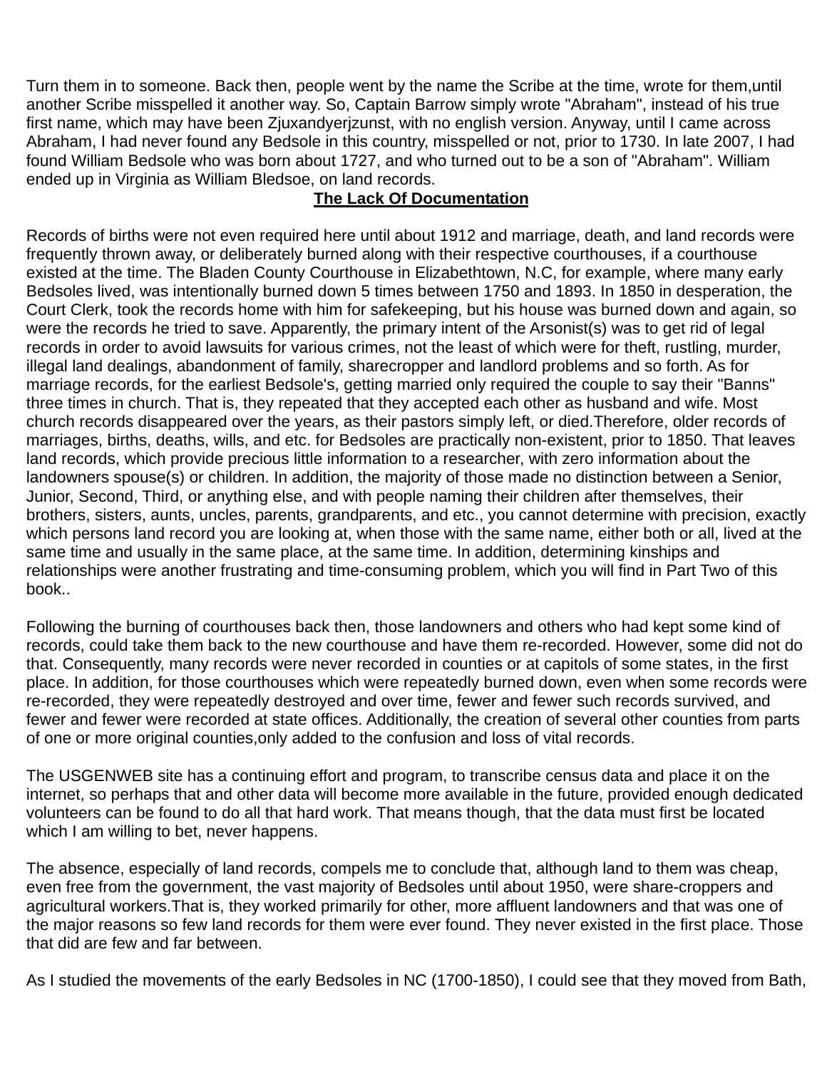Turn them in to someone. Back then, people went by the name the Scribe at the time, wrote for them,until another Scribe misspelled it another way. So, Captain Barrow simply wrote "Abraham", instead of his true first name, which may have been Zjuxandyerjzunst, with no english version. Anyway, until I came across Abraham, I had never found any Bedsole in this country, misspelled or not, prior to 1730. In late 2007, I had found William Bedsole who was born about 1727, and who turned out to be a son of "Abraham". William ended up in Virginia as William Bledsoe, on land records.

## The Lack Of Documentation

Records of births were not even required here until about 1912 and marriage, death, and land records were frequently thrown away, or deliberately burned along with their respective courthouses, if a courthouse existed at the time. The Bladen County Courthouse in Elizabethtown, N.C, for example, where many early Bedsoles lived, was intentionally burned down 5 times between 1750 and 1893. In 1850 in desperation, the Court Clerk, took the records home with him for safekeeping, but his house was burned down and again, so were the records he tried to save. Apparently, the primary intent of the Arsonist(s) was to get rid of legal records in order to avoid lawsuits for various crimes, not the least of which were for theft, rustling, murder, illegal land dealings, abandonment of family, sharecropper and landlord problems and so forth. As for marriage records, for the earliest Bedsole's, getting married only required the couple to say their "Banns" three times in church. That is, they repeated that they accepted each other as husband and wife. Most church records disappeared over the years, as their pastors simply left, or died.Therefore, older records of marriages, births, deaths, wills, and etc. for Bedsoles are practically non-existent, prior to 1850. That leaves land records, which provide precious little information to a researcher, with zero information about the landowners spouse(s) or children. In addition, the majority of those made no distinction between a Senior, Junior, Second, Third, or anything else, and with people naming their children after themselves, their brothers, sisters, aunts, uncles, parents, grandparents, and etc., you cannot determine with precision, exactly which persons land record you are looking at, when those with the same name, either both or all, lived at the same time and usually in the same place, at the same time. In addition, determining kinships and relationships were another frustrating and time-consuming problem, which you will find in Part Two of this book..

Following the burning of courthouses back then, those landowners and others who had kept some kind of records, could take them back to the new courthouse and have them re-recorded. However, some did not do that. Consequently, many records were never recorded in counties or at capitols of some states, in the first place. In addition, for those courthouses which were repeatedly burned down, even when some records were re-recorded, they were repeatedly destroyed and over time, fewer and fewer such records survived, and fewer and fewer were recorded at state offices. Additionally, the creation of several other counties from parts of one or more original counties,only added to the confusion and loss of vital records.

The USGENWEB site has a continuing effort and program, to transcribe census data and place it on the internet, so perhaps that and other data will become more available in the future, provided enough dedicated volunteers can be found to do all that hard work. That means though, that the data must first be located which I am willing to bet, never happens.

The absence, especially of land records, compels me to conclude that, although land to them was cheap, even free from the government, the vast majority of Bedsoles until about 1950, were share-croppers and agricultural workers.That is, they worked primarily for other, more affluent landowners and that was one of the major reasons so few land records for them were ever found. They never existed in the first place. Those that did are few and far between.

As I studied the movements of the early Bedsoles in NC (1700-1850), I could see that they moved from Bath,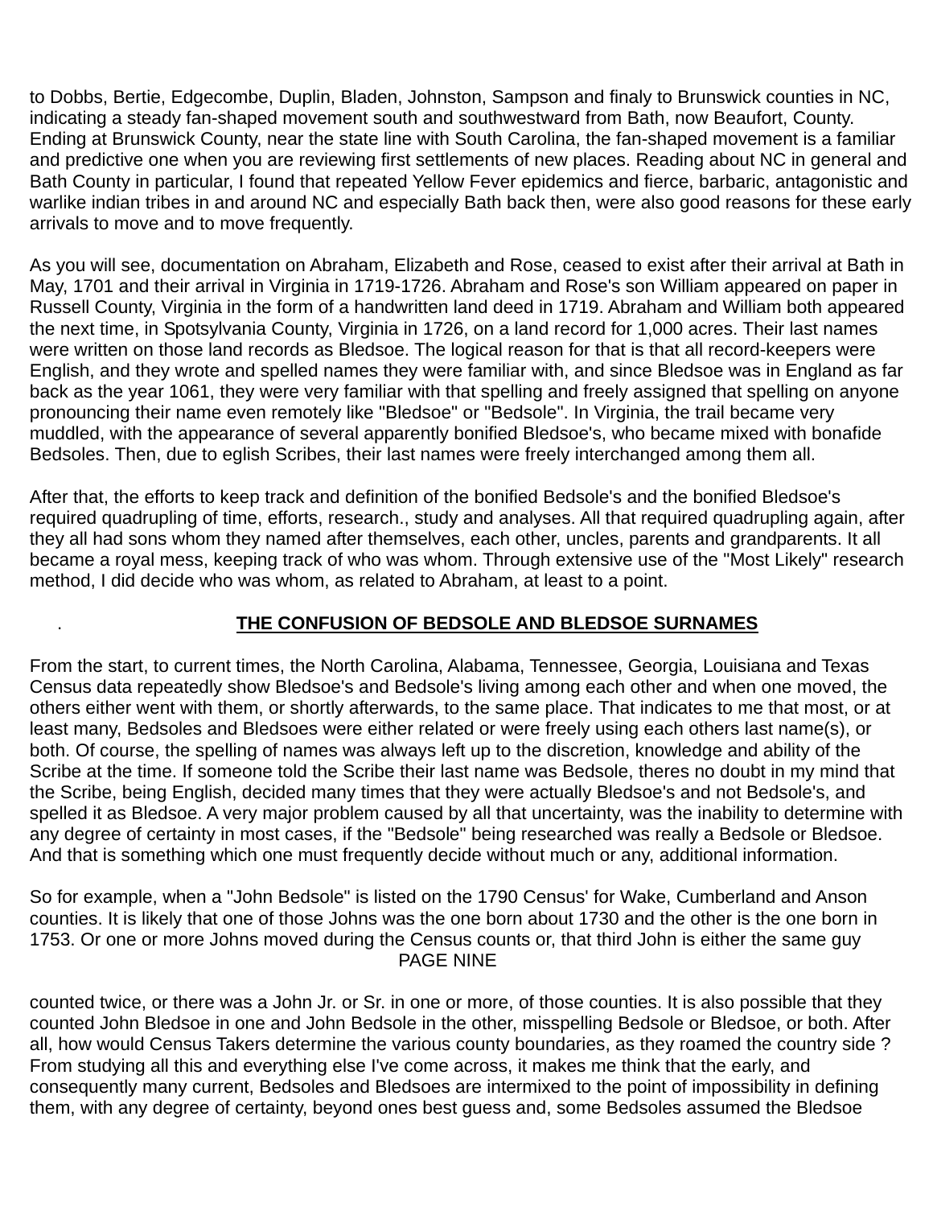to Dobbs, Bertie, Edgecombe, Duplin, Bladen, Johnston, Sampson and finaly to Brunswick counties in NC, indicating a steady fan-shaped movement south and southwestward from Bath, now Beaufort, County. Ending at Brunswick County, near the state line with South Carolina, the fan-shaped movement is a familiar and predictive one when you are reviewing first settlements of new places. Reading about NC in general and Bath County in particular, I found that repeated Yellow Fever epidemics and fierce, barbaric, antagonistic and warlike indian tribes in and around NC and especially Bath back then, were also good reasons for these early arrivals to move and to move frequently.

As you will see, documentation on Abraham, Elizabeth and Rose, ceased to exist after their arrival at Bath in May, 1701 and their arrival in Virginia in 1719-1726. Abraham and Rose's son William appeared on paper in Russell County, Virginia in the form of a handwritten land deed in 1719. Abraham and William both appeared the next time, in Spotsylvania County, Virginia in 1726, on a land record for 1,000 acres. Their last names were written on those land records as Bledsoe. The logical reason for that is that all record-keepers were English, and they wrote and spelled names they were familiar with, and since Bledsoe was in England as far back as the year 1061, they were very familiar with that spelling and freely assigned that spelling on anyone pronouncing their name even remotely like "Bledsoe" or "Bedsole". In Virginia, the trail became very muddled, with the appearance of several apparently bonified Bledsoe's, who became mixed with bonafide Bedsoles. Then, due to eglish Scribes, their last names were freely interchanged among them all.

After that, the efforts to keep track and definition of the bonified Bedsole's and the bonified Bledsoe's required quadrupling of time, efforts, research., study and analyses. All that required quadrupling again, after they all had sons whom they named after themselves, each other, uncles, parents and grandparents. It all became a royal mess, keeping track of who was whom. Through extensive use of the "Most Likely" research method, I did decide who was whom, as related to Abraham, at least to a point.

## THE CONFUSION OF BEDSOLE AND BLEDSOE SURNAMES

From the start, to current times, the North Carolina, Alabama, Tennessee, Georgia, Louisiana and Texas Census data repeatedly show Bledsoe's and Bedsole's living among each other and when one moved, the others either went with them, or shortly afterwards, to the same place. That indicates to me that most, or at least many, Bedsoles and Bledsoes were either related or were freely using each others last name(s), or both. Of course, the spelling of names was always left up to the discretion, knowledge and ability of the Scribe at the time. If someone told the Scribe their last name was Bedsole, theres no doubt in my mind that the Scribe, being English, decided many times that they were actually Bledsoe's and not Bedsole's, and spelled it as Bledsoe. A very major problem caused by all that uncertainty, was the inability to determine with any degree of certainty in most cases, if the "Bedsole" being researched was really a Bedsole or Bledsoe. And that is something which one must frequently decide without much or any, additional information.

So for example, when a "John Bedsole" is listed on the 1790 Census' for Wake, Cumberland and Anson counties. It is likely that one of those Johns was the one born about 1730 and the other is the one born in 1753. Or one or more Johns moved during the Census counts or, that third John is either the same guy

counted twice, or there was a John Jr. or Sr. in one or more, of those counties. It is also possible that they counted John Bledsoe in one and John Bedsole in the other, misspelling Bedsole or Bledsoe, or both. After all, how would Census Takers determine the various county boundaries, as they roamed the country side ? From studying all this and everything else I've come across, it makes me think that the early, and consequently many current, Bedsoles and Bledsoes are intermixed to the point of impossibility in defining them, with any degree of certainty, beyond ones best guess and, some Bedsoles assumed the Bledsoe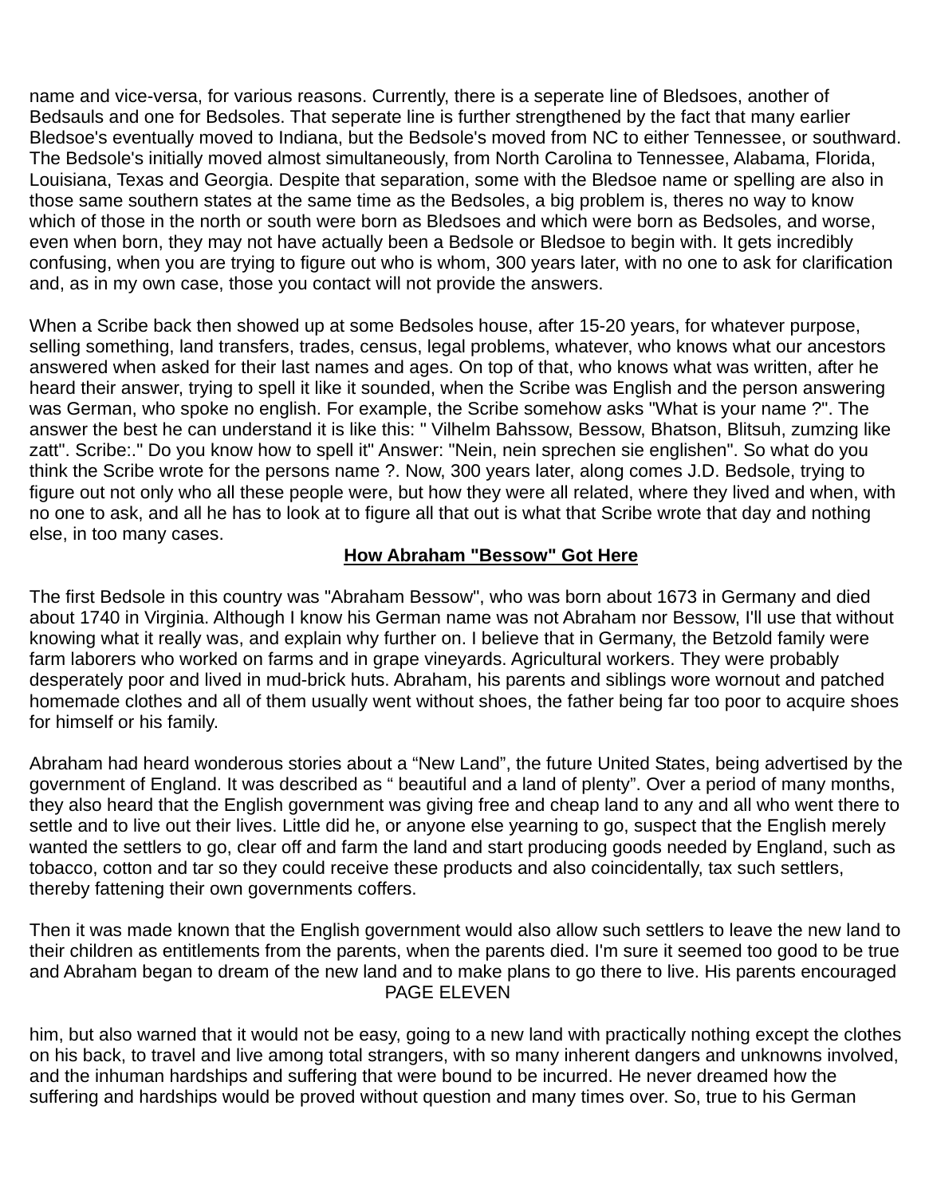name and vice-versa, for various reasons. Currently, there is a seperate line of Bledsoes, another of Bedsauls and one for Bedsoles. That seperate line is further strengthened by the fact that many earlier Bledsoe's eventually moved to Indiana, but the Bedsole's moved from NC to either Tennessee, or southward. The Bedsole's initially moved almost simultaneously, from North Carolina to Tennessee, Alabama, Florida, Louisiana, Texas and Georgia. Despite that separation, some with the Bledsoe name or spelling are also in those same southern states at the same time as the Bedsoles, a big problem is, theres no way to know which of those in the north or south were born as Bledsoes and which were born as Bedsoles, and worse, even when born, they may not have actually been a Bedsole or Bledsoe to begin with. It gets incredibly confusing, when you are trying to figure out who is whom, 300 years later, with no one to ask for clarification and, as in my own case, those you contact will not provide the answers.

When a Scribe back then showed up at some Bedsoles house, after 15-20 years, for whatever purpose, selling something, land transfers, trades, census, legal problems, whatever, who knows what our ancestors answered when asked for their last names and ages. On top of that, who knows what was written, after he heard their answer, trying to spell it like it sounded, when the Scribe was English and the person answering was German, who spoke no english. For example, the Scribe somehow asks "What is your name ?". The answer the best he can understand it is like this: " Vilhelm Bahssow, Bessow, Bhatson, Blitsuh, zumzing like zatt". Scribe:." Do you know how to spell it" Answer: "Nein, nein sprechen sie englishen". So what do you think the Scribe wrote for the persons name ?. Now, 300 years later, along comes J.D. Bedsole, trying to figure out not only who all these people were, but how they were all related, where they lived and when, with no one to ask, and all he has to look at to figure all that out is what that Scribe wrote that day and nothing else, in too many cases.

## How Abraham "Bessow" Got Here

The first Bedsole in this country was "Abraham Bessow", who was born about 1673 in Germany and died about 1740 in Virginia. Although I know his German name was not Abraham nor Bessow, I'll use that without knowing what it really was, and explain why further on. I believe that in Germany, the Betzold family were farm laborers who worked on farms and in grape vineyards. Agricultural workers. They were probably desperately poor and lived in mud-brick huts. Abraham, his parents and siblings wore wornout and patched homemade clothes and all of them usually went without shoes, the father being far too poor to acquire shoes for himself or his family.

Abraham had heard wonderous stories about a "New Land", the future United States, being advertised by the government of England. It was described as " beautiful and a land of plenty". Over a period of many months, they also heard that the English government was giving free and cheap land to any and all who went there to settle and to live out their lives. Little did he, or anyone else yearning to go, suspect that the English merely wanted the settlers to go, clear off and farm the land and start producing goods needed by England, such as tobacco, cotton and tar so they could receive these products and also coincidentally, tax such settlers, thereby fattening their own governments coffers.

Then it was made known that the English government would also allow such settlers to leave the new land to their children as entitlements from the parents, when the parents died. I'm sure it seemed too good to be true and Abraham began to dream of the new land and to make plans to go there to live. His parents encouraged him, but also warned that it would not be easy, going to a new land with practically nothing except the clothes on his back, to travel and live among total strangers, with so many inherent dangers and unknowns involved, and the inhuman hardships and suffering that were bound to be incurred. He never dreamed how the suffering and hardships would be proved without question and many times over. So, true to his German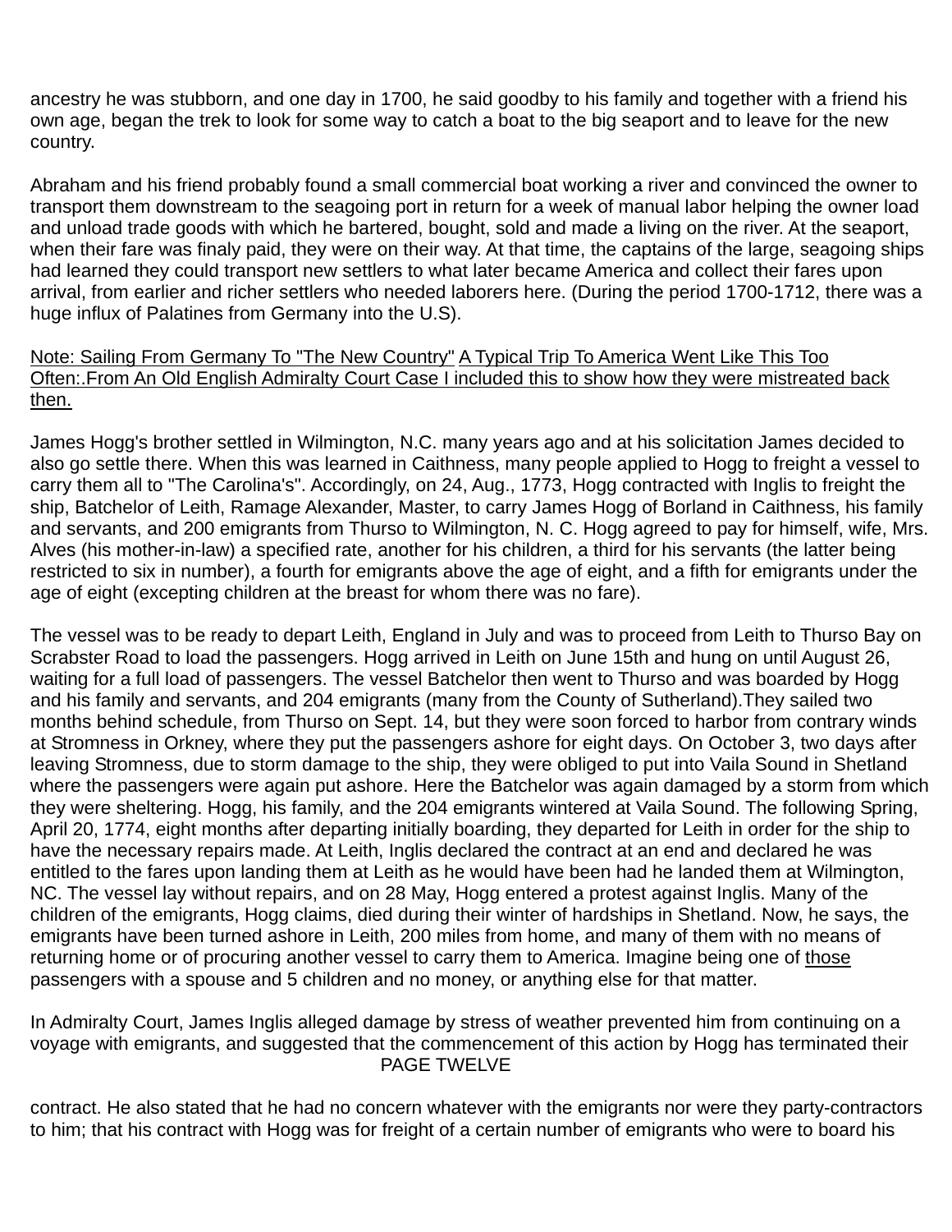ancestry he was stubborn, and one day in 1700, he said goodby to his family and together with a friend his own age, began the trek to look for some way to catch a boat to the big seaport and to leave for the new country.

Abraham and his friend probably found a small commercial boat working a river and convinced the owner to transport them downstream to the seagoing port in return for a week of manual labor helping the owner load and unload trade goods with which he bartered, bought, sold and made a living on the river. At the seaport, when their fare was finaly paid, they were on their way. At that time, the captains of the large, seagoing ships had learned they could transport new settlers to what later became America and collect their fares upon arrival, from earlier and richer settlers who needed laborers here. (During the period 1700-1712, there was a huge influx of Palatines from Germany into the U.S).

<u>Note: Sailing From Germany To "The New Country"</u> <u>A Typical Trip To America Went Like This Too Often:.From An Old English Admiralty Court Case I included this to show how they were mistreated back then.</u>

James Hogg's brother settled in Wilmington, N.C. many years ago and at his solicitation James decided to also go settle there. When this was learned in Caithness, many people applied to Hogg to freight a vessel to carry them all to "The Carolina's". Accordingly, on 24, Aug., 1773, Hogg contracted with Inglis to freight the ship, Batchelor of Leith, Ramage Alexander, Master, to carry James Hogg of Borland in Caithness, his family and servants, and 200 emigrants from Thurso to Wilmington, N. C. Hogg agreed to pay for himself, wife, Mrs. Alves (his mother-in-law) a specified rate, another for his children, a third for his servants (the latter being restricted to six in number), a fourth for emigrants above the age of eight, and a fifth for emigrants under the age of eight (excepting children at the breast for whom there was no fare).

The vessel was to be ready to depart Leith, England in July and was to proceed from Leith to Thurso Bay on Scrabster Road to load the passengers. Hogg arrived in Leith on June 15th and hung on until August 26, waiting for a full load of passengers. The vessel Batchelor then went to Thurso and was boarded by Hogg and his family and servants, and 204 emigrants (many from the County of Sutherland).They sailed two months behind schedule, from Thurso on Sept. 14, but they were soon forced to harbor from contrary winds at Stromness in Orkney, where they put the passengers ashore for eight days. On October 3, two days after leaving Stromness, due to storm damage to the ship, they were obliged to put into Vaila Sound in Shetland where the passengers were again put ashore. Here the Batchelor was again damaged by a storm from which they were sheltering. Hogg, his family, and the 204 emigrants wintered at Vaila Sound. The following Spring, April 20, 1774, eight months after departing initially boarding, they departed for Leith in order for the ship to have the necessary repairs made. At Leith, Inglis declared the contract at an end and declared he was entitled to the fares upon landing them at Leith as he would have been had he landed them at Wilmington, NC. The vessel lay without repairs, and on 28 May, Hogg entered a protest against Inglis. Many of the children of the emigrants, Hogg claims, died during their winter of hardships in Shetland. Now, he says, the emigrants have been turned ashore in Leith, 200 miles from home, and many of them with no means of returning home or of procuring another vessel to carry them to America. Imagine being one of <u>those</u> passengers with a spouse and 5 children and no money, or anything else for that matter.

In Admiralty Court, James Inglis alleged damage by stress of weather prevented him from continuing on a voyage with emigrants, and suggested that the commencement of this action by Hogg has terminated their contract. He also stated that he had no concern whatever with the emigrants nor were they party-contractors to him; that his contract with Hogg was for freight of a certain number of emigrants who were to board his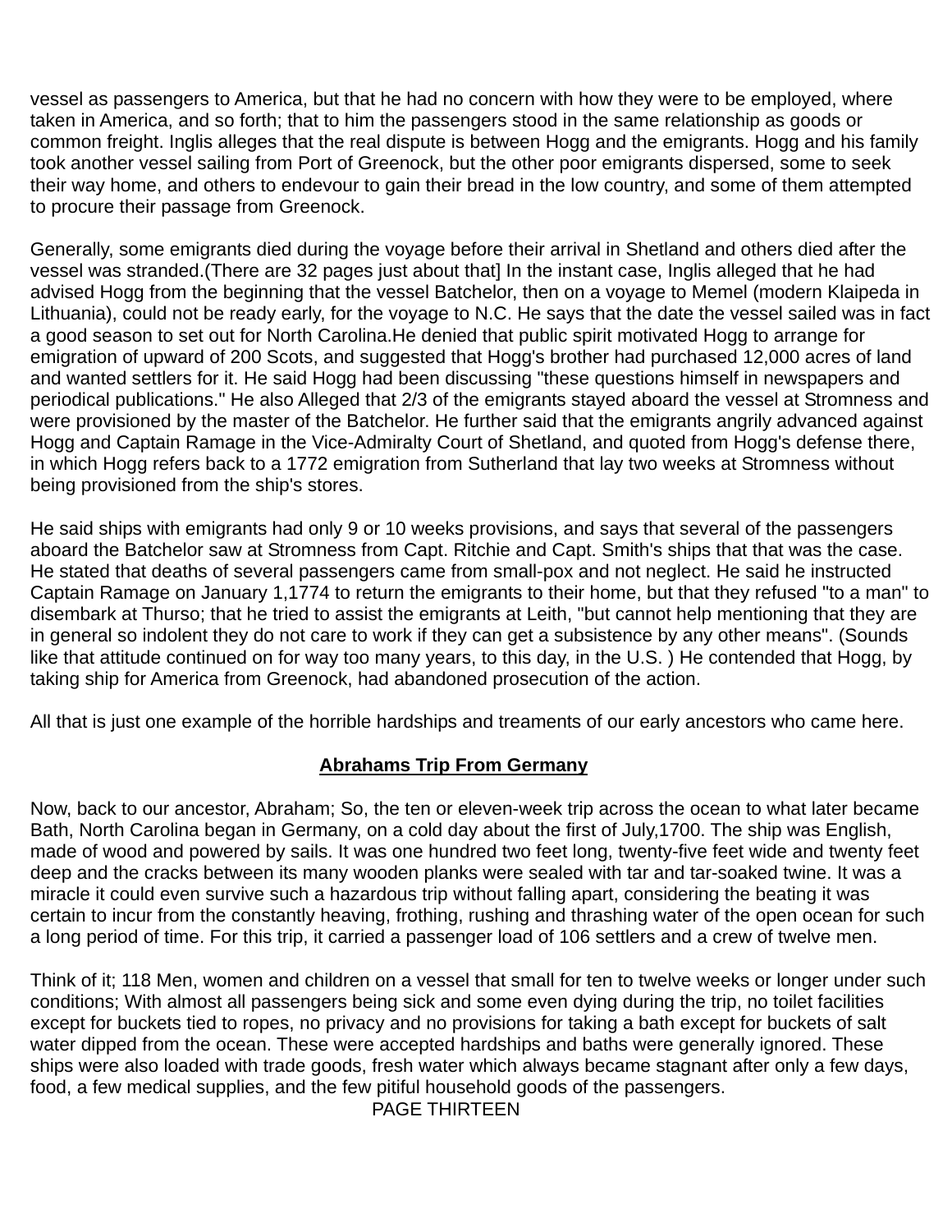vessel as passengers to America, but that he had no concern with how they were to be employed, where taken in America, and so forth; that to him the passengers stood in the same relationship as goods or common freight. Inglis alleges that the real dispute is between Hogg and the emigrants. Hogg and his family took another vessel sailing from Port of Greenock, but the other poor emigrants dispersed, some to seek their way home, and others to endevour to gain their bread in the low country, and some of them attempted to procure their passage from Greenock.

Generally, some emigrants died during the voyage before their arrival in Shetland and others died after the vessel was stranded.(There are 32 pages just about that] In the instant case, Inglis alleged that he had advised Hogg from the beginning that the vessel Batchelor, then on a voyage to Memel (modern Klaipeda in Lithuania), could not be ready early, for the voyage to N.C. He says that the date the vessel sailed was in fact a good season to set out for North Carolina.He denied that public spirit motivated Hogg to arrange for emigration of upward of 200 Scots, and suggested that Hogg's brother had purchased 12,000 acres of land and wanted settlers for it. He said Hogg had been discussing "these questions himself in newspapers and periodical publications." He also Alleged that 2/3 of the emigrants stayed aboard the vessel at Stromness and were provisioned by the master of the Batchelor. He further said that the emigrants angrily advanced against Hogg and Captain Ramage in the Vice-Admiralty Court of Shetland, and quoted from Hogg's defense there, in which Hogg refers back to a 1772 emigration from Sutherland that lay two weeks at Stromness without being provisioned from the ship's stores.

He said ships with emigrants had only 9 or 10 weeks provisions, and says that several of the passengers aboard the Batchelor saw at Stromness from Capt. Ritchie and Capt. Smith's ships that that was the case. He stated that deaths of several passengers came from small-pox and not neglect. He said he instructed Captain Ramage on January 1,1774 to return the emigrants to their home, but that they refused "to a man" to disembark at Thurso; that he tried to assist the emigrants at Leith, "but cannot help mentioning that they are in general so indolent they do not care to work if they can get a subsistence by any other means". (Sounds like that attitude continued on for way too many years, to this day, in the U.S. ) He contended that Hogg, by taking ship for America from Greenock, had abandoned prosecution of the action.

All that is just one example of the horrible hardships and treaments of our early ancestors who came here.

## Abrahams Trip From Germany

Now, back to our ancestor, Abraham; So, the ten or eleven-week trip across the ocean to what later became Bath, North Carolina began in Germany, on a cold day about the first of July,1700. The ship was English, made of wood and powered by sails. It was one hundred two feet long, twenty-five feet wide and twenty feet deep and the cracks between its many wooden planks were sealed with tar and tar-soaked twine. It was a miracle it could even survive such a hazardous trip without falling apart, considering the beating it was certain to incur from the constantly heaving, frothing, rushing and thrashing water of the open ocean for such a long period of time. For this trip, it carried a passenger load of 106 settlers and a crew of twelve men.

Think of it; 118 Men, women and children on a vessel that small for ten to twelve weeks or longer under such conditions; With almost all passengers being sick and some even dying during the trip, no toilet facilities except for buckets tied to ropes, no privacy and no provisions for taking a bath except for buckets of salt water dipped from the ocean. These were accepted hardships and baths were generally ignored. These ships were also loaded with trade goods, fresh water which always became stagnant after only a few days, food, a few medical supplies, and the few pitiful household goods of the passengers.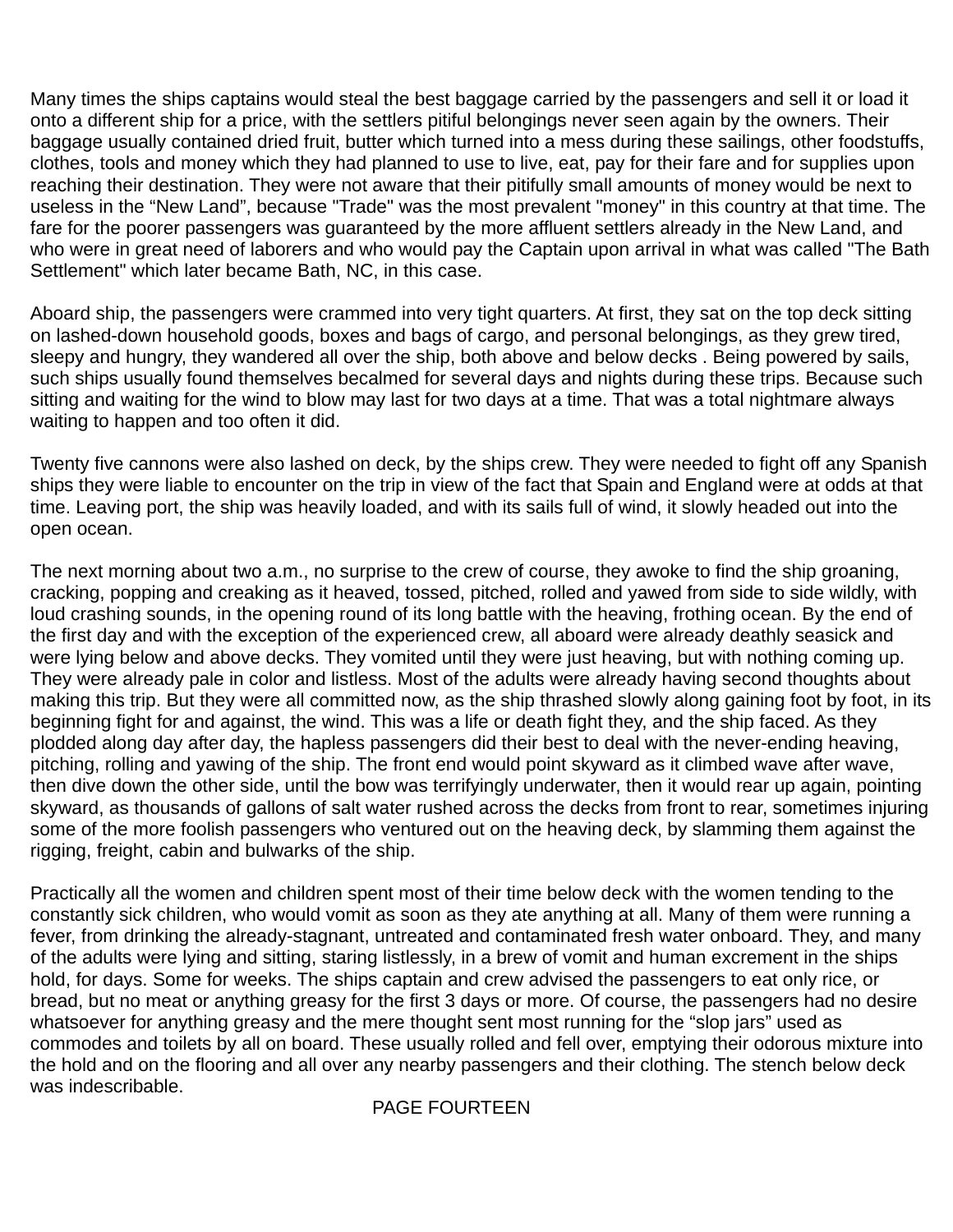Many times the ships captains would steal the best baggage carried by the passengers and sell it or load it onto a different ship for a price, with the settlers pitiful belongings never seen again by the owners. Their baggage usually contained dried fruit, butter which turned into a mess during these sailings, other foodstuffs, clothes, tools and money which they had planned to use to live, eat, pay for their fare and for supplies upon reaching their destination. They were not aware that their pitifully small amounts of money would be next to useless in the “New Land”, because "Trade" was the most prevalent "money" in this country at that time. The fare for the poorer passengers was guaranteed by the more affluent settlers already in the New Land, and who were in great need of laborers and who would pay the Captain upon arrival in what was called "The Bath Settlement" which later became Bath, NC, in this case.

Aboard ship, the passengers were crammed into very tight quarters. At first, they sat on the top deck sitting on lashed-down household goods, boxes and bags of cargo, and personal belongings, as they grew tired, sleepy and hungry, they wandered all over the ship, both above and below decks . Being powered by sails, such ships usually found themselves becalmed for several days and nights during these trips. Because such sitting and waiting for the wind to blow may last for two days at a time. That was a total nightmare always waiting to happen and too often it did.

Twenty five cannons were also lashed on deck, by the ships crew. They were needed to fight off any Spanish ships they were liable to encounter on the trip in view of the fact that Spain and England were at odds at that time. Leaving port, the ship was heavily loaded, and with its sails full of wind, it slowly headed out into the open ocean.

The next morning about two a.m., no surprise to the crew of course, they awoke to find the ship groaning, cracking, popping and creaking as it heaved, tossed, pitched, rolled and yawed from side to side wildly, with loud crashing sounds, in the opening round of its long battle with the heaving, frothing ocean. By the end of the first day and with the exception of the experienced crew, all aboard were already deathly seasick and were lying below and above decks. They vomited until they were just heaving, but with nothing coming up. They were already pale in color and listless. Most of the adults were already having second thoughts about making this trip. But they were all committed now, as the ship thrashed slowly along gaining foot by foot, in its beginning fight for and against, the wind. This was a life or death fight they, and the ship faced. As they plodded along day after day, the hapless passengers did their best to deal with the never-ending heaving, pitching, rolling and yawing of the ship. The front end would point skyward as it climbed wave after wave, then dive down the other side, until the bow was terrifyingly underwater, then it would rear up again, pointing skyward, as thousands of gallons of salt water rushed across the decks from front to rear, sometimes injuring some of the more foolish passengers who ventured out on the heaving deck, by slamming them against the rigging, freight, cabin and bulwarks of the ship.

Practically all the women and children spent most of their time below deck with the women tending to the constantly sick children, who would vomit as soon as they ate anything at all. Many of them were running a fever, from drinking the already-stagnant, untreated and contaminated fresh water onboard. They, and many of the adults were lying and sitting, staring listlessly, in a brew of vomit and human excrement in the ships hold, for days. Some for weeks. The ships captain and crew advised the passengers to eat only rice, or bread, but no meat or anything greasy for the first 3 days or more. Of course, the passengers had no desire whatsoever for anything greasy and the mere thought sent most running for the “slop jars” used as commodes and toilets by all on board. These usually rolled and fell over, emptying their odorous mixture into the hold and on the flooring and all over any nearby passengers and their clothing. The stench below deck was indescribable.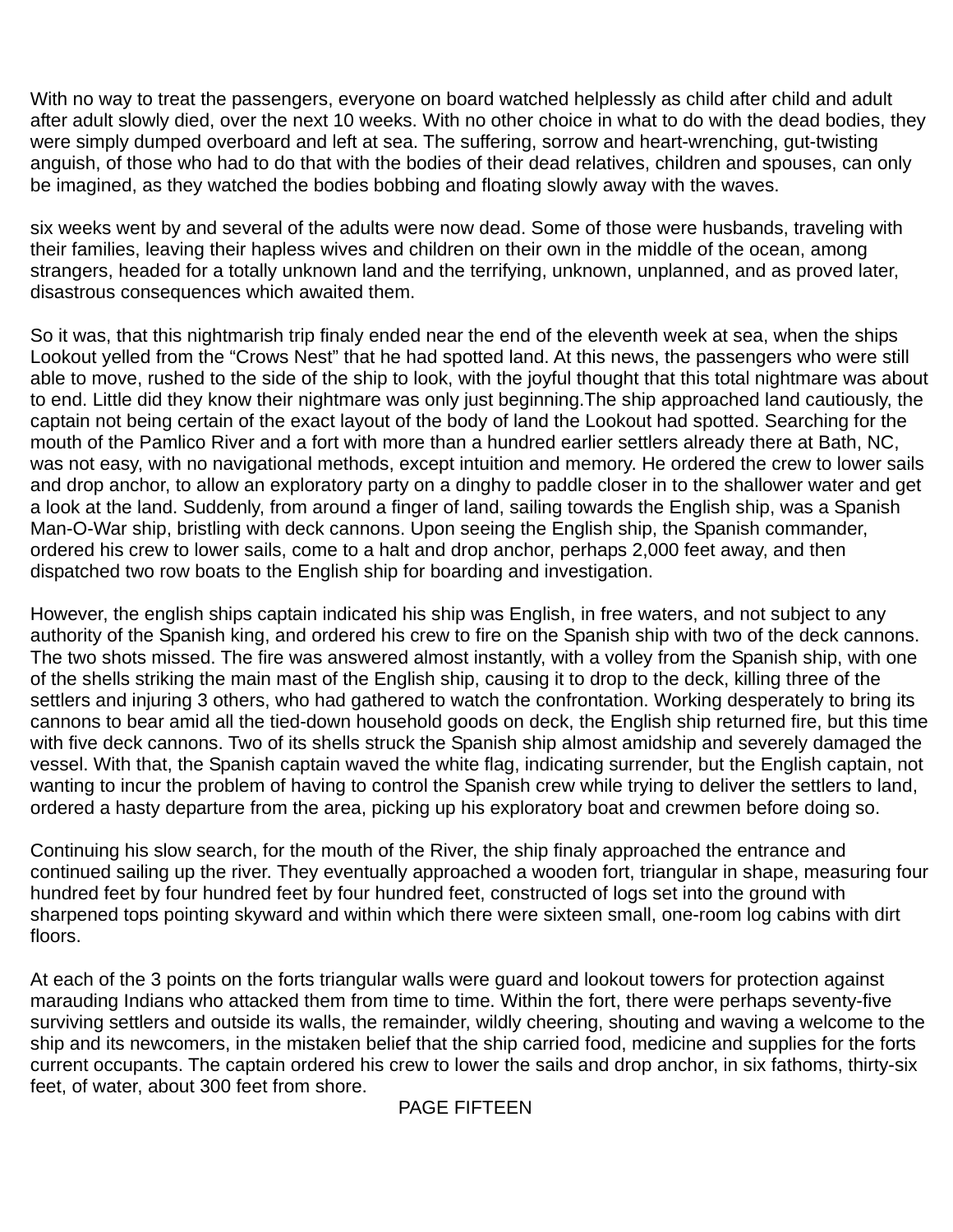With no way to treat the passengers, everyone on board watched helplessly as child after child and adult after adult slowly died, over the next 10 weeks. With no other choice in what to do with the dead bodies, they were simply dumped overboard and left at sea. The suffering, sorrow and heart-wrenching, gut-twisting anguish, of those who had to do that with the bodies of their dead relatives, children and spouses, can only be imagined, as they watched the bodies bobbing and floating slowly away with the waves.

six weeks went by and several of the adults were now dead. Some of those were husbands, traveling with their families, leaving their hapless wives and children on their own in the middle of the ocean, among strangers, headed for a totally unknown land and the terrifying, unknown, unplanned, and as proved later, disastrous consequences which awaited them.

So it was, that this nightmarish trip finaly ended near the end of the eleventh week at sea, when the ships Lookout yelled from the “Crows Nest” that he had spotted land. At this news, the passengers who were still able to move, rushed to the side of the ship to look, with the joyful thought that this total nightmare was about to end. Little did they know their nightmare was only just beginning.The ship approached land cautiously, the captain not being certain of the exact layout of the body of land the Lookout had spotted. Searching for the mouth of the Pamlico River and a fort with more than a hundred earlier settlers already there at Bath, NC, was not easy, with no navigational methods, except intuition and memory. He ordered the crew to lower sails and drop anchor, to allow an exploratory party on a dinghy to paddle closer in to the shallower water and get a look at the land. Suddenly, from around a finger of land, sailing towards the English ship, was a Spanish Man-O-War ship, bristling with deck cannons. Upon seeing the English ship, the Spanish commander, ordered his crew to lower sails, come to a halt and drop anchor, perhaps 2,000 feet away, and then dispatched two row boats to the English ship for boarding and investigation.

However, the english ships captain indicated his ship was English, in free waters, and not subject to any authority of the Spanish king, and ordered his crew to fire on the Spanish ship with two of the deck cannons. The two shots missed. The fire was answered almost instantly, with a volley from the Spanish ship, with one of the shells striking the main mast of the English ship, causing it to drop to the deck, killing three of the settlers and injuring 3 others, who had gathered to watch the confrontation. Working desperately to bring its cannons to bear amid all the tied-down household goods on deck, the English ship returned fire, but this time with five deck cannons. Two of its shells struck the Spanish ship almost amidship and severely damaged the vessel. With that, the Spanish captain waved the white flag, indicating surrender, but the English captain, not wanting to incur the problem of having to control the Spanish crew while trying to deliver the settlers to land, ordered a hasty departure from the area, picking up his exploratory boat and crewmen before doing so.

Continuing his slow search, for the mouth of the River, the ship finaly approached the entrance and continued sailing up the river. They eventually approached a wooden fort, triangular in shape, measuring four hundred feet by four hundred feet by four hundred feet, constructed of logs set into the ground with sharpened tops pointing skyward and within which there were sixteen small, one-room log cabins with dirt floors.

At each of the 3 points on the forts triangular walls were guard and lookout towers for protection against marauding Indians who attacked them from time to time. Within the fort, there were perhaps seventy-five surviving settlers and outside its walls, the remainder, wildly cheering, shouting and waving a welcome to the ship and its newcomers, in the mistaken belief that the ship carried food, medicine and supplies for the forts current occupants. The captain ordered his crew to lower the sails and drop anchor, in six fathoms, thirty-six feet, of water, about 300 feet from shore.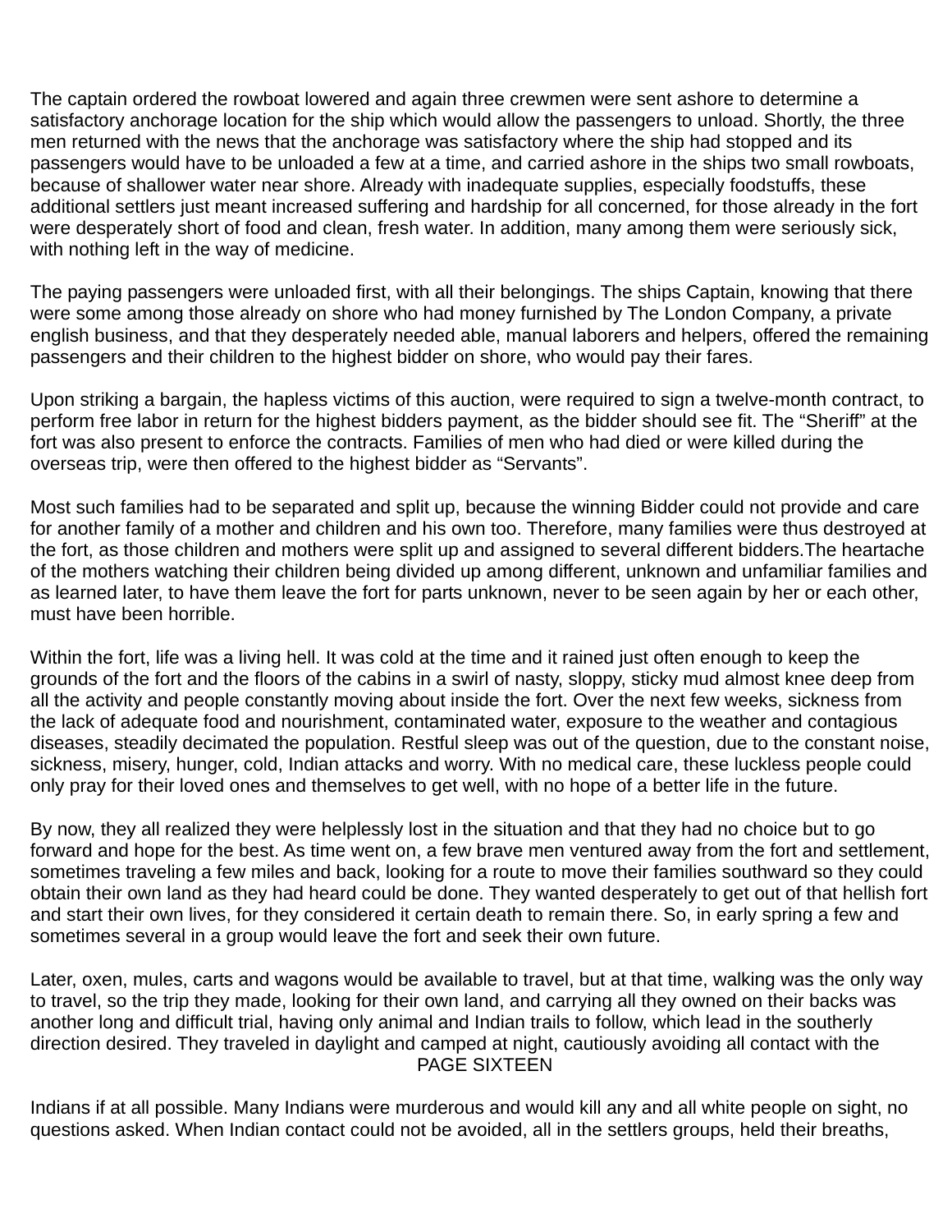The captain ordered the rowboat lowered and again three crewmen were sent ashore to determine a satisfactory anchorage location for the ship which would allow the passengers to unload. Shortly, the three men returned with the news that the anchorage was satisfactory where the ship had stopped and its passengers would have to be unloaded a few at a time, and carried ashore in the ships two small rowboats, because of shallower water near shore. Already with inadequate supplies, especially foodstuffs, these additional settlers just meant increased suffering and hardship for all concerned, for those already in the fort were desperately short of food and clean, fresh water. In addition, many among them were seriously sick, with nothing left in the way of medicine.

The paying passengers were unloaded first, with all their belongings. The ships Captain, knowing that there were some among those already on shore who had money furnished by The London Company, a private english business, and that they desperately needed able, manual laborers and helpers, offered the remaining passengers and their children to the highest bidder on shore, who would pay their fares.

Upon striking a bargain, the hapless victims of this auction, were required to sign a twelve-month contract, to perform free labor in return for the highest bidders payment, as the bidder should see fit. The “Sheriff” at the fort was also present to enforce the contracts. Families of men who had died or were killed during the overseas trip, were then offered to the highest bidder as “Servants”.

Most such families had to be separated and split up, because the winning Bidder could not provide and care for another family of a mother and children and his own too. Therefore, many families were thus destroyed at the fort, as those children and mothers were split up and assigned to several different bidders.The heartache of the mothers watching their children being divided up among different, unknown and unfamiliar families and as learned later, to have them leave the fort for parts unknown, never to be seen again by her or each other, must have been horrible.

Within the fort, life was a living hell. It was cold at the time and it rained just often enough to keep the grounds of the fort and the floors of the cabins in a swirl of nasty, sloppy, sticky mud almost knee deep from all the activity and people constantly moving about inside the fort. Over the next few weeks, sickness from the lack of adequate food and nourishment, contaminated water, exposure to the weather and contagious diseases, steadily decimated the population. Restful sleep was out of the question, due to the constant noise, sickness, misery, hunger, cold, Indian attacks and worry. With no medical care, these luckless people could only pray for their loved ones and themselves to get well, with no hope of a better life in the future.

By now, they all realized they were helplessly lost in the situation and that they had no choice but to go forward and hope for the best. As time went on, a few brave men ventured away from the fort and settlement, sometimes traveling a few miles and back, looking for a route to move their families southward so they could obtain their own land as they had heard could be done. They wanted desperately to get out of that hellish fort and start their own lives, for they considered it certain death to remain there. So, in early spring a few and sometimes several in a group would leave the fort and seek their own future.

Later, oxen, mules, carts and wagons would be available to travel, but at that time, walking was the only way to travel, so the trip they made, looking for their own land, and carrying all they owned on their backs was another long and difficult trial, having only animal and Indian trails to follow, which lead in the southerly direction desired. They traveled in daylight and camped at night, cautiously avoiding all contact with the Indians if at all possible. Many Indians were murderous and would kill any and all white people on sight, no questions asked. When Indian contact could not be avoided, all in the settlers groups, held their breaths,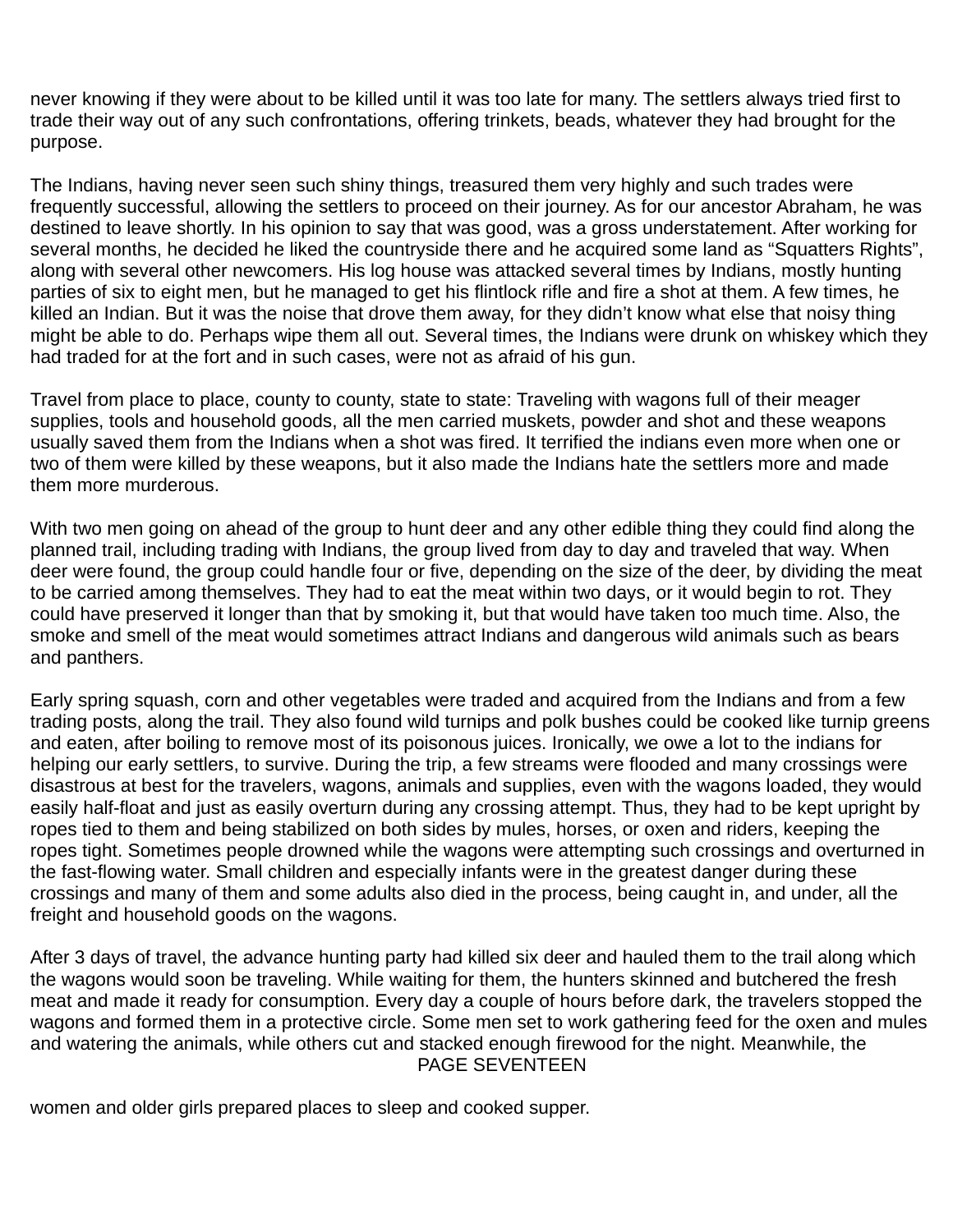never knowing if they were about to be killed until it was too late for many. The settlers always tried first to trade their way out of any such confrontations, offering trinkets, beads, whatever they had brought for the purpose.

The Indians, having never seen such shiny things, treasured them very highly and such trades were frequently successful, allowing the settlers to proceed on their journey. As for our ancestor Abraham, he was destined to leave shortly. In his opinion to say that was good, was a gross understatement. After working for several months, he decided he liked the countryside there and he acquired some land as “Squatters Rights”, along with several other newcomers. His log house was attacked several times by Indians, mostly hunting parties of six to eight men, but he managed to get his flintlock rifle and fire a shot at them. A few times, he killed an Indian. But it was the noise that drove them away, for they didn’t know what else that noisy thing might be able to do. Perhaps wipe them all out. Several times, the Indians were drunk on whiskey which they had traded for at the fort and in such cases, were not as afraid of his gun.

Travel from place to place, county to county, state to state: Traveling with wagons full of their meager supplies, tools and household goods, all the men carried muskets, powder and shot and these weapons usually saved them from the Indians when a shot was fired. It terrified the indians even more when one or two of them were killed by these weapons, but it also made the Indians hate the settlers more and made them more murderous.

With two men going on ahead of the group to hunt deer and any other edible thing they could find along the planned trail, including trading with Indians, the group lived from day to day and traveled that way. When deer were found, the group could handle four or five, depending on the size of the deer, by dividing the meat to be carried among themselves. They had to eat the meat within two days, or it would begin to rot. They could have preserved it longer than that by smoking it, but that would have taken too much time. Also, the smoke and smell of the meat would sometimes attract Indians and dangerous wild animals such as bears and panthers.

Early spring squash, corn and other vegetables were traded and acquired from the Indians and from a few trading posts, along the trail. They also found wild turnips and polk bushes could be cooked like turnip greens and eaten, after boiling to remove most of its poisonous juices. Ironically, we owe a lot to the indians for helping our early settlers, to survive. During the trip, a few streams were flooded and many crossings were disastrous at best for the travelers, wagons, animals and supplies, even with the wagons loaded, they would easily half-float and just as easily overturn during any crossing attempt. Thus, they had to be kept upright by ropes tied to them and being stabilized on both sides by mules, horses, or oxen and riders, keeping the ropes tight. Sometimes people drowned while the wagons were attempting such crossings and overturned in the fast-flowing water. Small children and especially infants were in the greatest danger during these crossings and many of them and some adults also died in the process, being caught in, and under, all the freight and household goods on the wagons.

After 3 days of travel, the advance hunting party had killed six deer and hauled them to the trail along which the wagons would soon be traveling. While waiting for them, the hunters skinned and butchered the fresh meat and made it ready for consumption. Every day a couple of hours before dark, the travelers stopped the wagons and formed them in a protective circle. Some men set to work gathering feed for the oxen and mules and watering the animals, while others cut and stacked enough firewood for the night. Meanwhile, the women and older girls prepared places to sleep and cooked supper.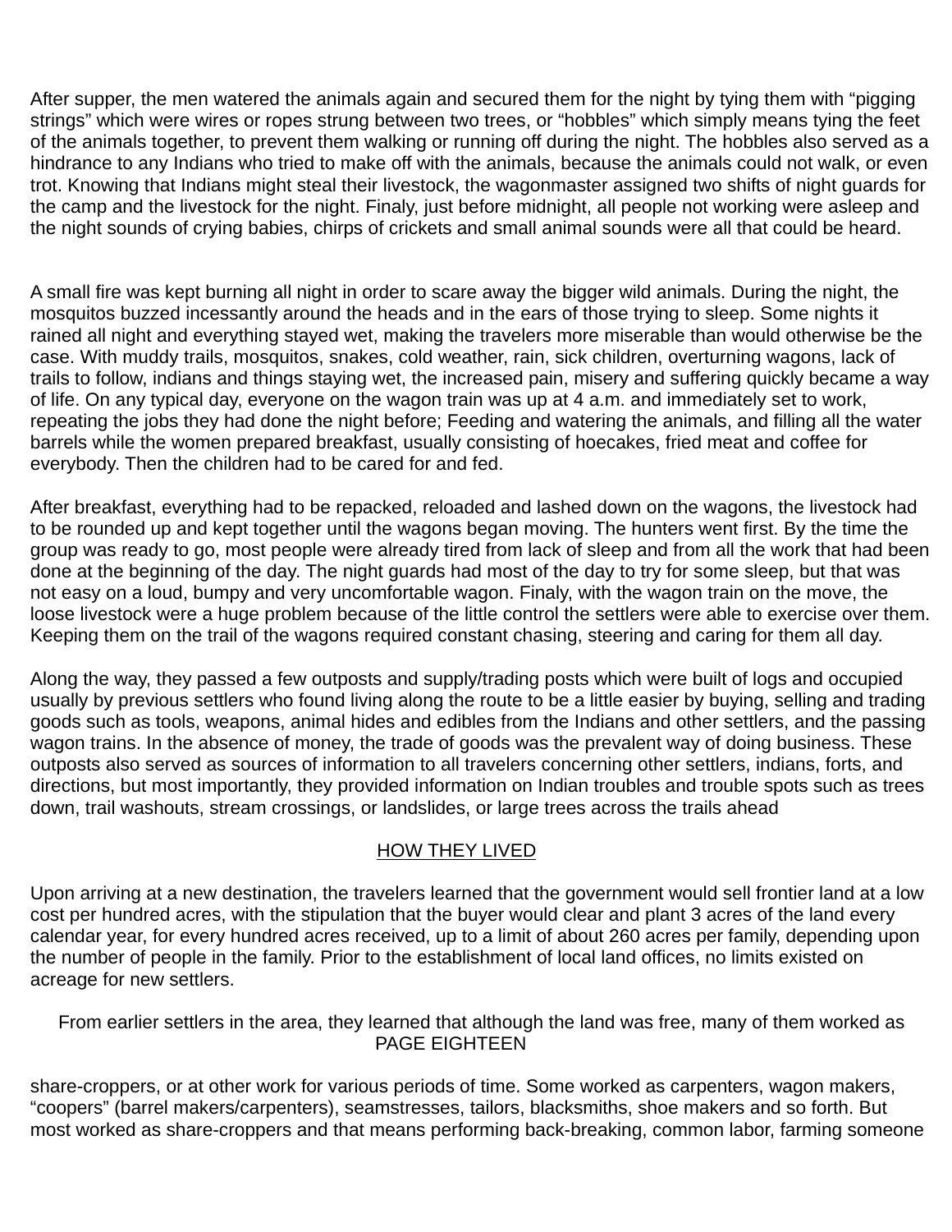After supper, the men watered the animals again and secured them for the night by tying them with “pigging strings” which were wires or ropes strung between two trees, or “hobbles” which simply means tying the feet of the animals together, to prevent them walking or running off during the night. The hobbles also served as a hindrance to any Indians who tried to make off with the animals, because the animals could not walk, or even trot. Knowing that Indians might steal their livestock, the wagonmaster assigned two shifts of night guards for the camp and the livestock for the night. Finaly, just before midnight, all people not working were asleep and the night sounds of crying babies, chirps of crickets and small animal sounds were all that could be heard.

A small fire was kept burning all night in order to scare away the bigger wild animals. During the night, the mosquitos buzzed incessantly around the heads and in the ears of those trying to sleep. Some nights it rained all night and everything stayed wet, making the travelers more miserable than would otherwise be the case. With muddy trails, mosquitos, snakes, cold weather, rain, sick children, overturning wagons, lack of trails to follow, indians and things staying wet, the increased pain, misery and suffering quickly became a way of life. On any typical day, everyone on the wagon train was up at 4 a.m. and immediately set to work, repeating the jobs they had done the night before; Feeding and watering the animals, and filling all the water barrels while the women prepared breakfast, usually consisting of hoecakes, fried meat and coffee for everybody. Then the children had to be cared for and fed.

After breakfast, everything had to be repacked, reloaded and lashed down on the wagons, the livestock had to be rounded up and kept together until the wagons began moving. The hunters went first. By the time the group was ready to go, most people were already tired from lack of sleep and from all the work that had been done at the beginning of the day. The night guards had most of the day to try for some sleep, but that was not easy on a loud, bumpy and very uncomfortable wagon. Finaly, with the wagon train on the move, the loose livestock were a huge problem because of the little control the settlers were able to exercise over them. Keeping them on the trail of the wagons required constant chasing, steering and caring for them all day.

Along the way, they passed a few outposts and supply/trading posts which were built of logs and occupied usually by previous settlers who found living along the route to be a little easier by buying, selling and trading goods such as tools, weapons, animal hides and edibles from the Indians and other settlers, and the passing wagon trains. In the absence of money, the trade of goods was the prevalent way of doing business. These outposts also served as sources of information to all travelers concerning other settlers, indians, forts, and directions, but most importantly, they provided information on Indian troubles and trouble spots such as trees down, trail washouts, stream crossings, or landslides, or large trees across the trails ahead

## HOW THEY LIVED

Upon arriving at a new destination, the travelers learned that the government would sell frontier land at a low cost per hundred acres, with the stipulation that the buyer would clear and plant 3 acres of the land every calendar year, for every hundred acres received, up to a limit of about 260 acres per family, depending upon the number of people in the family. Prior to the establishment of local land offices, no limits existed on acreage for new settlers.

From earlier settlers in the area, they learned that although the land was free, many of them worked as share-croppers, or at other work for various periods of time. Some worked as carpenters, wagon makers, “coopers” (barrel makers/carpenters), seamstresses, tailors, blacksmiths, shoe makers and so forth. But most worked as share-croppers and that means performing back-breaking, common labor, farming someone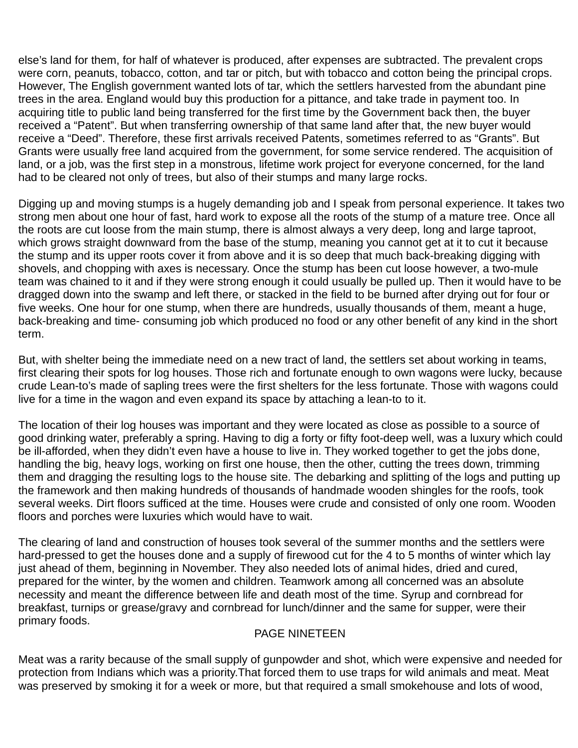else's land for them, for half of whatever is produced, after expenses are subtracted. The prevalent crops were corn, peanuts, tobacco, cotton, and tar or pitch, but with tobacco and cotton being the principal crops. However, The English government wanted lots of tar, which the settlers harvested from the abundant pine trees in the area. England would buy this production for a pittance, and take trade in payment too. In acquiring title to public land being transferred for the first time by the Government back then, the buyer received a "Patent". But when transferring ownership of that same land after that, the new buyer would receive a "Deed". Therefore, these first arrivals received Patents, sometimes referred to as "Grants". But Grants were usually free land acquired from the government, for some service rendered. The acquisition of land, or a job, was the first step in a monstrous, lifetime work project for everyone concerned, for the land had to be cleared not only of trees, but also of their stumps and many large rocks.

Digging up and moving stumps is a hugely demanding job and I speak from personal experience. It takes two strong men about one hour of fast, hard work to expose all the roots of the stump of a mature tree. Once all the roots are cut loose from the main stump, there is almost always a very deep, long and large taproot, which grows straight downward from the base of the stump, meaning you cannot get at it to cut it because the stump and its upper roots cover it from above and it is so deep that much back-breaking digging with shovels, and chopping with axes is necessary. Once the stump has been cut loose however, a two-mule team was chained to it and if they were strong enough it could usually be pulled up. Then it would have to be dragged down into the swamp and left there, or stacked in the field to be burned after drying out for four or five weeks. One hour for one stump, when there are hundreds, usually thousands of them, meant a huge, back-breaking and time- consuming job which produced no food or any other benefit of any kind in the short term.

But, with shelter being the immediate need on a new tract of land, the settlers set about working in teams, first clearing their spots for log houses. Those rich and fortunate enough to own wagons were lucky, because crude Lean-to's made of sapling trees were the first shelters for the less fortunate. Those with wagons could live for a time in the wagon and even expand its space by attaching a lean-to to it.

The location of their log houses was important and they were located as close as possible to a source of good drinking water, preferably a spring. Having to dig a forty or fifty foot-deep well, was a luxury which could be ill-afforded, when they didn't even have a house to live in. They worked together to get the jobs done, handling the big, heavy logs, working on first one house, then the other, cutting the trees down, trimming them and dragging the resulting logs to the house site. The debarking and splitting of the logs and putting up the framework and then making hundreds of thousands of handmade wooden shingles for the roofs, took several weeks. Dirt floors sufficed at the time. Houses were crude and consisted of only one room. Wooden floors and porches were luxuries which would have to wait.

The clearing of land and construction of houses took several of the summer months and the settlers were hard-pressed to get the houses done and a supply of firewood cut for the 4 to 5 months of winter which lay just ahead of them, beginning in November. They also needed lots of animal hides, dried and cured, prepared for the winter, by the women and children. Teamwork among all concerned was an absolute necessity and meant the difference between life and death most of the time. Syrup and cornbread for breakfast, turnips or grease/gravy and cornbread for lunch/dinner and the same for supper, were their primary foods.

Meat was a rarity because of the small supply of gunpowder and shot, which were expensive and needed for protection from Indians which was a priority.That forced them to use traps for wild animals and meat. Meat was preserved by smoking it for a week or more, but that required a small smokehouse and lots of wood,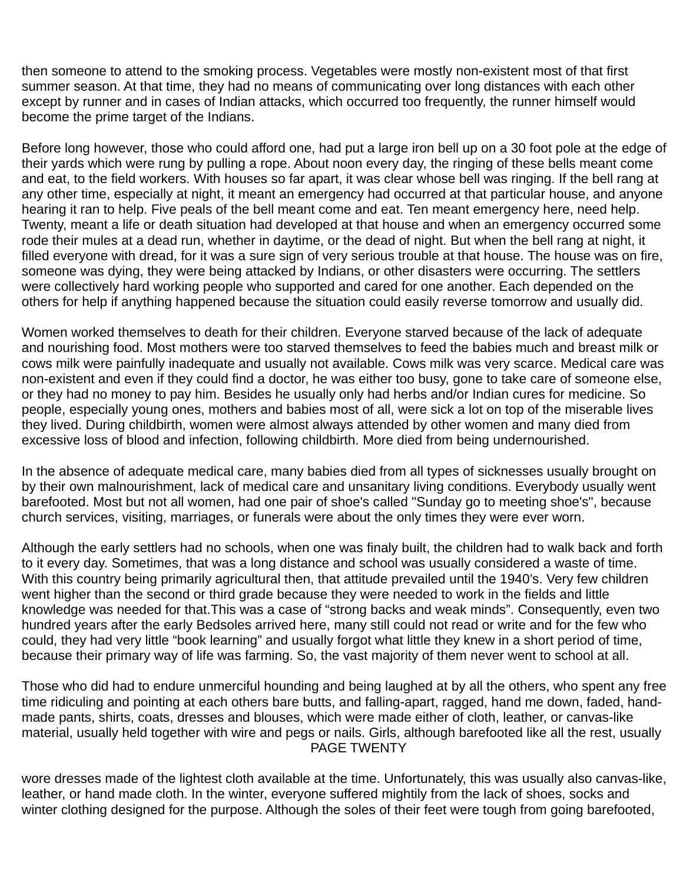then someone to attend to the smoking process. Vegetables were mostly non-existent most of that first summer season. At that time, they had no means of communicating over long distances with each other except by runner and in cases of Indian attacks, which occurred too frequently, the runner himself would become the prime target of the Indians.

Before long however, those who could afford one, had put a large iron bell up on a 30 foot pole at the edge of their yards which were rung by pulling a rope. About noon every day, the ringing of these bells meant come and eat, to the field workers. With houses so far apart, it was clear whose bell was ringing. If the bell rang at any other time, especially at night, it meant an emergency had occurred at that particular house, and anyone hearing it ran to help. Five peals of the bell meant come and eat. Ten meant emergency here, need help. Twenty, meant a life or death situation had developed at that house and when an emergency occurred some rode their mules at a dead run, whether in daytime, or the dead of night. But when the bell rang at night, it filled everyone with dread, for it was a sure sign of very serious trouble at that house. The house was on fire, someone was dying, they were being attacked by Indians, or other disasters were occurring. The settlers were collectively hard working people who supported and cared for one another. Each depended on the others for help if anything happened because the situation could easily reverse tomorrow and usually did.

Women worked themselves to death for their children. Everyone starved because of the lack of adequate and nourishing food. Most mothers were too starved themselves to feed the babies much and breast milk or cows milk were painfully inadequate and usually not available. Cows milk was very scarce. Medical care was non-existent and even if they could find a doctor, he was either too busy, gone to take care of someone else, or they had no money to pay him. Besides he usually only had herbs and/or Indian cures for medicine. So people, especially young ones, mothers and babies most of all, were sick a lot on top of the miserable lives they lived. During childbirth, women were almost always attended by other women and many died from excessive loss of blood and infection, following childbirth. More died from being undernourished.

In the absence of adequate medical care, many babies died from all types of sicknesses usually brought on by their own malnourishment, lack of medical care and unsanitary living conditions. Everybody usually went barefooted. Most but not all women, had one pair of shoe's called "Sunday go to meeting shoe's", because church services, visiting, marriages, or funerals were about the only times they were ever worn.

Although the early settlers had no schools, when one was finaly built, the children had to walk back and forth to it every day. Sometimes, that was a long distance and school was usually considered a waste of time. With this country being primarily agricultural then, that attitude prevailed until the 1940's. Very few children went higher than the second or third grade because they were needed to work in the fields and little knowledge was needed for that.This was a case of "strong backs and weak minds". Consequently, even two hundred years after the early Bedsoles arrived here, many still could not read or write and for the few who could, they had very little "book learning" and usually forgot what little they knew in a short period of time, because their primary way of life was farming. So, the vast majority of them never went to school at all.

Those who did had to endure unmerciful hounding and being laughed at by all the others, who spent any free time ridiculing and pointing at each others bare butts, and falling-apart, ragged, hand me down, faded, hand-made pants, shirts, coats, dresses and blouses, which were made either of cloth, leather, or canvas-like material, usually held together with wire and pegs or nails. Girls, although barefooted like all the rest, usually wore dresses made of the lightest cloth available at the time. Unfortunately, this was usually also canvas-like, leather, or hand made cloth. In the winter, everyone suffered mightily from the lack of shoes, socks and winter clothing designed for the purpose. Although the soles of their feet were tough from going barefooted,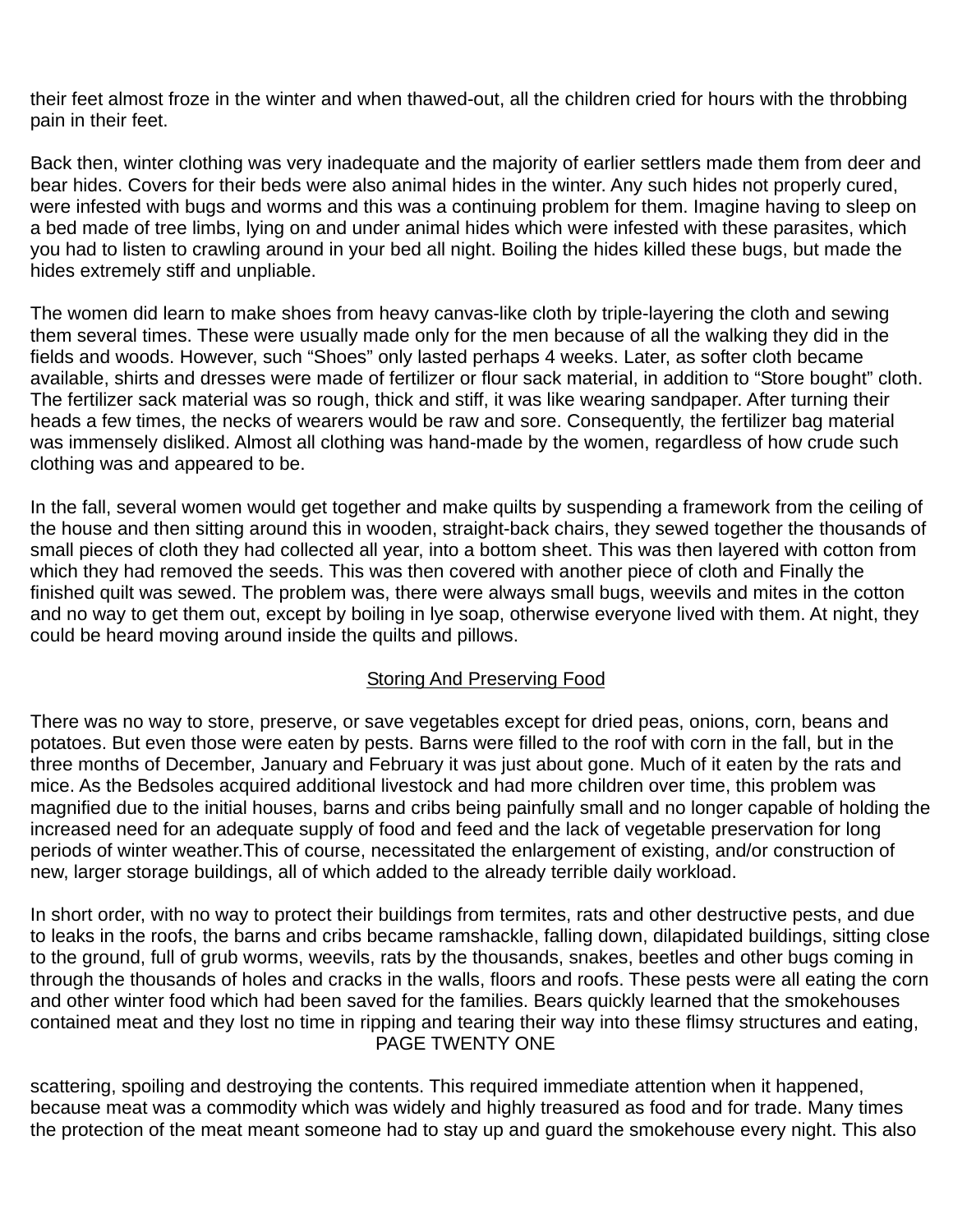their feet almost froze in the winter and when thawed-out, all the children cried for hours with the throbbing pain in their feet.

Back then, winter clothing was very inadequate and the majority of earlier settlers made them from deer and bear hides. Covers for their beds were also animal hides in the winter. Any such hides not properly cured, were infested with bugs and worms and this was a continuing problem for them. Imagine having to sleep on a bed made of tree limbs, lying on and under animal hides which were infested with these parasites, which you had to listen to crawling around in your bed all night. Boiling the hides killed these bugs, but made the hides extremely stiff and unpliable.

The women did learn to make shoes from heavy canvas-like cloth by triple-layering the cloth and sewing them several times. These were usually made only for the men because of all the walking they did in the fields and woods. However, such “Shoes” only lasted perhaps 4 weeks. Later, as softer cloth became available, shirts and dresses were made of fertilizer or flour sack material, in addition to “Store bought” cloth. The fertilizer sack material was so rough, thick and stiff, it was like wearing sandpaper. After turning their heads a few times, the necks of wearers would be raw and sore. Consequently, the fertilizer bag material was immensely disliked. Almost all clothing was hand-made by the women, regardless of how crude such clothing was and appeared to be.

In the fall, several women would get together and make quilts by suspending a framework from the ceiling of the house and then sitting around this in wooden, straight-back chairs, they sewed together the thousands of small pieces of cloth they had collected all year, into a bottom sheet. This was then layered with cotton from which they had removed the seeds. This was then covered with another piece of cloth and Finally the finished quilt was sewed. The problem was, there were always small bugs, weevils and mites in the cotton and no way to get them out, except by boiling in lye soap, otherwise everyone lived with them. At night, they could be heard moving around inside the quilts and pillows.

## Storing And Preserving Food

There was no way to store, preserve, or save vegetables except for dried peas, onions, corn, beans and potatoes. But even those were eaten by pests. Barns were filled to the roof with corn in the fall, but in the three months of December, January and February it was just about gone. Much of it eaten by the rats and mice. As the Bedsoles acquired additional livestock and had more children over time, this problem was magnified due to the initial houses, barns and cribs being painfully small and no longer capable of holding the increased need for an adequate supply of food and feed and the lack of vegetable preservation for long periods of winter weather.This of course, necessitated the enlargement of existing, and/or construction of new, larger storage buildings, all of which added to the already terrible daily workload.

In short order, with no way to protect their buildings from termites, rats and other destructive pests, and due to leaks in the roofs, the barns and cribs became ramshackle, falling down, dilapidated buildings, sitting close to the ground, full of grub worms, weevils, rats by the thousands, snakes, beetles and other bugs coming in through the thousands of holes and cracks in the walls, floors and roofs. These pests were all eating the corn and other winter food which had been saved for the families. Bears quickly learned that the smokehouses contained meat and they lost no time in ripping and tearing their way into these flimsy structures and eating, scattering, spoiling and destroying the contents. This required immediate attention when it happened, because meat was a commodity which was widely and highly treasured as food and for trade. Many times the protection of the meat meant someone had to stay up and guard the smokehouse every night. This also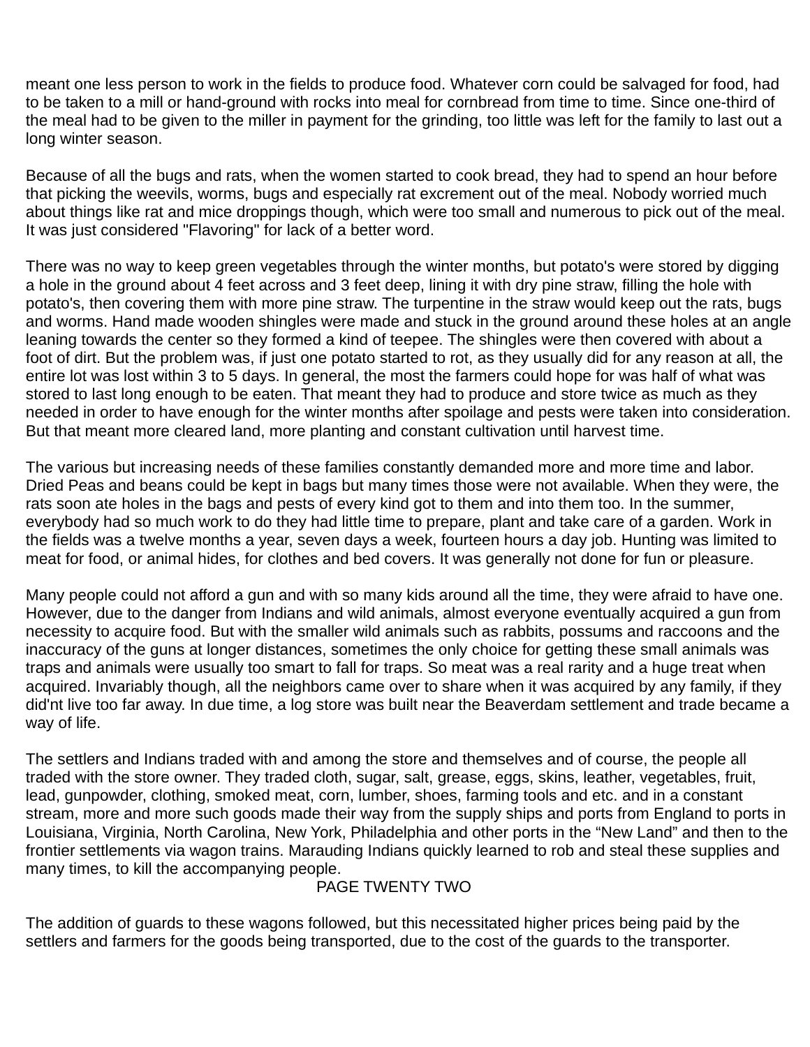meant one less person to work in the fields to produce food. Whatever corn could be salvaged for food, had to be taken to a mill or hand-ground with rocks into meal for cornbread from time to time. Since one-third of the meal had to be given to the miller in payment for the grinding, too little was left for the family to last out a long winter season.

Because of all the bugs and rats, when the women started to cook bread, they had to spend an hour before that picking the weevils, worms, bugs and especially rat excrement out of the meal. Nobody worried much about things like rat and mice droppings though, which were too small and numerous to pick out of the meal. It was just considered "Flavoring" for lack of a better word.

There was no way to keep green vegetables through the winter months, but potato's were stored by digging a hole in the ground about 4 feet across and 3 feet deep, lining it with dry pine straw, filling the hole with potato's, then covering them with more pine straw. The turpentine in the straw would keep out the rats, bugs and worms. Hand made wooden shingles were made and stuck in the ground around these holes at an angle leaning towards the center so they formed a kind of teepee. The shingles were then covered with about a foot of dirt. But the problem was, if just one potato started to rot, as they usually did for any reason at all, the entire lot was lost within 3 to 5 days. In general, the most the farmers could hope for was half of what was stored to last long enough to be eaten. That meant they had to produce and store twice as much as they needed in order to have enough for the winter months after spoilage and pests were taken into consideration. But that meant more cleared land, more planting and constant cultivation until harvest time.

The various but increasing needs of these families constantly demanded more and more time and labor. Dried Peas and beans could be kept in bags but many times those were not available. When they were, the rats soon ate holes in the bags and pests of every kind got to them and into them too. In the summer, everybody had so much work to do they had little time to prepare, plant and take care of a garden. Work in the fields was a twelve months a year, seven days a week, fourteen hours a day job. Hunting was limited to meat for food, or animal hides, for clothes and bed covers. It was generally not done for fun or pleasure.

Many people could not afford a gun and with so many kids around all the time, they were afraid to have one. However, due to the danger from Indians and wild animals, almost everyone eventually acquired a gun from necessity to acquire food. But with the smaller wild animals such as rabbits, possums and raccoons and the inaccuracy of the guns at longer distances, sometimes the only choice for getting these small animals was traps and animals were usually too smart to fall for traps. So meat was a real rarity and a huge treat when acquired. Invariably though, all the neighbors came over to share when it was acquired by any family, if they did'nt live too far away. In due time, a log store was built near the Beaverdam settlement and trade became a way of life.

The settlers and Indians traded with and among the store and themselves and of course, the people all traded with the store owner. They traded cloth, sugar, salt, grease, eggs, skins, leather, vegetables, fruit, lead, gunpowder, clothing, smoked meat, corn, lumber, shoes, farming tools and etc. and in a constant stream, more and more such goods made their way from the supply ships and ports from England to ports in Louisiana, Virginia, North Carolina, New York, Philadelphia and other ports in the "New Land" and then to the frontier settlements via wagon trains. Marauding Indians quickly learned to rob and steal these supplies and many times, to kill the accompanying people.

The addition of guards to these wagons followed, but this necessitated higher prices being paid by the settlers and farmers for the goods being transported, due to the cost of the guards to the transporter.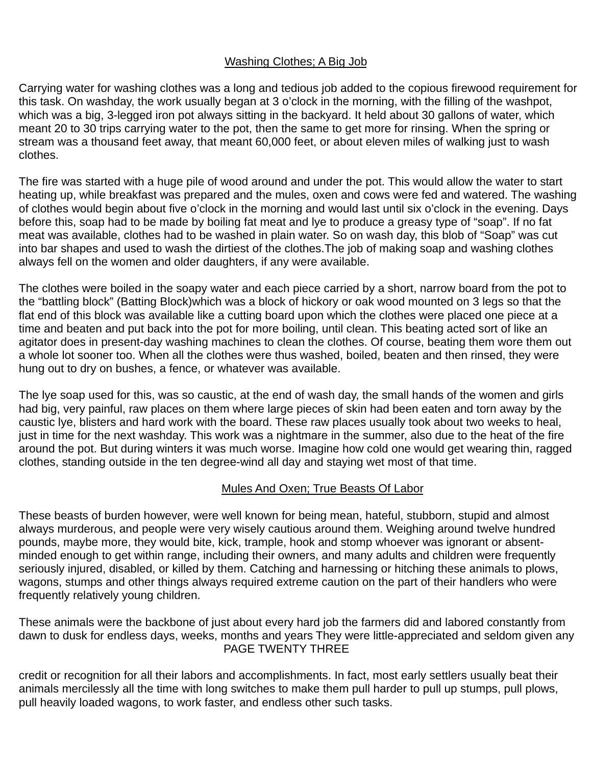## Washing Clothes; A Big Job

Carrying water for washing clothes was a long and tedious job added to the copious firewood requirement for this task. On washday, the work usually began at 3 o'clock in the morning, with the filling of the washpot, which was a big, 3-legged iron pot always sitting in the backyard. It held about 30 gallons of water, which meant 20 to 30 trips carrying water to the pot, then the same to get more for rinsing. When the spring or stream was a thousand feet away, that meant 60,000 feet, or about eleven miles of walking just to wash clothes.

The fire was started with a huge pile of wood around and under the pot. This would allow the water to start heating up, while breakfast was prepared and the mules, oxen and cows were fed and watered. The washing of clothes would begin about five o'clock in the morning and would last until six o'clock in the evening. Days before this, soap had to be made by boiling fat meat and lye to produce a greasy type of "soap". If no fat meat was available, clothes had to be washed in plain water. So on wash day, this blob of "Soap" was cut into bar shapes and used to wash the dirtiest of the clothes.The job of making soap and washing clothes always fell on the women and older daughters, if any were available.

The clothes were boiled in the soapy water and each piece carried by a short, narrow board from the pot to the "battling block" (Batting Block)which was a block of hickory or oak wood mounted on 3 legs so that the flat end of this block was available like a cutting board upon which the clothes were placed one piece at a time and beaten and put back into the pot for more boiling, until clean. This beating acted sort of like an agitator does in present-day washing machines to clean the clothes. Of course, beating them wore them out a whole lot sooner too. When all the clothes were thus washed, boiled, beaten and then rinsed, they were hung out to dry on bushes, a fence, or whatever was available.

The lye soap used for this, was so caustic, at the end of wash day, the small hands of the women and girls had big, very painful, raw places on them where large pieces of skin had been eaten and torn away by the caustic lye, blisters and hard work with the board. These raw places usually took about two weeks to heal, just in time for the next washday. This work was a nightmare in the summer, also due to the heat of the fire around the pot. But during winters it was much worse. Imagine how cold one would get wearing thin, ragged clothes, standing outside in the ten degree-wind all day and staying wet most of that time.

## Mules And Oxen; True Beasts Of Labor

These beasts of burden however, were well known for being mean, hateful, stubborn, stupid and almost always murderous, and people were very wisely cautious around them. Weighing around twelve hundred pounds, maybe more, they would bite, kick, trample, hook and stomp whoever was ignorant or absent-minded enough to get within range, including their owners, and many adults and children were frequently seriously injured, disabled, or killed by them. Catching and harnessing or hitching these animals to plows, wagons, stumps and other things always required extreme caution on the part of their handlers who were frequently relatively young children.

These animals were the backbone of just about every hard job the farmers did and labored constantly from dawn to dusk for endless days, weeks, months and years They were little-appreciated and seldom given any credit or recognition for all their labors and accomplishments. In fact, most early settlers usually beat their animals mercilessly all the time with long switches to make them pull harder to pull up stumps, pull plows, pull heavily loaded wagons, to work faster, and endless other such tasks.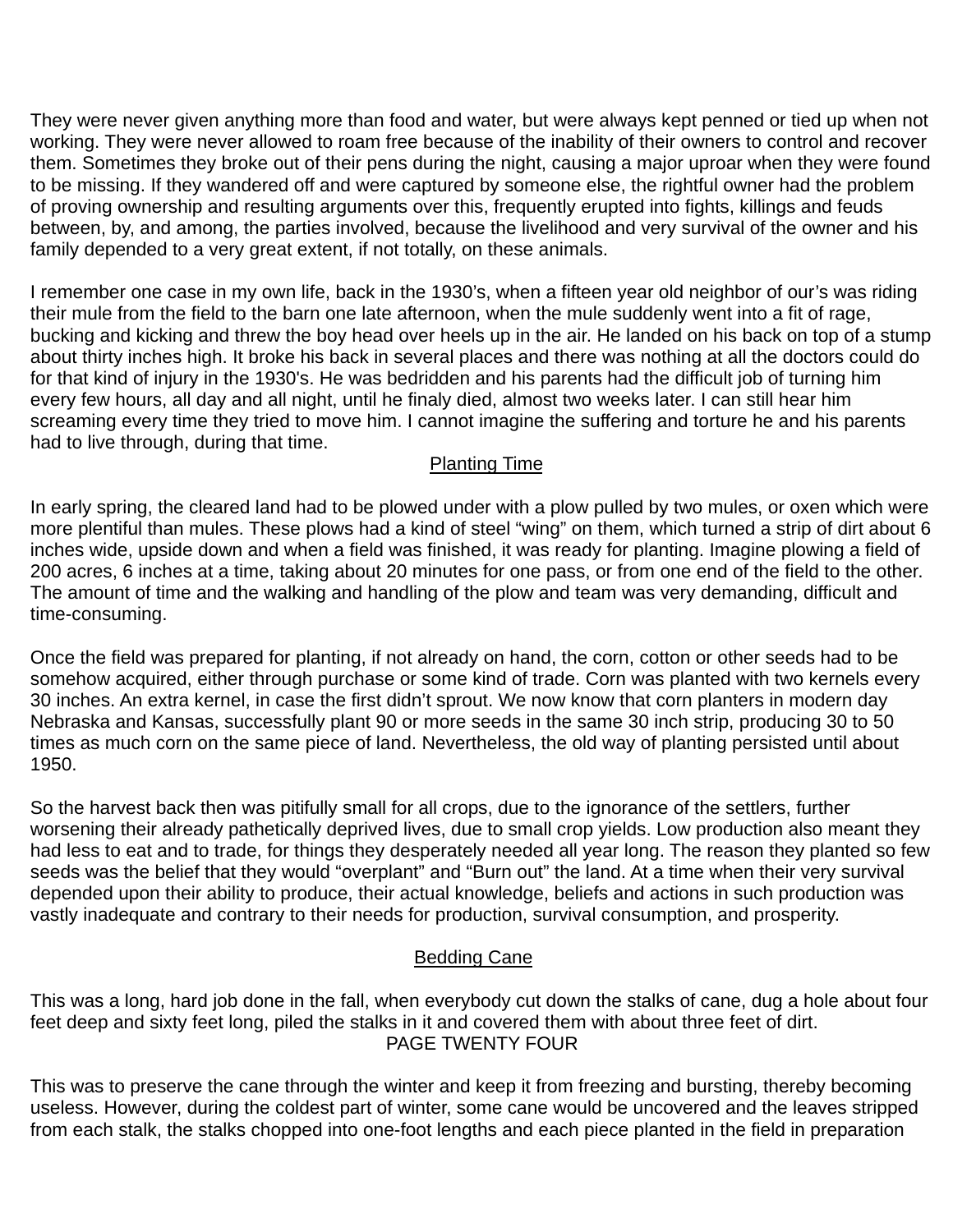They were never given anything more than food and water, but were always kept penned or tied up when not working. They were never allowed to roam free because of the inability of their owners to control and recover them. Sometimes they broke out of their pens during the night, causing a major uproar when they were found to be missing. If they wandered off and were captured by someone else, the rightful owner had the problem of proving ownership and resulting arguments over this, frequently erupted into fights, killings and feuds between, by, and among, the parties involved, because the livelihood and very survival of the owner and his family depended to a very great extent, if not totally, on these animals.

I remember one case in my own life, back in the 1930's, when a fifteen year old neighbor of our's was riding their mule from the field to the barn one late afternoon, when the mule suddenly went into a fit of rage, bucking and kicking and threw the boy head over heels up in the air. He landed on his back on top of a stump about thirty inches high. It broke his back in several places and there was nothing at all the doctors could do for that kind of injury in the 1930's. He was bedridden and his parents had the difficult job of turning him every few hours, all day and all night, until he finaly died, almost two weeks later. I can still hear him screaming every time they tried to move him. I cannot imagine the suffering and torture he and his parents had to live through, during that time.

## Planting Time

In early spring, the cleared land had to be plowed under with a plow pulled by two mules, or oxen which were more plentiful than mules. These plows had a kind of steel "wing" on them, which turned a strip of dirt about 6 inches wide, upside down and when a field was finished, it was ready for planting. Imagine plowing a field of 200 acres, 6 inches at a time, taking about 20 minutes for one pass, or from one end of the field to the other. The amount of time and the walking and handling of the plow and team was very demanding, difficult and time-consuming.

Once the field was prepared for planting, if not already on hand, the corn, cotton or other seeds had to be somehow acquired, either through purchase or some kind of trade. Corn was planted with two kernels every 30 inches. An extra kernel, in case the first didn't sprout. We now know that corn planters in modern day Nebraska and Kansas, successfully plant 90 or more seeds in the same 30 inch strip, producing 30 to 50 times as much corn on the same piece of land. Nevertheless, the old way of planting persisted until about 1950.

So the harvest back then was pitifully small for all crops, due to the ignorance of the settlers, further worsening their already pathetically deprived lives, due to small crop yields. Low production also meant they had less to eat and to trade, for things they desperately needed all year long. The reason they planted so few seeds was the belief that they would "overplant" and "Burn out" the land. At a time when their very survival depended upon their ability to produce, their actual knowledge, beliefs and actions in such production was vastly inadequate and contrary to their needs for production, survival consumption, and prosperity.

## Bedding Cane

This was a long, hard job done in the fall, when everybody cut down the stalks of cane, dug a hole about four feet deep and sixty feet long, piled the stalks in it and covered them with about three feet of dirt.

This was to preserve the cane through the winter and keep it from freezing and bursting, thereby becoming useless. However, during the coldest part of winter, some cane would be uncovered and the leaves stripped from each stalk, the stalks chopped into one-foot lengths and each piece planted in the field in preparation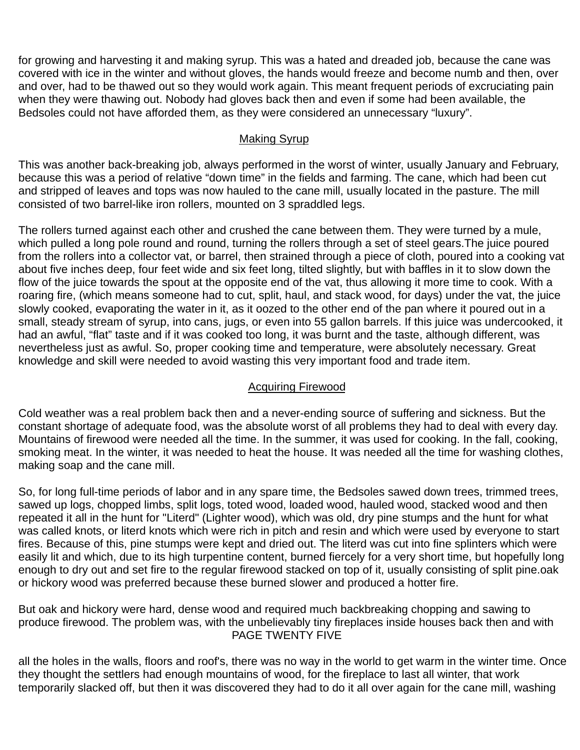for growing and harvesting it and making syrup. This was a hated and dreaded job, because the cane was covered with ice in the winter and without gloves, the hands would freeze and become numb and then, over and over, had to be thawed out so they would work again. This meant frequent periods of excruciating pain when they were thawing out. Nobody had gloves back then and even if some had been available, the Bedsoles could not have afforded them, as they were considered an unnecessary “luxury”.

## Making Syrup

This was another back-breaking job, always performed in the worst of winter, usually January and February, because this was a period of relative “down time” in the fields and farming. The cane, which had been cut and stripped of leaves and tops was now hauled to the cane mill, usually located in the pasture. The mill consisted of two barrel-like iron rollers, mounted on 3 spraddled legs.

The rollers turned against each other and crushed the cane between them. They were turned by a mule, which pulled a long pole round and round, turning the rollers through a set of steel gears.The juice poured from the rollers into a collector vat, or barrel, then strained through a piece of cloth, poured into a cooking vat about five inches deep, four feet wide and six feet long, tilted slightly, but with baffles in it to slow down the flow of the juice towards the spout at the opposite end of the vat, thus allowing it more time to cook. With a roaring fire, (which means someone had to cut, split, haul, and stack wood, for days) under the vat, the juice slowly cooked, evaporating the water in it, as it oozed to the other end of the pan where it poured out in a small, steady stream of syrup, into cans, jugs, or even into 55 gallon barrels. If this juice was undercooked, it had an awful, “flat” taste and if it was cooked too long, it was burnt and the taste, although different, was nevertheless just as awful. So, proper cooking time and temperature, were absolutely necessary. Great knowledge and skill were needed to avoid wasting this very important food and trade item.

## Acquiring Firewood

Cold weather was a real problem back then and a never-ending source of suffering and sickness. But the constant shortage of adequate food, was the absolute worst of all problems they had to deal with every day. Mountains of firewood were needed all the time. In the summer, it was used for cooking. In the fall, cooking, smoking meat. In the winter, it was needed to heat the house. It was needed all the time for washing clothes, making soap and the cane mill.

So, for long full-time periods of labor and in any spare time, the Bedsoles sawed down trees, trimmed trees, sawed up logs, chopped limbs, split logs, toted wood, loaded wood, hauled wood, stacked wood and then repeated it all in the hunt for "Literd" (Lighter wood), which was old, dry pine stumps and the hunt for what was called knots, or literd knots which were rich in pitch and resin and which were used by everyone to start fires. Because of this, pine stumps were kept and dried out. The literd was cut into fine splinters which were easily lit and which, due to its high turpentine content, burned fiercely for a very short time, but hopefully long enough to dry out and set fire to the regular firewood stacked on top of it, usually consisting of split pine.oak or hickory wood was preferred because these burned slower and produced a hotter fire.

But oak and hickory were hard, dense wood and required much backbreaking chopping and sawing to produce firewood. The problem was, with the unbelievably tiny fireplaces inside houses back then and with all the holes in the walls, floors and roof's, there was no way in the world to get warm in the winter time. Once they thought the settlers had enough mountains of wood, for the fireplace to last all winter, that work temporarily slacked off, but then it was discovered they had to do it all over again for the cane mill, washing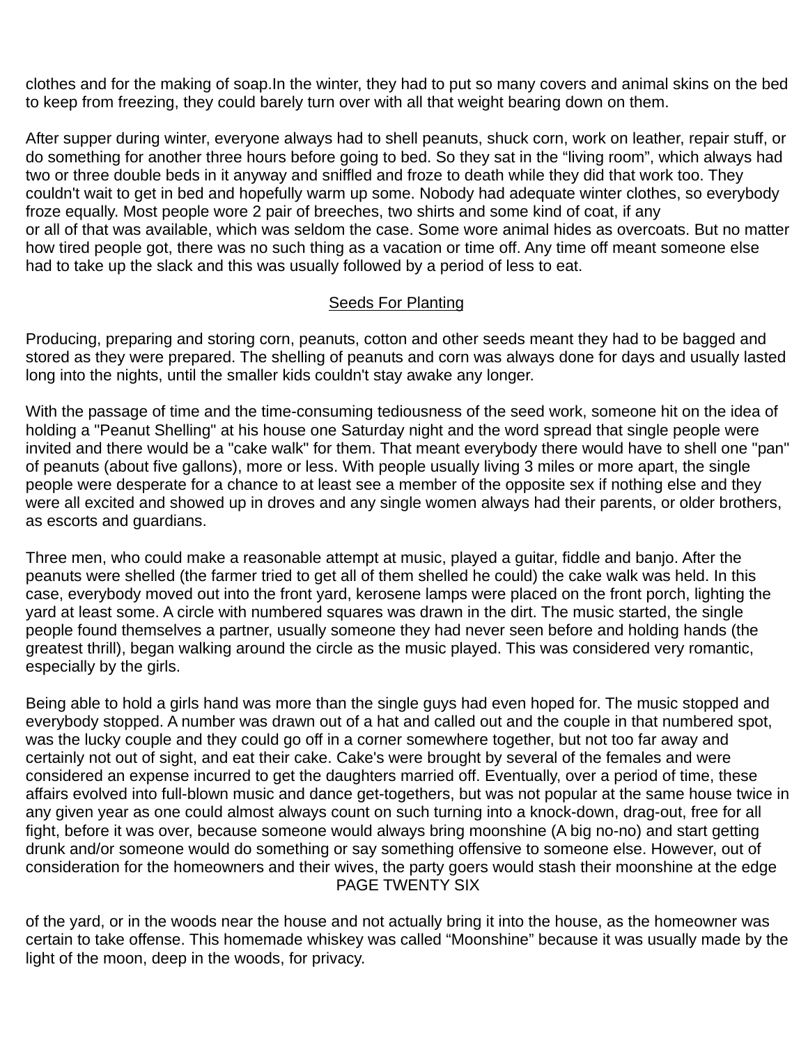clothes and for the making of soap.In the winter, they had to put so many covers and animal skins on the bed to keep from freezing, they could barely turn over with all that weight bearing down on them.

After supper during winter, everyone always had to shell peanuts, shuck corn, work on leather, repair stuff, or do something for another three hours before going to bed. So they sat in the “living room”, which always had two or three double beds in it anyway and sniffled and froze to death while they did that work too. They couldn't wait to get in bed and hopefully warm up some. Nobody had adequate winter clothes, so everybody froze equally. Most people wore 2 pair of breeches, two shirts and some kind of coat, if any or all of that was available, which was seldom the case. Some wore animal hides as overcoats. But no matter how tired people got, there was no such thing as a vacation or time off. Any time off meant someone else had to take up the slack and this was usually followed by a period of less to eat.

## Seeds For Planting

Producing, preparing and storing corn, peanuts, cotton and other seeds meant they had to be bagged and stored as they were prepared. The shelling of peanuts and corn was always done for days and usually lasted long into the nights, until the smaller kids couldn't stay awake any longer.

With the passage of time and the time-consuming tediousness of the seed work, someone hit on the idea of holding a "Peanut Shelling" at his house one Saturday night and the word spread that single people were invited and there would be a "cake walk" for them. That meant everybody there would have to shell one "pan" of peanuts (about five gallons), more or less. With people usually living 3 miles or more apart, the single people were desperate for a chance to at least see a member of the opposite sex if nothing else and they were all excited and showed up in droves and any single women always had their parents, or older brothers, as escorts and guardians.

Three men, who could make a reasonable attempt at music, played a guitar, fiddle and banjo. After the peanuts were shelled (the farmer tried to get all of them shelled he could) the cake walk was held. In this case, everybody moved out into the front yard, kerosene lamps were placed on the front porch, lighting the yard at least some. A circle with numbered squares was drawn in the dirt. The music started, the single people found themselves a partner, usually someone they had never seen before and holding hands (the greatest thrill), began walking around the circle as the music played. This was considered very romantic, especially by the girls.

Being able to hold a girls hand was more than the single guys had even hoped for. The music stopped and everybody stopped. A number was drawn out of a hat and called out and the couple in that numbered spot, was the lucky couple and they could go off in a corner somewhere together, but not too far away and certainly not out of sight, and eat their cake. Cake's were brought by several of the females and were considered an expense incurred to get the daughters married off. Eventually, over a period of time, these affairs evolved into full-blown music and dance get-togethers, but was not popular at the same house twice in any given year as one could almost always count on such turning into a knock-down, drag-out, free for all fight, before it was over, because someone would always bring moonshine (A big no-no) and start getting drunk and/or someone would do something or say something offensive to someone else. However, out of consideration for the homeowners and their wives, the party goers would stash their moonshine at the edge of the yard, or in the woods near the house and not actually bring it into the house, as the homeowner was certain to take offense. This homemade whiskey was called “Moonshine” because it was usually made by the light of the moon, deep in the woods, for privacy.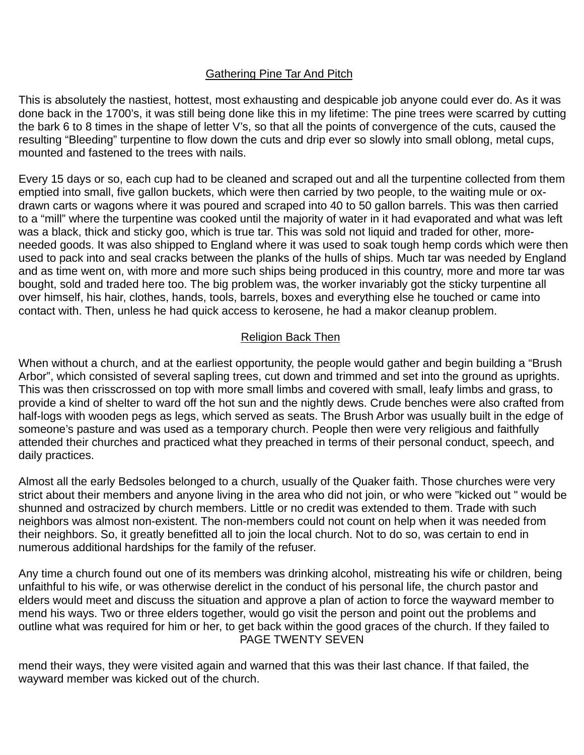## Gathering Pine Tar And Pitch

This is absolutely the nastiest, hottest, most exhausting and despicable job anyone could ever do. As it was done back in the 1700's, it was still being done like this in my lifetime: The pine trees were scarred by cutting the bark 6 to 8 times in the shape of letter V's, so that all the points of convergence of the cuts, caused the resulting "Bleeding" turpentine to flow down the cuts and drip ever so slowly into small oblong, metal cups, mounted and fastened to the trees with nails.

Every 15 days or so, each cup had to be cleaned and scraped out and all the turpentine collected from them emptied into small, five gallon buckets, which were then carried by two people, to the waiting mule or ox-drawn carts or wagons where it was poured and scraped into 40 to 50 gallon barrels. This was then carried to a "mill" where the turpentine was cooked until the majority of water in it had evaporated and what was left was a black, thick and sticky goo, which is true tar. This was sold not liquid and traded for other, more-needed goods. It was also shipped to England where it was used to soak tough hemp cords which were then used to pack into and seal cracks between the planks of the hulls of ships. Much tar was needed by England and as time went on, with more and more such ships being produced in this country, more and more tar was bought, sold and traded here too. The big problem was, the worker invariably got the sticky turpentine all over himself, his hair, clothes, hands, tools, barrels, boxes and everything else he touched or came into contact with. Then, unless he had quick access to kerosene, he had a makor cleanup problem.

## Religion Back Then

When without a church, and at the earliest opportunity, the people would gather and begin building a "Brush Arbor", which consisted of several sapling trees, cut down and trimmed and set into the ground as uprights. This was then crisscrossed on top with more small limbs and covered with small, leafy limbs and grass, to provide a kind of shelter to ward off the hot sun and the nightly dews. Crude benches were also crafted from half-logs with wooden pegs as legs, which served as seats. The Brush Arbor was usually built in the edge of someone's pasture and was used as a temporary church. People then were very religious and faithfully attended their churches and practiced what they preached in terms of their personal conduct, speech, and daily practices.

Almost all the early Bedsoles belonged to a church, usually of the Quaker faith. Those churches were very strict about their members and anyone living in the area who did not join, or who were "kicked out " would be shunned and ostracized by church members. Little or no credit was extended to them. Trade with such neighbors was almost non-existent. The non-members could not count on help when it was needed from their neighbors. So, it greatly benefitted all to join the local church. Not to do so, was certain to end in numerous additional hardships for the family of the refuser.

Any time a church found out one of its members was drinking alcohol, mistreating his wife or children, being unfaithful to his wife, or was otherwise derelict in the conduct of his personal life, the church pastor and elders would meet and discuss the situation and approve a plan of action to force the wayward member to mend his ways. Two or three elders together, would go visit the person and point out the problems and outline what was required for him or her, to get back within the good graces of the church. If they failed to mend their ways, they were visited again and warned that this was their last chance. If that failed, the wayward member was kicked out of the church.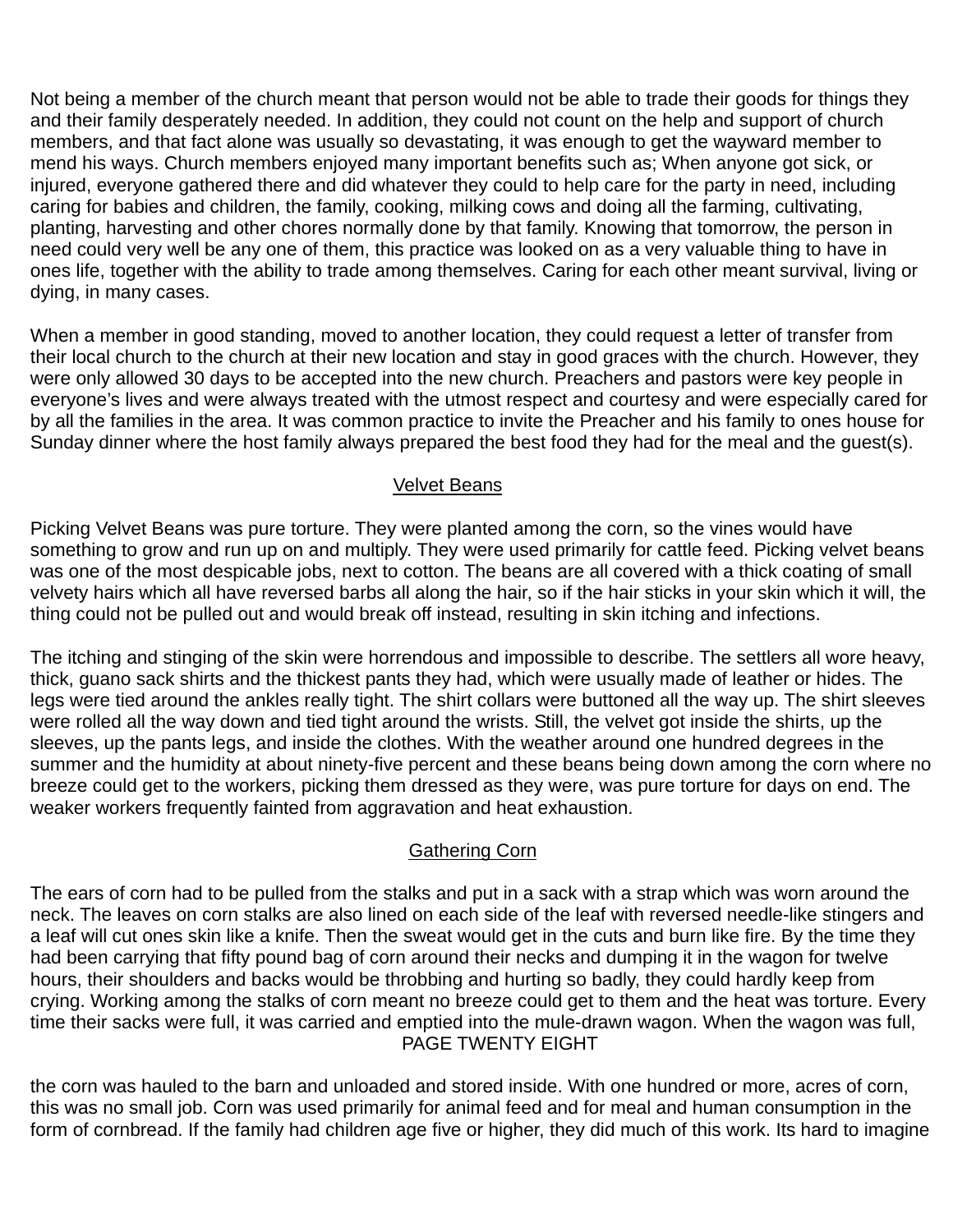Not being a member of the church meant that person would not be able to trade their goods for things they and their family desperately needed. In addition, they could not count on the help and support of church members, and that fact alone was usually so devastating, it was enough to get the wayward member to mend his ways. Church members enjoyed many important benefits such as; When anyone got sick, or injured, everyone gathered there and did whatever they could to help care for the party in need, including caring for babies and children, the family, cooking, milking cows and doing all the farming, cultivating, planting, harvesting and other chores normally done by that family. Knowing that tomorrow, the person in need could very well be any one of them, this practice was looked on as a very valuable thing to have in ones life, together with the ability to trade among themselves. Caring for each other meant survival, living or dying, in many cases.

When a member in good standing, moved to another location, they could request a letter of transfer from their local church to the church at their new location and stay in good graces with the church. However, they were only allowed 30 days to be accepted into the new church. Preachers and pastors were key people in everyone's lives and were always treated with the utmost respect and courtesy and were especially cared for by all the families in the area. It was common practice to invite the Preacher and his family to ones house for Sunday dinner where the host family always prepared the best food they had for the meal and the guest(s).

## Velvet Beans

Picking Velvet Beans was pure torture. They were planted among the corn, so the vines would have something to grow and run up on and multiply. They were used primarily for cattle feed. Picking velvet beans was one of the most despicable jobs, next to cotton. The beans are all covered with a thick coating of small velvety hairs which all have reversed barbs all along the hair, so if the hair sticks in your skin which it will, the thing could not be pulled out and would break off instead, resulting in skin itching and infections.

The itching and stinging of the skin were horrendous and impossible to describe. The settlers all wore heavy, thick, guano sack shirts and the thickest pants they had, which were usually made of leather or hides. The legs were tied around the ankles really tight. The shirt collars were buttoned all the way up. The shirt sleeves were rolled all the way down and tied tight around the wrists. Still, the velvet got inside the shirts, up the sleeves, up the pants legs, and inside the clothes. With the weather around one hundred degrees in the summer and the humidity at about ninety-five percent and these beans being down among the corn where no breeze could get to the workers, picking them dressed as they were, was pure torture for days on end. The weaker workers frequently fainted from aggravation and heat exhaustion.

## Gathering Corn

The ears of corn had to be pulled from the stalks and put in a sack with a strap which was worn around the neck. The leaves on corn stalks are also lined on each side of the leaf with reversed needle-like stingers and a leaf will cut ones skin like a knife. Then the sweat would get in the cuts and burn like fire. By the time they had been carrying that fifty pound bag of corn around their necks and dumping it in the wagon for twelve hours, their shoulders and backs would be throbbing and hurting so badly, they could hardly keep from crying. Working among the stalks of corn meant no breeze could get to them and the heat was torture. Every time their sacks were full, it was carried and emptied into the mule-drawn wagon. When the wagon was full, the corn was hauled to the barn and unloaded and stored inside. With one hundred or more, acres of corn, this was no small job. Corn was used primarily for animal feed and for meal and human consumption in the form of cornbread. If the family had children age five or higher, they did much of this work. Its hard to imagine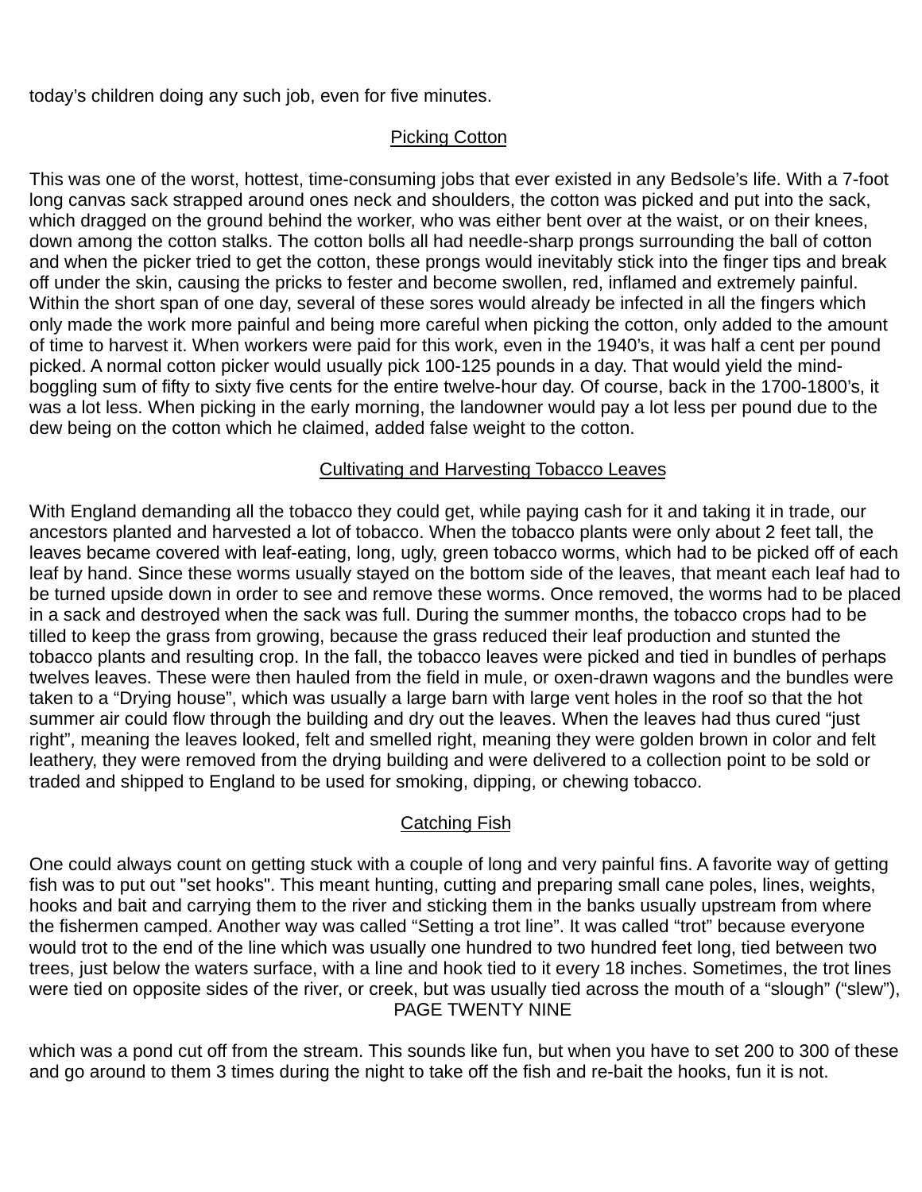today's children doing any such job, even for five minutes.

## Picking Cotton

This was one of the worst, hottest, time-consuming jobs that ever existed in any Bedsole's life. With a 7-foot long canvas sack strapped around ones neck and shoulders, the cotton was picked and put into the sack, which dragged on the ground behind the worker, who was either bent over at the waist, or on their knees, down among the cotton stalks. The cotton bolls all had needle-sharp prongs surrounding the ball of cotton and when the picker tried to get the cotton, these prongs would inevitably stick into the finger tips and break off under the skin, causing the pricks to fester and become swollen, red, inflamed and extremely painful. Within the short span of one day, several of these sores would already be infected in all the fingers which only made the work more painful and being more careful when picking the cotton, only added to the amount of time to harvest it. When workers were paid for this work, even in the 1940's, it was half a cent per pound picked. A normal cotton picker would usually pick 100-125 pounds in a day. That would yield the mind-boggling sum of fifty to sixty five cents for the entire twelve-hour day. Of course, back in the 1700-1800's, it was a lot less. When picking in the early morning, the landowner would pay a lot less per pound due to the dew being on the cotton which he claimed, added false weight to the cotton.

## Cultivating and Harvesting Tobacco Leaves

With England demanding all the tobacco they could get, while paying cash for it and taking it in trade, our ancestors planted and harvested a lot of tobacco. When the tobacco plants were only about 2 feet tall, the leaves became covered with leaf-eating, long, ugly, green tobacco worms, which had to be picked off of each leaf by hand. Since these worms usually stayed on the bottom side of the leaves, that meant each leaf had to be turned upside down in order to see and remove these worms. Once removed, the worms had to be placed in a sack and destroyed when the sack was full. During the summer months, the tobacco crops had to be tilled to keep the grass from growing, because the grass reduced their leaf production and stunted the tobacco plants and resulting crop. In the fall, the tobacco leaves were picked and tied in bundles of perhaps twelves leaves. These were then hauled from the field in mule, or oxen-drawn wagons and the bundles were taken to a "Drying house", which was usually a large barn with large vent holes in the roof so that the hot summer air could flow through the building and dry out the leaves. When the leaves had thus cured "just right", meaning the leaves looked, felt and smelled right, meaning they were golden brown in color and felt leathery, they were removed from the drying building and were delivered to a collection point to be sold or traded and shipped to England to be used for smoking, dipping, or chewing tobacco.

## Catching Fish

One could always count on getting stuck with a couple of long and very painful fins. A favorite way of getting fish was to put out "set hooks". This meant hunting, cutting and preparing small cane poles, lines, weights, hooks and bait and carrying them to the river and sticking them in the banks usually upstream from where the fishermen camped. Another way was called "Setting a trot line". It was called "trot" because everyone would trot to the end of the line which was usually one hundred to two hundred feet long, tied between two trees, just below the waters surface, with a line and hook tied to it every 18 inches. Sometimes, the trot lines were tied on opposite sides of the river, or creek, but was usually tied across the mouth of a "slough" ("slew"), which was a pond cut off from the stream. This sounds like fun, but when you have to set 200 to 300 of these and go around to them 3 times during the night to take off the fish and re-bait the hooks, fun it is not.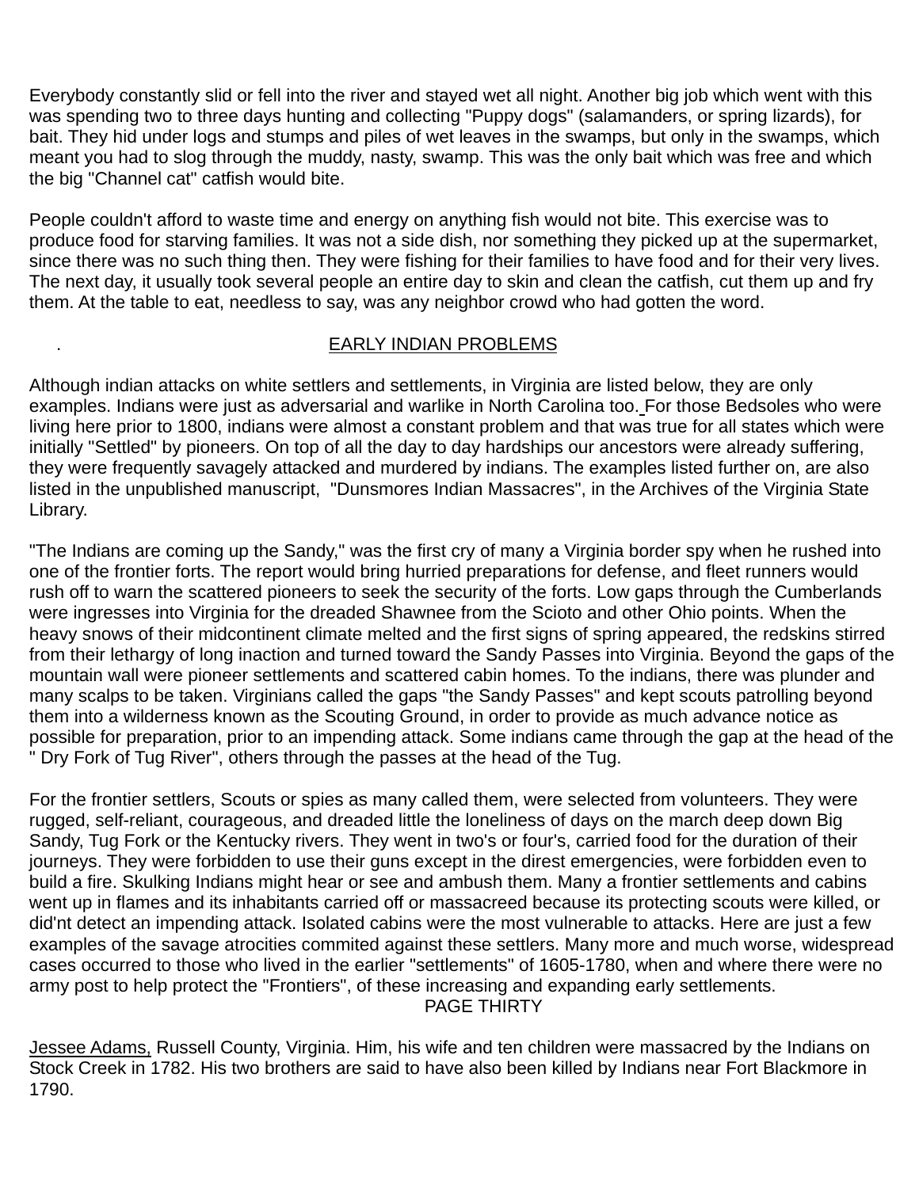Everybody constantly slid or fell into the river and stayed wet all night. Another big job which went with this was spending two to three days hunting and collecting "Puppy dogs" (salamanders, or spring lizards), for bait. They hid under logs and stumps and piles of wet leaves in the swamps, but only in the swamps, which meant you had to slog through the muddy, nasty, swamp. This was the only bait which was free and which the big "Channel cat" catfish would bite.

People couldn't afford to waste time and energy on anything fish would not bite. This exercise was to produce food for starving families. It was not a side dish, nor something they picked up at the supermarket, since there was no such thing then. They were fishing for their families to have food and for their very lives. The next day, it usually took several people an entire day to skin and clean the catfish, cut them up and fry them. At the table to eat, needless to say, was any neighbor crowd who had gotten the word.

## EARLY INDIAN PROBLEMS

Although indian attacks on white settlers and settlements, in Virginia are listed below, they are only examples. Indians were just as adversarial and warlike in North Carolina too. For those Bedsoles who were living here prior to 1800, indians were almost a constant problem and that was true for all states which were initially "Settled" by pioneers. On top of all the day to day hardships our ancestors were already suffering, they were frequently savagely attacked and murdered by indians. The examples listed further on, are also listed in the unpublished manuscript, "Dunsmores Indian Massacres", in the Archives of the Virginia State Library.

"The Indians are coming up the Sandy," was the first cry of many a Virginia border spy when he rushed into one of the frontier forts. The report would bring hurried preparations for defense, and fleet runners would rush off to warn the scattered pioneers to seek the security of the forts. Low gaps through the Cumberlands were ingresses into Virginia for the dreaded Shawnee from the Scioto and other Ohio points. When the heavy snows of their midcontinent climate melted and the first signs of spring appeared, the redskins stirred from their lethargy of long inaction and turned toward the Sandy Passes into Virginia. Beyond the gaps of the mountain wall were pioneer settlements and scattered cabin homes. To the indians, there was plunder and many scalps to be taken. Virginians called the gaps "the Sandy Passes" and kept scouts patrolling beyond them into a wilderness known as the Scouting Ground, in order to provide as much advance notice as possible for preparation, prior to an impending attack. Some indians came through the gap at the head of the " Dry Fork of Tug River", others through the passes at the head of the Tug.

For the frontier settlers, Scouts or spies as many called them, were selected from volunteers. They were rugged, self-reliant, courageous, and dreaded little the loneliness of days on the march deep down Big Sandy, Tug Fork or the Kentucky rivers. They went in two's or four's, carried food for the duration of their journeys. They were forbidden to use their guns except in the direst emergencies, were forbidden even to build a fire. Skulking Indians might hear or see and ambush them. Many a frontier settlements and cabins went up in flames and its inhabitants carried off or massacreed because its protecting scouts were killed, or did'nt detect an impending attack. Isolated cabins were the most vulnerable to attacks. Here are just a few examples of the savage atrocities commited against these settlers. Many more and much worse, widespread cases occurred to those who lived in the earlier "settlements" of 1605-1780, when and where there were no army post to help protect the "Frontiers", of these increasing and expanding early settlements.

<u>Jessee Adams,</u> Russell County, Virginia. Him, his wife and ten children were massacred by the Indians on Stock Creek in 1782. His two brothers are said to have also been killed by Indians near Fort Blackmore in 1790.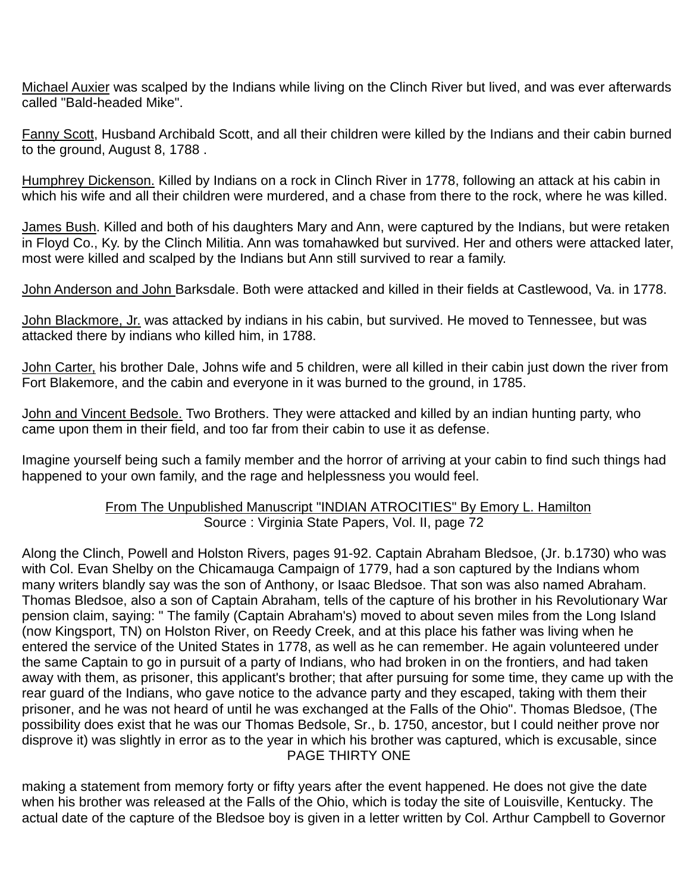Michael Auxier was scalped by the Indians while living on the Clinch River but lived, and was ever afterwards called "Bald-headed Mike".

Fanny Scott, Husband Archibald Scott, and all their children were killed by the Indians and their cabin burned to the ground, August 8, 1788 .

Humphrey Dickenson. Killed by Indians on a rock in Clinch River in 1778, following an attack at his cabin in which his wife and all their children were murdered, and a chase from there to the rock, where he was killed.

James Bush. Killed and both of his daughters Mary and Ann, were captured by the Indians, but were retaken in Floyd Co., Ky. by the Clinch Militia. Ann was tomahawked but survived. Her and others were attacked later, most were killed and scalped by the Indians but Ann still survived to rear a family.

John Anderson and John Barksdale. Both were attacked and killed in their fields at Castlewood, Va. in 1778.

John Blackmore, Jr. was attacked by indians in his cabin, but survived. He moved to Tennessee, but was attacked there by indians who killed him, in 1788.

John Carter, his brother Dale, Johns wife and 5 children, were all killed in their cabin just down the river from Fort Blakemore, and the cabin and everyone in it was burned to the ground, in 1785.

John and Vincent Bedsole. Two Brothers. They were attacked and killed by an indian hunting party, who came upon them in their field, and too far from their cabin to use it as defense.

Imagine yourself being such a family member and the horror of arriving at your cabin to find such things had happened to your own family, and the rage and helplessness you would feel.

From The Unpublished Manuscript "INDIAN ATROCITIES" By Emory L. Hamilton
Source : Virginia State Papers, Vol. II, page 72

Along the Clinch, Powell and Holston Rivers, pages 91-92. Captain Abraham Bledsoe, (Jr. b.1730) who was with Col. Evan Shelby on the Chicamauga Campaign of 1779, had a son captured by the Indians whom many writers blandly say was the son of Anthony, or Isaac Bledsoe. That son was also named Abraham. Thomas Bledsoe, also a son of Captain Abraham, tells of the capture of his brother in his Revolutionary War pension claim, saying: " The family (Captain Abraham's) moved to about seven miles from the Long Island (now Kingsport, TN) on Holston River, on Reedy Creek, and at this place his father was living when he entered the service of the United States in 1778, as well as he can remember. He again volunteered under the same Captain to go in pursuit of a party of Indians, who had broken in on the frontiers, and had taken away with them, as prisoner, this applicant's brother; that after pursuing for some time, they came up with the rear guard of the Indians, who gave notice to the advance party and they escaped, taking with them their prisoner, and he was not heard of until he was exchanged at the Falls of the Ohio". Thomas Bledsoe, (The possibility does exist that he was our Thomas Bedsole, Sr., b. 1750, ancestor, but I could neither prove nor disprove it) was slightly in error as to the year in which his brother was captured, which is excusable, since making a statement from memory forty or fifty years after the event happened. He does not give the date when his brother was released at the Falls of the Ohio, which is today the site of Louisville, Kentucky. The actual date of the capture of the Bledsoe boy is given in a letter written by Col. Arthur Campbell to Governor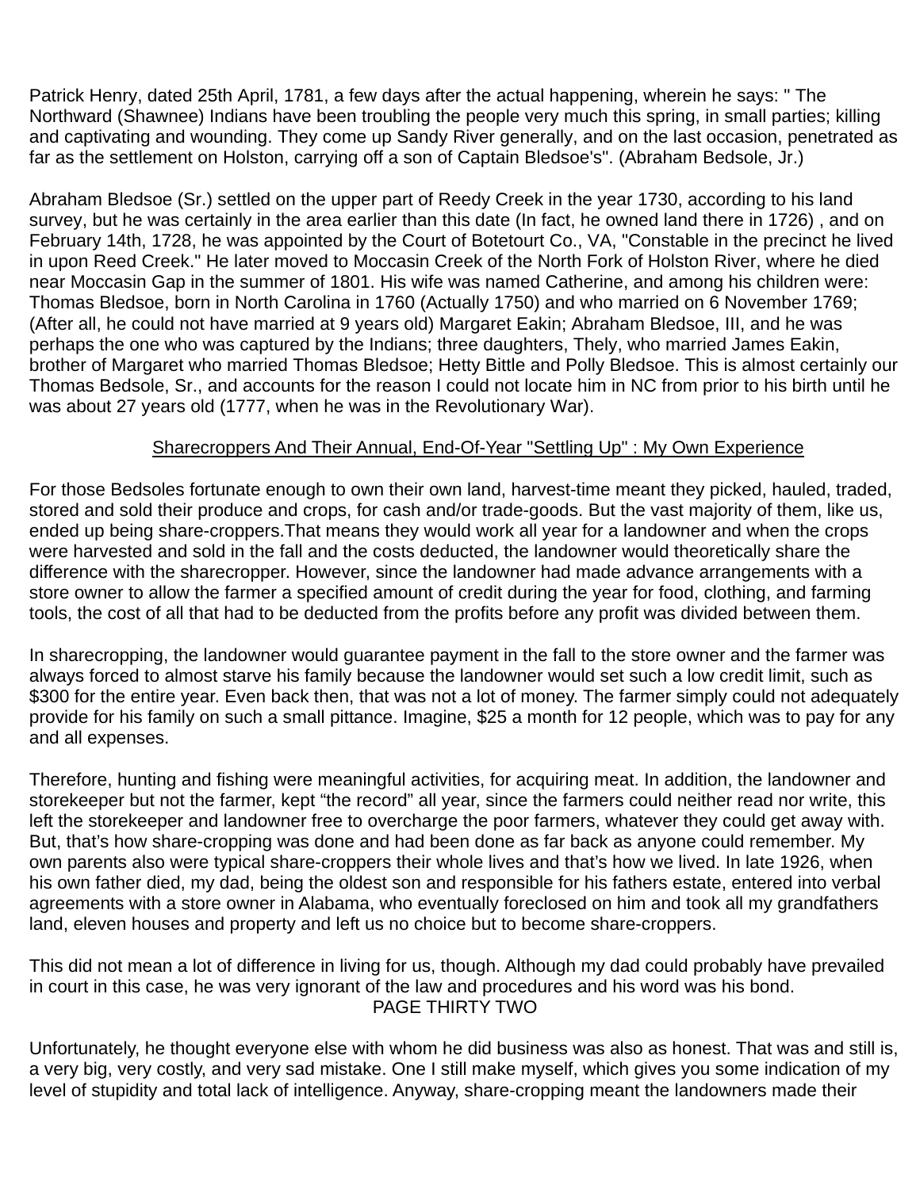Patrick Henry, dated 25th April, 1781, a few days after the actual happening, wherein he says: " The Northward (Shawnee) Indians have been troubling the people very much this spring, in small parties; killing and captivating and wounding. They come up Sandy River generally, and on the last occasion, penetrated as far as the settlement on Holston, carrying off a son of Captain Bledsoe's". (Abraham Bedsole, Jr.)

Abraham Bledsoe (Sr.) settled on the upper part of Reedy Creek in the year 1730, according to his land survey, but he was certainly in the area earlier than this date (In fact, he owned land there in 1726) , and on February 14th, 1728, he was appointed by the Court of Botetourt Co., VA, "Constable in the precinct he lived in upon Reed Creek." He later moved to Moccasin Creek of the North Fork of Holston River, where he died near Moccasin Gap in the summer of 1801. His wife was named Catherine, and among his children were: Thomas Bledsoe, born in North Carolina in 1760 (Actually 1750) and who married on 6 November 1769; (After all, he could not have married at 9 years old) Margaret Eakin; Abraham Bledsoe, III, and he was perhaps the one who was captured by the Indians; three daughters, Thely, who married James Eakin, brother of Margaret who married Thomas Bledsoe; Hetty Bittle and Polly Bledsoe. This is almost certainly our Thomas Bedsole, Sr., and accounts for the reason I could not locate him in NC from prior to his birth until he was about 27 years old (1777, when he was in the Revolutionary War).

## Sharecroppers And Their Annual, End-Of-Year "Settling Up" : My Own Experience

For those Bedsoles fortunate enough to own their own land, harvest-time meant they picked, hauled, traded, stored and sold their produce and crops, for cash and/or trade-goods. But the vast majority of them, like us, ended up being share-croppers.That means they would work all year for a landowner and when the crops were harvested and sold in the fall and the costs deducted, the landowner would theoretically share the difference with the sharecropper. However, since the landowner had made advance arrangements with a store owner to allow the farmer a specified amount of credit during the year for food, clothing, and farming tools, the cost of all that had to be deducted from the profits before any profit was divided between them.

In sharecropping, the landowner would guarantee payment in the fall to the store owner and the farmer was always forced to almost starve his family because the landowner would set such a low credit limit, such as $300 for the entire year. Even back then, that was not a lot of money. The farmer simply could not adequately provide for his family on such a small pittance. Imagine, $25 a month for 12 people, which was to pay for any and all expenses.

Therefore, hunting and fishing were meaningful activities, for acquiring meat. In addition, the landowner and storekeeper but not the farmer, kept “the record” all year, since the farmers could neither read nor write, this left the storekeeper and landowner free to overcharge the poor farmers, whatever they could get away with. But, that’s how share-cropping was done and had been done as far back as anyone could remember. My own parents also were typical share-croppers their whole lives and that’s how we lived. In late 1926, when his own father died, my dad, being the oldest son and responsible for his fathers estate, entered into verbal agreements with a store owner in Alabama, who eventually foreclosed on him and took all my grandfathers land, eleven houses and property and left us no choice but to become share-croppers.

This did not mean a lot of difference in living for us, though. Although my dad could probably have prevailed in court in this case, he was very ignorant of the law and procedures and his word was his bond.

Unfortunately, he thought everyone else with whom he did business was also as honest. That was and still is, a very big, very costly, and very sad mistake. One I still make myself, which gives you some indication of my level of stupidity and total lack of intelligence. Anyway, share-cropping meant the landowners made their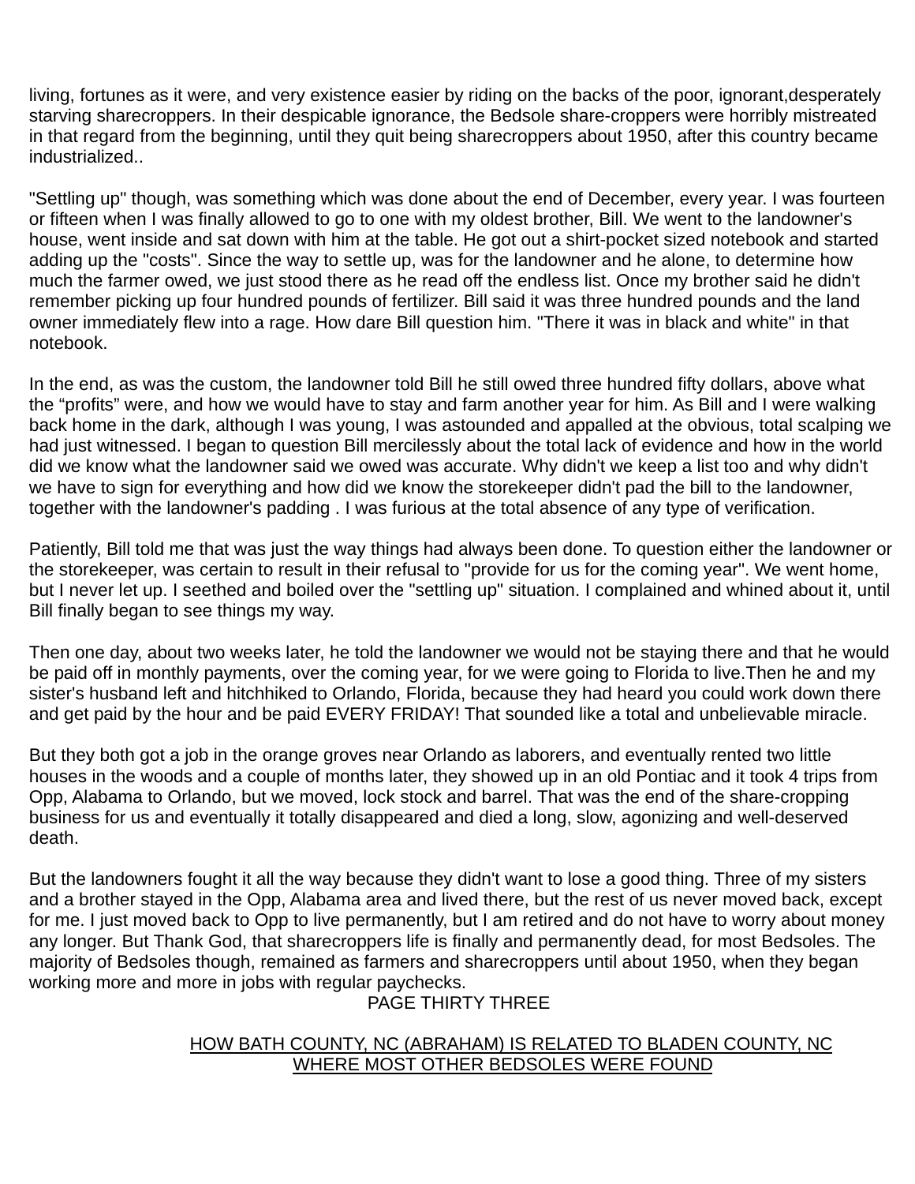living, fortunes as it were, and very existence easier by riding on the backs of the poor, ignorant,desperately starving sharecroppers. In their despicable ignorance, the Bedsole share-croppers were horribly mistreated in that regard from the beginning, until they quit being sharecroppers about 1950, after this country became industrialized..

"Settling up" though, was something which was done about the end of December, every year. I was fourteen or fifteen when I was finally allowed to go to one with my oldest brother, Bill. We went to the landowner's house, went inside and sat down with him at the table. He got out a shirt-pocket sized notebook and started adding up the "costs". Since the way to settle up, was for the landowner and he alone, to determine how much the farmer owed, we just stood there as he read off the endless list. Once my brother said he didn't remember picking up four hundred pounds of fertilizer. Bill said it was three hundred pounds and the land owner immediately flew into a rage. How dare Bill question him. "There it was in black and white" in that notebook.

In the end, as was the custom, the landowner told Bill he still owed three hundred fifty dollars, above what the “profits” were, and how we would have to stay and farm another year for him. As Bill and I were walking back home in the dark, although I was young, I was astounded and appalled at the obvious, total scalping we had just witnessed. I began to question Bill mercilessly about the total lack of evidence and how in the world did we know what the landowner said we owed was accurate. Why didn't we keep a list too and why didn't we have to sign for everything and how did we know the storekeeper didn't pad the bill to the landowner, together with the landowner's padding . I was furious at the total absence of any type of verification.

Patiently, Bill told me that was just the way things had always been done. To question either the landowner or the storekeeper, was certain to result in their refusal to "provide for us for the coming year". We went home, but I never let up. I seethed and boiled over the "settling up" situation. I complained and whined about it, until Bill finally began to see things my way.

Then one day, about two weeks later, he told the landowner we would not be staying there and that he would be paid off in monthly payments, over the coming year, for we were going to Florida to live.Then he and my sister's husband left and hitchhiked to Orlando, Florida, because they had heard you could work down there and get paid by the hour and be paid EVERY FRIDAY! That sounded like a total and unbelievable miracle.

But they both got a job in the orange groves near Orlando as laborers, and eventually rented two little houses in the woods and a couple of months later, they showed up in an old Pontiac and it took 4 trips from Opp, Alabama to Orlando, but we moved, lock stock and barrel. That was the end of the share-cropping business for us and eventually it totally disappeared and died a long, slow, agonizing and well-deserved death.

But the landowners fought it all the way because they didn't want to lose a good thing. Three of my sisters and a brother stayed in the Opp, Alabama area and lived there, but the rest of us never moved back, except for me. I just moved back to Opp to live permanently, but I am retired and do not have to worry about money any longer. But Thank God, that sharecroppers life is finally and permanently dead, for most Bedsoles. The majority of Bedsoles though, remained as farmers and sharecroppers until about 1950, when they began working more and more in jobs with regular paychecks.

PAGE THIRTY THREE

## HOW BATH COUNTY, NC (ABRAHAM) IS RELATED TO BLADEN COUNTY, NC WHERE MOST OTHER BEDSOLES WERE FOUND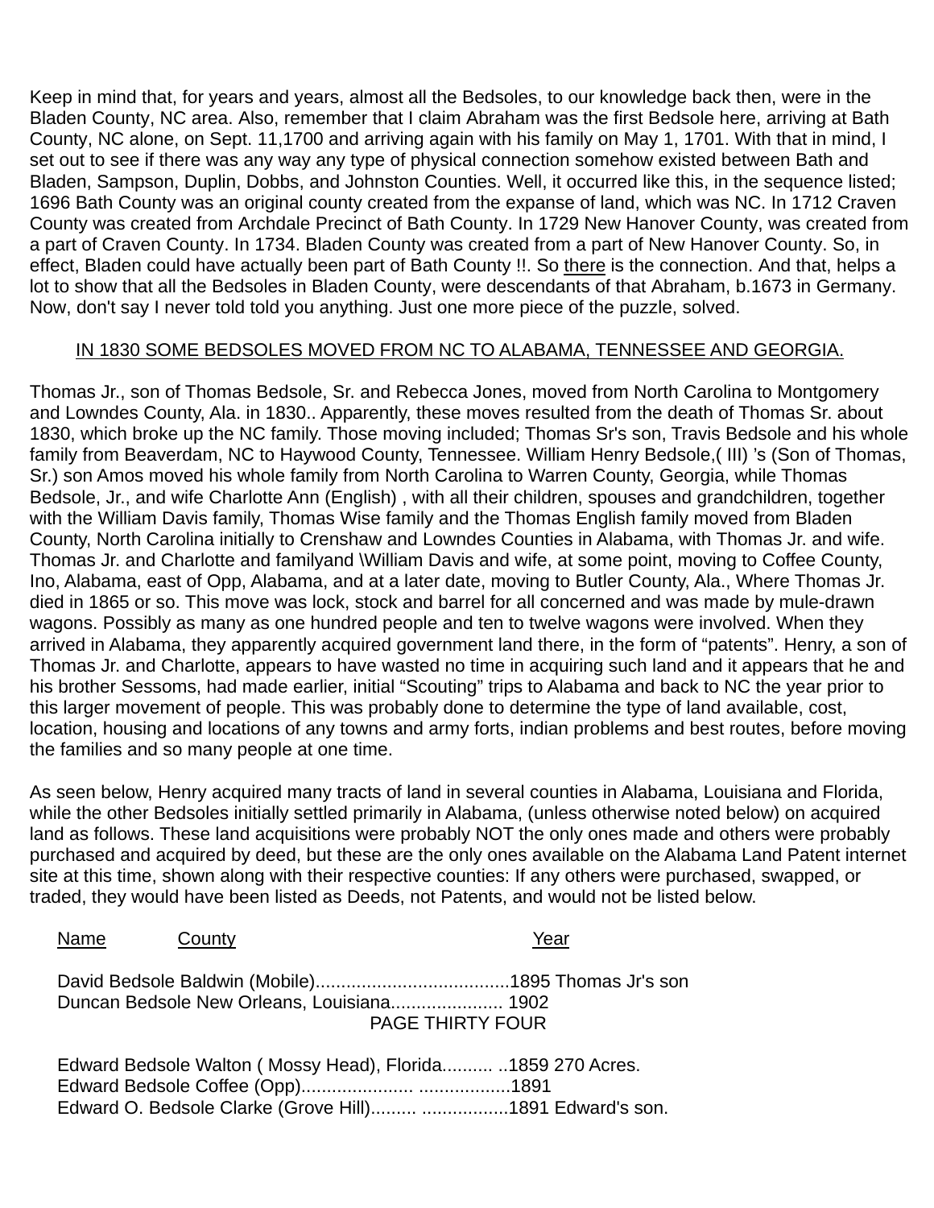Keep in mind that, for years and years, almost all the Bedsoles, to our knowledge back then, were in the Bladen County, NC area. Also, remember that I claim Abraham was the first Bedsole here, arriving at Bath County, NC alone, on Sept. 11,1700 and arriving again with his family on May 1, 1701. With that in mind, I set out to see if there was any way any type of physical connection somehow existed between Bath and Bladen, Sampson, Duplin, Dobbs, and Johnston Counties. Well, it occurred like this, in the sequence listed; 1696 Bath County was an original county created from the expanse of land, which was NC. In 1712 Craven County was created from Archdale Precinct of Bath County. In 1729 New Hanover County, was created from a part of Craven County. In 1734. Bladen County was created from a part of New Hanover County. So, in effect, Bladen could have actually been part of Bath County !!. So <u>there</u> is the connection. And that, helps a lot to show that all the Bedsoles in Bladen County, were descendants of that Abraham, b.1673 in Germany. Now, don't say I never told told you anything. Just one more piece of the puzzle, solved.

<u>IN 1830 SOME BEDSOLES MOVED FROM NC TO ALABAMA, TENNESSEE AND GEORGIA.</u>

Thomas Jr., son of Thomas Bedsole, Sr. and Rebecca Jones, moved from North Carolina to Montgomery and Lowndes County, Ala. in 1830.. Apparently, these moves resulted from the death of Thomas Sr. about 1830, which broke up the NC family. Those moving included; Thomas Sr's son, Travis Bedsole and his whole family from Beaverdam, NC to Haywood County, Tennessee. William Henry Bedsole,( III) 's (Son of Thomas, Sr.) son Amos moved his whole family from North Carolina to Warren County, Georgia, while Thomas Bedsole, Jr., and wife Charlotte Ann (English) , with all their children, spouses and grandchildren, together with the William Davis family, Thomas Wise family and the Thomas English family moved from Bladen County, North Carolina initially to Crenshaw and Lowndes Counties in Alabama, with Thomas Jr. and wife. Thomas Jr. and Charlotte and familyand \William Davis and wife, at some point, moving to Coffee County, Ino, Alabama, east of Opp, Alabama, and at a later date, moving to Butler County, Ala., Where Thomas Jr. died in 1865 or so. This move was lock, stock and barrel for all concerned and was made by mule-drawn wagons. Possibly as many as one hundred people and ten to twelve wagons were involved. When they arrived in Alabama, they apparently acquired government land there, in the form of “patents”. Henry, a son of Thomas Jr. and Charlotte, appears to have wasted no time in acquiring such land and it appears that he and his brother Sessoms, had made earlier, initial “Scouting” trips to Alabama and back to NC the year prior to this larger movement of people. This was probably done to determine the type of land available, cost, location, housing and locations of any towns and army forts, indian problems and best routes, before moving the families and so many people at one time.

As seen below, Henry acquired many tracts of land in several counties in Alabama, Louisiana and Florida, while the other Bedsoles initially settled primarily in Alabama, (unless otherwise noted below) on acquired land as follows. These land acquisitions were probably NOT the only ones made and others were probably purchased and acquired by deed, but these are the only ones available on the Alabama Land Patent internet site at this time, shown along with their respective counties: If any others were purchased, swapped, or traded, they would have been listed as Deeds, not Patents, and would not be listed below.

<u>Name</u> <u>County</u> <u>Year</u>

David Bedsole Baldwin (Mobile).......................................1895 Thomas Jr's son
Duncan Bedsole New Orleans, Louisiana...................... 1902

Edward Bedsole Walton ( Mossy Head), Florida.......... ..1859 270 Acres.
Edward Bedsole Coffee (Opp)...................... ..................1891
Edward O. Bedsole Clarke (Grove Hill)......... .................1891 Edward's son.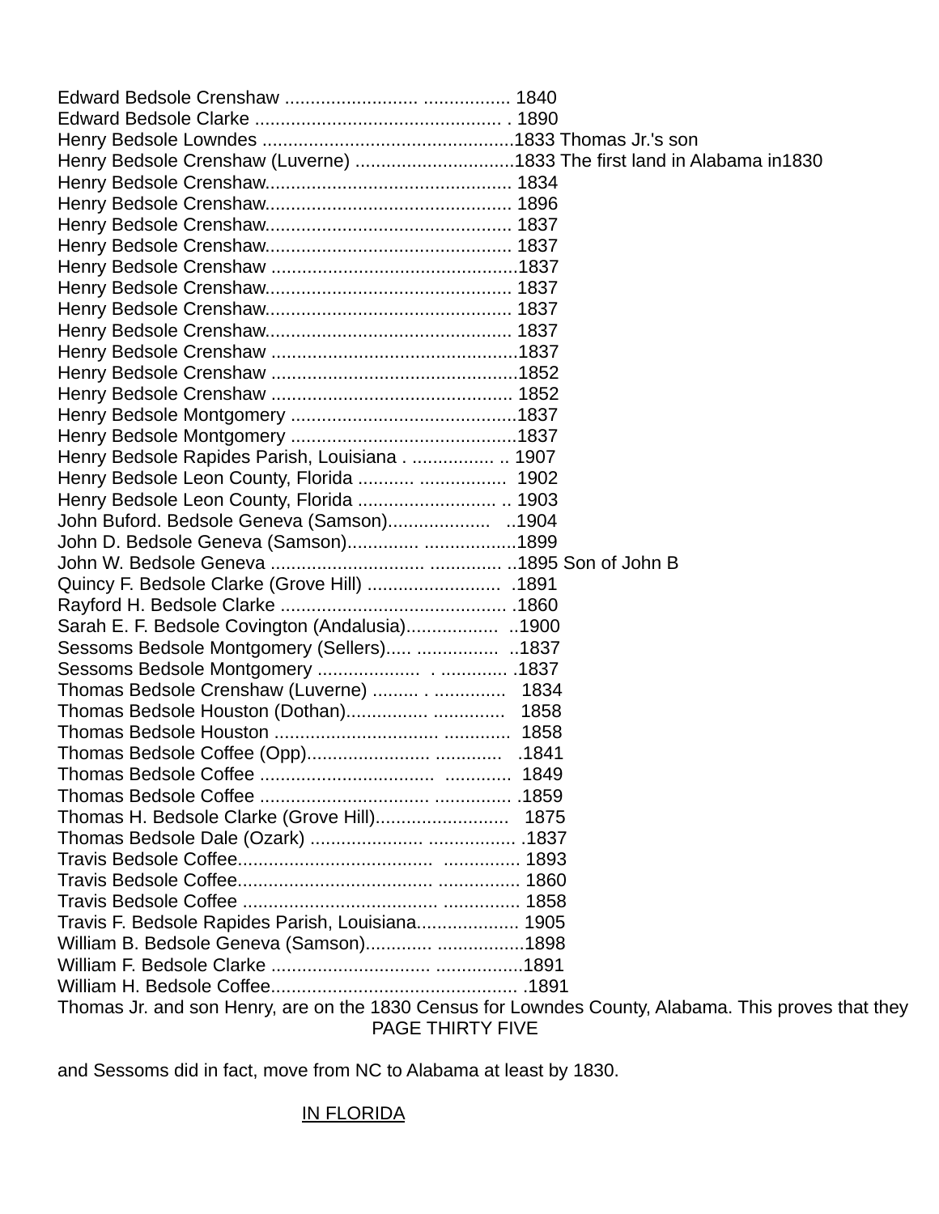Edward Bedsole Crenshaw .......................... ................. 1840
Edward Bedsole Clarke ................................................ . 1890
Henry Bedsole Lowndes ................................................1833 Thomas Jr.'s son
Henry Bedsole Crenshaw (Luverne) ...............................1833 The first land in Alabama in1830
Henry Bedsole Crenshaw................................................ 1834
Henry Bedsole Crenshaw................................................ 1896
Henry Bedsole Crenshaw................................................ 1837
Henry Bedsole Crenshaw................................................ 1837
Henry Bedsole Crenshaw ................................................1837
Henry Bedsole Crenshaw................................................ 1837
Henry Bedsole Crenshaw................................................ 1837
Henry Bedsole Crenshaw................................................ 1837
Henry Bedsole Crenshaw ................................................1837
Henry Bedsole Crenshaw ................................................1852
Henry Bedsole Crenshaw ............................................... 1852
Henry Bedsole Montgomery ............................................1837
Henry Bedsole Montgomery ............................................1837
Henry Bedsole Rapides Parish, Louisiana . ................ .. 1907
Henry Bedsole Leon County, Florida ........... ................. 1902
Henry Bedsole Leon County, Florida ........................... .. 1903
John Buford. Bedsole Geneva (Samson).................... ..1904
John D. Bedsole Geneva (Samson).............. ..................1899
John W. Bedsole Geneva ............................. .............. ..1895 Son of John B
Quincy F. Bedsole Clarke (Grove Hill) .......................... .1891
Rayford H. Bedsole Clarke ............................................ .1860
Sarah E. F. Bedsole Covington (Andalusia).................. ..1900
Sessoms Bedsole Montgomery (Sellers)..... ................ ..1837
Sessoms Bedsole Montgomery .................... . ............. .1837
Thomas Bedsole Crenshaw (Luverne) ......... . .............. 1834
Thomas Bedsole Houston (Dothan)................ .............. 1858
Thomas Bedsole Houston ............................... ............. 1858
Thomas Bedsole Coffee (Opp)....................... ............. .1841
Thomas Bedsole Coffee .................................. ............. 1849
Thomas Bedsole Coffee ................................. ............... .1859
Thomas H. Bedsole Clarke (Grove Hill).......................... 1875
Thomas Bedsole Dale (Ozark) ...................... ................. .1837
Travis Bedsole Coffee...................................... ............... 1893
Travis Bedsole Coffee...................................... ................ 1860
Travis Bedsole Coffee ..................................... ............... 1858
Travis F. Bedsole Rapides Parish, Louisiana.................... 1905
William B. Bedsole Geneva (Samson)............. .................1898
William F. Bedsole Clarke ................................ .................1891
William H. Bedsole Coffee................................................ .1891

Thomas Jr. and son Henry, are on the 1830 Census for Lowndes County, Alabama. This proves that they and Sessoms did in fact, move from NC to Alabama at least by 1830.

## IN FLORIDA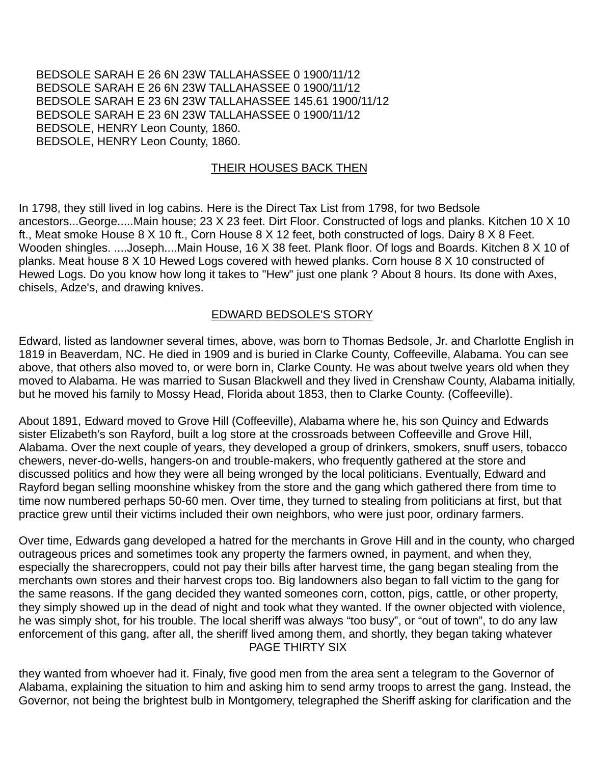BEDSOLE SARAH E 26 6N 23W TALLAHASSEE 0 1900/11/12
BEDSOLE SARAH E 26 6N 23W TALLAHASSEE 0 1900/11/12
BEDSOLE SARAH E 23 6N 23W TALLAHASSEE 145.61 1900/11/12
BEDSOLE SARAH E 23 6N 23W TALLAHASSEE 0 1900/11/12
BEDSOLE, HENRY Leon County, 1860.
BEDSOLE, HENRY Leon County, 1860.

## THEIR HOUSES BACK THEN

In 1798, they still lived in log cabins. Here is the Direct Tax List from 1798, for two Bedsole ancestors...George.....Main house; 23 X 23 feet. Dirt Floor. Constructed of logs and planks. Kitchen 10 X 10 ft., Meat smoke House 8 X 10 ft., Corn House 8 X 12 feet, both constructed of logs. Dairy 8 X 8 Feet. Wooden shingles. ....Joseph....Main House, 16 X 38 feet. Plank floor. Of logs and Boards. Kitchen 8 X 10 of planks. Meat house 8 X 10 Hewed Logs covered with hewed planks. Corn house 8 X 10 constructed of Hewed Logs. Do you know how long it takes to "Hew" just one plank ? About 8 hours. Its done with Axes, chisels, Adze's, and drawing knives.

## EDWARD BEDSOLE'S STORY

Edward, listed as landowner several times, above, was born to Thomas Bedsole, Jr. and Charlotte English in 1819 in Beaverdam, NC. He died in 1909 and is buried in Clarke County, Coffeeville, Alabama. You can see above, that others also moved to, or were born in, Clarke County. He was about twelve years old when they moved to Alabama. He was married to Susan Blackwell and they lived in Crenshaw County, Alabama initially, but he moved his family to Mossy Head, Florida about 1853, then to Clarke County. (Coffeeville).

About 1891, Edward moved to Grove Hill (Coffeeville), Alabama where he, his son Quincy and Edwards sister Elizabeth's son Rayford, built a log store at the crossroads between Coffeeville and Grove Hill, Alabama. Over the next couple of years, they developed a group of drinkers, smokers, snuff users, tobacco chewers, never-do-wells, hangers-on and trouble-makers, who frequently gathered at the store and discussed politics and how they were all being wronged by the local politicians. Eventually, Edward and Rayford began selling moonshine whiskey from the store and the gang which gathered there from time to time now numbered perhaps 50-60 men. Over time, they turned to stealing from politicians at first, but that practice grew until their victims included their own neighbors, who were just poor, ordinary farmers.

Over time, Edwards gang developed a hatred for the merchants in Grove Hill and in the county, who charged outrageous prices and sometimes took any property the farmers owned, in payment, and when they, especially the sharecroppers, could not pay their bills after harvest time, the gang began stealing from the merchants own stores and their harvest crops too. Big landowners also began to fall victim to the gang for the same reasons. If the gang decided they wanted someones corn, cotton, pigs, cattle, or other property, they simply showed up in the dead of night and took what they wanted. If the owner objected with violence, he was simply shot, for his trouble. The local sheriff was always "too busy", or "out of town", to do any law enforcement of this gang, after all, the sheriff lived among them, and shortly, they began taking whatever they wanted from whoever had it. Finaly, five good men from the area sent a telegram to the Governor of Alabama, explaining the situation to him and asking him to send army troops to arrest the gang. Instead, the Governor, not being the brightest bulb in Montgomery, telegraphed the Sheriff asking for clarification and the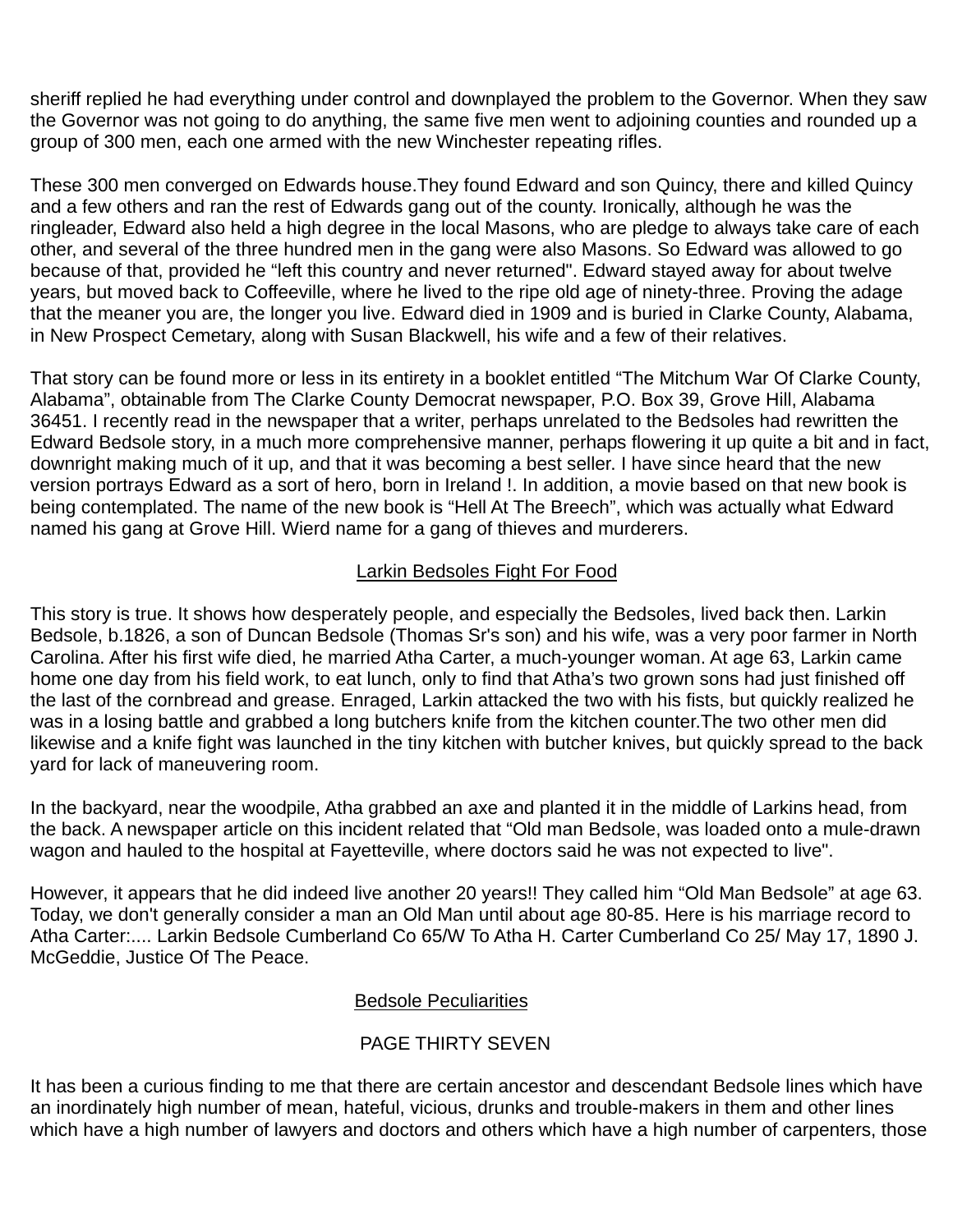sheriff replied he had everything under control and downplayed the problem to the Governor. When they saw the Governor was not going to do anything, the same five men went to adjoining counties and rounded up a group of 300 men, each one armed with the new Winchester repeating rifles.

These 300 men converged on Edwards house.They found Edward and son Quincy, there and killed Quincy and a few others and ran the rest of Edwards gang out of the county. Ironically, although he was the ringleader, Edward also held a high degree in the local Masons, who are pledge to always take care of each other, and several of the three hundred men in the gang were also Masons. So Edward was allowed to go because of that, provided he “left this country and never returned". Edward stayed away for about twelve years, but moved back to Coffeeville, where he lived to the ripe old age of ninety-three. Proving the adage that the meaner you are, the longer you live. Edward died in 1909 and is buried in Clarke County, Alabama, in New Prospect Cemetary, along with Susan Blackwell, his wife and a few of their relatives.

That story can be found more or less in its entirety in a booklet entitled “The Mitchum War Of Clarke County, Alabama”, obtainable from The Clarke County Democrat newspaper, P.O. Box 39, Grove Hill, Alabama 36451. I recently read in the newspaper that a writer, perhaps unrelated to the Bedsoles had rewritten the Edward Bedsole story, in a much more comprehensive manner, perhaps flowering it up quite a bit and in fact, downright making much of it up, and that it was becoming a best seller. I have since heard that the new version portrays Edward as a sort of hero, born in Ireland !. In addition, a movie based on that new book is being contemplated. The name of the new book is “Hell At The Breech”, which was actually what Edward named his gang at Grove Hill. Wierd name for a gang of thieves and murderers.

## Larkin Bedsoles Fight For Food

This story is true. It shows how desperately people, and especially the Bedsoles, lived back then. Larkin Bedsole, b.1826, a son of Duncan Bedsole (Thomas Sr's son) and his wife, was a very poor farmer in North Carolina. After his first wife died, he married Atha Carter, a much-younger woman. At age 63, Larkin came home one day from his field work, to eat lunch, only to find that Atha’s two grown sons had just finished off the last of the cornbread and grease. Enraged, Larkin attacked the two with his fists, but quickly realized he was in a losing battle and grabbed a long butchers knife from the kitchen counter.The two other men did likewise and a knife fight was launched in the tiny kitchen with butcher knives, but quickly spread to the back yard for lack of maneuvering room.

In the backyard, near the woodpile, Atha grabbed an axe and planted it in the middle of Larkins head, from the back. A newspaper article on this incident related that “Old man Bedsole, was loaded onto a mule-drawn wagon and hauled to the hospital at Fayetteville, where doctors said he was not expected to live".

However, it appears that he did indeed live another 20 years!! They called him “Old Man Bedsole” at age 63. Today, we don't generally consider a man an Old Man until about age 80-85. Here is his marriage record to Atha Carter:.... Larkin Bedsole Cumberland Co 65/W To Atha H. Carter Cumberland Co 25/ May 17, 1890 J. McGeddie, Justice Of The Peace.

## Bedsole Peculiarities

It has been a curious finding to me that there are certain ancestor and descendant Bedsole lines which have an inordinately high number of mean, hateful, vicious, drunks and trouble-makers in them and other lines which have a high number of lawyers and doctors and others which have a high number of carpenters, those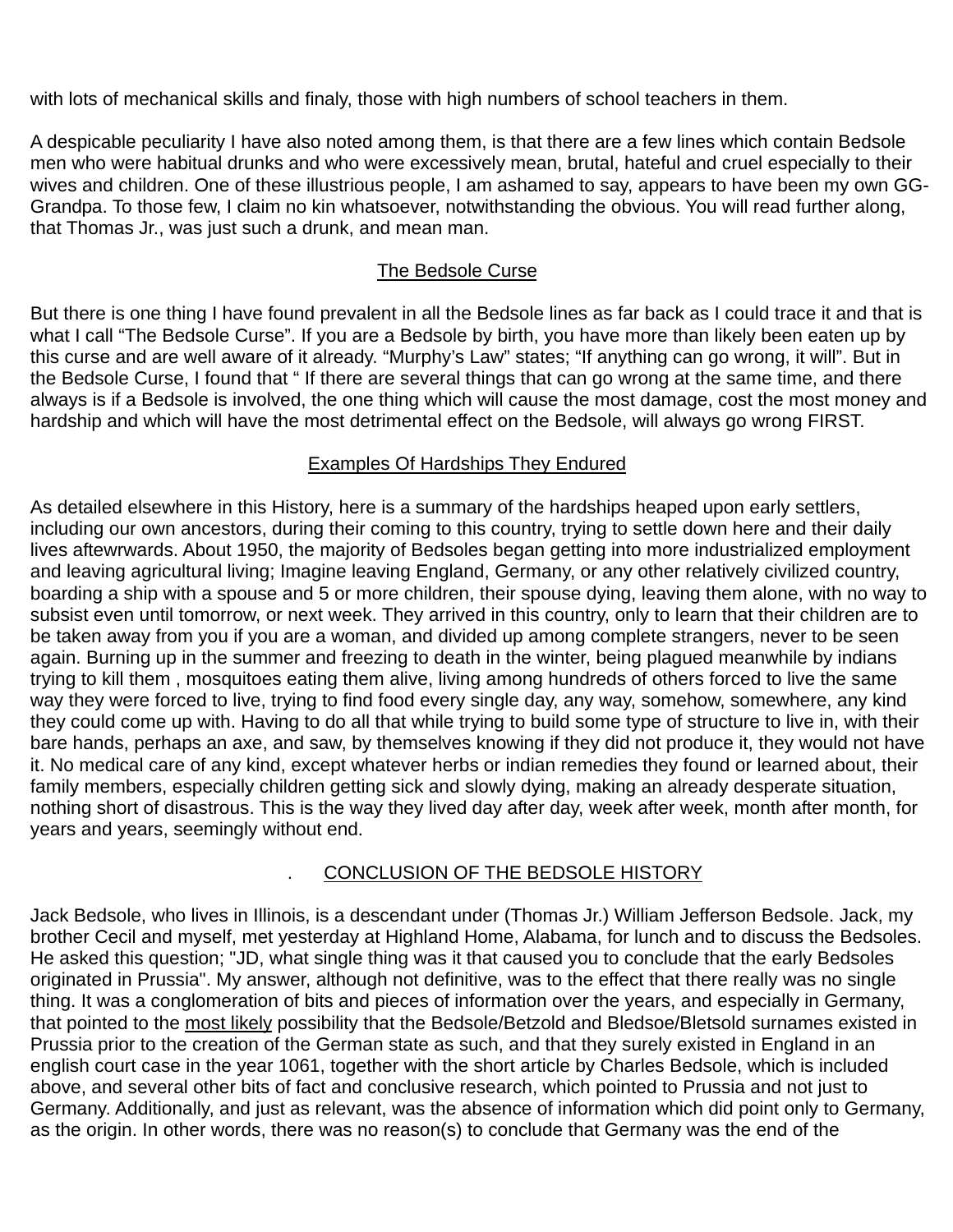with lots of mechanical skills and finaly, those with high numbers of school teachers in them.

A despicable peculiarity I have also noted among them, is that there are a few lines which contain Bedsole men who were habitual drunks and who were excessively mean, brutal, hateful and cruel especially to their wives and children. One of these illustrious people, I am ashamed to say, appears to have been my own GG-Grandpa. To those few, I claim no kin whatsoever, notwithstanding the obvious. You will read further along, that Thomas Jr., was just such a drunk, and mean man.

## The Bedsole Curse

But there is one thing I have found prevalent in all the Bedsole lines as far back as I could trace it and that is what I call “The Bedsole Curse”. If you are a Bedsole by birth, you have more than likely been eaten up by this curse and are well aware of it already. “Murphy’s Law” states; “If anything can go wrong, it will”. But in the Bedsole Curse, I found that “ If there are several things that can go wrong at the same time, and there always is if a Bedsole is involved, the one thing which will cause the most damage, cost the most money and hardship and which will have the most detrimental effect on the Bedsole, will always go wrong FIRST.

## Examples Of Hardships They Endured

As detailed elsewhere in this History, here is a summary of the hardships heaped upon early settlers, including our own ancestors, during their coming to this country, trying to settle down here and their daily lives aftewrwards. About 1950, the majority of Bedsoles began getting into more industrialized employment and leaving agricultural living; Imagine leaving England, Germany, or any other relatively civilized country, boarding a ship with a spouse and 5 or more children, their spouse dying, leaving them alone, with no way to subsist even until tomorrow, or next week. They arrived in this country, only to learn that their children are to be taken away from you if you are a woman, and divided up among complete strangers, never to be seen again. Burning up in the summer and freezing to death in the winter, being plagued meanwhile by indians trying to kill them , mosquitoes eating them alive, living among hundreds of others forced to live the same way they were forced to live, trying to find food every single day, any way, somehow, somewhere, any kind they could come up with. Having to do all that while trying to build some type of structure to live in, with their bare hands, perhaps an axe, and saw, by themselves knowing if they did not produce it, they would not have it. No medical care of any kind, except whatever herbs or indian remedies they found or learned about, their family members, especially children getting sick and slowly dying, making an already desperate situation, nothing short of disastrous. This is the way they lived day after day, week after week, month after month, for years and years, seemingly without end.

## . CONCLUSION OF THE BEDSOLE HISTORY

Jack Bedsole, who lives in Illinois, is a descendant under (Thomas Jr.) William Jefferson Bedsole. Jack, my brother Cecil and myself, met yesterday at Highland Home, Alabama, for lunch and to discuss the Bedsoles. He asked this question; "JD, what single thing was it that caused you to conclude that the early Bedsoles originated in Prussia". My answer, although not definitive, was to the effect that there really was no single thing. It was a conglomeration of bits and pieces of information over the years, and especially in Germany, that pointed to the most likely possibility that the Bedsole/Betzold and Bledsoe/Bletsold surnames existed in Prussia prior to the creation of the German state as such, and that they surely existed in England in an english court case in the year 1061, together with the short article by Charles Bedsole, which is included above, and several other bits of fact and conclusive research, which pointed to Prussia and not just to Germany. Additionally, and just as relevant, was the absence of information which did point only to Germany, as the origin. In other words, there was no reason(s) to conclude that Germany was the end of the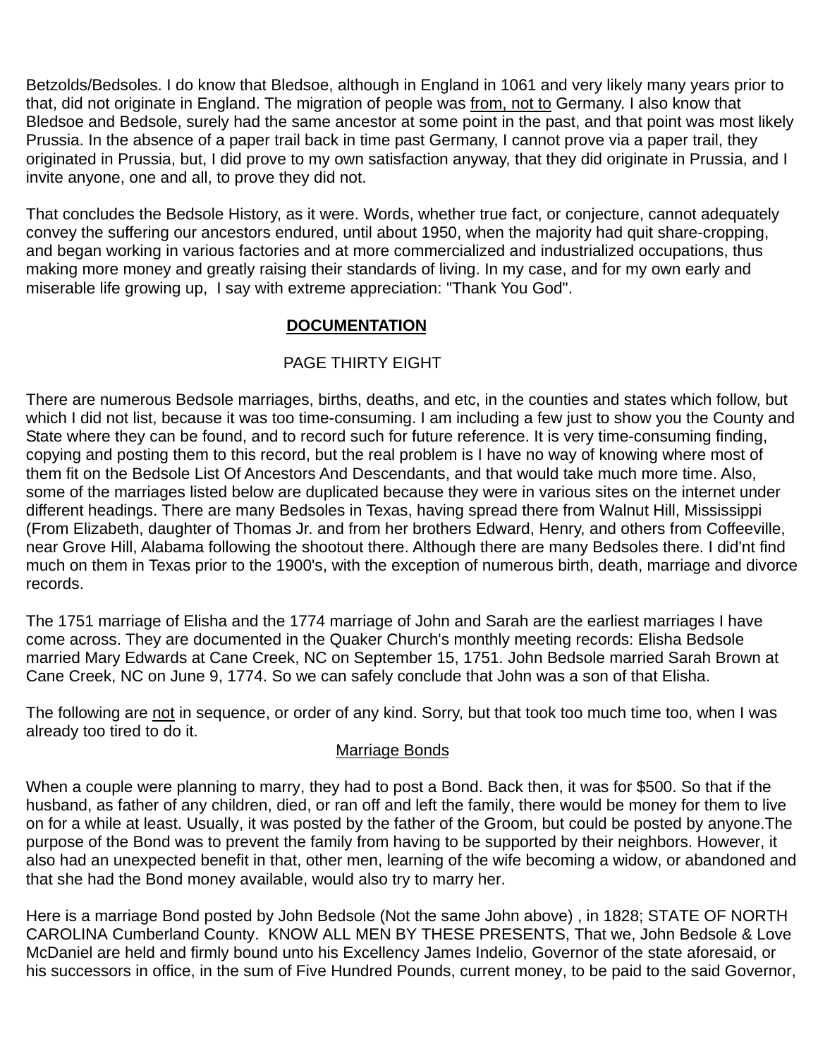Betzolds/Bedsoles. I do know that Bledsoe, although in England in 1061 and very likely many years prior to that, did not originate in England. The migration of people was <u>from, not to</u> Germany. I also know that Bledsoe and Bedsole, surely had the same ancestor at some point in the past, and that point was most likely Prussia. In the absence of a paper trail back in time past Germany, I cannot prove via a paper trail, they originated in Prussia, but, I did prove to my own satisfaction anyway, that they did originate in Prussia, and I invite anyone, one and all, to prove they did not.

That concludes the Bedsole History, as it were. Words, whether true fact, or conjecture, cannot adequately convey the suffering our ancestors endured, until about 1950, when the majority had quit share-cropping, and began working in various factories and at more commercialized and industrialized occupations, thus making more money and greatly raising their standards of living. In my case, and for my own early and miserable life growing up, I say with extreme appreciation: "Thank You God".

## DOCUMENTATION

PAGE THIRTY EIGHT

There are numerous Bedsole marriages, births, deaths, and etc, in the counties and states which follow, but which I did not list, because it was too time-consuming. I am including a few just to show you the County and State where they can be found, and to record such for future reference. It is very time-consuming finding, copying and posting them to this record, but the real problem is I have no way of knowing where most of them fit on the Bedsole List Of Ancestors And Descendants, and that would take much more time. Also, some of the marriages listed below are duplicated because they were in various sites on the internet under different headings. There are many Bedsoles in Texas, having spread there from Walnut Hill, Mississippi (From Elizabeth, daughter of Thomas Jr. and from her brothers Edward, Henry, and others from Coffeeville, near Grove Hill, Alabama following the shootout there. Although there are many Bedsoles there. I did'nt find much on them in Texas prior to the 1900's, with the exception of numerous birth, death, marriage and divorce records.

The 1751 marriage of Elisha and the 1774 marriage of John and Sarah are the earliest marriages I have come across. They are documented in the Quaker Church's monthly meeting records: Elisha Bedsole married Mary Edwards at Cane Creek, NC on September 15, 1751. John Bedsole married Sarah Brown at Cane Creek, NC on June 9, 1774. So we can safely conclude that John was a son of that Elisha.

The following are <u>not</u> in sequence, or order of any kind. Sorry, but that took too much time too, when I was already too tired to do it.

<u>Marriage Bonds</u>

When a couple were planning to marry, they had to post a Bond. Back then, it was for $500. So that if the husband, as father of any children, died, or ran off and left the family, there would be money for them to live on for a while at least. Usually, it was posted by the father of the Groom, but could be posted by anyone.The purpose of the Bond was to prevent the family from having to be supported by their neighbors. However, it also had an unexpected benefit in that, other men, learning of the wife becoming a widow, or abandoned and that she had the Bond money available, would also try to marry her.

Here is a marriage Bond posted by John Bedsole (Not the same John above) , in 1828; STATE OF NORTH CAROLINA Cumberland County. KNOW ALL MEN BY THESE PRESENTS, That we, John Bedsole & Love McDaniel are held and firmly bound unto his Excellency James Indelio, Governor of the state aforesaid, or his successors in office, in the sum of Five Hundred Pounds, current money, to be paid to the said Governor,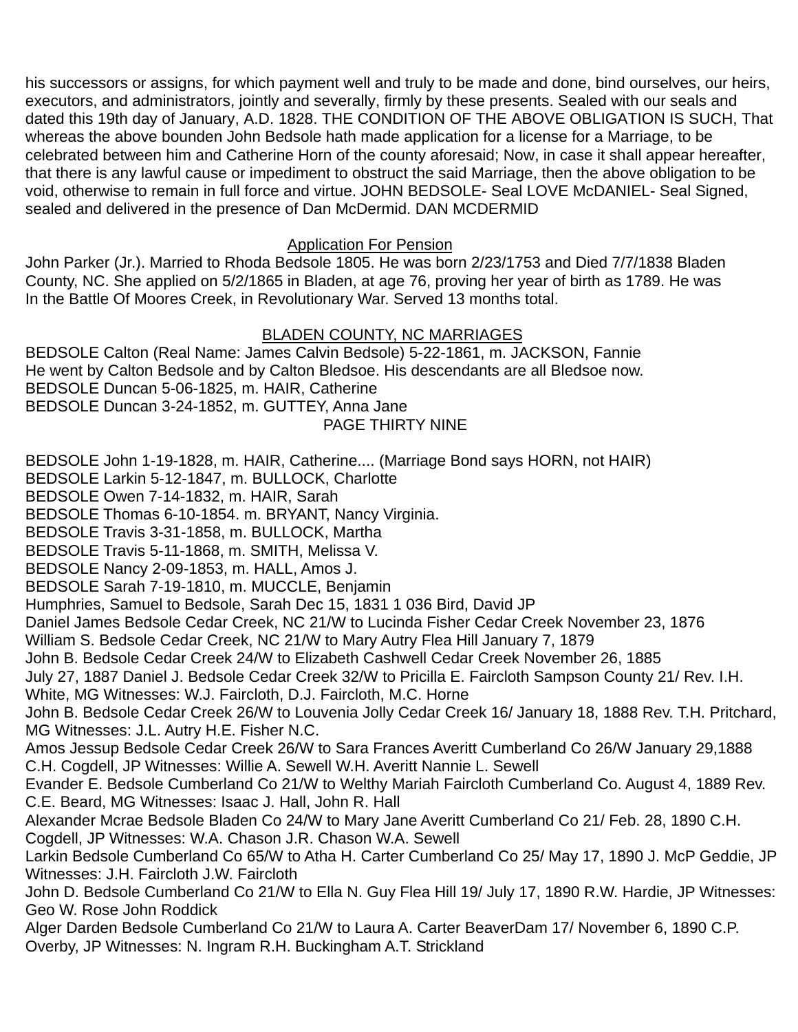his successors or assigns, for which payment well and truly to be made and done, bind ourselves, our heirs, executors, and administrators, jointly and severally, firmly by these presents. Sealed with our seals and dated this 19th day of January, A.D. 1828. THE CONDITION OF THE ABOVE OBLIGATION IS SUCH, That whereas the above bounden John Bedsole hath made application for a license for a Marriage, to be celebrated between him and Catherine Horn of the county aforesaid; Now, in case it shall appear hereafter, that there is any lawful cause or impediment to obstruct the said Marriage, then the above obligation to be void, otherwise to remain in full force and virtue. JOHN BEDSOLE- Seal LOVE McDANIEL- Seal Signed, sealed and delivered in the presence of Dan McDermid. DAN MCDERMID

## Application For Pension

John Parker (Jr.). Married to Rhoda Bedsole 1805. He was born 2/23/1753 and Died 7/7/1838 Bladen County, NC. She applied on 5/2/1865 in Bladen, at age 76, proving her year of birth as 1789. He was In the Battle Of Moores Creek, in Revolutionary War. Served 13 months total.

## BLADEN COUNTY, NC MARRIAGES

BEDSOLE Calton (Real Name: James Calvin Bedsole) 5-22-1861, m. JACKSON, Fannie
He went by Calton Bedsole and by Calton Bledsoe. His descendants are all Bledsoe now.
BEDSOLE Duncan 5-06-1825, m. HAIR, Catherine
BEDSOLE Duncan 3-24-1852, m. GUTTEY, Anna Jane

PAGE THIRTY NINE

BEDSOLE John 1-19-1828, m. HAIR, Catherine.... (Marriage Bond says HORN, not HAIR)
BEDSOLE Larkin 5-12-1847, m. BULLOCK, Charlotte
BEDSOLE Owen 7-14-1832, m. HAIR, Sarah
BEDSOLE Thomas 6-10-1854. m. BRYANT, Nancy Virginia.
BEDSOLE Travis 3-31-1858, m. BULLOCK, Martha
BEDSOLE Travis 5-11-1868, m. SMITH, Melissa V.
BEDSOLE Nancy 2-09-1853, m. HALL, Amos J.
BEDSOLE Sarah 7-19-1810, m. MUCCLE, Benjamin
Humphries, Samuel to Bedsole, Sarah Dec 15, 1831 1 036 Bird, David JP
Daniel James Bedsole Cedar Creek, NC 21/W to Lucinda Fisher Cedar Creek November 23, 1876
William S. Bedsole Cedar Creek, NC 21/W to Mary Autry Flea Hill January 7, 1879
John B. Bedsole Cedar Creek 24/W to Elizabeth Cashwell Cedar Creek November 26, 1885
July 27, 1887 Daniel J. Bedsole Cedar Creek 32/W to Pricilla E. Faircloth Sampson County 21/ Rev. I.H. White, MG Witnesses: W.J. Faircloth, D.J. Faircloth, M.C. Horne
John B. Bedsole Cedar Creek 26/W to Louvenia Jolly Cedar Creek 16/ January 18, 1888 Rev. T.H. Pritchard, MG Witnesses: J.L. Autry H.E. Fisher N.C.
Amos Jessup Bedsole Cedar Creek 26/W to Sara Frances Averitt Cumberland Co 26/W January 29,1888 C.H. Cogdell, JP Witnesses: Willie A. Sewell W.H. Averitt Nannie L. Sewell
Evander E. Bedsole Cumberland Co 21/W to Welthy Mariah Faircloth Cumberland Co. August 4, 1889 Rev. C.E. Beard, MG Witnesses: Isaac J. Hall, John R. Hall
Alexander Mcrae Bedsole Bladen Co 24/W to Mary Jane Averitt Cumberland Co 21/ Feb. 28, 1890 C.H. Cogdell, JP Witnesses: W.A. Chason J.R. Chason W.A. Sewell
Larkin Bedsole Cumberland Co 65/W to Atha H. Carter Cumberland Co 25/ May 17, 1890 J. McP Geddie, JP Witnesses: J.H. Faircloth J.W. Faircloth
John D. Bedsole Cumberland Co 21/W to Ella N. Guy Flea Hill 19/ July 17, 1890 R.W. Hardie, JP Witnesses: Geo W. Rose John Roddick
Alger Darden Bedsole Cumberland Co 21/W to Laura A. Carter BeaverDam 17/ November 6, 1890 C.P. Overby, JP Witnesses: N. Ingram R.H. Buckingham A.T. Strickland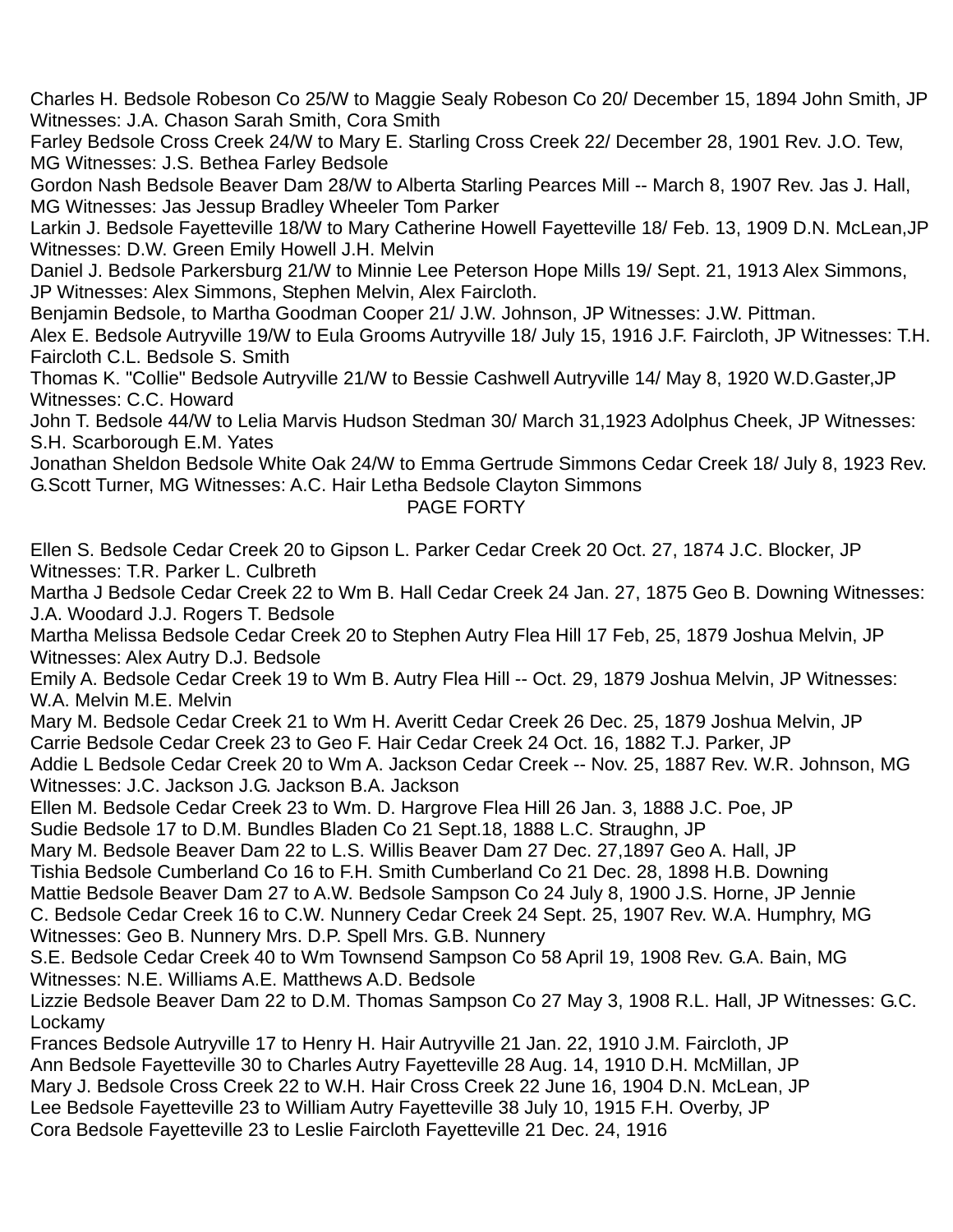Charles H. Bedsole Robeson Co 25/W to Maggie Sealy Robeson Co 20/ December 15, 1894 John Smith, JP Witnesses: J.A. Chason Sarah Smith, Cora Smith

Farley Bedsole Cross Creek 24/W to Mary E. Starling Cross Creek 22/ December 28, 1901 Rev. J.O. Tew, MG Witnesses: J.S. Bethea Farley Bedsole

Gordon Nash Bedsole Beaver Dam 28/W to Alberta Starling Pearces Mill -- March 8, 1907 Rev. Jas J. Hall, MG Witnesses: Jas Jessup Bradley Wheeler Tom Parker

Larkin J. Bedsole Fayetteville 18/W to Mary Catherine Howell Fayetteville 18/ Feb. 13, 1909 D.N. McLean,JP Witnesses: D.W. Green Emily Howell J.H. Melvin

Daniel J. Bedsole Parkersburg 21/W to Minnie Lee Peterson Hope Mills 19/ Sept. 21, 1913 Alex Simmons, JP Witnesses: Alex Simmons, Stephen Melvin, Alex Faircloth.

Benjamin Bedsole, to Martha Goodman Cooper 21/ J.W. Johnson, JP Witnesses: J.W. Pittman.

Alex E. Bedsole Autryville 19/W to Eula Grooms Autryville 18/ July 15, 1916 J.F. Faircloth, JP Witnesses: T.H. Faircloth C.L. Bedsole S. Smith

Thomas K. "Collie" Bedsole Autryville 21/W to Bessie Cashwell Autryville 14/ May 8, 1920 W.D.Gaster,JP Witnesses: C.C. Howard

John T. Bedsole 44/W to Lelia Marvis Hudson Stedman 30/ March 31,1923 Adolphus Cheek, JP Witnesses: S.H. Scarborough E.M. Yates

Jonathan Sheldon Bedsole White Oak 24/W to Emma Gertrude Simmons Cedar Creek 18/ July 8, 1923 Rev. G.Scott Turner, MG Witnesses: A.C. Hair Letha Bedsole Clayton Simmons

PAGE FORTY

Ellen S. Bedsole Cedar Creek 20 to Gipson L. Parker Cedar Creek 20 Oct. 27, 1874 J.C. Blocker, JP Witnesses: T.R. Parker L. Culbreth

Martha J Bedsole Cedar Creek 22 to Wm B. Hall Cedar Creek 24 Jan. 27, 1875 Geo B. Downing Witnesses: J.A. Woodard J.J. Rogers T. Bedsole

Martha Melissa Bedsole Cedar Creek 20 to Stephen Autry Flea Hill 17 Feb, 25, 1879 Joshua Melvin, JP Witnesses: Alex Autry D.J. Bedsole

Emily A. Bedsole Cedar Creek 19 to Wm B. Autry Flea Hill -- Oct. 29, 1879 Joshua Melvin, JP Witnesses: W.A. Melvin M.E. Melvin

Mary M. Bedsole Cedar Creek 21 to Wm H. Averitt Cedar Creek 26 Dec. 25, 1879 Joshua Melvin, JP

Carrie Bedsole Cedar Creek 23 to Geo F. Hair Cedar Creek 24 Oct. 16, 1882 T.J. Parker, JP

Addie L Bedsole Cedar Creek 20 to Wm A. Jackson Cedar Creek -- Nov. 25, 1887 Rev. W.R. Johnson, MG Witnesses: J.C. Jackson J.G. Jackson B.A. Jackson

Ellen M. Bedsole Cedar Creek 23 to Wm. D. Hargrove Flea Hill 26 Jan. 3, 1888 J.C. Poe, JP

Sudie Bedsole 17 to D.M. Bundles Bladen Co 21 Sept.18, 1888 L.C. Straughn, JP

Mary M. Bedsole Beaver Dam 22 to L.S. Willis Beaver Dam 27 Dec. 27,1897 Geo A. Hall, JP

Tishia Bedsole Cumberland Co 16 to F.H. Smith Cumberland Co 21 Dec. 28, 1898 H.B. Downing

Mattie Bedsole Beaver Dam 27 to A.W. Bedsole Sampson Co 24 July 8, 1900 J.S. Horne, JP

Jennie C. Bedsole Cedar Creek 16 to C.W. Nunnery Cedar Creek 24 Sept. 25, 1907 Rev. W.A. Humphry, MG Witnesses: Geo B. Nunnery Mrs. D.P. Spell Mrs. G.B. Nunnery

S.E. Bedsole Cedar Creek 40 to Wm Townsend Sampson Co 58 April 19, 1908 Rev. G.A. Bain, MG Witnesses: N.E. Williams A.E. Matthews A.D. Bedsole

Lizzie Bedsole Beaver Dam 22 to D.M. Thomas Sampson Co 27 May 3, 1908 R.L. Hall, JP Witnesses: G.C. Lockamy

Frances Bedsole Autryville 17 to Henry H. Hair Autryville 21 Jan. 22, 1910 J.M. Faircloth, JP

Ann Bedsole Fayetteville 30 to Charles Autry Fayetteville 28 Aug. 14, 1910 D.H. McMillan, JP

Mary J. Bedsole Cross Creek 22 to W.H. Hair Cross Creek 22 June 16, 1904 D.N. McLean, JP

Lee Bedsole Fayetteville 23 to William Autry Fayetteville 38 July 10, 1915 F.H. Overby, JP

Cora Bedsole Fayetteville 23 to Leslie Faircloth Fayetteville 21 Dec. 24, 1916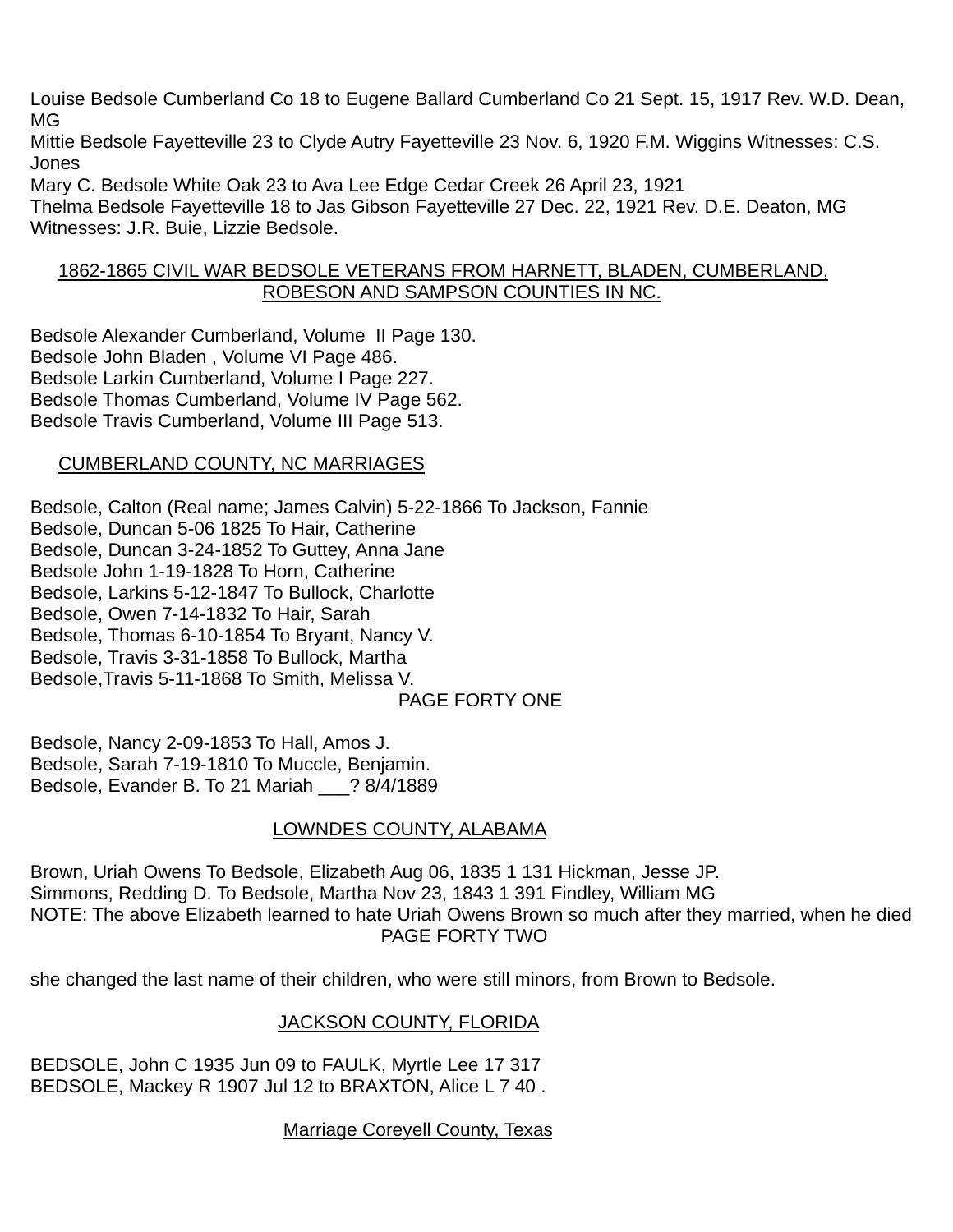Louise Bedsole Cumberland Co 18 to Eugene Ballard Cumberland Co 21 Sept. 15, 1917 Rev. W.D. Dean, MG
Mittie Bedsole Fayetteville 23 to Clyde Autry Fayetteville 23 Nov. 6, 1920 F.M. Wiggins Witnesses: C.S. Jones
Mary C. Bedsole White Oak 23 to Ava Lee Edge Cedar Creek 26 April 23, 1921
Thelma Bedsole Fayetteville 18 to Jas Gibson Fayetteville 27 Dec. 22, 1921 Rev. D.E. Deaton, MG Witnesses: J.R. Buie, Lizzie Bedsole.

## 1862-1865 CIVIL WAR BEDSOLE VETERANS FROM HARNETT, BLADEN, CUMBERLAND, ROBESON AND SAMPSON COUNTIES IN NC.

Bedsole Alexander Cumberland, Volume II Page 130.
Bedsole John Bladen , Volume VI Page 486.
Bedsole Larkin Cumberland, Volume I Page 227.
Bedsole Thomas Cumberland, Volume IV Page 562.
Bedsole Travis Cumberland, Volume III Page 513.

## CUMBERLAND COUNTY, NC MARRIAGES

Bedsole, Calton (Real name; James Calvin) 5-22-1866 To Jackson, Fannie
Bedsole, Duncan 5-06 1825 To Hair, Catherine
Bedsole, Duncan 3-24-1852 To Guttey, Anna Jane
Bedsole John 1-19-1828 To Horn, Catherine
Bedsole, Larkins 5-12-1847 To Bullock, Charlotte
Bedsole, Owen 7-14-1832 To Hair, Sarah
Bedsole, Thomas 6-10-1854 To Bryant, Nancy V.
Bedsole, Travis 3-31-1858 To Bullock, Martha
Bedsole,Travis 5-11-1868 To Smith, Melissa V.

Bedsole, Nancy 2-09-1853 To Hall, Amos J.
Bedsole, Sarah 7-19-1810 To Muccle, Benjamin.
Bedsole, Evander B. To 21 Mariah ___? 8/4/1889

## LOWNDES COUNTY, ALABAMA

Brown, Uriah Owens To Bedsole, Elizabeth Aug 06, 1835 1 131 Hickman, Jesse JP.
Simmons, Redding D. To Bedsole, Martha Nov 23, 1843 1 391 Findley, William MG
NOTE: The above Elizabeth learned to hate Uriah Owens Brown so much after they married, when he died she changed the last name of their children, who were still minors, from Brown to Bedsole.

## JACKSON COUNTY, FLORIDA

BEDSOLE, John C 1935 Jun 09 to FAULK, Myrtle Lee 17 317
BEDSOLE, Mackey R 1907 Jul 12 to BRAXTON, Alice L 7 40 .

## Marriage Coreyell County, Texas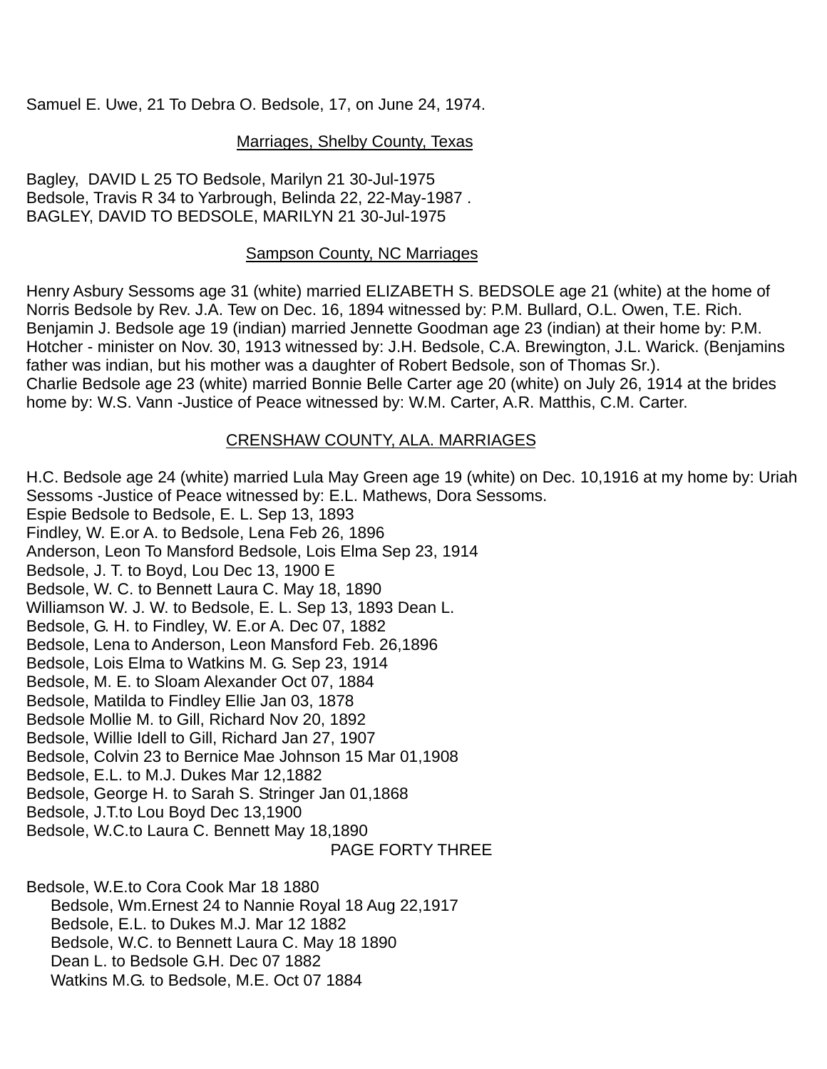Samuel E. Uwe, 21 To Debra O. Bedsole, 17, on June 24, 1974.

## Marriages, Shelby County, Texas

Bagley, DAVID L 25 TO Bedsole, Marilyn 21 30-Jul-1975
Bedsole, Travis R 34 to Yarbrough, Belinda 22, 22-May-1987 .
BAGLEY, DAVID TO BEDSOLE, MARILYN 21 30-Jul-1975

## Sampson County, NC Marriages

Henry Asbury Sessoms age 31 (white) married ELIZABETH S. BEDSOLE age 21 (white) at the home of Norris Bedsole by Rev. J.A. Tew on Dec. 16, 1894 witnessed by: P.M. Bullard, O.L. Owen, T.E. Rich.
Benjamin J. Bedsole age 19 (indian) married Jennette Goodman age 23 (indian) at their home by: P.M. Hotcher - minister on Nov. 30, 1913 witnessed by: J.H. Bedsole, C.A. Brewington, J.L. Warick. (Benjamins father was indian, but his mother was a daughter of Robert Bedsole, son of Thomas Sr.).
Charlie Bedsole age 23 (white) married Bonnie Belle Carter age 20 (white) on July 26, 1914 at the brides home by: W.S. Vann -Justice of Peace witnessed by: W.M. Carter, A.R. Matthis, C.M. Carter.

## CRENSHAW COUNTY, ALA. MARRIAGES

H.C. Bedsole age 24 (white) married Lula May Green age 19 (white) on Dec. 10,1916 at my home by: Uriah Sessoms -Justice of Peace witnessed by: E.L. Mathews, Dora Sessoms.
Espie Bedsole to Bedsole, E. L. Sep 13, 1893
Findley, W. E.or A. to Bedsole, Lena Feb 26, 1896
Anderson, Leon To Mansford Bedsole, Lois Elma Sep 23, 1914
Bedsole, J. T. to Boyd, Lou Dec 13, 1900 E
Bedsole, W. C. to Bennett Laura C. May 18, 1890
Williamson W. J. W. to Bedsole, E. L. Sep 13, 1893 Dean L.
Bedsole, G. H. to Findley, W. E.or A. Dec 07, 1882
Bedsole, Lena to Anderson, Leon Mansford Feb. 26,1896
Bedsole, Lois Elma to Watkins M. G. Sep 23, 1914
Bedsole, M. E. to Sloam Alexander Oct 07, 1884
Bedsole, Matilda to Findley Ellie Jan 03, 1878
Bedsole Mollie M. to Gill, Richard Nov 20, 1892
Bedsole, Willie Idell to Gill, Richard Jan 27, 1907
Bedsole, Colvin 23 to Bernice Mae Johnson 15 Mar 01,1908
Bedsole, E.L. to M.J. Dukes Mar 12,1882
Bedsole, George H. to Sarah S. Stringer Jan 01,1868
Bedsole, J.T.to Lou Boyd Dec 13,1900
Bedsole, W.C.to Laura C. Bennett May 18,1890

Bedsole, W.E.to Cora Cook Mar 18 1880
Bedsole, Wm.Ernest 24 to Nannie Royal 18 Aug 22,1917
Bedsole, E.L. to Dukes M.J. Mar 12 1882
Bedsole, W.C. to Bennett Laura C. May 18 1890
Dean L. to Bedsole G.H. Dec 07 1882
Watkins M.G. to Bedsole, M.E. Oct 07 1884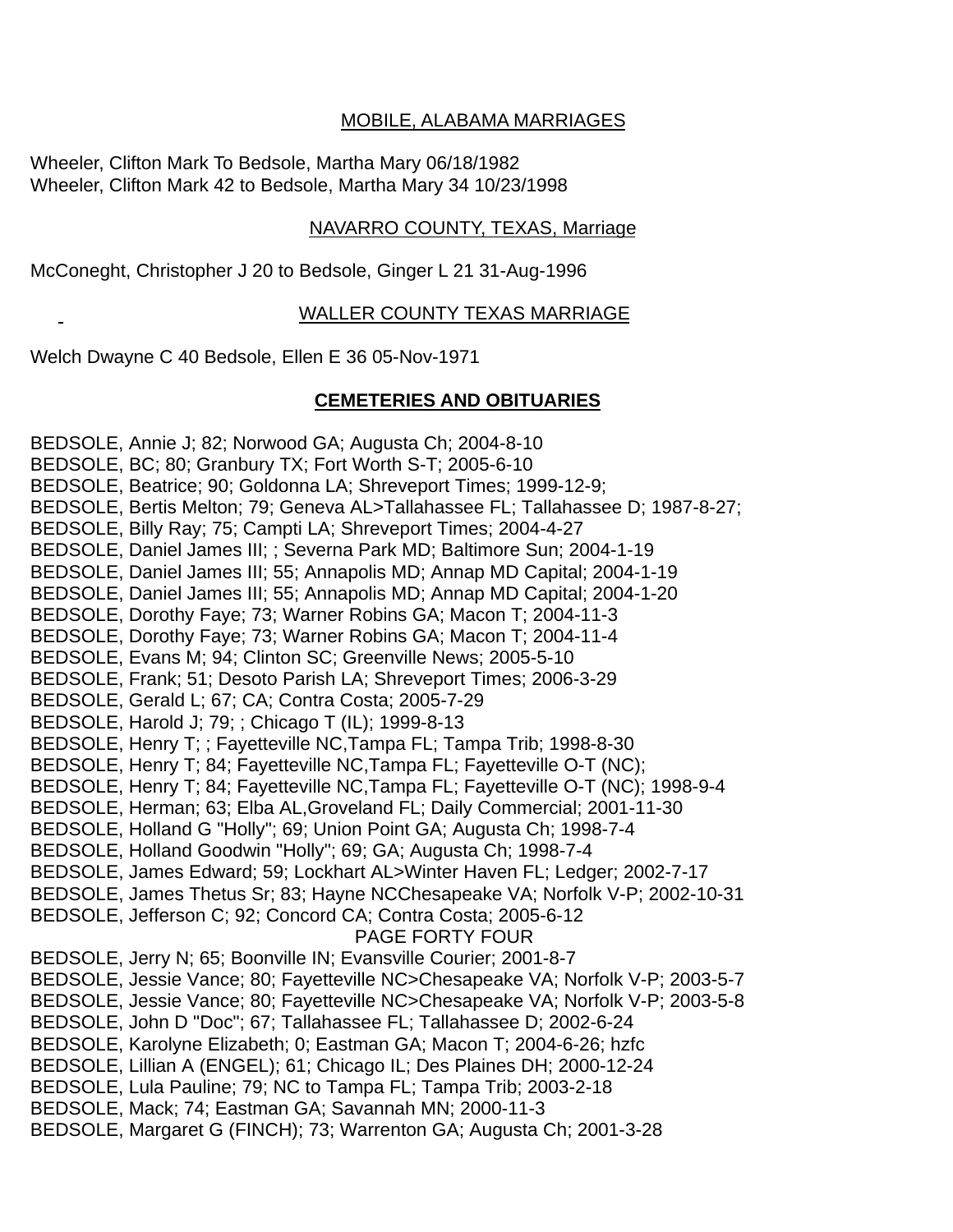## MOBILE, ALABAMA MARRIAGES

Wheeler, Clifton Mark To Bedsole, Martha Mary 06/18/1982
Wheeler, Clifton Mark 42 to Bedsole, Martha Mary 34 10/23/1998

## NAVARRO COUNTY, TEXAS, Marriage

McConeght, Christopher J 20 to Bedsole, Ginger L 21 31-Aug-1996

## WALLER COUNTY TEXAS MARRIAGE

Welch Dwayne C 40 Bedsole, Ellen E 36 05-Nov-1971

## CEMETERIES AND OBITUARIES

BEDSOLE, Annie J; 82; Norwood GA; Augusta Ch; 2004-8-10
BEDSOLE, BC; 80; Granbury TX; Fort Worth S-T; 2005-6-10
BEDSOLE, Beatrice; 90; Goldonna LA; Shreveport Times; 1999-12-9;
BEDSOLE, Bertis Melton; 79; Geneva AL>Tallahassee FL; Tallahassee D; 1987-8-27;
BEDSOLE, Billy Ray; 75; Campti LA; Shreveport Times; 2004-4-27
BEDSOLE, Daniel James III; ; Severna Park MD; Baltimore Sun; 2004-1-19
BEDSOLE, Daniel James III; 55; Annapolis MD; Annap MD Capital; 2004-1-19
BEDSOLE, Daniel James III; 55; Annapolis MD; Annap MD Capital; 2004-1-20
BEDSOLE, Dorothy Faye; 73; Warner Robins GA; Macon T; 2004-11-3
BEDSOLE, Dorothy Faye; 73; Warner Robins GA; Macon T; 2004-11-4
BEDSOLE, Evans M; 94; Clinton SC; Greenville News; 2005-5-10
BEDSOLE, Frank; 51; Desoto Parish LA; Shreveport Times; 2006-3-29
BEDSOLE, Gerald L; 67; CA; Contra Costa; 2005-7-29
BEDSOLE, Harold J; 79; ; Chicago T (IL); 1999-8-13
BEDSOLE, Henry T; ; Fayetteville NC,Tampa FL; Tampa Trib; 1998-8-30
BEDSOLE, Henry T; 84; Fayetteville NC,Tampa FL; Fayetteville O-T (NC);
BEDSOLE, Henry T; 84; Fayetteville NC,Tampa FL; Fayetteville O-T (NC); 1998-9-4
BEDSOLE, Herman; 63; Elba AL,Groveland FL; Daily Commercial; 2001-11-30
BEDSOLE, Holland G "Holly"; 69; Union Point GA; Augusta Ch; 1998-7-4
BEDSOLE, Holland Goodwin "Holly"; 69; GA; Augusta Ch; 1998-7-4
BEDSOLE, James Edward; 59; Lockhart AL>Winter Haven FL; Ledger; 2002-7-17
BEDSOLE, James Thetus Sr; 83; Hayne NCChesapeake VA; Norfolk V-P; 2002-10-31
BEDSOLE, Jefferson C; 92; Concord CA; Contra Costa; 2005-6-12

PAGE FORTY FOUR

BEDSOLE, Jerry N; 65; Boonville IN; Evansville Courier; 2001-8-7
BEDSOLE, Jessie Vance; 80; Fayetteville NC>Chesapeake VA; Norfolk V-P; 2003-5-7
BEDSOLE, Jessie Vance; 80; Fayetteville NC>Chesapeake VA; Norfolk V-P; 2003-5-8
BEDSOLE, John D "Doc"; 67; Tallahassee FL; Tallahassee D; 2002-6-24
BEDSOLE, Karolyne Elizabeth; 0; Eastman GA; Macon T; 2004-6-26; hzfc
BEDSOLE, Lillian A (ENGEL); 61; Chicago IL; Des Plaines DH; 2000-12-24
BEDSOLE, Lula Pauline; 79; NC to Tampa FL; Tampa Trib; 2003-2-18
BEDSOLE, Mack; 74; Eastman GA; Savannah MN; 2000-11-3
BEDSOLE, Margaret G (FINCH); 73; Warrenton GA; Augusta Ch; 2001-3-28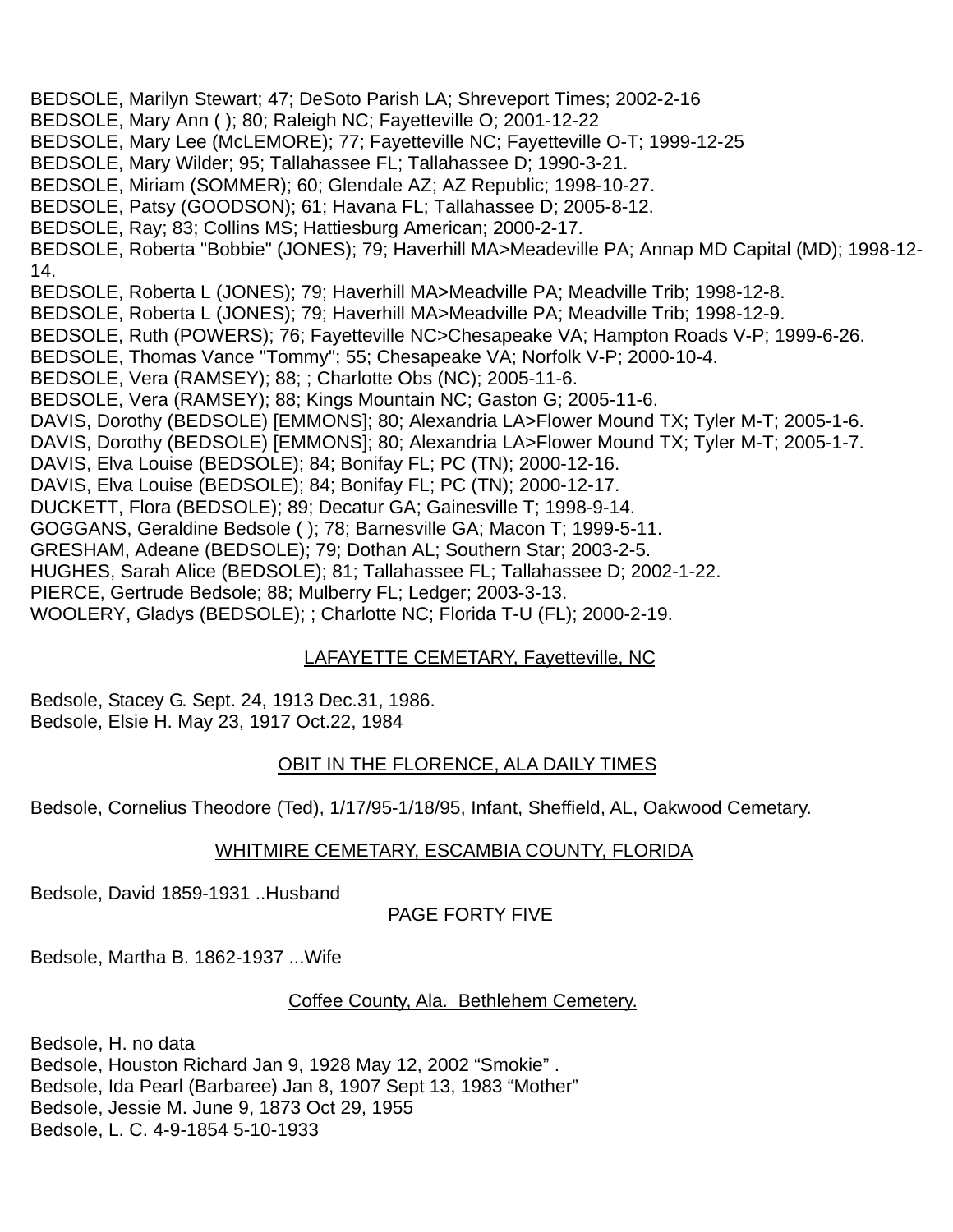BEDSOLE, Marilyn Stewart; 47; DeSoto Parish LA; Shreveport Times; 2002-2-16
BEDSOLE, Mary Ann ( ); 80; Raleigh NC; Fayetteville O; 2001-12-22
BEDSOLE, Mary Lee (McLEMORE); 77; Fayetteville NC; Fayetteville O-T; 1999-12-25
BEDSOLE, Mary Wilder; 95; Tallahassee FL; Tallahassee D; 1990-3-21.
BEDSOLE, Miriam (SOMMER); 60; Glendale AZ; AZ Republic; 1998-10-27.
BEDSOLE, Patsy (GOODSON); 61; Havana FL; Tallahassee D; 2005-8-12.
BEDSOLE, Ray; 83; Collins MS; Hattiesburg American; 2000-2-17.
BEDSOLE, Roberta "Bobbie" (JONES); 79; Haverhill MA>Meadeville PA; Annap MD Capital (MD); 1998-12-14.
BEDSOLE, Roberta L (JONES); 79; Haverhill MA>Meadville PA; Meadville Trib; 1998-12-8.
BEDSOLE, Roberta L (JONES); 79; Haverhill MA>Meadville PA; Meadville Trib; 1998-12-9.
BEDSOLE, Ruth (POWERS); 76; Fayetteville NC>Chesapeake VA; Hampton Roads V-P; 1999-6-26.
BEDSOLE, Thomas Vance "Tommy"; 55; Chesapeake VA; Norfolk V-P; 2000-10-4.
BEDSOLE, Vera (RAMSEY); 88; ; Charlotte Obs (NC); 2005-11-6.
BEDSOLE, Vera (RAMSEY); 88; Kings Mountain NC; Gaston G; 2005-11-6.
DAVIS, Dorothy (BEDSOLE) [EMMONS]; 80; Alexandria LA>Flower Mound TX; Tyler M-T; 2005-1-6.
DAVIS, Dorothy (BEDSOLE) [EMMONS]; 80; Alexandria LA>Flower Mound TX; Tyler M-T; 2005-1-7.
DAVIS, Elva Louise (BEDSOLE); 84; Bonifay FL; PC (TN); 2000-12-16.
DAVIS, Elva Louise (BEDSOLE); 84; Bonifay FL; PC (TN); 2000-12-17.
DUCKETT, Flora (BEDSOLE); 89; Decatur GA; Gainesville T; 1998-9-14.
GOGGANS, Geraldine Bedsole ( ); 78; Barnesville GA; Macon T; 1999-5-11.
GRESHAM, Adeane (BEDSOLE); 79; Dothan AL; Southern Star; 2003-2-5.
HUGHES, Sarah Alice (BEDSOLE); 81; Tallahassee FL; Tallahassee D; 2002-1-22.
PIERCE, Gertrude Bedsole; 88; Mulberry FL; Ledger; 2003-3-13.
WOOLERY, Gladys (BEDSOLE); ; Charlotte NC; Florida T-U (FL); 2000-2-19.

LAFAYETTE CEMETARY, Fayetteville, NC

Bedsole, Stacey G. Sept. 24, 1913 Dec.31, 1986.
Bedsole, Elsie H. May 23, 1917 Oct.22, 1984

OBIT IN THE FLORENCE, ALA DAILY TIMES

Bedsole, Cornelius Theodore (Ted), 1/17/95-1/18/95, Infant, Sheffield, AL, Oakwood Cemetary.

WHITMIRE CEMETARY, ESCAMBIA COUNTY, FLORIDA

Bedsole, David 1859-1931 ..Husband

Bedsole, Martha B. 1862-1937 ...Wife

Coffee County, Ala. Bethlehem Cemetery.

Bedsole, H. no data
Bedsole, Houston Richard Jan 9, 1928 May 12, 2002 "Smokie" .
Bedsole, Ida Pearl (Barbaree) Jan 8, 1907 Sept 13, 1983 "Mother"
Bedsole, Jessie M. June 9, 1873 Oct 29, 1955
Bedsole, L. C. 4-9-1854 5-10-1933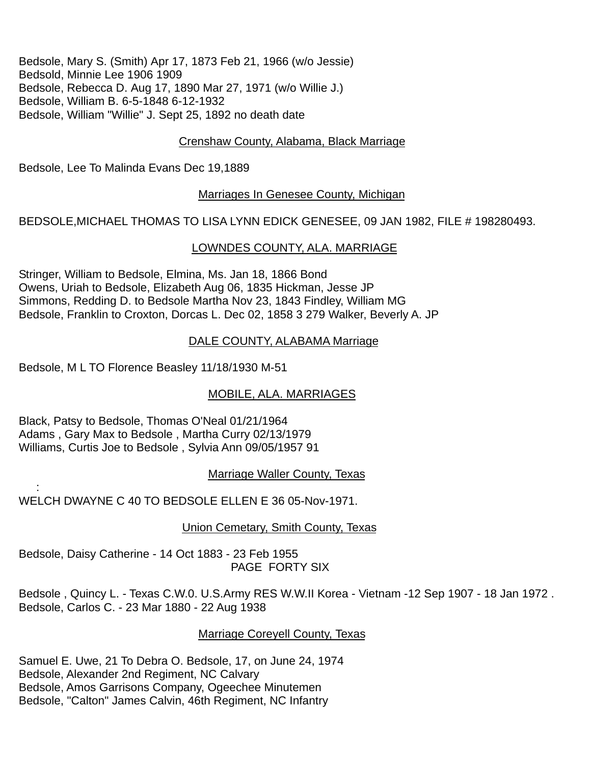Bedsole, Mary S. (Smith) Apr 17, 1873 Feb 21, 1966 (w/o Jessie)
Bedsold, Minnie Lee 1906 1909
Bedsole, Rebecca D. Aug 17, 1890 Mar 27, 1971 (w/o Willie J.)
Bedsole, William B. 6-5-1848 6-12-1932
Bedsole, William "Willie" J. Sept 25, 1892 no death date

<u>Crenshaw County, Alabama, Black Marriage</u>

Bedsole, Lee To Malinda Evans Dec 19,1889

<u>Marriages In Genesee County, Michigan</u>

BEDSOLE,MICHAEL THOMAS TO LISA LYNN EDICK GENESEE, 09 JAN 1982, FILE # 198280493.

<u>LOWNDES COUNTY, ALA. MARRIAGE</u>

Stringer, William to Bedsole, Elmina, Ms. Jan 18, 1866 Bond
Owens, Uriah to Bedsole, Elizabeth Aug 06, 1835 Hickman, Jesse JP
Simmons, Redding D. to Bedsole Martha Nov 23, 1843 Findley, William MG
Bedsole, Franklin to Croxton, Dorcas L. Dec 02, 1858 3 279 Walker, Beverly A. JP

<u>DALE COUNTY, ALABAMA Marriage</u>

Bedsole, M L TO Florence Beasley 11/18/1930 M-51

<u>MOBILE, ALA. MARRIAGES</u>

Black, Patsy to Bedsole, Thomas O'Neal 01/21/1964
Adams , Gary Max to Bedsole , Martha Curry 02/13/1979
Williams, Curtis Joe to Bedsole , Sylvia Ann 09/05/1957 91

<u>Marriage Waller County, Texas</u>

:
WELCH DWAYNE C 40 TO BEDSOLE ELLEN E 36 05-Nov-1971.

<u>Union Cemetary, Smith County, Texas</u>

Bedsole, Daisy Catherine - 14 Oct 1883 - 23 Feb 1955

PAGE FORTY SIX

Bedsole , Quincy L. - Texas C.W.0. U.S.Army RES W.W.II Korea - Vietnam -12 Sep 1907 - 18 Jan 1972 .
Bedsole, Carlos C. - 23 Mar 1880 - 22 Aug 1938

<u>Marriage Coreyell County, Texas</u>

Samuel E. Uwe, 21 To Debra O. Bedsole, 17, on June 24, 1974
Bedsole, Alexander 2nd Regiment, NC Calvary
Bedsole, Amos Garrisons Company, Ogeechee Minutemen
Bedsole, "Calton" James Calvin, 46th Regiment, NC Infantry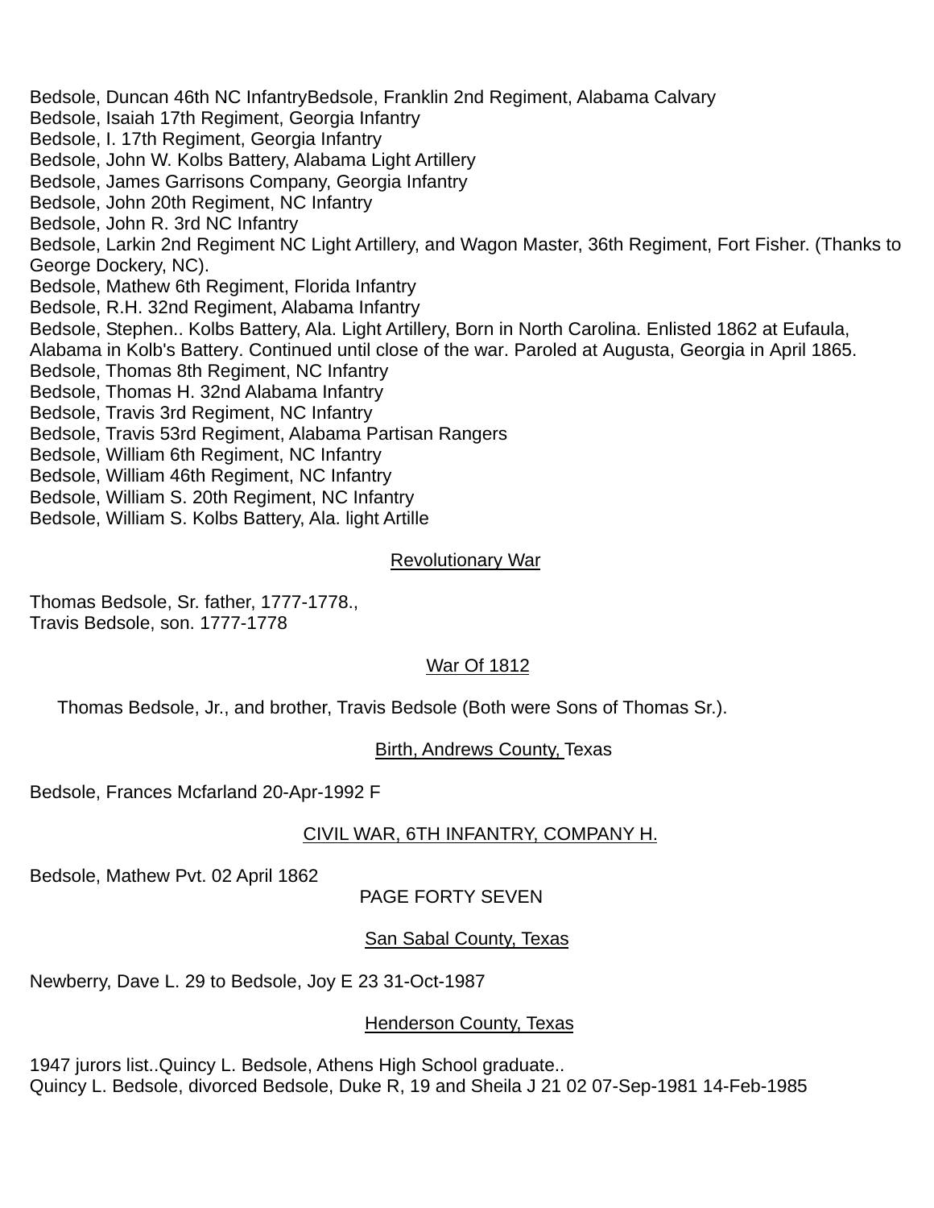Bedsole, Duncan 46th NC InfantryBedsole, Franklin 2nd Regiment, Alabama Calvary
Bedsole, Isaiah 17th Regiment, Georgia Infantry
Bedsole, I. 17th Regiment, Georgia Infantry
Bedsole, John W. Kolbs Battery, Alabama Light Artillery
Bedsole, James Garrisons Company, Georgia Infantry
Bedsole, John 20th Regiment, NC Infantry
Bedsole, John R. 3rd NC Infantry
Bedsole, Larkin 2nd Regiment NC Light Artillery, and Wagon Master, 36th Regiment, Fort Fisher. (Thanks to George Dockery, NC).
Bedsole, Mathew 6th Regiment, Florida Infantry
Bedsole, R.H. 32nd Regiment, Alabama Infantry
Bedsole, Stephen.. Kolbs Battery, Ala. Light Artillery, Born in North Carolina. Enlisted 1862 at Eufaula, Alabama in Kolb's Battery. Continued until close of the war. Paroled at Augusta, Georgia in April 1865.
Bedsole, Thomas 8th Regiment, NC Infantry
Bedsole, Thomas H. 32nd Alabama Infantry
Bedsole, Travis 3rd Regiment, NC Infantry
Bedsole, Travis 53rd Regiment, Alabama Partisan Rangers
Bedsole, William 6th Regiment, NC Infantry
Bedsole, William 46th Regiment, NC Infantry
Bedsole, William S. 20th Regiment, NC Infantry
Bedsole, William S. Kolbs Battery, Ala. light Artille

## Revolutionary War

Thomas Bedsole, Sr. father, 1777-1778.,
Travis Bedsole, son. 1777-1778

## War Of 1812

Thomas Bedsole, Jr., and brother, Travis Bedsole (Both were Sons of Thomas Sr.).

## Birth, Andrews County, Texas

Bedsole, Frances Mcfarland 20-Apr-1992 F

## CIVIL WAR, 6TH INFANTRY, COMPANY H.

Bedsole, Mathew Pvt. 02 April 1862

PAGE FORTY SEVEN

## San Sabal County, Texas

Newberry, Dave L. 29 to Bedsole, Joy E 23 31-Oct-1987

## Henderson County, Texas

1947 jurors list..Quincy L. Bedsole, Athens High School graduate..
Quincy L. Bedsole, divorced Bedsole, Duke R, 19 and Sheila J 21 02 07-Sep-1981 14-Feb-1985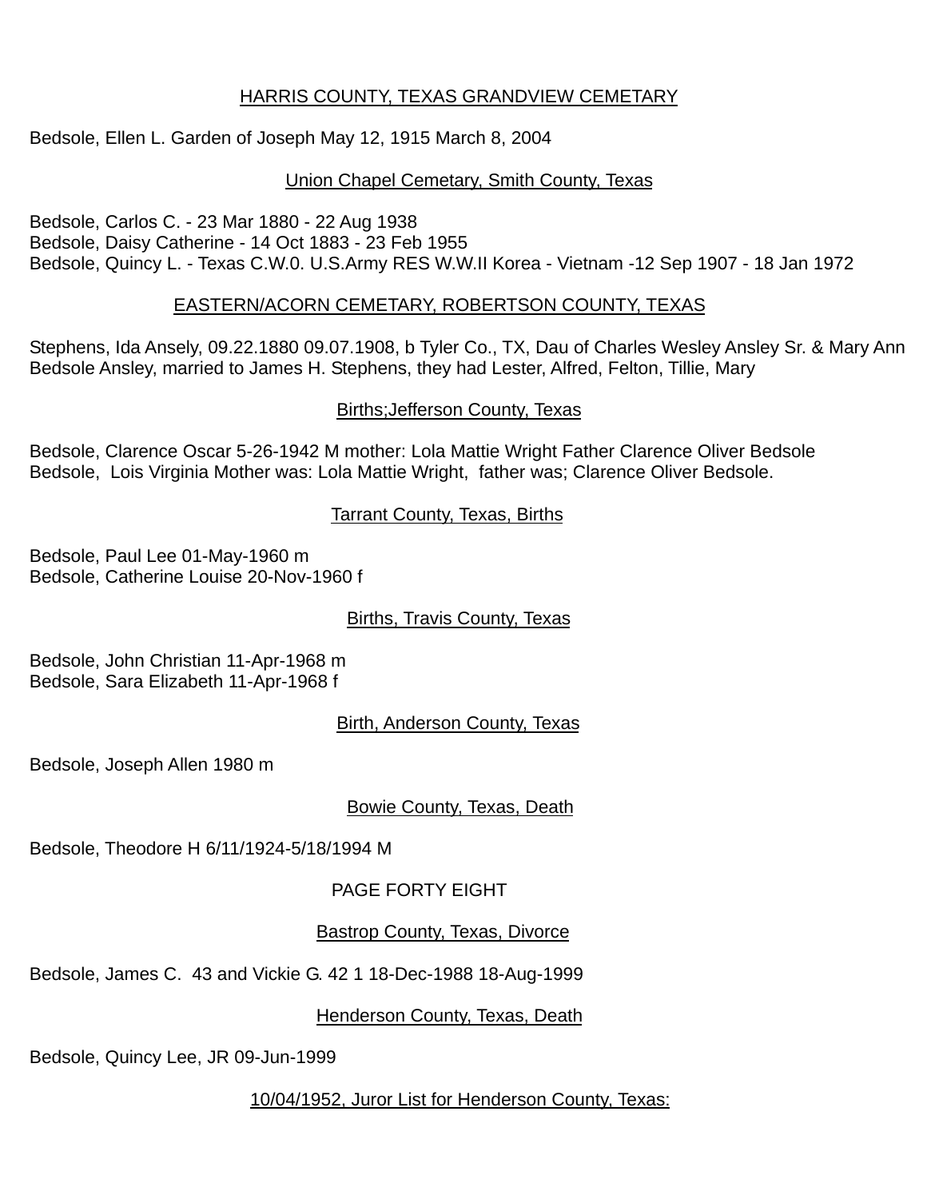## HARRIS COUNTY, TEXAS GRANDVIEW CEMETARY

Bedsole, Ellen L. Garden of Joseph May 12, 1915 March 8, 2004

## Union Chapel Cemetary, Smith County, Texas

Bedsole, Carlos C. - 23 Mar 1880 - 22 Aug 1938
Bedsole, Daisy Catherine - 14 Oct 1883 - 23 Feb 1955
Bedsole, Quincy L. - Texas C.W.0. U.S.Army RES W.W.II Korea - Vietnam -12 Sep 1907 - 18 Jan 1972

## EASTERN/ACORN CEMETARY, ROBERTSON COUNTY, TEXAS

Stephens, Ida Ansely, 09.22.1880 09.07.1908, b Tyler Co., TX, Dau of Charles Wesley Ansley Sr. & Mary Ann Bedsole Ansley, married to James H. Stephens, they had Lester, Alfred, Felton, Tillie, Mary

## Births;Jefferson County, Texas

Bedsole, Clarence Oscar 5-26-1942 M mother: Lola Mattie Wright Father Clarence Oliver Bedsole
Bedsole, Lois Virginia Mother was: Lola Mattie Wright, father was; Clarence Oliver Bedsole.

## Tarrant County, Texas, Births

Bedsole, Paul Lee 01-May-1960 m
Bedsole, Catherine Louise 20-Nov-1960 f

## Births, Travis County, Texas

Bedsole, John Christian 11-Apr-1968 m
Bedsole, Sara Elizabeth 11-Apr-1968 f

## Birth, Anderson County, Texas

Bedsole, Joseph Allen 1980 m

## Bowie County, Texas, Death

Bedsole, Theodore H 6/11/1924-5/18/1994 M

PAGE FORTY EIGHT

## Bastrop County, Texas, Divorce

Bedsole, James C. 43 and Vickie G. 42 1 18-Dec-1988 18-Aug-1999

## Henderson County, Texas, Death

Bedsole, Quincy Lee, JR 09-Jun-1999

## 10/04/1952, Juror List for Henderson County, Texas: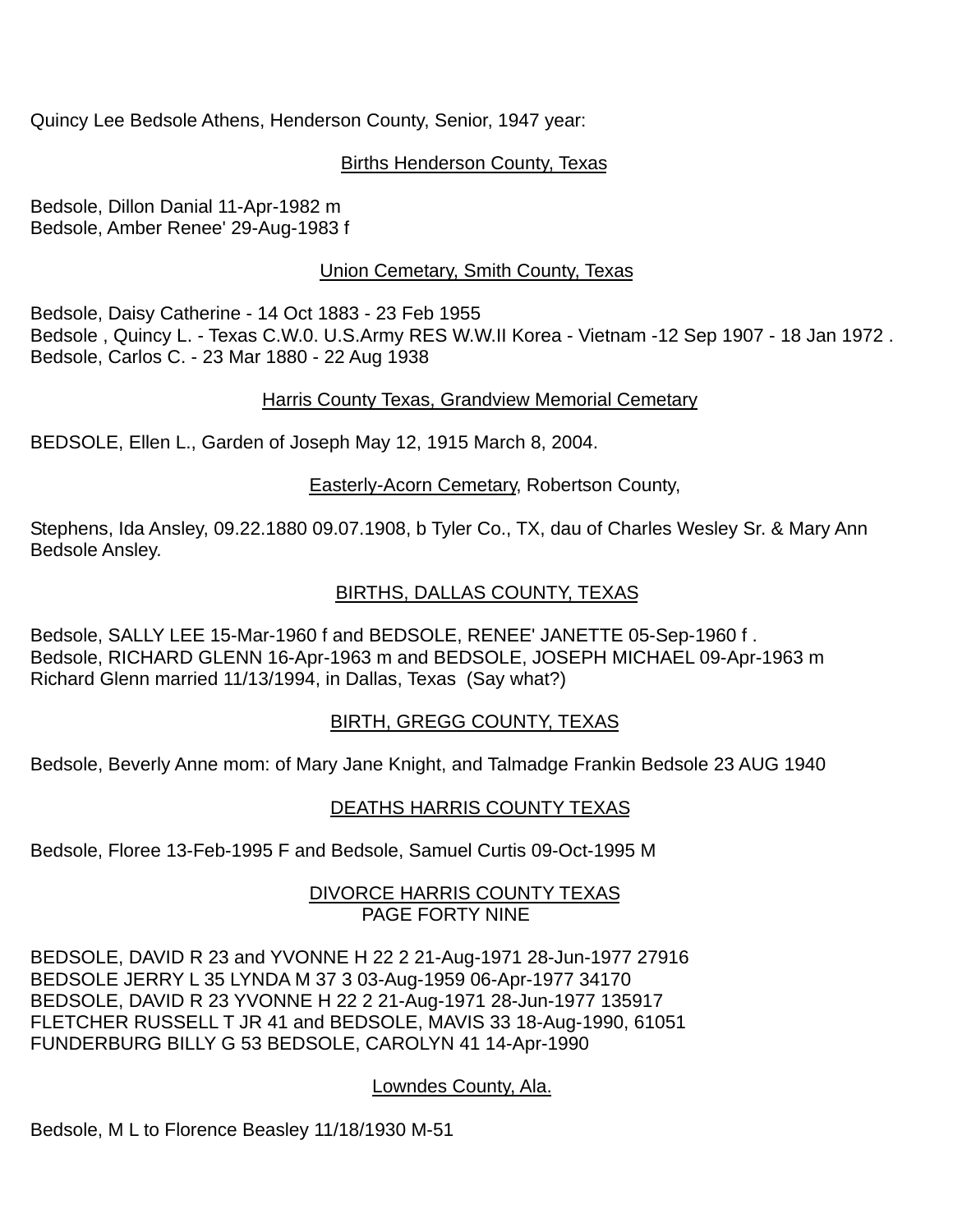Quincy Lee Bedsole Athens, Henderson County, Senior, 1947 year:

<u>Births Henderson County, Texas</u>

Bedsole, Dillon Danial 11-Apr-1982 m
Bedsole, Amber Renee' 29-Aug-1983 f

<u>Union Cemetary, Smith County, Texas</u>

Bedsole, Daisy Catherine - 14 Oct 1883 - 23 Feb 1955
Bedsole , Quincy L. - Texas C.W.0. U.S.Army RES W.W.II Korea - Vietnam -12 Sep 1907 - 18 Jan 1972 .
Bedsole, Carlos C. - 23 Mar 1880 - 22 Aug 1938

<u>Harris County Texas, Grandview Memorial Cemetary</u>

BEDSOLE, Ellen L., Garden of Joseph May 12, 1915 March 8, 2004.

<u>Easterly-Acorn Cemetary</u>, Robertson County,

Stephens, Ida Ansley, 09.22.1880 09.07.1908, b Tyler Co., TX, dau of Charles Wesley Sr. & Mary Ann Bedsole Ansley.

<u>BIRTHS, DALLAS COUNTY, TEXAS</u>

Bedsole, SALLY LEE 15-Mar-1960 f and BEDSOLE, RENEE' JANETTE 05-Sep-1960 f .
Bedsole, RICHARD GLENN 16-Apr-1963 m and BEDSOLE, JOSEPH MICHAEL 09-Apr-1963 m
Richard Glenn married 11/13/1994, in Dallas, Texas (Say what?)

<u>BIRTH, GREGG COUNTY, TEXAS</u>

Bedsole, Beverly Anne mom: of Mary Jane Knight, and Talmadge Frankin Bedsole 23 AUG 1940

<u>DEATHS HARRIS COUNTY TEXAS</u>

Bedsole, Floree 13-Feb-1995 F and Bedsole, Samuel Curtis 09-Oct-1995 M

<u>DIVORCE HARRIS COUNTY TEXAS</u>
PAGE FORTY NINE

BEDSOLE, DAVID R 23 and YVONNE H 22 2 21-Aug-1971 28-Jun-1977 27916
BEDSOLE JERRY L 35 LYNDA M 37 3 03-Aug-1959 06-Apr-1977 34170
BEDSOLE, DAVID R 23 YVONNE H 22 2 21-Aug-1971 28-Jun-1977 135917
FLETCHER RUSSELL T JR 41 and BEDSOLE, MAVIS 33 18-Aug-1990, 61051
FUNDERBURG BILLY G 53 BEDSOLE, CAROLYN 41 14-Apr-1990

<u>Lowndes County, Ala.</u>

Bedsole, M L to Florence Beasley 11/18/1930 M-51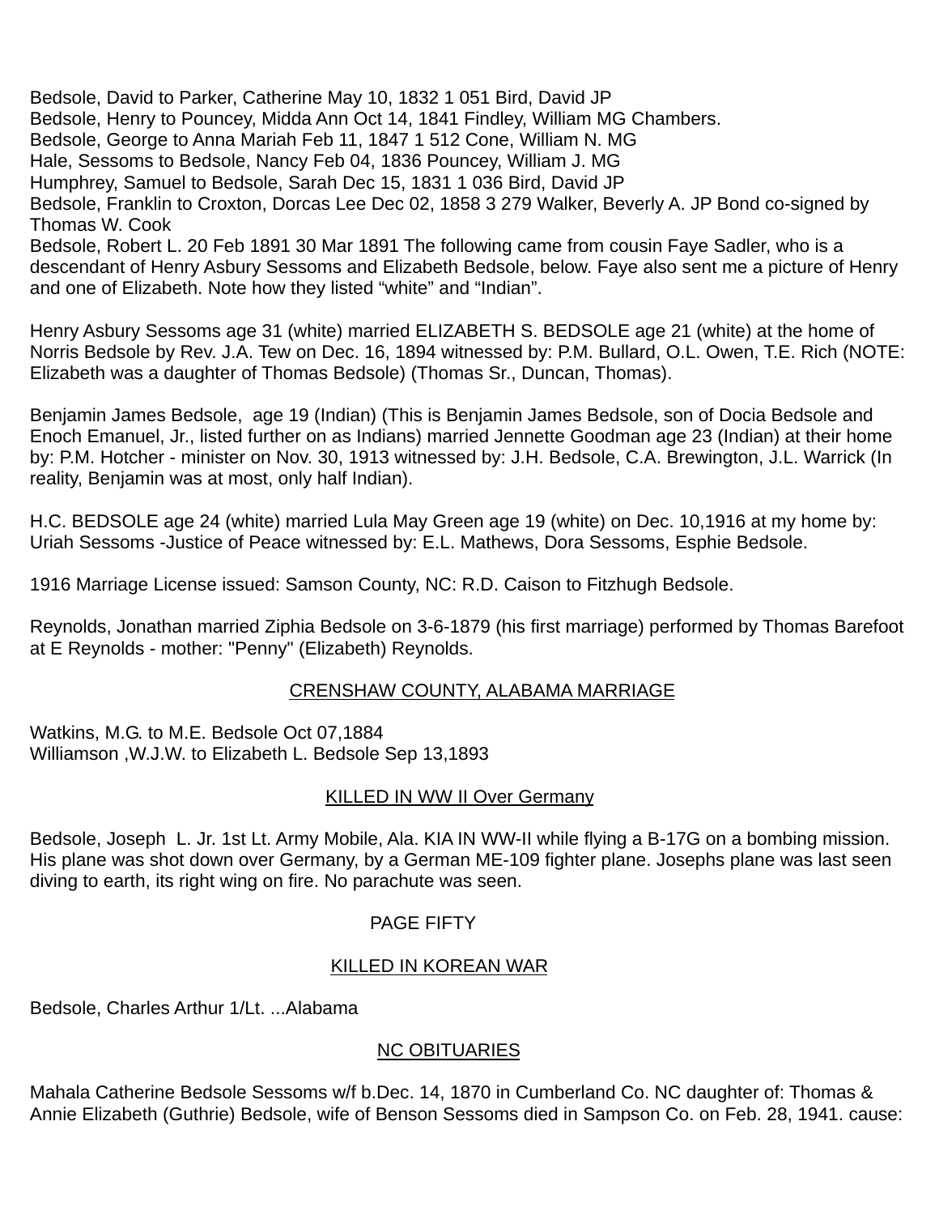Bedsole, David to Parker, Catherine May 10, 1832 1 051 Bird, David JP
Bedsole, Henry to Pouncey, Midda Ann Oct 14, 1841 Findley, William MG Chambers.
Bedsole, George to Anna Mariah Feb 11, 1847 1 512 Cone, William N. MG
Hale, Sessoms to Bedsole, Nancy Feb 04, 1836 Pouncey, William J. MG
Humphrey, Samuel to Bedsole, Sarah Dec 15, 1831 1 036 Bird, David JP
Bedsole, Franklin to Croxton, Dorcas Lee Dec 02, 1858 3 279 Walker, Beverly A. JP Bond co-signed by Thomas W. Cook
Bedsole, Robert L. 20 Feb 1891 30 Mar 1891 The following came from cousin Faye Sadler, who is a descendant of Henry Asbury Sessoms and Elizabeth Bedsole, below. Faye also sent me a picture of Henry and one of Elizabeth. Note how they listed "white" and "Indian".

Henry Asbury Sessoms age 31 (white) married ELIZABETH S. BEDSOLE age 21 (white) at the home of Norris Bedsole by Rev. J.A. Tew on Dec. 16, 1894 witnessed by: P.M. Bullard, O.L. Owen, T.E. Rich (NOTE: Elizabeth was a daughter of Thomas Bedsole) (Thomas Sr., Duncan, Thomas).

Benjamin James Bedsole, age 19 (Indian) (This is Benjamin James Bedsole, son of Docia Bedsole and Enoch Emanuel, Jr., listed further on as Indians) married Jennette Goodman age 23 (Indian) at their home by: P.M. Hotcher - minister on Nov. 30, 1913 witnessed by: J.H. Bedsole, C.A. Brewington, J.L. Warrick (In reality, Benjamin was at most, only half Indian).

H.C. BEDSOLE age 24 (white) married Lula May Green age 19 (white) on Dec. 10,1916 at my home by: Uriah Sessoms -Justice of Peace witnessed by: E.L. Mathews, Dora Sessoms, Esphie Bedsole.

1916 Marriage License issued: Samson County, NC: R.D. Caison to Fitzhugh Bedsole.

Reynolds, Jonathan married Ziphia Bedsole on 3-6-1879 (his first marriage) performed by Thomas Barefoot at E Reynolds - mother: "Penny" (Elizabeth) Reynolds.

## CRENSHAW COUNTY, ALABAMA MARRIAGE

Watkins, M.G. to M.E. Bedsole Oct 07,1884
Williamson ,W.J.W. to Elizabeth L. Bedsole Sep 13,1893

## KILLED IN WW II Over Germany

Bedsole, Joseph L. Jr. 1st Lt. Army Mobile, Ala. KIA IN WW-II while flying a B-17G on a bombing mission. His plane was shot down over Germany, by a German ME-109 fighter plane. Josephs plane was last seen diving to earth, its right wing on fire. No parachute was seen.

PAGE FIFTY

## KILLED IN KOREAN WAR

Bedsole, Charles Arthur 1/Lt. ...Alabama

## NC OBITUARIES

Mahala Catherine Bedsole Sessoms w/f b.Dec. 14, 1870 in Cumberland Co. NC daughter of: Thomas & Annie Elizabeth (Guthrie) Bedsole, wife of Benson Sessoms died in Sampson Co. on Feb. 28, 1941. cause: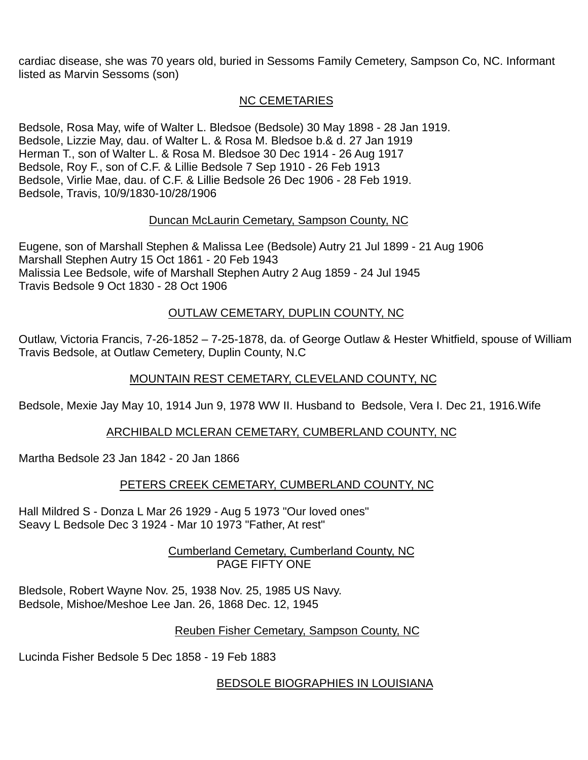cardiac disease, she was 70 years old, buried in Sessoms Family Cemetery, Sampson Co, NC. Informant listed as Marvin Sessoms (son)

## NC CEMETARIES

Bedsole, Rosa May, wife of Walter L. Bledsoe (Bedsole) 30 May 1898 - 28 Jan 1919.
Bedsole, Lizzie May, dau. of Walter L. & Rosa M. Bledsoe b.& d. 27 Jan 1919
Herman T., son of Walter L. & Rosa M. Bledsoe 30 Dec 1914 - 26 Aug 1917
Bedsole, Roy F., son of C.F. & Lillie Bedsole 7 Sep 1910 - 26 Feb 1913
Bedsole, Virlie Mae, dau. of C.F. & Lillie Bedsole 26 Dec 1906 - 28 Feb 1919.
Bedsole, Travis, 10/9/1830-10/28/1906

## Duncan McLaurin Cemetary, Sampson County, NC

Eugene, son of Marshall Stephen & Malissa Lee (Bedsole) Autry 21 Jul 1899 - 21 Aug 1906
Marshall Stephen Autry 15 Oct 1861 - 20 Feb 1943
Malissia Lee Bedsole, wife of Marshall Stephen Autry 2 Aug 1859 - 24 Jul 1945
Travis Bedsole 9 Oct 1830 - 28 Oct 1906

## OUTLAW CEMETARY, DUPLIN COUNTY, NC

Outlaw, Victoria Francis, 7-26-1852 – 7-25-1878, da. of George Outlaw & Hester Whitfield, spouse of William Travis Bedsole, at Outlaw Cemetery, Duplin County, N.C

## MOUNTAIN REST CEMETARY, CLEVELAND COUNTY, NC

Bedsole, Mexie Jay May 10, 1914 Jun 9, 1978 WW II. Husband to Bedsole, Vera I. Dec 21, 1916.Wife

## ARCHIBALD MCLERAN CEMETARY, CUMBERLAND COUNTY, NC

Martha Bedsole 23 Jan 1842 - 20 Jan 1866

## PETERS CREEK CEMETARY, CUMBERLAND COUNTY, NC

Hall Mildred S - Donza L Mar 26 1929 - Aug 5 1973 "Our loved ones"
Seavy L Bedsole Dec 3 1924 - Mar 10 1973 "Father, At rest"

## Cumberland Cemetary, Cumberland County, NC

PAGE FIFTY ONE

Bledsole, Robert Wayne Nov. 25, 1938 Nov. 25, 1985 US Navy.
Bedsole, Mishoe/Meshoe Lee Jan. 26, 1868 Dec. 12, 1945

## Reuben Fisher Cemetary, Sampson County, NC

Lucinda Fisher Bedsole 5 Dec 1858 - 19 Feb 1883

## BEDSOLE BIOGRAPHIES IN LOUISIANA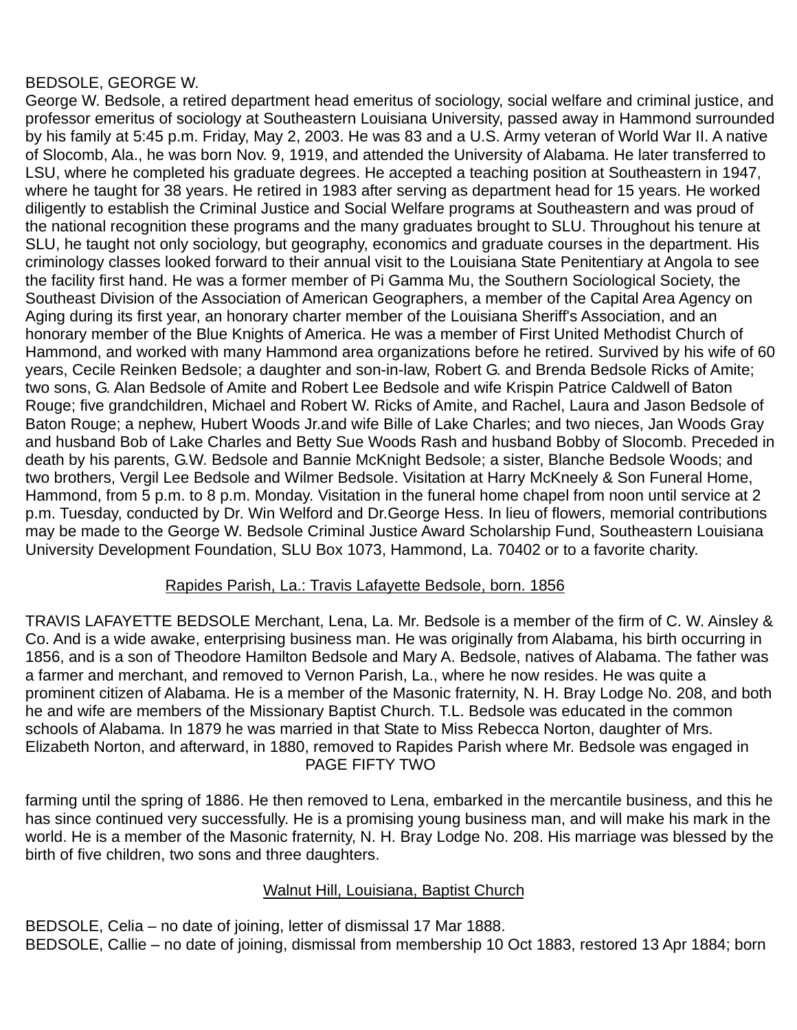BEDSOLE, GEORGE W.
George W. Bedsole, a retired department head emeritus of sociology, social welfare and criminal justice, and professor emeritus of sociology at Southeastern Louisiana University, passed away in Hammond surrounded by his family at 5:45 p.m. Friday, May 2, 2003. He was 83 and a U.S. Army veteran of World War II. A native of Slocomb, Ala., he was born Nov. 9, 1919, and attended the University of Alabama. He later transferred to LSU, where he completed his graduate degrees. He accepted a teaching position at Southeastern in 1947, where he taught for 38 years. He retired in 1983 after serving as department head for 15 years. He worked diligently to establish the Criminal Justice and Social Welfare programs at Southeastern and was proud of the national recognition these programs and the many graduates brought to SLU. Throughout his tenure at SLU, he taught not only sociology, but geography, economics and graduate courses in the department. His criminology classes looked forward to their annual visit to the Louisiana State Penitentiary at Angola to see the facility first hand. He was a former member of Pi Gamma Mu, the Southern Sociological Society, the Southeast Division of the Association of American Geographers, a member of the Capital Area Agency on Aging during its first year, an honorary charter member of the Louisiana Sheriff's Association, and an honorary member of the Blue Knights of America. He was a member of First United Methodist Church of Hammond, and worked with many Hammond area organizations before he retired. Survived by his wife of 60 years, Cecile Reinken Bedsole; a daughter and son-in-law, Robert G. and Brenda Bedsole Ricks of Amite; two sons, G. Alan Bedsole of Amite and Robert Lee Bedsole and wife Krispin Patrice Caldwell of Baton Rouge; five grandchildren, Michael and Robert W. Ricks of Amite, and Rachel, Laura and Jason Bedsole of Baton Rouge; a nephew, Hubert Woods Jr.and wife Bille of Lake Charles; and two nieces, Jan Woods Gray and husband Bob of Lake Charles and Betty Sue Woods Rash and husband Bobby of Slocomb. Preceded in death by his parents, G.W. Bedsole and Bannie McKnight Bedsole; a sister, Blanche Bedsole Woods; and two brothers, Vergil Lee Bedsole and Wilmer Bedsole. Visitation at Harry McKneely & Son Funeral Home, Hammond, from 5 p.m. to 8 p.m. Monday. Visitation in the funeral home chapel from noon until service at 2 p.m. Tuesday, conducted by Dr. Win Welford and Dr.George Hess. In lieu of flowers, memorial contributions may be made to the George W. Bedsole Criminal Justice Award Scholarship Fund, Southeastern Louisiana University Development Foundation, SLU Box 1073, Hammond, La. 70402 or to a favorite charity.

## Rapides Parish, La.: Travis Lafayette Bedsole, born. 1856

TRAVIS LAFAYETTE BEDSOLE Merchant, Lena, La. Mr. Bedsole is a member of the firm of C. W. Ainsley & Co. And is a wide awake, enterprising business man. He was originally from Alabama, his birth occurring in 1856, and is a son of Theodore Hamilton Bedsole and Mary A. Bedsole, natives of Alabama. The father was a farmer and merchant, and removed to Vernon Parish, La., where he now resides. He was quite a prominent citizen of Alabama. He is a member of the Masonic fraternity, N. H. Bray Lodge No. 208, and both he and wife are members of the Missionary Baptist Church. T.L. Bedsole was educated in the common schools of Alabama. In 1879 he was married in that State to Miss Rebecca Norton, daughter of Mrs. Elizabeth Norton, and afterward, in 1880, removed to Rapides Parish where Mr. Bedsole was engaged in

PAGE FIFTY TWO

farming until the spring of 1886. He then removed to Lena, embarked in the mercantile business, and this he has since continued very successfully. He is a promising young business man, and will make his mark in the world. He is a member of the Masonic fraternity, N. H. Bray Lodge No. 208. His marriage was blessed by the birth of five children, two sons and three daughters.

## Walnut Hill, Louisiana, Baptist Church

BEDSOLE, Celia – no date of joining, letter of dismissal 17 Mar 1888.
BEDSOLE, Callie – no date of joining, dismissal from membership 10 Oct 1883, restored 13 Apr 1884; born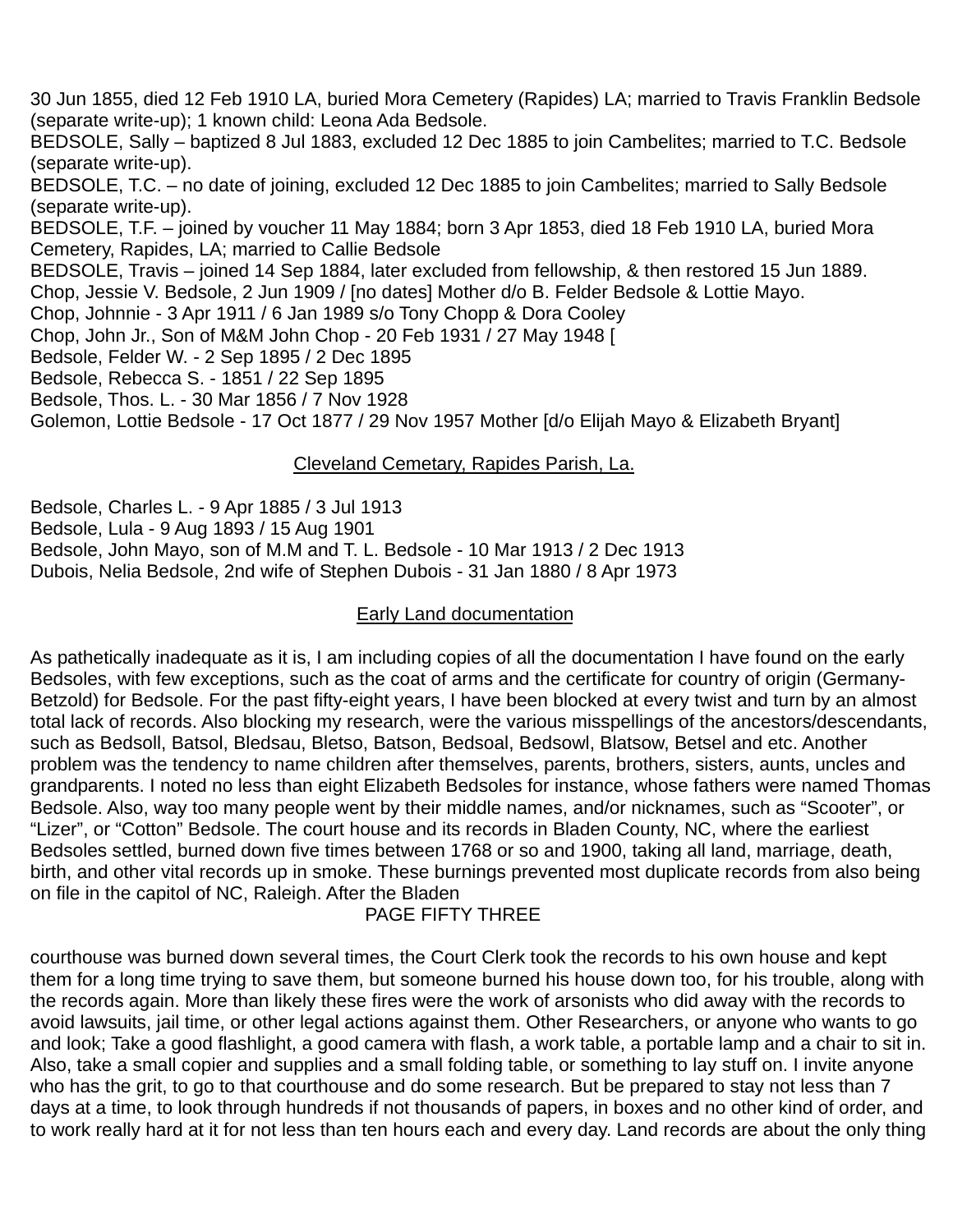30 Jun 1855, died 12 Feb 1910 LA, buried Mora Cemetery (Rapides) LA; married to Travis Franklin Bedsole (separate write-up); 1 known child: Leona Ada Bedsole.
BEDSOLE, Sally – baptized 8 Jul 1883, excluded 12 Dec 1885 to join Cambelites; married to T.C. Bedsole (separate write-up).
BEDSOLE, T.C. – no date of joining, excluded 12 Dec 1885 to join Cambelites; married to Sally Bedsole (separate write-up).
BEDSOLE, T.F. – joined by voucher 11 May 1884; born 3 Apr 1853, died 18 Feb 1910 LA, buried Mora Cemetery, Rapides, LA; married to Callie Bedsole
BEDSOLE, Travis – joined 14 Sep 1884, later excluded from fellowship, & then restored 15 Jun 1889.
Chop, Jessie V. Bedsole, 2 Jun 1909 / [no dates] Mother d/o B. Felder Bedsole & Lottie Mayo.
Chop, Johnnie - 3 Apr 1911 / 6 Jan 1989 s/o Tony Chopp & Dora Cooley
Chop, John Jr., Son of M&M John Chop - 20 Feb 1931 / 27 May 1948 [
Bedsole, Felder W. - 2 Sep 1895 / 2 Dec 1895
Bedsole, Rebecca S. - 1851 / 22 Sep 1895
Bedsole, Thos. L. - 30 Mar 1856 / 7 Nov 1928
Golemon, Lottie Bedsole - 17 Oct 1877 / 29 Nov 1957 Mother [d/o Elijah Mayo & Elizabeth Bryant]

<u>Cleveland Cemetary, Rapides Parish, La.</u>

Bedsole, Charles L. - 9 Apr 1885 / 3 Jul 1913
Bedsole, Lula - 9 Aug 1893 / 15 Aug 1901
Bedsole, John Mayo, son of M.M and T. L. Bedsole - 10 Mar 1913 / 2 Dec 1913
Dubois, Nelia Bedsole, 2nd wife of Stephen Dubois - 31 Jan 1880 / 8 Apr 1973

<u>Early Land documentation</u>

As pathetically inadequate as it is, I am including copies of all the documentation I have found on the early Bedsoles, with few exceptions, such as the coat of arms and the certificate for country of origin (Germany-Betzold) for Bedsole. For the past fifty-eight years, I have been blocked at every twist and turn by an almost total lack of records. Also blocking my research, were the various misspellings of the ancestors/descendants, such as Bedsoll, Batsol, Bledsau, Bletso, Batson, Bedsoal, Bedsowl, Blatsow, Betsel and etc. Another problem was the tendency to name children after themselves, parents, brothers, sisters, aunts, uncles and grandparents. I noted no less than eight Elizabeth Bedsoles for instance, whose fathers were named Thomas Bedsole. Also, way too many people went by their middle names, and/or nicknames, such as “Scooter”, or “Lizer”, or “Cotton” Bedsole. The court house and its records in Bladen County, NC, where the earliest Bedsoles settled, burned down five times between 1768 or so and 1900, taking all land, marriage, death, birth, and other vital records up in smoke. These burnings prevented most duplicate records from also being on file in the capitol of NC, Raleigh. After the Bladen courthouse was burned down several times, the Court Clerk took the records to his own house and kept them for a long time trying to save them, but someone burned his house down too, for his trouble, along with the records again. More than likely these fires were the work of arsonists who did away with the records to avoid lawsuits, jail time, or other legal actions against them. Other Researchers, or anyone who wants to go and look; Take a good flashlight, a good camera with flash, a work table, a portable lamp and a chair to sit in. Also, take a small copier and supplies and a small folding table, or something to lay stuff on. I invite anyone who has the grit, to go to that courthouse and do some research. But be prepared to stay not less than 7 days at a time, to look through hundreds if not thousands of papers, in boxes and no other kind of order, and to work really hard at it for not less than ten hours each and every day. Land records are about the only thing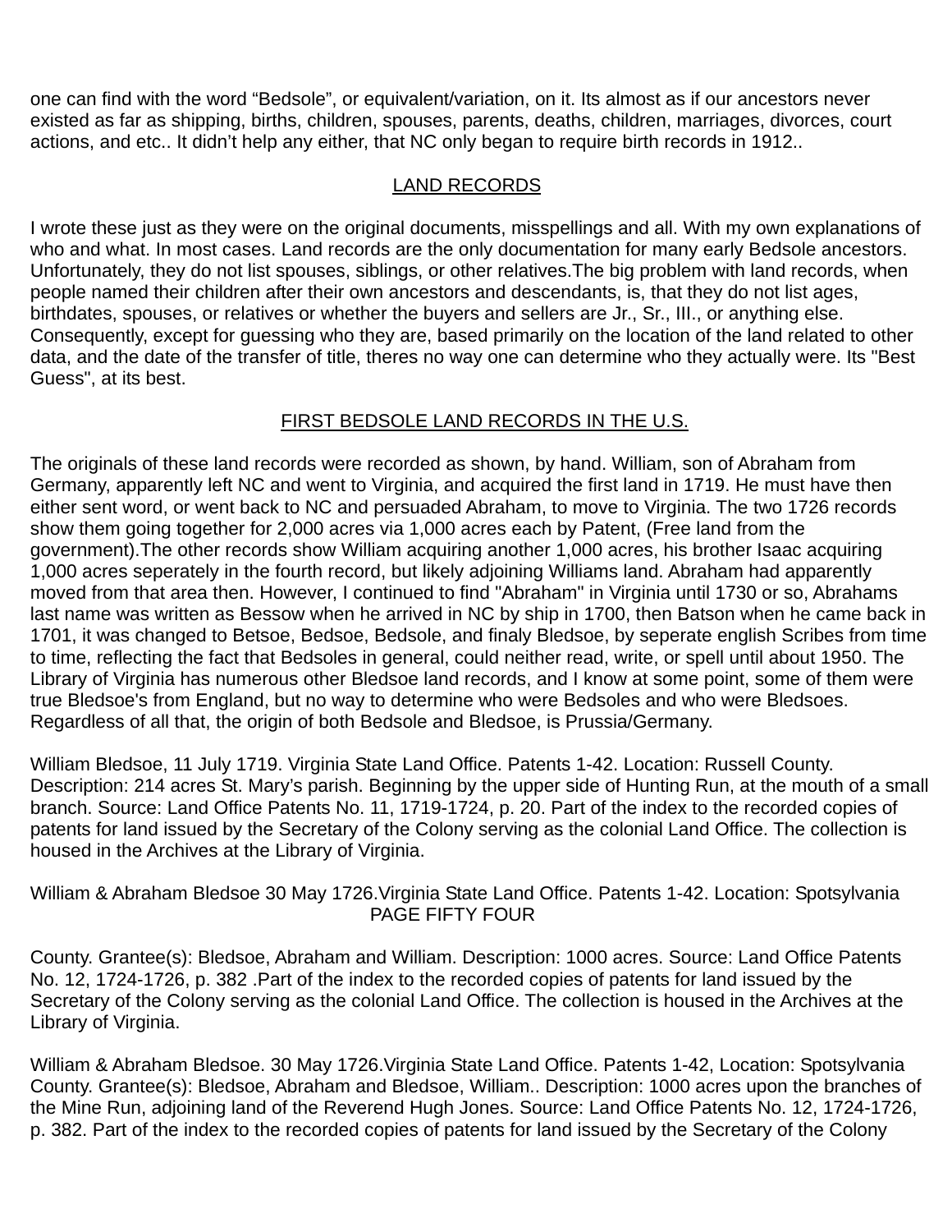one can find with the word “Bedsole”, or equivalent/variation, on it. Its almost as if our ancestors never existed as far as shipping, births, children, spouses, parents, deaths, children, marriages, divorces, court actions, and etc.. It didn’t help any either, that NC only began to require birth records in 1912..

## LAND RECORDS

I wrote these just as they were on the original documents, misspellings and all. With my own explanations of who and what. In most cases. Land records are the only documentation for many early Bedsole ancestors. Unfortunately, they do not list spouses, siblings, or other relatives.The big problem with land records, when people named their children after their own ancestors and descendants, is, that they do not list ages, birthdates, spouses, or relatives or whether the buyers and sellers are Jr., Sr., III., or anything else. Consequently, except for guessing who they are, based primarily on the location of the land related to other data, and the date of the transfer of title, theres no way one can determine who they actually were. Its "Best Guess", at its best.

## FIRST BEDSOLE LAND RECORDS IN THE U.S.

The originals of these land records were recorded as shown, by hand. William, son of Abraham from Germany, apparently left NC and went to Virginia, and acquired the first land in 1719. He must have then either sent word, or went back to NC and persuaded Abraham, to move to Virginia. The two 1726 records show them going together for 2,000 acres via 1,000 acres each by Patent, (Free land from the government).The other records show William acquiring another 1,000 acres, his brother Isaac acquiring 1,000 acres seperately in the fourth record, but likely adjoining Williams land. Abraham had apparently moved from that area then. However, I continued to find "Abraham" in Virginia until 1730 or so, Abrahams last name was written as Bessow when he arrived in NC by ship in 1700, then Batson when he came back in 1701, it was changed to Betsoe, Bedsoe, Bedsole, and finaly Bledsoe, by seperate english Scribes from time to time, reflecting the fact that Bedsoles in general, could neither read, write, or spell until about 1950. The Library of Virginia has numerous other Bledsoe land records, and I know at some point, some of them were true Bledsoe's from England, but no way to determine who were Bedsoles and who were Bledsoes. Regardless of all that, the origin of both Bedsole and Bledsoe, is Prussia/Germany.

William Bledsoe, 11 July 1719. Virginia State Land Office. Patents 1-42. Location: Russell County. Description: 214 acres St. Mary’s parish. Beginning by the upper side of Hunting Run, at the mouth of a small branch. Source: Land Office Patents No. 11, 1719-1724, p. 20. Part of the index to the recorded copies of patents for land issued by the Secretary of the Colony serving as the colonial Land Office. The collection is housed in the Archives at the Library of Virginia.

William & Abraham Bledsoe 30 May 1726.Virginia State Land Office. Patents 1-42. Location: Spotsylvania County. Grantee(s): Bledsoe, Abraham and William. Description: 1000 acres. Source: Land Office Patents No. 12, 1724-1726, p. 382 .Part of the index to the recorded copies of patents for land issued by the Secretary of the Colony serving as the colonial Land Office. The collection is housed in the Archives at the Library of Virginia.

William & Abraham Bledsoe. 30 May 1726.Virginia State Land Office. Patents 1-42, Location: Spotsylvania County. Grantee(s): Bledsoe, Abraham and Bledsoe, William.. Description: 1000 acres upon the branches of the Mine Run, adjoining land of the Reverend Hugh Jones. Source: Land Office Patents No. 12, 1724-1726, p. 382. Part of the index to the recorded copies of patents for land issued by the Secretary of the Colony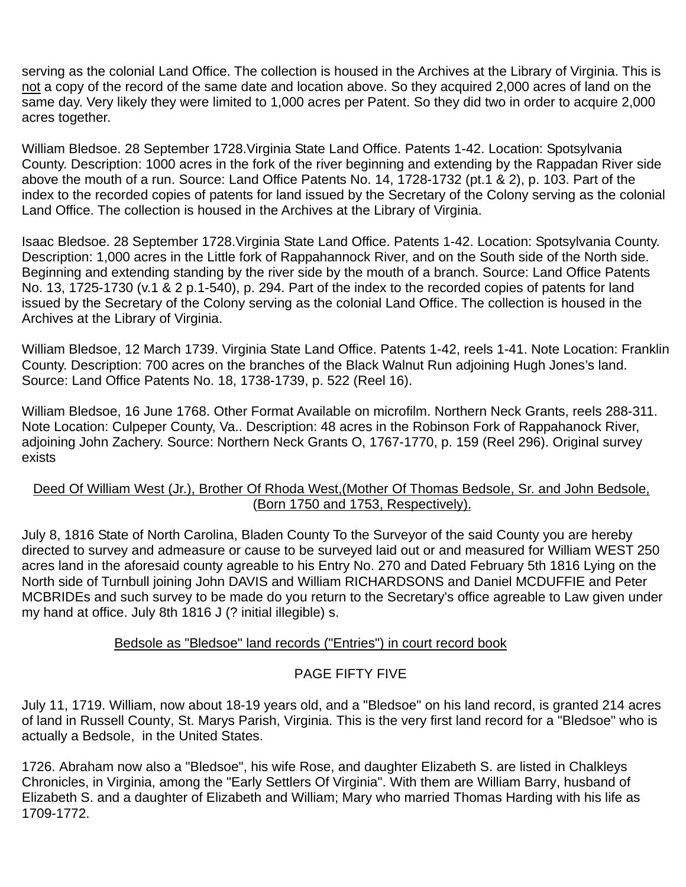serving as the colonial Land Office. The collection is housed in the Archives at the Library of Virginia. This is <u>not</u> a copy of the record of the same date and location above. So they acquired 2,000 acres of land on the same day. Very likely they were limited to 1,000 acres per Patent. So they did two in order to acquire 2,000 acres together.

William Bledsoe. 28 September 1728.Virginia State Land Office. Patents 1-42. Location: Spotsylvania County. Description: 1000 acres in the fork of the river beginning and extending by the Rappadan River side above the mouth of a run. Source: Land Office Patents No. 14, 1728-1732 (pt.1 & 2), p. 103. Part of the index to the recorded copies of patents for land issued by the Secretary of the Colony serving as the colonial Land Office. The collection is housed in the Archives at the Library of Virginia.

Isaac Bledsoe. 28 September 1728.Virginia State Land Office. Patents 1-42. Location: Spotsylvania County. Description: 1,000 acres in the Little fork of Rappahannock River, and on the South side of the North side. Beginning and extending standing by the river side by the mouth of a branch. Source: Land Office Patents No. 13, 1725-1730 (v.1 & 2 p.1-540), p. 294. Part of the index to the recorded copies of patents for land issued by the Secretary of the Colony serving as the colonial Land Office. The collection is housed in the Archives at the Library of Virginia.

William Bledsoe, 12 March 1739. Virginia State Land Office. Patents 1-42, reels 1-41. Note Location: Franklin County. Description: 700 acres on the branches of the Black Walnut Run adjoining Hugh Jones's land. Source: Land Office Patents No. 18, 1738-1739, p. 522 (Reel 16).

William Bledsoe, 16 June 1768. Other Format Available on microfilm. Northern Neck Grants, reels 288-311. Note Location: Culpeper County, Va.. Description: 48 acres in the Robinson Fork of Rappahanock River, adjoining John Zachery. Source: Northern Neck Grants O, 1767-1770, p. 159 (Reel 296). Original survey exists

<u>Deed Of William West (Jr.), Brother Of Rhoda West,(Mother Of Thomas Bedsole, Sr. and John Bedsole, (Born 1750 and 1753, Respectively).</u>

July 8, 1816 State of North Carolina, Bladen County To the Surveyor of the said County you are hereby directed to survey and admeasure or cause to be surveyed laid out or and measured for William WEST 250 acres land in the aforesaid county agreable to his Entry No. 270 and Dated February 5th 1816 Lying on the North side of Turnbull joining John DAVIS and William RICHARDSONS and Daniel MCDUFFIE and Peter MCBRIDEs and such survey to be made do you return to the Secretary's office agreable to Law given under my hand at office. July 8th 1816 J (? initial illegible) s.

<u>Bedsole as "Bledsoe" land records ("Entries") in court record book</u>

PAGE FIFTY FIVE

July 11, 1719. William, now about 18-19 years old, and a "Bledsoe" on his land record, is granted 214 acres of land in Russell County, St. Marys Parish, Virginia. This is the very first land record for a "Bledsoe" who is actually a Bedsole, in the United States.

1726. Abraham now also a "Bledsoe", his wife Rose, and daughter Elizabeth S. are listed in Chalkleys Chronicles, in Virginia, among the "Early Settlers Of Virginia". With them are William Barry, husband of Elizabeth S. and a daughter of Elizabeth and William; Mary who married Thomas Harding with his life as 1709-1772.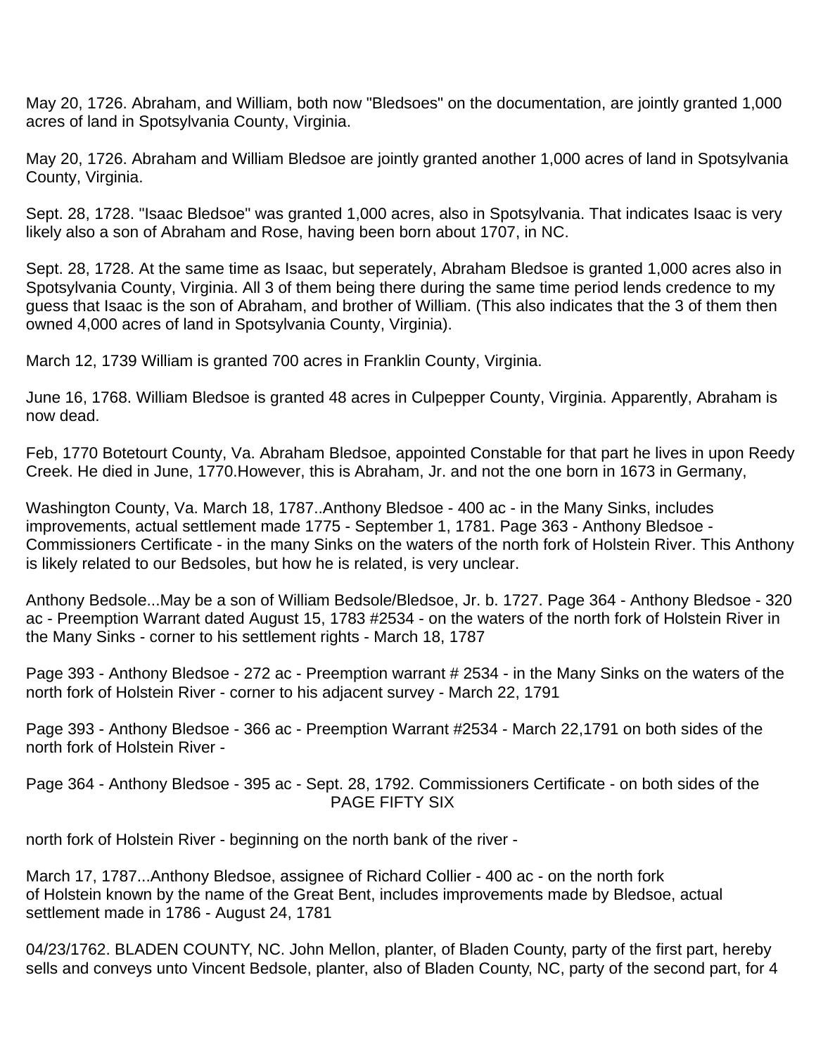May 20, 1726. Abraham, and William, both now "Bledsoes" on the documentation, are jointly granted 1,000 acres of land in Spotsylvania County, Virginia.

May 20, 1726. Abraham and William Bledsoe are jointly granted another 1,000 acres of land in Spotsylvania County, Virginia.

Sept. 28, 1728. "Isaac Bledsoe" was granted 1,000 acres, also in Spotsylvania. That indicates Isaac is very likely also a son of Abraham and Rose, having been born about 1707, in NC.

Sept. 28, 1728. At the same time as Isaac, but seperately, Abraham Bledsoe is granted 1,000 acres also in Spotsylvania County, Virginia. All 3 of them being there during the same time period lends credence to my guess that Isaac is the son of Abraham, and brother of William. (This also indicates that the 3 of them then owned 4,000 acres of land in Spotsylvania County, Virginia).

March 12, 1739 William is granted 700 acres in Franklin County, Virginia.

June 16, 1768. William Bledsoe is granted 48 acres in Culpepper County, Virginia. Apparently, Abraham is now dead.

Feb, 1770 Botetourt County, Va. Abraham Bledsoe, appointed Constable for that part he lives in upon Reedy Creek. He died in June, 1770.However, this is Abraham, Jr. and not the one born in 1673 in Germany,

Washington County, Va. March 18, 1787..Anthony Bledsoe - 400 ac - in the Many Sinks, includes improvements, actual settlement made 1775 - September 1, 1781. Page 363 - Anthony Bledsoe - Commissioners Certificate - in the many Sinks on the waters of the north fork of Holstein River. This Anthony is likely related to our Bedsoles, but how he is related, is very unclear.

Anthony Bedsole...May be a son of William Bedsole/Bledsoe, Jr. b. 1727. Page 364 - Anthony Bledsoe - 320 ac - Preemption Warrant dated August 15, 1783 #2534 - on the waters of the north fork of Holstein River in the Many Sinks - corner to his settlement rights - March 18, 1787

Page 393 - Anthony Bledsoe - 272 ac - Preemption warrant # 2534 - in the Many Sinks on the waters of the north fork of Holstein River - corner to his adjacent survey - March 22, 1791

Page 393 - Anthony Bledsoe - 366 ac - Preemption Warrant #2534 - March 22,1791 on both sides of the north fork of Holstein River -

Page 364 - Anthony Bledsoe - 395 ac - Sept. 28, 1792. Commissioners Certificate - on both sides of the north fork of Holstein River - beginning on the north bank of the river -

March 17, 1787...Anthony Bledsoe, assignee of Richard Collier - 400 ac - on the north fork of Holstein known by the name of the Great Bent, includes improvements made by Bledsoe, actual settlement made in 1786 - August 24, 1781

04/23/1762. BLADEN COUNTY, NC. John Mellon, planter, of Bladen County, party of the first part, hereby sells and conveys unto Vincent Bedsole, planter, also of Bladen County, NC, party of the second part, for 4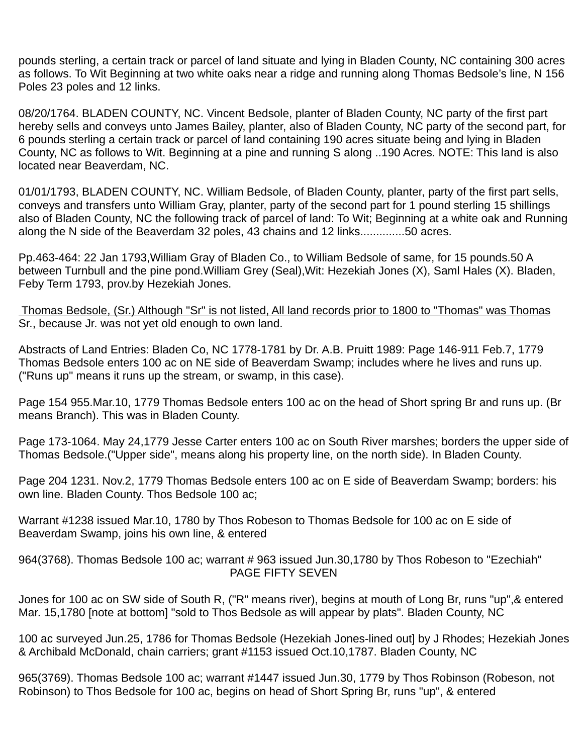pounds sterling, a certain track or parcel of land situate and lying in Bladen County, NC containing 300 acres as follows. To Wit Beginning at two white oaks near a ridge and running along Thomas Bedsole's line, N 156 Poles 23 poles and 12 links.

08/20/1764. BLADEN COUNTY, NC. Vincent Bedsole, planter of Bladen County, NC party of the first part hereby sells and conveys unto James Bailey, planter, also of Bladen County, NC party of the second part, for 6 pounds sterling a certain track or parcel of land containing 190 acres situate being and lying in Bladen County, NC as follows to Wit. Beginning at a pine and running S along ..190 Acres. NOTE: This land is also located near Beaverdam, NC.

01/01/1793, BLADEN COUNTY, NC. William Bedsole, of Bladen County, planter, party of the first part sells, conveys and transfers unto William Gray, planter, party of the second part for 1 pound sterling 15 shillings also of Bladen County, NC the following track of parcel of land: To Wit; Beginning at a white oak and Running along the N side of the Beaverdam 32 poles, 43 chains and 12 links..............50 acres.

Pp.463-464: 22 Jan 1793,William Gray of Bladen Co., to William Bedsole of same, for 15 pounds.50 A between Turnbull and the pine pond.William Grey (Seal),Wit: Hezekiah Jones (X), Saml Hales (X). Bladen, Feby Term 1793, prov.by Hezekiah Jones.

<u>Thomas Bedsole, (Sr.) Although "Sr" is not listed, All land records prior to 1800 to "Thomas" was Thomas Sr., because Jr. was not yet old enough to own land.</u>

Abstracts of Land Entries: Bladen Co, NC 1778-1781 by Dr. A.B. Pruitt 1989: Page 146-911 Feb.7, 1779 Thomas Bedsole enters 100 ac on NE side of Beaverdam Swamp; includes where he lives and runs up. ("Runs up" means it runs up the stream, or swamp, in this case).

Page 154 955.Mar.10, 1779 Thomas Bedsole enters 100 ac on the head of Short spring Br and runs up. (Br means Branch). This was in Bladen County.

Page 173-1064. May 24,1779 Jesse Carter enters 100 ac on South River marshes; borders the upper side of Thomas Bedsole.("Upper side", means along his property line, on the north side). In Bladen County.

Page 204 1231. Nov.2, 1779 Thomas Bedsole enters 100 ac on E side of Beaverdam Swamp; borders: his own line. Bladen County. Thos Bedsole 100 ac;

Warrant #1238 issued Mar.10, 1780 by Thos Robeson to Thomas Bedsole for 100 ac on E side of Beaverdam Swamp, joins his own line, & entered

964(3768). Thomas Bedsole 100 ac; warrant # 963 issued Jun.30,1780 by Thos Robeson to "Ezechiah" Jones for 100 ac on SW side of South R, ("R" means river), begins at mouth of Long Br, runs "up",& entered Mar. 15,1780 [note at bottom] "sold to Thos Bedsole as will appear by plats". Bladen County, NC

100 ac surveyed Jun.25, 1786 for Thomas Bedsole (Hezekiah Jones-lined out] by J Rhodes; Hezekiah Jones & Archibald McDonald, chain carriers; grant #1153 issued Oct.10,1787. Bladen County, NC

965(3769). Thomas Bedsole 100 ac; warrant #1447 issued Jun.30, 1779 by Thos Robinson (Robeson, not Robinson) to Thos Bedsole for 100 ac, begins on head of Short Spring Br, runs "up", & entered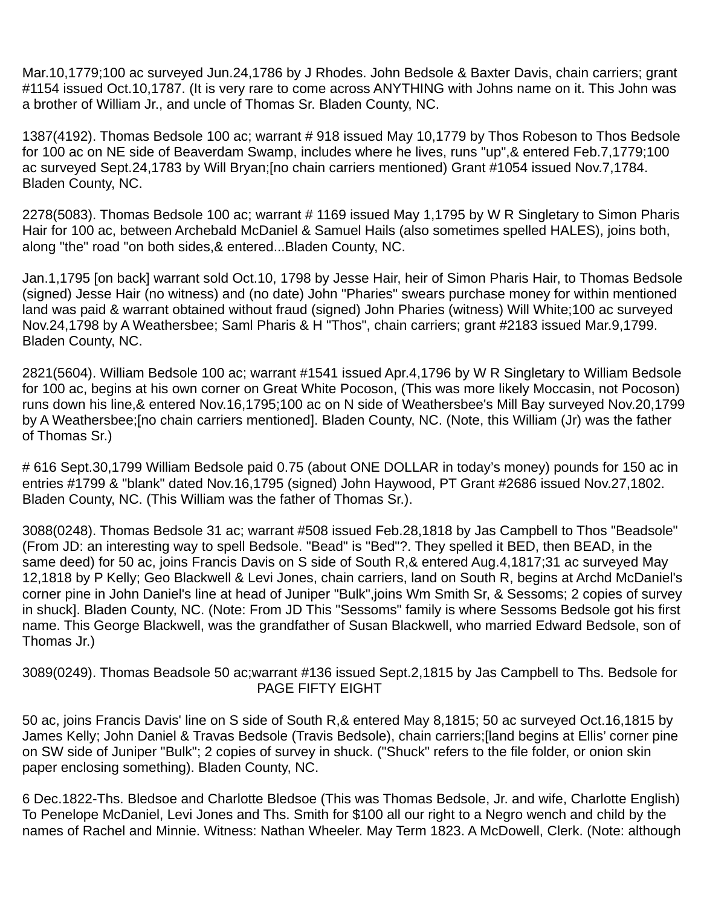Mar.10,1779;100 ac surveyed Jun.24,1786 by J Rhodes. John Bedsole & Baxter Davis, chain carriers; grant #1154 issued Oct.10,1787. (It is very rare to come across ANYTHING with Johns name on it. This John was a brother of William Jr., and uncle of Thomas Sr. Bladen County, NC.

1387(4192). Thomas Bedsole 100 ac; warrant # 918 issued May 10,1779 by Thos Robeson to Thos Bedsole for 100 ac on NE side of Beaverdam Swamp, includes where he lives, runs "up",& entered Feb.7,1779;100 ac surveyed Sept.24,1783 by Will Bryan;[no chain carriers mentioned) Grant #1054 issued Nov.7,1784. Bladen County, NC.

2278(5083). Thomas Bedsole 100 ac; warrant # 1169 issued May 1,1795 by W R Singletary to Simon Pharis Hair for 100 ac, between Archebald McDaniel & Samuel Hails (also sometimes spelled HALES), joins both, along "the" road "on both sides,& entered...Bladen County, NC.

Jan.1,1795 [on back] warrant sold Oct.10, 1798 by Jesse Hair, heir of Simon Pharis Hair, to Thomas Bedsole (signed) Jesse Hair (no witness) and (no date) John "Pharies" swears purchase money for within mentioned land was paid & warrant obtained without fraud (signed) John Pharies (witness) Will White;100 ac surveyed Nov.24,1798 by A Weathersbee; Saml Pharis & H "Thos", chain carriers; grant #2183 issued Mar.9,1799. Bladen County, NC.

2821(5604). William Bedsole 100 ac; warrant #1541 issued Apr.4,1796 by W R Singletary to William Bedsole for 100 ac, begins at his own corner on Great White Pocoson, (This was more likely Moccasin, not Pocoson) runs down his line,& entered Nov.16,1795;100 ac on N side of Weathersbee's Mill Bay surveyed Nov.20,1799 by A Weathersbee;[no chain carriers mentioned]. Bladen County, NC. (Note, this William (Jr) was the father of Thomas Sr.)

# 616 Sept.30,1799 William Bedsole paid 0.75 (about ONE DOLLAR in today's money) pounds for 150 ac in entries #1799 & "blank" dated Nov.16,1795 (signed) John Haywood, PT Grant #2686 issued Nov.27,1802. Bladen County, NC. (This William was the father of Thomas Sr.).

3088(0248). Thomas Bedsole 31 ac; warrant #508 issued Feb.28,1818 by Jas Campbell to Thos "Beadsole" (From JD: an interesting way to spell Bedsole. "Bead" is "Bed"?. They spelled it BED, then BEAD, in the same deed) for 50 ac, joins Francis Davis on S side of South R,& entered Aug.4,1817;31 ac surveyed May 12,1818 by P Kelly; Geo Blackwell & Levi Jones, chain carriers, land on South R, begins at Archd McDaniel's corner pine in John Daniel's line at head of Juniper "Bulk",joins Wm Smith Sr, & Sessoms; 2 copies of survey in shuck]. Bladen County, NC. (Note: From JD This "Sessoms" family is where Sessoms Bedsole got his first name. This George Blackwell, was the grandfather of Susan Blackwell, who married Edward Bedsole, son of Thomas Jr.)

3089(0249). Thomas Beadsole 50 ac;warrant #136 issued Sept.2,1815 by Jas Campbell to Ths. Bedsole for

PAGE FIFTY EIGHT

50 ac, joins Francis Davis' line on S side of South R,& entered May 8,1815; 50 ac surveyed Oct.16,1815 by James Kelly; John Daniel & Travas Bedsole (Travis Bedsole), chain carriers;[land begins at Ellis' corner pine on SW side of Juniper "Bulk"; 2 copies of survey in shuck. ("Shuck" refers to the file folder, or onion skin paper enclosing something). Bladen County, NC.

6 Dec.1822-Ths. Bledsoe and Charlotte Bledsoe (This was Thomas Bedsole, Jr. and wife, Charlotte English) To Penelope McDaniel, Levi Jones and Ths. Smith for $100 all our right to a Negro wench and child by the names of Rachel and Minnie. Witness: Nathan Wheeler. May Term 1823. A McDowell, Clerk. (Note: although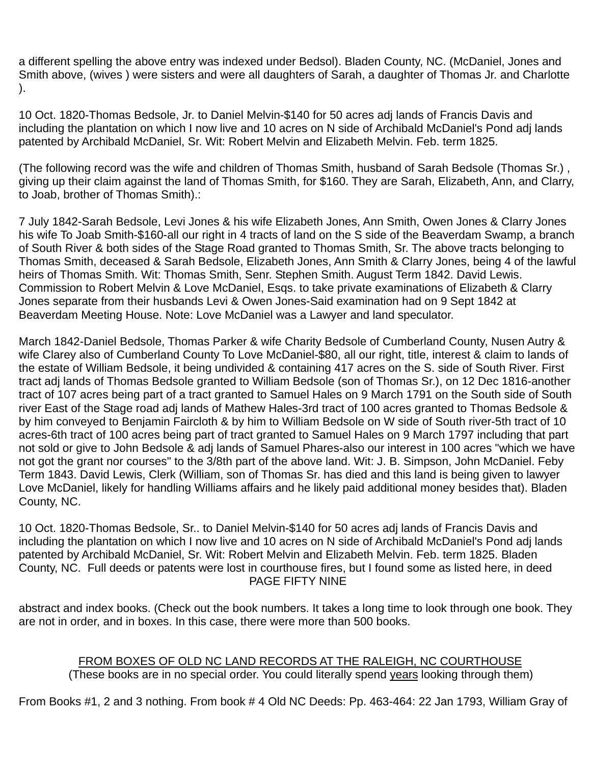a different spelling the above entry was indexed under Bedsol). Bladen County, NC. (McDaniel, Jones and Smith above, (wives ) were sisters and were all daughters of Sarah, a daughter of Thomas Jr. and Charlotte ).

10 Oct. 1820-Thomas Bedsole, Jr. to Daniel Melvin-$140 for 50 acres adj lands of Francis Davis and including the plantation on which I now live and 10 acres on N side of Archibald McDaniel's Pond adj lands patented by Archibald McDaniel, Sr. Wit: Robert Melvin and Elizabeth Melvin. Feb. term 1825.

(The following record was the wife and children of Thomas Smith, husband of Sarah Bedsole (Thomas Sr.) , giving up their claim against the land of Thomas Smith, for $160. They are Sarah, Elizabeth, Ann, and Clarry, to Joab, brother of Thomas Smith).:

7 July 1842-Sarah Bedsole, Levi Jones & his wife Elizabeth Jones, Ann Smith, Owen Jones & Clarry Jones his wife To Joab Smith-$160-all our right in 4 tracts of land on the S side of the Beaverdam Swamp, a branch of South River & both sides of the Stage Road granted to Thomas Smith, Sr. The above tracts belonging to Thomas Smith, deceased & Sarah Bedsole, Elizabeth Jones, Ann Smith & Clarry Jones, being 4 of the lawful heirs of Thomas Smith. Wit: Thomas Smith, Senr. Stephen Smith. August Term 1842. David Lewis. Commission to Robert Melvin & Love McDaniel, Esqs. to take private examinations of Elizabeth & Clarry Jones separate from their husbands Levi & Owen Jones-Said examination had on 9 Sept 1842 at Beaverdam Meeting House. Note: Love McDaniel was a Lawyer and land speculator.

March 1842-Daniel Bedsole, Thomas Parker & wife Charity Bedsole of Cumberland County, Nusen Autry & wife Clarey also of Cumberland County To Love McDaniel-$80, all our right, title, interest & claim to lands of the estate of William Bedsole, it being undivided & containing 417 acres on the S. side of South River. First tract adj lands of Thomas Bedsole granted to William Bedsole (son of Thomas Sr.), on 12 Dec 1816-another tract of 107 acres being part of a tract granted to Samuel Hales on 9 March 1791 on the South side of South river East of the Stage road adj lands of Mathew Hales-3rd tract of 100 acres granted to Thomas Bedsole & by him conveyed to Benjamin Faircloth & by him to William Bedsole on W side of South river-5th tract of 10 acres-6th tract of 100 acres being part of tract granted to Samuel Hales on 9 March 1797 including that part not sold or give to John Bedsole & adj lands of Samuel Phares-also our interest in 100 acres "which we have not got the grant nor courses" to the 3/8th part of the above land. Wit: J. B. Simpson, John McDaniel. Feby Term 1843. David Lewis, Clerk (William, son of Thomas Sr. has died and this land is being given to lawyer Love McDaniel, likely for handling Williams affairs and he likely paid additional money besides that). Bladen County, NC.

10 Oct. 1820-Thomas Bedsole, Sr.. to Daniel Melvin-$140 for 50 acres adj lands of Francis Davis and including the plantation on which I now live and 10 acres on N side of Archibald McDaniel's Pond adj lands patented by Archibald McDaniel, Sr. Wit: Robert Melvin and Elizabeth Melvin. Feb. term 1825. Bladen County, NC. Full deeds or patents were lost in courthouse fires, but I found some as listed here, in deed abstract and index books. (Check out the book numbers. It takes a long time to look through one book. They are not in order, and in boxes. In this case, there were more than 500 books.

## FROM BOXES OF OLD NC LAND RECORDS AT THE RALEIGH, NC COURTHOUSE

(These books are in no special order. You could literally spend years looking through them)

From Books #1, 2 and 3 nothing. From book # 4 Old NC Deeds: Pp. 463-464: 22 Jan 1793, William Gray of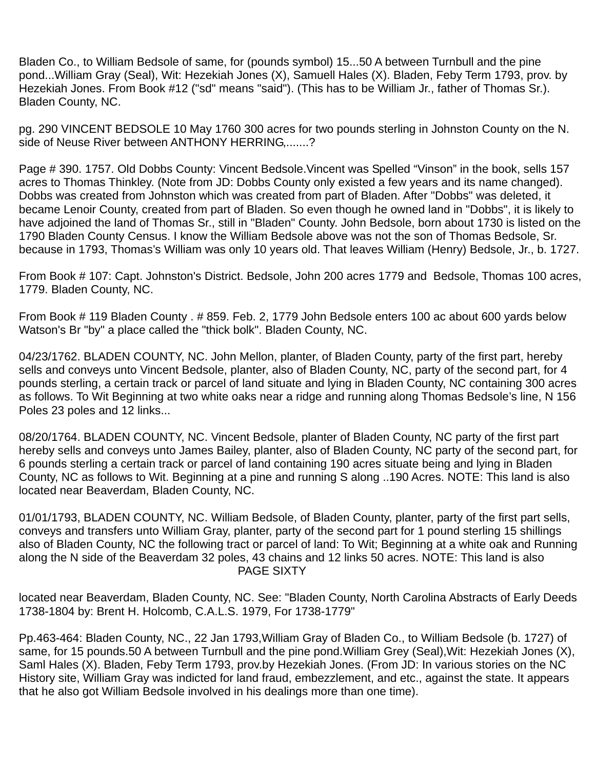Bladen Co., to William Bedsole of same, for (pounds symbol) 15...50 A between Turnbull and the pine pond...William Gray (Seal), Wit: Hezekiah Jones (X), Samuell Hales (X). Bladen, Feby Term 1793, prov. by Hezekiah Jones. From Book #12 ("sd" means "said"). (This has to be William Jr., father of Thomas Sr.). Bladen County, NC.

pg. 290 VINCENT BEDSOLE 10 May 1760 300 acres for two pounds sterling in Johnston County on the N. side of Neuse River between ANTHONY HERRING,.......?

Page # 390. 1757. Old Dobbs County: Vincent Bedsole.Vincent was Spelled “Vinson” in the book, sells 157 acres to Thomas Thinkley. (Note from JD: Dobbs County only existed a few years and its name changed). Dobbs was created from Johnston which was created from part of Bladen. After "Dobbs" was deleted, it became Lenoir County, created from part of Bladen. So even though he owned land in "Dobbs", it is likely to have adjoined the land of Thomas Sr., still in "Bladen" County. John Bedsole, born about 1730 is listed on the 1790 Bladen County Census. I know the William Bedsole above was not the son of Thomas Bedsole, Sr. because in 1793, Thomas’s William was only 10 years old. That leaves William (Henry) Bedsole, Jr., b. 1727.

From Book # 107: Capt. Johnston's District. Bedsole, John 200 acres 1779 and Bedsole, Thomas 100 acres, 1779. Bladen County, NC.

From Book # 119 Bladen County . # 859. Feb. 2, 1779 John Bedsole enters 100 ac about 600 yards below Watson's Br "by" a place called the "thick bolk". Bladen County, NC.

04/23/1762. BLADEN COUNTY, NC. John Mellon, planter, of Bladen County, party of the first part, hereby sells and conveys unto Vincent Bedsole, planter, also of Bladen County, NC, party of the second part, for 4 pounds sterling, a certain track or parcel of land situate and lying in Bladen County, NC containing 300 acres as follows. To Wit Beginning at two white oaks near a ridge and running along Thomas Bedsole’s line, N 156 Poles 23 poles and 12 links...

08/20/1764. BLADEN COUNTY, NC. Vincent Bedsole, planter of Bladen County, NC party of the first part hereby sells and conveys unto James Bailey, planter, also of Bladen County, NC party of the second part, for 6 pounds sterling a certain track or parcel of land containing 190 acres situate being and lying in Bladen County, NC as follows to Wit. Beginning at a pine and running S along ..190 Acres. NOTE: This land is also located near Beaverdam, Bladen County, NC.

01/01/1793, BLADEN COUNTY, NC. William Bedsole, of Bladen County, planter, party of the first part sells, conveys and transfers unto William Gray, planter, party of the second part for 1 pound sterling 15 shillings also of Bladen County, NC the following tract or parcel of land: To Wit; Beginning at a white oak and Running along the N side of the Beaverdam 32 poles, 43 chains and 12 links 50 acres. NOTE: This land is also located near Beaverdam, Bladen County, NC. See: "Bladen County, North Carolina Abstracts of Early Deeds 1738-1804 by: Brent H. Holcomb, C.A.L.S. 1979, For 1738-1779"

Pp.463-464: Bladen County, NC., 22 Jan 1793,William Gray of Bladen Co., to William Bedsole (b. 1727) of same, for 15 pounds.50 A between Turnbull and the pine pond.William Grey (Seal),Wit: Hezekiah Jones (X), Saml Hales (X). Bladen, Feby Term 1793, prov.by Hezekiah Jones. (From JD: In various stories on the NC History site, William Gray was indicted for land fraud, embezzlement, and etc., against the state. It appears that he also got William Bedsole involved in his dealings more than one time).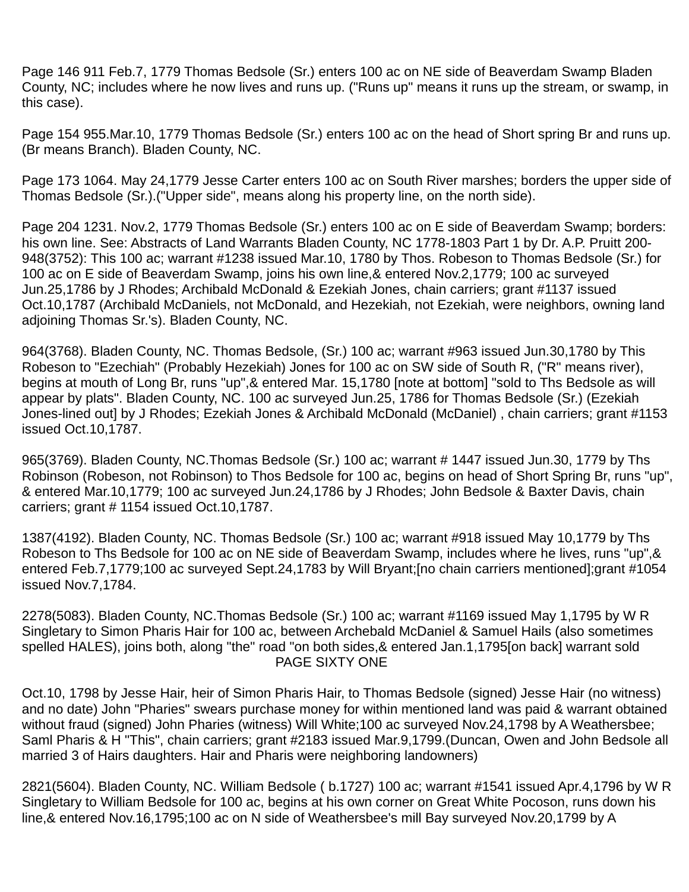Page 146 911 Feb.7, 1779 Thomas Bedsole (Sr.) enters 100 ac on NE side of Beaverdam Swamp Bladen County, NC; includes where he now lives and runs up. ("Runs up" means it runs up the stream, or swamp, in this case).

Page 154 955.Mar.10, 1779 Thomas Bedsole (Sr.) enters 100 ac on the head of Short spring Br and runs up. (Br means Branch). Bladen County, NC.

Page 173 1064. May 24,1779 Jesse Carter enters 100 ac on South River marshes; borders the upper side of Thomas Bedsole (Sr.).("Upper side", means along his property line, on the north side).

Page 204 1231. Nov.2, 1779 Thomas Bedsole (Sr.) enters 100 ac on E side of Beaverdam Swamp; borders: his own line. See: Abstracts of Land Warrants Bladen County, NC 1778-1803 Part 1 by Dr. A.P. Pruitt 200-948(3752): This 100 ac; warrant #1238 issued Mar.10, 1780 by Thos. Robeson to Thomas Bedsole (Sr.) for 100 ac on E side of Beaverdam Swamp, joins his own line,& entered Nov.2,1779; 100 ac surveyed Jun.25,1786 by J Rhodes; Archibald McDonald & Ezekiah Jones, chain carriers; grant #1137 issued Oct.10,1787 (Archibald McDaniels, not McDonald, and Hezekiah, not Ezekiah, were neighbors, owning land adjoining Thomas Sr.'s). Bladen County, NC.

964(3768). Bladen County, NC. Thomas Bedsole, (Sr.) 100 ac; warrant #963 issued Jun.30,1780 by This Robeson to "Ezechiah" (Probably Hezekiah) Jones for 100 ac on SW side of South R, ("R" means river), begins at mouth of Long Br, runs "up",& entered Mar. 15,1780 [note at bottom] "sold to Ths Bedsole as will appear by plats". Bladen County, NC. 100 ac surveyed Jun.25, 1786 for Thomas Bedsole (Sr.) (Ezekiah Jones-lined out] by J Rhodes; Ezekiah Jones & Archibald McDonald (McDaniel) , chain carriers; grant #1153 issued Oct.10,1787.

965(3769). Bladen County, NC.Thomas Bedsole (Sr.) 100 ac; warrant # 1447 issued Jun.30, 1779 by Ths Robinson (Robeson, not Robinson) to Thos Bedsole for 100 ac, begins on head of Short Spring Br, runs "up", & entered Mar.10,1779; 100 ac surveyed Jun.24,1786 by J Rhodes; John Bedsole & Baxter Davis, chain carriers; grant # 1154 issued Oct.10,1787.

1387(4192). Bladen County, NC. Thomas Bedsole (Sr.) 100 ac; warrant #918 issued May 10,1779 by Ths Robeson to Ths Bedsole for 100 ac on NE side of Beaverdam Swamp, includes where he lives, runs "up",& entered Feb.7,1779;100 ac surveyed Sept.24,1783 by Will Bryant;[no chain carriers mentioned];grant #1054 issued Nov.7,1784.

2278(5083). Bladen County, NC.Thomas Bedsole (Sr.) 100 ac; warrant #1169 issued May 1,1795 by W R Singletary to Simon Pharis Hair for 100 ac, between Archebald McDaniel & Samuel Hails (also sometimes spelled HALES), joins both, along "the" road "on both sides,& entered Jan.1,1795[on back] warrant sold

Oct.10, 1798 by Jesse Hair, heir of Simon Pharis Hair, to Thomas Bedsole (signed) Jesse Hair (no witness) and no date) John "Pharies" swears purchase money for within mentioned land was paid & warrant obtained without fraud (signed) John Pharies (witness) Will White;100 ac surveyed Nov.24,1798 by A Weathersbee; Saml Pharis & H "This", chain carriers; grant #2183 issued Mar.9,1799.(Duncan, Owen and John Bedsole all married 3 of Hairs daughters. Hair and Pharis were neighboring landowners)

2821(5604). Bladen County, NC. William Bedsole ( b.1727) 100 ac; warrant #1541 issued Apr.4,1796 by W R Singletary to William Bedsole for 100 ac, begins at his own corner on Great White Pocoson, runs down his line,& entered Nov.16,1795;100 ac on N side of Weathersbee's mill Bay surveyed Nov.20,1799 by A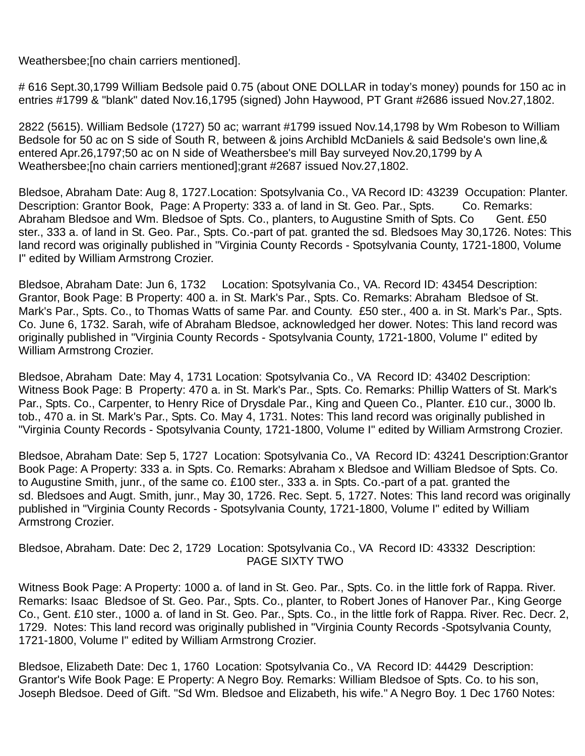Weathersbee;[no chain carriers mentioned].

# 616 Sept.30,1799 William Bedsole paid 0.75 (about ONE DOLLAR in today's money) pounds for 150 ac in entries #1799 & "blank" dated Nov.16,1795 (signed) John Haywood, PT Grant #2686 issued Nov.27,1802.

2822 (5615). William Bedsole (1727) 50 ac; warrant #1799 issued Nov.14,1798 by Wm Robeson to William Bedsole for 50 ac on S side of South R, between & joins Archibld McDaniels & said Bedsole's own line,& entered Apr.26,1797;50 ac on N side of Weathersbee's mill Bay surveyed Nov.20,1799 by A Weathersbee;[no chain carriers mentioned];grant #2687 issued Nov.27,1802.

Bledsoe, Abraham Date: Aug 8, 1727.Location: Spotsylvania Co., VA Record ID: 43239 Occupation: Planter. Description: Grantor Book, Page: A Property: 333 a. of land in St. Geo. Par., Spts. Co. Remarks: Abraham Bledsoe and Wm. Bledsoe of Spts. Co., planters, to Augustine Smith of Spts. Co Gent. £50 ster., 333 a. of land in St. Geo. Par., Spts. Co.-part of pat. granted the sd. Bledsoes May 30,1726. Notes: This land record was originally published in "Virginia County Records - Spotsylvania County, 1721-1800, Volume I" edited by William Armstrong Crozier.

Bledsoe, Abraham Date: Jun 6, 1732 Location: Spotsylvania Co., VA. Record ID: 43454 Description: Grantor, Book Page: B Property: 400 a. in St. Mark's Par., Spts. Co. Remarks: Abraham Bledsoe of St. Mark's Par., Spts. Co., to Thomas Watts of same Par. and County. £50 ster., 400 a. in St. Mark's Par., Spts. Co. June 6, 1732. Sarah, wife of Abraham Bledsoe, acknowledged her dower. Notes: This land record was originally published in "Virginia County Records - Spotsylvania County, 1721-1800, Volume I" edited by William Armstrong Crozier.

Bledsoe, Abraham Date: May 4, 1731 Location: Spotsylvania Co., VA Record ID: 43402 Description: Witness Book Page: B Property: 470 a. in St. Mark's Par., Spts. Co. Remarks: Phillip Watters of St. Mark's Par., Spts. Co., Carpenter, to Henry Rice of Drysdale Par., King and Queen Co., Planter. £10 cur., 3000 lb. tob., 470 a. in St. Mark's Par., Spts. Co. May 4, 1731. Notes: This land record was originally published in "Virginia County Records - Spotsylvania County, 1721-1800, Volume I" edited by William Armstrong Crozier.

Bledsoe, Abraham Date: Sep 5, 1727 Location: Spotsylvania Co., VA Record ID: 43241 Description:Grantor Book Page: A Property: 333 a. in Spts. Co. Remarks: Abraham x Bledsoe and William Bledsoe of Spts. Co. to Augustine Smith, junr., of the same co. £100 ster., 333 a. in Spts. Co.-part of a pat. granted the sd. Bledsoes and Augt. Smith, junr., May 30, 1726. Rec. Sept. 5, 1727. Notes: This land record was originally published in "Virginia County Records - Spotsylvania County, 1721-1800, Volume I" edited by William Armstrong Crozier.

Bledsoe, Abraham. Date: Dec 2, 1729 Location: Spotsylvania Co., VA Record ID: 43332 Description:

Witness Book Page: A Property: 1000 a. of land in St. Geo. Par., Spts. Co. in the little fork of Rappa. River. Remarks: Isaac Bledsoe of St. Geo. Par., Spts. Co., planter, to Robert Jones of Hanover Par., King George Co., Gent. £10 ster., 1000 a. of land in St. Geo. Par., Spts. Co., in the little fork of Rappa. River. Rec. Decr. 2, 1729. Notes: This land record was originally published in "Virginia County Records -Spotsylvania County, 1721-1800, Volume I" edited by William Armstrong Crozier.

Bledsoe, Elizabeth Date: Dec 1, 1760 Location: Spotsylvania Co., VA Record ID: 44429 Description: Grantor's Wife Book Page: E Property: A Negro Boy. Remarks: William Bledsoe of Spts. Co. to his son, Joseph Bledsoe. Deed of Gift. "Sd Wm. Bledsoe and Elizabeth, his wife." A Negro Boy. 1 Dec 1760 Notes: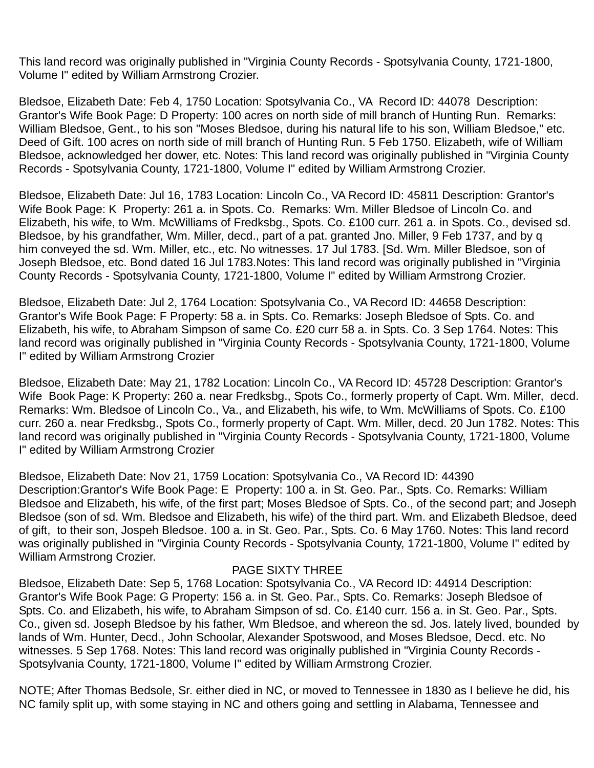This land record was originally published in "Virginia County Records - Spotsylvania County, 1721-1800, Volume I" edited by William Armstrong Crozier.

Bledsoe, Elizabeth Date: Feb 4, 1750 Location: Spotsylvania Co., VA Record ID: 44078 Description: Grantor's Wife Book Page: D Property: 100 acres on north side of mill branch of Hunting Run. Remarks: William Bledsoe, Gent., to his son "Moses Bledsoe, during his natural life to his son, William Bledsoe," etc. Deed of Gift. 100 acres on north side of mill branch of Hunting Run. 5 Feb 1750. Elizabeth, wife of William Bledsoe, acknowledged her dower, etc. Notes: This land record was originally published in "Virginia County Records - Spotsylvania County, 1721-1800, Volume I" edited by William Armstrong Crozier.

Bledsoe, Elizabeth Date: Jul 16, 1783 Location: Lincoln Co., VA Record ID: 45811 Description: Grantor's Wife Book Page: K Property: 261 a. in Spots. Co. Remarks: Wm. Miller Bledsoe of Lincoln Co. and Elizabeth, his wife, to Wm. McWilliams of Fredksbg., Spots. Co. £100 curr. 261 a. in Spots. Co., devised sd. Bledsoe, by his grandfather, Wm. Miller, decd., part of a pat. granted Jno. Miller, 9 Feb 1737, and by q him conveyed the sd. Wm. Miller, etc., etc. No witnesses. 17 Jul 1783. [Sd. Wm. Miller Bledsoe, son of Joseph Bledsoe, etc. Bond dated 16 Jul 1783.Notes: This land record was originally published in "Virginia County Records - Spotsylvania County, 1721-1800, Volume I" edited by William Armstrong Crozier.

Bledsoe, Elizabeth Date: Jul 2, 1764 Location: Spotsylvania Co., VA Record ID: 44658 Description: Grantor's Wife Book Page: F Property: 58 a. in Spts. Co. Remarks: Joseph Bledsoe of Spts. Co. and Elizabeth, his wife, to Abraham Simpson of same Co. £20 curr 58 a. in Spts. Co. 3 Sep 1764. Notes: This land record was originally published in "Virginia County Records - Spotsylvania County, 1721-1800, Volume I" edited by William Armstrong Crozier

Bledsoe, Elizabeth Date: May 21, 1782 Location: Lincoln Co., VA Record ID: 45728 Description: Grantor's Wife Book Page: K Property: 260 a. near Fredksbg., Spots Co., formerly property of Capt. Wm. Miller, decd. Remarks: Wm. Bledsoe of Lincoln Co., Va., and Elizabeth, his wife, to Wm. McWilliams of Spots. Co. £100 curr. 260 a. near Fredksbg., Spots Co., formerly property of Capt. Wm. Miller, decd. 20 Jun 1782. Notes: This land record was originally published in "Virginia County Records - Spotsylvania County, 1721-1800, Volume I" edited by William Armstrong Crozier

Bledsoe, Elizabeth Date: Nov 21, 1759 Location: Spotsylvania Co., VA Record ID: 44390 Description:Grantor's Wife Book Page: E Property: 100 a. in St. Geo. Par., Spts. Co. Remarks: William Bledsoe and Elizabeth, his wife, of the first part; Moses Bledsoe of Spts. Co., of the second part; and Joseph Bledsoe (son of sd. Wm. Bledsoe and Elizabeth, his wife) of the third part. Wm. and Elizabeth Bledsoe, deed of gift, to their son, Jospeh Bledsoe. 100 a. in St. Geo. Par., Spts. Co. 6 May 1760. Notes: This land record was originally published in "Virginia County Records - Spotsylvania County, 1721-1800, Volume I" edited by William Armstrong Crozier.

Bledsoe, Elizabeth Date: Sep 5, 1768 Location: Spotsylvania Co., VA Record ID: 44914 Description: Grantor's Wife Book Page: G Property: 156 a. in St. Geo. Par., Spts. Co. Remarks: Joseph Bledsoe of Spts. Co. and Elizabeth, his wife, to Abraham Simpson of sd. Co. £140 curr. 156 a. in St. Geo. Par., Spts. Co., given sd. Joseph Bledsoe by his father, Wm Bledsoe, and whereon the sd. Jos. lately lived, bounded by lands of Wm. Hunter, Decd., John Schoolar, Alexander Spotswood, and Moses Bledsoe, Decd. etc. No witnesses. 5 Sep 1768. Notes: This land record was originally published in "Virginia County Records - Spotsylvania County, 1721-1800, Volume I" edited by William Armstrong Crozier.

NOTE; After Thomas Bedsole, Sr. either died in NC, or moved to Tennessee in 1830 as I believe he did, his NC family split up, with some staying in NC and others going and settling in Alabama, Tennessee and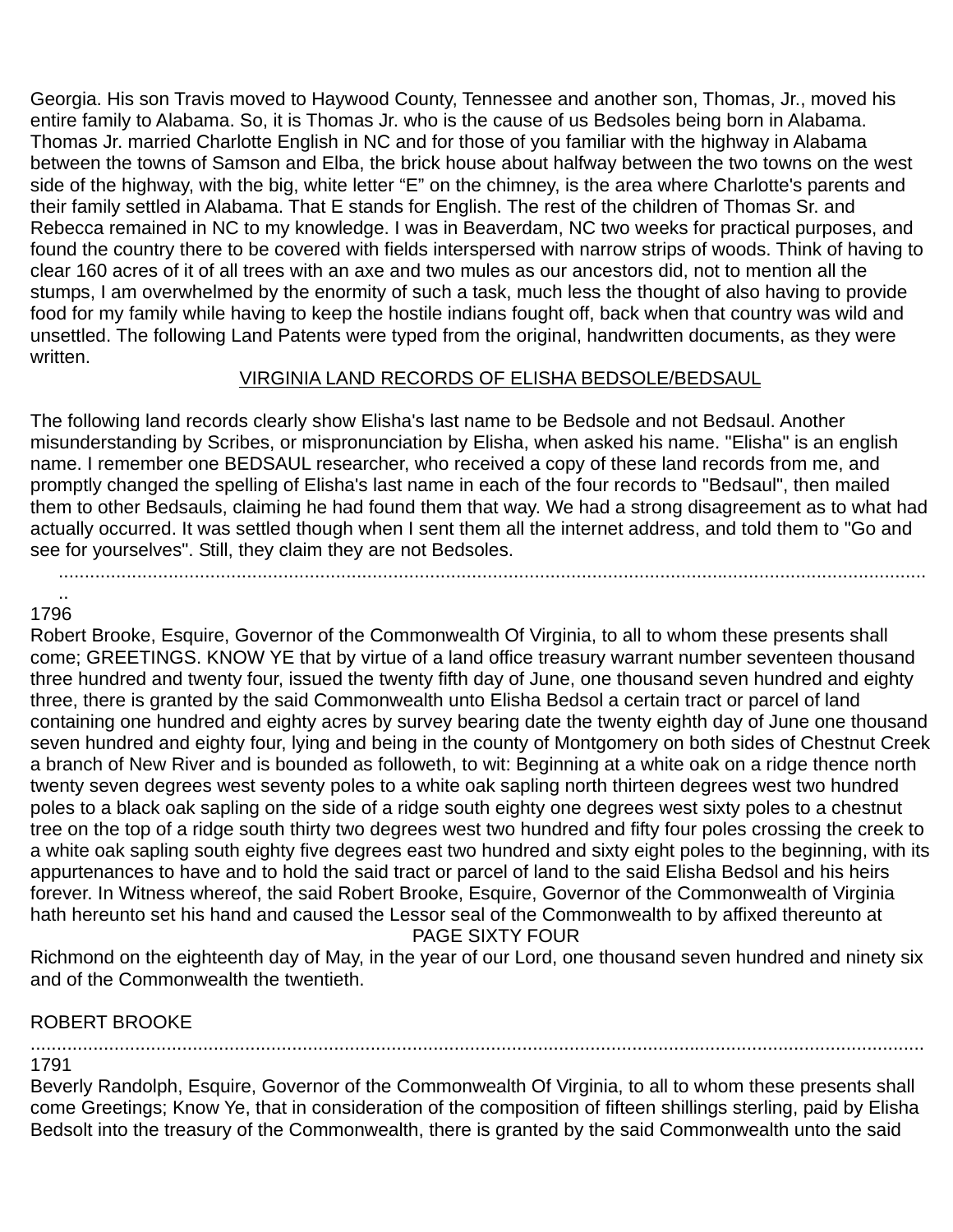Georgia. His son Travis moved to Haywood County, Tennessee and another son, Thomas, Jr., moved his entire family to Alabama. So, it is Thomas Jr. who is the cause of us Bedsoles being born in Alabama. Thomas Jr. married Charlotte English in NC and for those of you familiar with the highway in Alabama between the towns of Samson and Elba, the brick house about halfway between the two towns on the west side of the highway, with the big, white letter “E” on the chimney, is the area where Charlotte's parents and their family settled in Alabama. That E stands for English. The rest of the children of Thomas Sr. and Rebecca remained in NC to my knowledge. I was in Beaverdam, NC two weeks for practical purposes, and found the country there to be covered with fields interspersed with narrow strips of woods. Think of having to clear 160 acres of it of all trees with an axe and two mules as our ancestors did, not to mention all the stumps, I am overwhelmed by the enormity of such a task, much less the thought of also having to provide food for my family while having to keep the hostile indians fought off, back when that country was wild and unsettled. The following Land Patents were typed from the original, handwritten documents, as they were written.

## VIRGINIA LAND RECORDS OF ELISHA BEDSOLE/BEDSAUL

The following land records clearly show Elisha's last name to be Bedsole and not Bedsaul. Another misunderstanding by Scribes, or mispronunciation by Elisha, when asked his name. "Elisha" is an english name. I remember one BEDSAUL researcher, who received a copy of these land records from me, and promptly changed the spelling of Elisha's last name in each of the four records to "Bedsaul", then mailed them to other Bedsauls, claiming he had found them that way. We had a strong disagreement as to what had actually occurred. It was settled though when I sent them all the internet address, and told them to "Go and see for yourselves". Still, they claim they are not Bedsoles.

..........................................................................................................................................................

1796

Robert Brooke, Esquire, Governor of the Commonwealth Of Virginia, to all to whom these presents shall come; GREETINGS. KNOW YE that by virtue of a land office treasury warrant number seventeen thousand three hundred and twenty four, issued the twenty fifth day of June, one thousand seven hundred and eighty three, there is granted by the said Commonwealth unto Elisha Bedsol a certain tract or parcel of land containing one hundred and eighty acres by survey bearing date the twenty eighth day of June one thousand seven hundred and eighty four, lying and being in the county of Montgomery on both sides of Chestnut Creek a branch of New River and is bounded as followeth, to wit: Beginning at a white oak on a ridge thence north twenty seven degrees west seventy poles to a white oak sapling north thirteen degrees west two hundred poles to a black oak sapling on the side of a ridge south eighty one degrees west sixty poles to a chestnut tree on the top of a ridge south thirty two degrees west two hundred and fifty four poles crossing the creek to a white oak sapling south eighty five degrees east two hundred and sixty eight poles to the beginning, with its appurtenances to have and to hold the said tract or parcel of land to the said Elisha Bedsol and his heirs forever. In Witness whereof, the said Robert Brooke, Esquire, Governor of the Commonwealth of Virginia hath hereunto set his hand and caused the Lessor seal of the Commonwealth to by affixed thereunto at Richmond on the eighteenth day of May, in the year of our Lord, one thousand seven hundred and ninety six and of the Commonwealth the twentieth.

ROBERT BROOKE

..........................................................................................................................................................

1791

Beverly Randolph, Esquire, Governor of the Commonwealth Of Virginia, to all to whom these presents shall come Greetings; Know Ye, that in consideration of the composition of fifteen shillings sterling, paid by Elisha Bedsolt into the treasury of the Commonwealth, there is granted by the said Commonwealth unto the said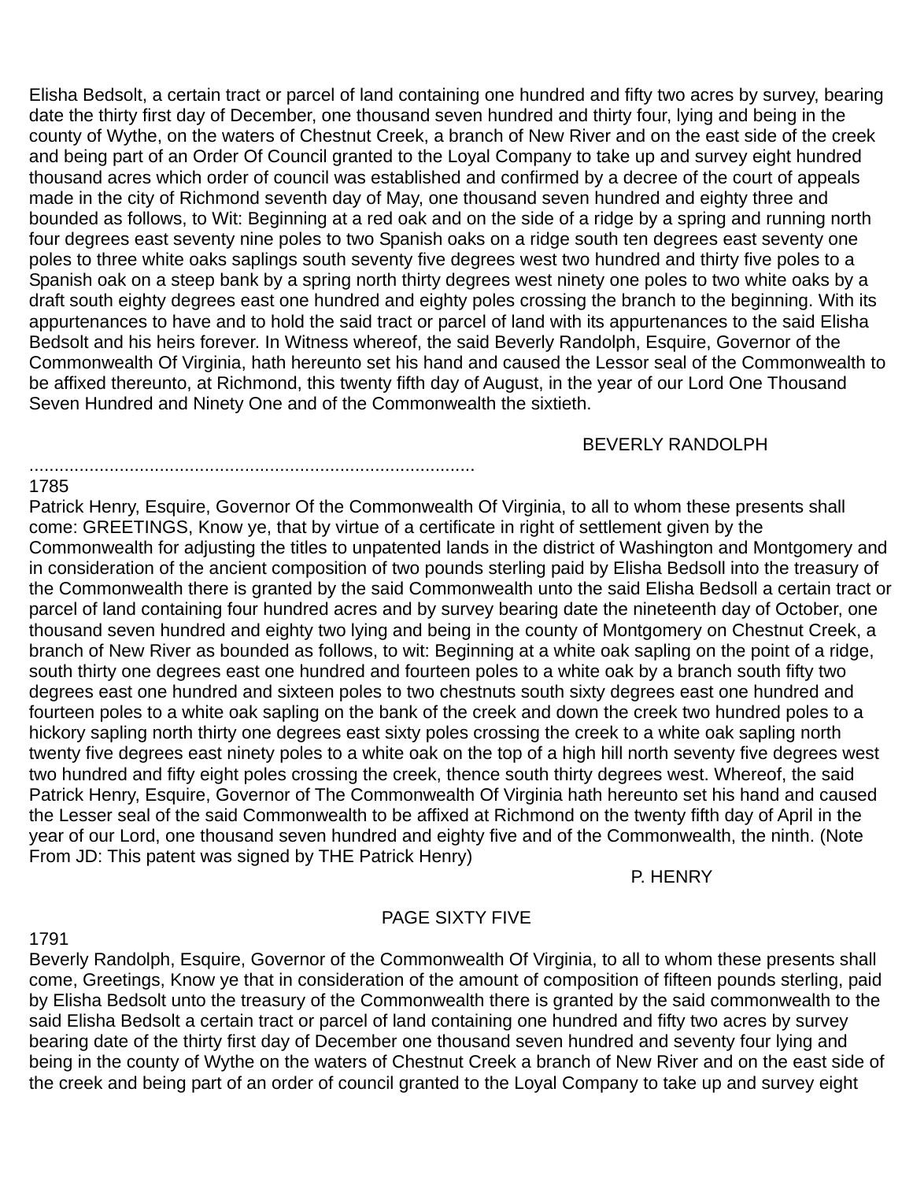Elisha Bedsolt, a certain tract or parcel of land containing one hundred and fifty two acres by survey, bearing date the thirty first day of December, one thousand seven hundred and thirty four, lying and being in the county of Wythe, on the waters of Chestnut Creek, a branch of New River and on the east side of the creek and being part of an Order Of Council granted to the Loyal Company to take up and survey eight hundred thousand acres which order of council was established and confirmed by a decree of the court of appeals made in the city of Richmond seventh day of May, one thousand seven hundred and eighty three and bounded as follows, to Wit: Beginning at a red oak and on the side of a ridge by a spring and running north four degrees east seventy nine poles to two Spanish oaks on a ridge south ten degrees east seventy one poles to three white oaks saplings south seventy five degrees west two hundred and thirty five poles to a Spanish oak on a steep bank by a spring north thirty degrees west ninety one poles to two white oaks by a draft south eighty degrees east one hundred and eighty poles crossing the branch to the beginning. With its appurtenances to have and to hold the said tract or parcel of land with its appurtenances to the said Elisha Bedsolt and his heirs forever. In Witness whereof, the said Beverly Randolph, Esquire, Governor of the Commonwealth Of Virginia, hath hereunto set his hand and caused the Lessor seal of the Commonwealth to be affixed thereunto, at Richmond, this twenty fifth day of August, in the year of our Lord One Thousand Seven Hundred and Ninety One and of the Commonwealth the sixtieth.

BEVERLY RANDOLPH

.........................................................................................

1785

Patrick Henry, Esquire, Governor Of the Commonwealth Of Virginia, to all to whom these presents shall come: GREETINGS, Know ye, that by virtue of a certificate in right of settlement given by the Commonwealth for adjusting the titles to unpatented lands in the district of Washington and Montgomery and in consideration of the ancient composition of two pounds sterling paid by Elisha Bedsoll into the treasury of the Commonwealth there is granted by the said Commonwealth unto the said Elisha Bedsoll a certain tract or parcel of land containing four hundred acres and by survey bearing date the nineteenth day of October, one thousand seven hundred and eighty two lying and being in the county of Montgomery on Chestnut Creek, a branch of New River as bounded as follows, to wit: Beginning at a white oak sapling on the point of a ridge, south thirty one degrees east one hundred and fourteen poles to a white oak by a branch south fifty two degrees east one hundred and sixteen poles to two chestnuts south sixty degrees east one hundred and fourteen poles to a white oak sapling on the bank of the creek and down the creek two hundred poles to a hickory sapling north thirty one degrees east sixty poles crossing the creek to a white oak sapling north twenty five degrees east ninety poles to a white oak on the top of a high hill north seventy five degrees west two hundred and fifty eight poles crossing the creek, thence south thirty degrees west. Whereof, the said Patrick Henry, Esquire, Governor of The Commonwealth Of Virginia hath hereunto set his hand and caused the Lesser seal of the said Commonwealth to be affixed at Richmond on the twenty fifth day of April in the year of our Lord, one thousand seven hundred and eighty five and of the Commonwealth, the ninth. (Note From JD: This patent was signed by THE Patrick Henry)

P. HENRY

PAGE SIXTY FIVE

1791

Beverly Randolph, Esquire, Governor of the Commonwealth Of Virginia, to all to whom these presents shall come, Greetings, Know ye that in consideration of the amount of composition of fifteen pounds sterling, paid by Elisha Bedsolt unto the treasury of the Commonwealth there is granted by the said commonwealth to the said Elisha Bedsolt a certain tract or parcel of land containing one hundred and fifty two acres by survey bearing date of the thirty first day of December one thousand seven hundred and seventy four lying and being in the county of Wythe on the waters of Chestnut Creek a branch of New River and on the east side of the creek and being part of an order of council granted to the Loyal Company to take up and survey eight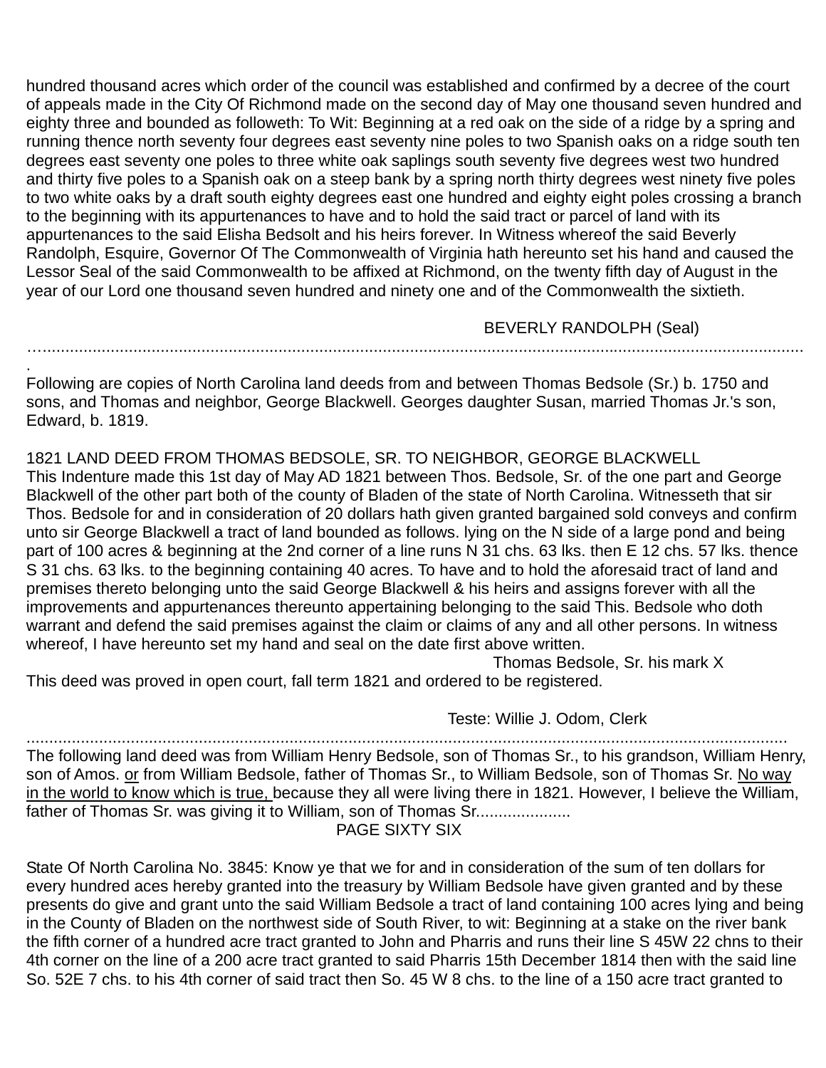hundred thousand acres which order of the council was established and confirmed by a decree of the court of appeals made in the City Of Richmond made on the second day of May one thousand seven hundred and eighty three and bounded as followeth: To Wit: Beginning at a red oak on the side of a ridge by a spring and running thence north seventy four degrees east seventy nine poles to two Spanish oaks on a ridge south ten degrees east seventy one poles to three white oak saplings south seventy five degrees west two hundred and thirty five poles to a Spanish oak on a steep bank by a spring north thirty degrees west ninety five poles to two white oaks by a draft south eighty degrees east one hundred and eighty eight poles crossing a branch to the beginning with its appurtenances to have and to hold the said tract or parcel of land with its appurtenances to the said Elisha Bedsolt and his heirs forever. In Witness whereof the said Beverly Randolph, Esquire, Governor Of The Commonwealth of Virginia hath hereunto set his hand and caused the Lessor Seal of the said Commonwealth to be affixed at Richmond, on the twenty fifth day of August in the year of our Lord one thousand seven hundred and ninety one and of the Commonwealth the sixtieth.

BEVERLY RANDOLPH (Seal)

…...........................................................................................................................................................

Following are copies of North Carolina land deeds from and between Thomas Bedsole (Sr.) b. 1750 and sons, and Thomas and neighbor, George Blackwell. Georges daughter Susan, married Thomas Jr.'s son, Edward, b. 1819.

1821 LAND DEED FROM THOMAS BEDSOLE, SR. TO NEIGHBOR, GEORGE BLACKWELL
This Indenture made this 1st day of May AD 1821 between Thos. Bedsole, Sr. of the one part and George Blackwell of the other part both of the county of Bladen of the state of North Carolina. Witnesseth that sir Thos. Bedsole for and in consideration of 20 dollars hath given granted bargained sold conveys and confirm unto sir George Blackwell a tract of land bounded as follows. lying on the N side of a large pond and being part of 100 acres & beginning at the 2nd corner of a line runs N 31 chs. 63 lks. then E 12 chs. 57 lks. thence S 31 chs. 63 lks. to the beginning containing 40 acres. To have and to hold the aforesaid tract of land and premises thereto belonging unto the said George Blackwell & his heirs and assigns forever with all the improvements and appurtenances thereunto appertaining belonging to the said This. Bedsole who doth warrant and defend the said premises against the claim or claims of any and all other persons. In witness whereof, I have hereunto set my hand and seal on the date first above written.

Thomas Bedsole, Sr. his mark X

This deed was proved in open court, fall term 1821 and ordered to be registered.

Teste: Willie J. Odom, Clerk

.........................................................................................................................................................

The following land deed was from William Henry Bedsole, son of Thomas Sr., to his grandson, William Henry, son of Amos. <u>or</u> from William Bedsole, father of Thomas Sr., to William Bedsole, son of Thomas Sr. <u>No way in the world to know which is true,</u> because they all were living there in 1821. However, I believe the William, father of Thomas Sr. was giving it to William, son of Thomas Sr.....................

PAGE SIXTY SIX

State Of North Carolina No. 3845: Know ye that we for and in consideration of the sum of ten dollars for every hundred aces hereby granted into the treasury by William Bedsole have given granted and by these presents do give and grant unto the said William Bedsole a tract of land containing 100 acres lying and being in the County of Bladen on the northwest side of South River, to wit: Beginning at a stake on the river bank the fifth corner of a hundred acre tract granted to John and Pharris and runs their line S 45W 22 chns to their 4th corner on the line of a 200 acre tract granted to said Pharris 15th December 1814 then with the said line So. 52E 7 chs. to his 4th corner of said tract then So. 45 W 8 chs. to the line of a 150 acre tract granted to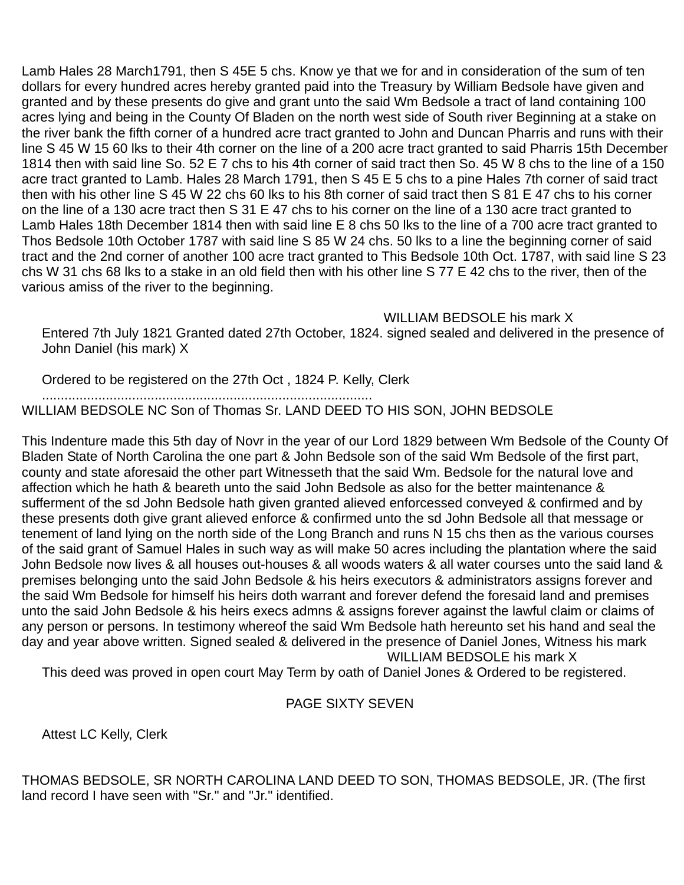Lamb Hales 28 March1791, then S 45E 5 chs. Know ye that we for and in consideration of the sum of ten dollars for every hundred acres hereby granted paid into the Treasury by William Bedsole have given and granted and by these presents do give and grant unto the said Wm Bedsole a tract of land containing 100 acres lying and being in the County Of Bladen on the north west side of South river Beginning at a stake on the river bank the fifth corner of a hundred acre tract granted to John and Duncan Pharris and runs with their line S 45 W 15 60 lks to their 4th corner on the line of a 200 acre tract granted to said Pharris 15th December 1814 then with said line So. 52 E 7 chs to his 4th corner of said tract then So. 45 W 8 chs to the line of a 150 acre tract granted to Lamb. Hales 28 March 1791, then S 45 E 5 chs to a pine Hales 7th corner of said tract then with his other line S 45 W 22 chs 60 lks to his 8th corner of said tract then S 81 E 47 chs to his corner on the line of a 130 acre tract then S 31 E 47 chs to his corner on the line of a 130 acre tract granted to Lamb Hales 18th December 1814 then with said line E 8 chs 50 lks to the line of a 700 acre tract granted to Thos Bedsole 10th October 1787 with said line S 85 W 24 chs. 50 lks to a line the beginning corner of said tract and the 2nd corner of another 100 acre tract granted to This Bedsole 10th Oct. 1787, with said line S 23 chs W 31 chs 68 lks to a stake in an old field then with his other line S 77 E 42 chs to the river, then of the various amiss of the river to the beginning.

WILLIAM BEDSOLE his mark X

Entered 7th July 1821 Granted dated 27th October, 1824. signed sealed and delivered in the presence of John Daniel (his mark) X

Ordered to be registered on the 27th Oct , 1824 P. Kelly, Clerk

........................................................................................

WILLIAM BEDSOLE NC Son of Thomas Sr. LAND DEED TO HIS SON, JOHN BEDSOLE

This Indenture made this 5th day of Novr in the year of our Lord 1829 between Wm Bedsole of the County Of Bladen State of North Carolina the one part & John Bedsole son of the said Wm Bedsole of the first part, county and state aforesaid the other part Witnesseth that the said Wm. Bedsole for the natural love and affection which he hath & beareth unto the said John Bedsole as also for the better maintenance & sufferment of the sd John Bedsole hath given granted alieved enforcessed conveyed & confirmed and by these presents doth give grant alieved enforce & confirmed unto the sd John Bedsole all that message or tenement of land lying on the north side of the Long Branch and runs N 15 chs then as the various courses of the said grant of Samuel Hales in such way as will make 50 acres including the plantation where the said John Bedsole now lives & all houses out-houses & all woods waters & all water courses unto the said land & premises belonging unto the said John Bedsole & his heirs executors & administrators assigns forever and the said Wm Bedsole for himself his heirs doth warrant and forever defend the foresaid land and premises unto the said John Bedsole & his heirs execs admns & assigns forever against the lawful claim or claims of any person or persons. In testimony whereof the said Wm Bedsole hath hereunto set his hand and seal the day and year above written. Signed sealed & delivered in the presence of Daniel Jones, Witness his mark

WILLIAM BEDSOLE his mark X

This deed was proved in open court May Term by oath of Daniel Jones & Ordered to be registered.

PAGE SIXTY SEVEN

Attest LC Kelly, Clerk

THOMAS BEDSOLE, SR NORTH CAROLINA LAND DEED TO SON, THOMAS BEDSOLE, JR. (The first land record I have seen with "Sr." and "Jr." identified.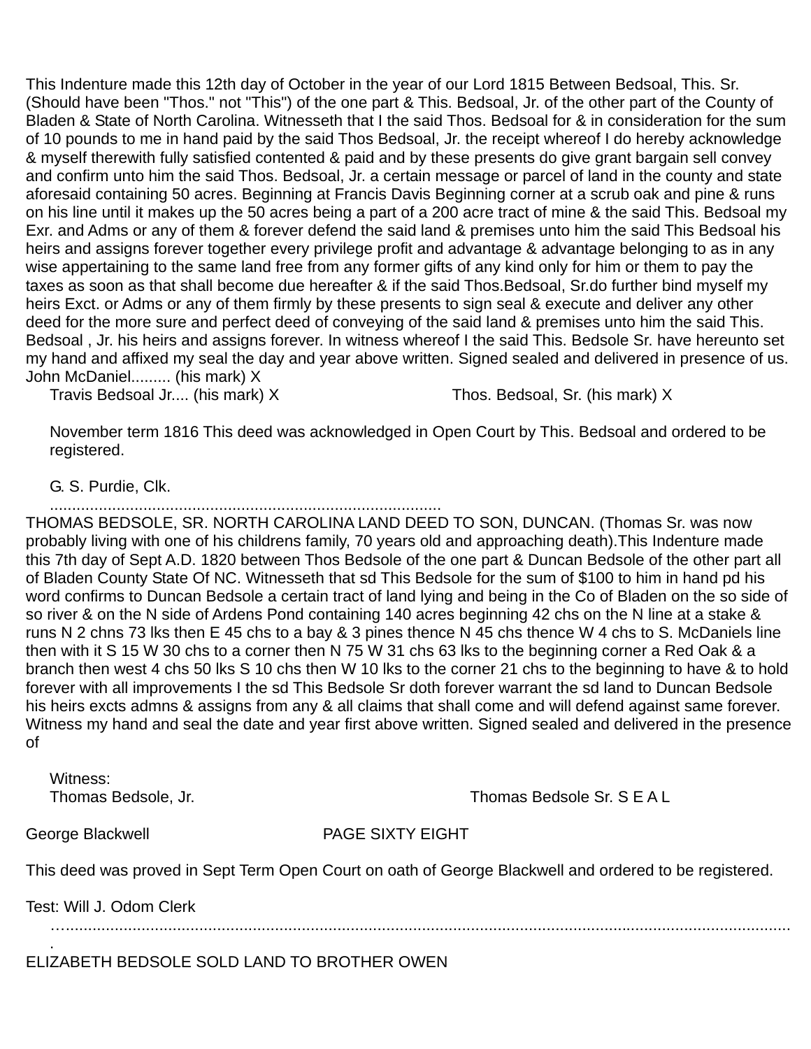This Indenture made this 12th day of October in the year of our Lord 1815 Between Bedsoal, This. Sr. (Should have been "Thos." not "This") of the one part & This. Bedsoal, Jr. of the other part of the County of Bladen & State of North Carolina. Witnesseth that I the said Thos. Bedsoal for & in consideration for the sum of 10 pounds to me in hand paid by the said Thos Bedsoal, Jr. the receipt whereof I do hereby acknowledge & myself therewith fully satisfied contented & paid and by these presents do give grant bargain sell convey and confirm unto him the said Thos. Bedsoal, Jr. a certain message or parcel of land in the county and state aforesaid containing 50 acres. Beginning at Francis Davis Beginning corner at a scrub oak and pine & runs on his line until it makes up the 50 acres being a part of a 200 acre tract of mine & the said This. Bedsoal my Exr. and Adms or any of them & forever defend the said land & premises unto him the said This Bedsoal his heirs and assigns forever together every privilege profit and advantage & advantage belonging to as in any wise appertaining to the same land free from any former gifts of any kind only for him or them to pay the taxes as soon as that shall become due hereafter & if the said Thos.Bedsoal, Sr.do further bind myself my heirs Exct. or Adms or any of them firmly by these presents to sign seal & execute and deliver any other deed for the more sure and perfect deed of conveying of the said land & premises unto him the said This. Bedsoal , Jr. his heirs and assigns forever. In witness whereof I the said This. Bedsole Sr. have hereunto set my hand and affixed my seal the day and year above written. Signed sealed and delivered in presence of us. John McDaniel......... (his mark) X

Travis Bedsoal Jr.... (his mark) X Thos. Bedsoal, Sr. (his mark) X

November term 1816 This deed was acknowledged in Open Court by This. Bedsoal and ordered to be registered.

G. S. Purdie, Clk.

.......................................................................................

THOMAS BEDSOLE, SR. NORTH CAROLINA LAND DEED TO SON, DUNCAN. (Thomas Sr. was now probably living with one of his childrens family, 70 years old and approaching death).This Indenture made this 7th day of Sept A.D. 1820 between Thos Bedsole of the one part & Duncan Bedsole of the other part all of Bladen County State Of NC. Witnesseth that sd This Bedsole for the sum of $100 to him in hand pd his word confirms to Duncan Bedsole a certain tract of land lying and being in the Co of Bladen on the so side of so river & on the N side of Ardens Pond containing 140 acres beginning 42 chs on the N line at a stake & runs N 2 chns 73 lks then E 45 chs to a bay & 3 pines thence N 45 chs thence W 4 chs to S. McDaniels line then with it S 15 W 30 chs to a corner then N 75 W 31 chs 63 lks to the beginning corner a Red Oak & a branch then west 4 chs 50 lks S 10 chs then W 10 lks to the corner 21 chs to the beginning to have & to hold forever with all improvements I the sd This Bedsole Sr doth forever warrant the sd land to Duncan Bedsole his heirs excts admns & assigns from any & all claims that shall come and will defend against same forever. Witness my hand and seal the date and year first above written. Signed sealed and delivered in the presence of

Witness:

Thomas Bedsole, Jr. Thomas Bedsole Sr. S E A L

George Blackwell PAGE SIXTY EIGHT

This deed was proved in Sept Term Open Court on oath of George Blackwell and ordered to be registered.

Test: Will J. Odom Clerk

…..........................................................................................................................................................

ELIZABETH BEDSOLE SOLD LAND TO BROTHER OWEN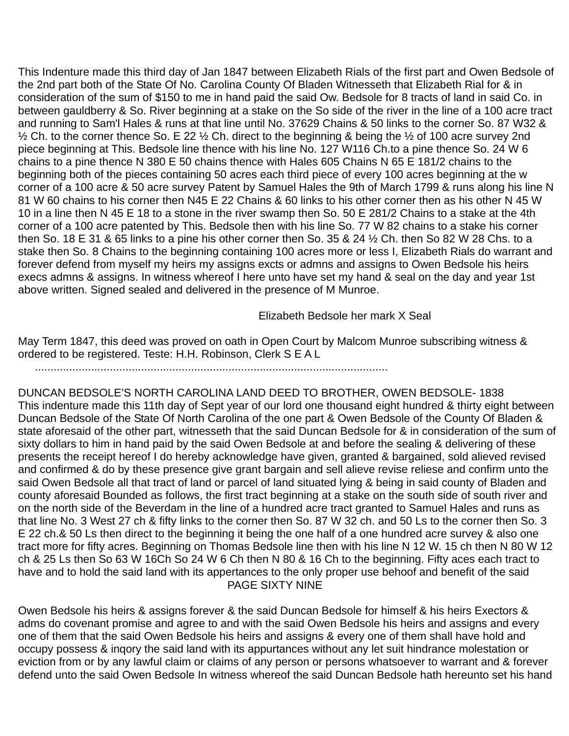This Indenture made this third day of Jan 1847 between Elizabeth Rials of the first part and Owen Bedsole of the 2nd part both of the State Of No. Carolina County Of Bladen Witnesseth that Elizabeth Rial for & in consideration of the sum of $150 to me in hand paid the said Ow. Bedsole for 8 tracts of land in said Co. in between gauldberry & So. River beginning at a stake on the So side of the river in the line of a 100 acre tract and running to Sam'l Hales & runs at that line until No. 37629 Chains & 50 links to the corner So. 87 W32 & ½ Ch. to the corner thence So. E 22 ½ Ch. direct to the beginning & being the ½ of 100 acre survey 2nd piece beginning at This. Bedsole line thence with his line No. 127 W116 Ch.to a pine thence So. 24 W 6 chains to a pine thence N 380 E 50 chains thence with Hales 605 Chains N 65 E 181/2 chains to the beginning both of the pieces containing 50 acres each third piece of every 100 acres beginning at the w corner of a 100 acre & 50 acre survey Patent by Samuel Hales the 9th of March 1799 & runs along his line N 81 W 60 chains to his corner then N45 E 22 Chains & 60 links to his other corner then as his other N 45 W 10 in a line then N 45 E 18 to a stone in the river swamp then So. 50 E 281/2 Chains to a stake at the 4th corner of a 100 acre patented by This. Bedsole then with his line So. 77 W 82 chains to a stake his corner then So. 18 E 31 & 65 links to a pine his other corner then So. 35 & 24 ½ Ch. then So 82 W 28 Chs. to a stake then So. 8 Chains to the beginning containing 100 acres more or less I, Elizabeth Rials do warrant and forever defend from myself my heirs my assigns excts or admns and assigns to Owen Bedsole his heirs execs admns & assigns. In witness whereof I here unto have set my hand & seal on the day and year 1st above written. Signed sealed and delivered in the presence of M Munroe.

Elizabeth Bedsole her mark X Seal

May Term 1847, this deed was proved on oath in Open Court by Malcom Munroe subscribing witness & ordered to be registered. Teste: H.H. Robinson, Clerk S E A L

.................................................................................................................

DUNCAN BEDSOLE'S NORTH CAROLINA LAND DEED TO BROTHER, OWEN BEDSOLE- 1838

This indenture made this 11th day of Sept year of our lord one thousand eight hundred & thirty eight between Duncan Bedsole of the State Of North Carolina of the one part & Owen Bedsole of the County Of Bladen & state aforesaid of the other part, witnesseth that the said Duncan Bedsole for & in consideration of the sum of sixty dollars to him in hand paid by the said Owen Bedsole at and before the sealing & delivering of these presents the receipt hereof I do hereby acknowledge have given, granted & bargained, sold alieved revised and confirmed & do by these presence give grant bargain and sell alieve revise reliese and confirm unto the said Owen Bedsole all that tract of land or parcel of land situated lying & being in said county of Bladen and county aforesaid Bounded as follows, the first tract beginning at a stake on the south side of south river and on the north side of the Beverdam in the line of a hundred acre tract granted to Samuel Hales and runs as that line No. 3 West 27 ch & fifty links to the corner then So. 87 W 32 ch. and 50 Ls to the corner then So. 3 E 22 ch.& 50 Ls then direct to the beginning it being the one half of a one hundred acre survey & also one tract more for fifty acres. Beginning on Thomas Bedsole line then with his line N 12 W. 15 ch then N 80 W 12 ch & 25 Ls then So 63 W 16Ch So 24 W 6 Ch then N 80 & 16 Ch to the beginning. Fifty aces each tract to have and to hold the said land with its appertances to the only proper use behoof and benefit of the said

PAGE SIXTY NINE

Owen Bedsole his heirs & assigns forever & the said Duncan Bedsole for himself & his heirs Exectors & adms do covenant promise and agree to and with the said Owen Bedsole his heirs and assigns and every one of them that the said Owen Bedsole his heirs and assigns & every one of them shall have hold and occupy possess & inqory the said land with its appurtances without any let suit hindrance molestation or eviction from or by any lawful claim or claims of any person or persons whatsoever to warrant and & forever defend unto the said Owen Bedsole In witness whereof the said Duncan Bedsole hath hereunto set his hand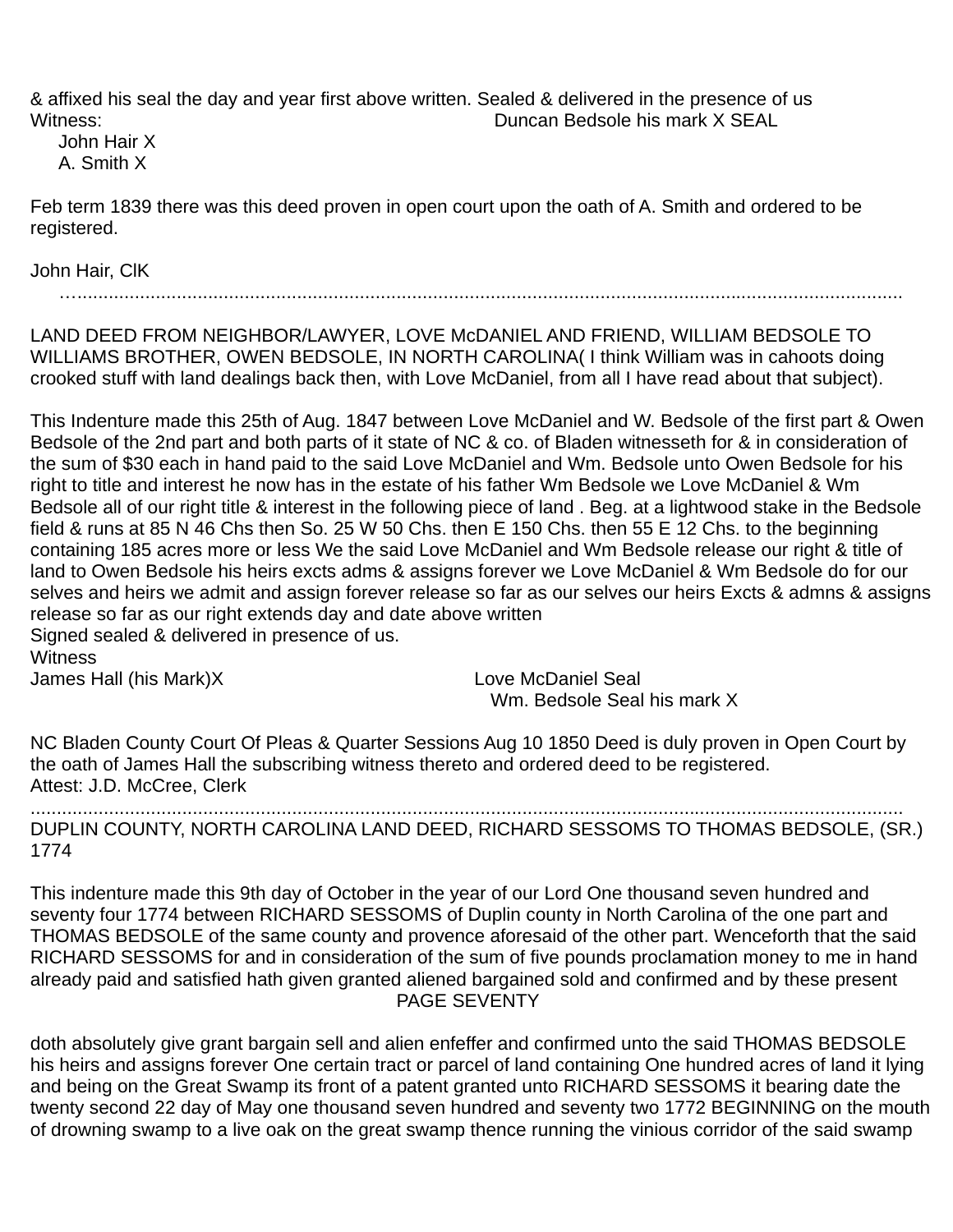& affixed his seal the day and year first above written. Sealed & delivered in the presence of us
Witness: Duncan Bedsole his mark X SEAL
John Hair X
A. Smith X

Feb term 1839 there was this deed proven in open court upon the oath of A. Smith and ordered to be registered.

John Hair, ClK

…........................................................................................................................................................

LAND DEED FROM NEIGHBOR/LAWYER, LOVE McDANIEL AND FRIEND, WILLIAM BEDSOLE TO WILLIAMS BROTHER, OWEN BEDSOLE, IN NORTH CAROLINA( I think William was in cahoots doing crooked stuff with land dealings back then, with Love McDaniel, from all I have read about that subject).

This Indenture made this 25th of Aug. 1847 between Love McDaniel and W. Bedsole of the first part & Owen Bedsole of the 2nd part and both parts of it state of NC & co. of Bladen witnesseth for & in consideration of the sum of $30 each in hand paid to the said Love McDaniel and Wm. Bedsole unto Owen Bedsole for his right to title and interest he now has in the estate of his father Wm Bedsole we Love McDaniel & Wm Bedsole all of our right title & interest in the following piece of land . Beg. at a lightwood stake in the Bedsole field & runs at 85 N 46 Chs then So. 25 W 50 Chs. then E 150 Chs. then 55 E 12 Chs. to the beginning containing 185 acres more or less We the said Love McDaniel and Wm Bedsole release our right & title of land to Owen Bedsole his heirs excts adms & assigns forever we Love McDaniel & Wm Bedsole do for our selves and heirs we admit and assign forever release so far as our selves our heirs Excts & admns & assigns release so far as our right extends day and date above written
Signed sealed & delivered in presence of us.
Witness
James Hall (his Mark)X Love McDaniel Seal
Wm. Bedsole Seal his mark X

NC Bladen County Court Of Pleas & Quarter Sessions Aug 10 1850 Deed is duly proven in Open Court by the oath of James Hall the subscribing witness thereto and ordered deed to be registered.
Attest: J.D. McCree, Clerk

..........................................................................................................................................................

DUPLIN COUNTY, NORTH CAROLINA LAND DEED, RICHARD SESSOMS TO THOMAS BEDSOLE, (SR.) 1774

This indenture made this 9th day of October in the year of our Lord One thousand seven hundred and seventy four 1774 between RICHARD SESSOMS of Duplin county in North Carolina of the one part and THOMAS BEDSOLE of the same county and provence aforesaid of the other part. Wenceforth that the said RICHARD SESSOMS for and in consideration of the sum of five pounds proclamation money to me in hand already paid and satisfied hath given granted aliened bargained sold and confirmed and by these present

PAGE SEVENTY

doth absolutely give grant bargain sell and alien enfeffer and confirmed unto the said THOMAS BEDSOLE his heirs and assigns forever One certain tract or parcel of land containing One hundred acres of land it lying and being on the Great Swamp its front of a patent granted unto RICHARD SESSOMS it bearing date the twenty second 22 day of May one thousand seven hundred and seventy two 1772 BEGINNING on the mouth of drowning swamp to a live oak on the great swamp thence running the vinious corridor of the said swamp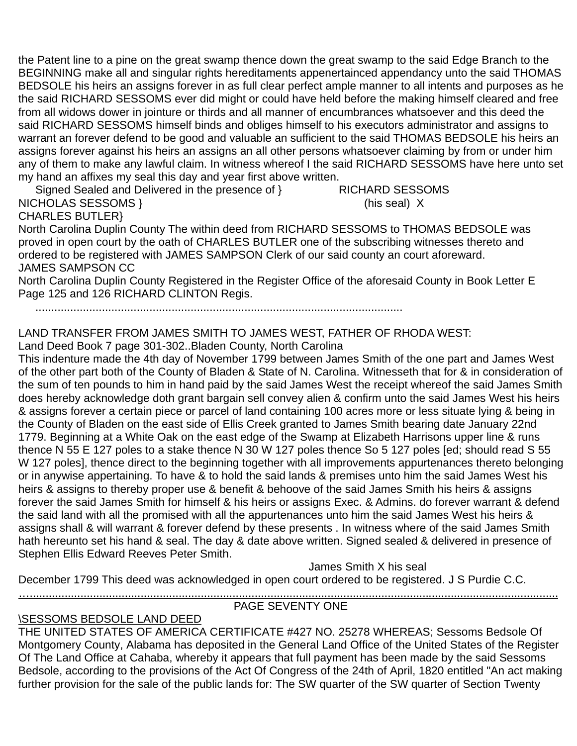the Patent line to a pine on the great swamp thence down the great swamp to the said Edge Branch to the BEGINNING make all and singular rights hereditaments appenertainced appendancy unto the said THOMAS BEDSOLE his heirs an assigns forever in as full clear perfect ample manner to all intents and purposes as he the said RICHARD SESSOMS ever did might or could have held before the making himself cleared and free from all widows dower in jointure or thirds and all manner of encumbrances whatsoever and this deed the said RICHARD SESSOMS himself binds and obliges himself to his executors administrator and assigns to warrant an forever defend to be good and valuable an sufficient to the said THOMAS BEDSOLE his heirs an assigns forever against his heirs an assigns an all other persons whatsoever claiming by from or under him any of them to make any lawful claim. In witness whereof I the said RICHARD SESSOMS have here unto set my hand an affixes my seal this day and year first above written.

Signed Sealed and Delivered in the presence of } RICHARD SESSOMS
NICHOLAS SESSOMS } (his seal) X
CHARLES BUTLER}

North Carolina Duplin County The within deed from RICHARD SESSOMS to THOMAS BEDSOLE was proved in open court by the oath of CHARLES BUTLER one of the subscribing witnesses thereto and ordered to be registered with JAMES SAMPSON Clerk of our said county an court aforeward.
JAMES SAMPSON CC

North Carolina Duplin County Registered in the Register Office of the aforesaid County in Book Letter E Page 125 and 126 RICHARD CLINTON Regis.

.................................................................................................................

LAND TRANSFER FROM JAMES SMITH TO JAMES WEST, FATHER OF RHODA WEST:
Land Deed Book 7 page 301-302..Bladen County, North Carolina

This indenture made the 4th day of November 1799 between James Smith of the one part and James West of the other part both of the County of Bladen & State of N. Carolina. Witnesseth that for & in consideration of the sum of ten pounds to him in hand paid by the said James West the receipt whereof the said James Smith does hereby acknowledge doth grant bargain sell convey alien & confirm unto the said James West his heirs & assigns forever a certain piece or parcel of land containing 100 acres more or less situate lying & being in the County of Bladen on the east side of Ellis Creek granted to James Smith bearing date January 22nd 1779. Beginning at a White Oak on the east edge of the Swamp at Elizabeth Harrisons upper line & runs thence N 55 E 127 poles to a stake thence N 30 W 127 poles thence So 5 127 poles [ed; should read S 55 W 127 poles], thence direct to the beginning together with all improvements appurtenances thereto belonging or in anywise appertaining. To have & to hold the said lands & premises unto him the said James West his heirs & assigns to thereby proper use & benefit & behoove of the said James Smith his heirs & assigns forever the said James Smith for himself & his heirs or assigns Exec. & Admins. do forever warrant & defend the said land with all the promised with all the appurtenances unto him the said James West his heirs & assigns shall & will warrant & forever defend by these presents . In witness where of the said James Smith hath hereunto set his hand & seal. The day & date above written. Signed sealed & delivered in presence of Stephen Ellis Edward Reeves Peter Smith.

James Smith X his seal

December 1799 This deed was acknowledged in open court ordered to be registered. J S Purdie C.C.

.................................................................................................................

PAGE SEVENTY ONE

\SESSOMS BEDSOLE LAND DEED

THE UNITED STATES OF AMERICA CERTIFICATE #427 NO. 25278 WHEREAS; Sessoms Bedsole Of Montgomery County, Alabama has deposited in the General Land Office of the United States of the Register Of The Land Office at Cahaba, whereby it appears that full payment has been made by the said Sessoms Bedsole, according to the provisions of the Act Of Congress of the 24th of April, 1820 entitled "An act making further provision for the sale of the public lands for: The SW quarter of the SW quarter of Section Twenty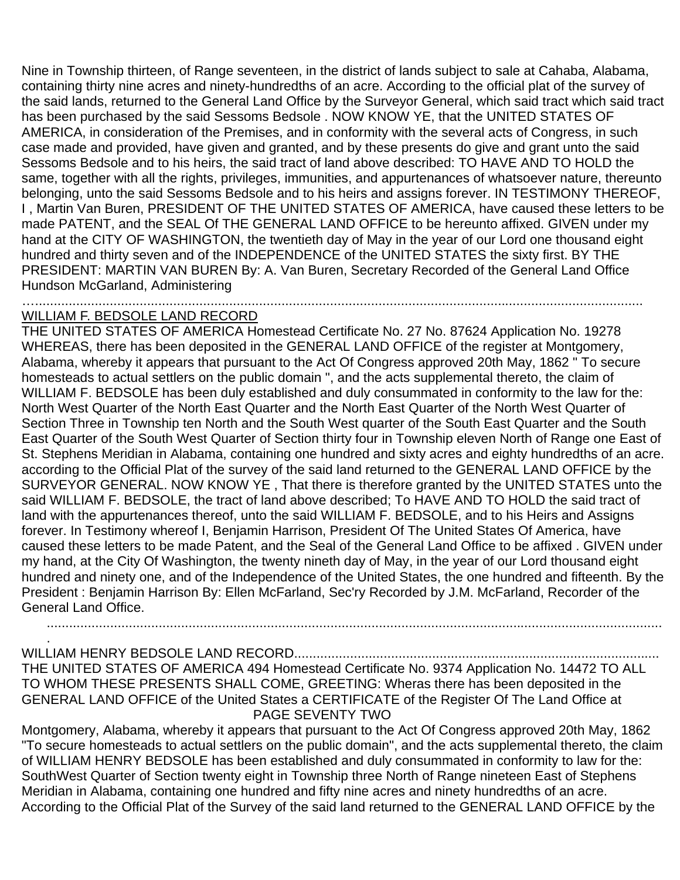Nine in Township thirteen, of Range seventeen, in the district of lands subject to sale at Cahaba, Alabama, containing thirty nine acres and ninety-hundredths of an acre. According to the official plat of the survey of the said lands, returned to the General Land Office by the Surveyor General, which said tract which said tract has been purchased by the said Sessoms Bedsole . NOW KNOW YE, that the UNITED STATES OF AMERICA, in consideration of the Premises, and in conformity with the several acts of Congress, in such case made and provided, have given and granted, and by these presents do give and grant unto the said Sessoms Bedsole and to his heirs, the said tract of land above described: TO HAVE AND TO HOLD the same, together with all the rights, privileges, immunities, and appurtenances of whatsoever nature, thereunto belonging, unto the said Sessoms Bedsole and to his heirs and assigns forever. IN TESTIMONY THEREOF, I , Martin Van Buren, PRESIDENT OF THE UNITED STATES OF AMERICA, have caused these letters to be made PATENT, and the SEAL Of THE GENERAL LAND OFFICE to be hereunto affixed. GIVEN under my hand at the CITY OF WASHINGTON, the twentieth day of May in the year of our Lord one thousand eight hundred and thirty seven and of the INDEPENDENCE of the UNITED STATES the sixty first. BY THE PRESIDENT: MARTIN VAN BUREN By: A. Van Buren, Secretary Recorded of the General Land Office Hundson McGarland, Administering

…………………………………………………………………………………………………………………………………………

<u>WILLIAM F. BEDSOLE LAND RECORD</u>

THE UNITED STATES OF AMERICA Homestead Certificate No. 27 No. 87624 Application No. 19278 WHEREAS, there has been deposited in the GENERAL LAND OFFICE of the register at Montgomery, Alabama, whereby it appears that pursuant to the Act Of Congress approved 20th May, 1862 " To secure homesteads to actual settlers on the public domain ", and the acts supplemental thereto, the claim of WILLIAM F. BEDSOLE has been duly established and duly consummated in conformity to the law for the: North West Quarter of the North East Quarter and the North East Quarter of the North West Quarter of Section Three in Township ten North and the South West quarter of the South East Quarter and the South East Quarter of the South West Quarter of Section thirty four in Township eleven North of Range one East of St. Stephens Meridian in Alabama, containing one hundred and sixty acres and eighty hundredths of an acre. according to the Official Plat of the survey of the said land returned to the GENERAL LAND OFFICE by the SURVEYOR GENERAL. NOW KNOW YE , That there is therefore granted by the UNITED STATES unto the said WILLIAM F. BEDSOLE, the tract of land above described; To HAVE AND TO HOLD the said tract of land with the appurtenances thereof, unto the said WILLIAM F. BEDSOLE, and to his Heirs and Assigns forever. In Testimony whereof I, Benjamin Harrison, President Of The United States Of America, have caused these letters to be made Patent, and the Seal of the General Land Office to be affixed . GIVEN under my hand, at the City Of Washington, the twenty nineth day of May, in the year of our Lord thousand eight hundred and ninety one, and of the Independence of the United States, the one hundred and fifteenth. By the President : Benjamin Harrison By: Ellen McFarland, Sec'ry Recorded by J.M. McFarland, Recorder of the General Land Office.

……………………………………………………………………………………………………………………………………………

WILLIAM HENRY BEDSOLE LAND RECORD……………………………………………………………………………

THE UNITED STATES OF AMERICA 494 Homestead Certificate No. 9374 Application No. 14472 TO ALL TO WHOM THESE PRESENTS SHALL COME, GREETING: Wheras there has been deposited in the GENERAL LAND OFFICE of the United States a CERTIFICATE of the Register Of The Land Office at Montgomery, Alabama, whereby it appears that pursuant to the Act Of Congress approved 20th May, 1862 "To secure homesteads to actual settlers on the public domain", and the acts supplemental thereto, the claim of WILLIAM HENRY BEDSOLE has been established and duly consummated in conformity to law for the: SouthWest Quarter of Section twenty eight in Township three North of Range nineteen East of Stephens Meridian in Alabama, containing one hundred and fifty nine acres and ninety hundredths of an acre. According to the Official Plat of the Survey of the said land returned to the GENERAL LAND OFFICE by the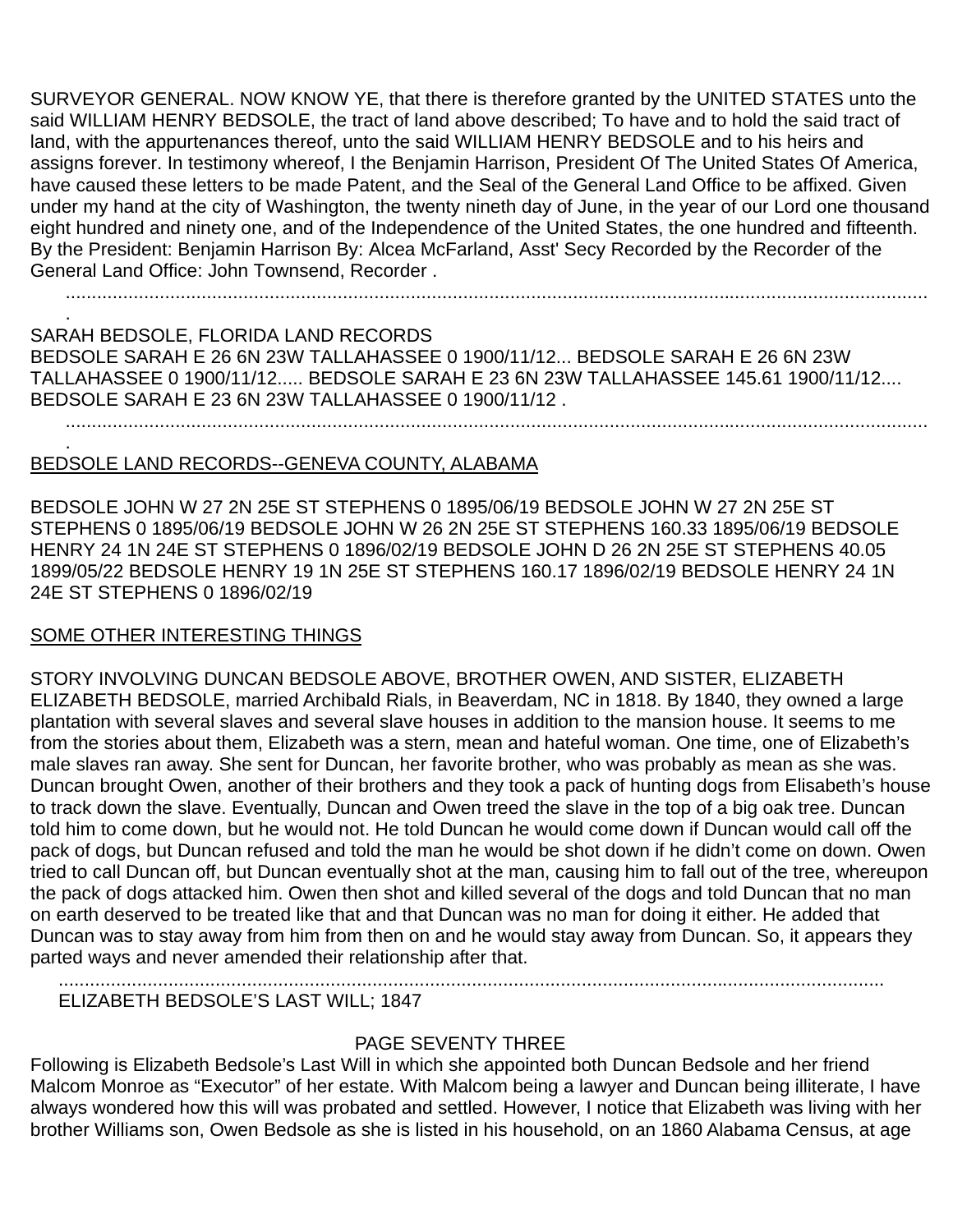SURVEYOR GENERAL. NOW KNOW YE, that there is therefore granted by the UNITED STATES unto the said WILLIAM HENRY BEDSOLE, the tract of land above described; To have and to hold the said tract of land, with the appurtenances thereof, unto the said WILLIAM HENRY BEDSOLE and to his heirs and assigns forever. In testimony whereof, I the Benjamin Harrison, President Of The United States Of America, have caused these letters to be made Patent, and the Seal of the General Land Office to be affixed. Given under my hand at the city of Washington, the twenty nineth day of June, in the year of our Lord one thousand eight hundred and ninety one, and of the Independence of the United States, the one hundred and fifteenth. By the President: Benjamin Harrison By: Alcea McFarland, Asst' Secy Recorded by the Recorder of the General Land Office: John Townsend, Recorder .

..........................................................................................................................................................

SARAH BEDSOLE, FLORIDA LAND RECORDS
BEDSOLE SARAH E 26 6N 23W TALLAHASSEE 0 1900/11/12... BEDSOLE SARAH E 26 6N 23W TALLAHASSEE 0 1900/11/12..... BEDSOLE SARAH E 23 6N 23W TALLAHASSEE 145.61 1900/11/12.... BEDSOLE SARAH E 23 6N 23W TALLAHASSEE 0 1900/11/12 .

..........................................................................................................................................................

BEDSOLE LAND RECORDS--GENEVA COUNTY, ALABAMA

BEDSOLE JOHN W 27 2N 25E ST STEPHENS 0 1895/06/19 BEDSOLE JOHN W 27 2N 25E ST STEPHENS 0 1895/06/19 BEDSOLE JOHN W 26 2N 25E ST STEPHENS 160.33 1895/06/19 BEDSOLE HENRY 24 1N 24E ST STEPHENS 0 1896/02/19 BEDSOLE JOHN D 26 2N 25E ST STEPHENS 40.05 1899/05/22 BEDSOLE HENRY 19 1N 25E ST STEPHENS 160.17 1896/02/19 BEDSOLE HENRY 24 1N 24E ST STEPHENS 0 1896/02/19

SOME OTHER INTERESTING THINGS

STORY INVOLVING DUNCAN BEDSOLE ABOVE, BROTHER OWEN, AND SISTER, ELIZABETH ELIZABETH BEDSOLE, married Archibald Rials, in Beaverdam, NC in 1818. By 1840, they owned a large plantation with several slaves and several slave houses in addition to the mansion house. It seems to me from the stories about them, Elizabeth was a stern, mean and hateful woman. One time, one of Elizabeth's male slaves ran away. She sent for Duncan, her favorite brother, who was probably as mean as she was. Duncan brought Owen, another of their brothers and they took a pack of hunting dogs from Elisabeth's house to track down the slave. Eventually, Duncan and Owen treed the slave in the top of a big oak tree. Duncan told him to come down, but he would not. He told Duncan he would come down if Duncan would call off the pack of dogs, but Duncan refused and told the man he would be shot down if he didn't come on down. Owen tried to call Duncan off, but Duncan eventually shot at the man, causing him to fall out of the tree, whereupon the pack of dogs attacked him. Owen then shot and killed several of the dogs and told Duncan that no man on earth deserved to be treated like that and that Duncan was no man for doing it either. He added that Duncan was to stay away from him from then on and he would stay away from Duncan. So, it appears they parted ways and never amended their relationship after that.

..........................................................................................................................................................

ELIZABETH BEDSOLE'S LAST WILL; 1847

PAGE SEVENTY THREE

Following is Elizabeth Bedsole's Last Will in which she appointed both Duncan Bedsole and her friend Malcom Monroe as "Executor" of her estate. With Malcom being a lawyer and Duncan being illiterate, I have always wondered how this will was probated and settled. However, I notice that Elizabeth was living with her brother Williams son, Owen Bedsole as she is listed in his household, on an 1860 Alabama Census, at age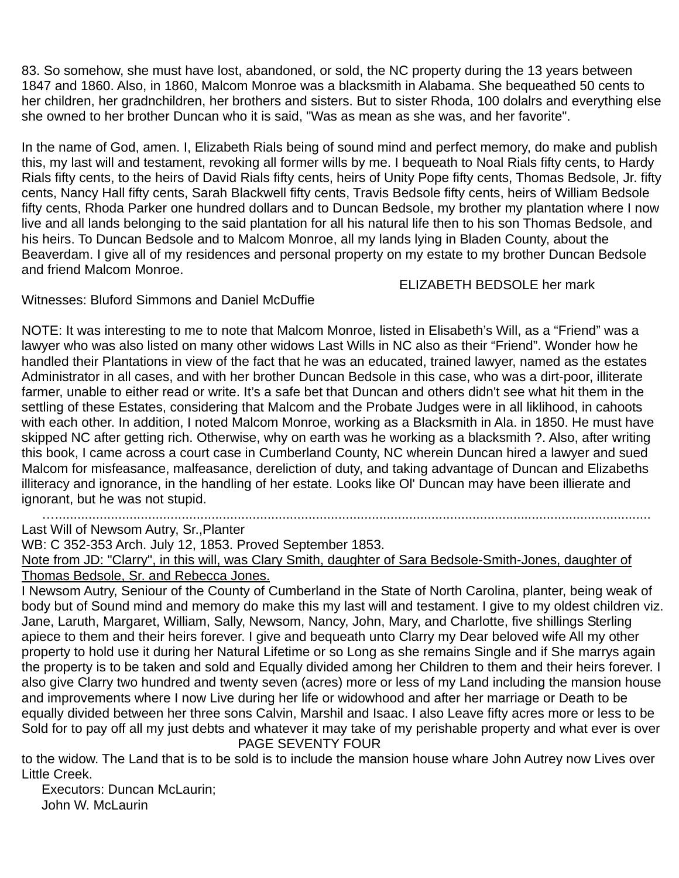83. So somehow, she must have lost, abandoned, or sold, the NC property during the 13 years between 1847 and 1860. Also, in 1860, Malcom Monroe was a blacksmith in Alabama. She bequeathed 50 cents to her children, her gradnchildren, her brothers and sisters. But to sister Rhoda, 100 dolalrs and everything else she owned to her brother Duncan who it is said, "Was as mean as she was, and her favorite".

In the name of God, amen. I, Elizabeth Rials being of sound mind and perfect memory, do make and publish this, my last will and testament, revoking all former wills by me. I bequeath to Noal Rials fifty cents, to Hardy Rials fifty cents, to the heirs of David Rials fifty cents, heirs of Unity Pope fifty cents, Thomas Bedsole, Jr. fifty cents, Nancy Hall fifty cents, Sarah Blackwell fifty cents, Travis Bedsole fifty cents, heirs of William Bedsole fifty cents, Rhoda Parker one hundred dollars and to Duncan Bedsole, my brother my plantation where I now live and all lands belonging to the said plantation for all his natural life then to his son Thomas Bedsole, and his heirs. To Duncan Bedsole and to Malcom Monroe, all my lands lying in Bladen County, about the Beaverdam. I give all of my residences and personal property on my estate to my brother Duncan Bedsole and friend Malcom Monroe.

ELIZABETH BEDSOLE her mark

Witnesses: Bluford Simmons and Daniel McDuffie

NOTE: It was interesting to me to note that Malcom Monroe, listed in Elisabeth's Will, as a "Friend" was a lawyer who was also listed on many other widows Last Wills in NC also as their "Friend". Wonder how he handled their Plantations in view of the fact that he was an educated, trained lawyer, named as the estates Administrator in all cases, and with her brother Duncan Bedsole in this case, who was a dirt-poor, illiterate farmer, unable to either read or write. It's a safe bet that Duncan and others didn't see what hit them in the settling of these Estates, considering that Malcom and the Probate Judges were in all liklihood, in cahoots with each other. In addition, I noted Malcom Monroe, working as a Blacksmith in Ala. in 1850. He must have skipped NC after getting rich. Otherwise, why on earth was he working as a blacksmith ?. Also, after writing this book, I came across a court case in Cumberland County, NC wherein Duncan hired a lawyer and sued Malcom for misfeasance, malfeasance, dereliction of duty, and taking advantage of Duncan and Elizabeths illiteracy and ignorance, in the handling of her estate. Looks like Ol' Duncan may have been illierate and ignorant, but he was not stupid.

…..........................................................................................................................................................

Last Will of Newsom Autry, Sr.,Planter

WB: C 352-353 Arch. July 12, 1853. Proved September 1853.

<u>Note from JD: "Clarry", in this will, was Clary Smith, daughter of Sara Bedsole-Smith-Jones, daughter of Thomas Bedsole, Sr. and Rebecca Jones.</u>

I Newsom Autry, Seniour of the County of Cumberland in the State of North Carolina, planter, being weak of body but of Sound mind and memory do make this my last will and testament. I give to my oldest children viz. Jane, Laruth, Margaret, William, Sally, Newsom, Nancy, John, Mary, and Charlotte, five shillings Sterling apiece to them and their heirs forever. I give and bequeath unto Clarry my Dear beloved wife All my other property to hold use it during her Natural Lifetime or so Long as she remains Single and if She marrys again the property is to be taken and sold and Equally divided among her Children to them and their heirs forever. I also give Clarry two hundred and twenty seven (acres) more or less of my Land including the mansion house and improvements where I now Live during her life or widowhood and after her marriage or Death to be equally divided between her three sons Calvin, Marshil and Isaac. I also Leave fifty acres more or less to be Sold for to pay off all my just debts and whatever it may take of my perishable property and what ever is over to the widow. The Land that is to be sold is to include the mansion house whare John Autrey now Lives over Little Creek.

Executors: Duncan McLaurin;
John W. McLaurin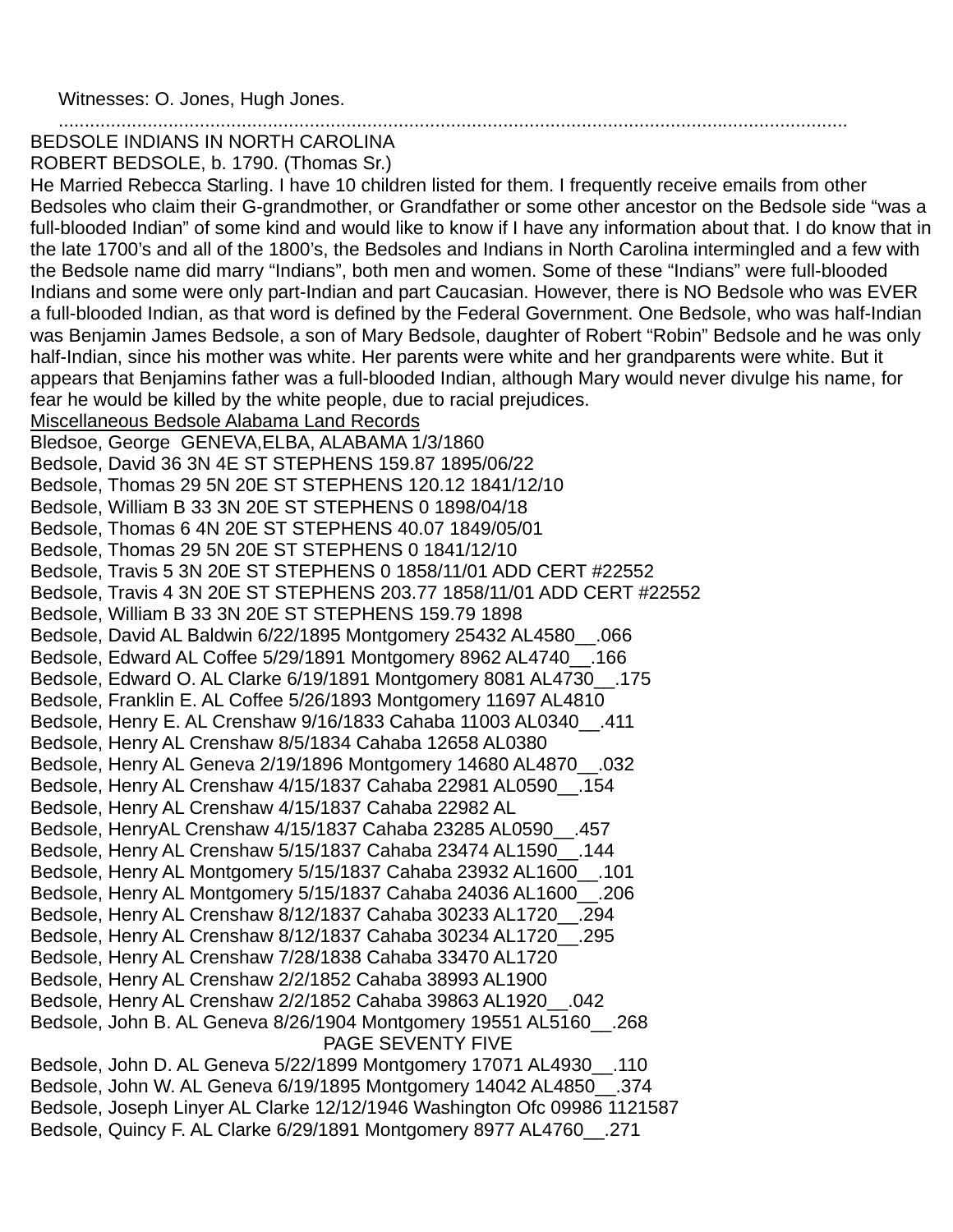Witnesses: O. Jones, Hugh Jones.

.................................................................................................................................................

BEDSOLE INDIANS IN NORTH CAROLINA

ROBERT BEDSOLE, b. 1790. (Thomas Sr.)

He Married Rebecca Starling. I have 10 children listed for them. I frequently receive emails from other Bedsoles who claim their G-grandmother, or Grandfather or some other ancestor on the Bedsole side "was a full-blooded Indian" of some kind and would like to know if I have any information about that. I do know that in the late 1700's and all of the 1800's, the Bedsoles and Indians in North Carolina intermingled and a few with the Bedsole name did marry "Indians", both men and women. Some of these "Indians" were full-blooded Indians and some were only part-Indian and part Caucasian. However, there is NO Bedsole who was EVER a full-blooded Indian, as that word is defined by the Federal Government. One Bedsole, who was half-Indian was Benjamin James Bedsole, a son of Mary Bedsole, daughter of Robert "Robin" Bedsole and he was only half-Indian, since his mother was white. Her parents were white and her grandparents were white. But it appears that Benjamins father was a full-blooded Indian, although Mary would never divulge his name, for fear he would be killed by the white people, due to racial prejudices.

<u>Miscellaneous Bedsole Alabama Land Records</u>

Bledsoe, George GENEVA,ELBA, ALABAMA 1/3/1860
Bedsole, David 36 3N 4E ST STEPHENS 159.87 1895/06/22
Bedsole, Thomas 29 5N 20E ST STEPHENS 120.12 1841/12/10
Bedsole, William B 33 3N 20E ST STEPHENS 0 1898/04/18
Bedsole, Thomas 6 4N 20E ST STEPHENS 40.07 1849/05/01
Bedsole, Thomas 29 5N 20E ST STEPHENS 0 1841/12/10
Bedsole, Travis 5 3N 20E ST STEPHENS 0 1858/11/01 ADD CERT #22552
Bedsole, Travis 4 3N 20E ST STEPHENS 203.77 1858/11/01 ADD CERT #22552
Bedsole, William B 33 3N 20E ST STEPHENS 159.79 1898
Bedsole, David AL Baldwin 6/22/1895 Montgomery 25432 AL4580__.066
Bedsole, Edward AL Coffee 5/29/1891 Montgomery 8962 AL4740__.166
Bedsole, Edward O. AL Clarke 6/19/1891 Montgomery 8081 AL4730__.175
Bedsole, Franklin E. AL Coffee 5/26/1893 Montgomery 11697 AL4810
Bedsole, Henry E. AL Crenshaw 9/16/1833 Cahaba 11003 AL0340__.411
Bedsole, Henry AL Crenshaw 8/5/1834 Cahaba 12658 AL0380
Bedsole, Henry AL Geneva 2/19/1896 Montgomery 14680 AL4870__.032
Bedsole, Henry AL Crenshaw 4/15/1837 Cahaba 22981 AL0590__.154
Bedsole, Henry AL Crenshaw 4/15/1837 Cahaba 22982 AL
Bedsole, HenryAL Crenshaw 4/15/1837 Cahaba 23285 AL0590__.457
Bedsole, Henry AL Crenshaw 5/15/1837 Cahaba 23474 AL1590__.144
Bedsole, Henry AL Montgomery 5/15/1837 Cahaba 23932 AL1600__.101
Bedsole, Henry AL Montgomery 5/15/1837 Cahaba 24036 AL1600__.206
Bedsole, Henry AL Crenshaw 8/12/1837 Cahaba 30233 AL1720__.294
Bedsole, Henry AL Crenshaw 8/12/1837 Cahaba 30234 AL1720__.295
Bedsole, Henry AL Crenshaw 7/28/1838 Cahaba 33470 AL1720
Bedsole, Henry AL Crenshaw 2/2/1852 Cahaba 38993 AL1900
Bedsole, Henry AL Crenshaw 2/2/1852 Cahaba 39863 AL1920__.042
Bedsole, John B. AL Geneva 8/26/1904 Montgomery 19551 AL5160__.268

PAGE SEVENTY FIVE

Bedsole, John D. AL Geneva 5/22/1899 Montgomery 17071 AL4930__.110
Bedsole, John W. AL Geneva 6/19/1895 Montgomery 14042 AL4850__.374
Bedsole, Joseph Linyer AL Clarke 12/12/1946 Washington Ofc 09986 1121587
Bedsole, Quincy F. AL Clarke 6/29/1891 Montgomery 8977 AL4760__.271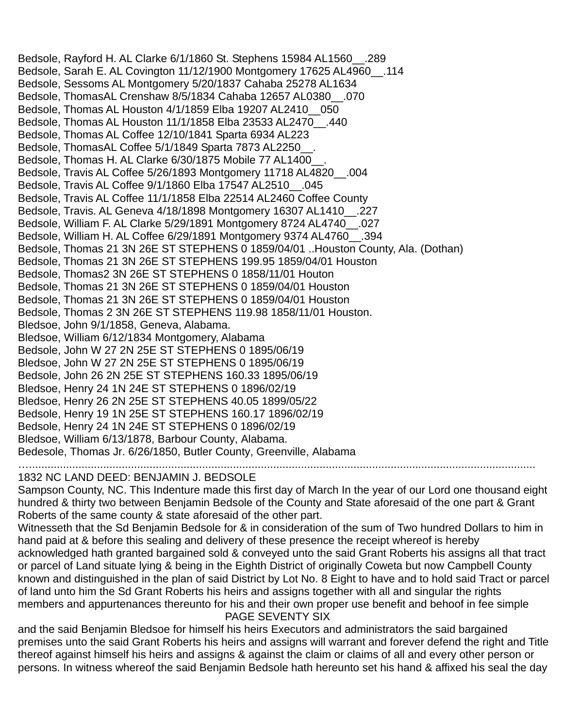Bedsole, Rayford H. AL Clarke 6/1/1860 St. Stephens 15984 AL1560__.289
Bedsole, Sarah E. AL Covington 11/12/1900 Montgomery 17625 AL4960__.114
Bedsole, Sessoms AL Montgomery 5/20/1837 Cahaba 25278 AL1634
Bedsole, ThomasAL Crenshaw 8/5/1834 Cahaba 12657 AL0380__.070
Bedsole, Thomas AL Houston 4/1/1859 Elba 19207 AL2410__050
Bedsole, Thomas AL Houston 11/1/1858 Elba 23533 AL2470__.440
Bedsole, Thomas AL Coffee 12/10/1841 Sparta 6934 AL223
Bedsole, ThomasAL Coffee 5/1/1849 Sparta 7873 AL2250__.
Bedsole, Thomas H. AL Clarke 6/30/1875 Mobile 77 AL1400__.
Bedsole, Travis AL Coffee 5/26/1893 Montgomery 11718 AL4820__.004
Bedsole, Travis AL Coffee 9/1/1860 Elba 17547 AL2510__.045
Bedsole, Travis AL Coffee 11/1/1858 Elba 22514 AL2460 Coffee County
Bedsole, Travis. AL Geneva 4/18/1898 Montgomery 16307 AL1410__.227
Bedsole, William F. AL Clarke 5/29/1891 Montgomery 8724 AL4740__.027
Bedsole, William H. AL Coffee 6/29/1891 Montgomery 9374 AL4760__.394
Bedsole, Thomas 21 3N 26E ST STEPHENS 0 1859/04/01 ..Houston County, Ala. (Dothan)
Bedsole, Thomas 21 3N 26E ST STEPHENS 199.95 1859/04/01 Houston
Bedsole, Thomas2 3N 26E ST STEPHENS 0 1858/11/01 Houton
Bedsole, Thomas 21 3N 26E ST STEPHENS 0 1859/04/01 Houston
Bedsole, Thomas 21 3N 26E ST STEPHENS 0 1859/04/01 Houston
Bedsole, Thomas 2 3N 26E ST STEPHENS 119.98 1858/11/01 Houston.
Bledsoe, John 9/1/1858, Geneva, Alabama.
Bledsoe, William 6/12/1834 Montgomery, Alabama
Bedsole, John W 27 2N 25E ST STEPHENS 0 1895/06/19
Bledsoe, John W 27 2N 25E ST STEPHENS 0 1895/06/19
Bedsole, John 26 2N 25E ST STEPHENS 160.33 1895/06/19
Bledsoe, Henry 24 1N 24E ST STEPHENS 0 1896/02/19
Bledsoe, Henry 26 2N 25E ST STEPHENS 40.05 1899/05/22
Bedsole, Henry 19 1N 25E ST STEPHENS 160.17 1896/02/19
Bedsole, Henry 24 1N 24E ST STEPHENS 0 1896/02/19
Bledsoe, William 6/13/1878, Barbour County, Alabama.
Bedesole, Thomas Jr. 6/26/1850, Butler County, Greenville, Alabama

…......................................................................................................................................................

1832 NC LAND DEED: BENJAMIN J. BEDSOLE

Sampson County, NC. This Indenture made this first day of March In the year of our Lord one thousand eight hundred & thirty two between Benjamin Bedsole of the County and State aforesaid of the one part & Grant Roberts of the same county & state aforesaid of the other part.

Witnesseth that the Sd Benjamin Bedsole for & in consideration of the sum of Two hundred Dollars to him in hand paid at & before this sealing and delivery of these presence the receipt whereof is hereby acknowledged hath granted bargained sold & conveyed unto the said Grant Roberts his assigns all that tract or parcel of Land situate lying & being in the Eighth District of originally Coweta but now Campbell County known and distinguished in the plan of said District by Lot No. 8 Eight to have and to hold said Tract or parcel of land unto him the Sd Grant Roberts his heirs and assigns together with all and singular the rights members and appurtenances thereunto for his and their own proper use benefit and behoof in fee simple

PAGE SEVENTY SIX

and the said Benjamin Bledsoe for himself his heirs Executors and administrators the said bargained premises unto the said Grant Roberts his heirs and assigns will warrant and forever defend the right and Title thereof against himself his heirs and assigns & against the claim or claims of all and every other person or persons. In witness whereof the said Benjamin Bedsole hath hereunto set his hand & affixed his seal the day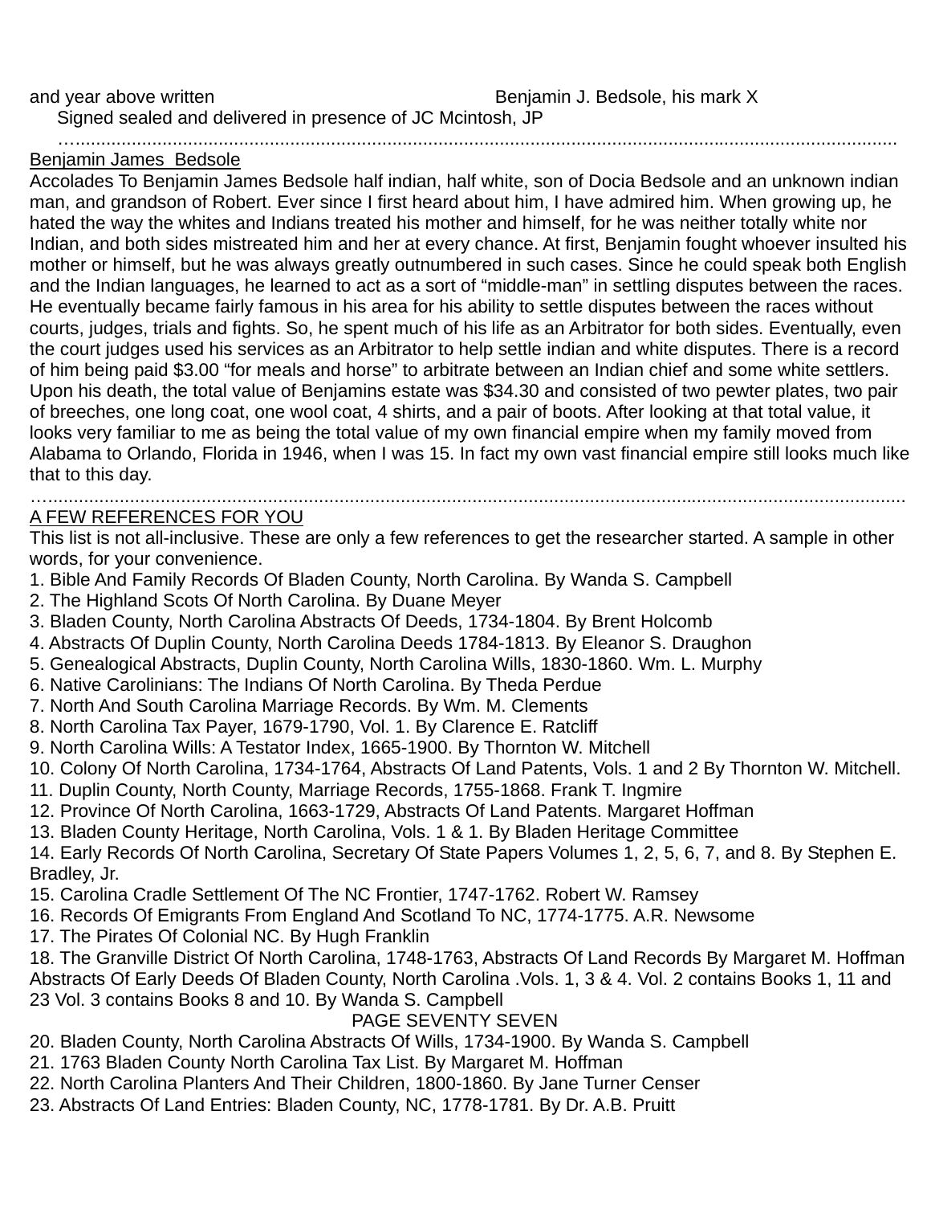and year above written                                        Benjamin J. Bedsole, his mark X

Signed sealed and delivered in presence of JC Mcintosh, JP

…......................................................................................................................................................

Benjamin James Bedsole

Accolades To Benjamin James Bedsole half indian, half white, son of Docia Bedsole and an unknown indian man, and grandson of Robert. Ever since I first heard about him, I have admired him. When growing up, he hated the way the whites and Indians treated his mother and himself, for he was neither totally white nor Indian, and both sides mistreated him and her at every chance. At first, Benjamin fought whoever insulted his mother or himself, but he was always greatly outnumbered in such cases. Since he could speak both English and the Indian languages, he learned to act as a sort of "middle-man" in settling disputes between the races. He eventually became fairly famous in his area for his ability to settle disputes between the races without courts, judges, trials and fights. So, he spent much of his life as an Arbitrator for both sides. Eventually, even the court judges used his services as an Arbitrator to help settle indian and white disputes. There is a record of him being paid $3.00 "for meals and horse" to arbitrate between an Indian chief and some white settlers. Upon his death, the total value of Benjamins estate was $34.30 and consisted of two pewter plates, two pair of breeches, one long coat, one wool coat, 4 shirts, and a pair of boots. After looking at that total value, it looks very familiar to me as being the total value of my own financial empire when my family moved from Alabama to Orlando, Florida in 1946, when I was 15. In fact my own vast financial empire still looks much like that to this day.

…......................................................................................................................................................

A FEW REFERENCES FOR YOU

This list is not all-inclusive. These are only a few references to get the researcher started. A sample in other words, for your convenience.

1. Bible And Family Records Of Bladen County, North Carolina. By Wanda S. Campbell
2. The Highland Scots Of North Carolina. By Duane Meyer
3. Bladen County, North Carolina Abstracts Of Deeds, 1734-1804. By Brent Holcomb
4. Abstracts Of Duplin County, North Carolina Deeds 1784-1813. By Eleanor S. Draughon
5. Genealogical Abstracts, Duplin County, North Carolina Wills, 1830-1860. Wm. L. Murphy
6. Native Carolinians: The Indians Of North Carolina. By Theda Perdue
7. North And South Carolina Marriage Records. By Wm. M. Clements
8. North Carolina Tax Payer, 1679-1790, Vol. 1. By Clarence E. Ratcliff
9. North Carolina Wills: A Testator Index, 1665-1900. By Thornton W. Mitchell
10. Colony Of North Carolina, 1734-1764, Abstracts Of Land Patents, Vols. 1 and 2 By Thornton W. Mitchell.
11. Duplin County, North County, Marriage Records, 1755-1868. Frank T. Ingmire
12. Province Of North Carolina, 1663-1729, Abstracts Of Land Patents. Margaret Hoffman
13. Bladen County Heritage, North Carolina, Vols. 1 & 1. By Bladen Heritage Committee
14. Early Records Of North Carolina, Secretary Of State Papers Volumes 1, 2, 5, 6, 7, and 8. By Stephen E. Bradley, Jr.
15. Carolina Cradle Settlement Of The NC Frontier, 1747-1762. Robert W. Ramsey
16. Records Of Emigrants From England And Scotland To NC, 1774-1775. A.R. Newsome
17. The Pirates Of Colonial NC. By Hugh Franklin
18. The Granville District Of North Carolina, 1748-1763, Abstracts Of Land Records By Margaret M. Hoffman

Abstracts Of Early Deeds Of Bladen County, North Carolina .Vols. 1, 3 & 4. Vol. 2 contains Books 1, 11 and 23 Vol. 3 contains Books 8 and 10. By Wanda S. Campbell

PAGE SEVENTY SEVEN

20. Bladen County, North Carolina Abstracts Of Wills, 1734-1900. By Wanda S. Campbell
21. 1763 Bladen County North Carolina Tax List. By Margaret M. Hoffman
22. North Carolina Planters And Their Children, 1800-1860. By Jane Turner Censer
23. Abstracts Of Land Entries: Bladen County, NC, 1778-1781. By Dr. A.B. Pruitt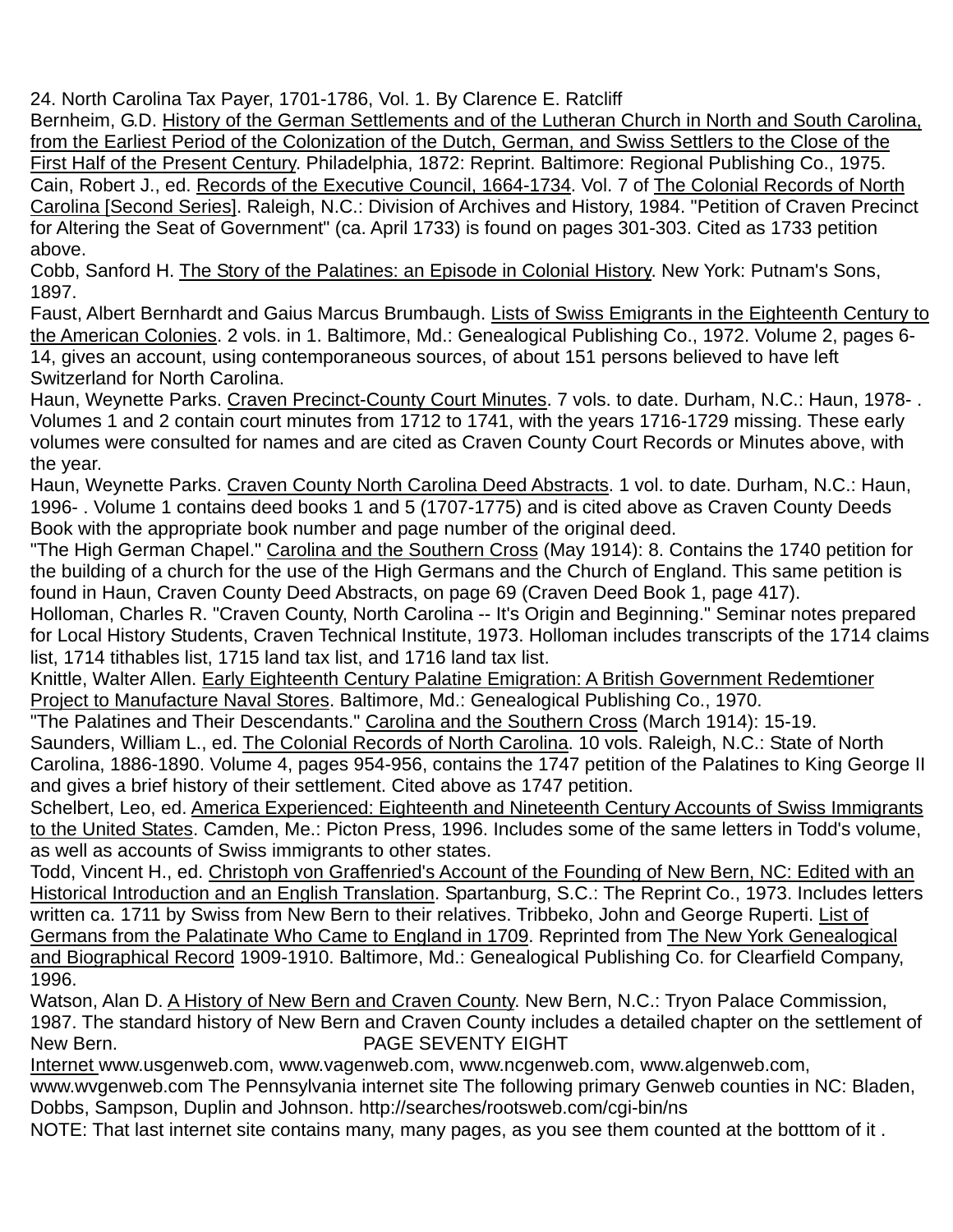24. North Carolina Tax Payer, 1701-1786, Vol. 1. By Clarence E. Ratcliff

Bernheim, G.D. History of the German Settlements and of the Lutheran Church in North and South Carolina, from the Earliest Period of the Colonization of the Dutch, German, and Swiss Settlers to the Close of the First Half of the Present Century. Philadelphia, 1872: Reprint. Baltimore: Regional Publishing Co., 1975.

Cain, Robert J., ed. Records of the Executive Council, 1664-1734. Vol. 7 of The Colonial Records of North Carolina [Second Series]. Raleigh, N.C.: Division of Archives and History, 1984. "Petition of Craven Precinct for Altering the Seat of Government" (ca. April 1733) is found on pages 301-303. Cited as 1733 petition above.

Cobb, Sanford H. The Story of the Palatines: an Episode in Colonial History. New York: Putnam's Sons, 1897.

Faust, Albert Bernhardt and Gaius Marcus Brumbaugh. Lists of Swiss Emigrants in the Eighteenth Century to the American Colonies. 2 vols. in 1. Baltimore, Md.: Genealogical Publishing Co., 1972. Volume 2, pages 6-14, gives an account, using contemporaneous sources, of about 151 persons believed to have left Switzerland for North Carolina.

Haun, Weynette Parks. Craven Precinct-County Court Minutes. 7 vols. to date. Durham, N.C.: Haun, 1978- . Volumes 1 and 2 contain court minutes from 1712 to 1741, with the years 1716-1729 missing. These early volumes were consulted for names and are cited as Craven County Court Records or Minutes above, with the year.

Haun, Weynette Parks. Craven County North Carolina Deed Abstracts. 1 vol. to date. Durham, N.C.: Haun, 1996- . Volume 1 contains deed books 1 and 5 (1707-1775) and is cited above as Craven County Deeds Book with the appropriate book number and page number of the original deed.

"The High German Chapel." Carolina and the Southern Cross (May 1914): 8. Contains the 1740 petition for the building of a church for the use of the High Germans and the Church of England. This same petition is found in Haun, Craven County Deed Abstracts, on page 69 (Craven Deed Book 1, page 417).

Holloman, Charles R. "Craven County, North Carolina -- It's Origin and Beginning." Seminar notes prepared for Local History Students, Craven Technical Institute, 1973. Holloman includes transcripts of the 1714 claims list, 1714 tithables list, 1715 land tax list, and 1716 land tax list.

Knittle, Walter Allen. Early Eighteenth Century Palatine Emigration: A British Government Redemtioner Project to Manufacture Naval Stores. Baltimore, Md.: Genealogical Publishing Co., 1970.

"The Palatines and Their Descendants." Carolina and the Southern Cross (March 1914): 15-19.

Saunders, William L., ed. The Colonial Records of North Carolina. 10 vols. Raleigh, N.C.: State of North Carolina, 1886-1890. Volume 4, pages 954-956, contains the 1747 petition of the Palatines to King George II and gives a brief history of their settlement. Cited above as 1747 petition.

Schelbert, Leo, ed. America Experienced: Eighteenth and Nineteenth Century Accounts of Swiss Immigrants to the United States. Camden, Me.: Picton Press, 1996. Includes some of the same letters in Todd's volume, as well as accounts of Swiss immigrants to other states.

Todd, Vincent H., ed. Christoph von Graffenried's Account of the Founding of New Bern, NC: Edited with an Historical Introduction and an English Translation. Spartanburg, S.C.: The Reprint Co., 1973. Includes letters written ca. 1711 by Swiss from New Bern to their relatives. Tribbeko, John and George Ruperti. List of Germans from the Palatinate Who Came to England in 1709. Reprinted from The New York Genealogical and Biographical Record 1909-1910. Baltimore, Md.: Genealogical Publishing Co. for Clearfield Company, 1996.

Watson, Alan D. A History of New Bern and Craven County. New Bern, N.C.: Tryon Palace Commission, 1987. The standard history of New Bern and Craven County includes a detailed chapter on the settlement of New Bern.

Internet www.usgenweb.com, www.vagenweb.com, www.ncgenweb.com, www.algenweb.com, www.wvgenweb.com The Pennsylvania internet site The following primary Genweb counties in NC: Bladen, Dobbs, Sampson, Duplin and Johnson. http://searches/rootsweb.com/cgi-bin/ns

NOTE: That last internet site contains many, many pages, as you see them counted at the botttom of it .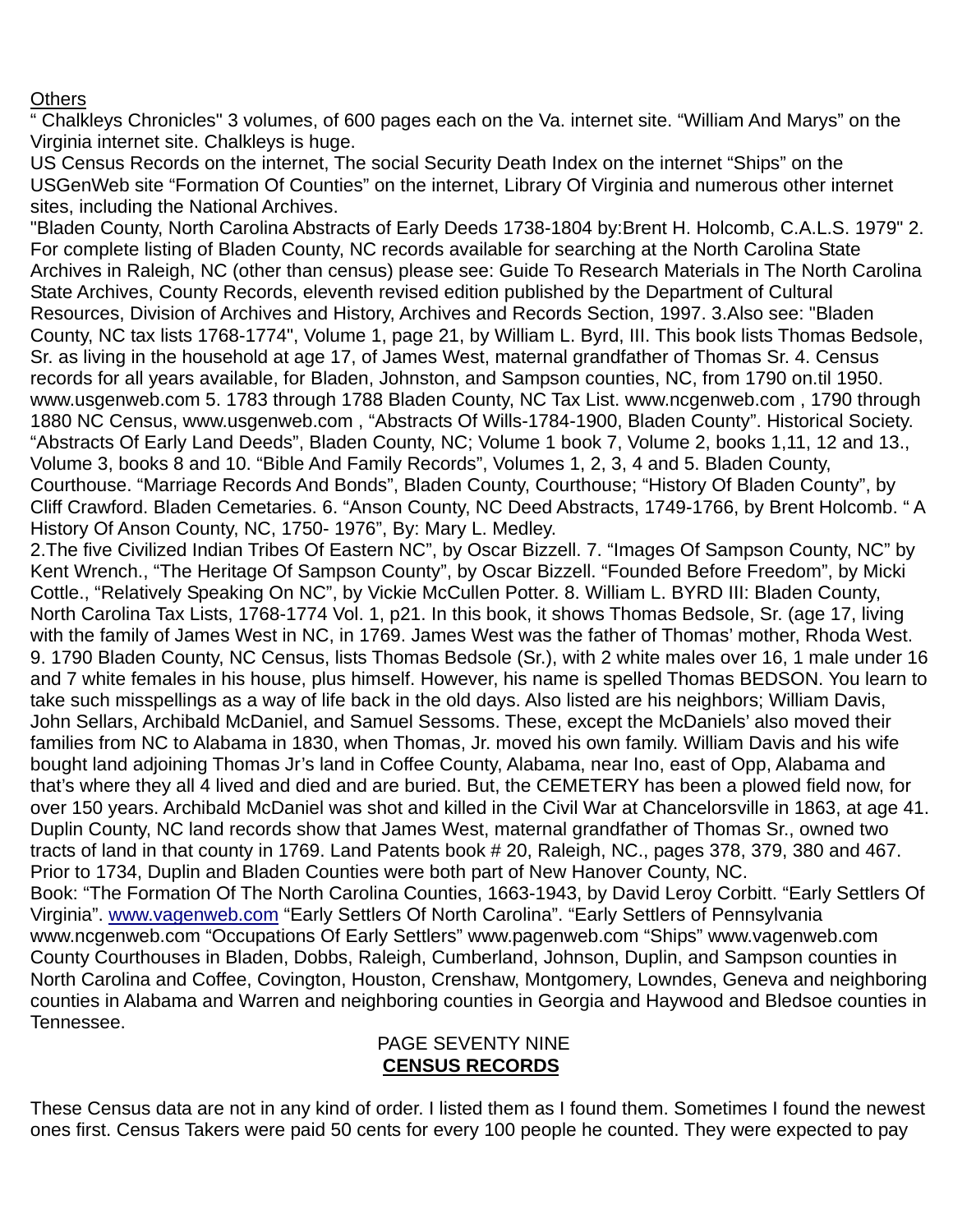Others

" Chalkleys Chronicles" 3 volumes, of 600 pages each on the Va. internet site. "William And Marys" on the Virginia internet site. Chalkleys is huge.

US Census Records on the internet, The social Security Death Index on the internet "Ships" on the USGenWeb site "Formation Of Counties" on the internet, Library Of Virginia and numerous other internet sites, including the National Archives.

"Bladen County, North Carolina Abstracts of Early Deeds 1738-1804 by:Brent H. Holcomb, C.A.L.S. 1979" 2. For complete listing of Bladen County, NC records available for searching at the North Carolina State Archives in Raleigh, NC (other than census) please see: Guide To Research Materials in The North Carolina State Archives, County Records, eleventh revised edition published by the Department of Cultural Resources, Division of Archives and History, Archives and Records Section, 1997. 3.Also see: "Bladen County, NC tax lists 1768-1774", Volume 1, page 21, by William L. Byrd, III. This book lists Thomas Bedsole, Sr. as living in the household at age 17, of James West, maternal grandfather of Thomas Sr. 4. Census records for all years available, for Bladen, Johnston, and Sampson counties, NC, from 1790 on.til 1950. www.usgenweb.com 5. 1783 through 1788 Bladen County, NC Tax List. www.ncgenweb.com , 1790 through 1880 NC Census, www.usgenweb.com , "Abstracts Of Wills-1784-1900, Bladen County". Historical Society. "Abstracts Of Early Land Deeds", Bladen County, NC; Volume 1 book 7, Volume 2, books 1,11, 12 and 13., Volume 3, books 8 and 10. "Bible And Family Records", Volumes 1, 2, 3, 4 and 5. Bladen County, Courthouse. "Marriage Records And Bonds", Bladen County, Courthouse; "History Of Bladen County", by Cliff Crawford. Bladen Cemetaries. 6. "Anson County, NC Deed Abstracts, 1749-1766, by Brent Holcomb. " A History Of Anson County, NC, 1750- 1976", By: Mary L. Medley.

2.The five Civilized Indian Tribes Of Eastern NC", by Oscar Bizzell. 7. "Images Of Sampson County, NC" by Kent Wrench., "The Heritage Of Sampson County", by Oscar Bizzell. "Founded Before Freedom", by Micki Cottle., "Relatively Speaking On NC", by Vickie McCullen Potter. 8. William L. BYRD III: Bladen County, North Carolina Tax Lists, 1768-1774 Vol. 1, p21. In this book, it shows Thomas Bedsole, Sr. (age 17, living with the family of James West in NC, in 1769. James West was the father of Thomas' mother, Rhoda West. 9. 1790 Bladen County, NC Census, lists Thomas Bedsole (Sr.), with 2 white males over 16, 1 male under 16 and 7 white females in his house, plus himself. However, his name is spelled Thomas BEDSON. You learn to take such misspellings as a way of life back in the old days. Also listed are his neighbors; William Davis, John Sellars, Archibald McDaniel, and Samuel Sessoms. These, except the McDaniels' also moved their families from NC to Alabama in 1830, when Thomas, Jr. moved his own family. William Davis and his wife bought land adjoining Thomas Jr's land in Coffee County, Alabama, near Ino, east of Opp, Alabama and that's where they all 4 lived and died and are buried. But, the CEMETERY has been a plowed field now, for over 150 years. Archibald McDaniel was shot and killed in the Civil War at Chancelorsville in 1863, at age 41. Duplin County, NC land records show that James West, maternal grandfather of Thomas Sr., owned two tracts of land in that county in 1769. Land Patents book # 20, Raleigh, NC., pages 378, 379, 380 and 467. Prior to 1734, Duplin and Bladen Counties were both part of New Hanover County, NC.

Book: "The Formation Of The North Carolina Counties, 1663-1943, by David Leroy Corbitt. "Early Settlers Of Virginia". www.vagenweb.com "Early Settlers Of North Carolina". "Early Settlers of Pennsylvania www.ncgenweb.com "Occupations Of Early Settlers" www.pagenweb.com "Ships" www.vagenweb.com County Courthouses in Bladen, Dobbs, Raleigh, Cumberland, Johnson, Duplin, and Sampson counties in North Carolina and Coffee, Covington, Houston, Crenshaw, Montgomery, Lowndes, Geneva and neighboring counties in Alabama and Warren and neighboring counties in Georgia and Haywood and Bledsoe counties in Tennessee.

PAGE SEVENTY NINE

## CENSUS RECORDS

These Census data are not in any kind of order. I listed them as I found them. Sometimes I found the newest ones first. Census Takers were paid 50 cents for every 100 people he counted. They were expected to pay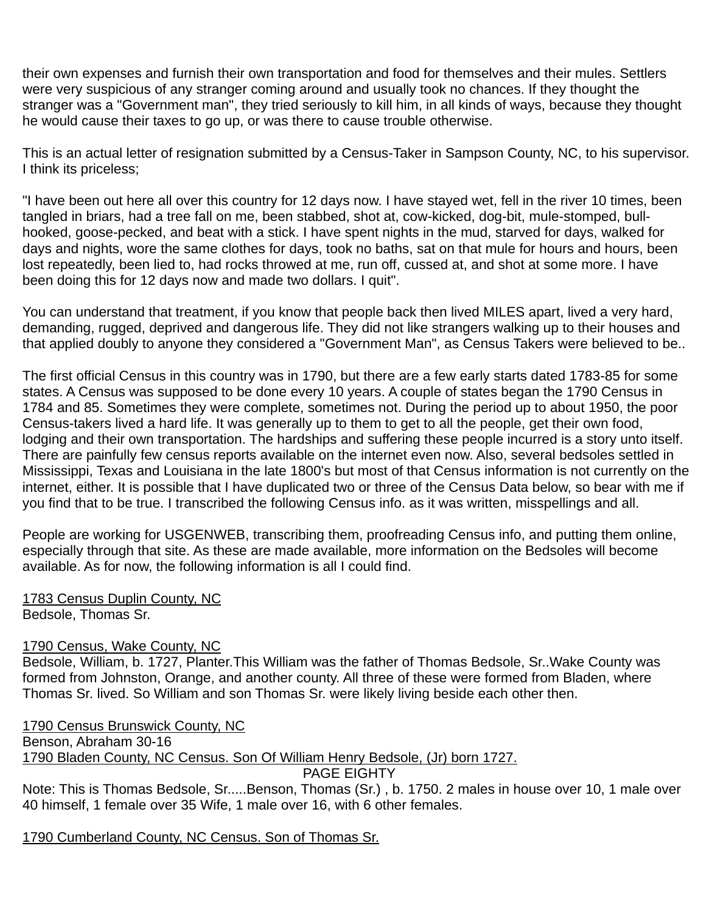their own expenses and furnish their own transportation and food for themselves and their mules. Settlers were very suspicious of any stranger coming around and usually took no chances. If they thought the stranger was a "Government man", they tried seriously to kill him, in all kinds of ways, because they thought he would cause their taxes to go up, or was there to cause trouble otherwise.

This is an actual letter of resignation submitted by a Census-Taker in Sampson County, NC, to his supervisor. I think its priceless;

"I have been out here all over this country for 12 days now. I have stayed wet, fell in the river 10 times, been tangled in briars, had a tree fall on me, been stabbed, shot at, cow-kicked, dog-bit, mule-stomped, bull-hooked, goose-pecked, and beat with a stick. I have spent nights in the mud, starved for days, walked for days and nights, wore the same clothes for days, took no baths, sat on that mule for hours and hours, been lost repeatedly, been lied to, had rocks throwed at me, run off, cussed at, and shot at some more. I have been doing this for 12 days now and made two dollars. I quit".

You can understand that treatment, if you know that people back then lived MILES apart, lived a very hard, demanding, rugged, deprived and dangerous life. They did not like strangers walking up to their houses and that applied doubly to anyone they considered a "Government Man", as Census Takers were believed to be..

The first official Census in this country was in 1790, but there are a few early starts dated 1783-85 for some states. A Census was supposed to be done every 10 years. A couple of states began the 1790 Census in 1784 and 85. Sometimes they were complete, sometimes not. During the period up to about 1950, the poor Census-takers lived a hard life. It was generally up to them to get to all the people, get their own food, lodging and their own transportation. The hardships and suffering these people incurred is a story unto itself. There are painfully few census reports available on the internet even now. Also, several bedsoles settled in Mississippi, Texas and Louisiana in the late 1800's but most of that Census information is not currently on the internet, either. It is possible that I have duplicated two or three of the Census Data below, so bear with me if you find that to be true. I transcribed the following Census info. as it was written, misspellings and all.

People are working for USGENWEB, transcribing them, proofreading Census info, and putting them online, especially through that site. As these are made available, more information on the Bedsoles will become available. As for now, the following information is all I could find.

<u>1783 Census Duplin County, NC</u>
Bedsole, Thomas Sr.

<u>1790 Census, Wake County, NC</u>
Bedsole, William, b. 1727, Planter.This William was the father of Thomas Bedsole, Sr..Wake County was formed from Johnston, Orange, and another county. All three of these were formed from Bladen, where Thomas Sr. lived. So William and son Thomas Sr. were likely living beside each other then.

<u>1790 Census Brunswick County, NC</u>
Benson, Abraham 30-16
<u>1790 Bladen County, NC Census. Son Of William Henry Bedsole, (Jr) born 1727.</u>

PAGE EIGHTY

Note: This is Thomas Bedsole, Sr.....Benson, Thomas (Sr.) , b. 1750. 2 males in house over 10, 1 male over 40 himself, 1 female over 35 Wife, 1 male over 16, with 6 other females.

<u>1790 Cumberland County, NC Census. Son of Thomas Sr.</u>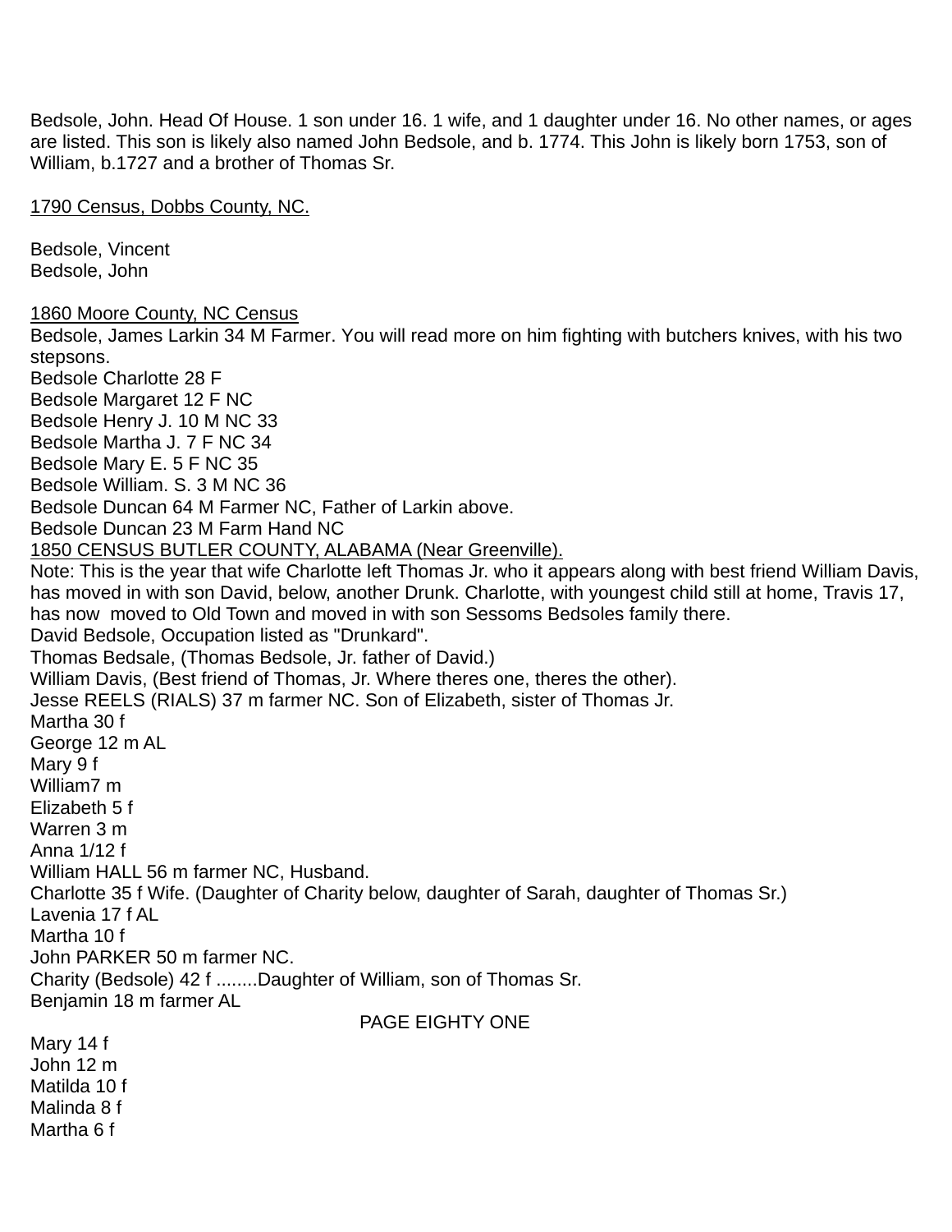Bedsole, John. Head Of House. 1 son under 16. 1 wife, and 1 daughter under 16. No other names, or ages are listed. This son is likely also named John Bedsole, and b. 1774. This John is likely born 1753, son of William, b.1727 and a brother of Thomas Sr.

<u>1790 Census, Dobbs County, NC.</u>

Bedsole, Vincent
Bedsole, John

<u>1860 Moore County, NC Census</u>
Bedsole, James Larkin 34 M Farmer. You will read more on him fighting with butchers knives, with his two stepsons.
Bedsole Charlotte 28 F
Bedsole Margaret 12 F NC
Bedsole Henry J. 10 M NC 33
Bedsole Martha J. 7 F NC 34
Bedsole Mary E. 5 F NC 35
Bedsole William. S. 3 M NC 36
Bedsole Duncan 64 M Farmer NC, Father of Larkin above.
Bedsole Duncan 23 M Farm Hand NC
<u>1850 CENSUS BUTLER COUNTY, ALABAMA (Near Greenville).</u>
Note: This is the year that wife Charlotte left Thomas Jr. who it appears along with best friend William Davis, has moved in with son David, below, another Drunk. Charlotte, with youngest child still at home, Travis 17, has now moved to Old Town and moved in with son Sessoms Bedsoles family there.
David Bedsole, Occupation listed as "Drunkard".
Thomas Bedsale, (Thomas Bedsole, Jr. father of David.)
William Davis, (Best friend of Thomas, Jr. Where theres one, theres the other).
Jesse REELS (RIALS) 37 m farmer NC. Son of Elizabeth, sister of Thomas Jr.
Martha 30 f
George 12 m AL
Mary 9 f
William7 m
Elizabeth 5 f
Warren 3 m
Anna 1/12 f
William HALL 56 m farmer NC, Husband.
Charlotte 35 f Wife. (Daughter of Charity below, daughter of Sarah, daughter of Thomas Sr.)
Lavenia 17 f AL
Martha 10 f
John PARKER 50 m farmer NC.
Charity (Bedsole) 42 f ........Daughter of William, son of Thomas Sr.
Benjamin 18 m farmer AL
Mary 14 f
John 12 m
Matilda 10 f
Malinda 8 f
Martha 6 f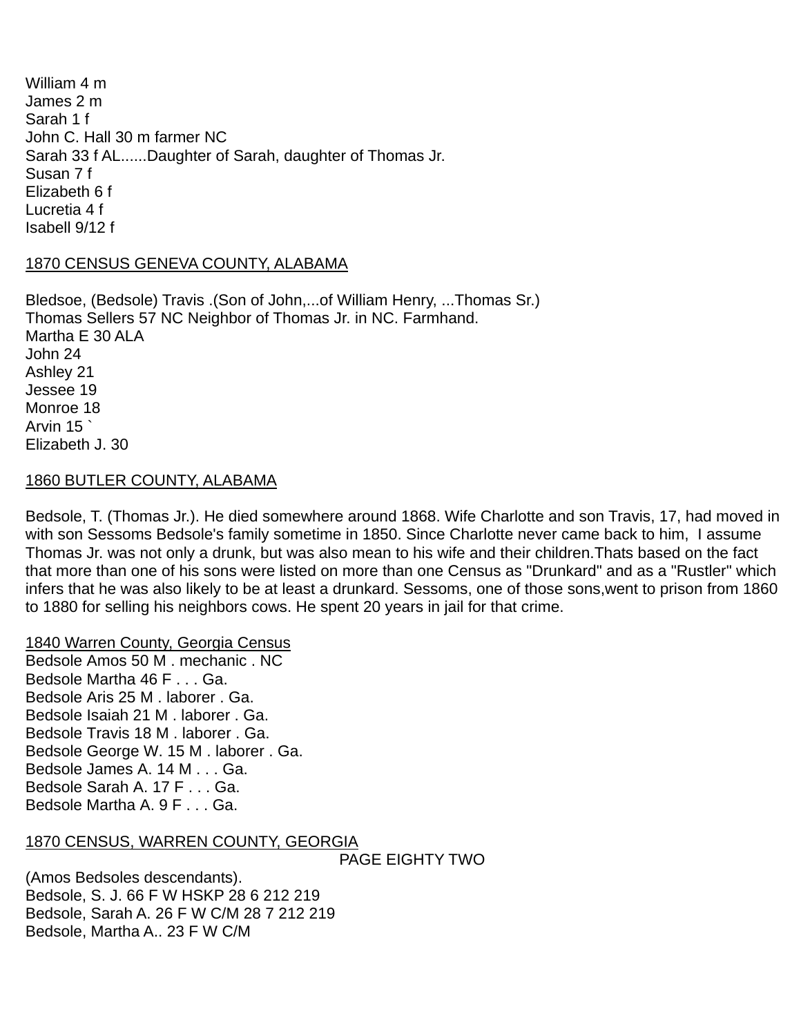William 4 m
James 2 m
Sarah 1 f
John C. Hall 30 m farmer NC
Sarah 33 f AL......Daughter of Sarah, daughter of Thomas Jr.
Susan 7 f
Elizabeth 6 f
Lucretia 4 f
Isabell 9/12 f

<u>1870 CENSUS GENEVA COUNTY, ALABAMA</u>

Bledsoe, (Bedsole) Travis .(Son of John,...of William Henry, ...Thomas Sr.)
Thomas Sellers 57 NC Neighbor of Thomas Jr. in NC. Farmhand.
Martha E 30 ALA
John 24
Ashley 21
Jessee 19
Monroe 18
Arvin 15 `
Elizabeth J. 30

<u>1860 BUTLER COUNTY, ALABAMA</u>

Bedsole, T. (Thomas Jr.). He died somewhere around 1868. Wife Charlotte and son Travis, 17, had moved in with son Sessoms Bedsole's family sometime in 1850. Since Charlotte never came back to him, I assume Thomas Jr. was not only a drunk, but was also mean to his wife and their children.Thats based on the fact that more than one of his sons were listed on more than one Census as "Drunkard" and as a "Rustler" which infers that he was also likely to be at least a drunkard. Sessoms, one of those sons,went to prison from 1860 to 1880 for selling his neighbors cows. He spent 20 years in jail for that crime.

<u>1840 Warren County, Georgia Census</u>
Bedsole Amos 50 M . mechanic . NC
Bedsole Martha 46 F . . . Ga.
Bedsole Aris 25 M . laborer . Ga.
Bedsole Isaiah 21 M . laborer . Ga.
Bedsole Travis 18 M . laborer . Ga.
Bedsole George W. 15 M . laborer . Ga.
Bedsole James A. 14 M . . . Ga.
Bedsole Sarah A. 17 F . . . Ga.
Bedsole Martha A. 9 F . . . Ga.

<u>1870 CENSUS, WARREN COUNTY, GEORGIA</u>

(Amos Bedsoles descendants).
Bedsole, S. J. 66 F W HSKP 28 6 212 219
Bedsole, Sarah A. 26 F W C/M 28 7 212 219
Bedsole, Martha A.. 23 F W C/M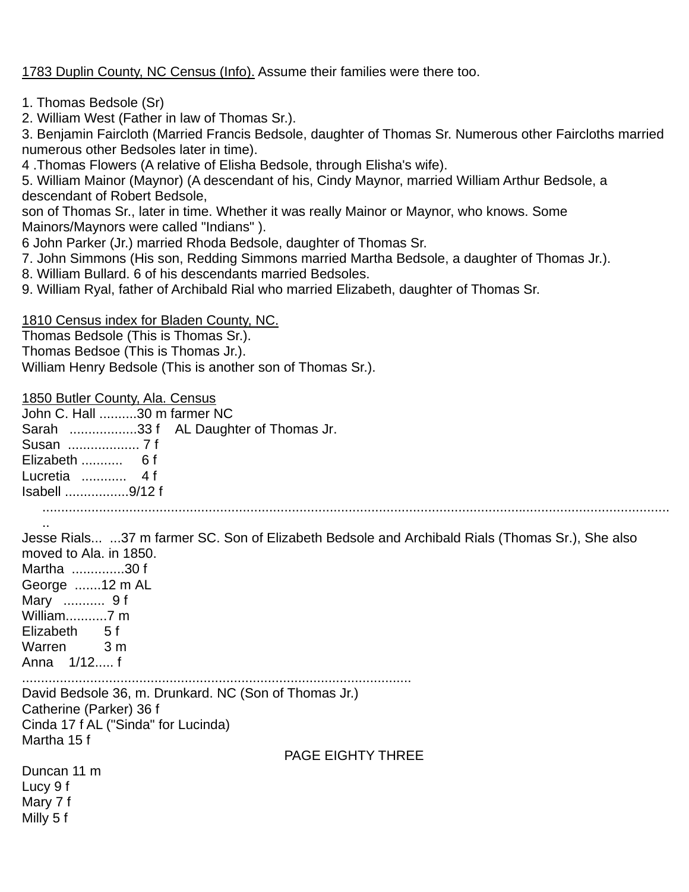1783 Duplin County, NC Census (Info). Assume their families were there too.

1. Thomas Bedsole (Sr)
2. William West (Father in law of Thomas Sr.).
3. Benjamin Faircloth (Married Francis Bedsole, daughter of Thomas Sr. Numerous other Faircloths married numerous other Bedsoles later in time).
4 .Thomas Flowers (A relative of Elisha Bedsole, through Elisha's wife).
5. William Mainor (Maynor) (A descendant of his, Cindy Maynor, married William Arthur Bedsole, a descendant of Robert Bedsole,
son of Thomas Sr., later in time. Whether it was really Mainor or Maynor, who knows. Some Mainors/Maynors were called "Indians" ).
6 John Parker (Jr.) married Rhoda Bedsole, daughter of Thomas Sr.
7. John Simmons (His son, Redding Simmons married Martha Bedsole, a daughter of Thomas Jr.).
8. William Bullard. 6 of his descendants married Bedsoles.
9. William Ryal, father of Archibald Rial who married Elizabeth, daughter of Thomas Sr.

1810 Census index for Bladen County, NC.
Thomas Bedsole (This is Thomas Sr.).
Thomas Bedsoe (This is Thomas Jr.).
William Henry Bedsole (This is another son of Thomas Sr.).

1850 Butler County, Ala. Census
John C. Hall ..........30 m farmer NC
Sarah ..................33 f AL Daughter of Thomas Jr.
Susan ................... 7 f
Elizabeth ........... 6 f
Lucretia ............ 4 f
Isabell .................9/12 f
.......................................................................................................................................................
Jesse Rials... ...37 m farmer SC. Son of Elizabeth Bedsole and Archibald Rials (Thomas Sr.), She also moved to Ala. in 1850.
Martha ..............30 f
George .......12 m AL
Mary ........... 9 f
William...........7 m
Elizabeth 5 f
Warren 3 m
Anna 1/12..... f
.......................................................................................................
David Bedsole 36, m. Drunkard. NC (Son of Thomas Jr.)
Catherine (Parker) 36 f
Cinda 17 f AL ("Sinda" for Lucinda)
Martha 15 f
Duncan 11 m
Lucy 9 f
Mary 7 f
Milly 5 f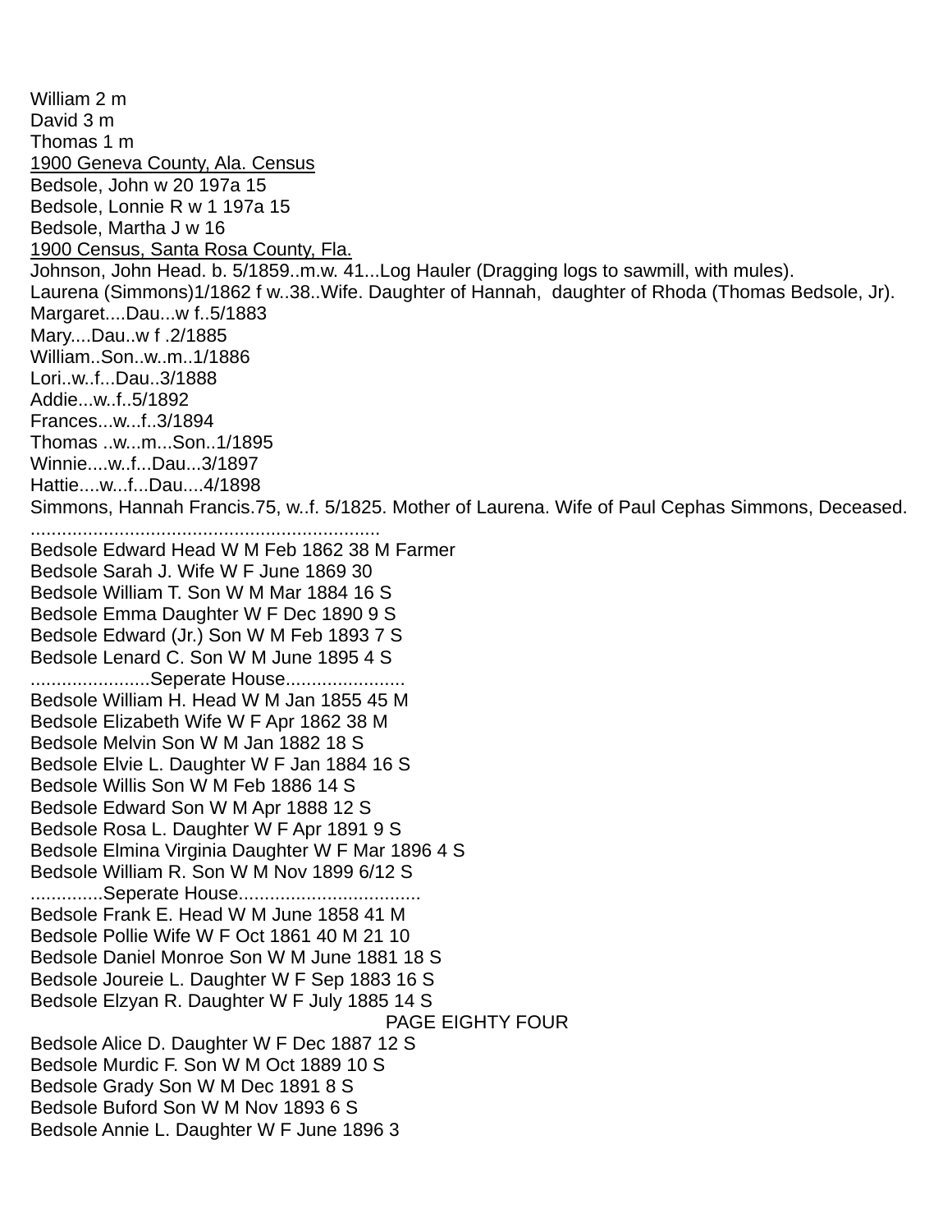William 2 m
David 3 m
Thomas 1 m

<u>1900 Geneva County, Ala. Census</u>

Bedsole, John w 20 197a 15
Bedsole, Lonnie R w 1 197a 15
Bedsole, Martha J w 16

<u>1900 Census, Santa Rosa County, Fla.</u>

Johnson, John Head. b. 5/1859..m.w. 41...Log Hauler (Dragging logs to sawmill, with mules).
Laurena (Simmons)1/1862 f w..38..Wife. Daughter of Hannah, daughter of Rhoda (Thomas Bedsole, Jr).
Margaret....Dau...w f..5/1883
Mary....Dau..w f .2/1885
William..Son..w..m..1/1886
Lori..w..f...Dau..3/1888
Addie...w..f..5/1892
Frances...w...f..3/1894
Thomas ..w...m...Son..1/1895
Winnie....w..f...Dau...3/1897
Hattie....w...f...Dau....4/1898
Simmons, Hannah Francis.75, w..f. 5/1825. Mother of Laurena. Wife of Paul Cephas Simmons, Deceased.
..................................................................

Bedsole Edward Head W M Feb 1862 38 M Farmer
Bedsole Sarah J. Wife W F June 1869 30
Bedsole William T. Son W M Mar 1884 16 S
Bedsole Emma Daughter W F Dec 1890 9 S
Bedsole Edward (Jr.) Son W M Feb 1893 7 S
Bedsole Lenard C. Son W M June 1895 4 S
.......................Seperate House.......................
Bedsole William H. Head W M Jan 1855 45 M
Bedsole Elizabeth Wife W F Apr 1862 38 M
Bedsole Melvin Son W M Jan 1882 18 S
Bedsole Elvie L. Daughter W F Jan 1884 16 S
Bedsole Willis Son W M Feb 1886 14 S
Bedsole Edward Son W M Apr 1888 12 S
Bedsole Rosa L. Daughter W F Apr 1891 9 S
Bedsole Elmina Virginia Daughter W F Mar 1896 4 S
Bedsole William R. Son W M Nov 1899 6/12 S
..............Seperate House..................................
Bedsole Frank E. Head W M June 1858 41 M
Bedsole Pollie Wife W F Oct 1861 40 M 21 10
Bedsole Daniel Monroe Son W M June 1881 18 S
Bedsole Joureie L. Daughter W F Sep 1883 16 S
Bedsole Elzyan R. Daughter W F July 1885 14 S
Bedsole Alice D. Daughter W F Dec 1887 12 S
Bedsole Murdic F. Son W M Oct 1889 10 S
Bedsole Grady Son W M Dec 1891 8 S
Bedsole Buford Son W M Nov 1893 6 S
Bedsole Annie L. Daughter W F June 1896 3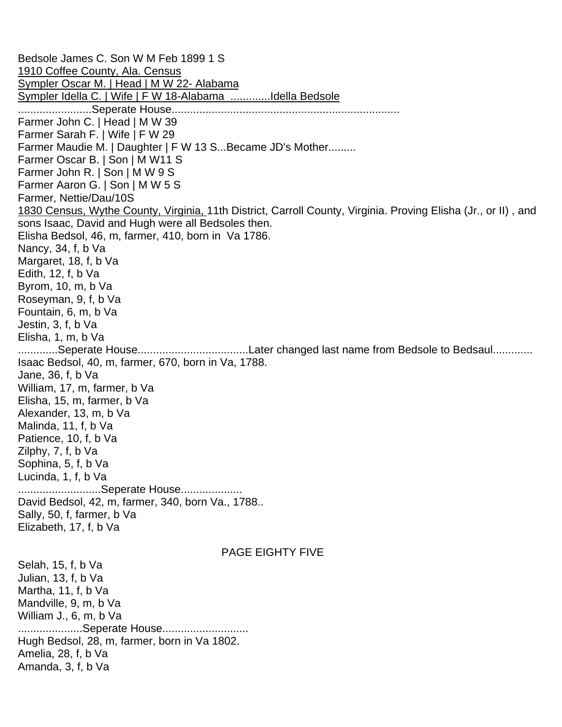Bedsole James C. Son W M Feb 1899 1 S

<u>1910 Coffee County, Ala. Census</u>

<u>Sympler Oscar M. | Head | M W 22- Alabama</u>

<u>Sympler Idella C. | Wife | F W 18-Alabama .............Idella Bedsole</u>

........................Seperate House........................................................................

Farmer John C. | Head | M W 39

Farmer Sarah F. | Wife | F W 29

Farmer Maudie M. | Daughter | F W 13 S...Became JD's Mother.........

Farmer Oscar B. | Son | M W11 S

Farmer John R. | Son | M W 9 S

Farmer Aaron G. | Son | M W 5 S

Farmer, Nettie/Dau/10S

<u>1830 Census, Wythe County, Virginia,</u> 11th District, Carroll County, Virginia. Proving Elisha (Jr., or II) , and sons Isaac, David and Hugh were all Bedsoles then.

Elisha Bedsol, 46, m, farmer, 410, born in Va 1786.

Nancy, 34, f, b Va

Margaret, 18, f, b Va

Edith, 12, f, b Va

Byrom, 10, m, b Va

Roseyman, 9, f, b Va

Fountain, 6, m, b Va

Jestin, 3, f, b Va

Elisha, 1, m, b Va

.............Seperate House....................................Later changed last name from Bedsole to Bedsaul.............

Isaac Bedsol, 40, m, farmer, 670, born in Va, 1788.

Jane, 36, f, b Va

William, 17, m, farmer, b Va

Elisha, 15, m, farmer, b Va

Alexander, 13, m, b Va

Malinda, 11, f, b Va

Patience, 10, f, b Va

Zilphy, 7, f, b Va

Sophina, 5, f, b Va

Lucinda, 1, f, b Va

...........................Seperate House....................

David Bedsol, 42, m, farmer, 340, born Va., 1788..

Sally, 50, f, farmer, b Va

Elizabeth, 17, f, b Va

Selah, 15, f, b Va

Julian, 13, f, b Va

Martha, 11, f, b Va

Mandville, 9, m, b Va

William J., 6, m, b Va

.....................Seperate House............................

Hugh Bedsol, 28, m, farmer, born in Va 1802.

Amelia, 28, f, b Va

Amanda, 3, f, b Va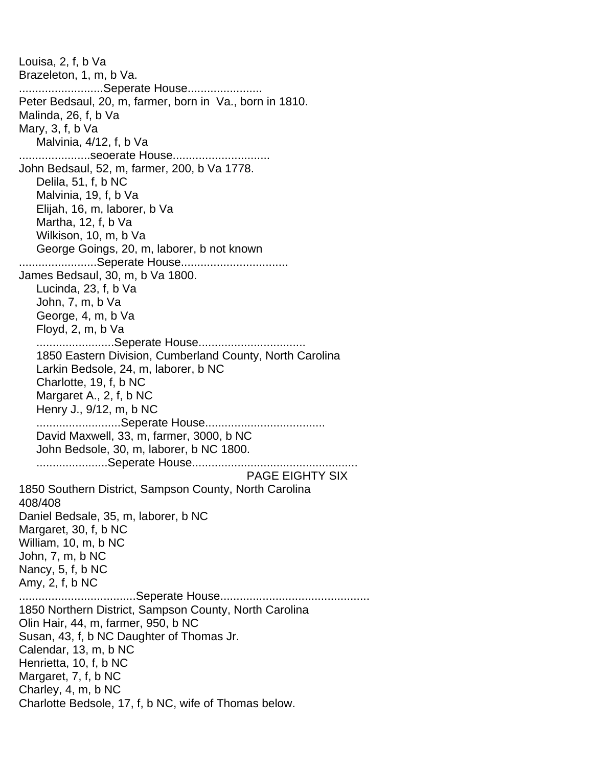Louisa, 2, f, b Va
Brazeleton, 1, m, b Va.
..........................Seperate House.......................
Peter Bedsaul, 20, m, farmer, born in Va., born in 1810.
Malinda, 26, f, b Va
Mary, 3, f, b Va
Malvinia, 4/12, f, b Va
......................seoerate House..............................
John Bedsaul, 52, m, farmer, 200, b Va 1778.
Delila, 51, f, b NC
Malvinia, 19, f, b Va
Elijah, 16, m, laborer, b Va
Martha, 12, f, b Va
Wilkison, 10, m, b Va
George Goings, 20, m, laborer, b not known
........................Seperate House.................................
James Bedsaul, 30, m, b Va 1800.
Lucinda, 23, f, b Va
John, 7, m, b Va
George, 4, m, b Va
Floyd, 2, m, b Va
........................Seperate House.................................
1850 Eastern Division, Cumberland County, North Carolina
Larkin Bedsole, 24, m, laborer, b NC
Charlotte, 19, f, b NC
Margaret A., 2, f, b NC
Henry J., 9/12, m, b NC
..........................Seperate House....................................
David Maxwell, 33, m, farmer, 3000, b NC
John Bedsole, 30, m, laborer, b NC 1800.
......................Seperate House..................................................
PAGE EIGHTY SIX
1850 Southern District, Sampson County, North Carolina
408/408
Daniel Bedsale, 35, m, laborer, b NC
Margaret, 30, f, b NC
William, 10, m, b NC
John, 7, m, b NC
Nancy, 5, f, b NC
Amy, 2, f, b NC
....................................Seperate House.............................................
1850 Northern District, Sampson County, North Carolina
Olin Hair, 44, m, farmer, 950, b NC
Susan, 43, f, b NC Daughter of Thomas Jr.
Calendar, 13, m, b NC
Henrietta, 10, f, b NC
Margaret, 7, f, b NC
Charley, 4, m, b NC
Charlotte Bedsole, 17, f, b NC, wife of Thomas below.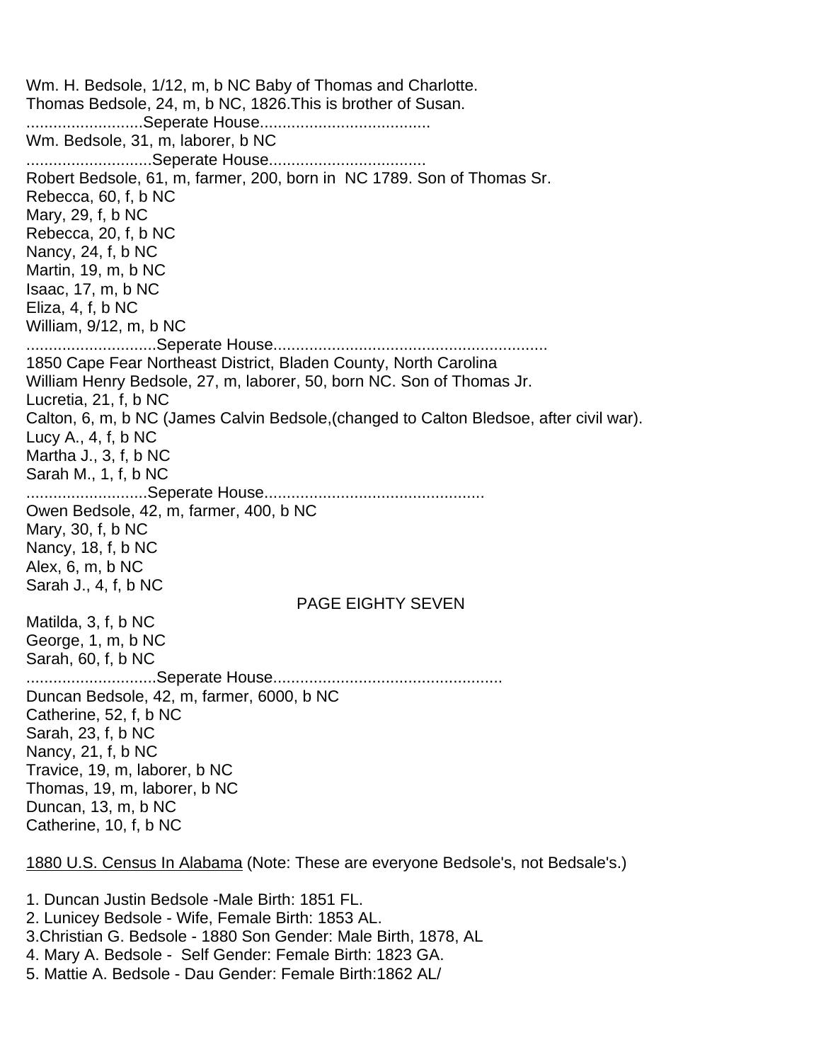Wm. H. Bedsole, 1/12, m, b NC Baby of Thomas and Charlotte.
Thomas Bedsole, 24, m, b NC, 1826.This is brother of Susan.
..........................Seperate House.....................................
Wm. Bedsole, 31, m, laborer, b NC
............................Seperate House..................................
Robert Bedsole, 61, m, farmer, 200, born in NC 1789. Son of Thomas Sr.
Rebecca, 60, f, b NC
Mary, 29, f, b NC
Rebecca, 20, f, b NC
Nancy, 24, f, b NC
Martin, 19, m, b NC
Isaac, 17, m, b NC
Eliza, 4, f, b NC
William, 9/12, m, b NC
............................Seperate House............................................................
1850 Cape Fear Northeast District, Bladen County, North Carolina
William Henry Bedsole, 27, m, laborer, 50, born NC. Son of Thomas Jr.
Lucretia, 21, f, b NC
Calton, 6, m, b NC (James Calvin Bedsole,(changed to Calton Bledsoe, after civil war).
Lucy A., 4, f, b NC
Martha J., 3, f, b NC
Sarah M., 1, f, b NC
..........................Seperate House................................................
Owen Bedsole, 42, m, farmer, 400, b NC
Mary, 30, f, b NC
Nancy, 18, f, b NC
Alex, 6, m, b NC
Sarah J., 4, f, b NC

PAGE EIGHTY SEVEN

Matilda, 3, f, b NC
George, 1, m, b NC
Sarah, 60, f, b NC
............................Seperate House..................................................
Duncan Bedsole, 42, m, farmer, 6000, b NC
Catherine, 52, f, b NC
Sarah, 23, f, b NC
Nancy, 21, f, b NC
Travice, 19, m, laborer, b NC
Thomas, 19, m, laborer, b NC
Duncan, 13, m, b NC
Catherine, 10, f, b NC

<u>1880 U.S. Census In Alabama</u> (Note: These are everyone Bedsole's, not Bedsale's.)

1. Duncan Justin Bedsole -Male Birth: 1851 FL.
2. Lunicey Bedsole - Wife, Female Birth: 1853 AL.
3. Christian G. Bedsole - 1880 Son Gender: Male Birth, 1878, AL
4. Mary A. Bedsole - Self Gender: Female Birth: 1823 GA.
5. Mattie A. Bedsole - Dau Gender: Female Birth:1862 AL/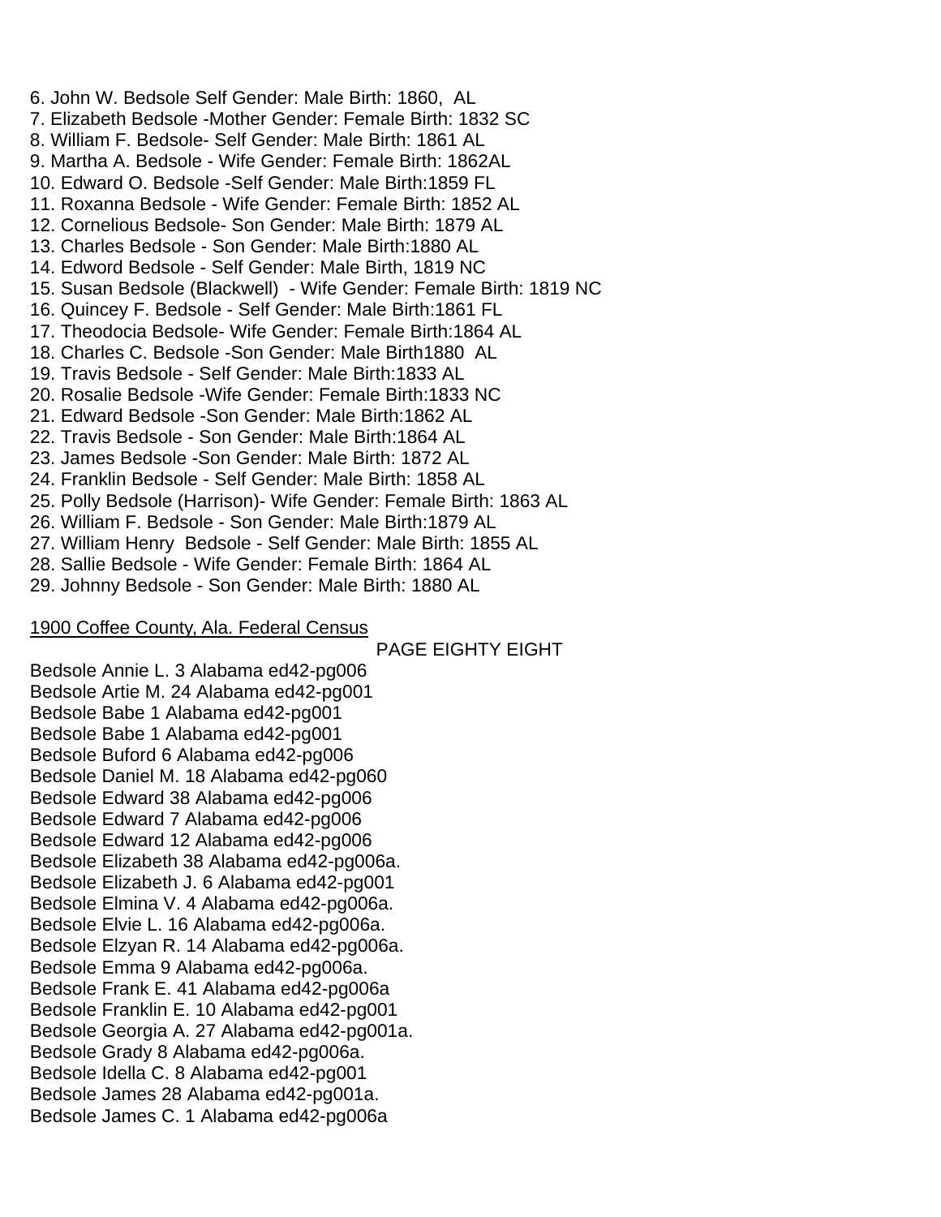6. John W. Bedsole Self Gender: Male Birth: 1860,  AL
7. Elizabeth Bedsole -Mother Gender: Female Birth: 1832 SC
8. William F. Bedsole- Self Gender: Male Birth: 1861 AL
9. Martha A. Bedsole - Wife Gender: Female Birth: 1862AL
10. Edward O. Bedsole -Self Gender: Male Birth:1859 FL
11. Roxanna Bedsole - Wife Gender: Female Birth: 1852 AL
12. Cornelious Bedsole- Son Gender: Male Birth: 1879 AL
13. Charles Bedsole - Son Gender: Male Birth:1880 AL
14. Edword Bedsole - Self Gender: Male Birth, 1819 NC
15. Susan Bedsole (Blackwell)  - Wife Gender: Female Birth: 1819 NC
16. Quincey F. Bedsole - Self Gender: Male Birth:1861 FL
17. Theodocia Bedsole- Wife Gender: Female Birth:1864 AL
18. Charles C. Bedsole -Son Gender: Male Birth1880  AL
19. Travis Bedsole - Self Gender: Male Birth:1833 AL
20. Rosalie Bedsole -Wife Gender: Female Birth:1833 NC
21. Edward Bedsole -Son Gender: Male Birth:1862 AL
22. Travis Bedsole - Son Gender: Male Birth:1864 AL
23. James Bedsole -Son Gender: Male Birth: 1872 AL
24. Franklin Bedsole - Self Gender: Male Birth: 1858 AL
25. Polly Bedsole (Harrison)- Wife Gender: Female Birth: 1863 AL
26. William F. Bedsole - Son Gender: Male Birth:1879 AL
27. William Henry  Bedsole - Self Gender: Male Birth: 1855 AL
28. Sallie Bedsole - Wife Gender: Female Birth: 1864 AL
29. Johnny Bedsole - Son Gender: Male Birth: 1880 AL

1900 Coffee County, Ala. Federal Census

Bedsole Annie L. 3 Alabama ed42-pg006
Bedsole Artie M. 24 Alabama ed42-pg001
Bedsole Babe 1 Alabama ed42-pg001
Bedsole Babe 1 Alabama ed42-pg001
Bedsole Buford 6 Alabama ed42-pg006
Bedsole Daniel M. 18 Alabama ed42-pg060
Bedsole Edward 38 Alabama ed42-pg006
Bedsole Edward 7 Alabama ed42-pg006
Bedsole Edward 12 Alabama ed42-pg006
Bedsole Elizabeth 38 Alabama ed42-pg006a.
Bedsole Elizabeth J. 6 Alabama ed42-pg001
Bedsole Elmina V. 4 Alabama ed42-pg006a.
Bedsole Elvie L. 16 Alabama ed42-pg006a.
Bedsole Elzyan R. 14 Alabama ed42-pg006a.
Bedsole Emma 9 Alabama ed42-pg006a.
Bedsole Frank E. 41 Alabama ed42-pg006a
Bedsole Franklin E. 10 Alabama ed42-pg001
Bedsole Georgia A. 27 Alabama ed42-pg001a.
Bedsole Grady 8 Alabama ed42-pg006a.
Bedsole Idella C. 8 Alabama ed42-pg001
Bedsole James 28 Alabama ed42-pg001a.
Bedsole James C. 1 Alabama ed42-pg006a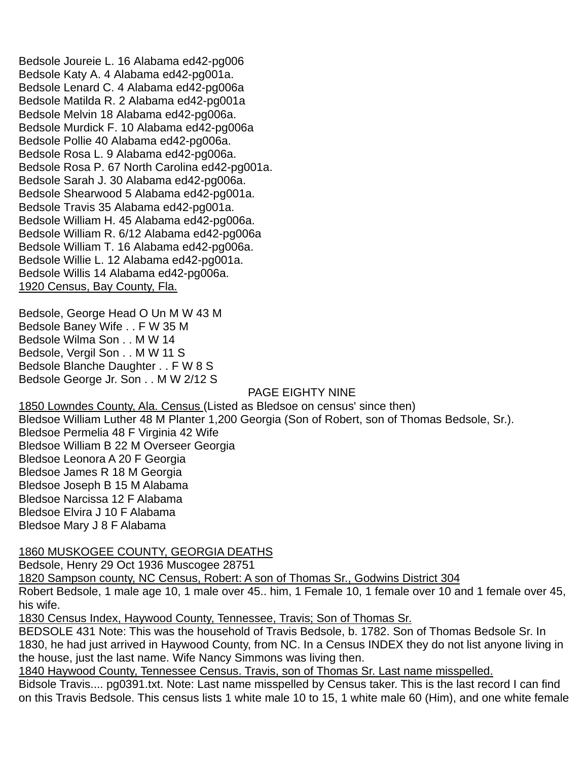Bedsole Joureie L. 16 Alabama ed42-pg006
Bedsole Katy A. 4 Alabama ed42-pg001a.
Bedsole Lenard C. 4 Alabama ed42-pg006a
Bedsole Matilda R. 2 Alabama ed42-pg001a
Bedsole Melvin 18 Alabama ed42-pg006a.
Bedsole Murdick F. 10 Alabama ed42-pg006a
Bedsole Pollie 40 Alabama ed42-pg006a.
Bedsole Rosa L. 9 Alabama ed42-pg006a.
Bedsole Rosa P. 67 North Carolina ed42-pg001a.
Bedsole Sarah J. 30 Alabama ed42-pg006a.
Bedsole Shearwood 5 Alabama ed42-pg001a.
Bedsole Travis 35 Alabama ed42-pg001a.
Bedsole William H. 45 Alabama ed42-pg006a.
Bedsole William R. 6/12 Alabama ed42-pg006a
Bedsole William T. 16 Alabama ed42-pg006a.
Bedsole Willie L. 12 Alabama ed42-pg001a.
Bedsole Willis 14 Alabama ed42-pg006a.
<u>1920 Census, Bay County, Fla.</u>

Bedsole, George Head O Un M W 43 M
Bedsole Baney Wife . . F W 35 M
Bedsole Wilma Son . . M W 14
Bedsole, Vergil Son . . M W 11 S
Bedsole Blanche Daughter . . F W 8 S
Bedsole George Jr. Son . . M W 2/12 S

PAGE EIGHTY NINE

<u>1850 Lowndes County, Ala. Census</u> (Listed as Bledsoe on census' since then)
Bledsoe William Luther 48 M Planter 1,200 Georgia (Son of Robert, son of Thomas Bedsole, Sr.).
Bledsoe Permelia 48 F Virginia 42 Wife
Bledsoe William B 22 M Overseer Georgia
Bledsoe Leonora A 20 F Georgia
Bledsoe James R 18 M Georgia
Bledsoe Joseph B 15 M Alabama
Bledsoe Narcissa 12 F Alabama
Bledsoe Elvira J 10 F Alabama
Bledsoe Mary J 8 F Alabama

<u>1860 MUSKOGEE COUNTY, GEORGIA DEATHS</u>
Bedsole, Henry 29 Oct 1936 Muscogee 28751
<u>1820 Sampson county, NC Census, Robert: A son of Thomas Sr., Godwins District 304</u>
Robert Bedsole, 1 male age 10, 1 male over 45.. him, 1 Female 10, 1 female over 10 and 1 female over 45, his wife.
<u>1830 Census Index, Haywood County, Tennessee, Travis; Son of Thomas Sr.</u>
BEDSOLE 431 Note: This was the household of Travis Bedsole, b. 1782. Son of Thomas Bedsole Sr. In 1830, he had just arrived in Haywood County, from NC. In a Census INDEX they do not list anyone living in the house, just the last name. Wife Nancy Simmons was living then.
<u>1840 Haywood County, Tennessee Census. Travis, son of Thomas Sr. Last name misspelled.</u>
Bidsole Travis.... pg0391.txt. Note: Last name misspelled by Census taker. This is the last record I can find on this Travis Bedsole. This census lists 1 white male 10 to 15, 1 white male 60 (Him), and one white female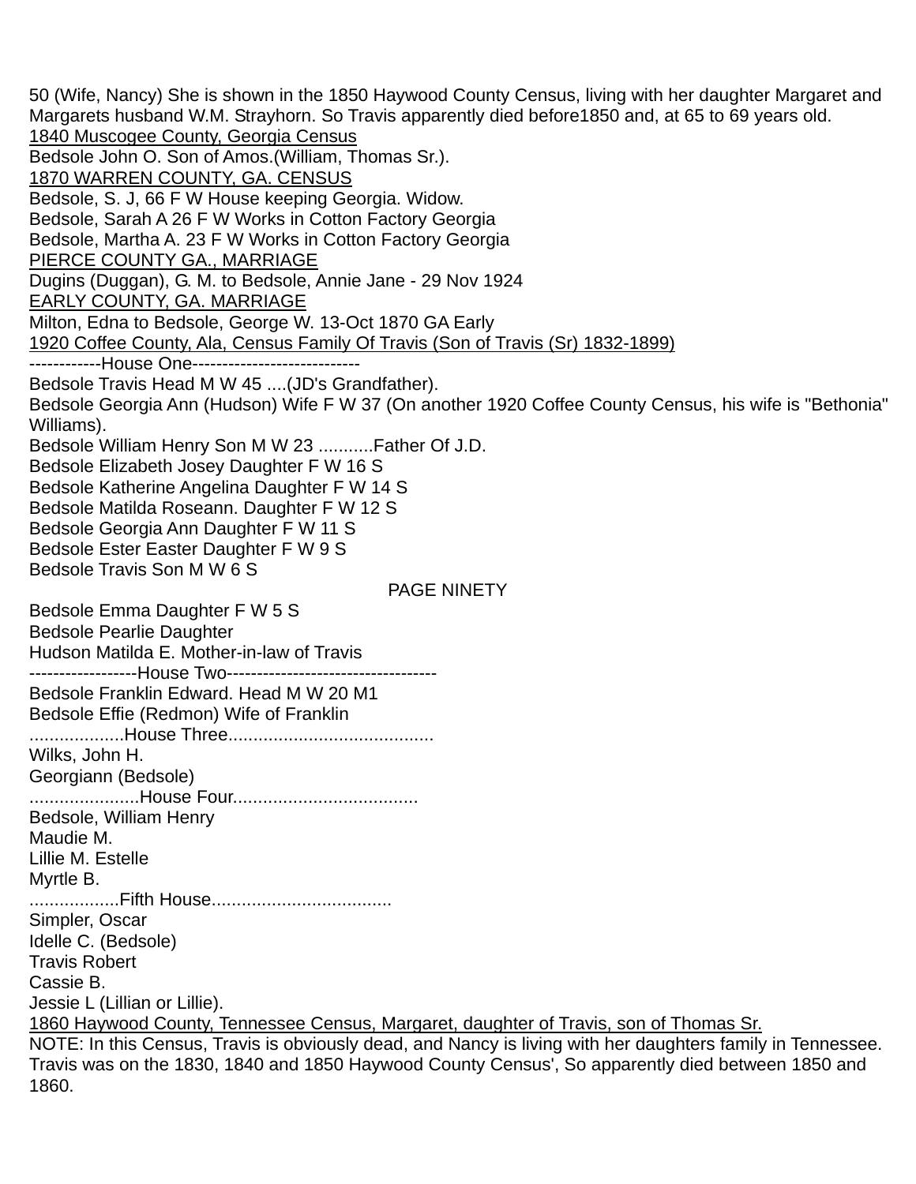50 (Wife, Nancy) She is shown in the 1850 Haywood County Census, living with her daughter Margaret and Margarets husband W.M. Strayhorn. So Travis apparently died before1850 and, at 65 to 69 years old.

<u>1840 Muscogee County, Georgia Census</u>

Bedsole John O. Son of Amos.(William, Thomas Sr.).

<u>1870 WARREN COUNTY, GA. CENSUS</u>

Bedsole, S. J, 66 F W House keeping Georgia. Widow.
Bedsole, Sarah A 26 F W Works in Cotton Factory Georgia
Bedsole, Martha A. 23 F W Works in Cotton Factory Georgia

<u>PIERCE COUNTY GA., MARRIAGE</u>

Dugins (Duggan), G. M. to Bedsole, Annie Jane - 29 Nov 1924

<u>EARLY COUNTY, GA. MARRIAGE</u>

Milton, Edna to Bedsole, George W. 13-Oct 1870 GA Early

<u>1920 Coffee County, Ala, Census Family Of Travis (Son of Travis (Sr) 1832-1899)</u>

------------House One----------------------------
Bedsole Travis Head M W 45 ....(JD's Grandfather).
Bedsole Georgia Ann (Hudson) Wife F W 37 (On another 1920 Coffee County Census, his wife is "Bethonia" Williams).
Bedsole William Henry Son M W 23 ...........Father Of J.D.
Bedsole Elizabeth Josey Daughter F W 16 S
Bedsole Katherine Angelina Daughter F W 14 S
Bedsole Matilda Roseann. Daughter F W 12 S
Bedsole Georgia Ann Daughter F W 11 S
Bedsole Ester Easter Daughter F W 9 S
Bedsole Travis Son M W 6 S

PAGE NINETY

Bedsole Emma Daughter F W 5 S
Bedsole Pearlie Daughter
Hudson Matilda E. Mother-in-law of Travis
------------------House Two-----------------------------------
Bedsole Franklin Edward. Head M W 20 M1
Bedsole Effie (Redmon) Wife of Franklin
...................House Three.........................................
Wilks, John H.
Georgiann (Bedsole)
......................House Four....................................
Bedsole, William Henry
Maudie M.
Lillie M. Estelle
Myrtle B.
..................Fifth House...................................
Simpler, Oscar
Idelle C. (Bedsole)
Travis Robert
Cassie B.
Jessie L (Lillian or Lillie).

<u>1860 Haywood County, Tennessee Census, Margaret, daughter of Travis, son of Thomas Sr.</u>

NOTE: In this Census, Travis is obviously dead, and Nancy is living with her daughters family in Tennessee. Travis was on the 1830, 1840 and 1850 Haywood County Census', So apparently died between 1850 and 1860.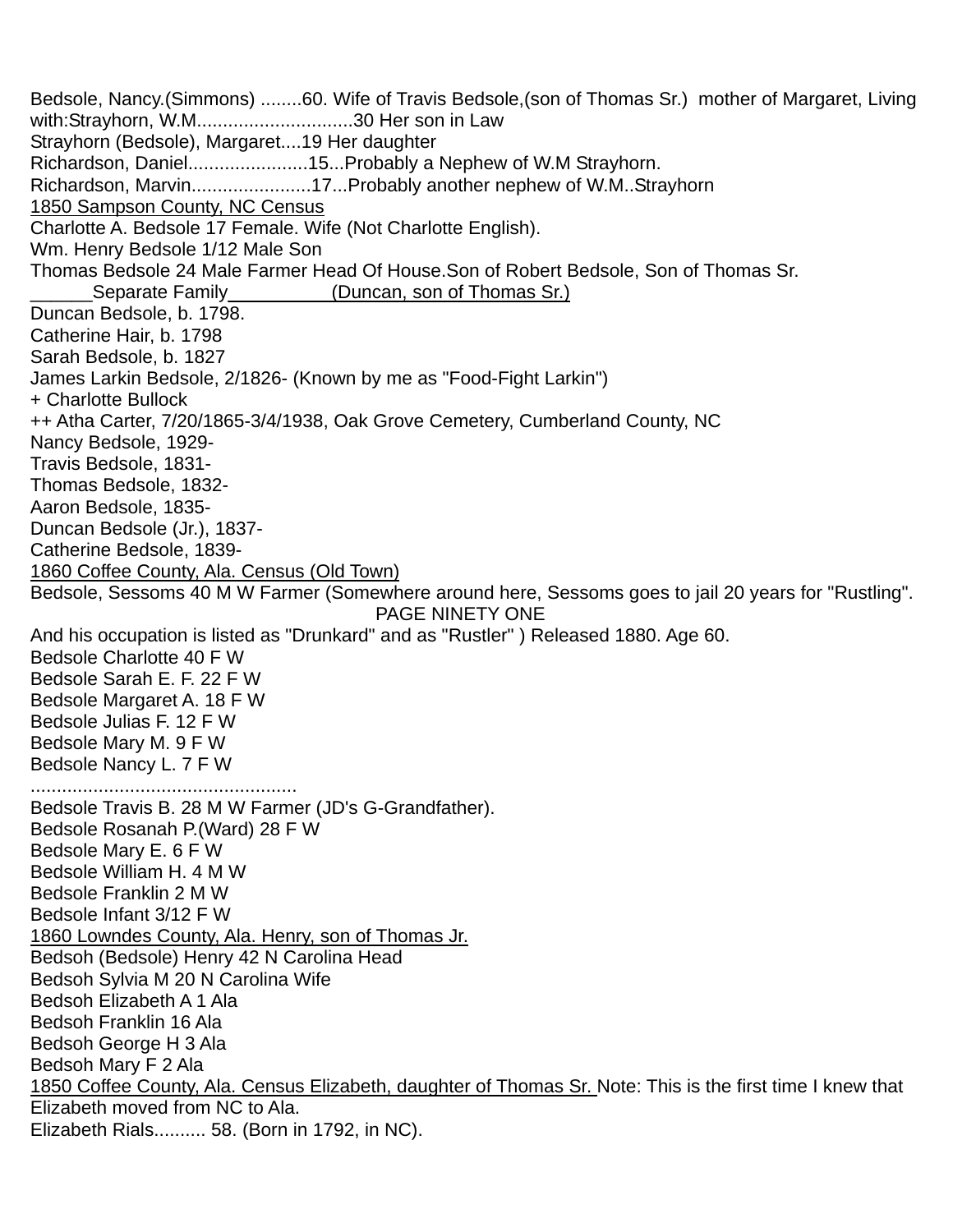Bedsole, Nancy.(Simmons) ........60. Wife of Travis Bedsole,(son of Thomas Sr.) mother of Margaret, Living with:Strayhorn, W.M..............................30 Her son in Law

Strayhorn (Bedsole), Margaret....19 Her daughter

Richardson, Daniel.......................15...Probably a Nephew of W.M Strayhorn.

Richardson, Marvin.......................17...Probably another nephew of W.M..Strayhorn

<u>1850 Sampson County, NC Census</u>

Charlotte A. Bedsole 17 Female. Wife (Not Charlotte English).

Wm. Henry Bedsole 1/12 Male Son

Thomas Bedsole 24 Male Farmer Head Of House.Son of Robert Bedsole, Son of Thomas Sr.

<u>______Separate Family__________(Duncan, son of Thomas Sr.)</u>

Duncan Bedsole, b. 1798.

Catherine Hair, b. 1798

Sarah Bedsole, b. 1827

James Larkin Bedsole, 2/1826- (Known by me as "Food-Fight Larkin")

+ Charlotte Bullock

++ Atha Carter, 7/20/1865-3/4/1938, Oak Grove Cemetery, Cumberland County, NC

Nancy Bedsole, 1929-

Travis Bedsole, 1831-

Thomas Bedsole, 1832-

Aaron Bedsole, 1835-

Duncan Bedsole (Jr.), 1837-

Catherine Bedsole, 1839-

<u>1860 Coffee County, Ala. Census (Old Town)</u>

Bedsole, Sessoms 40 M W Farmer (Somewhere around here, Sessoms goes to jail 20 years for "Rustling".

PAGE NINETY ONE

And his occupation is listed as "Drunkard" and as "Rustler" ) Released 1880. Age 60.

Bedsole Charlotte 40 F W

Bedsole Sarah E. F. 22 F W

Bedsole Margaret A. 18 F W

Bedsole Julias F. 12 F W

Bedsole Mary M. 9 F W

Bedsole Nancy L. 7 F W

..................................................

Bedsole Travis B. 28 M W Farmer (JD's G-Grandfather).

Bedsole Rosanah P.(Ward) 28 F W

Bedsole Mary E. 6 F W

Bedsole William H. 4 M W

Bedsole Franklin 2 M W

Bedsole Infant 3/12 F W

<u>1860 Lowndes County, Ala. Henry, son of Thomas Jr.</u>

Bedsoh (Bedsole) Henry 42 N Carolina Head

Bedsoh Sylvia M 20 N Carolina Wife

Bedsoh Elizabeth A 1 Ala

Bedsoh Franklin 16 Ala

Bedsoh George H 3 Ala

Bedsoh Mary F 2 Ala

<u>1850 Coffee County, Ala. Census Elizabeth, daughter of Thomas Sr.</u> Note: This is the first time I knew that Elizabeth moved from NC to Ala.

Elizabeth Rials.......... 58. (Born in 1792, in NC).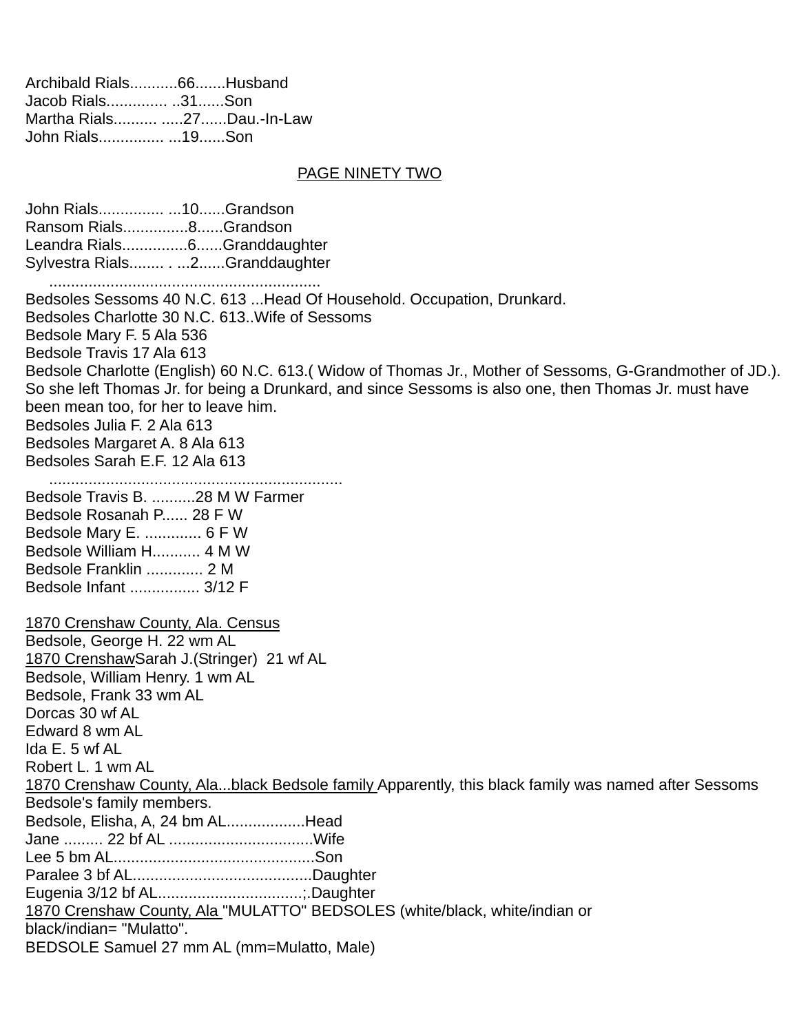Archibald Rials...........66.......Husband
Jacob Rials.............. ..31......Son
Martha Rials.......... .....27......Dau.-In-Law
John Rials............... ...19......Son

PAGE NINETY TWO

John Rials............... ...10......Grandson
Ransom Rials...............8......Grandson
Leandra Rials...............6......Granddaughter
Sylvestra Rials........ . ...2......Granddaughter
..............................................................
Bedsoles Sessoms 40 N.C. 613 ...Head Of Household. Occupation, Drunkard.
Bedsoles Charlotte 30 N.C. 613..Wife of Sessoms
Bedsole Mary F. 5 Ala 536
Bedsole Travis 17 Ala 613
Bedsole Charlotte (English) 60 N.C. 613.( Widow of Thomas Jr., Mother of Sessoms, G-Grandmother of JD.). So she left Thomas Jr. for being a Drunkard, and since Sessoms is also one, then Thomas Jr. must have been mean too, for her to leave him.
Bedsoles Julia F. 2 Ala 613
Bedsoles Margaret A. 8 Ala 613
Bedsoles Sarah E.F. 12 Ala 613
...................................................................
Bedsole Travis B. ..........28 M W Farmer
Bedsole Rosanah P...... 28 F W
Bedsole Mary E. ............. 6 F W
Bedsole William H........... 4 M W
Bedsole Franklin ............. 2 M
Bedsole Infant ................ 3/12 F

1870 Crenshaw County, Ala. Census
Bedsole, George H. 22 wm AL
1870 CrenshawSarah J.(Stringer) 21 wf AL
Bedsole, William Henry. 1 wm AL
Bedsole, Frank 33 wm AL
Dorcas 30 wf AL
Edward 8 wm AL
Ida E. 5 wf AL
Robert L. 1 wm AL
1870 Crenshaw County, Ala...black Bedsole family Apparently, this black family was named after Sessoms Bedsole's family members.
Bedsole, Elisha, A, 24 bm AL..................Head
Jane ......... 22 bf AL .................................Wife
Lee 5 bm AL..............................................Son
Paralee 3 bf AL.........................................Daughter
Eugenia 3/12 bf AL.................................;.Daughter
1870 Crenshaw County, Ala "MULATTO" BEDSOLES (white/black, white/indian or black/indian= "Mulatto".
BEDSOLE Samuel 27 mm AL (mm=Mulatto, Male)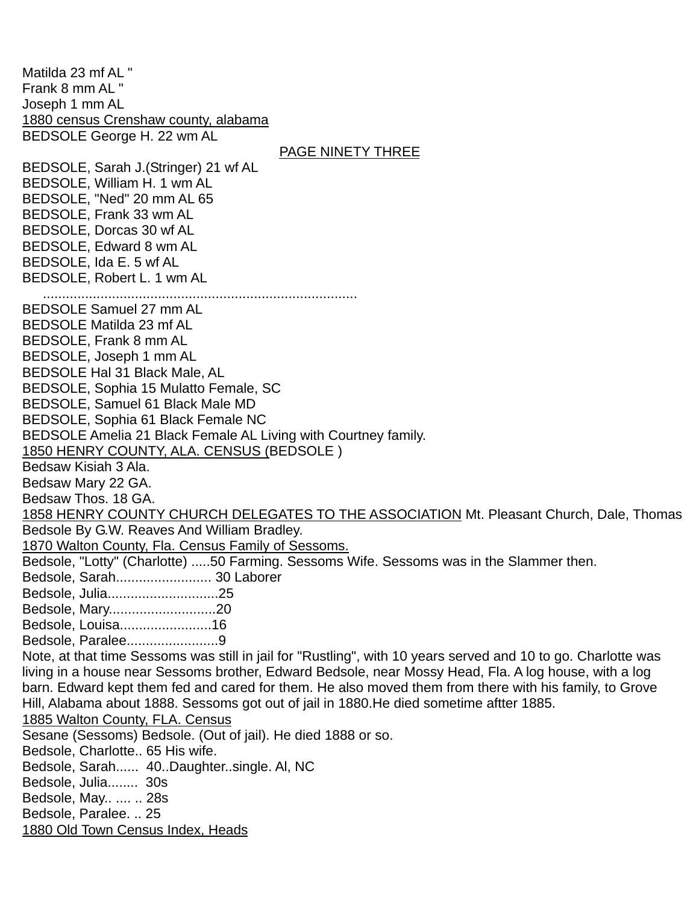Matilda 23 mf AL "
Frank 8 mm AL "
Joseph 1 mm AL

<u>1880 census Crenshaw county, alabama</u>

BEDSOLE George H. 22 wm AL

BEDSOLE, Sarah J.(Stringer) 21 wf AL
BEDSOLE, William H. 1 wm AL
BEDSOLE, "Ned" 20 mm AL 65
BEDSOLE, Frank 33 wm AL
BEDSOLE, Dorcas 30 wf AL
BEDSOLE, Edward 8 wm AL
BEDSOLE, Ida E. 5 wf AL
BEDSOLE, Robert L. 1 wm AL

.................................................................................

BEDSOLE Samuel 27 mm AL
BEDSOLE Matilda 23 mf AL
BEDSOLE, Frank 8 mm AL
BEDSOLE, Joseph 1 mm AL
BEDSOLE Hal 31 Black Male, AL
BEDSOLE, Sophia 15 Mulatto Female, SC
BEDSOLE, Samuel 61 Black Male MD
BEDSOLE, Sophia 61 Black Female NC
BEDSOLE Amelia 21 Black Female AL Living with Courtney family.

<u>1850 HENRY COUNTY, ALA. CENSUS (</u>BEDSOLE )

Bedsaw Kisiah 3 Ala.
Bedsaw Mary 22 GA.
Bedsaw Thos. 18 GA.

<u>1858 HENRY COUNTY CHURCH DELEGATES TO THE ASSOCIATION</u> Mt. Pleasant Church, Dale, Thomas Bedsole By G.W. Reaves And William Bradley.

<u>1870 Walton County, Fla. Census Family of Sessoms.</u>

Bedsole, "Lotty" (Charlotte) .....50 Farming. Sessoms Wife. Sessoms was in the Slammer then.
Bedsole, Sarah......................... 30 Laborer
Bedsole, Julia.............................25
Bedsole, Mary............................20
Bedsole, Louisa........................16
Bedsole, Paralee........................9

Note, at that time Sessoms was still in jail for "Rustling", with 10 years served and 10 to go. Charlotte was living in a house near Sessoms brother, Edward Bedsole, near Mossy Head, Fla. A log house, with a log barn. Edward kept them fed and cared for them. He also moved them from there with his family, to Grove Hill, Alabama about 1888. Sessoms got out of jail in 1880.He died sometime aftter 1885.

<u>1885 Walton County, FLA. Census</u>

Sesane (Sessoms) Bedsole. (Out of jail). He died 1888 or so.
Bedsole, Charlotte.. 65 His wife.
Bedsole, Sarah...... 40..Daughter..single. Al, NC
Bedsole, Julia........ 30s
Bedsole, May.. .... .. 28s
Bedsole, Paralee. .. 25

<u>1880 Old Town Census Index, Heads</u>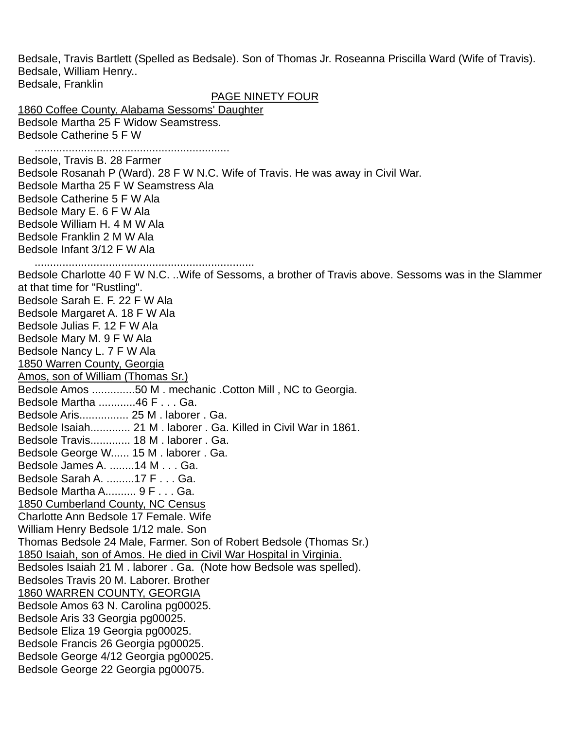Bedsale, Travis Bartlett (Spelled as Bedsale). Son of Thomas Jr. Roseanna Priscilla Ward (Wife of Travis).
Bedsale, William Henry..
Bedsale, Franklin

PAGE NINETY FOUR

1860 Coffee County, Alabama Sessoms' Daughter
Bedsole Martha 25 F Widow Seamstress.
Bedsole Catherine 5 F W
..............................................................
Bedsole, Travis B. 28 Farmer
Bedsole Rosanah P (Ward). 28 F W N.C. Wife of Travis. He was away in Civil War.
Bedsole Martha 25 F W Seamstress Ala
Bedsole Catherine 5 F W Ala
Bedsole Mary E. 6 F W Ala
Bedsole William H. 4 M W Ala
Bedsole Franklin 2 M W Ala
Bedsole Infant 3/12 F W Ala
......................................................................
Bedsole Charlotte 40 F W N.C. ..Wife of Sessoms, a brother of Travis above. Sessoms was in the Slammer at that time for "Rustling".
Bedsole Sarah E. F. 22 F W Ala
Bedsole Margaret A. 18 F W Ala
Bedsole Julias F. 12 F W Ala
Bedsole Mary M. 9 F W Ala
Bedsole Nancy L. 7 F W Ala
1850 Warren County, Georgia
Amos, son of William (Thomas Sr.)
Bedsole Amos ..............50 M . mechanic .Cotton Mill , NC to Georgia.
Bedsole Martha ............46 F . . . Ga.
Bedsole Aris................ 25 M . laborer . Ga.
Bedsole Isaiah............. 21 M . laborer . Ga. Killed in Civil War in 1861.
Bedsole Travis............. 18 M . laborer . Ga.
Bedsole George W...... 15 M . laborer . Ga.
Bedsole James A. ........14 M . . . Ga.
Bedsole Sarah A. .........17 F . . . Ga.
Bedsole Martha A.......... 9 F . . . Ga.
1850 Cumberland County, NC Census
Charlotte Ann Bedsole 17 Female. Wife
William Henry Bedsole 1/12 male. Son
Thomas Bedsole 24 Male, Farmer. Son of Robert Bedsole (Thomas Sr.)
1850 Isaiah, son of Amos. He died in Civil War Hospital in Virginia.
Bedsoles Isaiah 21 M . laborer . Ga. (Note how Bedsole was spelled).
Bedsoles Travis 20 M. Laborer. Brother
1860 WARREN COUNTY, GEORGIA
Bedsole Amos 63 N. Carolina pg00025.
Bedsole Aris 33 Georgia pg00025.
Bedsole Eliza 19 Georgia pg00025.
Bedsole Francis 26 Georgia pg00025.
Bedsole George 4/12 Georgia pg00025.
Bedsole George 22 Georgia pg00075.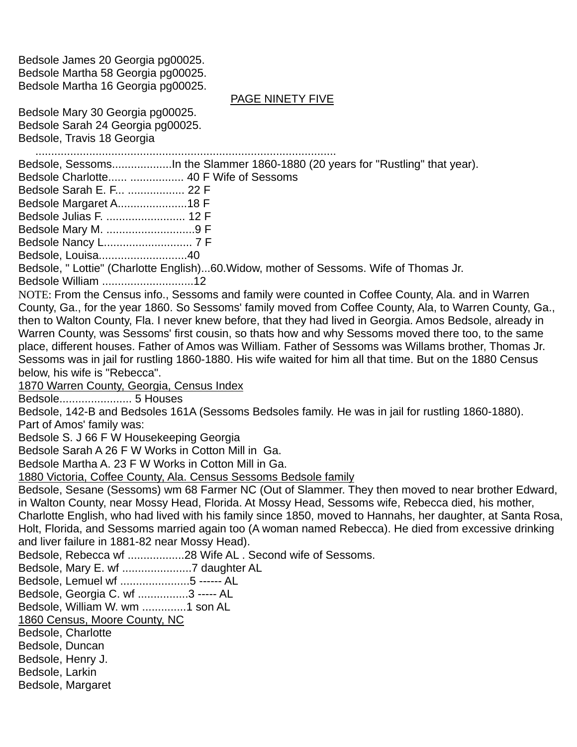Bedsole James 20 Georgia pg00025.
Bedsole Martha 58 Georgia pg00025.
Bedsole Martha 16 Georgia pg00025.

PAGE NINETY FIVE

Bedsole Mary 30 Georgia pg00025.
Bedsole Sarah 24 Georgia pg00025.
Bedsole, Travis 18 Georgia
.................................................................................................
Bedsole, Sessoms...................In the Slammer 1860-1880 (20 years for "Rustling" that year).
Bedsole Charlotte...... ................. 40 F Wife of Sessoms
Bedsole Sarah E. F... .................. 22 F
Bedsole Margaret A......................18 F
Bedsole Julias F. ......................... 12 F
Bedsole Mary M. ............................9 F
Bedsole Nancy L............................ 7 F
Bedsole, Louisa............................40
Bedsole, " Lottie" (Charlotte English)...60.Widow, mother of Sessoms. Wife of Thomas Jr.
Bedsole William .............................12
NOTE: From the Census info., Sessoms and family were counted in Coffee County, Ala. and in Warren County, Ga., for the year 1860. So Sessoms' family moved from Coffee County, Ala, to Warren County, Ga., then to Walton County, Fla. I never knew before, that they had lived in Georgia. Amos Bedsole, already in Warren County, was Sessoms' first cousin, so thats how and why Sessoms moved there too, to the same place, different houses. Father of Amos was William. Father of Sessoms was Willams brother, Thomas Jr. Sessoms was in jail for rustling 1860-1880. His wife waited for him all that time. But on the 1880 Census below, his wife is "Rebecca".

1870 Warren County, Georgia, Census Index

Bedsole....................... 5 Houses
Bedsole, 142-B and Bedsoles 161A (Sessoms Bedsoles family. He was in jail for rustling 1860-1880).
Part of Amos' family was:
Bedsole S. J 66 F W Housekeeping Georgia
Bedsole Sarah A 26 F W Works in Cotton Mill in Ga.
Bedsole Martha A. 23 F W Works in Cotton Mill in Ga.

1880 Victoria, Coffee County, Ala. Census Sessoms Bedsole family

Bedsole, Sesane (Sessoms) wm 68 Farmer NC (Out of Slammer. They then moved to near brother Edward, in Walton County, near Mossy Head, Florida. At Mossy Head, Sessoms wife, Rebecca died, his mother, Charlotte English, who had lived with his family since 1850, moved to Hannahs, her daughter, at Santa Rosa, Holt, Florida, and Sessoms married again too (A woman named Rebecca). He died from excessive drinking and liver failure in 1881-82 near Mossy Head).
Bedsole, Rebecca wf ..................28 Wife AL . Second wife of Sessoms.
Bedsole, Mary E. wf ......................7 daughter AL
Bedsole, Lemuel wf ......................5 ------ AL
Bedsole, Georgia C. wf ................3 ----- AL
Bedsole, William W. wm ..............1 son AL

1860 Census, Moore County, NC

Bedsole, Charlotte
Bedsole, Duncan
Bedsole, Henry J.
Bedsole, Larkin
Bedsole, Margaret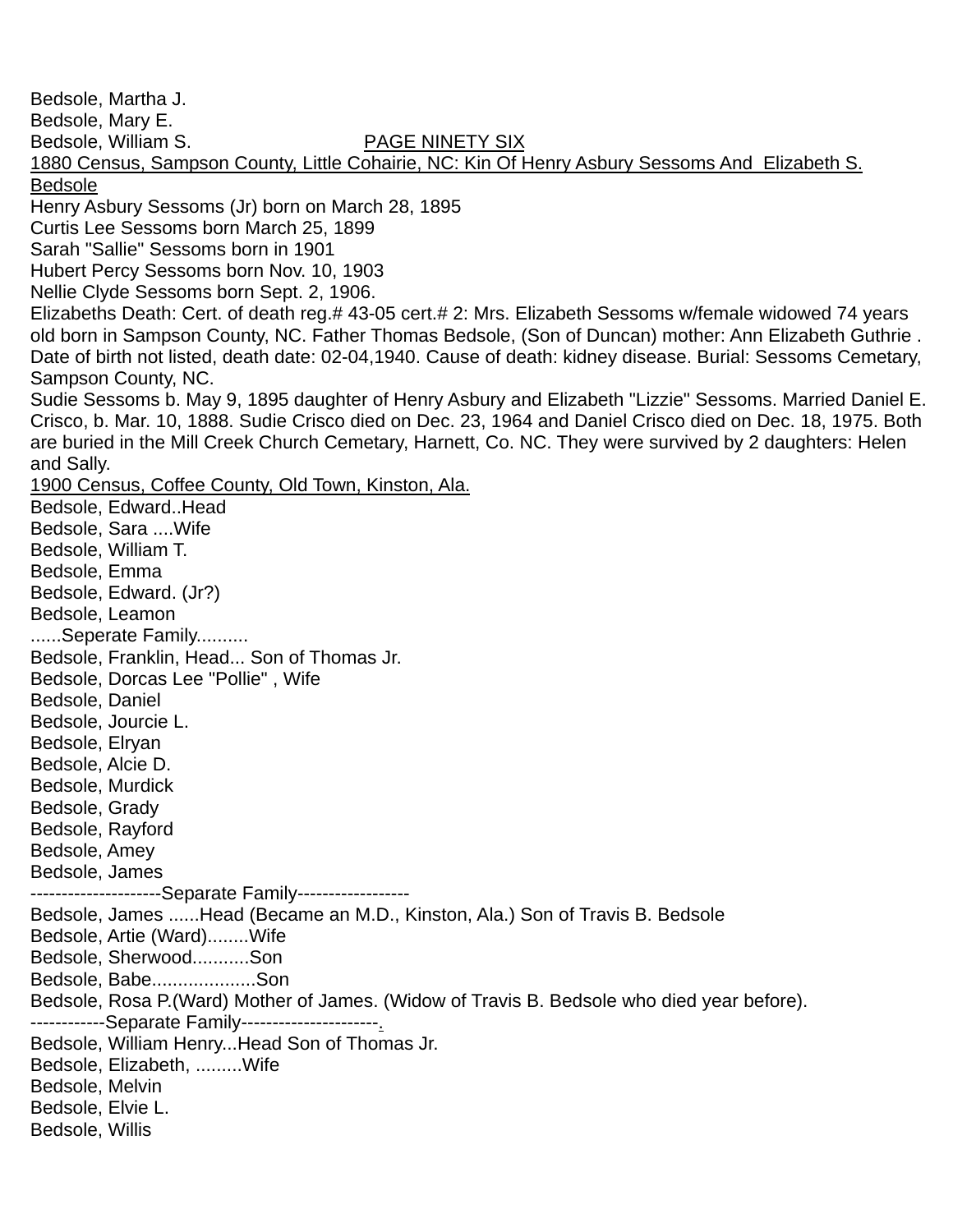Bedsole, Martha J.
Bedsole, Mary E.
Bedsole, William S.

PAGE NINETY SIX

1880 Census, Sampson County, Little Cohairie, NC: Kin Of Henry Asbury Sessoms And Elizabeth S. Bedsole

Henry Asbury Sessoms (Jr) born on March 28, 1895
Curtis Lee Sessoms born March 25, 1899
Sarah "Sallie" Sessoms born in 1901
Hubert Percy Sessoms born Nov. 10, 1903
Nellie Clyde Sessoms born Sept. 2, 1906.
Elizabeths Death: Cert. of death reg.# 43-05 cert.# 2: Mrs. Elizabeth Sessoms w/female widowed 74 years old born in Sampson County, NC. Father Thomas Bedsole, (Son of Duncan) mother: Ann Elizabeth Guthrie . Date of birth not listed, death date: 02-04,1940. Cause of death: kidney disease. Burial: Sessoms Cemetary, Sampson County, NC.
Sudie Sessoms b. May 9, 1895 daughter of Henry Asbury and Elizabeth "Lizzie" Sessoms. Married Daniel E. Crisco, b. Mar. 10, 1888. Sudie Crisco died on Dec. 23, 1964 and Daniel Crisco died on Dec. 18, 1975. Both are buried in the Mill Creek Church Cemetary, Harnett, Co. NC. They were survived by 2 daughters: Helen and Sally.

1900 Census, Coffee County, Old Town, Kinston, Ala.

Bedsole, Edward..Head
Bedsole, Sara ....Wife
Bedsole, William T.
Bedsole, Emma
Bedsole, Edward. (Jr?)
Bedsole, Leamon
......Seperate Family..........
Bedsole, Franklin, Head... Son of Thomas Jr.
Bedsole, Dorcas Lee "Pollie" , Wife
Bedsole, Daniel
Bedsole, Jourcie L.
Bedsole, Elryan
Bedsole, Alcie D.
Bedsole, Murdick
Bedsole, Grady
Bedsole, Rayford
Bedsole, Amey
Bedsole, James
---------------------Separate Family------------------
Bedsole, James ......Head (Became an M.D., Kinston, Ala.) Son of Travis B. Bedsole
Bedsole, Artie (Ward)........Wife
Bedsole, Sherwood...........Son
Bedsole, Babe....................Son
Bedsole, Rosa P.(Ward) Mother of James. (Widow of Travis B. Bedsole who died year before).
------------Separate Family----------------------.
Bedsole, William Henry...Head Son of Thomas Jr.
Bedsole, Elizabeth, .........Wife
Bedsole, Melvin
Bedsole, Elvie L.
Bedsole, Willis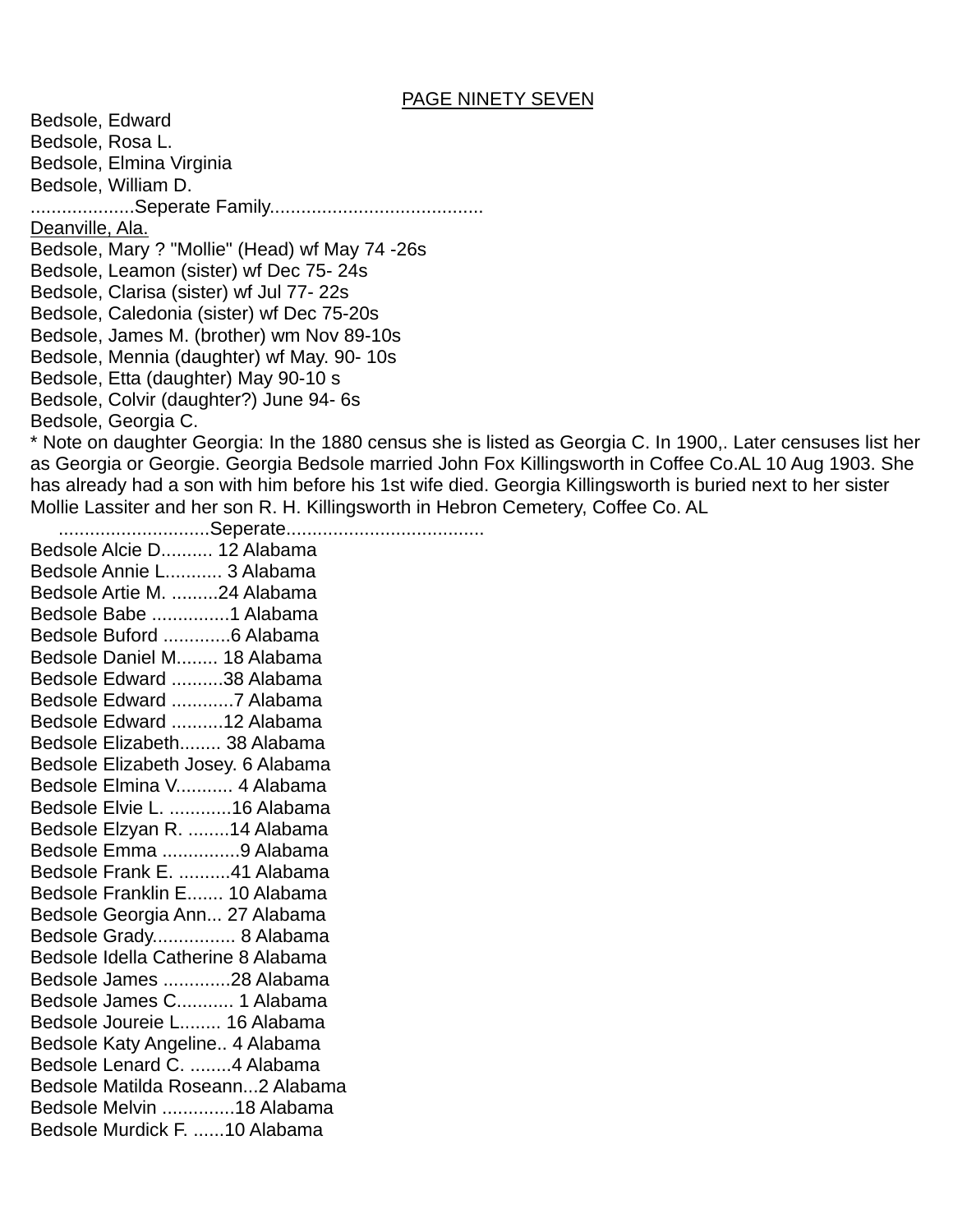PAGE NINETY SEVEN

Bedsole, Edward
Bedsole, Rosa L.
Bedsole, Elmina Virginia
Bedsole, William D.
....................Seperate Family.........................................
Deanville, Ala.
Bedsole, Mary ? "Mollie" (Head) wf May 74 -26s
Bedsole, Leamon (sister) wf Dec 75- 24s
Bedsole, Clarisa (sister) wf Jul 77- 22s
Bedsole, Caledonia (sister) wf Dec 75-20s
Bedsole, James M. (brother) wm Nov 89-10s
Bedsole, Mennia (daughter) wf May. 90- 10s
Bedsole, Etta (daughter) May 90-10 s
Bedsole, Colvir (daughter?) June 94- 6s
Bedsole, Georgia C.
* Note on daughter Georgia: In the 1880 census she is listed as Georgia C. In 1900,. Later censuses list her as Georgia or Georgie. Georgia Bedsole married John Fox Killingsworth in Coffee Co.AL 10 Aug 1903. She has already had a son with him before his 1st wife died. Georgia Killingsworth is buried next to her sister Mollie Lassiter and her son R. H. Killingsworth in Hebron Cemetery, Coffee Co. AL
.............................Seperate......................................
Bedsole Alcie D.......... 12 Alabama
Bedsole Annie L........... 3 Alabama
Bedsole Artie M. .........24 Alabama
Bedsole Babe ...............1 Alabama
Bedsole Buford .............6 Alabama
Bedsole Daniel M........ 18 Alabama
Bedsole Edward ..........38 Alabama
Bedsole Edward ............7 Alabama
Bedsole Edward ..........12 Alabama
Bedsole Elizabeth........ 38 Alabama
Bedsole Elizabeth Josey. 6 Alabama
Bedsole Elmina V........... 4 Alabama
Bedsole Elvie L. ............16 Alabama
Bedsole Elzyan R. ........14 Alabama
Bedsole Emma ...............9 Alabama
Bedsole Frank E. ..........41 Alabama
Bedsole Franklin E....... 10 Alabama
Bedsole Georgia Ann... 27 Alabama
Bedsole Grady................ 8 Alabama
Bedsole Idella Catherine 8 Alabama
Bedsole James .............28 Alabama
Bedsole James C........... 1 Alabama
Bedsole Joureie L........ 16 Alabama
Bedsole Katy Angeline.. 4 Alabama
Bedsole Lenard C. ........4 Alabama
Bedsole Matilda Roseann...2 Alabama
Bedsole Melvin ..............18 Alabama
Bedsole Murdick F. ......10 Alabama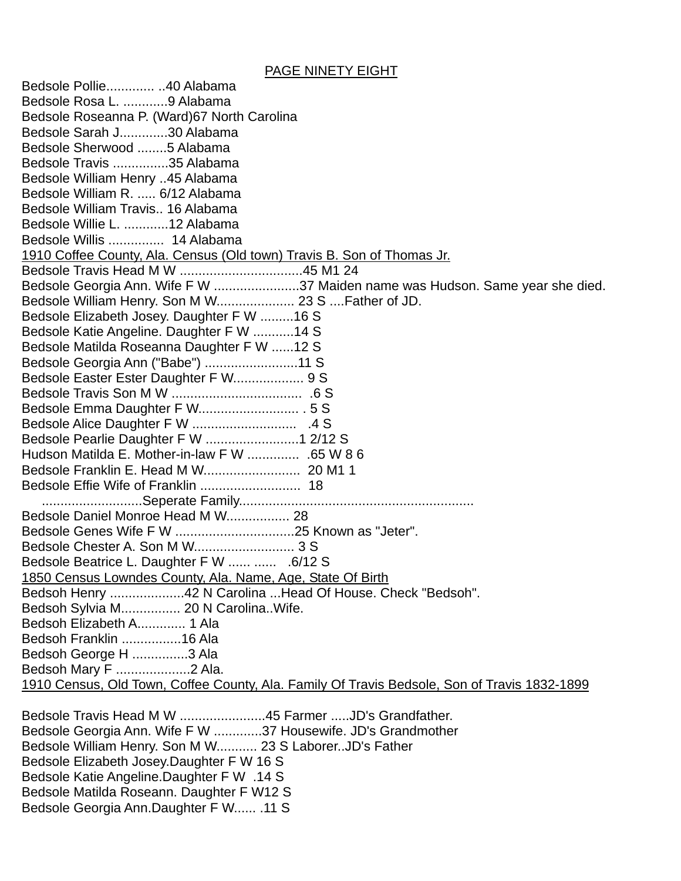PAGE NINETY EIGHT

Bedsole Pollie............. ..40 Alabama
Bedsole Rosa L. ............9 Alabama
Bedsole Roseanna P. (Ward)67 North Carolina
Bedsole Sarah J.............30 Alabama
Bedsole Sherwood ........5 Alabama
Bedsole Travis ...............35 Alabama
Bedsole William Henry ..45 Alabama
Bedsole William R. ..... 6/12 Alabama
Bedsole William Travis.. 16 Alabama
Bedsole Willie L. ............12 Alabama
Bedsole Willis ............... 14 Alabama

1910 Coffee County, Ala. Census (Old town) Travis B. Son of Thomas Jr.

Bedsole Travis Head M W .................................45 M1 24
Bedsole Georgia Ann. Wife F W .......................37 Maiden name was Hudson. Same year she died.
Bedsole William Henry. Son M W..................... 23 S ....Father of JD.
Bedsole Elizabeth Josey. Daughter F W .........16 S
Bedsole Katie Angeline. Daughter F W ...........14 S
Bedsole Matilda Roseanna Daughter F W ......12 S
Bedsole Georgia Ann ("Babe") .........................11 S
Bedsole Easter Ester Daughter F W.................. 9 S
Bedsole Travis Son M W ................................... .6 S
Bedsole Emma Daughter F W........................... . 5 S
Bedsole Alice Daughter F W ............................ .4 S
Bedsole Pearlie Daughter F W .........................1 2/12 S
Hudson Matilda E. Mother-in-law F W .............. .65 W 8 6
Bedsole Franklin E. Head M W.......................... 20 M1 1
Bedsole Effie Wife of Franklin ........................... 18
...........................Seperate Family..............................................................
Bedsole Daniel Monroe Head M W................. 28
Bedsole Genes Wife F W ................................25 Known as "Jeter".
Bedsole Chester A. Son M W........................... 3 S
Bedsole Beatrice L. Daughter F W ...... ...... .6/12 S

1850 Census Lowndes County, Ala. Name, Age, State Of Birth

Bedsoh Henry ....................42 N Carolina ...Head Of House. Check "Bedsoh".
Bedsoh Sylvia M................ 20 N Carolina..Wife.
Bedsoh Elizabeth A............. 1 Ala
Bedsoh Franklin ................16 Ala
Bedsoh George H ...............3 Ala
Bedsoh Mary F ....................2 Ala.

1910 Census, Old Town, Coffee County, Ala. Family Of Travis Bedsole, Son of Travis 1832-1899

Bedsole Travis Head M W .......................45 Farmer .....JD's Grandfather.
Bedsole Georgia Ann. Wife F W .............37 Housewife. JD's Grandmother
Bedsole William Henry. Son M W........... 23 S Laborer..JD's Father
Bedsole Elizabeth Josey.Daughter F W 16 S
Bedsole Katie Angeline.Daughter F W .14 S
Bedsole Matilda Roseann. Daughter F W12 S
Bedsole Georgia Ann.Daughter F W...... .11 S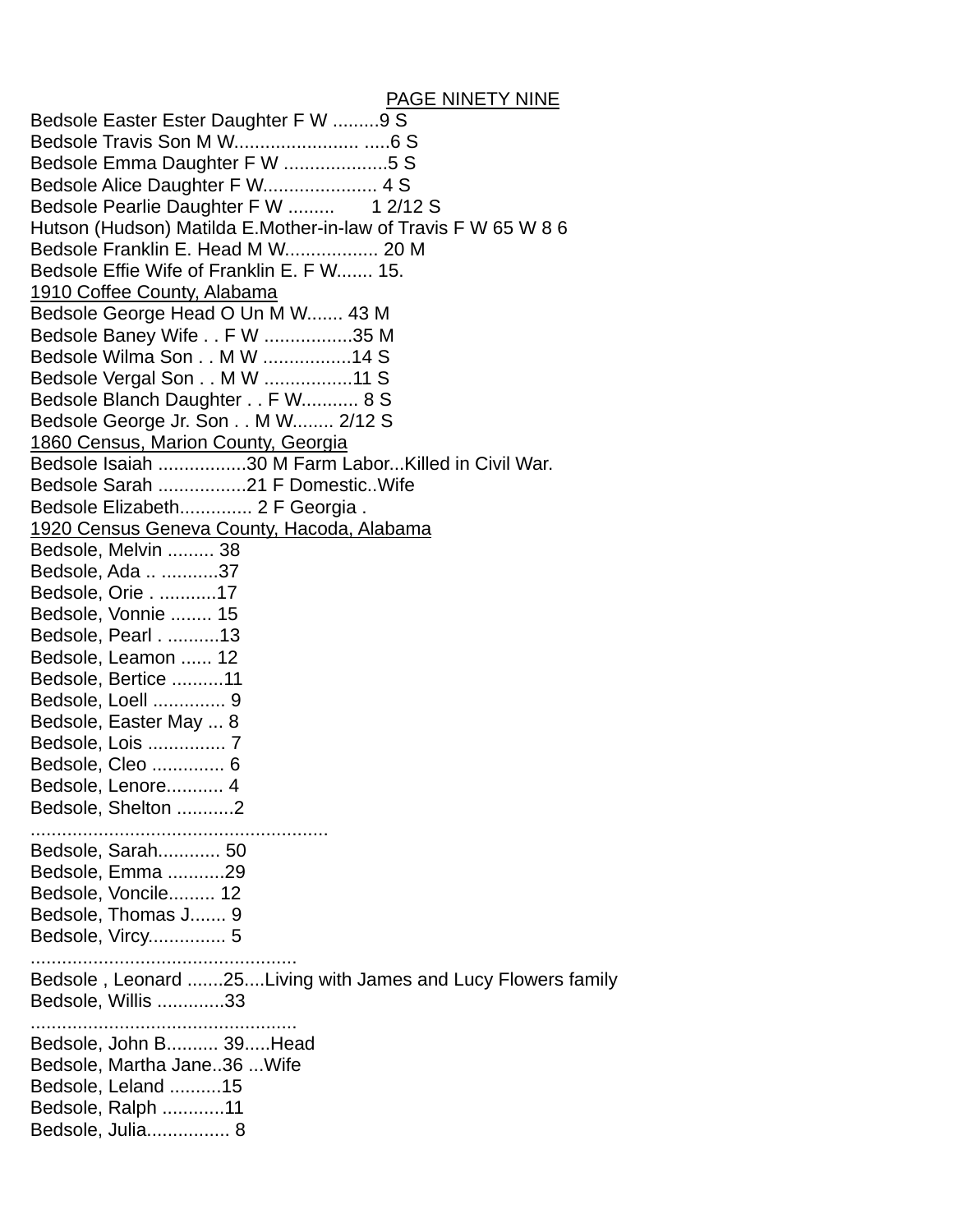PAGE NINETY NINE

Bedsole Easter Ester Daughter F W .........9 S
Bedsole Travis Son M W........................ .....6 S
Bedsole Emma Daughter F W ....................5 S
Bedsole Alice Daughter F W...................... 4 S
Bedsole Pearlie Daughter F W ......... 1 2/12 S
Hutson (Hudson) Matilda E.Mother-in-law of Travis F W 65 W 8 6
Bedsole Franklin E. Head M W.................. 20 M
Bedsole Effie Wife of Franklin E. F W....... 15.

1910 Coffee County, Alabama

Bedsole George Head O Un M W....... 43 M
Bedsole Baney Wife . . F W .................35 M
Bedsole Wilma Son . . M W .................14 S
Bedsole Vergal Son . . M W .................11 S
Bedsole Blanch Daughter . . F W........... 8 S
Bedsole George Jr. Son . . M W........ 2/12 S

1860 Census, Marion County, Georgia

Bedsole Isaiah .................30 M Farm Labor...Killed in Civil War.
Bedsole Sarah .................21 F Domestic..Wife
Bedsole Elizabeth.............. 2 F Georgia .

1920 Census Geneva County, Hacoda, Alabama

Bedsole, Melvin ......... 38
Bedsole, Ada .. ...........37
Bedsole, Orie . ...........17
Bedsole, Vonnie ........ 15
Bedsole, Pearl . ..........13
Bedsole, Leamon ...... 12
Bedsole, Bertice ..........11
Bedsole, Loell .............. 9
Bedsole, Easter May ... 8
Bedsole, Lois ............... 7
Bedsole, Cleo .............. 6
Bedsole, Lenore........... 4
Bedsole, Shelton ...........2
........................................................
Bedsole, Sarah............ 50
Bedsole, Emma ...........29
Bedsole, Voncile......... 12
Bedsole, Thomas J....... 9
Bedsole, Vircy............... 5
..................................................
Bedsole , Leonard .......25....Living with James and Lucy Flowers family
Bedsole, Willis .............33
..................................................
Bedsole, John B.......... 39.....Head
Bedsole, Martha Jane..36 ...Wife
Bedsole, Leland ..........15
Bedsole, Ralph ............11
Bedsole, Julia................ 8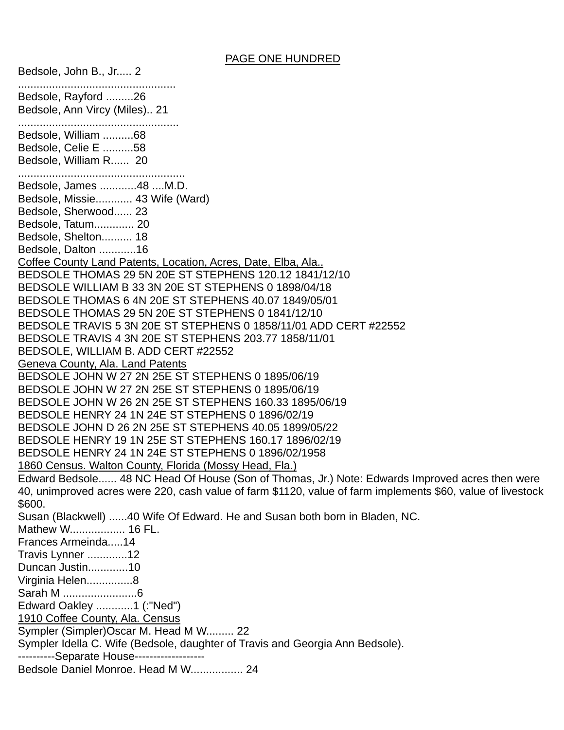PAGE ONE HUNDRED

Bedsole, John B., Jr..... 2
...................................................
Bedsole, Rayford .........26
Bedsole, Ann Vircy (Miles).. 21
....................................................
Bedsole, William ..........68
Bedsole, Celie E ..........58
Bedsole, William R...... 20
......................................................
Bedsole, James ............48 ....M.D.
Bedsole, Missie............ 43 Wife (Ward)
Bedsole, Sherwood...... 23
Bedsole, Tatum............. 20
Bedsole, Shelton.......... 18
Bedsole, Dalton ............16

Coffee County Land Patents, Location, Acres, Date, Elba, Ala..

BEDSOLE THOMAS 29 5N 20E ST STEPHENS 120.12 1841/12/10
BEDSOLE WILLIAM B 33 3N 20E ST STEPHENS 0 1898/04/18
BEDSOLE THOMAS 6 4N 20E ST STEPHENS 40.07 1849/05/01
BEDSOLE THOMAS 29 5N 20E ST STEPHENS 0 1841/12/10
BEDSOLE TRAVIS 5 3N 20E ST STEPHENS 0 1858/11/01 ADD CERT #22552
BEDSOLE TRAVIS 4 3N 20E ST STEPHENS 203.77 1858/11/01
BEDSOLE, WILLIAM B. ADD CERT #22552

Geneva County, Ala. Land Patents

BEDSOLE JOHN W 27 2N 25E ST STEPHENS 0 1895/06/19
BEDSOLE JOHN W 27 2N 25E ST STEPHENS 0 1895/06/19
BEDSOLE JOHN W 26 2N 25E ST STEPHENS 160.33 1895/06/19
BEDSOLE HENRY 24 1N 24E ST STEPHENS 0 1896/02/19
BEDSOLE JOHN D 26 2N 25E ST STEPHENS 40.05 1899/05/22
BEDSOLE HENRY 19 1N 25E ST STEPHENS 160.17 1896/02/19
BEDSOLE HENRY 24 1N 24E ST STEPHENS 0 1896/02/1958

1860 Census. Walton County, Florida (Mossy Head, Fla.)

Edward Bedsole...... 48 NC Head Of House (Son of Thomas, Jr.) Note: Edwards Improved acres then were 40, unimproved acres were 220, cash value of farm $1120, value of farm implements $60, value of livestock $600.
Susan (Blackwell) ......40 Wife Of Edward. He and Susan both born in Bladen, NC.
Mathew W.................. 16 FL.
Frances Armeinda.....14
Travis Lynner .............12
Duncan Justin.............10
Virginia Helen...............8
Sarah M ........................6
Edward Oakley ............1 (:"Ned")

1910 Coffee County, Ala. Census

Sympler (Simpler)Oscar M. Head M W......... 22
Sympler Idella C. Wife (Bedsole, daughter of Travis and Georgia Ann Bedsole).
----------Separate House-------------------
Bedsole Daniel Monroe. Head M W................. 24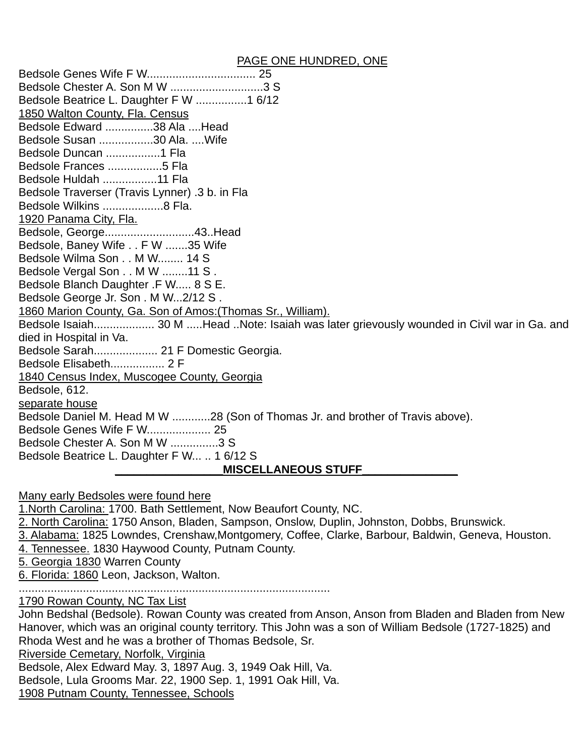PAGE ONE HUNDRED, ONE

Bedsole Genes Wife F W.................................. 25
Bedsole Chester A. Son M W .............................3 S
Bedsole Beatrice L. Daughter F W ................1 6/12

1850 Walton County, Fla. Census

Bedsole Edward ...............38 Ala ....Head
Bedsole Susan .................30 Ala. ....Wife
Bedsole Duncan .................1 Fla
Bedsole Frances .................5 Fla
Bedsole Huldah .................11 Fla
Bedsole Traverser (Travis Lynner) .3 b. in Fla
Bedsole Wilkins ...................8 Fla.

1920 Panama City, Fla.

Bedsole, George............................43..Head
Bedsole, Baney Wife . . F W .......35 Wife
Bedsole Wilma Son . . M W........ 14 S
Bedsole Vergal Son . . M W ........11 S .
Bedsole Blanch Daughter .F W..... 8 S E.
Bedsole George Jr. Son . M W...2/12 S .

1860 Marion County, Ga. Son of Amos:(Thomas Sr., William).

Bedsole Isaiah................... 30 M .....Head ..Note: Isaiah was later grievously wounded in Civil war in Ga. and died in Hospital in Va.
Bedsole Sarah.................... 21 F Domestic Georgia.
Bedsole Elisabeth................. 2 F

1840 Census Index, Muscogee County, Georgia

Bedsole, 612.

separate house

Bedsole Daniel M. Head M W ............28 (Son of Thomas Jr. and brother of Travis above).
Bedsole Genes Wife F W.................... 25
Bedsole Chester A. Son M W ...............3 S
Bedsole Beatrice L. Daughter F W... .. 1 6/12 S

**MISCELLANEOUS STUFF**

Many early Bedsoles were found here

1. North Carolina: 1700. Bath Settlement, Now Beaufort County, NC.
2. North Carolina: 1750 Anson, Bladen, Sampson, Onslow, Duplin, Johnston, Dobbs, Brunswick.
3. Alabama: 1825 Lowndes, Crenshaw,Montgomery, Coffee, Clarke, Barbour, Baldwin, Geneva, Houston.
4. Tennessee. 1830 Haywood County, Putnam County.
5. Georgia 1830 Warren County
6. Florida: 1860 Leon, Jackson, Walton.

................................................................................................

1790 Rowan County, NC Tax List

John Bedshal (Bedsole). Rowan County was created from Anson, Anson from Bladen and Bladen from New Hanover, which was an original county territory. This John was a son of William Bedsole (1727-1825) and Rhoda West and he was a brother of Thomas Bedsole, Sr.

Riverside Cemetary, Norfolk, Virginia

Bedsole, Alex Edward May. 3, 1897 Aug. 3, 1949 Oak Hill, Va.
Bedsole, Lula Grooms Mar. 22, 1900 Sep. 1, 1991 Oak Hill, Va.

1908 Putnam County, Tennessee, Schools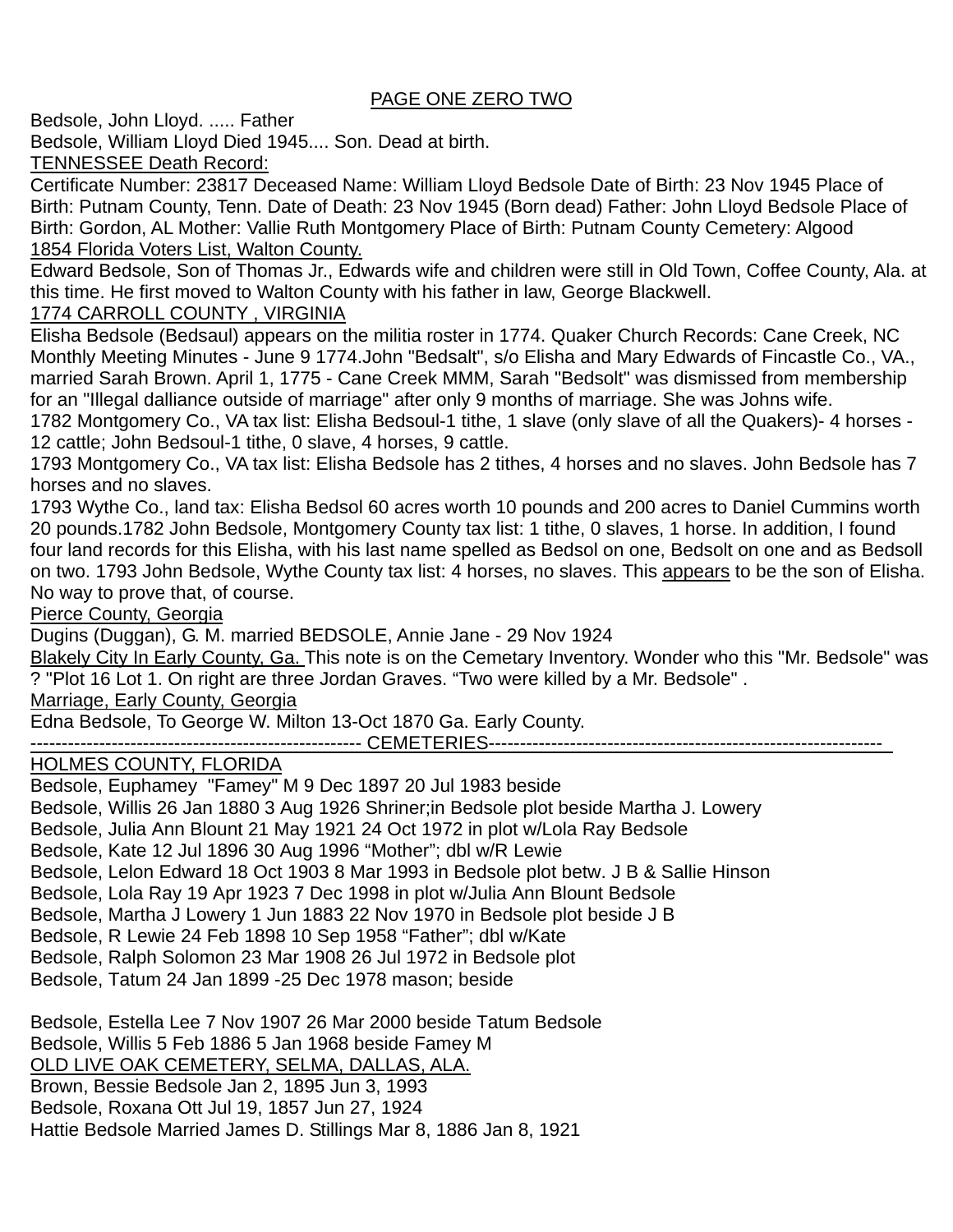PAGE ONE ZERO TWO

Bedsole, John Lloyd. ..... Father
Bedsole, William Lloyd Died 1945.... Son. Dead at birth.

TENNESSEE Death Record:

Certificate Number: 23817 Deceased Name: William Lloyd Bedsole Date of Birth: 23 Nov 1945 Place of Birth: Putnam County, Tenn. Date of Death: 23 Nov 1945 (Born dead) Father: John Lloyd Bedsole Place of Birth: Gordon, AL Mother: Vallie Ruth Montgomery Place of Birth: Putnam County Cemetery: Algood

1854 Florida Voters List, Walton County.

Edward Bedsole, Son of Thomas Jr., Edwards wife and children were still in Old Town, Coffee County, Ala. at this time. He first moved to Walton County with his father in law, George Blackwell.

1774 CARROLL COUNTY , VIRGINIA

Elisha Bedsole (Bedsaul) appears on the militia roster in 1774. Quaker Church Records: Cane Creek, NC Monthly Meeting Minutes - June 9 1774.John "Bedsalt", s/o Elisha and Mary Edwards of Fincastle Co., VA., married Sarah Brown. April 1, 1775 - Cane Creek MMM, Sarah "Bedsolt" was dismissed from membership for an "Illegal dalliance outside of marriage" after only 9 months of marriage. She was Johns wife.
1782 Montgomery Co., VA tax list: Elisha Bedsoul-1 tithe, 1 slave (only slave of all the Quakers)- 4 horses - 12 cattle; John Bedsoul-1 tithe, 0 slave, 4 horses, 9 cattle.
1793 Montgomery Co., VA tax list: Elisha Bedsole has 2 tithes, 4 horses and no slaves. John Bedsole has 7 horses and no slaves.
1793 Wythe Co., land tax: Elisha Bedsol 60 acres worth 10 pounds and 200 acres to Daniel Cummins worth 20 pounds.1782 John Bedsole, Montgomery County tax list: 1 tithe, 0 slaves, 1 horse. In addition, I found four land records for this Elisha, with his last name spelled as Bedsol on one, Bedsolt on one and as Bedsoll on two. 1793 John Bedsole, Wythe County tax list: 4 horses, no slaves. This appears to be the son of Elisha. No way to prove that, of course.

Pierce County, Georgia

Dugins (Duggan), G. M. married BEDSOLE, Annie Jane - 29 Nov 1924

Blakely City In Early County, Ga. This note is on the Cemetary Inventory. Wonder who this "Mr. Bedsole" was ? "Plot 16 Lot 1. On right are three Jordan Graves. “Two were killed by a Mr. Bedsole" .

Marriage, Early County, Georgia

Edna Bedsole, To George W. Milton 13-Oct 1870 Ga. Early County.

---------------------------------------------------- CEMETERIES---------------------------------------------------------------

HOLMES COUNTY, FLORIDA

Bedsole, Euphamey "Famey" M 9 Dec 1897 20 Jul 1983 beside
Bedsole, Willis 26 Jan 1880 3 Aug 1926 Shriner;in Bedsole plot beside Martha J. Lowery
Bedsole, Julia Ann Blount 21 May 1921 24 Oct 1972 in plot w/Lola Ray Bedsole
Bedsole, Kate 12 Jul 1896 30 Aug 1996 “Mother”; dbl w/R Lewie
Bedsole, Lelon Edward 18 Oct 1903 8 Mar 1993 in Bedsole plot betw. J B & Sallie Hinson
Bedsole, Lola Ray 19 Apr 1923 7 Dec 1998 in plot w/Julia Ann Blount Bedsole
Bedsole, Martha J Lowery 1 Jun 1883 22 Nov 1970 in Bedsole plot beside J B
Bedsole, R Lewie 24 Feb 1898 10 Sep 1958 “Father”; dbl w/Kate
Bedsole, Ralph Solomon 23 Mar 1908 26 Jul 1972 in Bedsole plot
Bedsole, Tatum 24 Jan 1899 -25 Dec 1978 mason; beside

Bedsole, Estella Lee 7 Nov 1907 26 Mar 2000 beside Tatum Bedsole
Bedsole, Willis 5 Feb 1886 5 Jan 1968 beside Famey M

OLD LIVE OAK CEMETERY, SELMA, DALLAS, ALA.

Brown, Bessie Bedsole Jan 2, 1895 Jun 3, 1993
Bedsole, Roxana Ott Jul 19, 1857 Jun 27, 1924
Hattie Bedsole Married James D. Stillings Mar 8, 1886 Jan 8, 1921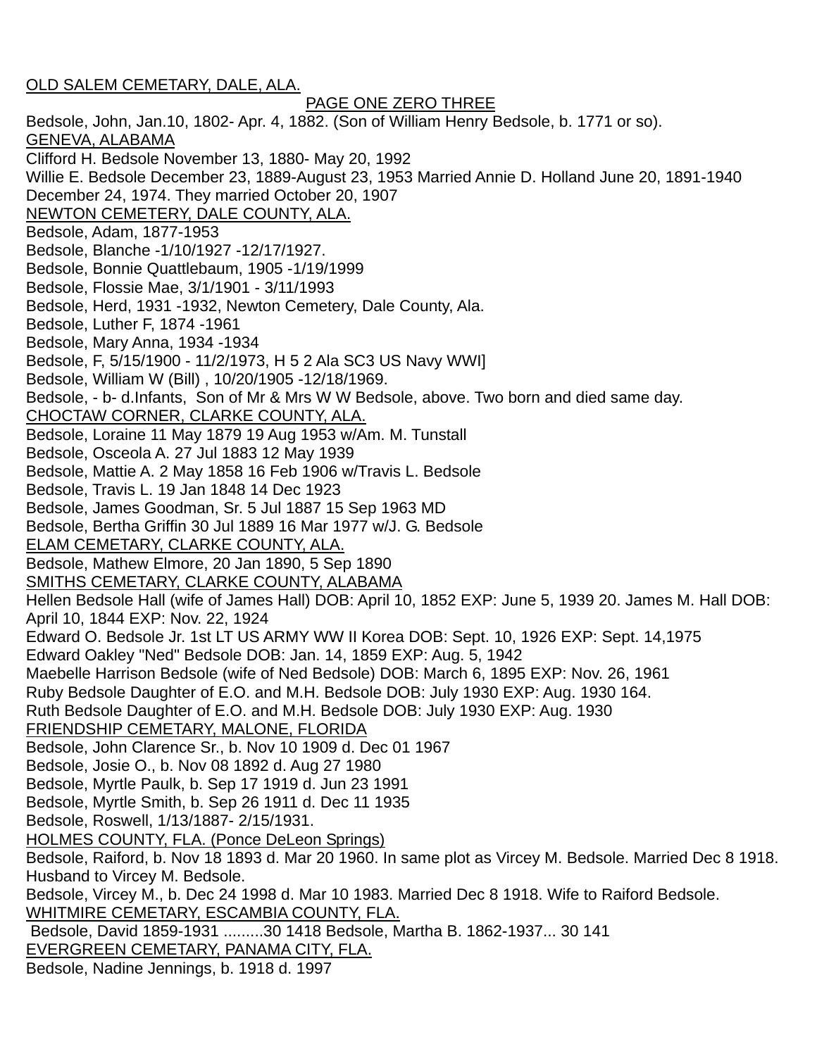OLD SALEM CEMETARY, DALE, ALA.

PAGE ONE ZERO THREE

Bedsole, John, Jan.10, 1802- Apr. 4, 1882. (Son of William Henry Bedsole, b. 1771 or so).

GENEVA, ALABAMA

Clifford H. Bedsole November 13, 1880- May 20, 1992

Willie E. Bedsole December 23, 1889-August 23, 1953 Married Annie D. Holland June 20, 1891-1940 December 24, 1974. They married October 20, 1907

NEWTON CEMETERY, DALE COUNTY, ALA.

Bedsole, Adam, 1877-1953

Bedsole, Blanche -1/10/1927 -12/17/1927.

Bedsole, Bonnie Quattlebaum, 1905 -1/19/1999

Bedsole, Flossie Mae, 3/1/1901 - 3/11/1993

Bedsole, Herd, 1931 -1932, Newton Cemetery, Dale County, Ala.

Bedsole, Luther F, 1874 -1961

Bedsole, Mary Anna, 1934 -1934

Bedsole, F, 5/15/1900 - 11/2/1973, H 5 2 Ala SC3 US Navy WWI]

Bedsole, William W (Bill) , 10/20/1905 -12/18/1969.

Bedsole, - b- d.Infants, Son of Mr & Mrs W W Bedsole, above. Two born and died same day.

CHOCTAW CORNER, CLARKE COUNTY, ALA.

Bedsole, Loraine 11 May 1879 19 Aug 1953 w/Am. M. Tunstall

Bedsole, Osceola A. 27 Jul 1883 12 May 1939

Bedsole, Mattie A. 2 May 1858 16 Feb 1906 w/Travis L. Bedsole

Bedsole, Travis L. 19 Jan 1848 14 Dec 1923

Bedsole, James Goodman, Sr. 5 Jul 1887 15 Sep 1963 MD

Bedsole, Bertha Griffin 30 Jul 1889 16 Mar 1977 w/J. G. Bedsole

ELAM CEMETARY, CLARKE COUNTY, ALA.

Bedsole, Mathew Elmore, 20 Jan 1890, 5 Sep 1890

SMITHS CEMETARY, CLARKE COUNTY, ALABAMA

Hellen Bedsole Hall (wife of James Hall) DOB: April 10, 1852 EXP: June 5, 1939 20. James M. Hall DOB: April 10, 1844 EXP: Nov. 22, 1924

Edward O. Bedsole Jr. 1st LT US ARMY WW II Korea DOB: Sept. 10, 1926 EXP: Sept. 14,1975

Edward Oakley "Ned" Bedsole DOB: Jan. 14, 1859 EXP: Aug. 5, 1942

Maebelle Harrison Bedsole (wife of Ned Bedsole) DOB: March 6, 1895 EXP: Nov. 26, 1961

Ruby Bedsole Daughter of E.O. and M.H. Bedsole DOB: July 1930 EXP: Aug. 1930 164.

Ruth Bedsole Daughter of E.O. and M.H. Bedsole DOB: July 1930 EXP: Aug. 1930

FRIENDSHIP CEMETARY, MALONE, FLORIDA

Bedsole, John Clarence Sr., b. Nov 10 1909 d. Dec 01 1967

Bedsole, Josie O., b. Nov 08 1892 d. Aug 27 1980

Bedsole, Myrtle Paulk, b. Sep 17 1919 d. Jun 23 1991

Bedsole, Myrtle Smith, b. Sep 26 1911 d. Dec 11 1935

Bedsole, Roswell, 1/13/1887- 2/15/1931.

HOLMES COUNTY, FLA. (Ponce DeLeon Springs)

Bedsole, Raiford, b. Nov 18 1893 d. Mar 20 1960. In same plot as Vircey M. Bedsole. Married Dec 8 1918. Husband to Vircey M. Bedsole.

Bedsole, Vircey M., b. Dec 24 1998 d. Mar 10 1983. Married Dec 8 1918. Wife to Raiford Bedsole.

WHITMIRE CEMETARY, ESCAMBIA COUNTY, FLA.

Bedsole, David 1859-1931 .........30 1418 Bedsole, Martha B. 1862-1937... 30 141

EVERGREEN CEMETARY, PANAMA CITY, FLA.

Bedsole, Nadine Jennings, b. 1918 d. 1997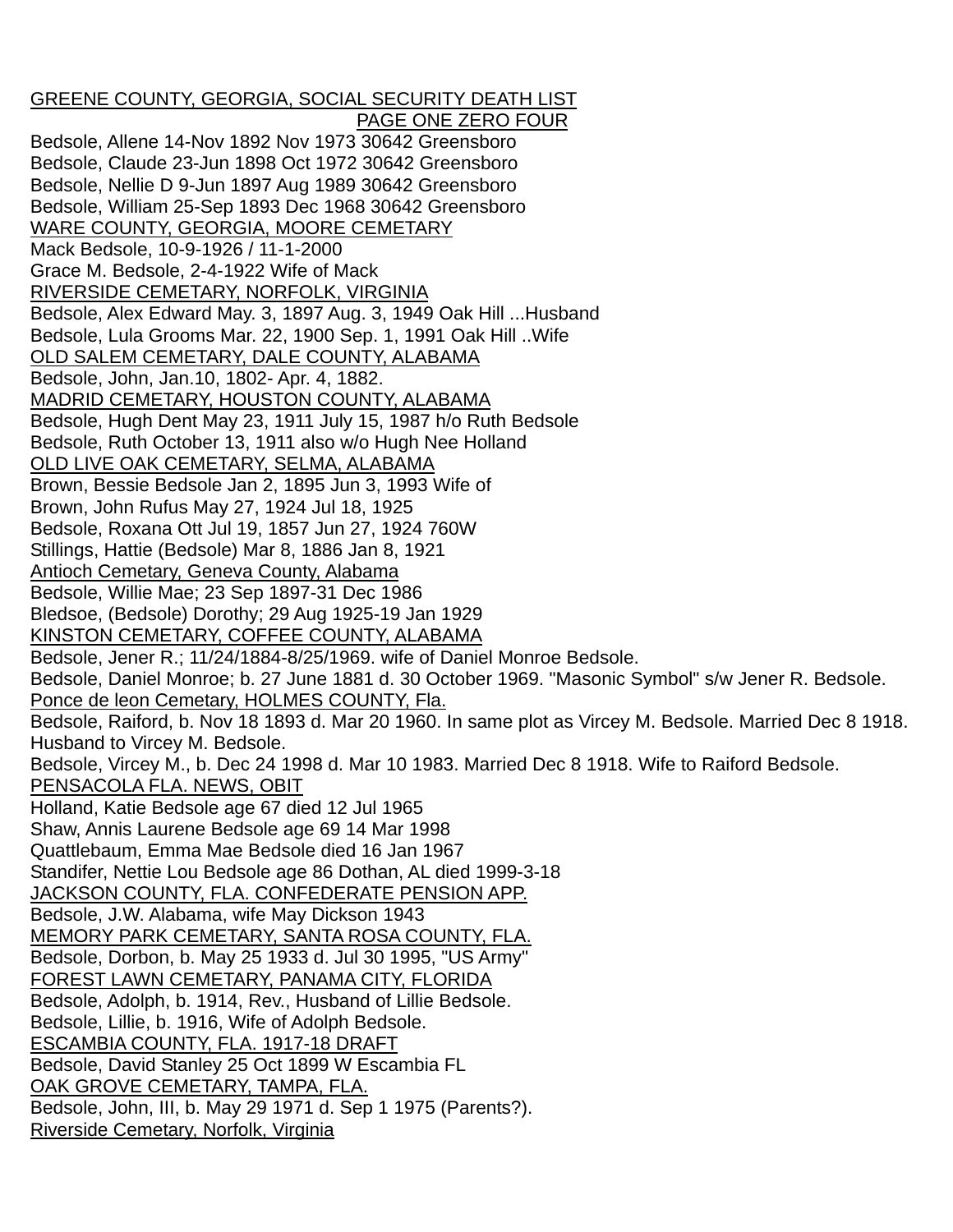GREENE COUNTY, GEORGIA, SOCIAL SECURITY DEATH LIST

Bedsole, Allene 14-Nov 1892 Nov 1973 30642 Greensboro
Bedsole, Claude 23-Jun 1898 Oct 1972 30642 Greensboro
Bedsole, Nellie D 9-Jun 1897 Aug 1989 30642 Greensboro
Bedsole, William 25-Sep 1893 Dec 1968 30642 Greensboro

WARE COUNTY, GEORGIA, MOORE CEMETARY

Mack Bedsole, 10-9-1926 / 11-1-2000
Grace M. Bedsole, 2-4-1922 Wife of Mack

RIVERSIDE CEMETARY, NORFOLK, VIRGINIA

Bedsole, Alex Edward May. 3, 1897 Aug. 3, 1949 Oak Hill ...Husband
Bedsole, Lula Grooms Mar. 22, 1900 Sep. 1, 1991 Oak Hill ..Wife

OLD SALEM CEMETARY, DALE COUNTY, ALABAMA

Bedsole, John, Jan.10, 1802- Apr. 4, 1882.

MADRID CEMETARY, HOUSTON COUNTY, ALABAMA

Bedsole, Hugh Dent May 23, 1911 July 15, 1987 h/o Ruth Bedsole
Bedsole, Ruth October 13, 1911 also w/o Hugh Nee Holland

OLD LIVE OAK CEMETARY, SELMA, ALABAMA

Brown, Bessie Bedsole Jan 2, 1895 Jun 3, 1993 Wife of
Brown, John Rufus May 27, 1924 Jul 18, 1925
Bedsole, Roxana Ott Jul 19, 1857 Jun 27, 1924 760W
Stillings, Hattie (Bedsole) Mar 8, 1886 Jan 8, 1921

Antioch Cemetary, Geneva County, Alabama

Bedsole, Willie Mae; 23 Sep 1897-31 Dec 1986
Bledsoe, (Bedsole) Dorothy; 29 Aug 1925-19 Jan 1929

KINSTON CEMETARY, COFFEE COUNTY, ALABAMA

Bedsole, Jener R.; 11/24/1884-8/25/1969. wife of Daniel Monroe Bedsole.
Bedsole, Daniel Monroe; b. 27 June 1881 d. 30 October 1969. "Masonic Symbol" s/w Jener R. Bedsole.

Ponce de leon Cemetary, HOLMES COUNTY, Fla.

Bedsole, Raiford, b. Nov 18 1893 d. Mar 20 1960. In same plot as Vircey M. Bedsole. Married Dec 8 1918. Husband to Vircey M. Bedsole.
Bedsole, Vircey M., b. Dec 24 1998 d. Mar 10 1983. Married Dec 8 1918. Wife to Raiford Bedsole.

PENSACOLA FLA. NEWS, OBIT

Holland, Katie Bedsole age 67 died 12 Jul 1965
Shaw, Annis Laurene Bedsole age 69 14 Mar 1998
Quattlebaum, Emma Mae Bedsole died 16 Jan 1967
Standifer, Nettie Lou Bedsole age 86 Dothan, AL died 1999-3-18

JACKSON COUNTY, FLA. CONFEDERATE PENSION APP.

Bedsole, J.W. Alabama, wife May Dickson 1943

MEMORY PARK CEMETARY, SANTA ROSA COUNTY, FLA.

Bedsole, Dorbon, b. May 25 1933 d. Jul 30 1995, "US Army"

FOREST LAWN CEMETARY, PANAMA CITY, FLORIDA

Bedsole, Adolph, b. 1914, Rev., Husband of Lillie Bedsole.
Bedsole, Lillie, b. 1916, Wife of Adolph Bedsole.

ESCAMBIA COUNTY, FLA. 1917-18 DRAFT

Bedsole, David Stanley 25 Oct 1899 W Escambia FL

OAK GROVE CEMETARY, TAMPA, FLA.

Bedsole, John, III, b. May 29 1971 d. Sep 1 1975 (Parents?).

Riverside Cemetary, Norfolk, Virginia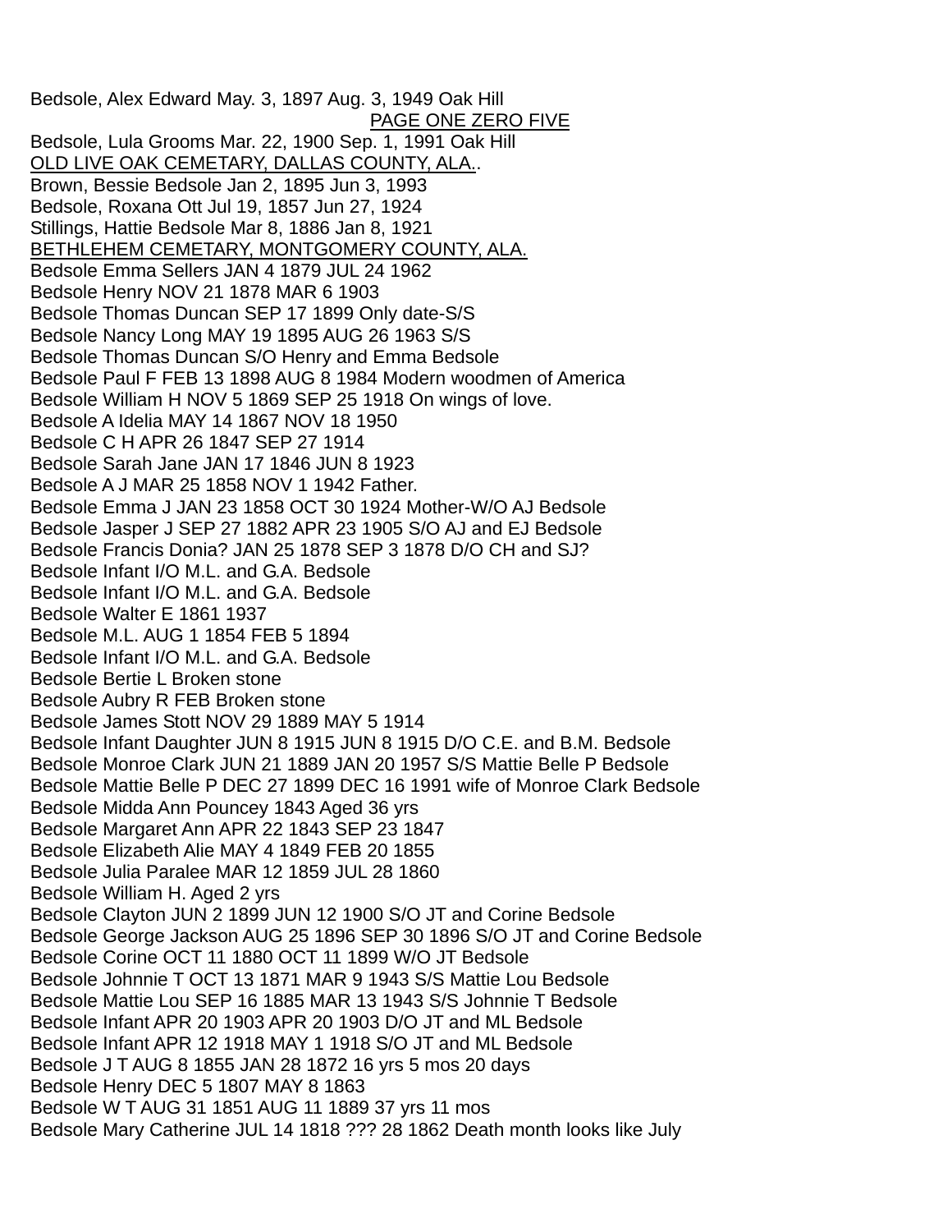Bedsole, Alex Edward May. 3, 1897 Aug. 3, 1949 Oak Hill

Bedsole, Lula Grooms Mar. 22, 1900 Sep. 1, 1991 Oak Hill

## OLD LIVE OAK CEMETARY, DALLAS COUNTY, ALA..

Brown, Bessie Bedsole Jan 2, 1895 Jun 3, 1993
Bedsole, Roxana Ott Jul 19, 1857 Jun 27, 1924
Stillings, Hattie Bedsole Mar 8, 1886 Jan 8, 1921

## BETHLEHEM CEMETARY, MONTGOMERY COUNTY, ALA.

Bedsole Emma Sellers JAN 4 1879 JUL 24 1962
Bedsole Henry NOV 21 1878 MAR 6 1903
Bedsole Thomas Duncan SEP 17 1899 Only date-S/S
Bedsole Nancy Long MAY 19 1895 AUG 26 1963 S/S
Bedsole Thomas Duncan S/O Henry and Emma Bedsole
Bedsole Paul F FEB 13 1898 AUG 8 1984 Modern woodmen of America
Bedsole William H NOV 5 1869 SEP 25 1918 On wings of love.
Bedsole A Idelia MAY 14 1867 NOV 18 1950
Bedsole C H APR 26 1847 SEP 27 1914
Bedsole Sarah Jane JAN 17 1846 JUN 8 1923
Bedsole A J MAR 25 1858 NOV 1 1942 Father.
Bedsole Emma J JAN 23 1858 OCT 30 1924 Mother-W/O AJ Bedsole
Bedsole Jasper J SEP 27 1882 APR 23 1905 S/O AJ and EJ Bedsole
Bedsole Francis Donia? JAN 25 1878 SEP 3 1878 D/O CH and SJ?
Bedsole Infant I/O M.L. and G.A. Bedsole
Bedsole Infant I/O M.L. and G.A. Bedsole
Bedsole Walter E 1861 1937
Bedsole M.L. AUG 1 1854 FEB 5 1894
Bedsole Infant I/O M.L. and G.A. Bedsole
Bedsole Bertie L Broken stone
Bedsole Aubry R FEB Broken stone
Bedsole James Stott NOV 29 1889 MAY 5 1914
Bedsole Infant Daughter JUN 8 1915 JUN 8 1915 D/O C.E. and B.M. Bedsole
Bedsole Monroe Clark JUN 21 1889 JAN 20 1957 S/S Mattie Belle P Bedsole
Bedsole Mattie Belle P DEC 27 1899 DEC 16 1991 wife of Monroe Clark Bedsole
Bedsole Midda Ann Pouncey 1843 Aged 36 yrs
Bedsole Margaret Ann APR 22 1843 SEP 23 1847
Bedsole Elizabeth Alie MAY 4 1849 FEB 20 1855
Bedsole Julia Paralee MAR 12 1859 JUL 28 1860
Bedsole William H. Aged 2 yrs
Bedsole Clayton JUN 2 1899 JUN 12 1900 S/O JT and Corine Bedsole
Bedsole George Jackson AUG 25 1896 SEP 30 1896 S/O JT and Corine Bedsole
Bedsole Corine OCT 11 1880 OCT 11 1899 W/O JT Bedsole
Bedsole Johnnie T OCT 13 1871 MAR 9 1943 S/S Mattie Lou Bedsole
Bedsole Mattie Lou SEP 16 1885 MAR 13 1943 S/S Johnnie T Bedsole
Bedsole Infant APR 20 1903 APR 20 1903 D/O JT and ML Bedsole
Bedsole Infant APR 12 1918 MAY 1 1918 S/O JT and ML Bedsole
Bedsole J T AUG 8 1855 JAN 28 1872 16 yrs 5 mos 20 days
Bedsole Henry DEC 5 1807 MAY 8 1863
Bedsole W T AUG 31 1851 AUG 11 1889 37 yrs 11 mos
Bedsole Mary Catherine JUL 14 1818 ??? 28 1862 Death month looks like July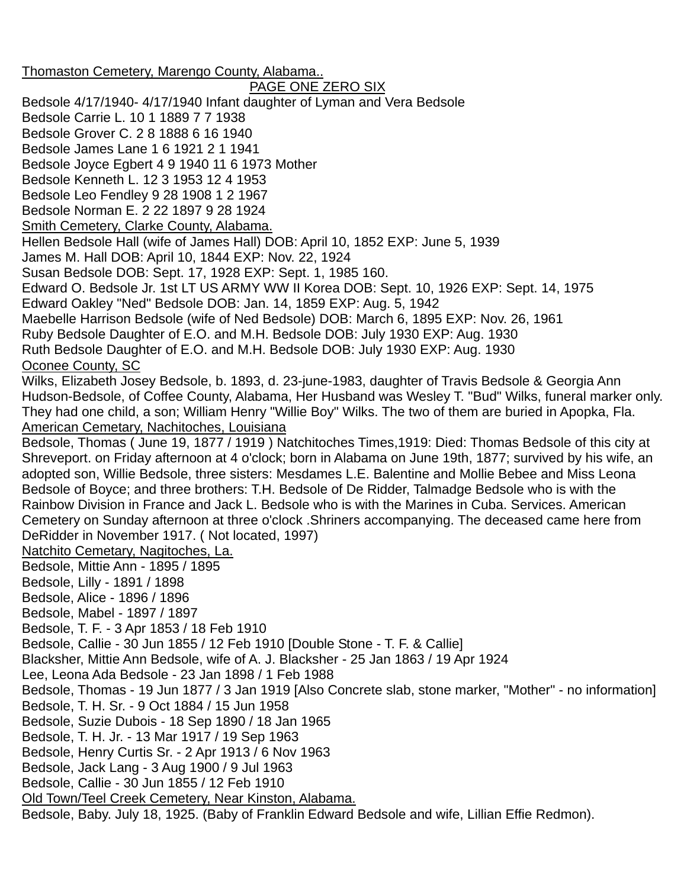Thomaston Cemetery, Marengo County, Alabama..

PAGE ONE ZERO SIX

Bedsole 4/17/1940- 4/17/1940 Infant daughter of Lyman and Vera Bedsole
Bedsole Carrie L. 10 1 1889 7 7 1938
Bedsole Grover C. 2 8 1888 6 16 1940
Bedsole James Lane 1 6 1921 2 1 1941
Bedsole Joyce Egbert 4 9 1940 11 6 1973 Mother
Bedsole Kenneth L. 12 3 1953 12 4 1953
Bedsole Leo Fendley 9 28 1908 1 2 1967
Bedsole Norman E. 2 22 1897 9 28 1924

Smith Cemetery, Clarke County, Alabama.

Hellen Bedsole Hall (wife of James Hall) DOB: April 10, 1852 EXP: June 5, 1939
James M. Hall DOB: April 10, 1844 EXP: Nov. 22, 1924
Susan Bedsole DOB: Sept. 17, 1928 EXP: Sept. 1, 1985 160.
Edward O. Bedsole Jr. 1st LT US ARMY WW II Korea DOB: Sept. 10, 1926 EXP: Sept. 14, 1975
Edward Oakley "Ned" Bedsole DOB: Jan. 14, 1859 EXP: Aug. 5, 1942
Maebelle Harrison Bedsole (wife of Ned Bedsole) DOB: March 6, 1895 EXP: Nov. 26, 1961
Ruby Bedsole Daughter of E.O. and M.H. Bedsole DOB: July 1930 EXP: Aug. 1930
Ruth Bedsole Daughter of E.O. and M.H. Bedsole DOB: July 1930 EXP: Aug. 1930

Oconee County, SC

Wilks, Elizabeth Josey Bedsole, b. 1893, d. 23-june-1983, daughter of Travis Bedsole & Georgia Ann Hudson-Bedsole, of Coffee County, Alabama, Her Husband was Wesley T. "Bud" Wilks, funeral marker only. They had one child, a son; William Henry "Willie Boy" Wilks. The two of them are buried in Apopka, Fla.

American Cemetary, Nachitoches, Louisiana

Bedsole, Thomas ( June 19, 1877 / 1919 ) Natchitoches Times,1919: Died: Thomas Bedsole of this city at Shreveport. on Friday afternoon at 4 o'clock; born in Alabama on June 19th, 1877; survived by his wife, an adopted son, Willie Bedsole, three sisters: Mesdames L.E. Balentine and Mollie Bebee and Miss Leona Bedsole of Boyce; and three brothers: T.H. Bedsole of De Ridder, Talmadge Bedsole who is with the Rainbow Division in France and Jack L. Bedsole who is with the Marines in Cuba. Services. American Cemetery on Sunday afternoon at three o'clock .Shriners accompanying. The deceased came here from DeRidder in November 1917. ( Not located, 1997)

Natchito Cemetary, Nagitoches, La.

Bedsole, Mittie Ann - 1895 / 1895
Bedsole, Lilly - 1891 / 1898
Bedsole, Alice - 1896 / 1896
Bedsole, Mabel - 1897 / 1897
Bedsole, T. F. - 3 Apr 1853 / 18 Feb 1910
Bedsole, Callie - 30 Jun 1855 / 12 Feb 1910 [Double Stone - T. F. & Callie]
Blacksher, Mittie Ann Bedsole, wife of A. J. Blacksher - 25 Jan 1863 / 19 Apr 1924
Lee, Leona Ada Bedsole - 23 Jan 1898 / 1 Feb 1988
Bedsole, Thomas - 19 Jun 1877 / 3 Jan 1919 [Also Concrete slab, stone marker, "Mother" - no information]
Bedsole, T. H. Sr. - 9 Oct 1884 / 15 Jun 1958
Bedsole, Suzie Dubois - 18 Sep 1890 / 18 Jan 1965
Bedsole, T. H. Jr. - 13 Mar 1917 / 19 Sep 1963
Bedsole, Henry Curtis Sr. - 2 Apr 1913 / 6 Nov 1963
Bedsole, Jack Lang - 3 Aug 1900 / 9 Jul 1963
Bedsole, Callie - 30 Jun 1855 / 12 Feb 1910

Old Town/Teel Creek Cemetery, Near Kinston, Alabama.

Bedsole, Baby. July 18, 1925. (Baby of Franklin Edward Bedsole and wife, Lillian Effie Redmon).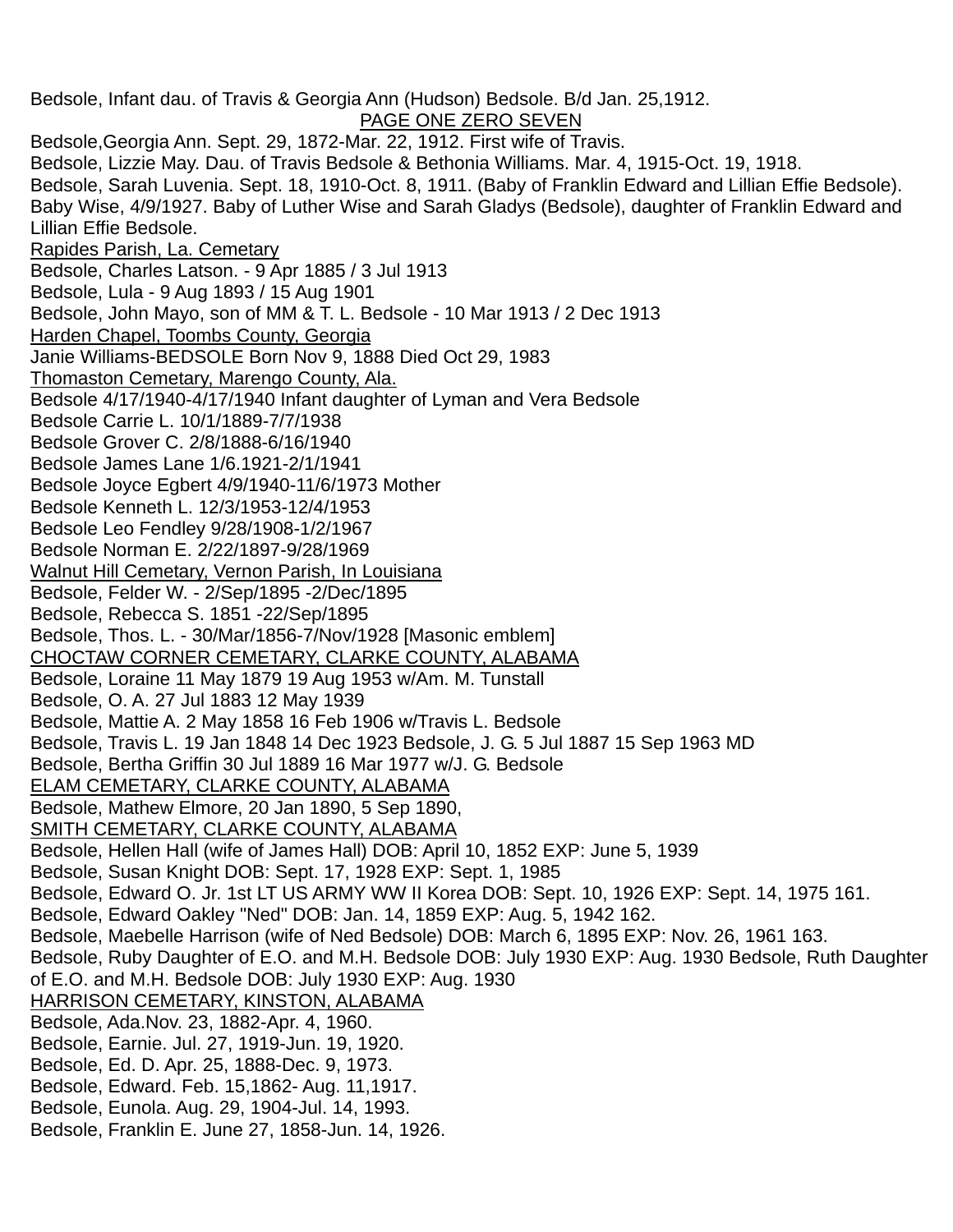Bedsole, Infant dau. of Travis & Georgia Ann (Hudson) Bedsole. B/d Jan. 25,1912.

PAGE ONE ZERO SEVEN

Bedsole,Georgia Ann. Sept. 29, 1872-Mar. 22, 1912. First wife of Travis.
Bedsole, Lizzie May. Dau. of Travis Bedsole & Bethonia Williams. Mar. 4, 1915-Oct. 19, 1918.
Bedsole, Sarah Luvenia. Sept. 18, 1910-Oct. 8, 1911. (Baby of Franklin Edward and Lillian Effie Bedsole).
Baby Wise, 4/9/1927. Baby of Luther Wise and Sarah Gladys (Bedsole), daughter of Franklin Edward and Lillian Effie Bedsole.

Rapides Parish, La. Cemetary

Bedsole, Charles Latson. - 9 Apr 1885 / 3 Jul 1913
Bedsole, Lula - 9 Aug 1893 / 15 Aug 1901
Bedsole, John Mayo, son of MM & T. L. Bedsole - 10 Mar 1913 / 2 Dec 1913

Harden Chapel, Toombs County, Georgia

Janie Williams-BEDSOLE Born Nov 9, 1888 Died Oct 29, 1983

Thomaston Cemetary, Marengo County, Ala.

Bedsole 4/17/1940-4/17/1940 Infant daughter of Lyman and Vera Bedsole
Bedsole Carrie L. 10/1/1889-7/7/1938
Bedsole Grover C. 2/8/1888-6/16/1940
Bedsole James Lane 1/6.1921-2/1/1941
Bedsole Joyce Egbert 4/9/1940-11/6/1973 Mother
Bedsole Kenneth L. 12/3/1953-12/4/1953
Bedsole Leo Fendley 9/28/1908-1/2/1967
Bedsole Norman E. 2/22/1897-9/28/1969

Walnut Hill Cemetary, Vernon Parish, In Louisiana

Bedsole, Felder W. - 2/Sep/1895 -2/Dec/1895
Bedsole, Rebecca S. 1851 -22/Sep/1895
Bedsole, Thos. L. - 30/Mar/1856-7/Nov/1928 [Masonic emblem]

CHOCTAW CORNER CEMETARY, CLARKE COUNTY, ALABAMA

Bedsole, Loraine 11 May 1879 19 Aug 1953 w/Am. M. Tunstall
Bedsole, O. A. 27 Jul 1883 12 May 1939
Bedsole, Mattie A. 2 May 1858 16 Feb 1906 w/Travis L. Bedsole
Bedsole, Travis L. 19 Jan 1848 14 Dec 1923 Bedsole, J. G. 5 Jul 1887 15 Sep 1963 MD
Bedsole, Bertha Griffin 30 Jul 1889 16 Mar 1977 w/J. G. Bedsole

ELAM CEMETARY, CLARKE COUNTY, ALABAMA

Bedsole, Mathew Elmore, 20 Jan 1890, 5 Sep 1890,

SMITH CEMETARY, CLARKE COUNTY, ALABAMA

Bedsole, Hellen Hall (wife of James Hall) DOB: April 10, 1852 EXP: June 5, 1939
Bedsole, Susan Knight DOB: Sept. 17, 1928 EXP: Sept. 1, 1985
Bedsole, Edward O. Jr. 1st LT US ARMY WW II Korea DOB: Sept. 10, 1926 EXP: Sept. 14, 1975 161.
Bedsole, Edward Oakley "Ned" DOB: Jan. 14, 1859 EXP: Aug. 5, 1942 162.
Bedsole, Maebelle Harrison (wife of Ned Bedsole) DOB: March 6, 1895 EXP: Nov. 26, 1961 163.
Bedsole, Ruby Daughter of E.O. and M.H. Bedsole DOB: July 1930 EXP: Aug. 1930 Bedsole, Ruth Daughter of E.O. and M.H. Bedsole DOB: July 1930 EXP: Aug. 1930

HARRISON CEMETARY, KINSTON, ALABAMA

Bedsole, Ada.Nov. 23, 1882-Apr. 4, 1960.
Bedsole, Earnie. Jul. 27, 1919-Jun. 19, 1920.
Bedsole, Ed. D. Apr. 25, 1888-Dec. 9, 1973.
Bedsole, Edward. Feb. 15,1862- Aug. 11,1917.
Bedsole, Eunola. Aug. 29, 1904-Jul. 14, 1993.
Bedsole, Franklin E. June 27, 1858-Jun. 14, 1926.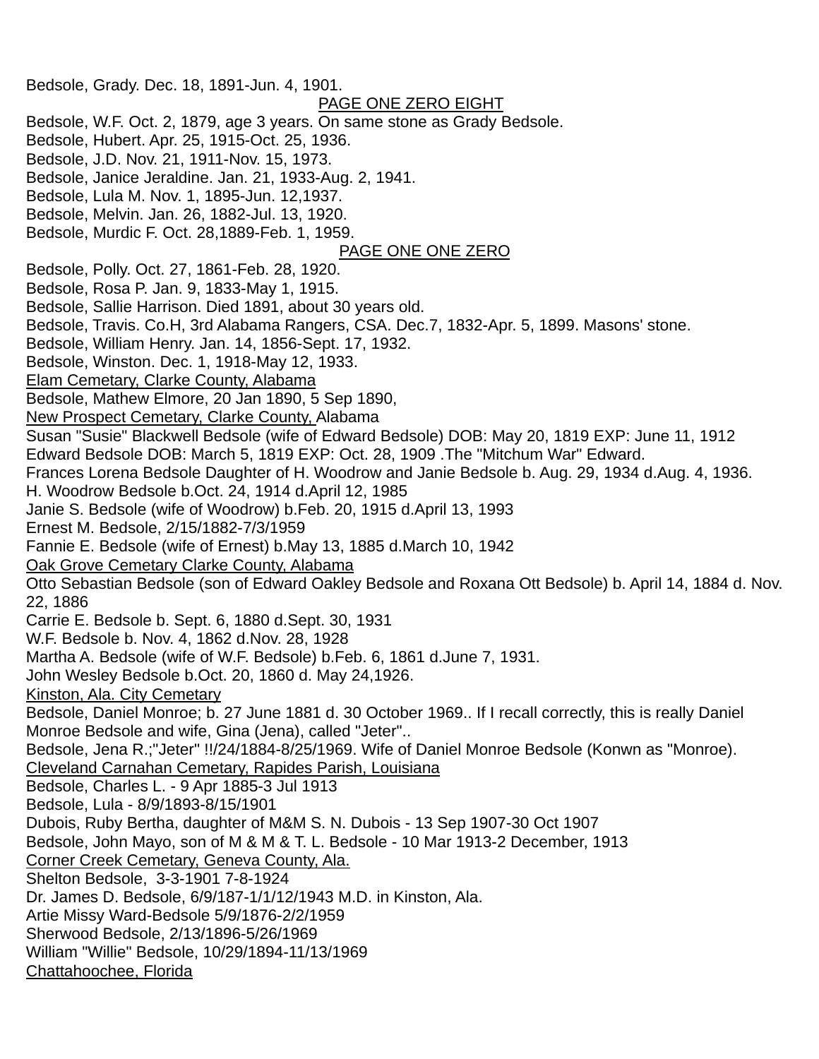Bedsole, Grady. Dec. 18, 1891-Jun. 4, 1901.

PAGE ONE ZERO EIGHT

Bedsole, W.F. Oct. 2, 1879, age 3 years. On same stone as Grady Bedsole.
Bedsole, Hubert. Apr. 25, 1915-Oct. 25, 1936.
Bedsole, J.D. Nov. 21, 1911-Nov. 15, 1973.
Bedsole, Janice Jeraldine. Jan. 21, 1933-Aug. 2, 1941.
Bedsole, Lula M. Nov. 1, 1895-Jun. 12,1937.
Bedsole, Melvin. Jan. 26, 1882-Jul. 13, 1920.
Bedsole, Murdic F. Oct. 28,1889-Feb. 1, 1959.

PAGE ONE ONE ZERO

Bedsole, Polly. Oct. 27, 1861-Feb. 28, 1920.
Bedsole, Rosa P. Jan. 9, 1833-May 1, 1915.
Bedsole, Sallie Harrison. Died 1891, about 30 years old.
Bedsole, Travis. Co.H, 3rd Alabama Rangers, CSA. Dec.7, 1832-Apr. 5, 1899. Masons' stone.
Bedsole, William Henry. Jan. 14, 1856-Sept. 17, 1932.
Bedsole, Winston. Dec. 1, 1918-May 12, 1933.

Elam Cemetary, Clarke County, Alabama

Bedsole, Mathew Elmore, 20 Jan 1890, 5 Sep 1890,

New Prospect Cemetary, Clarke County, Alabama

Susan "Susie" Blackwell Bedsole (wife of Edward Bedsole) DOB: May 20, 1819 EXP: June 11, 1912
Edward Bedsole DOB: March 5, 1819 EXP: Oct. 28, 1909 .The "Mitchum War" Edward.
Frances Lorena Bedsole Daughter of H. Woodrow and Janie Bedsole b. Aug. 29, 1934 d.Aug. 4, 1936.
H. Woodrow Bedsole b.Oct. 24, 1914 d.April 12, 1985
Janie S. Bedsole (wife of Woodrow) b.Feb. 20, 1915 d.April 13, 1993
Ernest M. Bedsole, 2/15/1882-7/3/1959
Fannie E. Bedsole (wife of Ernest) b.May 13, 1885 d.March 10, 1942

Oak Grove Cemetary Clarke County, Alabama

Otto Sebastian Bedsole (son of Edward Oakley Bedsole and Roxana Ott Bedsole) b. April 14, 1884 d. Nov. 22, 1886
Carrie E. Bedsole b. Sept. 6, 1880 d.Sept. 30, 1931
W.F. Bedsole b. Nov. 4, 1862 d.Nov. 28, 1928
Martha A. Bedsole (wife of W.F. Bedsole) b.Feb. 6, 1861 d.June 7, 1931.
John Wesley Bedsole b.Oct. 20, 1860 d. May 24,1926.

Kinston, Ala. City Cemetary

Bedsole, Daniel Monroe; b. 27 June 1881 d. 30 October 1969.. If I recall correctly, this is really Daniel Monroe Bedsole and wife, Gina (Jena), called "Jeter"..
Bedsole, Jena R.;"Jeter" !!/24/1884-8/25/1969. Wife of Daniel Monroe Bedsole (Konwn as "Monroe).

Cleveland Carnahan Cemetary, Rapides Parish, Louisiana

Bedsole, Charles L. - 9 Apr 1885-3 Jul 1913
Bedsole, Lula - 8/9/1893-8/15/1901
Dubois, Ruby Bertha, daughter of M&M S. N. Dubois - 13 Sep 1907-30 Oct 1907
Bedsole, John Mayo, son of M & M & T. L. Bedsole - 10 Mar 1913-2 December, 1913

Corner Creek Cemetary, Geneva County, Ala.

Shelton Bedsole, 3-3-1901 7-8-1924
Dr. James D. Bedsole, 6/9/187-1/1/12/1943 M.D. in Kinston, Ala.
Artie Missy Ward-Bedsole 5/9/1876-2/2/1959
Sherwood Bedsole, 2/13/1896-5/26/1969
William "Willie" Bedsole, 10/29/1894-11/13/1969

Chattahoochee, Florida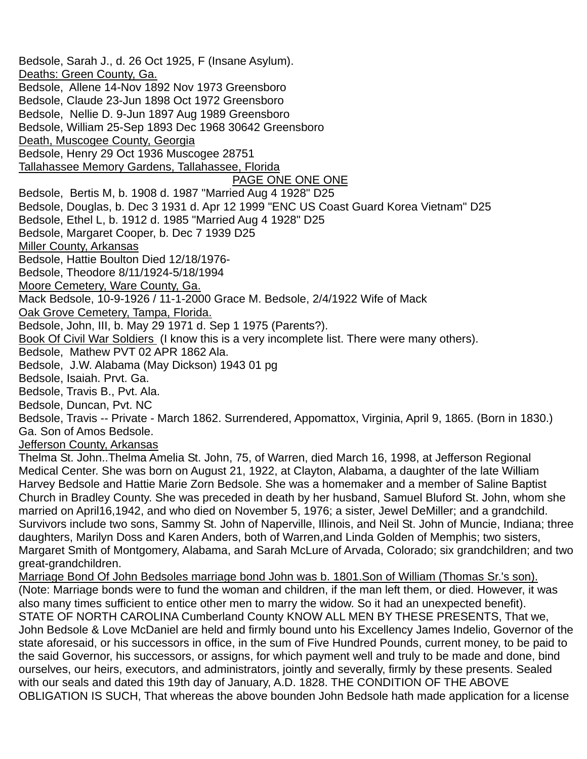Bedsole, Sarah J., d. 26 Oct 1925, F (Insane Asylum).

<u>Deaths: Green County, Ga.</u>

Bedsole, Allene 14-Nov 1892 Nov 1973 Greensboro
Bedsole, Claude 23-Jun 1898 Oct 1972 Greensboro
Bedsole, Nellie D. 9-Jun 1897 Aug 1989 Greensboro
Bedsole, William 25-Sep 1893 Dec 1968 30642 Greensboro

<u>Death, Muscogee County, Georgia</u>

Bedsole, Henry 29 Oct 1936 Muscogee 28751

<u>Tallahassee Memory Gardens, Tallahassee, Florida</u>

<u>PAGE ONE ONE ONE</u>

Bedsole, Bertis M, b. 1908 d. 1987 "Married Aug 4 1928" D25
Bedsole, Douglas, b. Dec 3 1931 d. Apr 12 1999 "ENC US Coast Guard Korea Vietnam" D25
Bedsole, Ethel L, b. 1912 d. 1985 "Married Aug 4 1928" D25
Bedsole, Margaret Cooper, b. Dec 7 1939 D25

<u>Miller County, Arkansas</u>

Bedsole, Hattie Boulton Died 12/18/1976-
Bedsole, Theodore 8/11/1924-5/18/1994

<u>Moore Cemetery, Ware County, Ga.</u>

Mack Bedsole, 10-9-1926 / 11-1-2000 Grace M. Bedsole, 2/4/1922 Wife of Mack

<u>Oak Grove Cemetery, Tampa, Florida.</u>

Bedsole, John, III, b. May 29 1971 d. Sep 1 1975 (Parents?).

<u>Book Of Civil War Soldiers</u> (I know this is a very incomplete list. There were many others).

Bedsole, Mathew PVT 02 APR 1862 Ala.
Bedsole, J.W. Alabama (May Dickson) 1943 01 pg
Bedsole, Isaiah. Prvt. Ga.
Bedsole, Travis B., Pvt. Ala.
Bedsole, Duncan, Pvt. NC
Bedsole, Travis -- Private - March 1862. Surrendered, Appomattox, Virginia, April 9, 1865. (Born in 1830.) Ga. Son of Amos Bedsole.

<u>Jefferson County, Arkansas</u>

Thelma St. John..Thelma Amelia St. John, 75, of Warren, died March 16, 1998, at Jefferson Regional Medical Center. She was born on August 21, 1922, at Clayton, Alabama, a daughter of the late William Harvey Bedsole and Hattie Marie Zorn Bedsole. She was a homemaker and a member of Saline Baptist Church in Bradley County. She was preceded in death by her husband, Samuel Bluford St. John, whom she married on April16,1942, and who died on November 5, 1976; a sister, Jewel DeMiller; and a grandchild. Survivors include two sons, Sammy St. John of Naperville, Illinois, and Neil St. John of Muncie, Indiana; three daughters, Marilyn Doss and Karen Anders, both of Warren,and Linda Golden of Memphis; two sisters, Margaret Smith of Montgomery, Alabama, and Sarah McLure of Arvada, Colorado; six grandchildren; and two great-grandchildren.

<u>Marriage Bond Of John Bedsoles marriage bond John was b. 1801.Son of William (Thomas Sr.'s son).</u>

(Note: Marriage bonds were to fund the woman and children, if the man left them, or died. However, it was also many times sufficient to entice other men to marry the widow. So it had an unexpected benefit).

STATE OF NORTH CAROLINA Cumberland County KNOW ALL MEN BY THESE PRESENTS, That we, John Bedsole & Love McDaniel are held and firmly bound unto his Excellency James Indelio, Governor of the state aforesaid, or his successors in office, in the sum of Five Hundred Pounds, current money, to be paid to the said Governor, his successors, or assigns, for which payment well and truly to be made and done, bind ourselves, our heirs, executors, and administrators, jointly and severally, firmly by these presents. Sealed with our seals and dated this 19th day of January, A.D. 1828. THE CONDITION OF THE ABOVE OBLIGATION IS SUCH, That whereas the above bounden John Bedsole hath made application for a license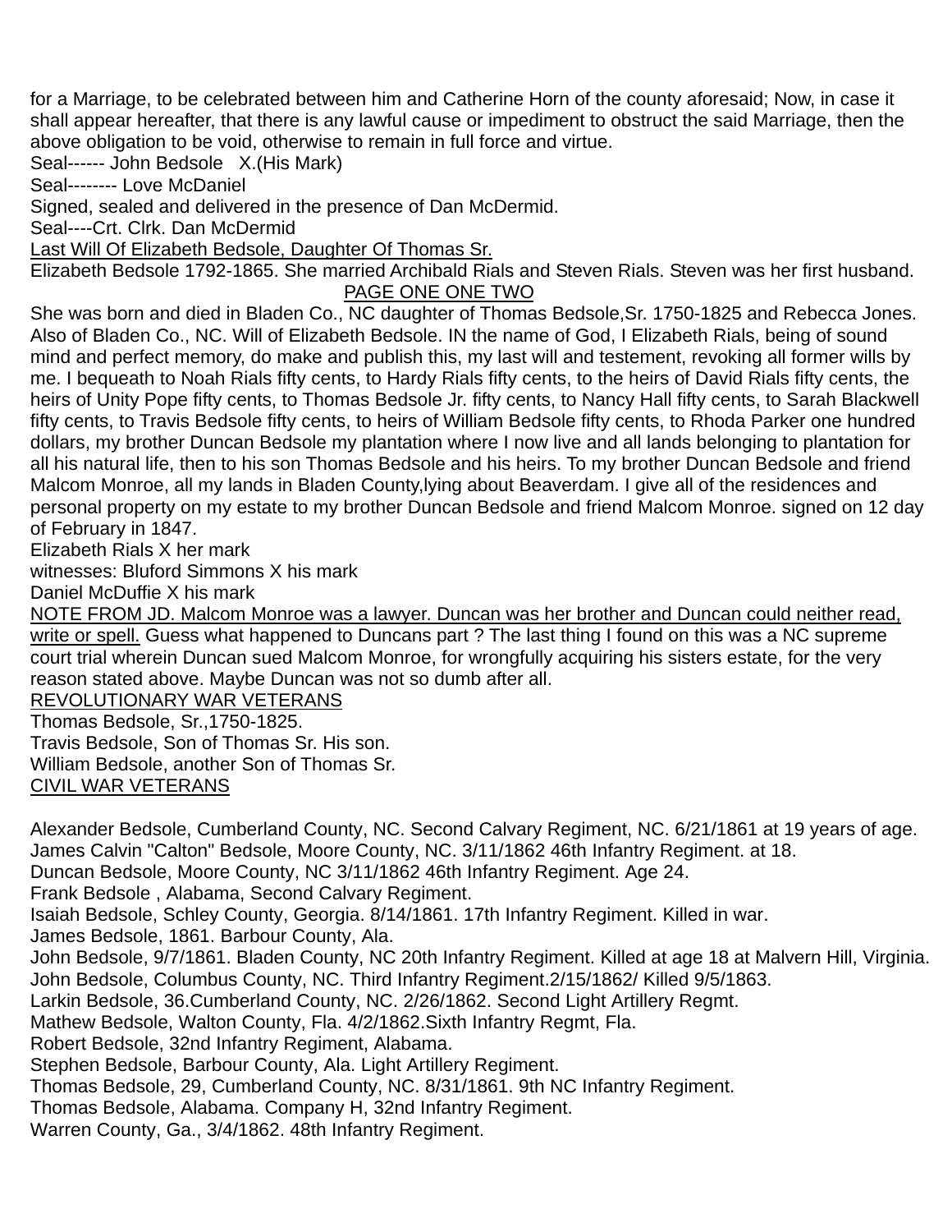for a Marriage, to be celebrated between him and Catherine Horn of the county aforesaid; Now, in case it shall appear hereafter, that there is any lawful cause or impediment to obstruct the said Marriage, then the above obligation to be void, otherwise to remain in full force and virtue.

Seal------ John Bedsole X.(His Mark)

Seal-------- Love McDaniel

Signed, sealed and delivered in the presence of Dan McDermid.

Seal----Crt. Clrk. Dan McDermid

<u>Last Will Of Elizabeth Bedsole, Daughter Of Thomas Sr.</u>

Elizabeth Bedsole 1792-1865. She married Archibald Rials and Steven Rials. Steven was her first husband.

<u>PAGE ONE ONE TWO</u>

She was born and died in Bladen Co., NC daughter of Thomas Bedsole,Sr. 1750-1825 and Rebecca Jones. Also of Bladen Co., NC. Will of Elizabeth Bedsole. IN the name of God, I Elizabeth Rials, being of sound mind and perfect memory, do make and publish this, my last will and testement, revoking all former wills by me. I bequeath to Noah Rials fifty cents, to Hardy Rials fifty cents, to the heirs of David Rials fifty cents, the heirs of Unity Pope fifty cents, to Thomas Bedsole Jr. fifty cents, to Nancy Hall fifty cents, to Sarah Blackwell fifty cents, to Travis Bedsole fifty cents, to heirs of William Bedsole fifty cents, to Rhoda Parker one hundred dollars, my brother Duncan Bedsole my plantation where I now live and all lands belonging to plantation for all his natural life, then to his son Thomas Bedsole and his heirs. To my brother Duncan Bedsole and friend Malcom Monroe, all my lands in Bladen County,lying about Beaverdam. I give all of the residences and personal property on my estate to my brother Duncan Bedsole and friend Malcom Monroe. signed on 12 day of February in 1847.

Elizabeth Rials X her mark

witnesses: Bluford Simmons X his mark

Daniel McDuffie X his mark

<u>NOTE FROM JD. Malcom Monroe was a lawyer. Duncan was her brother and Duncan could neither read, write or spell.</u> Guess what happened to Duncans part ? The last thing I found on this was a NC supreme court trial wherein Duncan sued Malcom Monroe, for wrongfully acquiring his sisters estate, for the very reason stated above. Maybe Duncan was not so dumb after all.

<u>REVOLUTIONARY WAR VETERANS</u>

Thomas Bedsole, Sr.,1750-1825.

Travis Bedsole, Son of Thomas Sr. His son.

William Bedsole, another Son of Thomas Sr.

<u>CIVIL WAR VETERANS</u>

Alexander Bedsole, Cumberland County, NC. Second Calvary Regiment, NC. 6/21/1861 at 19 years of age.

James Calvin "Calton" Bedsole, Moore County, NC. 3/11/1862 46th Infantry Regiment. at 18.

Duncan Bedsole, Moore County, NC 3/11/1862 46th Infantry Regiment. Age 24.

Frank Bedsole , Alabama, Second Calvary Regiment.

Isaiah Bedsole, Schley County, Georgia. 8/14/1861. 17th Infantry Regiment. Killed in war.

James Bedsole, 1861. Barbour County, Ala.

John Bedsole, 9/7/1861. Bladen County, NC 20th Infantry Regiment. Killed at age 18 at Malvern Hill, Virginia.

John Bedsole, Columbus County, NC. Third Infantry Regiment.2/15/1862/ Killed 9/5/1863.

Larkin Bedsole, 36.Cumberland County, NC. 2/26/1862. Second Light Artillery Regmt.

Mathew Bedsole, Walton County, Fla. 4/2/1862.Sixth Infantry Regmt, Fla.

Robert Bedsole, 32nd Infantry Regiment, Alabama.

Stephen Bedsole, Barbour County, Ala. Light Artillery Regiment.

Thomas Bedsole, 29, Cumberland County, NC. 8/31/1861. 9th NC Infantry Regiment.

Thomas Bedsole, Alabama. Company H, 32nd Infantry Regiment.

Warren County, Ga., 3/4/1862. 48th Infantry Regiment.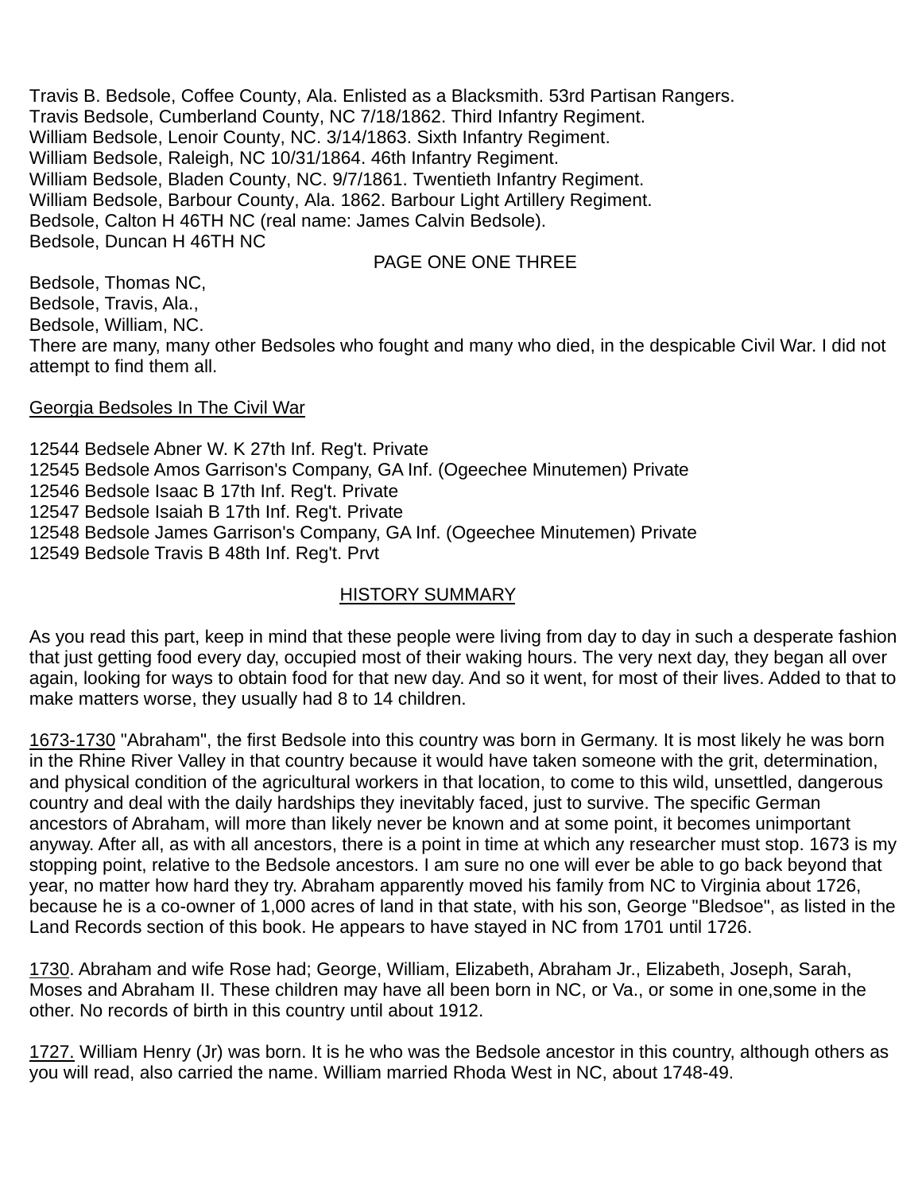Travis B. Bedsole, Coffee County, Ala. Enlisted as a Blacksmith. 53rd Partisan Rangers.
Travis Bedsole, Cumberland County, NC 7/18/1862. Third Infantry Regiment.
William Bedsole, Lenoir County, NC. 3/14/1863. Sixth Infantry Regiment.
William Bedsole, Raleigh, NC 10/31/1864. 46th Infantry Regiment.
William Bedsole, Bladen County, NC. 9/7/1861. Twentieth Infantry Regiment.
William Bedsole, Barbour County, Ala. 1862. Barbour Light Artillery Regiment.
Bedsole, Calton H 46TH NC (real name: James Calvin Bedsole).
Bedsole, Duncan H 46TH NC

PAGE ONE ONE THREE

Bedsole, Thomas NC,
Bedsole, Travis, Ala.,
Bedsole, William, NC.
There are many, many other Bedsoles who fought and many who died, in the despicable Civil War. I did not attempt to find them all.

Georgia Bedsoles In The Civil War

12544 Bedsele Abner W. K 27th Inf. Reg't. Private
12545 Bedsole Amos Garrison's Company, GA Inf. (Ogeechee Minutemen) Private
12546 Bedsole Isaac B 17th Inf. Reg't. Private
12547 Bedsole Isaiah B 17th Inf. Reg't. Private
12548 Bedsole James Garrison's Company, GA Inf. (Ogeechee Minutemen) Private
12549 Bedsole Travis B 48th Inf. Reg't. Prvt

## HISTORY SUMMARY

As you read this part, keep in mind that these people were living from day to day in such a desperate fashion that just getting food every day, occupied most of their waking hours. The very next day, they began all over again, looking for ways to obtain food for that new day. And so it went, for most of their lives. Added to that to make matters worse, they usually had 8 to 14 children.

1673-1730 "Abraham", the first Bedsole into this country was born in Germany. It is most likely he was born in the Rhine River Valley in that country because it would have taken someone with the grit, determination, and physical condition of the agricultural workers in that location, to come to this wild, unsettled, dangerous country and deal with the daily hardships they inevitably faced, just to survive. The specific German ancestors of Abraham, will more than likely never be known and at some point, it becomes unimportant anyway. After all, as with all ancestors, there is a point in time at which any researcher must stop. 1673 is my stopping point, relative to the Bedsole ancestors. I am sure no one will ever be able to go back beyond that year, no matter how hard they try. Abraham apparently moved his family from NC to Virginia about 1726, because he is a co-owner of 1,000 acres of land in that state, with his son, George "Bledsoe", as listed in the Land Records section of this book. He appears to have stayed in NC from 1701 until 1726.

1730. Abraham and wife Rose had; George, William, Elizabeth, Abraham Jr., Elizabeth, Joseph, Sarah, Moses and Abraham II. These children may have all been born in NC, or Va., or some in one,some in the other. No records of birth in this country until about 1912.

1727. William Henry (Jr) was born. It is he who was the Bedsole ancestor in this country, although others as you will read, also carried the name. William married Rhoda West in NC, about 1748-49.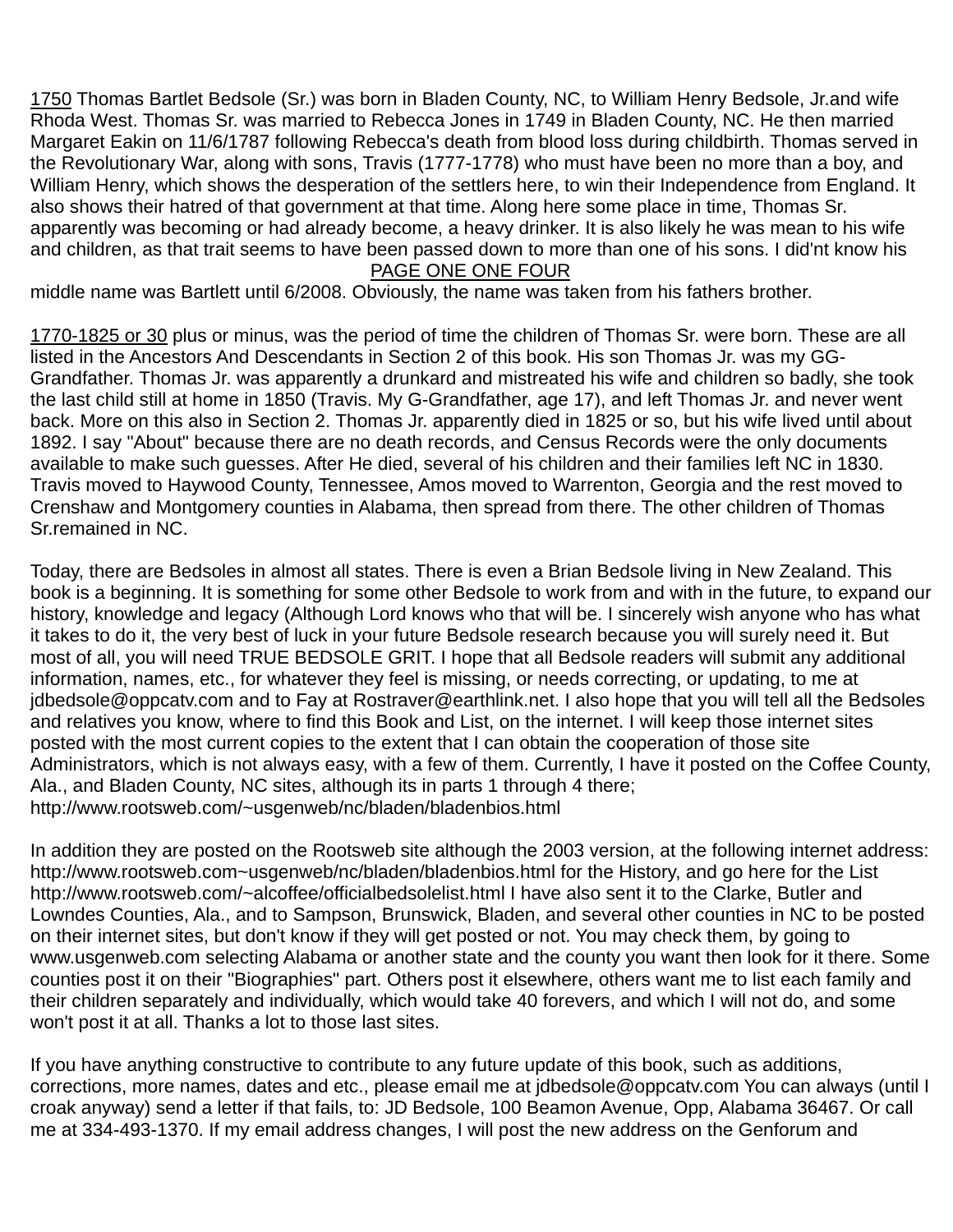1750 Thomas Bartlet Bedsole (Sr.) was born in Bladen County, NC, to William Henry Bedsole, Jr.and wife Rhoda West. Thomas Sr. was married to Rebecca Jones in 1749 in Bladen County, NC. He then married Margaret Eakin on 11/6/1787 following Rebecca's death from blood loss during childbirth. Thomas served in the Revolutionary War, along with sons, Travis (1777-1778) who must have been no more than a boy, and William Henry, which shows the desperation of the settlers here, to win their Independence from England. It also shows their hatred of that government at that time. Along here some place in time, Thomas Sr. apparently was becoming or had already become, a heavy drinker. It is also likely he was mean to his wife and children, as that trait seems to have been passed down to more than one of his sons. I did'nt know his middle name was Bartlett until 6/2008. Obviously, the name was taken from his fathers brother.

1770-1825 or 30 plus or minus, was the period of time the children of Thomas Sr. were born. These are all listed in the Ancestors And Descendants in Section 2 of this book. His son Thomas Jr. was my GG-Grandfather. Thomas Jr. was apparently a drunkard and mistreated his wife and children so badly, she took the last child still at home in 1850 (Travis. My G-Grandfather, age 17), and left Thomas Jr. and never went back. More on this also in Section 2. Thomas Jr. apparently died in 1825 or so, but his wife lived until about 1892. I say "About" because there are no death records, and Census Records were the only documents available to make such guesses. After He died, several of his children and their families left NC in 1830. Travis moved to Haywood County, Tennessee, Amos moved to Warrenton, Georgia and the rest moved to Crenshaw and Montgomery counties in Alabama, then spread from there. The other children of Thomas Sr.remained in NC.

Today, there are Bedsoles in almost all states. There is even a Brian Bedsole living in New Zealand. This book is a beginning. It is something for some other Bedsole to work from and with in the future, to expand our history, knowledge and legacy (Although Lord knows who that will be. I sincerely wish anyone who has what it takes to do it, the very best of luck in your future Bedsole research because you will surely need it. But most of all, you will need TRUE BEDSOLE GRIT. I hope that all Bedsole readers will submit any additional information, names, etc., for whatever they feel is missing, or needs correcting, or updating, to me at jdbedsole@oppcatv.com and to Fay at Rostraver@earthlink.net. I also hope that you will tell all the Bedsoles and relatives you know, where to find this Book and List, on the internet. I will keep those internet sites posted with the most current copies to the extent that I can obtain the cooperation of those site Administrators, which is not always easy, with a few of them. Currently, I have it posted on the Coffee County, Ala., and Bladen County, NC sites, although its in parts 1 through 4 there; http://www.rootsweb.com/~usgenweb/nc/bladen/bladenbios.html

In addition they are posted on the Rootsweb site although the 2003 version, at the following internet address: http://www.rootsweb.com~usgenweb/nc/bladen/bladenbios.html for the History, and go here for the List http://www.rootsweb.com/~alcoffee/officialbedsolelist.html I have also sent it to the Clarke, Butler and Lowndes Counties, Ala., and to Sampson, Brunswick, Bladen, and several other counties in NC to be posted on their internet sites, but don't know if they will get posted or not. You may check them, by going to www.usgenweb.com selecting Alabama or another state and the county you want then look for it there. Some counties post it on their "Biographies" part. Others post it elsewhere, others want me to list each family and their children separately and individually, which would take 40 forevers, and which I will not do, and some won't post it at all. Thanks a lot to those last sites.

If you have anything constructive to contribute to any future update of this book, such as additions, corrections, more names, dates and etc., please email me at jdbedsole@oppcatv.com You can always (until I croak anyway) send a letter if that fails, to: JD Bedsole, 100 Beamon Avenue, Opp, Alabama 36467. Or call me at 334-493-1370. If my email address changes, I will post the new address on the Genforum and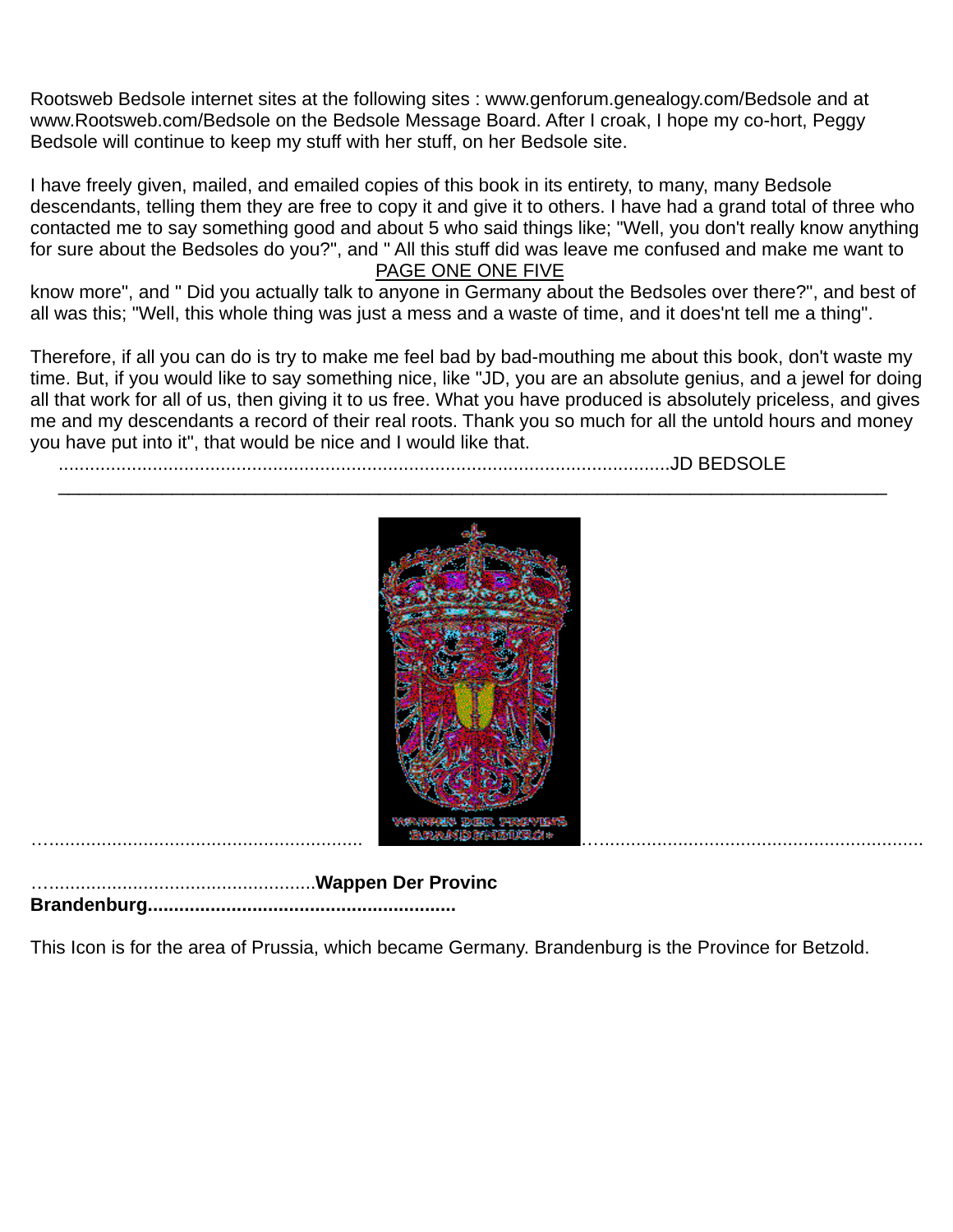Rootsweb Bedsole internet sites at the following sites : www.genforum.genealogy.com/Bedsole and at www.Rootsweb.com/Bedsole on the Bedsole Message Board. After I croak, I hope my co-hort, Peggy Bedsole will continue to keep my stuff with her stuff, on her Bedsole site.

I have freely given, mailed, and emailed copies of this book in its entirety, to many, many Bedsole descendants, telling them they are free to copy it and give it to others. I have had a grand total of three who contacted me to say something good and about 5 who said things like; "Well, you don't really know anything for sure about the Bedsoles do you?", and " All this stuff did was leave me confused and make me want to know more", and " Did you actually talk to anyone in Germany about the Bedsoles over there?", and best of all was this; "Well, this whole thing was just a mess and a waste of time, and it does'nt tell me a thing".

Therefore, if all you can do is try to make me feel bad by bad-mouthing me about this book, don't waste my time. But, if you would like to say something nice, like "JD, you are an absolute genius, and a jewel for doing all that work for all of us, then giving it to us free. What you have produced is absolutely priceless, and gives me and my descendants a record of their real roots. Thank you so much for all the untold hours and money you have put into it", that would be nice and I would like that.

.....................................................................................................................JD BEDSOLE

---

…............................................................ …...............................................................

…...................................................**Wappen Der Provinc Brandenburg..........................................................**

This Icon is for the area of Prussia, which became Germany. Brandenburg is the Province for Betzold.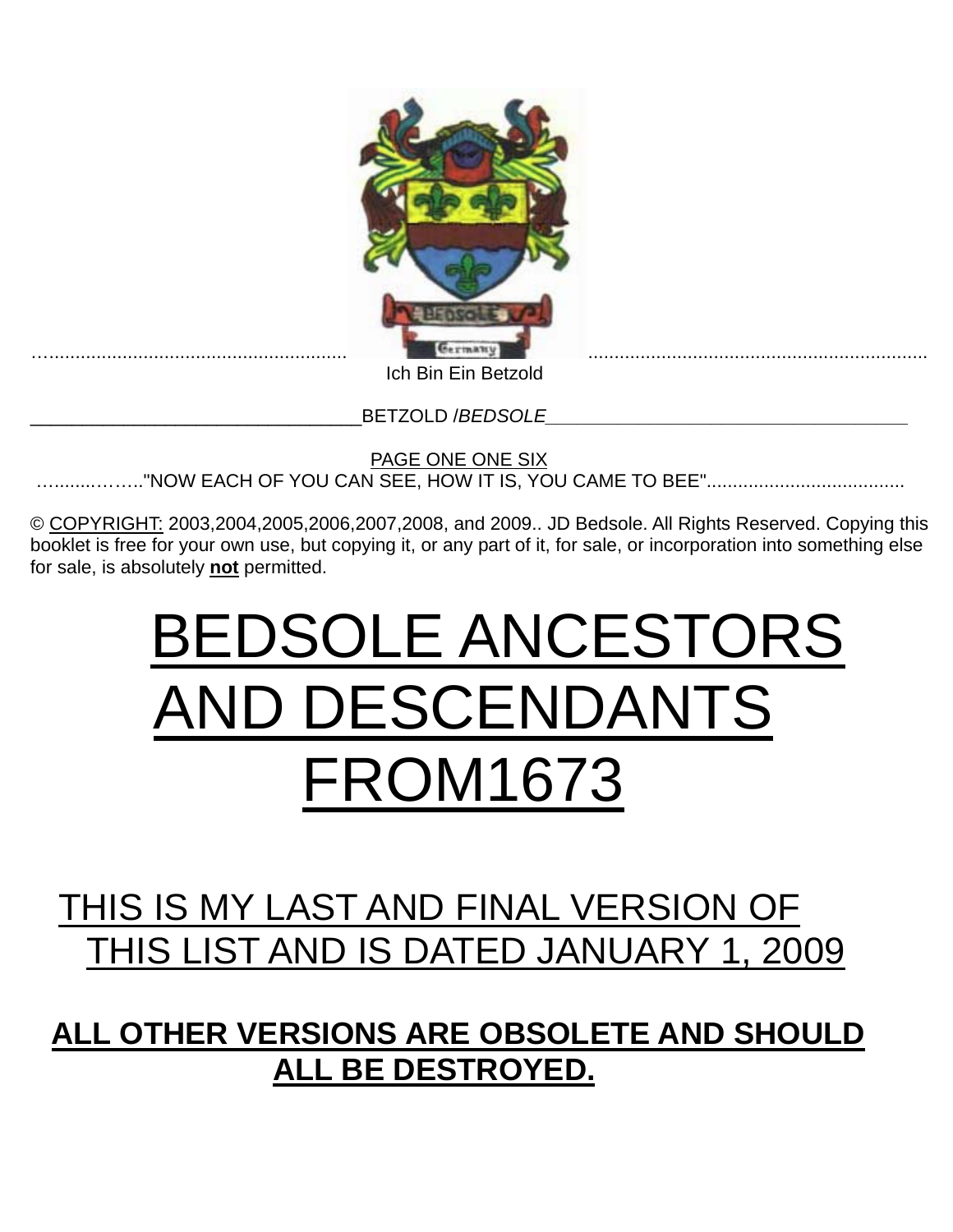...........................................................  ................................................................

Ich Bin Ein Betzold

________________________________BETZOLD /*BEDSOLE*___________________________________

PAGE ONE ONE SIX

………..……."NOW EACH OF YOU CAN SEE, HOW IT IS, YOU CAME TO BEE"......................................

© COPYRIGHT: 2003,2004,2005,2006,2007,2008, and 2009.. JD Bedsole. All Rights Reserved. Copying this booklet is free for your own use, but copying it, or any part of it, for sale, or incorporation into something else for sale, is absolutely **not** permitted.

# BEDSOLE ANCESTORS AND DESCENDANTS FROM1673

## THIS IS MY LAST AND FINAL VERSION OF THIS LIST AND IS DATED JANUARY 1, 2009

**ALL OTHER VERSIONS ARE OBSOLETE AND SHOULD ALL BE DESTROYED.**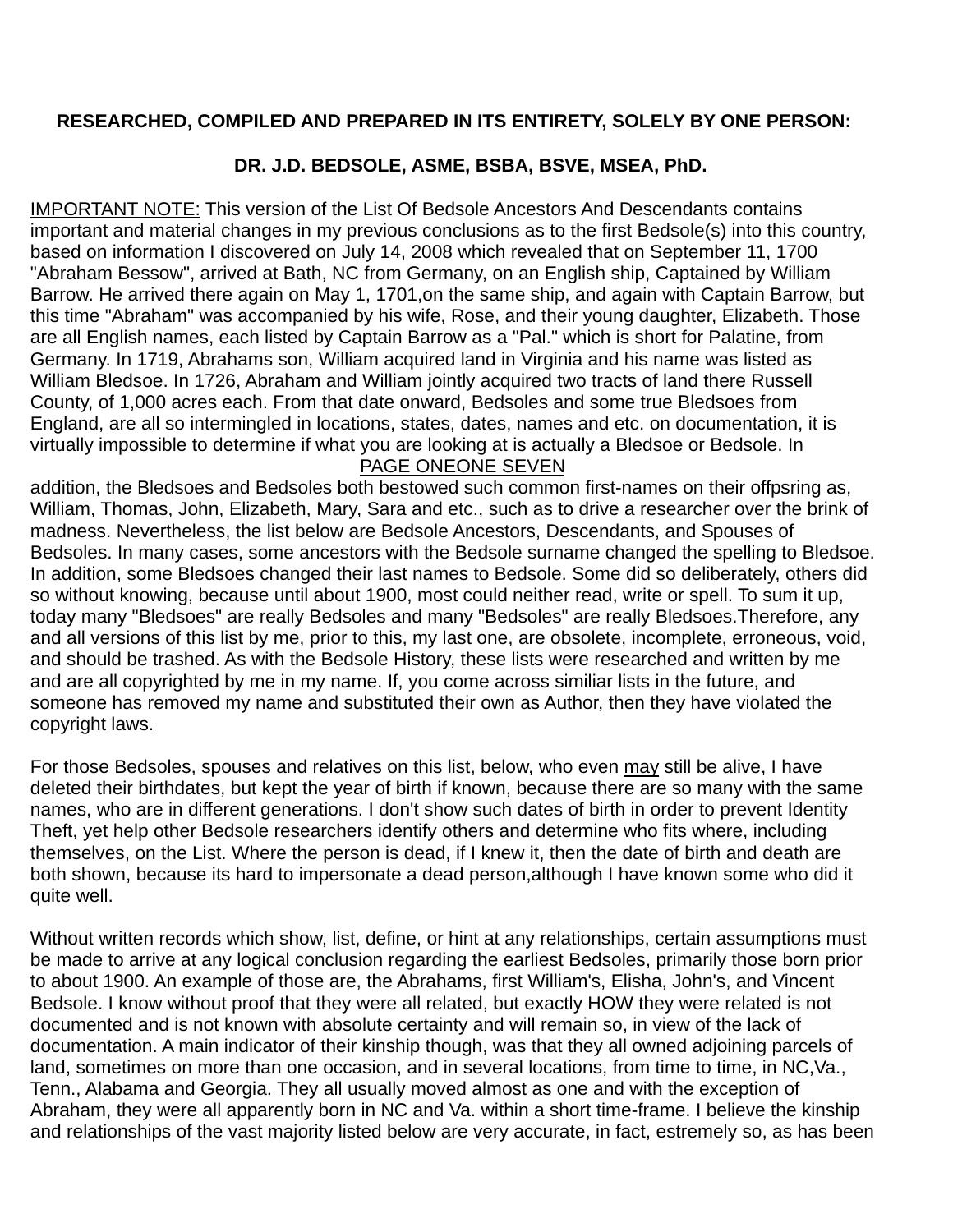**RESEARCHED, COMPILED AND PREPARED IN ITS ENTIRETY, SOLELY BY ONE PERSON:**

**DR. J.D. BEDSOLE, ASME, BSBA, BSVE, MSEA, PhD.**

IMPORTANT NOTE: This version of the List Of Bedsole Ancestors And Descendants contains important and material changes in my previous conclusions as to the first Bedsole(s) into this country, based on information I discovered on July 14, 2008 which revealed that on September 11, 1700 "Abraham Bessow", arrived at Bath, NC from Germany, on an English ship, Captained by William Barrow. He arrived there again on May 1, 1701,on the same ship, and again with Captain Barrow, but this time "Abraham" was accompanied by his wife, Rose, and their young daughter, Elizabeth. Those are all English names, each listed by Captain Barrow as a "Pal." which is short for Palatine, from Germany. In 1719, Abrahams son, William acquired land in Virginia and his name was listed as William Bledsoe. In 1726, Abraham and William jointly acquired two tracts of land there Russell County, of 1,000 acres each. From that date onward, Bedsoles and some true Bledsoes from England, are all so intermingled in locations, states, dates, names and etc. on documentation, it is virtually impossible to determine if what you are looking at is actually a Bledsoe or Bedsole. In addition, the Bledsoes and Bedsoles both bestowed such common first-names on their offpsring as, William, Thomas, John, Elizabeth, Mary, Sara and etc., such as to drive a researcher over the brink of madness. Nevertheless, the list below are Bedsole Ancestors, Descendants, and Spouses of Bedsoles. In many cases, some ancestors with the Bedsole surname changed the spelling to Bledsoe. In addition, some Bledsoes changed their last names to Bedsole. Some did so deliberately, others did so without knowing, because until about 1900, most could neither read, write or spell. To sum it up, today many "Bledsoes" are really Bedsoles and many "Bedsoles" are really Bledsoes.Therefore, any and all versions of this list by me, prior to this, my last one, are obsolete, incomplete, erroneous, void, and should be trashed. As with the Bedsole History, these lists were researched and written by me and are all copyrighted by me in my name. If, you come across similiar lists in the future, and someone has removed my name and substituted their own as Author, then they have violated the copyright laws.

For those Bedsoles, spouses and relatives on this list, below, who even may still be alive, I have deleted their birthdates, but kept the year of birth if known, because there are so many with the same names, who are in different generations. I don't show such dates of birth in order to prevent Identity Theft, yet help other Bedsole researchers identify others and determine who fits where, including themselves, on the List. Where the person is dead, if I knew it, then the date of birth and death are both shown, because its hard to impersonate a dead person,although I have known some who did it quite well.

Without written records which show, list, define, or hint at any relationships, certain assumptions must be made to arrive at any logical conclusion regarding the earliest Bedsoles, primarily those born prior to about 1900. An example of those are, the Abrahams, first William's, Elisha, John's, and Vincent Bedsole. I know without proof that they were all related, but exactly HOW they were related is not documented and is not known with absolute certainty and will remain so, in view of the lack of documentation. A main indicator of their kinship though, was that they all owned adjoining parcels of land, sometimes on more than one occasion, and in several locations, from time to time, in NC,Va., Tenn., Alabama and Georgia. They all usually moved almost as one and with the exception of Abraham, they were all apparently born in NC and Va. within a short time-frame. I believe the kinship and relationships of the vast majority listed below are very accurate, in fact, estremely so, as has been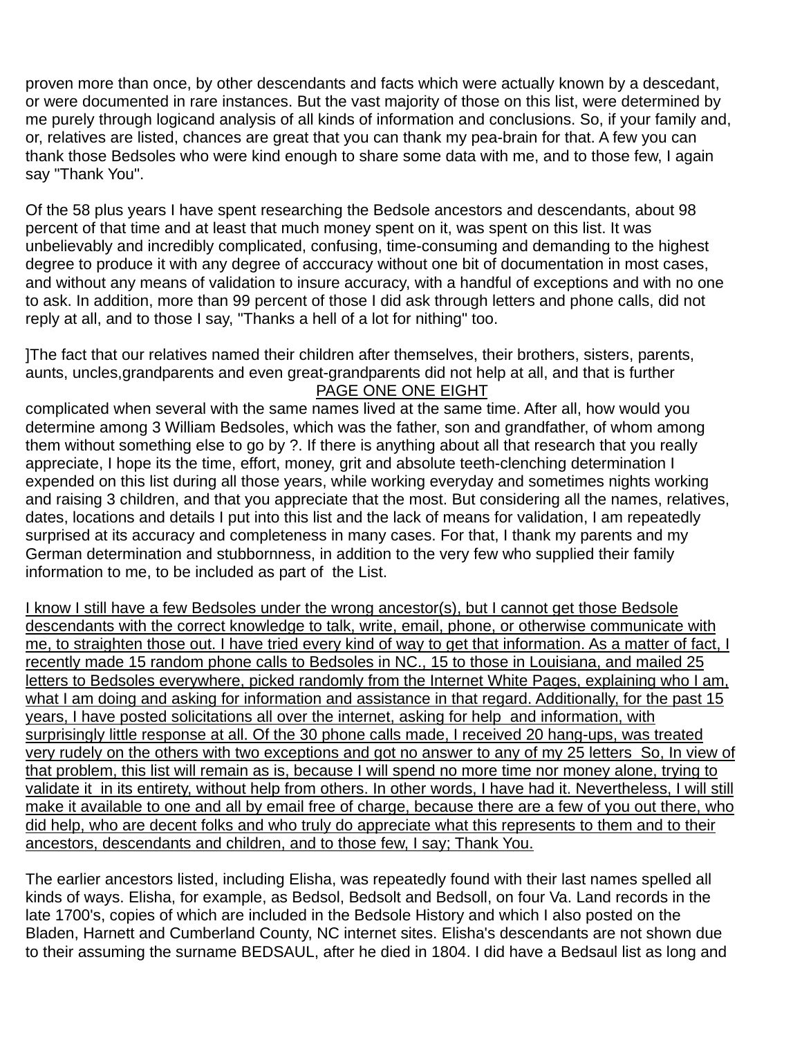proven more than once, by other descendants and facts which were actually known by a descedant, or were documented in rare instances. But the vast majority of those on this list, were determined by me purely through logicand analysis of all kinds of information and conclusions. So, if your family and, or, relatives are listed, chances are great that you can thank my pea-brain for that. A few you can thank those Bedsoles who were kind enough to share some data with me, and to those few, I again say "Thank You".

Of the 58 plus years I have spent researching the Bedsole ancestors and descendants, about 98 percent of that time and at least that much money spent on it, was spent on this list. It was unbelievably and incredibly complicated, confusing, time-consuming and demanding to the highest degree to produce it with any degree of acccuracy without one bit of documentation in most cases, and without any means of validation to insure accuracy, with a handful of exceptions and with no one to ask. In addition, more than 99 percent of those I did ask through letters and phone calls, did not reply at all, and to those I say, "Thanks a hell of a lot for nithing" too.

]The fact that our relatives named their children after themselves, their brothers, sisters, parents, aunts, uncles,grandparents and even great-grandparents did not help at all, and that is further complicated when several with the same names lived at the same time. After all, how would you determine among 3 William Bedsoles, which was the father, son and grandfather, of whom among them without something else to go by ?. If there is anything about all that research that you really appreciate, I hope its the time, effort, money, grit and absolute teeth-clenching determination I expended on this list during all those years, while working everyday and sometimes nights working and raising 3 children, and that you appreciate that the most. But considering all the names, relatives, dates, locations and details I put into this list and the lack of means for validation, I am repeatedly surprised at its accuracy and completeness in many cases. For that, I thank my parents and my German determination and stubbornness, in addition to the very few who supplied their family information to me, to be included as part of the List.

<u>I know I still have a few Bedsoles under the wrong ancestor(s), but I cannot get those Bedsole descendants with the correct knowledge to talk, write, email, phone, or otherwise communicate with me, to straighten those out. I have tried every kind of way to get that information. As a matter of fact, I recently made 15 random phone calls to Bedsoles in NC., 15 to those in Louisiana, and mailed 25 letters to Bedsoles everywhere, picked randomly from the Internet White Pages, explaining who I am, what I am doing and asking for information and assistance in that regard. Additionally, for the past 15 years, I have posted solicitations all over the internet, asking for help and information, with surprisingly little response at all. Of the 30 phone calls made, I received 20 hang-ups, was treated very rudely on the others with two exceptions and got no answer to any of my 25 letters So, In view of that problem, this list will remain as is, because I will spend no more time nor money alone, trying to validate it in its entirety, without help from others. In other words, I have had it. Nevertheless, I will still make it available to one and all by email free of charge, because there are a few of you out there, who did help, who are decent folks and who truly do appreciate what this represents to them and to their ancestors, descendants and children, and to those few, I say; Thank You.</u>

The earlier ancestors listed, including Elisha, was repeatedly found with their last names spelled all kinds of ways. Elisha, for example, as Bedsol, Bedsolt and Bedsoll, on four Va. Land records in the late 1700's, copies of which are included in the Bedsole History and which I also posted on the Bladen, Harnett and Cumberland County, NC internet sites. Elisha's descendants are not shown due to their assuming the surname BEDSAUL, after he died in 1804. I did have a Bedsaul list as long and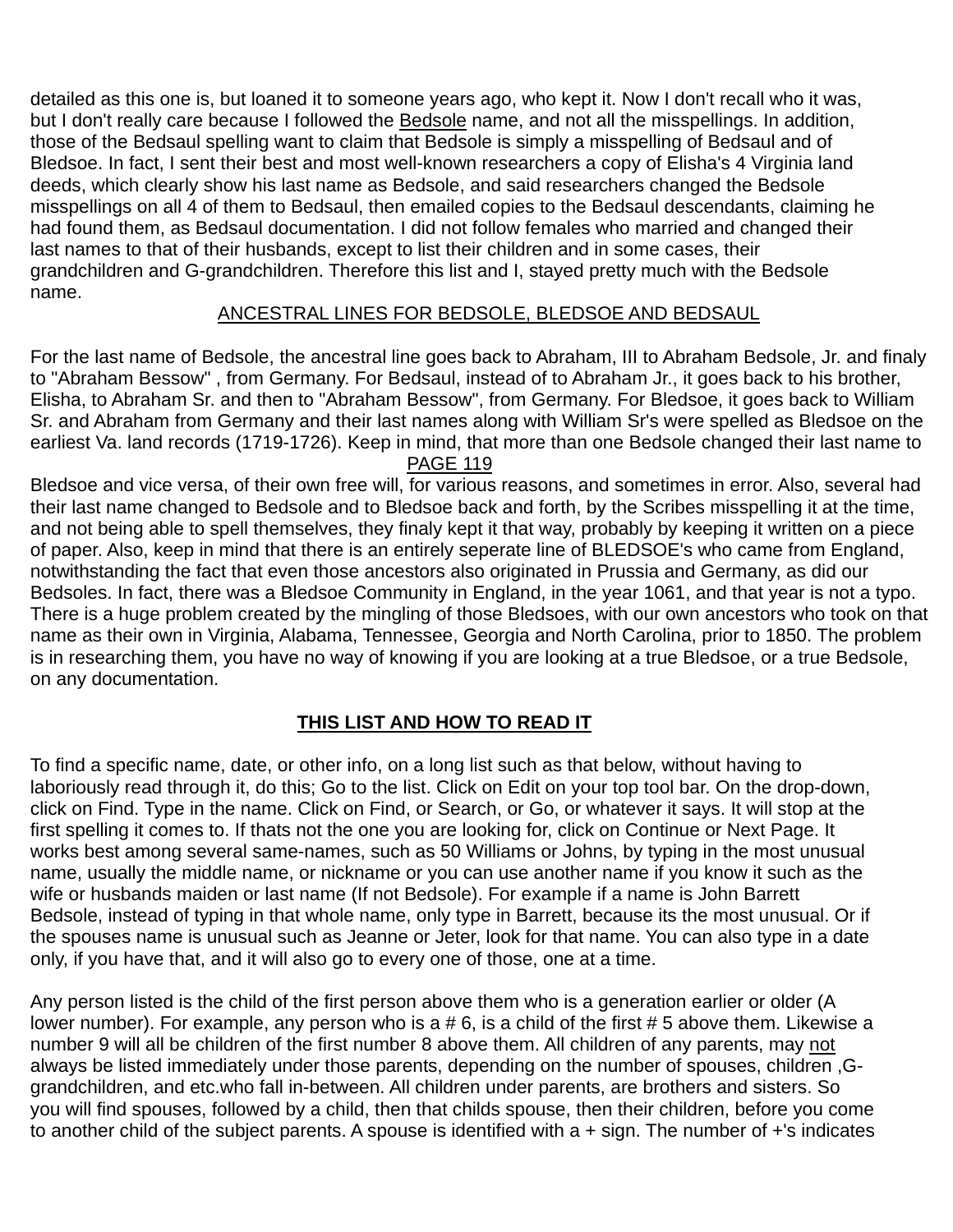detailed as this one is, but loaned it to someone years ago, who kept it. Now I don't recall who it was, but I don't really care because I followed the Bedsole name, and not all the misspellings. In addition, those of the Bedsaul spelling want to claim that Bedsole is simply a misspelling of Bedsaul and of Bledsoe. In fact, I sent their best and most well-known researchers a copy of Elisha's 4 Virginia land deeds, which clearly show his last name as Bedsole, and said researchers changed the Bedsole misspellings on all 4 of them to Bedsaul, then emailed copies to the Bedsaul descendants, claiming he had found them, as Bedsaul documentation. I did not follow females who married and changed their last names to that of their husbands, except to list their children and in some cases, their grandchildren and G-grandchildren. Therefore this list and I, stayed pretty much with the Bedsole name.

## ANCESTRAL LINES FOR BEDSOLE, BLEDSOE AND BEDSAUL

For the last name of Bedsole, the ancestral line goes back to Abraham, III to Abraham Bedsole, Jr. and finaly to "Abraham Bessow" , from Germany. For Bedsaul, instead of to Abraham Jr., it goes back to his brother, Elisha, to Abraham Sr. and then to "Abraham Bessow", from Germany. For Bledsoe, it goes back to William Sr. and Abraham from Germany and their last names along with William Sr's were spelled as Bledsoe on the earliest Va. land records (1719-1726). Keep in mind, that more than one Bedsole changed their last name to Bledsoe and vice versa, of their own free will, for various reasons, and sometimes in error. Also, several had their last name changed to Bedsole and to Bledsoe back and forth, by the Scribes misspelling it at the time, and not being able to spell themselves, they finaly kept it that way, probably by keeping it written on a piece of paper. Also, keep in mind that there is an entirely seperate line of BLEDSOE's who came from England, notwithstanding the fact that even those ancestors also originated in Prussia and Germany, as did our Bedsoles. In fact, there was a Bledsoe Community in England, in the year 1061, and that year is not a typo. There is a huge problem created by the mingling of those Bledsoes, with our own ancestors who took on that name as their own in Virginia, Alabama, Tennessee, Georgia and North Carolina, prior to 1850. The problem is in researching them, you have no way of knowing if you are looking at a true Bledsoe, or a true Bedsole, on any documentation.

## **THIS LIST AND HOW TO READ IT**

To find a specific name, date, or other info, on a long list such as that below, without having to laboriously read through it, do this; Go to the list. Click on Edit on your top tool bar. On the drop-down, click on Find. Type in the name. Click on Find, or Search, or Go, or whatever it says. It will stop at the first spelling it comes to. If thats not the one you are looking for, click on Continue or Next Page. It works best among several same-names, such as 50 Williams or Johns, by typing in the most unusual name, usually the middle name, or nickname or you can use another name if you know it such as the wife or husbands maiden or last name (If not Bedsole). For example if a name is John Barrett Bedsole, instead of typing in that whole name, only type in Barrett, because its the most unusual. Or if the spouses name is unusual such as Jeanne or Jeter, look for that name. You can also type in a date only, if you have that, and it will also go to every one of those, one at a time.

Any person listed is the child of the first person above them who is a generation earlier or older (A lower number). For example, any person who is a # 6, is a child of the first # 5 above them. Likewise a number 9 will all be children of the first number 8 above them. All children of any parents, may not always be listed immediately under those parents, depending on the number of spouses, children ,G-grandchildren, and etc.who fall in-between. All children under parents, are brothers and sisters. So you will find spouses, followed by a child, then that childs spouse, then their children, before you come to another child of the subject parents. A spouse is identified with a + sign. The number of +'s indicates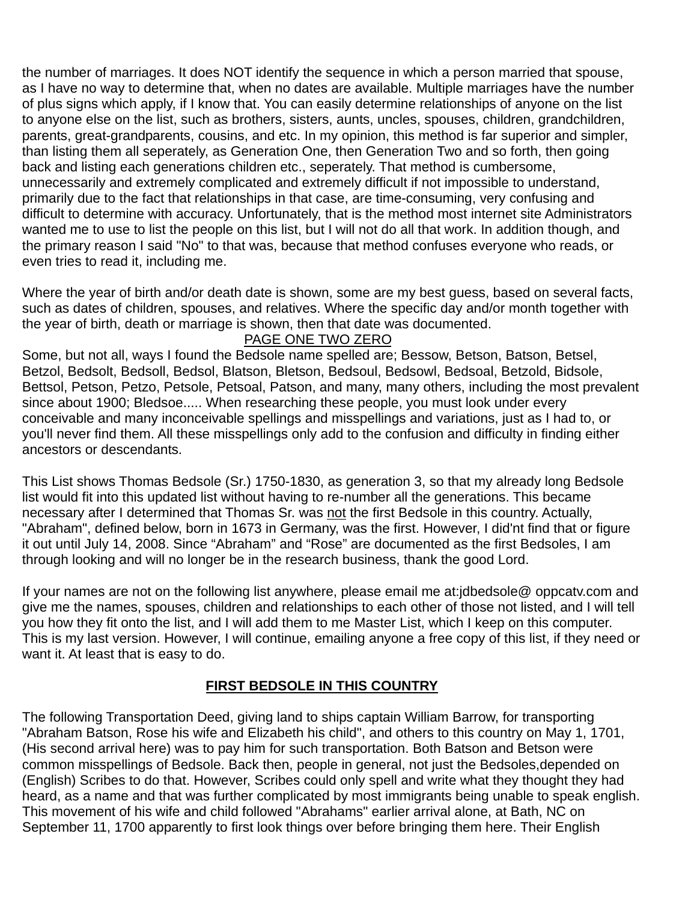the number of marriages. It does NOT identify the sequence in which a person married that spouse, as I have no way to determine that, when no dates are available. Multiple marriages have the number of plus signs which apply, if I know that. You can easily determine relationships of anyone on the list to anyone else on the list, such as brothers, sisters, aunts, uncles, spouses, children, grandchildren, parents, great-grandparents, cousins, and etc. In my opinion, this method is far superior and simpler, than listing them all seperately, as Generation One, then Generation Two and so forth, then going back and listing each generations children etc., seperately. That method is cumbersome, unnecessarily and extremely complicated and extremely difficult if not impossible to understand, primarily due to the fact that relationships in that case, are time-consuming, very confusing and difficult to determine with accuracy. Unfortunately, that is the method most internet site Administrators wanted me to use to list the people on this list, but I will not do all that work. In addition though, and the primary reason I said "No" to that was, because that method confuses everyone who reads, or even tries to read it, including me.

Where the year of birth and/or death date is shown, some are my best guess, based on several facts, such as dates of children, spouses, and relatives. Where the specific day and/or month together with the year of birth, death or marriage is shown, then that date was documented.

PAGE ONE TWO ZERO

Some, but not all, ways I found the Bedsole name spelled are; Bessow, Betson, Batson, Betsel, Betzol, Bedsolt, Bedsoll, Bedsol, Blatson, Bletson, Bedsoul, Bedsowl, Bedsoal, Betzold, Bidsole, Bettsol, Petson, Petzo, Petsole, Petsoal, Patson, and many, many others, including the most prevalent since about 1900; Bledsoe..... When researching these people, you must look under every conceivable and many inconceivable spellings and misspellings and variations, just as I had to, or you'll never find them. All these misspellings only add to the confusion and difficulty in finding either ancestors or descendants.

This List shows Thomas Bedsole (Sr.) 1750-1830, as generation 3, so that my already long Bedsole list would fit into this updated list without having to re-number all the generations. This became necessary after I determined that Thomas Sr. was not the first Bedsole in this country. Actually, "Abraham", defined below, born in 1673 in Germany, was the first. However, I did'nt find that or figure it out until July 14, 2008. Since “Abraham” and “Rose” are documented as the first Bedsoles, I am through looking and will no longer be in the research business, thank the good Lord.

If your names are not on the following list anywhere, please email me at:jdbedsole@ oppcatv.com and give me the names, spouses, children and relationships to each other of those not listed, and I will tell you how they fit onto the list, and I will add them to me Master List, which I keep on this computer. This is my last version. However, I will continue, emailing anyone a free copy of this list, if they need or want it. At least that is easy to do.

## FIRST BEDSOLE IN THIS COUNTRY

The following Transportation Deed, giving land to ships captain William Barrow, for transporting "Abraham Batson, Rose his wife and Elizabeth his child", and others to this country on May 1, 1701, (His second arrival here) was to pay him for such transportation. Both Batson and Betson were common misspellings of Bedsole. Back then, people in general, not just the Bedsoles,depended on (English) Scribes to do that. However, Scribes could only spell and write what they thought they had heard, as a name and that was further complicated by most immigrants being unable to speak english. This movement of his wife and child followed "Abrahams" earlier arrival alone, at Bath, NC on September 11, 1700 apparently to first look things over before bringing them here. Their English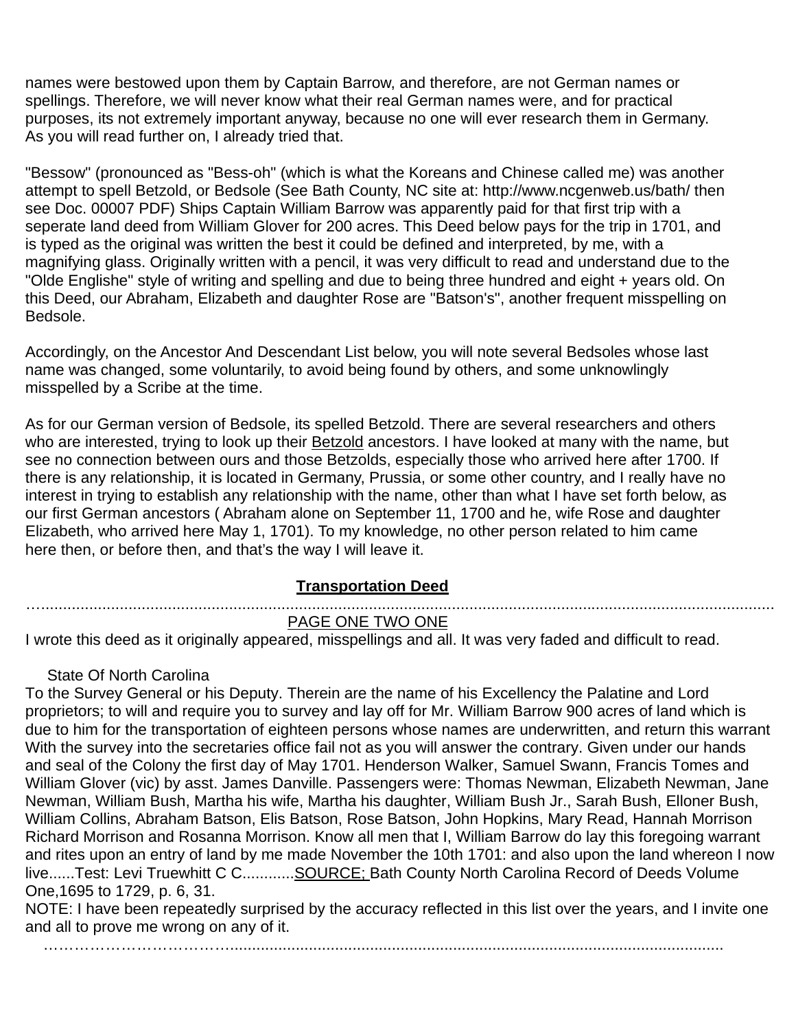names were bestowed upon them by Captain Barrow, and therefore, are not German names or spellings. Therefore, we will never know what their real German names were, and for practical purposes, its not extremely important anyway, because no one will ever research them in Germany. As you will read further on, I already tried that.

"Bessow" (pronounced as "Bess-oh" (which is what the Koreans and Chinese called me) was another attempt to spell Betzold, or Bedsole (See Bath County, NC site at: http://www.ncgenweb.us/bath/ then see Doc. 00007 PDF) Ships Captain William Barrow was apparently paid for that first trip with a seperate land deed from William Glover for 200 acres. This Deed below pays for the trip in 1701, and is typed as the original was written the best it could be defined and interpreted, by me, with a magnifying glass. Originally written with a pencil, it was very difficult to read and understand due to the "Olde Englishe" style of writing and spelling and due to being three hundred and eight + years old. On this Deed, our Abraham, Elizabeth and daughter Rose are "Batson's", another frequent misspelling on Bedsole.

Accordingly, on the Ancestor And Descendant List below, you will note several Bedsoles whose last name was changed, some voluntarily, to avoid being found by others, and some unknowlingly misspelled by a Scribe at the time.

As for our German version of Bedsole, its spelled Betzold. There are several researchers and others who are interested, trying to look up their Betzold ancestors. I have looked at many with the name, but see no connection between ours and those Betzolds, especially those who arrived here after 1700. If there is any relationship, it is located in Germany, Prussia, or some other country, and I really have no interest in trying to establish any relationship with the name, other than what I have set forth below, as our first German ancestors ( Abraham alone on September 11, 1700 and he, wife Rose and daughter Elizabeth, who arrived here May 1, 1701). To my knowledge, no other person related to him came here then, or before then, and that's the way I will leave it.

**Transportation Deed**

…..........................................................................................................................................................

PAGE ONE TWO ONE

I wrote this deed as it originally appeared, misspellings and all. It was very faded and difficult to read.

State Of North Carolina

To the Survey General or his Deputy. Therein are the name of his Excellency the Palatine and Lord proprietors; to will and require you to survey and lay off for Mr. William Barrow 900 acres of land which is due to him for the transportation of eighteen persons whose names are underwritten, and return this warrant With the survey into the secretaries office fail not as you will answer the contrary. Given under our hands and seal of the Colony the first day of May 1701. Henderson Walker, Samuel Swann, Francis Tomes and William Glover (vic) by asst. James Danville. Passengers were: Thomas Newman, Elizabeth Newman, Jane Newman, William Bush, Martha his wife, Martha his daughter, William Bush Jr., Sarah Bush, Elloner Bush, William Collins, Abraham Batson, Elis Batson, Rose Batson, John Hopkins, Mary Read, Hannah Morrison Richard Morrison and Rosanna Morrison. Know all men that I, William Barrow do lay this foregoing warrant and rites upon an entry of land by me made November the 10th 1701: and also upon the land whereon I now live......Test: Levi Truewhitt C C............SOURCE; Bath County North Carolina Record of Deeds Volume One,1695 to 1729, p. 6, 31.

NOTE: I have been repeatedly surprised by the accuracy reflected in this list over the years, and I invite one and all to prove me wrong on any of it.

………………………………..........................................................................................................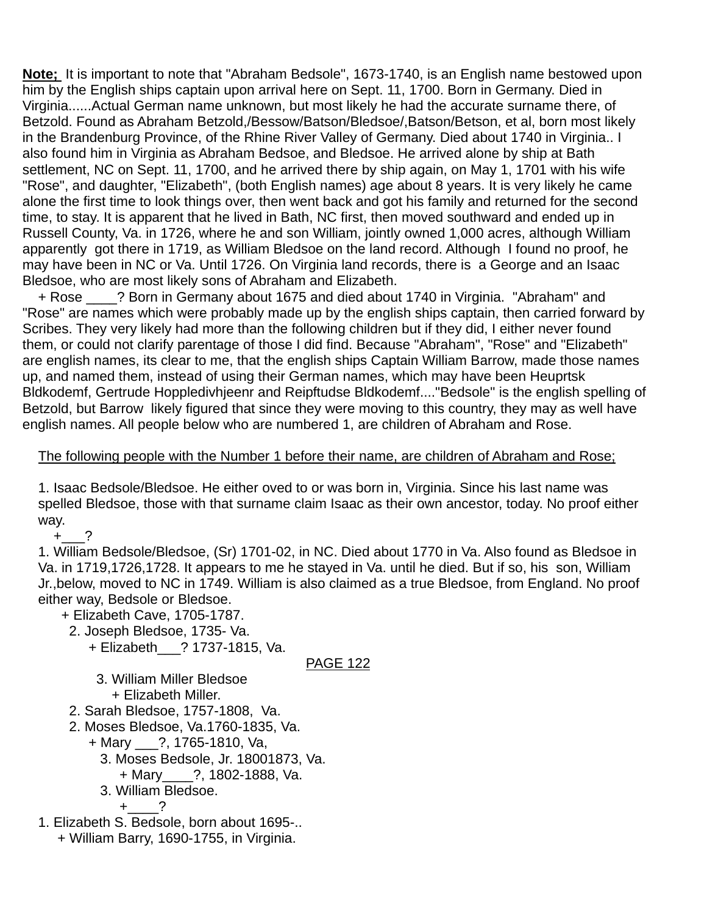**Note;** It is important to note that "Abraham Bedsole", 1673-1740, is an English name bestowed upon him by the English ships captain upon arrival here on Sept. 11, 1700. Born in Germany. Died in Virginia......Actual German name unknown, but most likely he had the accurate surname there, of Betzold. Found as Abraham Betzold,/Bessow/Batson/Bledsoe/,Batson/Betson, et al, born most likely in the Brandenburg Province, of the Rhine River Valley of Germany. Died about 1740 in Virginia.. I also found him in Virginia as Abraham Bedsoe, and Bledsoe. He arrived alone by ship at Bath settlement, NC on Sept. 11, 1700, and he arrived there by ship again, on May 1, 1701 with his wife "Rose", and daughter, "Elizabeth", (both English names) age about 8 years. It is very likely he came alone the first time to look things over, then went back and got his family and returned for the second time, to stay. It is apparent that he lived in Bath, NC first, then moved southward and ended up in Russell County, Va. in 1726, where he and son William, jointly owned 1,000 acres, although William apparently got there in 1719, as William Bledsoe on the land record. Although I found no proof, he may have been in NC or Va. Until 1726. On Virginia land records, there is a George and an Isaac Bledsoe, who are most likely sons of Abraham and Elizabeth.

+ Rose ____? Born in Germany about 1675 and died about 1740 in Virginia. "Abraham" and "Rose" are names which were probably made up by the english ships captain, then carried forward by Scribes. They very likely had more than the following children but if they did, I either never found them, or could not clarify parentage of those I did find. Because "Abraham", "Rose" and "Elizabeth" are english names, its clear to me, that the english ships Captain William Barrow, made those names up, and named them, instead of using their German names, which may have been Heuprtsk Bldkodemf, Gertrude Hoppledivhjeenr and Reipftudse Bldkodemf...."Bedsole" is the english spelling of Betzold, but Barrow likely figured that since they were moving to this country, they may as well have english names. All people below who are numbered 1, are children of Abraham and Rose.

The following people with the Number 1 before their name, are children of Abraham and Rose;

1. Isaac Bedsole/Bledsoe. He either oved to or was born in, Virginia. Since his last name was spelled Bledsoe, those with that surname claim Isaac as their own ancestor, today. No proof either way.
 +___?
1. William Bedsole/Bledsoe, (Sr) 1701-02, in NC. Died about 1770 in Va. Also found as Bledsoe in Va. in 1719,1726,1728. It appears to me he stayed in Va. until he died. But if so, his son, William Jr.,below, moved to NC in 1749. William is also claimed as a true Bledsoe, from England. No proof either way, Bedsole or Bledsoe.
 + Elizabeth Cave, 1705-1787.
  2. Joseph Bledsoe, 1735- Va.
   + Elizabeth___? 1737-1815, Va.

PAGE 122

   3. William Miller Bledsoe
    + Elizabeth Miller.
  2. Sarah Bledsoe, 1757-1808, Va.
  2. Moses Bledsoe, Va.1760-1835, Va.
   + Mary ___?, 1765-1810, Va,
    3. Moses Bedsole, Jr. 18001873, Va.
     + Mary____?, 1802-1888, Va.
    3. William Bledsoe.
     +____?
1. Elizabeth S. Bedsole, born about 1695-..
 + William Barry, 1690-1755, in Virginia.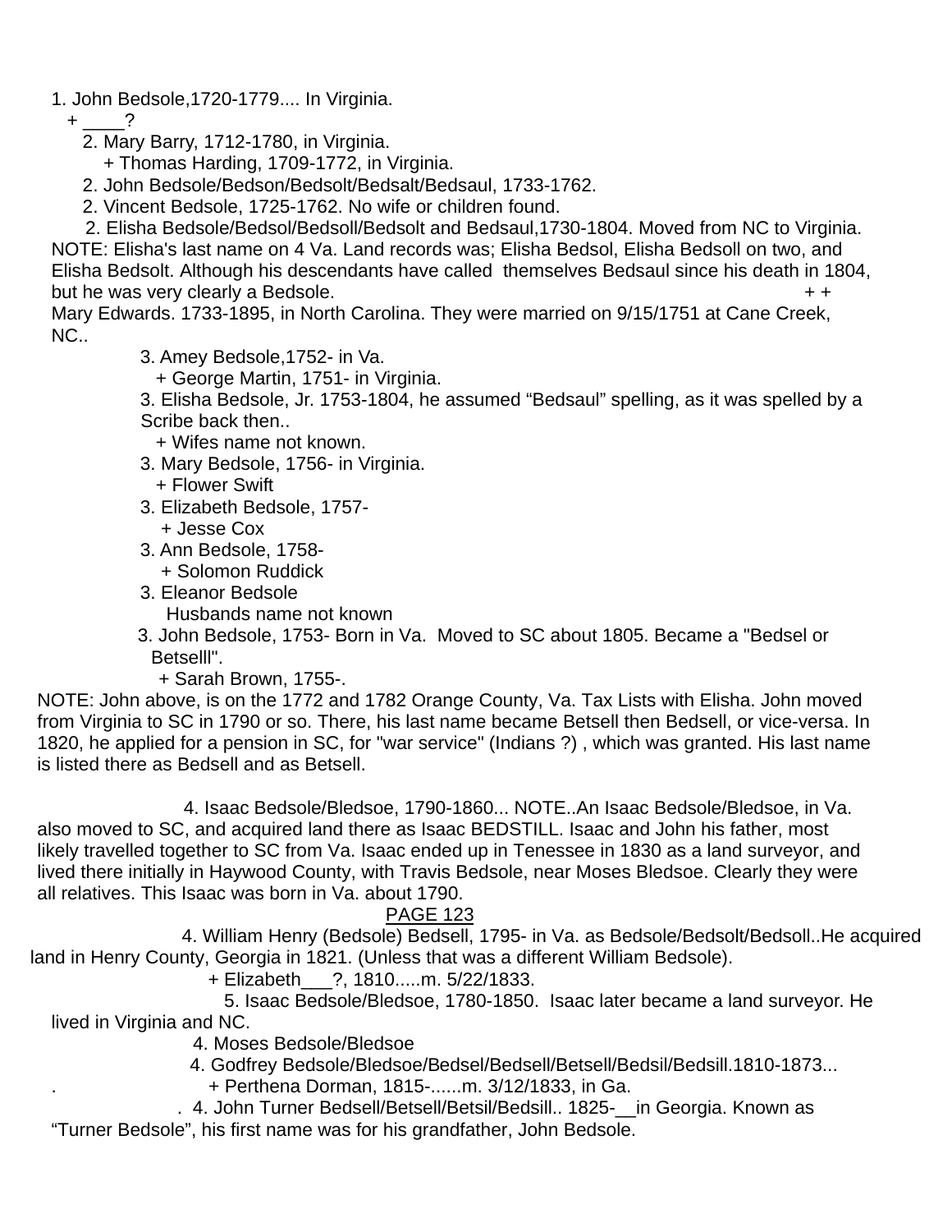1. John Bedsole,1720-1779.... In Virginia.
   + ____?
      2. Mary Barry, 1712-1780, in Virginia.
         + Thomas Harding, 1709-1772, in Virginia.
      2. John Bedsole/Bedson/Bedsolt/Bedsalt/Bedsaul, 1733-1762.
      2. Vincent Bedsole, 1725-1762. No wife or children found.
      2. Elisha Bedsole/Bedsol/Bedsoll/Bedsolt and Bedsaul,1730-1804. Moved from NC to Virginia.

NOTE: Elisha's last name on 4 Va. Land records was; Elisha Bedsol, Elisha Bedsoll on two, and Elisha Bedsolt. Although his descendants have called themselves Bedsaul since his death in 1804, but he was very clearly a Bedsole. + + Mary Edwards. 1733-1895, in North Carolina. They were married on 9/15/1751 at Cane Creek, NC..

3. Amey Bedsole,1752- in Va.
   + George Martin, 1751- in Virginia.
3. Elisha Bedsole, Jr. 1753-1804, he assumed “Bedsaul” spelling, as it was spelled by a Scribe back then..
   + Wifes name not known.
3. Mary Bedsole, 1756- in Virginia.
   + Flower Swift
3. Elizabeth Bedsole, 1757-
   + Jesse Cox
3. Ann Bedsole, 1758-
   + Solomon Ruddick
3. Eleanor Bedsole
   Husbands name not known
3. John Bedsole, 1753- Born in Va. Moved to SC about 1805. Became a "Bedsel or Betselll".
   + Sarah Brown, 1755-.

NOTE: John above, is on the 1772 and 1782 Orange County, Va. Tax Lists with Elisha. John moved from Virginia to SC in 1790 or so. There, his last name became Betsell then Bedsell, or vice-versa. In 1820, he applied for a pension in SC, for "war service" (Indians ?) , which was granted. His last name is listed there as Bedsell and as Betsell.

4. Isaac Bedsole/Bledsoe, 1790-1860... NOTE..An Isaac Bedsole/Bledsoe, in Va. also moved to SC, and acquired land there as Isaac BEDSTILL. Isaac and John his father, most likely travelled together to SC from Va. Isaac ended up in Tenessee in 1830 as a land surveyor, and lived there initially in Haywood County, with Travis Bedsole, near Moses Bledsoe. Clearly they were all relatives. This Isaac was born in Va. about 1790.

PAGE 123

4. William Henry (Bedsole) Bedsell, 1795- in Va. as Bedsole/Bedsolt/Bedsoll..He acquired land in Henry County, Georgia in 1821. (Unless that was a different William Bedsole).
   + Elizabeth___?, 1810.....m. 5/22/1833.
      5. Isaac Bedsole/Bledsoe, 1780-1850. Isaac later became a land surveyor. He lived in Virginia and NC.
4. Moses Bedsole/Bledsoe
4. Godfrey Bedsole/Bledsoe/Bedsel/Bedsell/Betsell/Bedsil/Bedsill.1810-1873...
   + Perthena Dorman, 1815-......m. 3/12/1833, in Ga.
4. John Turner Bedsell/Betsell/Betsil/Bedsill.. 1825-__in Georgia. Known as “Turner Bedsole”, his first name was for his grandfather, John Bedsole.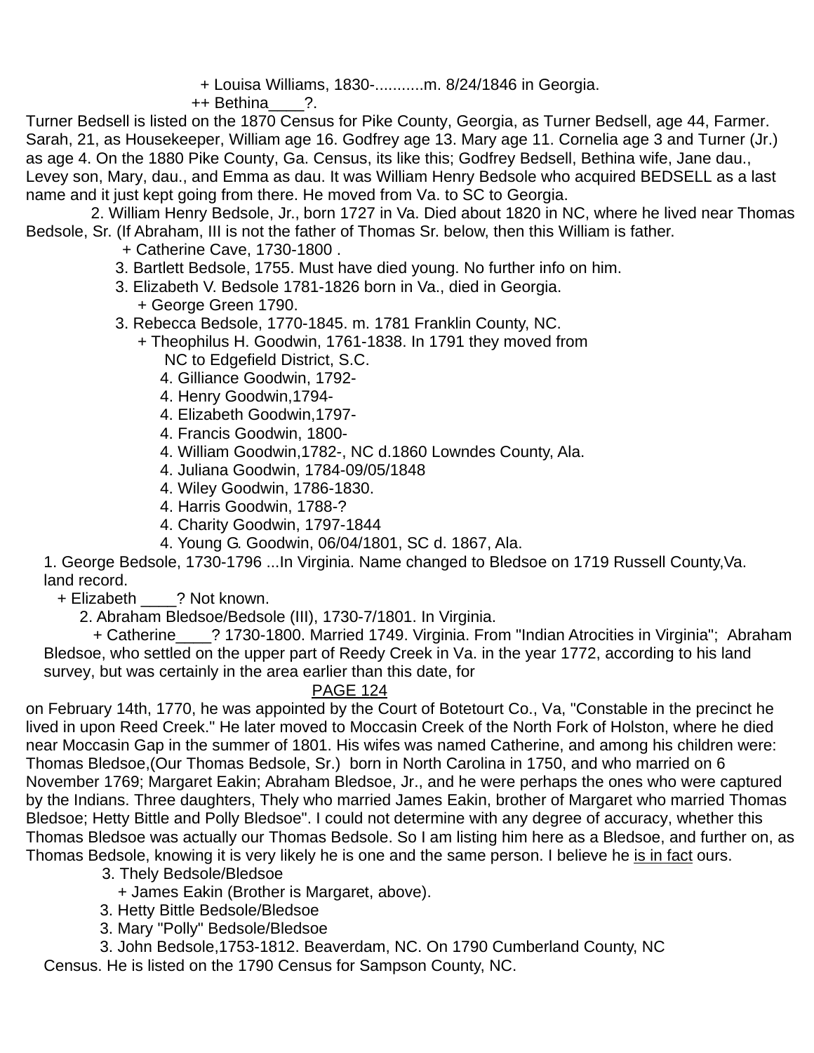+ Louisa Williams, 1830-...........m. 8/24/1846 in Georgia.

++ Bethina____?.

Turner Bedsell is listed on the 1870 Census for Pike County, Georgia, as Turner Bedsell, age 44, Farmer. Sarah, 21, as Housekeeper, William age 16. Godfrey age 13. Mary age 11. Cornelia age 3 and Turner (Jr.) as age 4. On the 1880 Pike County, Ga. Census, its like this; Godfrey Bedsell, Bethina wife, Jane dau., Levey son, Mary, dau., and Emma as dau. It was William Henry Bedsole who acquired BEDSELL as a last name and it just kept going from there. He moved from Va. to SC to Georgia.

2. William Henry Bedsole, Jr., born 1727 in Va. Died about 1820 in NC, where he lived near Thomas Bedsole, Sr. (If Abraham, III is not the father of Thomas Sr. below, then this William is father.

+ Catherine Cave, 1730-1800 .

3. Bartlett Bedsole, 1755. Must have died young. No further info on him.

3. Elizabeth V. Bedsole 1781-1826 born in Va., died in Georgia.

+ George Green 1790.

3. Rebecca Bedsole, 1770-1845. m. 1781 Franklin County, NC.

+ Theophilus H. Goodwin, 1761-1838. In 1791 they moved from NC to Edgefield District, S.C.

4. Gilliance Goodwin, 1792-

4. Henry Goodwin,1794-

4. Elizabeth Goodwin,1797-

4. Francis Goodwin, 1800-

4. William Goodwin,1782-, NC d.1860 Lowndes County, Ala.

4. Juliana Goodwin, 1784-09/05/1848

4. Wiley Goodwin, 1786-1830.

4. Harris Goodwin, 1788-?

4. Charity Goodwin, 1797-1844

4. Young G. Goodwin, 06/04/1801, SC d. 1867, Ala.

1. George Bedsole, 1730-1796 ...In Virginia. Name changed to Bledsoe on 1719 Russell County,Va. land record.

+ Elizabeth ____? Not known.

2. Abraham Bledsoe/Bedsole (III), 1730-7/1801. In Virginia.

+ Catherine____? 1730-1800. Married 1749. Virginia. From "Indian Atrocities in Virginia"; Abraham Bledsoe, who settled on the upper part of Reedy Creek in Va. in the year 1772, according to his land survey, but was certainly in the area earlier than this date, for

PAGE 124

on February 14th, 1770, he was appointed by the Court of Botetourt Co., Va, "Constable in the precinct he lived in upon Reed Creek." He later moved to Moccasin Creek of the North Fork of Holston, where he died near Moccasin Gap in the summer of 1801. His wifes was named Catherine, and among his children were: Thomas Bledsoe,(Our Thomas Bedsole, Sr.) born in North Carolina in 1750, and who married on 6 November 1769; Margaret Eakin; Abraham Bledsoe, Jr., and he were perhaps the ones who were captured by the Indians. Three daughters, Thely who married James Eakin, brother of Margaret who married Thomas Bledsoe; Hetty Bittle and Polly Bledsoe". I could not determine with any degree of accuracy, whether this Thomas Bledsoe was actually our Thomas Bedsole. So I am listing him here as a Bledsoe, and further on, as Thomas Bedsole, knowing it is very likely he is one and the same person. I believe he <u>is in fact</u> ours.

3. Thely Bedsole/Bledsoe

+ James Eakin (Brother is Margaret, above).

3. Hetty Bittle Bedsole/Bledsoe

3. Mary "Polly" Bedsole/Bledsoe

3. John Bedsole,1753-1812. Beaverdam, NC. On 1790 Cumberland County, NC Census. He is listed on the 1790 Census for Sampson County, NC.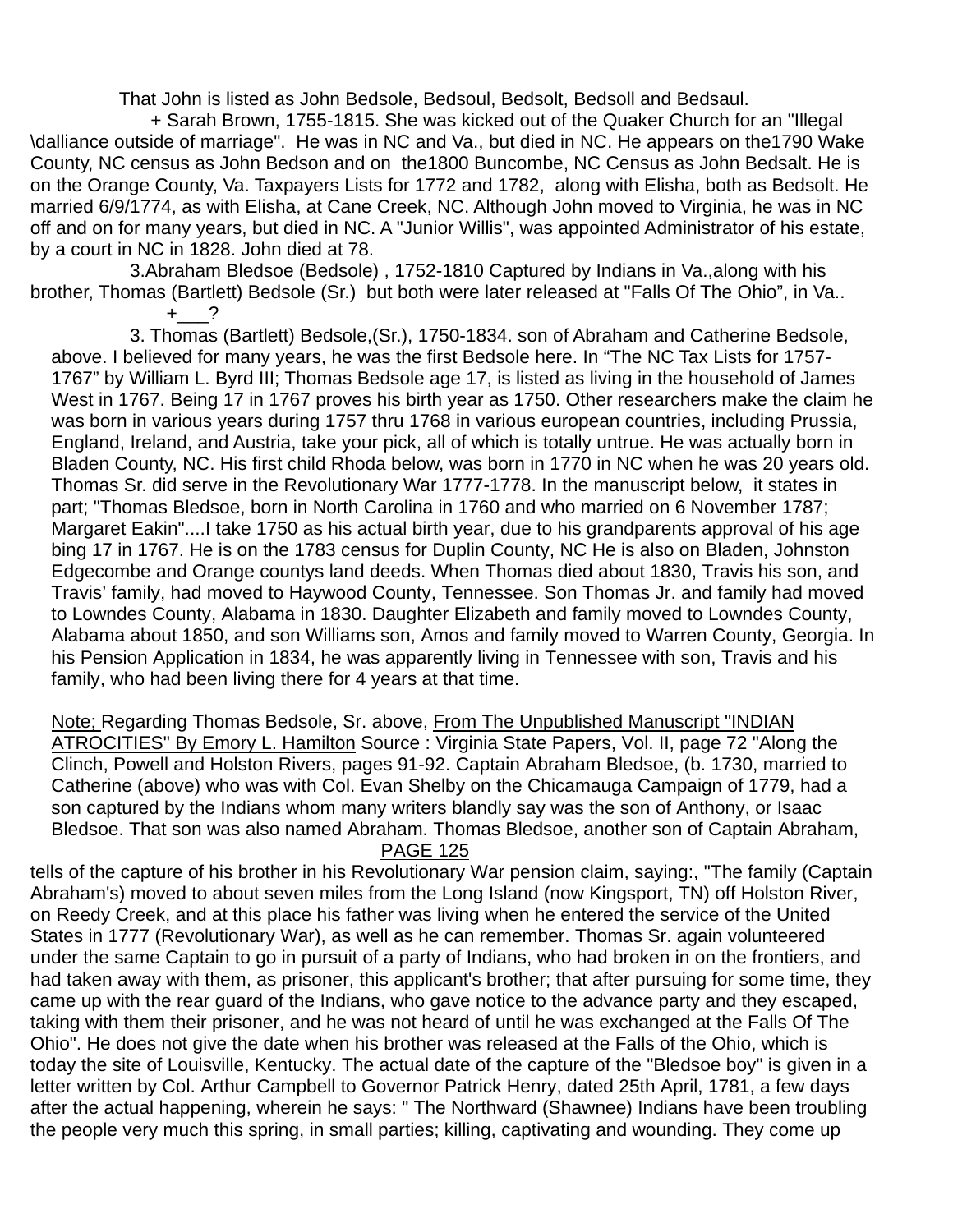That John is listed as John Bedsole, Bedsoul, Bedsolt, Bedsoll and Bedsaul.

+ Sarah Brown, 1755-1815. She was kicked out of the Quaker Church for an "Illegal \dalliance outside of marriage". He was in NC and Va., but died in NC. He appears on the1790 Wake County, NC census as John Bedson and on the1800 Buncombe, NC Census as John Bedsalt. He is on the Orange County, Va. Taxpayers Lists for 1772 and 1782, along with Elisha, both as Bedsolt. He married 6/9/1774, as with Elisha, at Cane Creek, NC. Although John moved to Virginia, he was in NC off and on for many years, but died in NC. A "Junior Willis", was appointed Administrator of his estate, by a court in NC in 1828. John died at 78.

3.Abraham Bledsoe (Bedsole) , 1752-1810 Captured by Indians in Va.,along with his brother, Thomas (Bartlett) Bedsole (Sr.) but both were later released at "Falls Of The Ohio", in Va..

+___?

3. Thomas (Bartlett) Bedsole,(Sr.), 1750-1834. son of Abraham and Catherine Bedsole, above. I believed for many years, he was the first Bedsole here. In "The NC Tax Lists for 1757-1767" by William L. Byrd III; Thomas Bedsole age 17, is listed as living in the household of James West in 1767. Being 17 in 1767 proves his birth year as 1750. Other researchers make the claim he was born in various years during 1757 thru 1768 in various european countries, including Prussia, England, Ireland, and Austria, take your pick, all of which is totally untrue. He was actually born in Bladen County, NC. His first child Rhoda below, was born in 1770 in NC when he was 20 years old. Thomas Sr. did serve in the Revolutionary War 1777-1778. In the manuscript below, it states in part; "Thomas Bledsoe, born in North Carolina in 1760 and who married on 6 November 1787; Margaret Eakin"....I take 1750 as his actual birth year, due to his grandparents approval of his age bing 17 in 1767. He is on the 1783 census for Duplin County, NC He is also on Bladen, Johnston Edgecombe and Orange countys land deeds. When Thomas died about 1830, Travis his son, and Travis' family, had moved to Haywood County, Tennessee. Son Thomas Jr. and family had moved to Lowndes County, Alabama in 1830. Daughter Elizabeth and family moved to Lowndes County, Alabama about 1850, and son Williams son, Amos and family moved to Warren County, Georgia. In his Pension Application in 1834, he was apparently living in Tennessee with son, Travis and his family, who had been living there for 4 years at that time.

Note; Regarding Thomas Bedsole, Sr. above, From The Unpublished Manuscript "INDIAN ATROCITIES" By Emory L. Hamilton Source : Virginia State Papers, Vol. II, page 72 "Along the Clinch, Powell and Holston Rivers, pages 91-92. Captain Abraham Bledsoe, (b. 1730, married to Catherine (above) who was with Col. Evan Shelby on the Chicamauga Campaign of 1779, had a son captured by the Indians whom many writers blandly say was the son of Anthony, or Isaac Bledsoe. That son was also named Abraham. Thomas Bledsoe, another son of Captain Abraham,

PAGE 125

tells of the capture of his brother in his Revolutionary War pension claim, saying:, "The family (Captain Abraham's) moved to about seven miles from the Long Island (now Kingsport, TN) off Holston River, on Reedy Creek, and at this place his father was living when he entered the service of the United States in 1777 (Revolutionary War), as well as he can remember. Thomas Sr. again volunteered under the same Captain to go in pursuit of a party of Indians, who had broken in on the frontiers, and had taken away with them, as prisoner, this applicant's brother; that after pursuing for some time, they came up with the rear guard of the Indians, who gave notice to the advance party and they escaped, taking with them their prisoner, and he was not heard of until he was exchanged at the Falls Of The Ohio". He does not give the date when his brother was released at the Falls of the Ohio, which is today the site of Louisville, Kentucky. The actual date of the capture of the "Bledsoe boy" is given in a letter written by Col. Arthur Campbell to Governor Patrick Henry, dated 25th April, 1781, a few days after the actual happening, wherein he says: " The Northward (Shawnee) Indians have been troubling the people very much this spring, in small parties; killing, captivating and wounding. They come up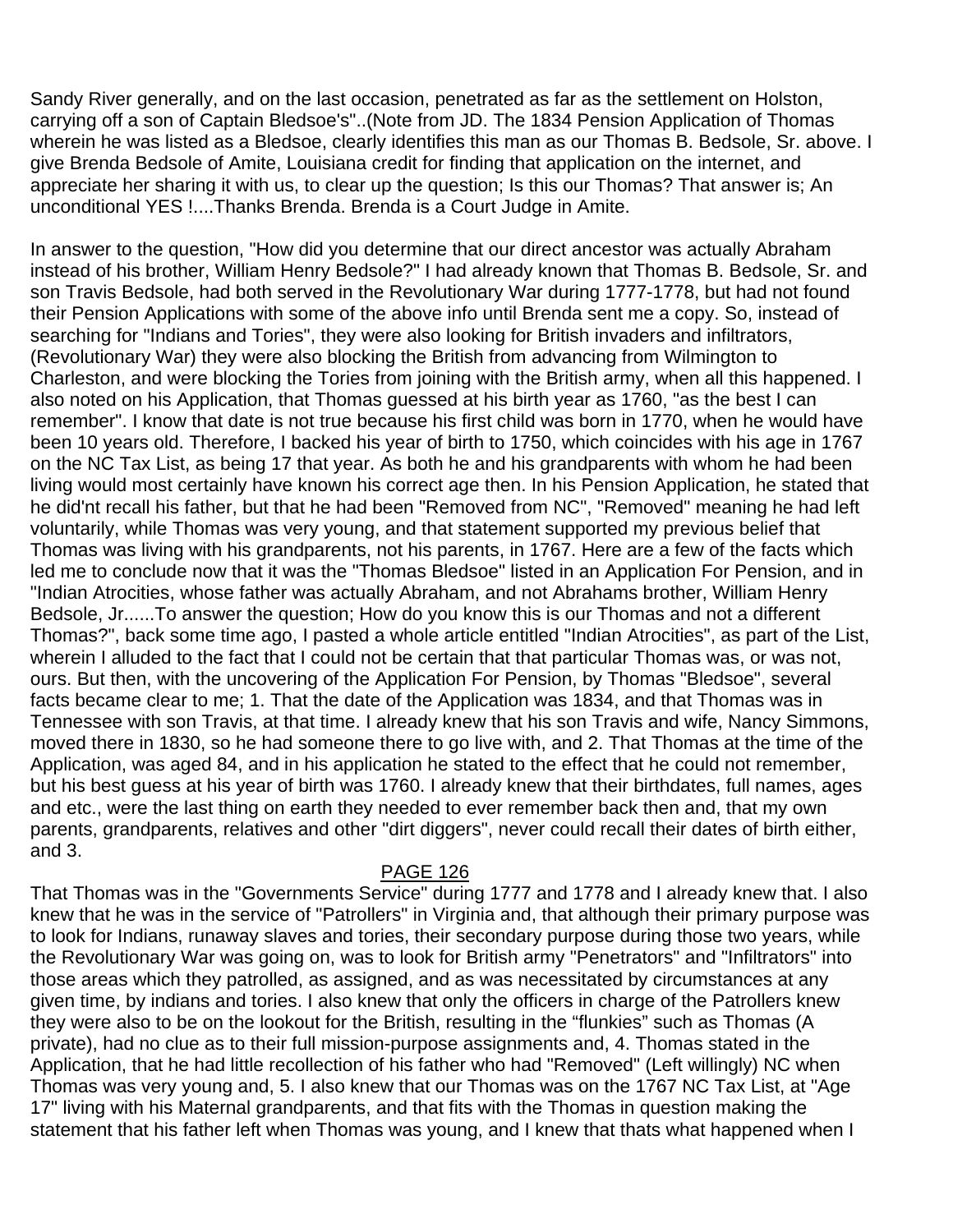Sandy River generally, and on the last occasion, penetrated as far as the settlement on Holston, carrying off a son of Captain Bledsoe's"..(Note from JD. The 1834 Pension Application of Thomas wherein he was listed as a Bledsoe, clearly identifies this man as our Thomas B. Bedsole, Sr. above. I give Brenda Bedsole of Amite, Louisiana credit for finding that application on the internet, and appreciate her sharing it with us, to clear up the question; Is this our Thomas? That answer is; An unconditional YES !....Thanks Brenda. Brenda is a Court Judge in Amite.

In answer to the question, "How did you determine that our direct ancestor was actually Abraham instead of his brother, William Henry Bedsole?" I had already known that Thomas B. Bedsole, Sr. and son Travis Bedsole, had both served in the Revolutionary War during 1777-1778, but had not found their Pension Applications with some of the above info until Brenda sent me a copy. So, instead of searching for "Indians and Tories", they were also looking for British invaders and infiltrators, (Revolutionary War) they were also blocking the British from advancing from Wilmington to Charleston, and were blocking the Tories from joining with the British army, when all this happened. I also noted on his Application, that Thomas guessed at his birth year as 1760, "as the best I can remember". I know that date is not true because his first child was born in 1770, when he would have been 10 years old. Therefore, I backed his year of birth to 1750, which coincides with his age in 1767 on the NC Tax List, as being 17 that year. As both he and his grandparents with whom he had been living would most certainly have known his correct age then. In his Pension Application, he stated that he did'nt recall his father, but that he had been "Removed from NC", "Removed" meaning he had left voluntarily, while Thomas was very young, and that statement supported my previous belief that Thomas was living with his grandparents, not his parents, in 1767. Here are a few of the facts which led me to conclude now that it was the "Thomas Bledsoe" listed in an Application For Pension, and in "Indian Atrocities, whose father was actually Abraham, and not Abrahams brother, William Henry Bedsole, Jr......To answer the question; How do you know this is our Thomas and not a different Thomas?", back some time ago, I pasted a whole article entitled "Indian Atrocities", as part of the List, wherein I alluded to the fact that I could not be certain that that particular Thomas was, or was not, ours. But then, with the uncovering of the Application For Pension, by Thomas "Bledsoe", several facts became clear to me; 1. That the date of the Application was 1834, and that Thomas was in Tennessee with son Travis, at that time. I already knew that his son Travis and wife, Nancy Simmons, moved there in 1830, so he had someone there to go live with, and 2. That Thomas at the time of the Application, was aged 84, and in his application he stated to the effect that he could not remember, but his best guess at his year of birth was 1760. I already knew that their birthdates, full names, ages and etc., were the last thing on earth they needed to ever remember back then and, that my own parents, grandparents, relatives and other "dirt diggers", never could recall their dates of birth either, and 3.

PAGE 126

That Thomas was in the "Governments Service" during 1777 and 1778 and I already knew that. I also knew that he was in the service of "Patrollers" in Virginia and, that although their primary purpose was to look for Indians, runaway slaves and tories, their secondary purpose during those two years, while the Revolutionary War was going on, was to look for British army "Penetrators" and "Infiltrators" into those areas which they patrolled, as assigned, and as was necessitated by circumstances at any given time, by indians and tories. I also knew that only the officers in charge of the Patrollers knew they were also to be on the lookout for the British, resulting in the "flunkies" such as Thomas (A private), had no clue as to their full mission-purpose assignments and, 4. Thomas stated in the Application, that he had little recollection of his father who had "Removed" (Left willingly) NC when Thomas was very young and, 5. I also knew that our Thomas was on the 1767 NC Tax List, at "Age 17" living with his Maternal grandparents, and that fits with the Thomas in question making the statement that his father left when Thomas was young, and I knew that thats what happened when I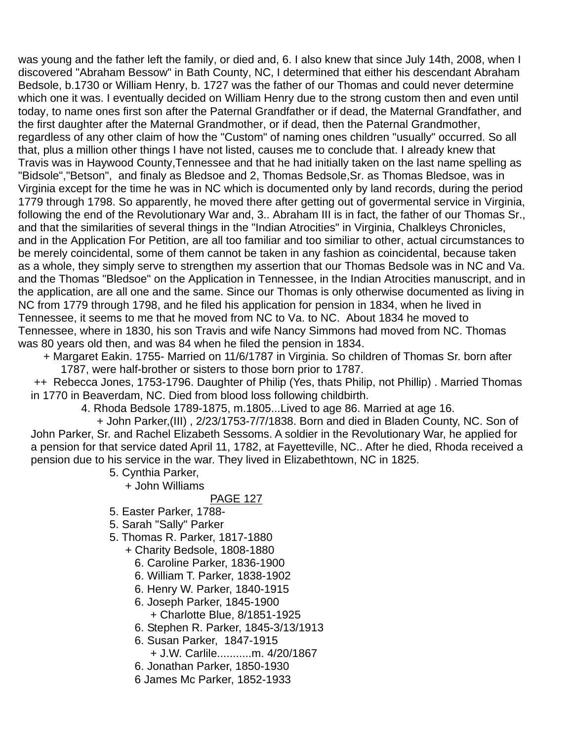was young and the father left the family, or died and, 6. I also knew that since July 14th, 2008, when I discovered "Abraham Bessow" in Bath County, NC, I determined that either his descendant Abraham Bedsole, b.1730 or William Henry, b. 1727 was the father of our Thomas and could never determine which one it was. I eventually decided on William Henry due to the strong custom then and even until today, to name ones first son after the Paternal Grandfather or if dead, the Maternal Grandfather, and the first daughter after the Maternal Grandmother, or if dead, then the Paternal Grandmother, regardless of any other claim of how the "Custom" of naming ones children "usually" occurred. So all that, plus a million other things I have not listed, causes me to conclude that. I already knew that Travis was in Haywood County,Tennessee and that he had initially taken on the last name spelling as "Bidsole","Betson", and finaly as Bledsoe and 2, Thomas Bedsole,Sr. as Thomas Bledsoe, was in Virginia except for the time he was in NC which is documented only by land records, during the period 1779 through 1798. So apparently, he moved there after getting out of govermental service in Virginia, following the end of the Revolutionary War and, 3.. Abraham III is in fact, the father of our Thomas Sr., and that the similarities of several things in the "Indian Atrocities" in Virginia, Chalkleys Chronicles, and in the Application For Petition, are all too familiar and too similiar to other, actual circumstances to be merely coincidental, some of them cannot be taken in any fashion as coincidental, because taken as a whole, they simply serve to strengthen my assertion that our Thomas Bedsole was in NC and Va. and the Thomas "Bledsoe" on the Application in Tennessee, in the Indian Atrocities manuscript, and in the application, are all one and the same. Since our Thomas is only otherwise documented as living in NC from 1779 through 1798, and he filed his application for pension in 1834, when he lived in Tennessee, it seems to me that he moved from NC to Va. to NC. About 1834 he moved to Tennessee, where in 1830, his son Travis and wife Nancy Simmons had moved from NC. Thomas was 80 years old then, and was 84 when he filed the pension in 1834.

+ Margaret Eakin. 1755- Married on 11/6/1787 in Virginia. So children of Thomas Sr. born after 1787, were half-brother or sisters to those born prior to 1787.

++ Rebecca Jones, 1753-1796. Daughter of Philip (Yes, thats Philip, not Phillip) . Married Thomas in 1770 in Beaverdam, NC. Died from blood loss following childbirth.

4. Rhoda Bedsole 1789-1875, m.1805...Lived to age 86. Married at age 16.

+ John Parker,(III) , 2/23/1753-7/7/1838. Born and died in Bladen County, NC. Son of John Parker, Sr. and Rachel Elizabeth Sessoms. A soldier in the Revolutionary War, he applied for a pension for that service dated April 11, 1782, at Fayetteville, NC.. After he died, Rhoda received a pension due to his service in the war. They lived in Elizabethtown, NC in 1825.

5. Cynthia Parker,

+ John Williams

PAGE 127

5. Easter Parker, 1788-

5. Sarah "Sally" Parker

5. Thomas R. Parker, 1817-1880

+ Charity Bedsole, 1808-1880

6. Caroline Parker, 1836-1900

6. William T. Parker, 1838-1902

6. Henry W. Parker, 1840-1915

6. Joseph Parker, 1845-1900

+ Charlotte Blue, 8/1851-1925

6. Stephen R. Parker, 1845-3/13/1913

6. Susan Parker, 1847-1915

+ J.W. Carlile...........m. 4/20/1867

6. Jonathan Parker, 1850-1930

6 James Mc Parker, 1852-1933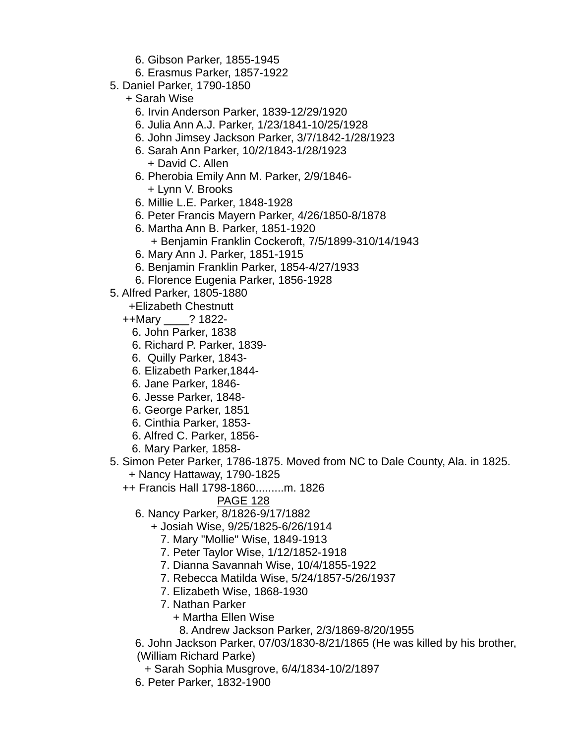6. Gibson Parker, 1855-1945
6. Erasmus Parker, 1857-1922
5. Daniel Parker, 1790-1850
+ Sarah Wise
6. Irvin Anderson Parker, 1839-12/29/1920
6. Julia Ann A.J. Parker, 1/23/1841-10/25/1928
6. John Jimsey Jackson Parker, 3/7/1842-1/28/1923
6. Sarah Ann Parker, 10/2/1843-1/28/1923
+ David C. Allen
6. Pherobia Emily Ann M. Parker, 2/9/1846-
+ Lynn V. Brooks
6. Millie L.E. Parker, 1848-1928
6. Peter Francis Mayern Parker, 4/26/1850-8/1878
6. Martha Ann B. Parker, 1851-1920
+ Benjamin Franklin Cockeroft, 7/5/1899-310/14/1943
6. Mary Ann J. Parker, 1851-1915
6. Benjamin Franklin Parker, 1854-4/27/1933
6. Florence Eugenia Parker, 1856-1928
5. Alfred Parker, 1805-1880
+Elizabeth Chestnutt
++Mary ____? 1822-
6. John Parker, 1838
6. Richard P. Parker, 1839-
6. Quilly Parker, 1843-
6. Elizabeth Parker,1844-
6. Jane Parker, 1846-
6. Jesse Parker, 1848-
6. George Parker, 1851
6. Cinthia Parker, 1853-
6. Alfred C. Parker, 1856-
6. Mary Parker, 1858-
5. Simon Peter Parker, 1786-1875. Moved from NC to Dale County, Ala. in 1825.
+ Nancy Hattaway, 1790-1825
++ Francis Hall 1798-1860.........m. 1826
PAGE 128
6. Nancy Parker, 8/1826-9/17/1882
+ Josiah Wise, 9/25/1825-6/26/1914
7. Mary "Mollie" Wise, 1849-1913
7. Peter Taylor Wise, 1/12/1852-1918
7. Dianna Savannah Wise, 10/4/1855-1922
7. Rebecca Matilda Wise, 5/24/1857-5/26/1937
7. Elizabeth Wise, 1868-1930
7. Nathan Parker
+ Martha Ellen Wise
8. Andrew Jackson Parker, 2/3/1869-8/20/1955
6. John Jackson Parker, 07/03/1830-8/21/1865 (He was killed by his brother, (William Richard Parke)
+ Sarah Sophia Musgrove, 6/4/1834-10/2/1897
6. Peter Parker, 1832-1900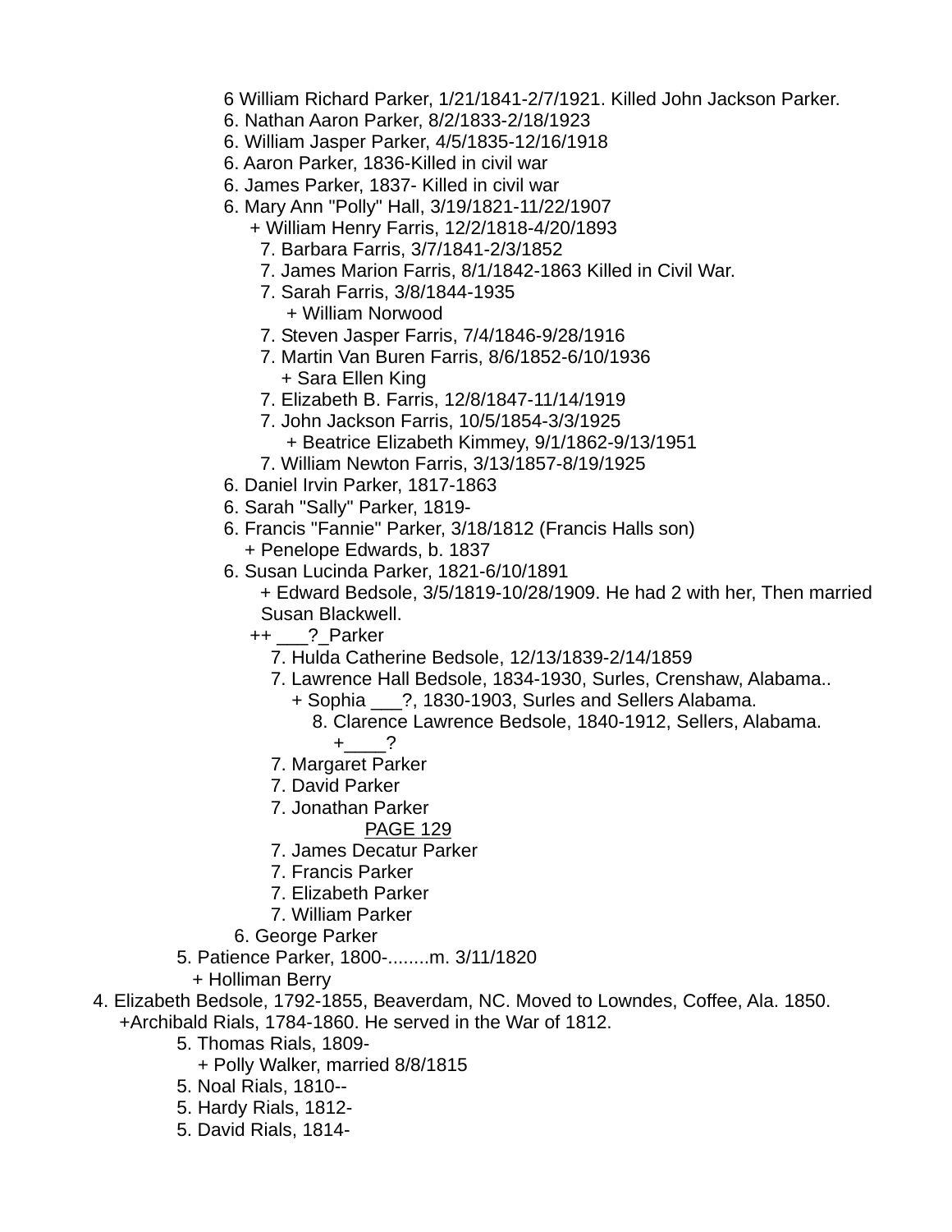6 William Richard Parker, 1/21/1841-2/7/1921. Killed John Jackson Parker.
6. Nathan Aaron Parker, 8/2/1833-2/18/1923
6. William Jasper Parker, 4/5/1835-12/16/1918
6. Aaron Parker, 1836-Killed in civil war
6. James Parker, 1837- Killed in civil war
6. Mary Ann "Polly" Hall, 3/19/1821-11/22/1907
+ William Henry Farris, 12/2/1818-4/20/1893
7. Barbara Farris, 3/7/1841-2/3/1852
7. James Marion Farris, 8/1/1842-1863 Killed in Civil War.
7. Sarah Farris, 3/8/1844-1935
+ William Norwood
7. Steven Jasper Farris, 7/4/1846-9/28/1916
7. Martin Van Buren Farris, 8/6/1852-6/10/1936
+ Sara Ellen King
7. Elizabeth B. Farris, 12/8/1847-11/14/1919
7. John Jackson Farris, 10/5/1854-3/3/1925
+ Beatrice Elizabeth Kimmey, 9/1/1862-9/13/1951
7. William Newton Farris, 3/13/1857-8/19/1925
6. Daniel Irvin Parker, 1817-1863
6. Sarah "Sally" Parker, 1819-
6. Francis "Fannie" Parker, 3/18/1812 (Francis Halls son)
+ Penelope Edwards, b. 1837
6. Susan Lucinda Parker, 1821-6/10/1891
+ Edward Bedsole, 3/5/1819-10/28/1909. He had 2 with her, Then married Susan Blackwell.
++ ___?_Parker
7. Hulda Catherine Bedsole, 12/13/1839-2/14/1859
7. Lawrence Hall Bedsole, 1834-1930, Surles, Crenshaw, Alabama..
+ Sophia ___?, 1830-1903, Surles and Sellers Alabama.
8. Clarence Lawrence Bedsole, 1840-1912, Sellers, Alabama.
+____?
7. Margaret Parker
7. David Parker
7. Jonathan Parker
PAGE 129
7. James Decatur Parker
7. Francis Parker
7. Elizabeth Parker
7. William Parker
6. George Parker
5. Patience Parker, 1800-........m. 3/11/1820
+ Holliman Berry
4. Elizabeth Bedsole, 1792-1855, Beaverdam, NC. Moved to Lowndes, Coffee, Ala. 1850.
+Archibald Rials, 1784-1860. He served in the War of 1812.
5. Thomas Rials, 1809-
+ Polly Walker, married 8/8/1815
5. Noal Rials, 1810--
5. Hardy Rials, 1812-
5. David Rials, 1814-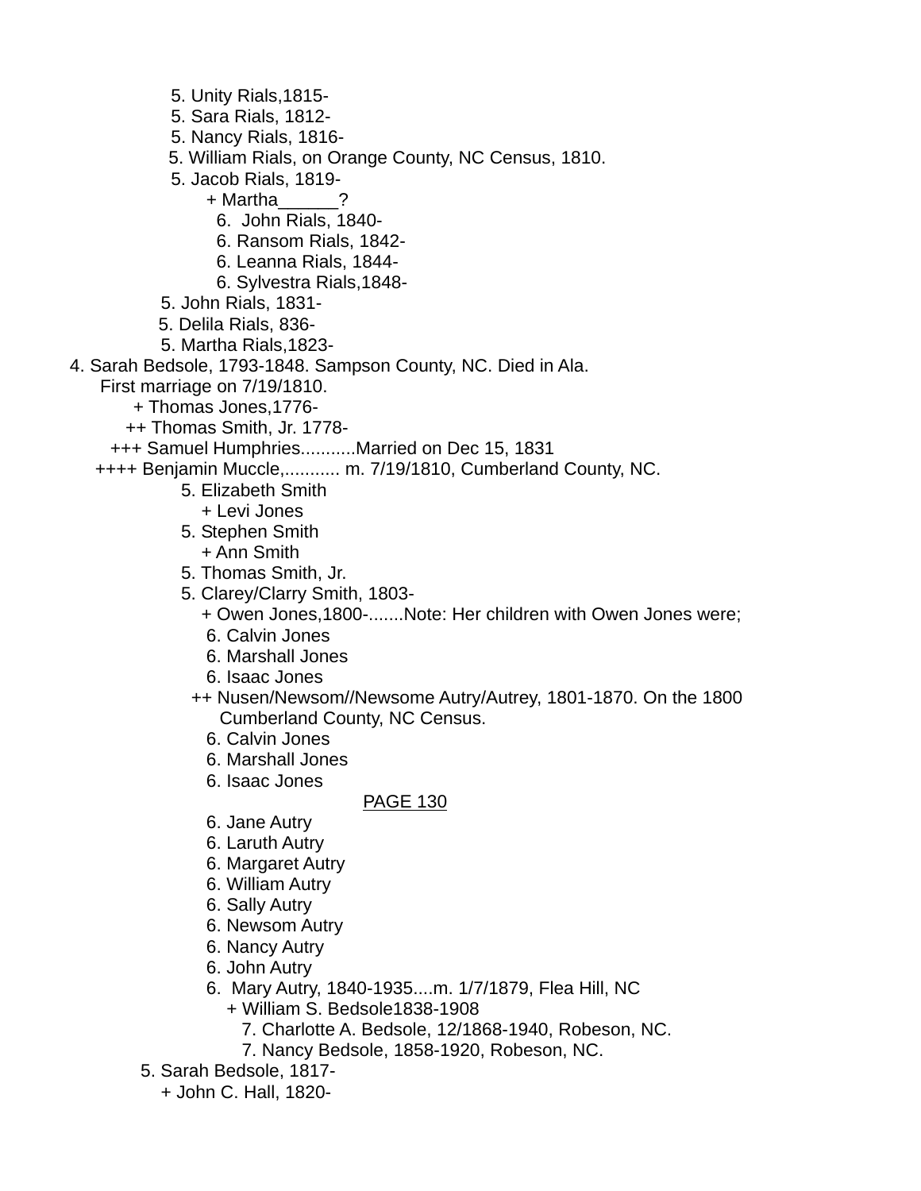5. Unity Rials,1815-
5. Sara Rials, 1812-
5. Nancy Rials, 1816-
5. William Rials, on Orange County, NC Census, 1810.
5. Jacob Rials, 1819-
+ Martha______?
6. John Rials, 1840-
6. Ransom Rials, 1842-
6. Leanna Rials, 1844-
6. Sylvestra Rials,1848-
5. John Rials, 1831-
5. Delila Rials, 836-
5. Martha Rials,1823-
4. Sarah Bedsole, 1793-1848. Sampson County, NC. Died in Ala.
First marriage on 7/19/1810.
+ Thomas Jones,1776-
++ Thomas Smith, Jr. 1778-
+++ Samuel Humphries...........Married on Dec 15, 1831
++++ Benjamin Muccle,........... m. 7/19/1810, Cumberland County, NC.
5. Elizabeth Smith
+ Levi Jones
5. Stephen Smith
+ Ann Smith
5. Thomas Smith, Jr.
5. Clarey/Clarry Smith, 1803-
+ Owen Jones,1800-.......Note: Her children with Owen Jones were;
6. Calvin Jones
6. Marshall Jones
6. Isaac Jones
++ Nusen/Newsom//Newsome Autry/Autrey, 1801-1870. On the 1800 Cumberland County, NC Census.
6. Calvin Jones
6. Marshall Jones
6. Isaac Jones

PAGE 130

6. Jane Autry
6. Laruth Autry
6. Margaret Autry
6. William Autry
6. Sally Autry
6. Newsom Autry
6. Nancy Autry
6. John Autry
6. Mary Autry, 1840-1935....m. 1/7/1879, Flea Hill, NC
+ William S. Bedsole1838-1908
7. Charlotte A. Bedsole, 12/1868-1940, Robeson, NC.
7. Nancy Bedsole, 1858-1920, Robeson, NC.
5. Sarah Bedsole, 1817-
+ John C. Hall, 1820-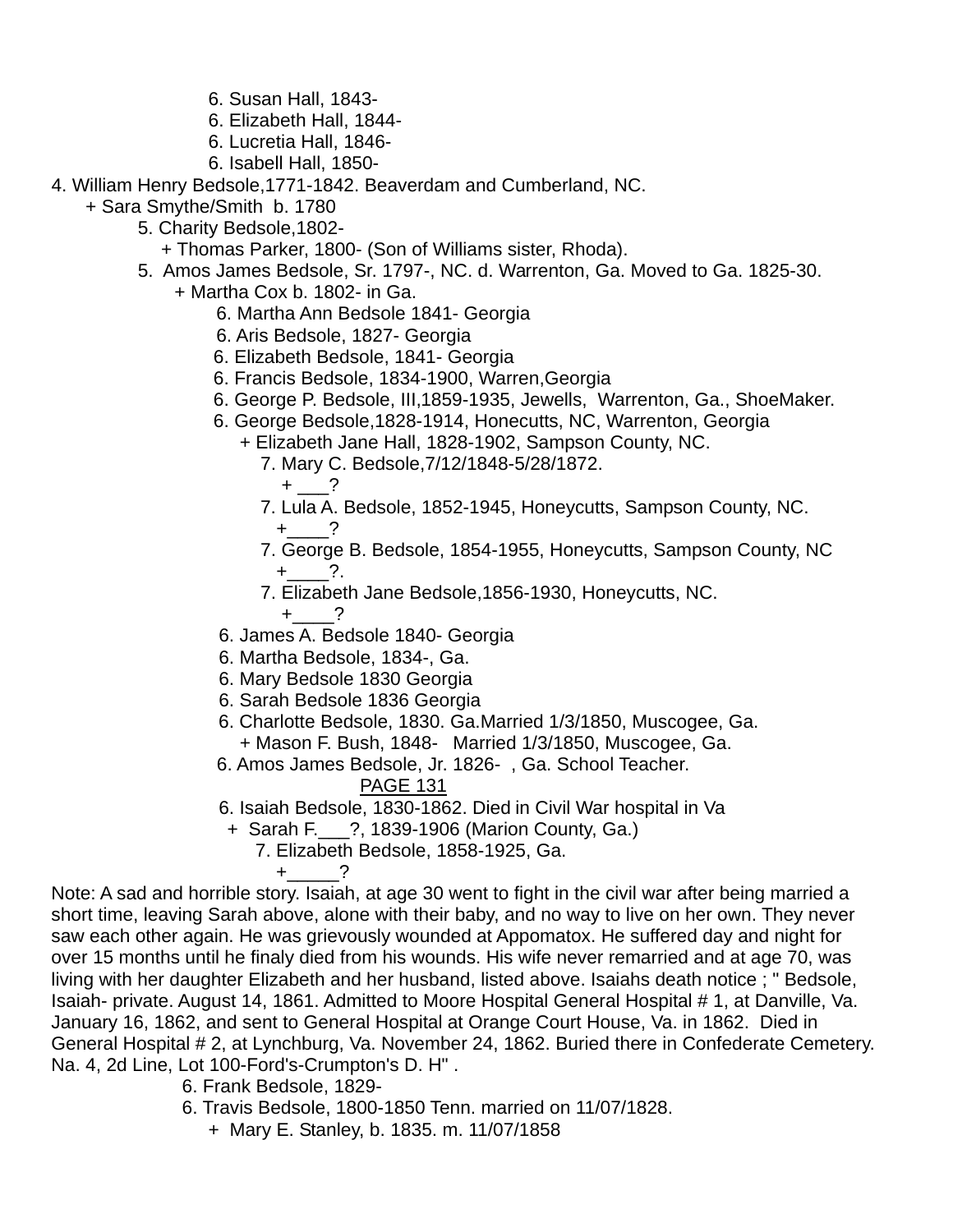6. Susan Hall, 1843-
6. Elizabeth Hall, 1844-
6. Lucretia Hall, 1846-
6. Isabell Hall, 1850-

4. William Henry Bedsole,1771-1842. Beaverdam and Cumberland, NC.
+ Sara Smythe/Smith b. 1780
5. Charity Bedsole,1802-
+ Thomas Parker, 1800- (Son of Williams sister, Rhoda).
5. Amos James Bedsole, Sr. 1797-, NC. d. Warrenton, Ga. Moved to Ga. 1825-30.
+ Martha Cox b. 1802- in Ga.
6. Martha Ann Bedsole 1841- Georgia
6. Aris Bedsole, 1827- Georgia
6. Elizabeth Bedsole, 1841- Georgia
6. Francis Bedsole, 1834-1900, Warren,Georgia
6. George P. Bedsole, III,1859-1935, Jewells, Warrenton, Ga., ShoeMaker.
6. George Bedsole,1828-1914, Honecutts, NC, Warrenton, Georgia
+ Elizabeth Jane Hall, 1828-1902, Sampson County, NC.
7. Mary C. Bedsole,7/12/1848-5/28/1872.
+ ___?
7. Lula A. Bedsole, 1852-1945, Honeycutts, Sampson County, NC.
+____?
7. George B. Bedsole, 1854-1955, Honeycutts, Sampson County, NC
+____?.
7. Elizabeth Jane Bedsole,1856-1930, Honeycutts, NC.
+____?
6. James A. Bedsole 1840- Georgia
6. Martha Bedsole, 1834-, Ga.
6. Mary Bedsole 1830 Georgia
6. Sarah Bedsole 1836 Georgia
6. Charlotte Bedsole, 1830. Ga.Married 1/3/1850, Muscogee, Ga.
+ Mason F. Bush, 1848- Married 1/3/1850, Muscogee, Ga.
6. Amos James Bedsole, Jr. 1826- , Ga. School Teacher.

PAGE 131

6. Isaiah Bedsole, 1830-1862. Died in Civil War hospital in Va
+ Sarah F.___?, 1839-1906 (Marion County, Ga.)
7. Elizabeth Bedsole, 1858-1925, Ga.
+_____?

Note: A sad and horrible story. Isaiah, at age 30 went to fight in the civil war after being married a short time, leaving Sarah above, alone with their baby, and no way to live on her own. They never saw each other again. He was grievously wounded at Appomatox. He suffered day and night for over 15 months until he finaly died from his wounds. His wife never remarried and at age 70, was living with her daughter Elizabeth and her husband, listed above. Isaiahs death notice ; " Bedsole, Isaiah- private. August 14, 1861. Admitted to Moore Hospital General Hospital # 1, at Danville, Va. January 16, 1862, and sent to General Hospital at Orange Court House, Va. in 1862. Died in General Hospital # 2, at Lynchburg, Va. November 24, 1862. Buried there in Confederate Cemetery. Na. 4, 2d Line, Lot 100-Ford's-Crumpton's D. H" .

6. Frank Bedsole, 1829-
6. Travis Bedsole, 1800-1850 Tenn. married on 11/07/1828.
+ Mary E. Stanley, b. 1835. m. 11/07/1858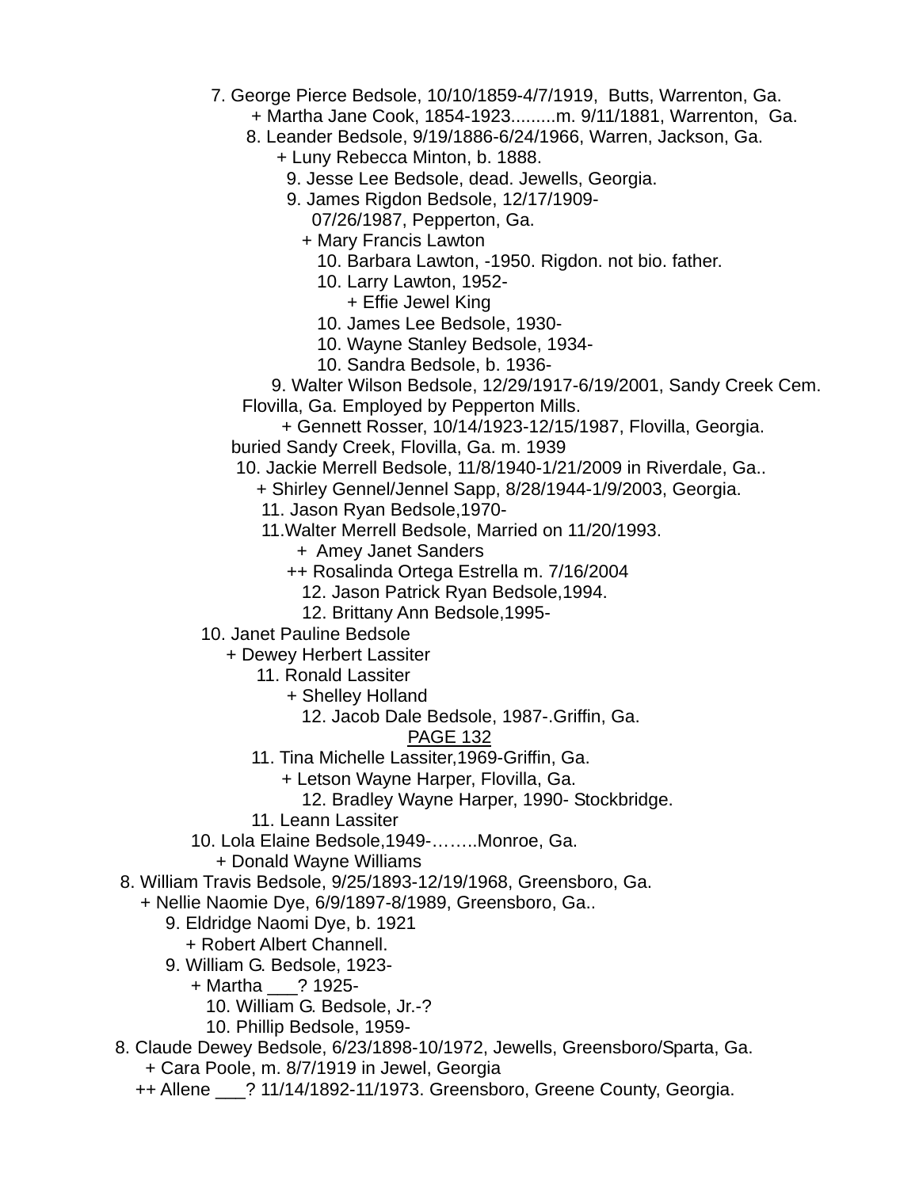7. George Pierce Bedsole, 10/10/1859-4/7/1919, Butts, Warrenton, Ga.
+ Martha Jane Cook, 1854-1923.........m. 9/11/1881, Warrenton, Ga.
8. Leander Bedsole, 9/19/1886-6/24/1966, Warren, Jackson, Ga.
+ Luny Rebecca Minton, b. 1888.
9. Jesse Lee Bedsole, dead. Jewells, Georgia.
9. James Rigdon Bedsole, 12/17/1909-
07/26/1987, Pepperton, Ga.
+ Mary Francis Lawton
10. Barbara Lawton, -1950. Rigdon. not bio. father.
10. Larry Lawton, 1952-
+ Effie Jewel King
10. James Lee Bedsole, 1930-
10. Wayne Stanley Bedsole, 1934-
10. Sandra Bedsole, b. 1936-
9. Walter Wilson Bedsole, 12/29/1917-6/19/2001, Sandy Creek Cem.
Flovilla, Ga. Employed by Pepperton Mills.
+ Gennett Rosser, 10/14/1923-12/15/1987, Flovilla, Georgia.
buried Sandy Creek, Flovilla, Ga. m. 1939
10. Jackie Merrell Bedsole, 11/8/1940-1/21/2009 in Riverdale, Ga..
+ Shirley Gennel/Jennel Sapp, 8/28/1944-1/9/2003, Georgia.
11. Jason Ryan Bedsole,1970-
11.Walter Merrell Bedsole, Married on 11/20/1993.
+ Amey Janet Sanders
++ Rosalinda Ortega Estrella m. 7/16/2004
12. Jason Patrick Ryan Bedsole,1994.
12. Brittany Ann Bedsole,1995-
10. Janet Pauline Bedsole
+ Dewey Herbert Lassiter
11. Ronald Lassiter
+ Shelley Holland
12. Jacob Dale Bedsole, 1987-.Griffin, Ga.

PAGE 132

11. Tina Michelle Lassiter,1969-Griffin, Ga.
+ Letson Wayne Harper, Flovilla, Ga.
12. Bradley Wayne Harper, 1990- Stockbridge.
11. Leann Lassiter
10. Lola Elaine Bedsole,1949-……..Monroe, Ga.
+ Donald Wayne Williams
8. William Travis Bedsole, 9/25/1893-12/19/1968, Greensboro, Ga.
+ Nellie Naomie Dye, 6/9/1897-8/1989, Greensboro, Ga..
9. Eldridge Naomi Dye, b. 1921
+ Robert Albert Channell.
9. William G. Bedsole, 1923-
+ Martha ___? 1925-
10. William G. Bedsole, Jr.-?
10. Phillip Bedsole, 1959-
8. Claude Dewey Bedsole, 6/23/1898-10/1972, Jewells, Greensboro/Sparta, Ga.
+ Cara Poole, m. 8/7/1919 in Jewel, Georgia
++ Allene ___? 11/14/1892-11/1973. Greensboro, Greene County, Georgia.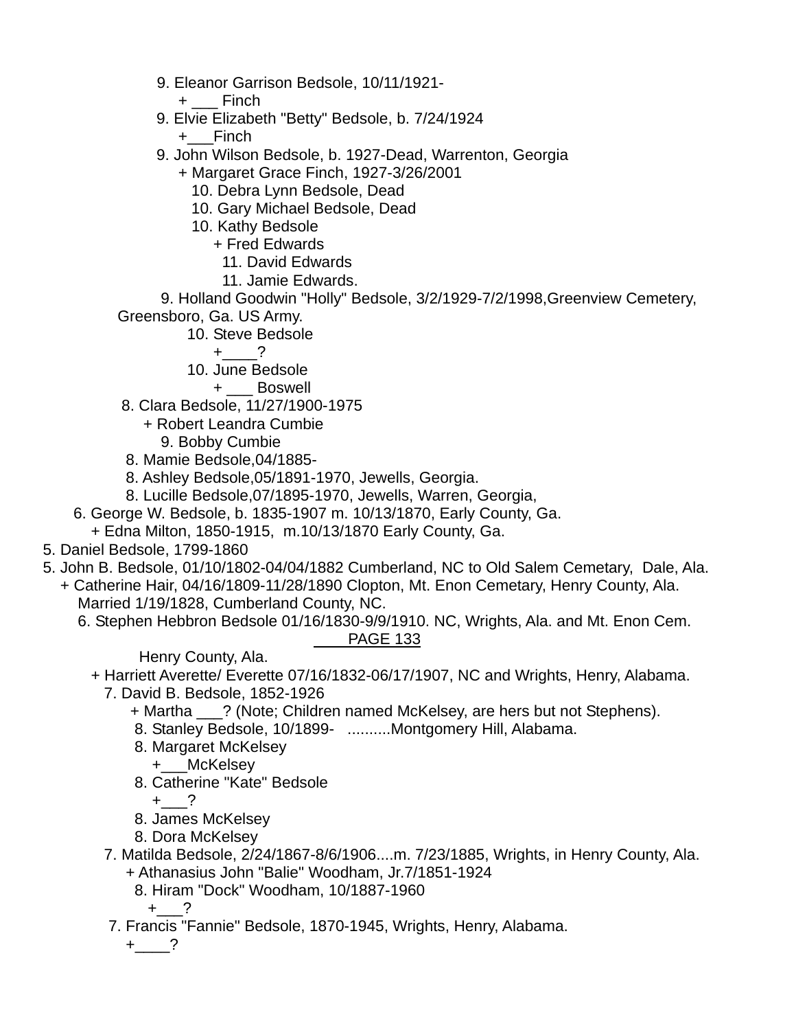9. Eleanor Garrison Bedsole, 10/11/1921-
+ ___ Finch
9. Elvie Elizabeth "Betty" Bedsole, b. 7/24/1924
+___Finch
9. John Wilson Bedsole, b. 1927-Dead, Warrenton, Georgia
+ Margaret Grace Finch, 1927-3/26/2001
10. Debra Lynn Bedsole, Dead
10. Gary Michael Bedsole, Dead
10. Kathy Bedsole
+ Fred Edwards
11. David Edwards
11. Jamie Edwards.
9. Holland Goodwin "Holly" Bedsole, 3/2/1929-7/2/1998,Greenview Cemetery, Greensboro, Ga. US Army.
10. Steve Bedsole
+____?
10. June Bedsole
+ ___ Boswell
8. Clara Bedsole, 11/27/1900-1975
+ Robert Leandra Cumbie
9. Bobby Cumbie
8. Mamie Bedsole,04/1885-
8. Ashley Bedsole,05/1891-1970, Jewells, Georgia.
8. Lucille Bedsole,07/1895-1970, Jewells, Warren, Georgia,
6. George W. Bedsole, b. 1835-1907 m. 10/13/1870, Early County, Ga.
+ Edna Milton, 1850-1915, m.10/13/1870 Early County, Ga.
5. Daniel Bedsole, 1799-1860
5. John B. Bedsole, 01/10/1802-04/04/1882 Cumberland, NC to Old Salem Cemetary, Dale, Ala.
+ Catherine Hair, 04/16/1809-11/28/1890 Clopton, Mt. Enon Cemetary, Henry County, Ala.
Married 1/19/1828, Cumberland County, NC.
6. Stephen Hebbron Bedsole 01/16/1830-9/9/1910. NC, Wrights, Ala. and Mt. Enon Cem.

PAGE 133

Henry County, Ala.
+ Harriett Averette/ Everette 07/16/1832-06/17/1907, NC and Wrights, Henry, Alabama.
7. David B. Bedsole, 1852-1926
+ Martha ___? (Note; Children named McKelsey, are hers but not Stephens).
8. Stanley Bedsole, 10/1899- ..........Montgomery Hill, Alabama.
8. Margaret McKelsey
+___McKelsey
8. Catherine "Kate" Bedsole
+___?
8. James McKelsey
8. Dora McKelsey
7. Matilda Bedsole, 2/24/1867-8/6/1906....m. 7/23/1885, Wrights, in Henry County, Ala.
+ Athanasius John "Balie" Woodham, Jr.7/1851-1924
8. Hiram "Dock" Woodham, 10/1887-1960
+___?
7. Francis "Fannie" Bedsole, 1870-1945, Wrights, Henry, Alabama.
+____?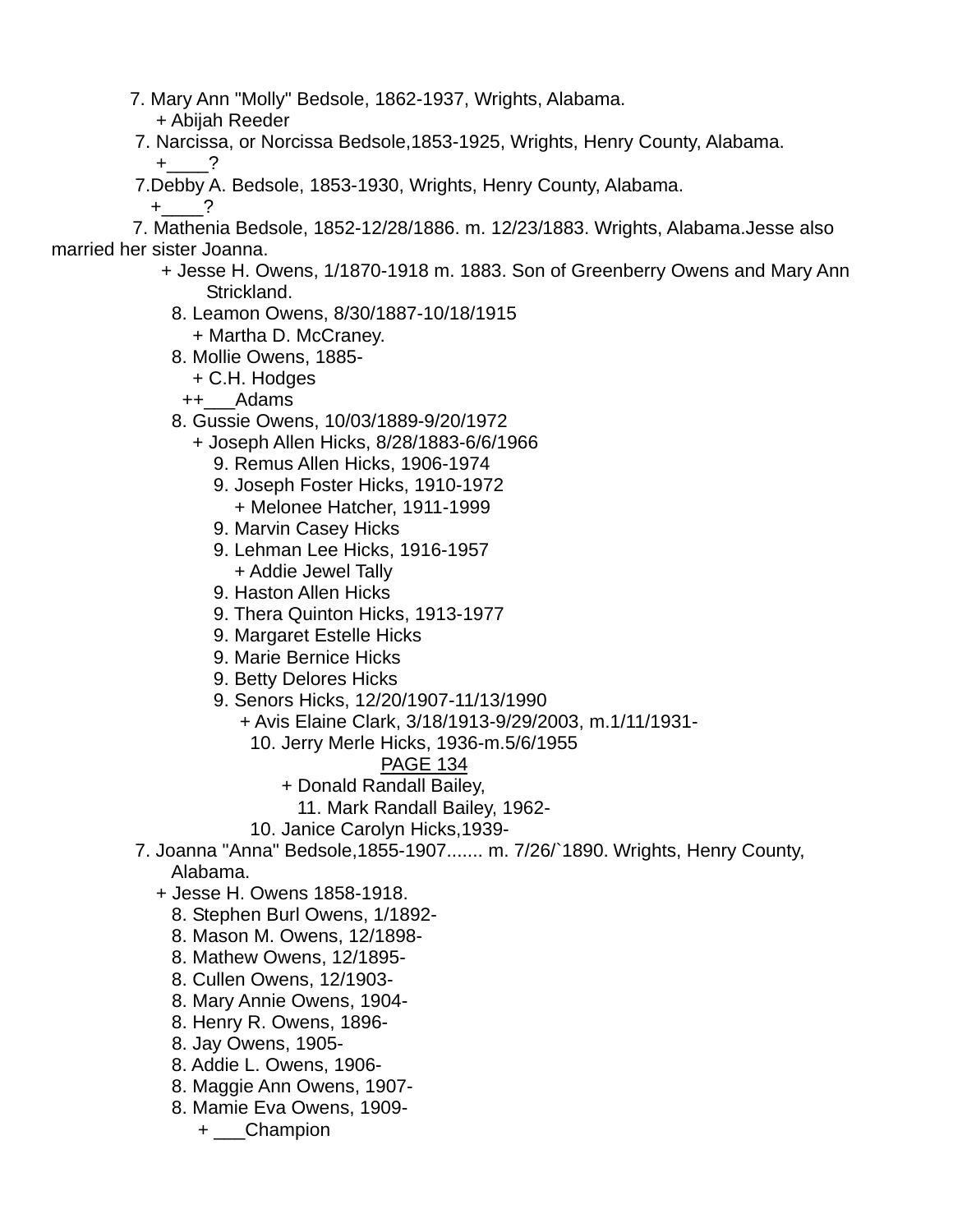7. Mary Ann "Molly" Bedsole, 1862-1937, Wrights, Alabama.
  + Abijah Reeder
7. Narcissa, or Norcissa Bedsole,1853-1925, Wrights, Henry County, Alabama.
  +____?
7.Debby A. Bedsole, 1853-1930, Wrights, Henry County, Alabama.
  +____?
7. Mathenia Bedsole, 1852-12/28/1886. m. 12/23/1883. Wrights, Alabama.Jesse also married her sister Joanna.
  + Jesse H. Owens, 1/1870-1918 m. 1883. Son of Greenberry Owens and Mary Ann Strickland.
    8. Leamon Owens, 8/30/1887-10/18/1915
      + Martha D. McCraney.
    8. Mollie Owens, 1885-
      + C.H. Hodges
      ++___Adams
    8. Gussie Owens, 10/03/1889-9/20/1972
      + Joseph Allen Hicks, 8/28/1883-6/6/1966
        9. Remus Allen Hicks, 1906-1974
        9. Joseph Foster Hicks, 1910-1972
          + Melonee Hatcher, 1911-1999
        9. Marvin Casey Hicks
        9. Lehman Lee Hicks, 1916-1957
          + Addie Jewel Tally
        9. Haston Allen Hicks
        9. Thera Quinton Hicks, 1913-1977
        9. Margaret Estelle Hicks
        9. Marie Bernice Hicks
        9. Betty Delores Hicks
        9. Senors Hicks, 12/20/1907-11/13/1990
          + Avis Elaine Clark, 3/18/1913-9/29/2003, m.1/11/1931-
            10. Jerry Merle Hicks, 1936-m.5/6/1955

PAGE 134

              + Donald Randall Bailey,
                11. Mark Randall Bailey, 1962-
            10. Janice Carolyn Hicks,1939-
7. Joanna "Anna" Bedsole,1855-1907....... m. 7/26/`1890. Wrights, Henry County, Alabama.
  + Jesse H. Owens 1858-1918.
    8. Stephen Burl Owens, 1/1892-
    8. Mason M. Owens, 12/1898-
    8. Mathew Owens, 12/1895-
    8. Cullen Owens, 12/1903-
    8. Mary Annie Owens, 1904-
    8. Henry R. Owens, 1896-
    8. Jay Owens, 1905-
    8. Addie L. Owens, 1906-
    8. Maggie Ann Owens, 1907-
    8. Mamie Eva Owens, 1909-
      + ___Champion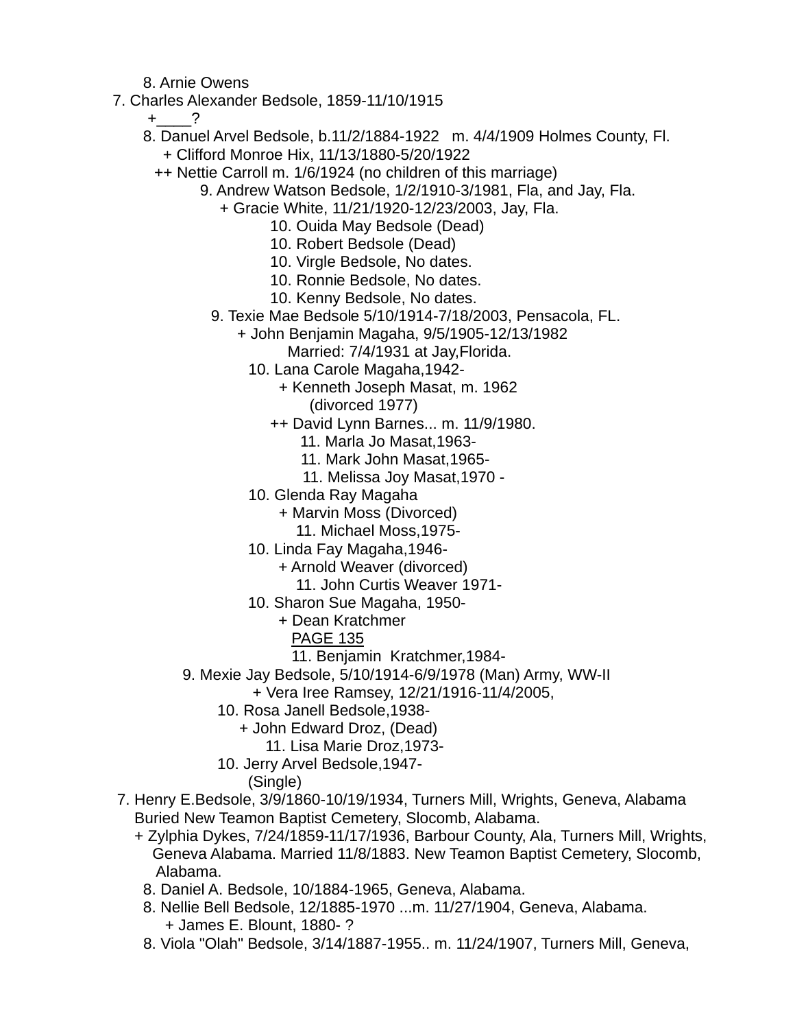8. Arnie Owens

7. Charles Alexander Bedsole, 1859-11/10/1915
 +____?
 8. Danuel Arvel Bedsole, b.11/2/1884-1922 m. 4/4/1909 Holmes County, Fl.
 + Clifford Monroe Hix, 11/13/1880-5/20/1922
 ++ Nettie Carroll m. 1/6/1924 (no children of this marriage)
 9. Andrew Watson Bedsole, 1/2/1910-3/1981, Fla, and Jay, Fla.
 + Gracie White, 11/21/1920-12/23/2003, Jay, Fla.
 10. Ouida May Bedsole (Dead)
 10. Robert Bedsole (Dead)
 10. Virgle Bedsole, No dates.
 10. Ronnie Bedsole, No dates.
 10. Kenny Bedsole, No dates.
 9. Texie Mae Bedsole 5/10/1914-7/18/2003, Pensacola, FL.
 + John Benjamin Magaha, 9/5/1905-12/13/1982
 Married: 7/4/1931 at Jay,Florida.
 10. Lana Carole Magaha,1942-
 + Kenneth Joseph Masat, m. 1962
 (divorced 1977)
 ++ David Lynn Barnes... m. 11/9/1980.
 11. Marla Jo Masat,1963-
 11. Mark John Masat,1965-
 11. Melissa Joy Masat,1970 -
 10. Glenda Ray Magaha
 + Marvin Moss (Divorced)
 11. Michael Moss,1975-
 10. Linda Fay Magaha,1946-
 + Arnold Weaver (divorced)
 11. John Curtis Weaver 1971-
 10. Sharon Sue Magaha, 1950-
 + Dean Kratchmer
 PAGE 135
 11. Benjamin Kratchmer,1984-
 9. Mexie Jay Bedsole, 5/10/1914-6/9/1978 (Man) Army, WW-II
 + Vera Iree Ramsey, 12/21/1916-11/4/2005,
 10. Rosa Janell Bedsole,1938-
 + John Edward Droz, (Dead)
 11. Lisa Marie Droz,1973-
 10. Jerry Arvel Bedsole,1947-
 (Single)

7. Henry E.Bedsole, 3/9/1860-10/19/1934, Turners Mill, Wrights, Geneva, Alabama
 Buried New Teamon Baptist Cemetery, Slocomb, Alabama.
 + Zylphia Dykes, 7/24/1859-11/17/1936, Barbour County, Ala, Turners Mill, Wrights, Geneva Alabama. Married 11/8/1883. New Teamon Baptist Cemetery, Slocomb, Alabama.
 8. Daniel A. Bedsole, 10/1884-1965, Geneva, Alabama.
 8. Nellie Bell Bedsole, 12/1885-1970 ...m. 11/27/1904, Geneva, Alabama.
 + James E. Blount, 1880- ?
 8. Viola "Olah" Bedsole, 3/14/1887-1955.. m. 11/24/1907, Turners Mill, Geneva,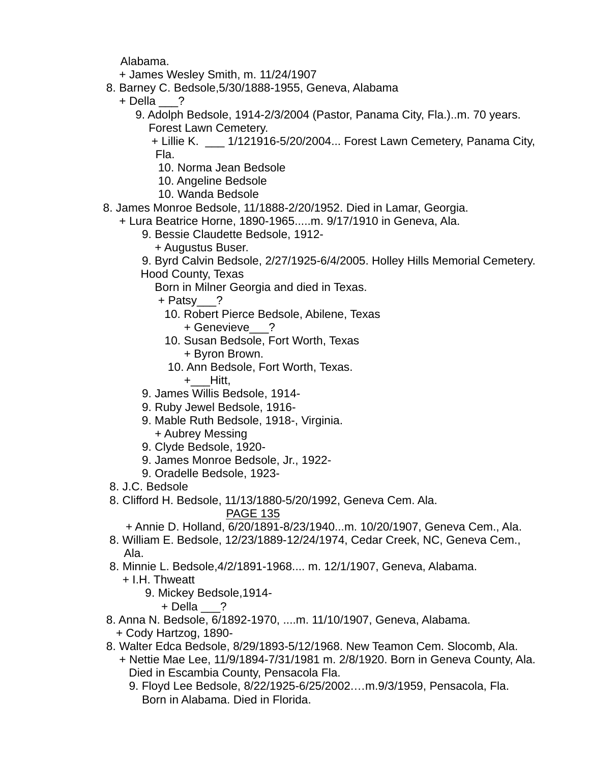Alabama.
+ James Wesley Smith, m. 11/24/1907

8. Barney C. Bedsole,5/30/1888-1955, Geneva, Alabama
    + Della ___?
        9. Adolph Bedsole, 1914-2/3/2004 (Pastor, Panama City, Fla.)..m. 70 years. Forest Lawn Cemetery.
            + Lillie K. ___ 1/121916-5/20/2004... Forest Lawn Cemetery, Panama City, Fla.
                10. Norma Jean Bedsole
                10. Angeline Bedsole
                10. Wanda Bedsole

8. James Monroe Bedsole, 11/1888-2/20/1952. Died in Lamar, Georgia.
    + Lura Beatrice Horne, 1890-1965.....m. 9/17/1910 in Geneva, Ala.
        9. Bessie Claudette Bedsole, 1912-
            + Augustus Buser.
        9. Byrd Calvin Bedsole, 2/27/1925-6/4/2005. Holley Hills Memorial Cemetery. Hood County, Texas
            Born in Milner Georgia and died in Texas.
            + Patsy___?
                10. Robert Pierce Bedsole, Abilene, Texas
                    + Genevieve___?
                10. Susan Bedsole, Fort Worth, Texas
                    + Byron Brown.
                10. Ann Bedsole, Fort Worth, Texas.
                    +___Hitt,
        9. James Willis Bedsole, 1914-
        9. Ruby Jewel Bedsole, 1916-
        9. Mable Ruth Bedsole, 1918-, Virginia.
            + Aubrey Messing
        9. Clyde Bedsole, 1920-
        9. James Monroe Bedsole, Jr., 1922-
        9. Oradelle Bedsole, 1923-

8. J.C. Bedsole

8. Clifford H. Bedsole, 11/13/1880-5/20/1992, Geneva Cem. Ala.

PAGE 135

    + Annie D. Holland, 6/20/1891-8/23/1940...m. 10/20/1907, Geneva Cem., Ala.

8. William E. Bedsole, 12/23/1889-12/24/1974, Cedar Creek, NC, Geneva Cem., Ala.

8. Minnie L. Bedsole,4/2/1891-1968.... m. 12/1/1907, Geneva, Alabama.
    + I.H. Thweatt
        9. Mickey Bedsole,1914-
            + Della ___?

8. Anna N. Bedsole, 6/1892-1970, ....m. 11/10/1907, Geneva, Alabama.
    + Cody Hartzog, 1890-

8. Walter Edca Bedsole, 8/29/1893-5/12/1968. New Teamon Cem. Slocomb, Ala.
    + Nettie Mae Lee, 11/9/1894-7/31/1981 m. 2/8/1920. Born in Geneva County, Ala. Died in Escambia County, Pensacola Fla.
        9. Floyd Lee Bedsole, 8/22/1925-6/25/2002….m.9/3/1959, Pensacola, Fla. Born in Alabama. Died in Florida.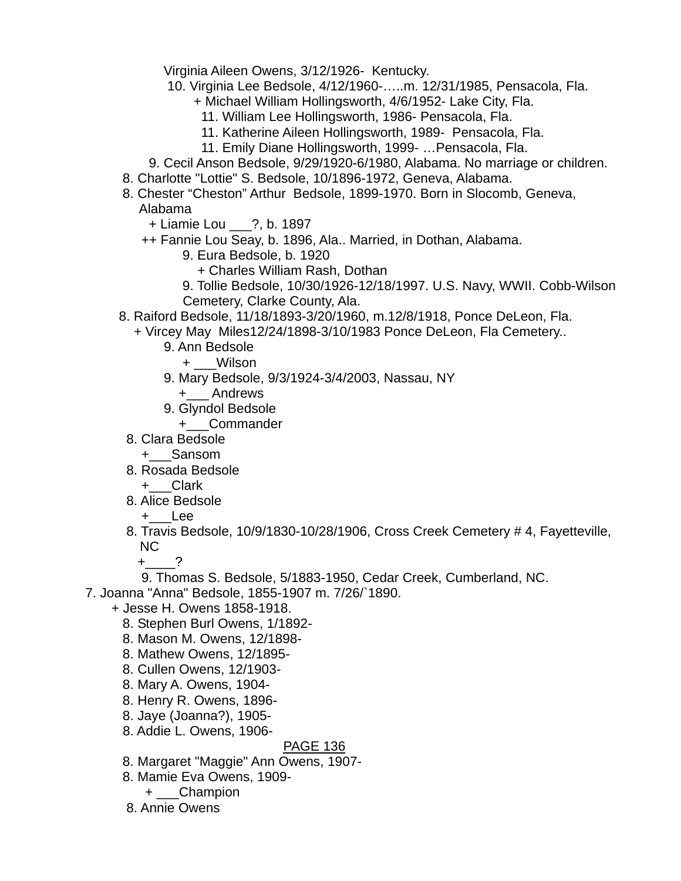Virginia Aileen Owens, 3/12/1926- Kentucky.

10. Virginia Lee Bedsole, 4/12/1960-…..m. 12/31/1985, Pensacola, Fla.

+ Michael William Hollingsworth, 4/6/1952- Lake City, Fla.

11. William Lee Hollingsworth, 1986- Pensacola, Fla.

11. Katherine Aileen Hollingsworth, 1989- Pensacola, Fla.

11. Emily Diane Hollingsworth, 1999- …Pensacola, Fla.

9. Cecil Anson Bedsole, 9/29/1920-6/1980, Alabama. No marriage or children.

8. Charlotte "Lottie" S. Bedsole, 10/1896-1972, Geneva, Alabama.

8. Chester “Cheston” Arthur Bedsole, 1899-1970. Born in Slocomb, Geneva, Alabama

+ Liamie Lou ___?, b. 1897

++ Fannie Lou Seay, b. 1896, Ala.. Married, in Dothan, Alabama.

9. Eura Bedsole, b. 1920

+ Charles William Rash, Dothan

9. Tollie Bedsole, 10/30/1926-12/18/1997. U.S. Navy, WWII. Cobb-Wilson Cemetery, Clarke County, Ala.

8. Raiford Bedsole, 11/18/1893-3/20/1960, m.12/8/1918, Ponce DeLeon, Fla.

+ Vircey May Miles12/24/1898-3/10/1983 Ponce DeLeon, Fla Cemetery..

9. Ann Bedsole

+ ___Wilson

9. Mary Bedsole, 9/3/1924-3/4/2003, Nassau, NY

+___ Andrews

9. Glyndol Bedsole

+___Commander

8. Clara Bedsole

+___Sansom

8. Rosada Bedsole

+___Clark

8. Alice Bedsole

+___Lee

8. Travis Bedsole, 10/9/1830-10/28/1906, Cross Creek Cemetery # 4, Fayetteville, NC

+____?

9. Thomas S. Bedsole, 5/1883-1950, Cedar Creek, Cumberland, NC.

7. Joanna "Anna" Bedsole, 1855-1907 m. 7/26/`1890.

+ Jesse H. Owens 1858-1918.

8. Stephen Burl Owens, 1/1892-

8. Mason M. Owens, 12/1898-

8. Mathew Owens, 12/1895-

8. Cullen Owens, 12/1903-

8. Mary A. Owens, 1904-

8. Henry R. Owens, 1896-

8. Jaye (Joanna?), 1905-

8. Addie L. Owens, 1906-

PAGE 136

8. Margaret "Maggie" Ann Owens, 1907-

8. Mamie Eva Owens, 1909-

+ ___Champion

8. Annie Owens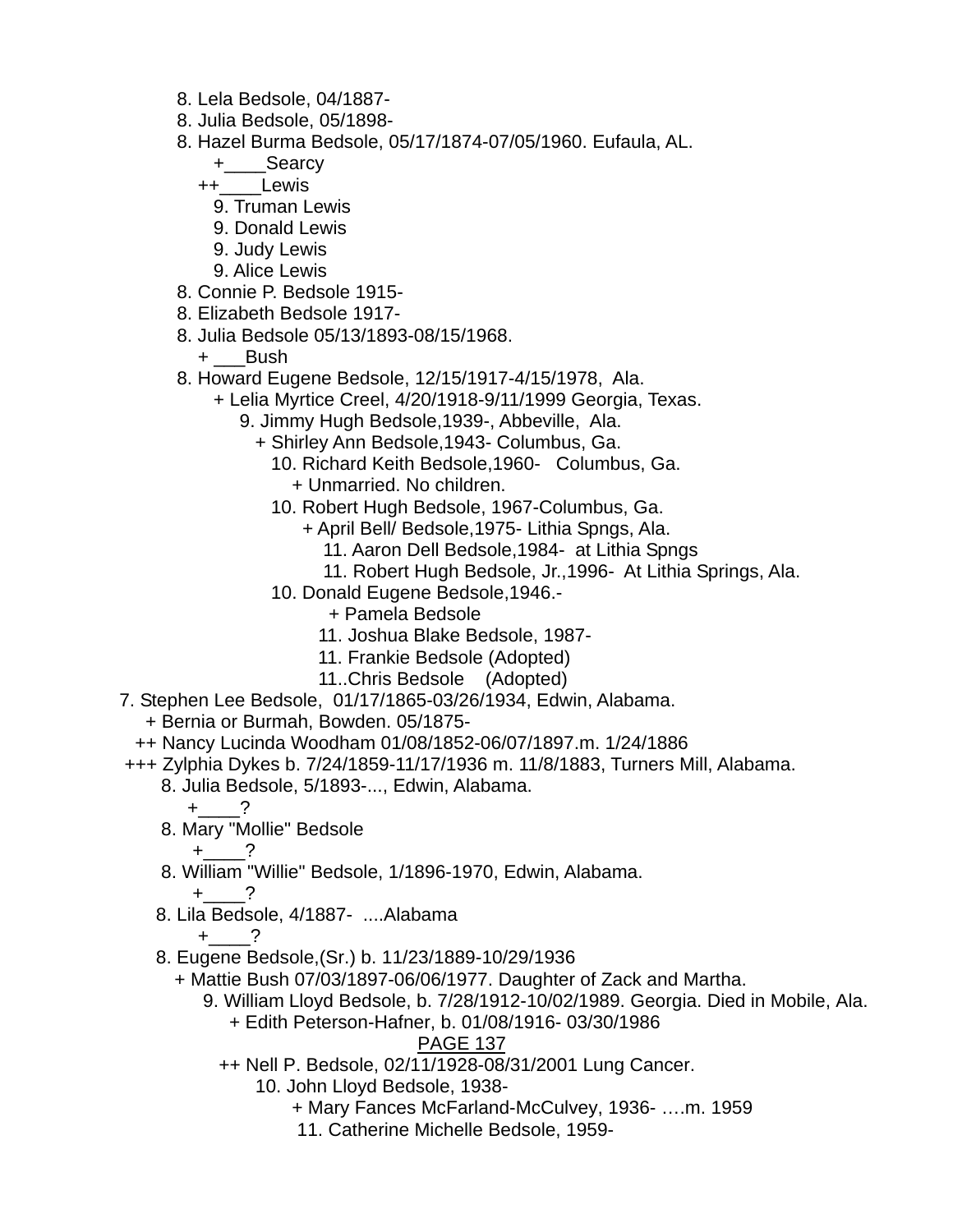8. Lela Bedsole, 04/1887-
8. Julia Bedsole, 05/1898-
8. Hazel Burma Bedsole, 05/17/1874-07/05/1960. Eufaula, AL.
+____Searcy
++____Lewis
9. Truman Lewis
9. Donald Lewis
9. Judy Lewis
9. Alice Lewis
8. Connie P. Bedsole 1915-
8. Elizabeth Bedsole 1917-
8. Julia Bedsole 05/13/1893-08/15/1968.
+ ___Bush
8. Howard Eugene Bedsole, 12/15/1917-4/15/1978, Ala.
+ Lelia Myrtice Creel, 4/20/1918-9/11/1999 Georgia, Texas.
9. Jimmy Hugh Bedsole,1939-, Abbeville, Ala.
+ Shirley Ann Bedsole,1943- Columbus, Ga.
10. Richard Keith Bedsole,1960- Columbus, Ga.
+ Unmarried. No children.
10. Robert Hugh Bedsole, 1967-Columbus, Ga.
+ April Bell/ Bedsole,1975- Lithia Spngs, Ala.
11. Aaron Dell Bedsole,1984- at Lithia Spngs
11. Robert Hugh Bedsole, Jr.,1996- At Lithia Springs, Ala.
10. Donald Eugene Bedsole,1946.-
+ Pamela Bedsole
11. Joshua Blake Bedsole, 1987-
11. Frankie Bedsole (Adopted)
11..Chris Bedsole (Adopted)
7. Stephen Lee Bedsole, 01/17/1865-03/26/1934, Edwin, Alabama.
+ Bernia or Burmah, Bowden. 05/1875-
++ Nancy Lucinda Woodham 01/08/1852-06/07/1897.m. 1/24/1886
+++ Zylphia Dykes b. 7/24/1859-11/17/1936 m. 11/8/1883, Turners Mill, Alabama.
8. Julia Bedsole, 5/1893-..., Edwin, Alabama.
+____?
8. Mary "Mollie" Bedsole
+____?
8. William "Willie" Bedsole, 1/1896-1970, Edwin, Alabama.
+____?
8. Lila Bedsole, 4/1887- ....Alabama
+____?
8. Eugene Bedsole,(Sr.) b. 11/23/1889-10/29/1936
+ Mattie Bush 07/03/1897-06/06/1977. Daughter of Zack and Martha.
9. William Lloyd Bedsole, b. 7/28/1912-10/02/1989. Georgia. Died in Mobile, Ala.
+ Edith Peterson-Hafner, b. 01/08/1916- 03/30/1986
++ Nell P. Bedsole, 02/11/1928-08/31/2001 Lung Cancer.
10. John Lloyd Bedsole, 1938-
+ Mary Fances McFarland-McCulvey, 1936- ….m. 1959
11. Catherine Michelle Bedsole, 1959-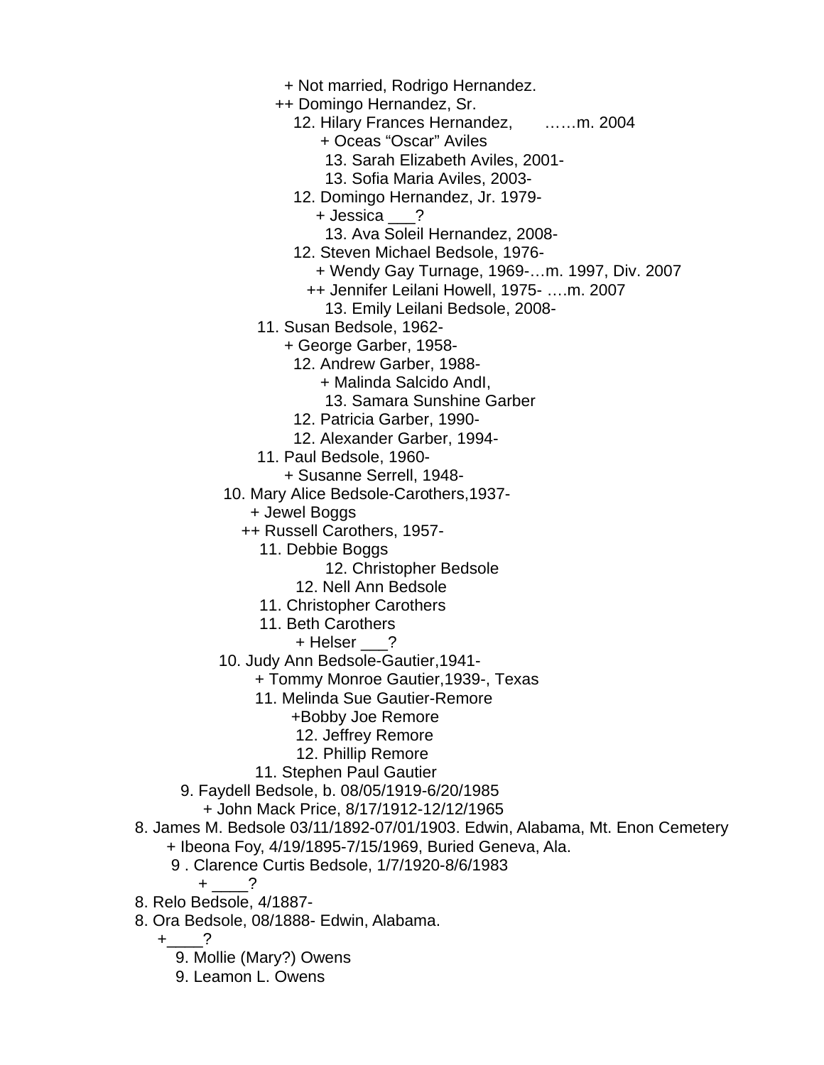+ Not married, Rodrigo Hernandez.
++ Domingo Hernandez, Sr.
12. Hilary Frances Hernandez, ……m. 2004
+ Oceas “Oscar” Aviles
13. Sarah Elizabeth Aviles, 2001-
13. Sofia Maria Aviles, 2003-
12. Domingo Hernandez, Jr. 1979-
+ Jessica ___?
13. Ava Soleil Hernandez, 2008-
12. Steven Michael Bedsole, 1976-
+ Wendy Gay Turnage, 1969-…m. 1997, Div. 2007
++ Jennifer Leilani Howell, 1975- ….m. 2007
13. Emily Leilani Bedsole, 2008-
11. Susan Bedsole, 1962-
+ George Garber, 1958-
12. Andrew Garber, 1988-
+ Malinda Salcido AndI,
13. Samara Sunshine Garber
12. Patricia Garber, 1990-
12. Alexander Garber, 1994-
11. Paul Bedsole, 1960-
+ Susanne Serrell, 1948-
10. Mary Alice Bedsole-Carothers,1937-
+ Jewel Boggs
++ Russell Carothers, 1957-
11. Debbie Boggs
12. Christopher Bedsole
12. Nell Ann Bedsole
11. Christopher Carothers
11. Beth Carothers
+ Helser ___?
10. Judy Ann Bedsole-Gautier,1941-
+ Tommy Monroe Gautier,1939-, Texas
11. Melinda Sue Gautier-Remore
+Bobby Joe Remore
12. Jeffrey Remore
12. Phillip Remore
11. Stephen Paul Gautier
9. Faydell Bedsole, b. 08/05/1919-6/20/1985
+ John Mack Price, 8/17/1912-12/12/1965
8. James M. Bedsole 03/11/1892-07/01/1903. Edwin, Alabama, Mt. Enon Cemetery
+ Ibeona Foy, 4/19/1895-7/15/1969, Buried Geneva, Ala.
9 . Clarence Curtis Bedsole, 1/7/1920-8/6/1983
+ ____?
8. Relo Bedsole, 4/1887-
8. Ora Bedsole, 08/1888- Edwin, Alabama.
+____?
9. Mollie (Mary?) Owens
9. Leamon L. Owens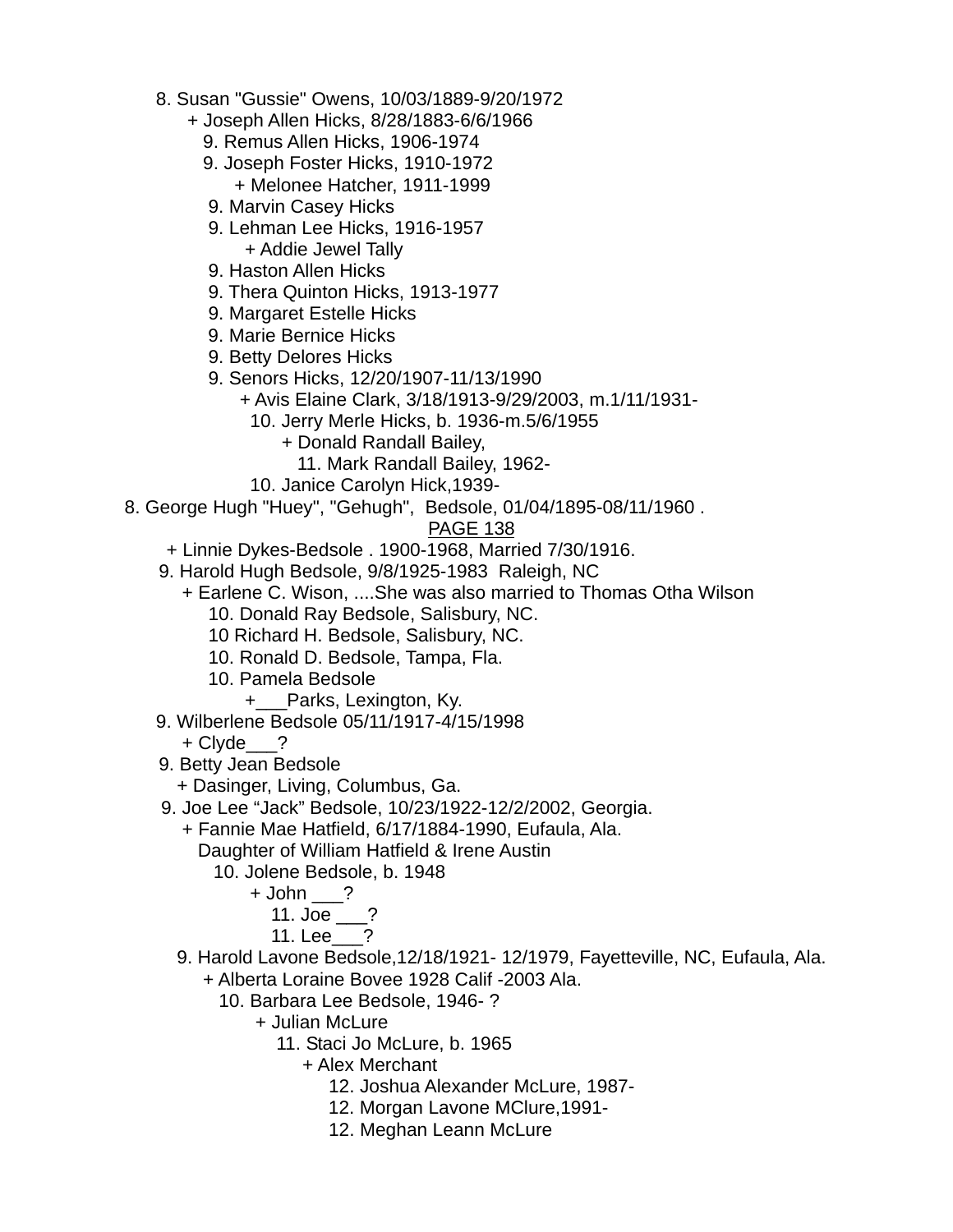8. Susan "Gussie" Owens, 10/03/1889-9/20/1972
    + Joseph Allen Hicks, 8/28/1883-6/6/1966
        9. Remus Allen Hicks, 1906-1974
        9. Joseph Foster Hicks, 1910-1972
            + Melonee Hatcher, 1911-1999
        9. Marvin Casey Hicks
        9. Lehman Lee Hicks, 1916-1957
            + Addie Jewel Tally
        9. Haston Allen Hicks
        9. Thera Quinton Hicks, 1913-1977
        9. Margaret Estelle Hicks
        9. Marie Bernice Hicks
        9. Betty Delores Hicks
        9. Senors Hicks, 12/20/1907-11/13/1990
            + Avis Elaine Clark, 3/18/1913-9/29/2003, m.1/11/1931-
                10. Jerry Merle Hicks, b. 1936-m.5/6/1955
                    + Donald Randall Bailey,
                        11. Mark Randall Bailey, 1962-
                10. Janice Carolyn Hick,1939-

8. George Hugh "Huey", "Gehugh", Bedsole, 01/04/1895-08/11/1960 .

PAGE 138

    + Linnie Dykes-Bedsole . 1900-1968, Married 7/30/1916.
    9. Harold Hugh Bedsole, 9/8/1925-1983 Raleigh, NC
        + Earlene C. Wison, ....She was also married to Thomas Otha Wilson
            10. Donald Ray Bedsole, Salisbury, NC.
            10 Richard H. Bedsole, Salisbury, NC.
            10. Ronald D. Bedsole, Tampa, Fla.
            10. Pamela Bedsole
                +___Parks, Lexington, Ky.
    9. Wilberlene Bedsole 05/11/1917-4/15/1998
        + Clyde___?
    9. Betty Jean Bedsole
        + Dasinger, Living, Columbus, Ga.
    9. Joe Lee "Jack" Bedsole, 10/23/1922-12/2/2002, Georgia.
        + Fannie Mae Hatfield, 6/17/1884-1990, Eufaula, Ala.
        Daughter of William Hatfield & Irene Austin
            10. Jolene Bedsole, b. 1948
                + John ___?
                    11. Joe ___?
                    11. Lee___?
    9. Harold Lavone Bedsole,12/18/1921- 12/1979, Fayetteville, NC, Eufaula, Ala.
        + Alberta Loraine Bovee 1928 Calif -2003 Ala.
            10. Barbara Lee Bedsole, 1946- ?
                + Julian McLure
                    11. Staci Jo McLure, b. 1965
                        + Alex Merchant
                            12. Joshua Alexander McLure, 1987-
                            12. Morgan Lavone MClure,1991-
                            12. Meghan Leann McLure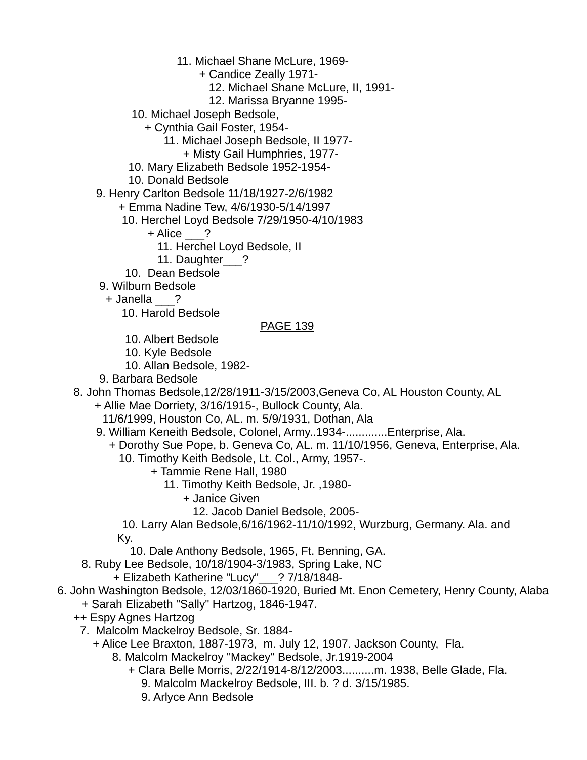11. Michael Shane McLure, 1969-
+ Candice Zeally 1971-
12. Michael Shane McLure, II, 1991-
12. Marissa Bryanne 1995-
10. Michael Joseph Bedsole,
+ Cynthia Gail Foster, 1954-
11. Michael Joseph Bedsole, II 1977-
+ Misty Gail Humphries, 1977-
10. Mary Elizabeth Bedsole 1952-1954-
10. Donald Bedsole
9. Henry Carlton Bedsole 11/18/1927-2/6/1982
+ Emma Nadine Tew, 4/6/1930-5/14/1997
10. Herchel Loyd Bedsole 7/29/1950-4/10/1983
+ Alice ___?
11. Herchel Loyd Bedsole, II
11. Daughter___?
10. Dean Bedsole
9. Wilburn Bedsole
+ Janella ___?
10. Harold Bedsole

PAGE 139

10. Albert Bedsole
10. Kyle Bedsole
10. Allan Bedsole, 1982-
9. Barbara Bedsole
8. John Thomas Bedsole,12/28/1911-3/15/2003,Geneva Co, AL Houston County, AL
+ Allie Mae Dorriety, 3/16/1915-, Bullock County, Ala.
11/6/1999, Houston Co, AL. m. 5/9/1931, Dothan, Ala
9. William Keneith Bedsole, Colonel, Army..1934-.............Enterprise, Ala.
+ Dorothy Sue Pope, b. Geneva Co, AL. m. 11/10/1956, Geneva, Enterprise, Ala.
10. Timothy Keith Bedsole, Lt. Col., Army, 1957-.
+ Tammie Rene Hall, 1980
11. Timothy Keith Bedsole, Jr. ,1980-
+ Janice Given
12. Jacob Daniel Bedsole, 2005-
10. Larry Alan Bedsole,6/16/1962-11/10/1992, Wurzburg, Germany. Ala. and Ky.
10. Dale Anthony Bedsole, 1965, Ft. Benning, GA.
8. Ruby Lee Bedsole, 10/18/1904-3/1983, Spring Lake, NC
+ Elizabeth Katherine "Lucy"___? 7/18/1848-
6. John Washington Bedsole, 12/03/1860-1920, Buried Mt. Enon Cemetery, Henry County, Alaba
+ Sarah Elizabeth "Sally" Hartzog, 1846-1947.
++ Espy Agnes Hartzog
7. Malcolm Mackelroy Bedsole, Sr. 1884-
+ Alice Lee Braxton, 1887-1973, m. July 12, 1907. Jackson County, Fla.
8. Malcolm Mackelroy "Mackey" Bedsole, Jr.1919-2004
+ Clara Belle Morris, 2/22/1914-8/12/2003..........m. 1938, Belle Glade, Fla.
9. Malcolm Mackelroy Bedsole, III. b. ? d. 3/15/1985.
9. Arlyce Ann Bedsole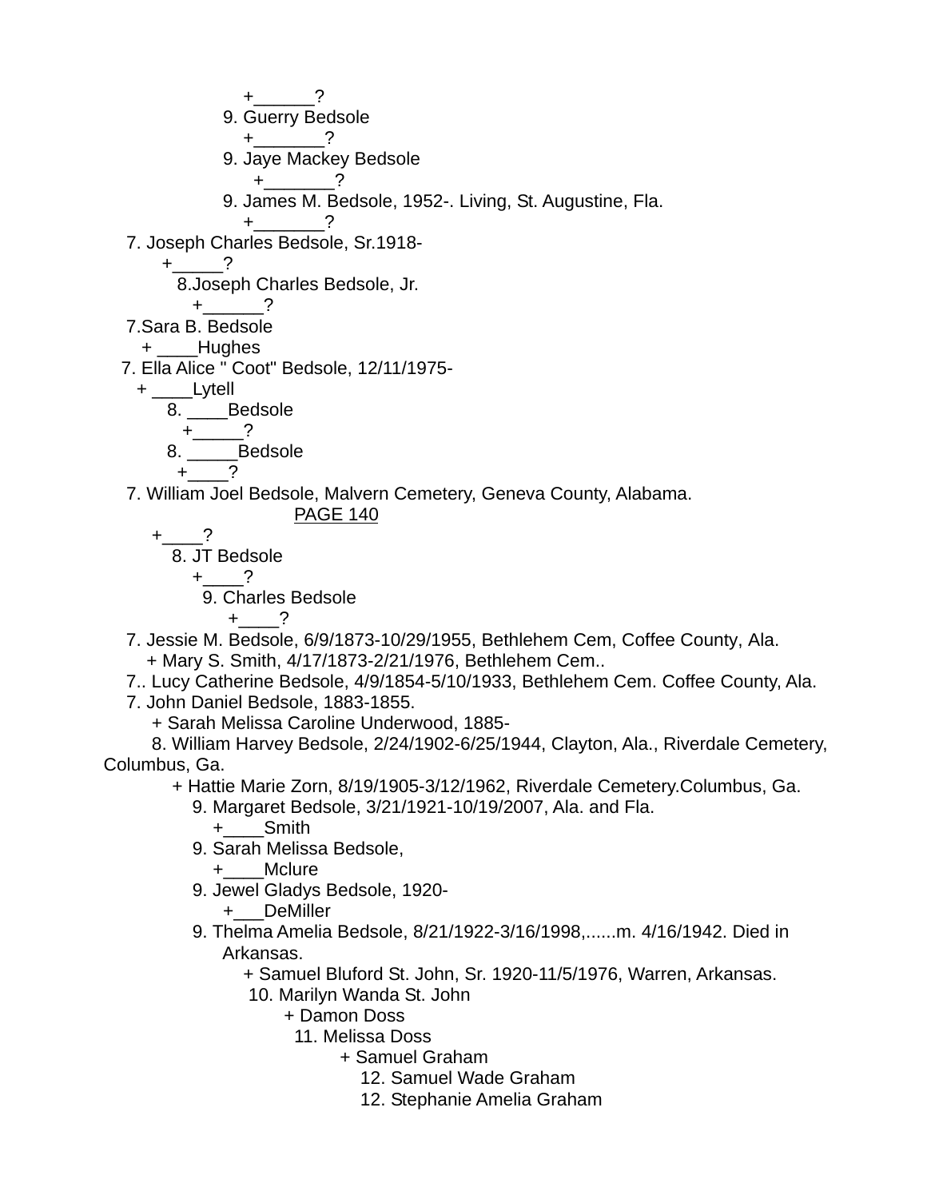+______?

9. Guerry Bedsole

+_______?

9. Jaye Mackey Bedsole

+_______?

9. James M. Bedsole, 1952-. Living, St. Augustine, Fla.

+_______?

7. Joseph Charles Bedsole, Sr.1918-

+_____?

8.Joseph Charles Bedsole, Jr.

+______?

7.Sara B. Bedsole

+ ____Hughes

7. Ella Alice " Coot" Bedsole, 12/11/1975-

+ ____Lytell

8. ____Bedsole

+_____?

8. _____Bedsole

+____?

7. William Joel Bedsole, Malvern Cemetery, Geneva County, Alabama.

+____?

8. JT Bedsole

+____?

9. Charles Bedsole

+____?

7. Jessie M. Bedsole, 6/9/1873-10/29/1955, Bethlehem Cem, Coffee County, Ala.

+ Mary S. Smith, 4/17/1873-2/21/1976, Bethlehem Cem..

7.. Lucy Catherine Bedsole, 4/9/1854-5/10/1933, Bethlehem Cem. Coffee County, Ala.

7. John Daniel Bedsole, 1883-1855.

+ Sarah Melissa Caroline Underwood, 1885-

8. William Harvey Bedsole, 2/24/1902-6/25/1944, Clayton, Ala., Riverdale Cemetery, Columbus, Ga.

+ Hattie Marie Zorn, 8/19/1905-3/12/1962, Riverdale Cemetery.Columbus, Ga.

9. Margaret Bedsole, 3/21/1921-10/19/2007, Ala. and Fla.

+____Smith

9. Sarah Melissa Bedsole,

+____Mclure

9. Jewel Gladys Bedsole, 1920-

+___DeMiller

9. Thelma Amelia Bedsole, 8/21/1922-3/16/1998,......m. 4/16/1942. Died in Arkansas.

+ Samuel Bluford St. John, Sr. 1920-11/5/1976, Warren, Arkansas.

10. Marilyn Wanda St. John

+ Damon Doss

11. Melissa Doss

+ Samuel Graham

12. Samuel Wade Graham

12. Stephanie Amelia Graham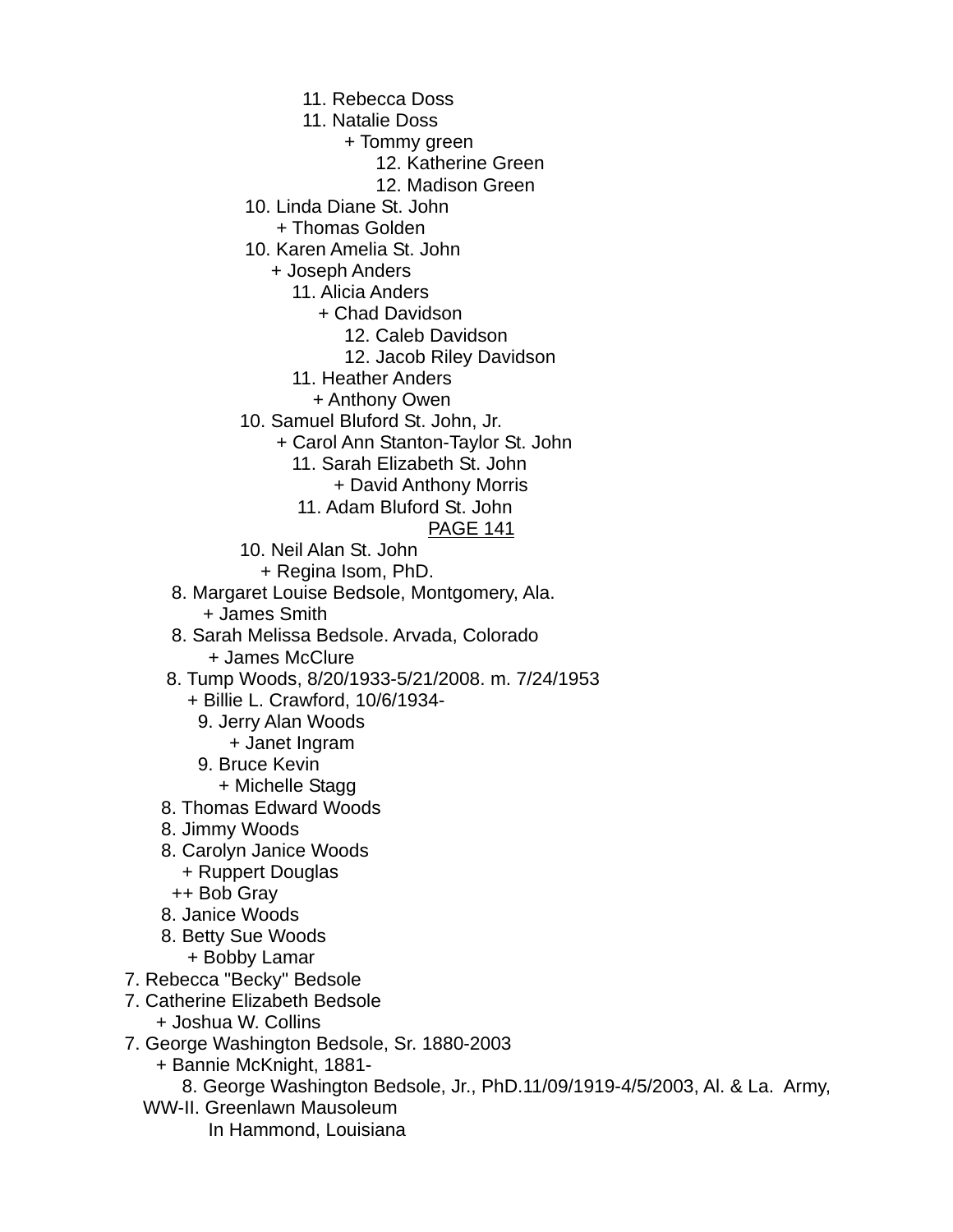11. Rebecca Doss
11. Natalie Doss
+ Tommy green
12. Katherine Green
12. Madison Green
10. Linda Diane St. John
+ Thomas Golden
10. Karen Amelia St. John
+ Joseph Anders
11. Alicia Anders
+ Chad Davidson
12. Caleb Davidson
12. Jacob Riley Davidson
11. Heather Anders
+ Anthony Owen
10. Samuel Bluford St. John, Jr.
+ Carol Ann Stanton-Taylor St. John
11. Sarah Elizabeth St. John
+ David Anthony Morris
11. Adam Bluford St. John
PAGE 141
10. Neil Alan St. John
+ Regina Isom, PhD.
8. Margaret Louise Bedsole, Montgomery, Ala.
+ James Smith
8. Sarah Melissa Bedsole. Arvada, Colorado
+ James McClure
8. Tump Woods, 8/20/1933-5/21/2008. m. 7/24/1953
+ Billie L. Crawford, 10/6/1934-
9. Jerry Alan Woods
+ Janet Ingram
9. Bruce Kevin
+ Michelle Stagg
8. Thomas Edward Woods
8. Jimmy Woods
8. Carolyn Janice Woods
+ Ruppert Douglas
++ Bob Gray
8. Janice Woods
8. Betty Sue Woods
+ Bobby Lamar
7. Rebecca "Becky" Bedsole
7. Catherine Elizabeth Bedsole
+ Joshua W. Collins
7. George Washington Bedsole, Sr. 1880-2003
+ Bannie McKnight, 1881-
8. George Washington Bedsole, Jr., PhD.11/09/1919-4/5/2003, Al. & La. Army, WW-II. Greenlawn Mausoleum
In Hammond, Louisiana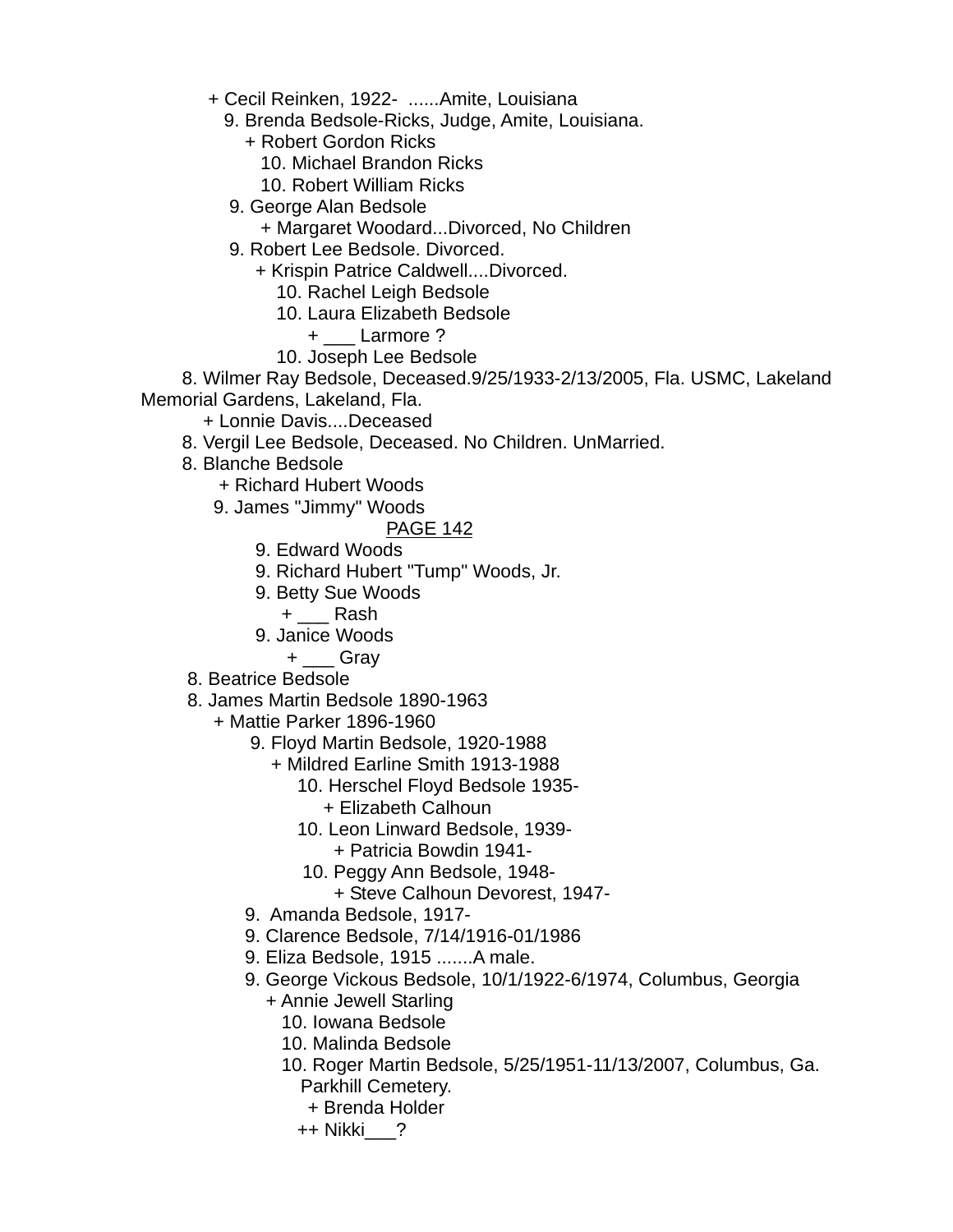+ Cecil Reinken, 1922- ......Amite, Louisiana

9. Brenda Bedsole-Ricks, Judge, Amite, Louisiana.

+ Robert Gordon Ricks

10. Michael Brandon Ricks

10. Robert William Ricks

9. George Alan Bedsole

+ Margaret Woodard...Divorced, No Children

9. Robert Lee Bedsole. Divorced.

+ Krispin Patrice Caldwell....Divorced.

10. Rachel Leigh Bedsole

10. Laura Elizabeth Bedsole

+ ___ Larmore ?

10. Joseph Lee Bedsole

8. Wilmer Ray Bedsole, Deceased.9/25/1933-2/13/2005, Fla. USMC, Lakeland Memorial Gardens, Lakeland, Fla.

+ Lonnie Davis....Deceased

8. Vergil Lee Bedsole, Deceased. No Children. UnMarried.

8. Blanche Bedsole

+ Richard Hubert Woods

9. James "Jimmy" Woods

PAGE 142

9. Edward Woods

9. Richard Hubert "Tump" Woods, Jr.

9. Betty Sue Woods

+ ___ Rash

9. Janice Woods

+ ___ Gray

8. Beatrice Bedsole

8. James Martin Bedsole 1890-1963

+ Mattie Parker 1896-1960

9. Floyd Martin Bedsole, 1920-1988

+ Mildred Earline Smith 1913-1988

10. Herschel Floyd Bedsole 1935-

+ Elizabeth Calhoun

10. Leon Linward Bedsole, 1939-

+ Patricia Bowdin 1941-

10. Peggy Ann Bedsole, 1948-

+ Steve Calhoun Devorest, 1947-

9. Amanda Bedsole, 1917-

9. Clarence Bedsole, 7/14/1916-01/1986

9. Eliza Bedsole, 1915 .......A male.

9. George Vickous Bedsole, 10/1/1922-6/1974, Columbus, Georgia

+ Annie Jewell Starling

10. Iowana Bedsole

10. Malinda Bedsole

10. Roger Martin Bedsole, 5/25/1951-11/13/2007, Columbus, Ga. Parkhill Cemetery.

+ Brenda Holder

++ Nikki___?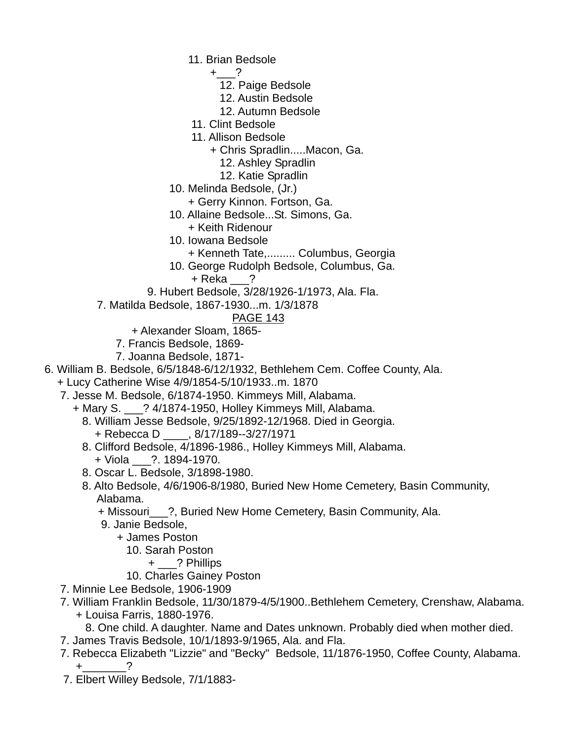11. Brian Bedsole
 +___?
 12. Paige Bedsole
 12. Austin Bedsole
 12. Autumn Bedsole
11. Clint Bedsole
11. Allison Bedsole
 + Chris Spradlin.....Macon, Ga.
 12. Ashley Spradlin
 12. Katie Spradlin
10. Melinda Bedsole, (Jr.)
 + Gerry Kinnon. Fortson, Ga.
10. Allaine Bedsole...St. Simons, Ga.
 + Keith Ridenour
10. Iowana Bedsole
 + Kenneth Tate,......... Columbus, Georgia
10. George Rudolph Bedsole, Columbus, Ga.
 + Reka ___?
9. Hubert Bedsole, 3/28/1926-1/1973, Ala. Fla.
7. Matilda Bedsole, 1867-1930...m. 1/3/1878

PAGE 143

 + Alexander Sloam, 1865-
7. Francis Bedsole, 1869-
7. Joanna Bedsole, 1871-
6. William B. Bedsole, 6/5/1848-6/12/1932, Bethlehem Cem. Coffee County, Ala.
 + Lucy Catherine Wise 4/9/1854-5/10/1933..m. 1870
 7. Jesse M. Bedsole, 6/1874-1950. Kimmeys Mill, Alabama.
 + Mary S. ___? 4/1874-1950, Holley Kimmeys Mill, Alabama.
 8. William Jesse Bedsole, 9/25/1892-12/1968. Died in Georgia.
 + Rebecca D ____, 8/17/189--3/27/1971
 8. Clifford Bedsole, 4/1896-1986., Holley Kimmeys Mill, Alabama.
 + Viola ___?. 1894-1970.
 8. Oscar L. Bedsole, 3/1898-1980.
 8. Alto Bedsole, 4/6/1906-8/1980, Buried New Home Cemetery, Basin Community, Alabama.
 + Missouri___?, Buried New Home Cemetery, Basin Community, Ala.
 9. Janie Bedsole,
 + James Poston
 10. Sarah Poston
 + ___? Phillips
 10. Charles Gainey Poston
 7. Minnie Lee Bedsole, 1906-1909
 7. William Franklin Bedsole, 11/30/1879-4/5/1900..Bethlehem Cemetery, Crenshaw, Alabama.
 + Louisa Farris, 1880-1976.
 8. One child. A daughter. Name and Dates unknown. Probably died when mother died.
 7. James Travis Bedsole, 10/1/1893-9/1965, Ala. and Fla.
 7. Rebecca Elizabeth "Lizzie" and "Becky" Bedsole, 11/1876-1950, Coffee County, Alabama.
 +_______?
 7. Elbert Willey Bedsole, 7/1/1883-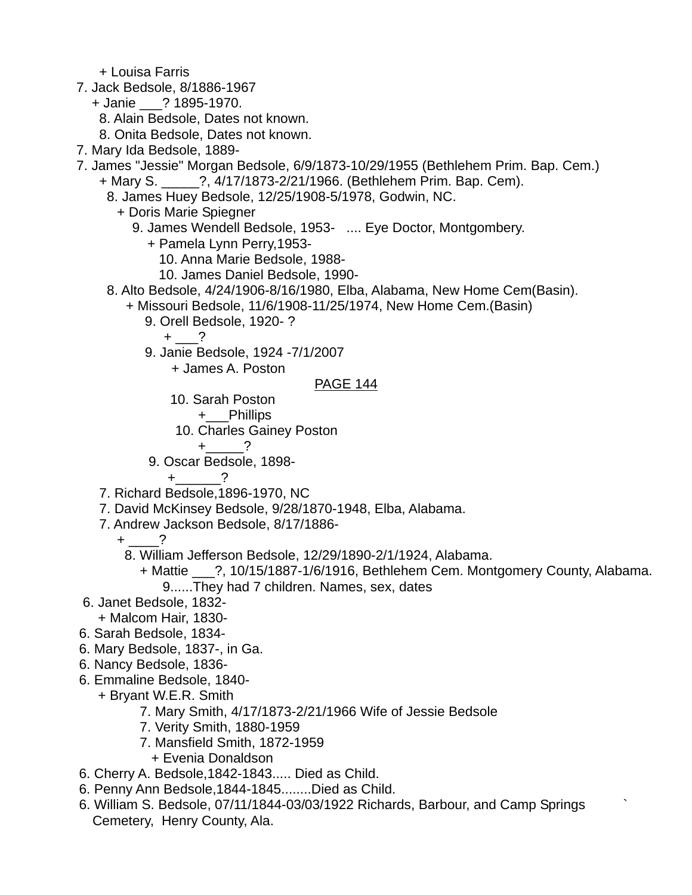+ Louisa Farris

7. Jack Bedsole, 8/1886-1967
+ Janie ___? 1895-1970.
8. Alain Bedsole, Dates not known.
8. Onita Bedsole, Dates not known.

7. Mary Ida Bedsole, 1889-

7. James "Jessie" Morgan Bedsole, 6/9/1873-10/29/1955 (Bethlehem Prim. Bap. Cem.)
+ Mary S. _____?, 4/17/1873-2/21/1966. (Bethlehem Prim. Bap. Cem).
8. James Huey Bedsole, 12/25/1908-5/1978, Godwin, NC.
+ Doris Marie Spiegner
9. James Wendell Bedsole, 1953- .... Eye Doctor, Montgombery.
+ Pamela Lynn Perry,1953-
10. Anna Marie Bedsole, 1988-
10. James Daniel Bedsole, 1990-
8. Alto Bedsole, 4/24/1906-8/16/1980, Elba, Alabama, New Home Cem(Basin).
+ Missouri Bedsole, 11/6/1908-11/25/1974, New Home Cem.(Basin)
9. Orell Bedsole, 1920- ?
+ ___?
9. Janie Bedsole, 1924 -7/1/2007
+ James A. Poston
10. Sarah Poston
+___Phillips
10. Charles Gainey Poston
+_____?
9. Oscar Bedsole, 1898-
+______?

7. Richard Bedsole,1896-1970, NC

7. David McKinsey Bedsole, 9/28/1870-1948, Elba, Alabama.

7. Andrew Jackson Bedsole, 8/17/1886-
+ ____?
8. William Jefferson Bedsole, 12/29/1890-2/1/1924, Alabama.
+ Mattie ___?, 10/15/1887-1/6/1916, Bethlehem Cem. Montgomery County, Alabama.
9......They had 7 children. Names, sex, dates

6. Janet Bedsole, 1832-
+ Malcom Hair, 1830-

6. Sarah Bedsole, 1834-

6. Mary Bedsole, 1837-, in Ga.

6. Nancy Bedsole, 1836-

6. Emmaline Bedsole, 1840-
+ Bryant W.E.R. Smith
7. Mary Smith, 4/17/1873-2/21/1966 Wife of Jessie Bedsole
7. Verity Smith, 1880-1959
7. Mansfield Smith, 1872-1959
+ Evenia Donaldson

6. Cherry A. Bedsole,1842-1843..... Died as Child.

6. Penny Ann Bedsole,1844-1845........Died as Child.

6. William S. Bedsole, 07/11/1844-03/03/1922 Richards, Barbour, and Camp Springs Cemetery, Henry County, Ala.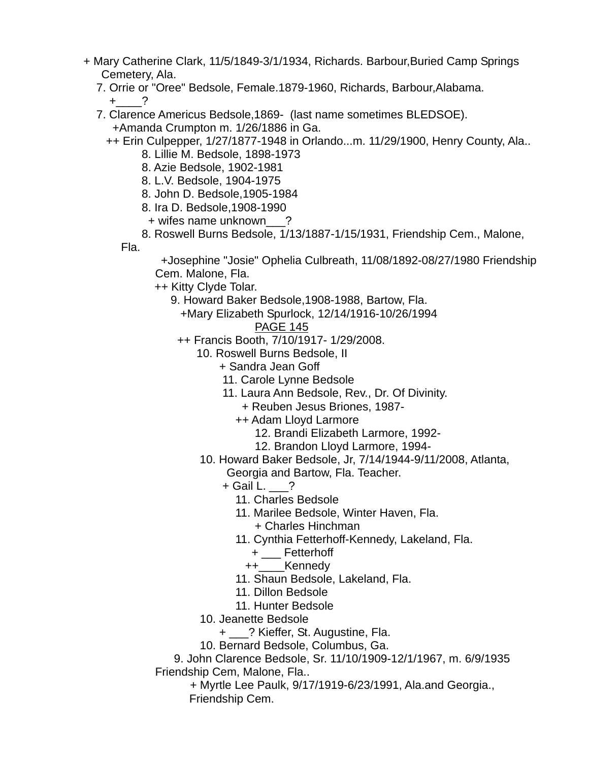+ Mary Catherine Clark, 11/5/1849-3/1/1934, Richards. Barbour,Buried Camp Springs Cemetery, Ala.

7. Orrie or "Oree" Bedsole, Female.1879-1960, Richards, Barbour,Alabama.

+____?

7. Clarence Americus Bedsole,1869- (last name sometimes BLEDSOE).

+Amanda Crumpton m. 1/26/1886 in Ga.

++ Erin Culpepper, 1/27/1877-1948 in Orlando...m. 11/29/1900, Henry County, Ala..

8. Lillie M. Bedsole, 1898-1973

8. Azie Bedsole, 1902-1981

8. L.V. Bedsole, 1904-1975

8. John D. Bedsole,1905-1984

8. Ira D. Bedsole,1908-1990

+ wifes name unknown___?

8. Roswell Burns Bedsole, 1/13/1887-1/15/1931, Friendship Cem., Malone, Fla.

+Josephine "Josie" Ophelia Culbreath, 11/08/1892-08/27/1980 Friendship Cem. Malone, Fla.

++ Kitty Clyde Tolar.

9. Howard Baker Bedsole,1908-1988, Bartow, Fla.

+Mary Elizabeth Spurlock, 12/14/1916-10/26/1994

PAGE 145

++ Francis Booth, 7/10/1917- 1/29/2008.

10. Roswell Burns Bedsole, II

+ Sandra Jean Goff

11. Carole Lynne Bedsole

11. Laura Ann Bedsole, Rev., Dr. Of Divinity.

+ Reuben Jesus Briones, 1987-

++ Adam Lloyd Larmore

12. Brandi Elizabeth Larmore, 1992-

12. Brandon Lloyd Larmore, 1994-

10. Howard Baker Bedsole, Jr, 7/14/1944-9/11/2008, Atlanta, Georgia and Bartow, Fla. Teacher.

+ Gail L. ___?

11. Charles Bedsole

11. Marilee Bedsole, Winter Haven, Fla.

+ Charles Hinchman

11. Cynthia Fetterhoff-Kennedy, Lakeland, Fla.

+ ___ Fetterhoff

++____Kennedy

11. Shaun Bedsole, Lakeland, Fla.

11. Dillon Bedsole

11. Hunter Bedsole

10. Jeanette Bedsole

+ ___? Kieffer, St. Augustine, Fla.

10. Bernard Bedsole, Columbus, Ga.

9. John Clarence Bedsole, Sr. 11/10/1909-12/1/1967, m. 6/9/1935 Friendship Cem, Malone, Fla..

+ Myrtle Lee Paulk, 9/17/1919-6/23/1991, Ala.and Georgia., Friendship Cem.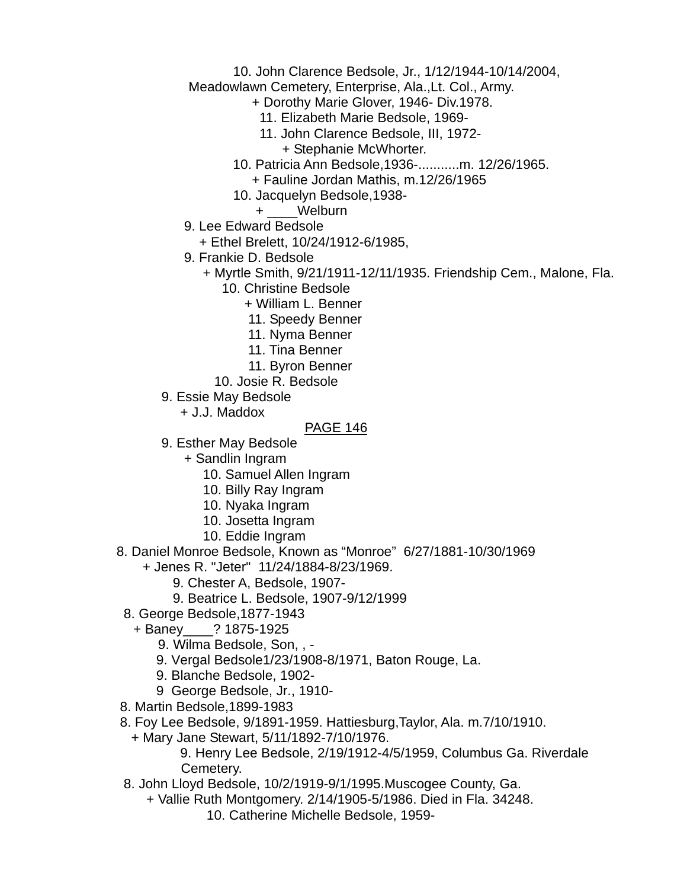10. John Clarence Bedsole, Jr., 1/12/1944-10/14/2004, Meadowlawn Cemetery, Enterprise, Ala.,Lt. Col., Army.
+ Dorothy Marie Glover, 1946- Div.1978.
11. Elizabeth Marie Bedsole, 1969-
11. John Clarence Bedsole, III, 1972-
+ Stephanie McWhorter.
10. Patricia Ann Bedsole,1936-...........m. 12/26/1965.
+ Fauline Jordan Mathis, m.12/26/1965
10. Jacquelyn Bedsole,1938-
+ ____Welburn
9. Lee Edward Bedsole
+ Ethel Brelett, 10/24/1912-6/1985,
9. Frankie D. Bedsole
+ Myrtle Smith, 9/21/1911-12/11/1935. Friendship Cem., Malone, Fla.
10. Christine Bedsole
+ William L. Benner
11. Speedy Benner
11. Nyma Benner
11. Tina Benner
11. Byron Benner
10. Josie R. Bedsole
9. Essie May Bedsole
+ J.J. Maddox

PAGE 146

9. Esther May Bedsole
+ Sandlin Ingram
10. Samuel Allen Ingram
10. Billy Ray Ingram
10. Nyaka Ingram
10. Josetta Ingram
10. Eddie Ingram
8. Daniel Monroe Bedsole, Known as "Monroe" 6/27/1881-10/30/1969
+ Jenes R. "Jeter" 11/24/1884-8/23/1969.
9. Chester A, Bedsole, 1907-
9. Beatrice L. Bedsole, 1907-9/12/1999
8. George Bedsole,1877-1943
+ Baney____? 1875-1925
9. Wilma Bedsole, Son, , -
9. Vergal Bedsole1/23/1908-8/1971, Baton Rouge, La.
9. Blanche Bedsole, 1902-
9 George Bedsole, Jr., 1910-
8. Martin Bedsole,1899-1983
8. Foy Lee Bedsole, 9/1891-1959. Hattiesburg,Taylor, Ala. m.7/10/1910.
+ Mary Jane Stewart, 5/11/1892-7/10/1976.
9. Henry Lee Bedsole, 2/19/1912-4/5/1959, Columbus Ga. Riverdale Cemetery.
8. John Lloyd Bedsole, 10/2/1919-9/1/1995.Muscogee County, Ga.
+ Vallie Ruth Montgomery. 2/14/1905-5/1986. Died in Fla. 34248.
10. Catherine Michelle Bedsole, 1959-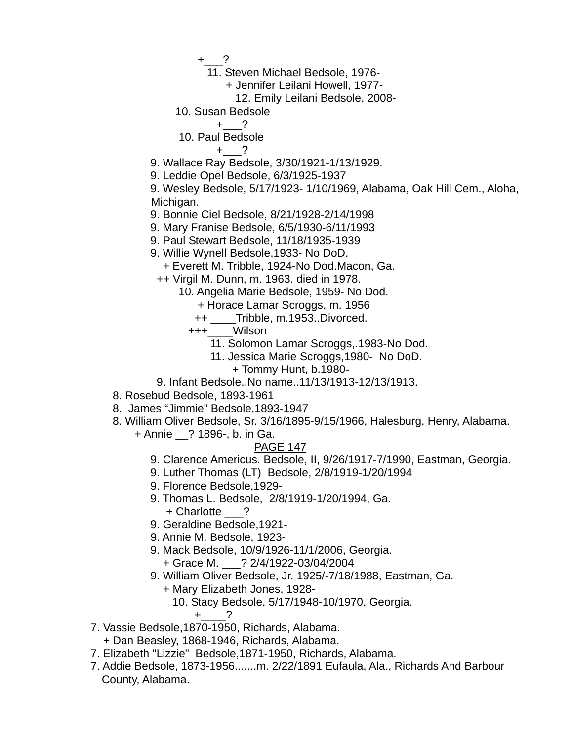+___?

11. Steven Michael Bedsole, 1976-

+ Jennifer Leilani Howell, 1977-

12. Emily Leilani Bedsole, 2008-

10. Susan Bedsole

+___?

10. Paul Bedsole

+___?

9. Wallace Ray Bedsole, 3/30/1921-1/13/1929.

9. Leddie Opel Bedsole, 6/3/1925-1937

9. Wesley Bedsole, 5/17/1923- 1/10/1969, Alabama, Oak Hill Cem., Aloha, Michigan.

9. Bonnie Ciel Bedsole, 8/21/1928-2/14/1998

9. Mary Franise Bedsole, 6/5/1930-6/11/1993

9. Paul Stewart Bedsole, 11/18/1935-1939

9. Willie Wynell Bedsole,1933- No DoD.

+ Everett M. Tribble, 1924-No Dod.Macon, Ga.

++ Virgil M. Dunn, m. 1963. died in 1978.

10. Angelia Marie Bedsole, 1959- No Dod.

+ Horace Lamar Scroggs, m. 1956

++ ____Tribble, m.1953..Divorced.

+++____Wilson

11. Solomon Lamar Scroggs,.1983-No Dod.

11. Jessica Marie Scroggs,1980- No DoD.

+ Tommy Hunt, b.1980-

9. Infant Bedsole..No name..11/13/1913-12/13/1913.

8. Rosebud Bedsole, 1893-1961

8. James "Jimmie" Bedsole,1893-1947

8. William Oliver Bedsole, Sr. 3/16/1895-9/15/1966, Halesburg, Henry, Alabama.

+ Annie __? 1896-, b. in Ga.

PAGE 147

9. Clarence Americus. Bedsole, II, 9/26/1917-7/1990, Eastman, Georgia.

9. Luther Thomas (LT) Bedsole, 2/8/1919-1/20/1994

9. Florence Bedsole,1929-

9. Thomas L. Bedsole, 2/8/1919-1/20/1994, Ga.

+ Charlotte ___?

9. Geraldine Bedsole,1921-

9. Annie M. Bedsole, 1923-

9. Mack Bedsole, 10/9/1926-11/1/2006, Georgia.

+ Grace M. ___? 2/4/1922-03/04/2004

9. William Oliver Bedsole, Jr. 1925/-7/18/1988, Eastman, Ga.

+ Mary Elizabeth Jones, 1928-

10. Stacy Bedsole, 5/17/1948-10/1970, Georgia.

+____?

7. Vassie Bedsole,1870-1950, Richards, Alabama.

+ Dan Beasley, 1868-1946, Richards, Alabama.

7. Elizabeth "Lizzie" Bedsole,1871-1950, Richards, Alabama.

7. Addie Bedsole, 1873-1956.......m. 2/22/1891 Eufaula, Ala., Richards And Barbour County, Alabama.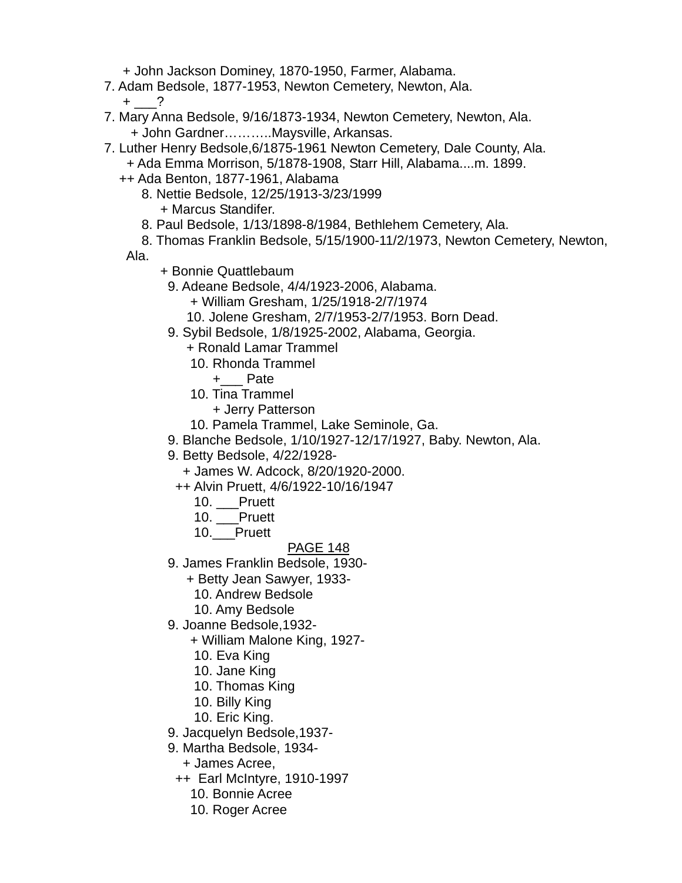+ John Jackson Dominey, 1870-1950, Farmer, Alabama.

7. Adam Bedsole, 1877-1953, Newton Cemetery, Newton, Ala.
   + ___?

7. Mary Anna Bedsole, 9/16/1873-1934, Newton Cemetery, Newton, Ala.
   + John Gardner………..Maysville, Arkansas.

7. Luther Henry Bedsole,6/1875-1961 Newton Cemetery, Dale County, Ala.
   + Ada Emma Morrison, 5/1878-1908, Starr Hill, Alabama....m. 1899.
   ++ Ada Benton, 1877-1961, Alabama
   - 8. Nettie Bedsole, 12/25/1913-3/23/1999
     + Marcus Standifer.
   - 8. Paul Bedsole, 1/13/1898-8/1984, Bethlehem Cemetery, Ala.
   - 8. Thomas Franklin Bedsole, 5/15/1900-11/2/1973, Newton Cemetery, Newton, Ala.
     + Bonnie Quattlebaum
     - 9. Adeane Bedsole, 4/4/1923-2006, Alabama.
       + William Gresham, 1/25/1918-2/7/1974
       - 10. Jolene Gresham, 2/7/1953-2/7/1953. Born Dead.
     - 9. Sybil Bedsole, 1/8/1925-2002, Alabama, Georgia.
       + Ronald Lamar Trammel
       - 10. Rhonda Trammel
         +___ Pate
       - 10. Tina Trammel
         + Jerry Patterson
       - 10. Pamela Trammel, Lake Seminole, Ga.
     - 9. Blanche Bedsole, 1/10/1927-12/17/1927, Baby. Newton, Ala.
     - 9. Betty Bedsole, 4/22/1928-
       + James W. Adcock, 8/20/1920-2000.
       ++ Alvin Pruett, 4/6/1922-10/16/1947
       - 10. ___Pruett
       - 10. ___Pruett
       - 10.___Pruett

PAGE 148

     - 9. James Franklin Bedsole, 1930-
       + Betty Jean Sawyer, 1933-
       - 10. Andrew Bedsole
       - 10. Amy Bedsole
     - 9. Joanne Bedsole,1932-
       + William Malone King, 1927-
       - 10. Eva King
       - 10. Jane King
       - 10. Thomas King
       - 10. Billy King
       - 10. Eric King.
     - 9. Jacquelyn Bedsole,1937-
     - 9. Martha Bedsole, 1934-
       + James Acree,
       ++ Earl McIntyre, 1910-1997
       - 10. Bonnie Acree
       - 10. Roger Acree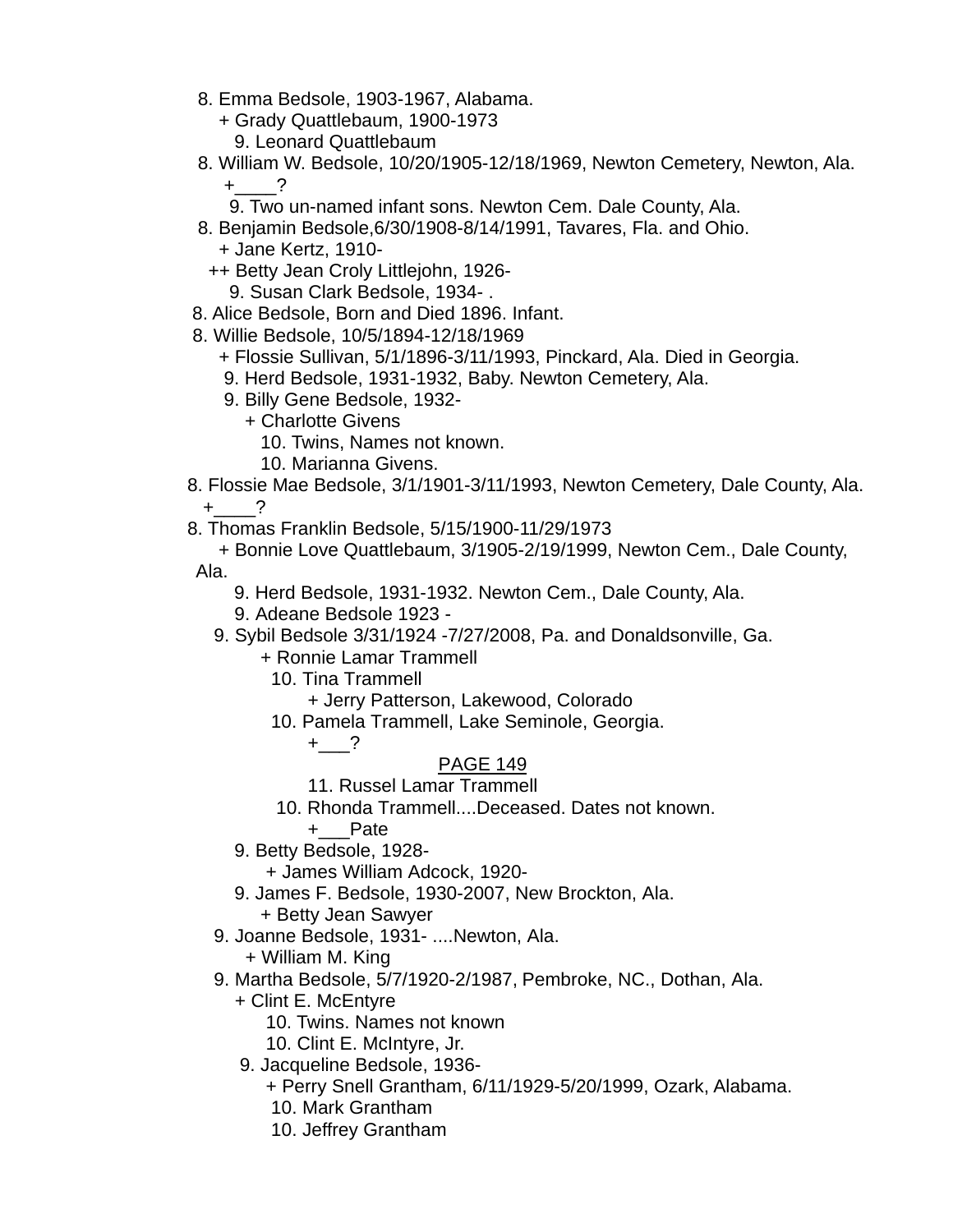8. Emma Bedsole, 1903-1967, Alabama.
+ Grady Quattlebaum, 1900-1973
9. Leonard Quattlebaum
8. William W. Bedsole, 10/20/1905-12/18/1969, Newton Cemetery, Newton, Ala.
+____?
9. Two un-named infant sons. Newton Cem. Dale County, Ala.
8. Benjamin Bedsole,6/30/1908-8/14/1991, Tavares, Fla. and Ohio.
+ Jane Kertz, 1910-
++ Betty Jean Croly Littlejohn, 1926-
9. Susan Clark Bedsole, 1934- .
8. Alice Bedsole, Born and Died 1896. Infant.
8. Willie Bedsole, 10/5/1894-12/18/1969
+ Flossie Sullivan, 5/1/1896-3/11/1993, Pinckard, Ala. Died in Georgia.
9. Herd Bedsole, 1931-1932, Baby. Newton Cemetery, Ala.
9. Billy Gene Bedsole, 1932-
+ Charlotte Givens
10. Twins, Names not known.
10. Marianna Givens.
8. Flossie Mae Bedsole, 3/1/1901-3/11/1993, Newton Cemetery, Dale County, Ala.
+____?
8. Thomas Franklin Bedsole, 5/15/1900-11/29/1973
+ Bonnie Love Quattlebaum, 3/1905-2/19/1999, Newton Cem., Dale County, Ala.
9. Herd Bedsole, 1931-1932. Newton Cem., Dale County, Ala.
9. Adeane Bedsole 1923 -
9. Sybil Bedsole 3/31/1924 -7/27/2008, Pa. and Donaldsonville, Ga.
+ Ronnie Lamar Trammell
10. Tina Trammell
+ Jerry Patterson, Lakewood, Colorado
10. Pamela Trammell, Lake Seminole, Georgia.
+___?
11. Russel Lamar Trammell
10. Rhonda Trammell....Deceased. Dates not known.
+___Pate
9. Betty Bedsole, 1928-
+ James William Adcock, 1920-
9. James F. Bedsole, 1930-2007, New Brockton, Ala.
+ Betty Jean Sawyer
9. Joanne Bedsole, 1931- ....Newton, Ala.
+ William M. King
9. Martha Bedsole, 5/7/1920-2/1987, Pembroke, NC., Dothan, Ala.
+ Clint E. McEntyre
10. Twins. Names not known
10. Clint E. McIntyre, Jr.
9. Jacqueline Bedsole, 1936-
+ Perry Snell Grantham, 6/11/1929-5/20/1999, Ozark, Alabama.
10. Mark Grantham
10. Jeffrey Grantham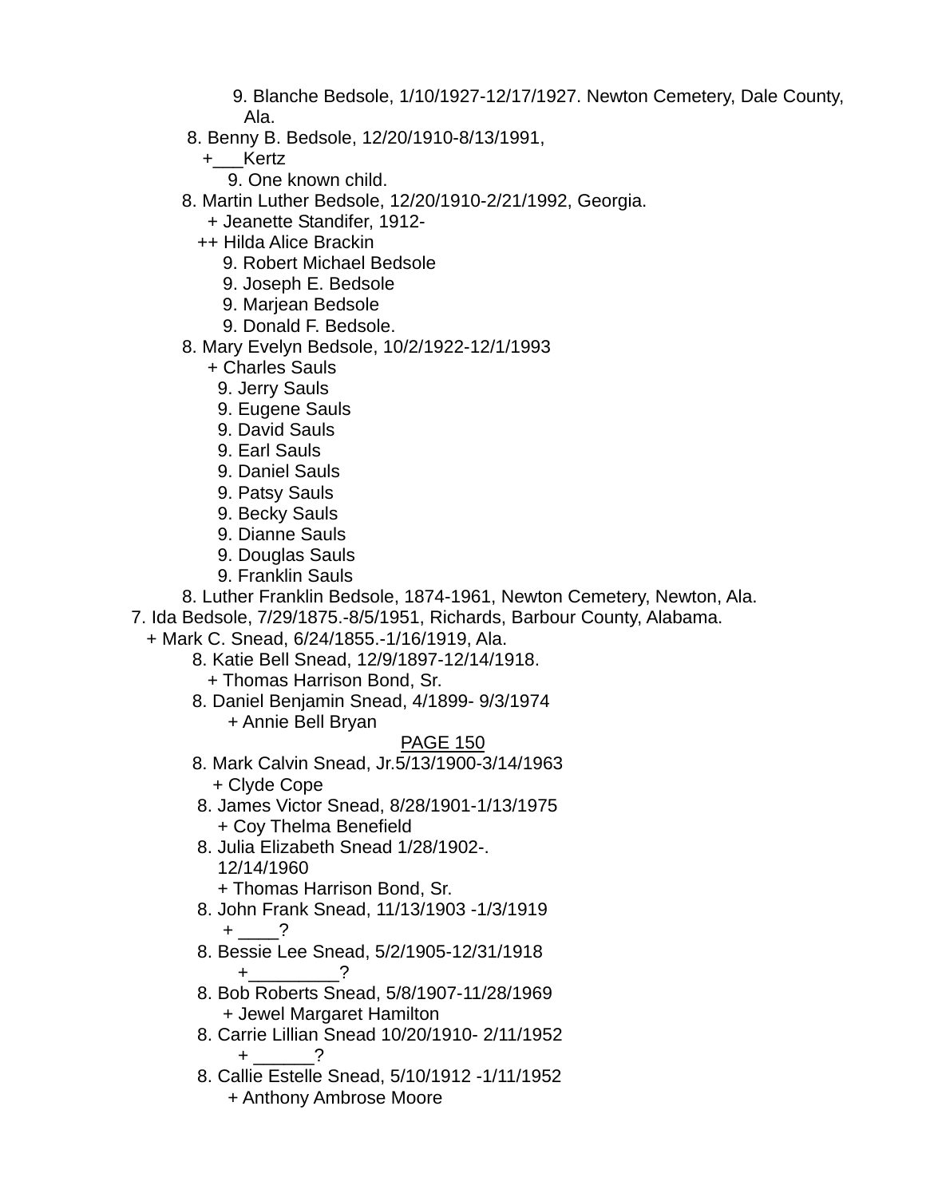9. Blanche Bedsole, 1/10/1927-12/17/1927. Newton Cemetery, Dale County, Ala.

8. Benny B. Bedsole, 12/20/1910-8/13/1991,
+___Kertz
9. One known child.

8. Martin Luther Bedsole, 12/20/1910-2/21/1992, Georgia.
+ Jeanette Standifer, 1912-
++ Hilda Alice Brackin
9. Robert Michael Bedsole
9. Joseph E. Bedsole
9. Marjean Bedsole
9. Donald F. Bedsole.

8. Mary Evelyn Bedsole, 10/2/1922-12/1/1993
+ Charles Sauls
9. Jerry Sauls
9. Eugene Sauls
9. David Sauls
9. Earl Sauls
9. Daniel Sauls
9. Patsy Sauls
9. Becky Sauls
9. Dianne Sauls
9. Douglas Sauls
9. Franklin Sauls

8. Luther Franklin Bedsole, 1874-1961, Newton Cemetery, Newton, Ala.

7. Ida Bedsole, 7/29/1875.-8/5/1951, Richards, Barbour County, Alabama.
+ Mark C. Snead, 6/24/1855.-1/16/1919, Ala.

8. Katie Bell Snead, 12/9/1897-12/14/1918.
+ Thomas Harrison Bond, Sr.

8. Daniel Benjamin Snead, 4/1899- 9/3/1974
+ Annie Bell Bryan

PAGE 150

8. Mark Calvin Snead, Jr.5/13/1900-3/14/1963
+ Clyde Cope

8. James Victor Snead, 8/28/1901-1/13/1975
+ Coy Thelma Benefield

8. Julia Elizabeth Snead 1/28/1902-. 12/14/1960
+ Thomas Harrison Bond, Sr.

8. John Frank Snead, 11/13/1903 -1/3/1919
+ ____?

8. Bessie Lee Snead, 5/2/1905-12/31/1918
+_________?

8. Bob Roberts Snead, 5/8/1907-11/28/1969
+ Jewel Margaret Hamilton

8. Carrie Lillian Snead 10/20/1910- 2/11/1952
+ ______?

8. Callie Estelle Snead, 5/10/1912 -1/11/1952
+ Anthony Ambrose Moore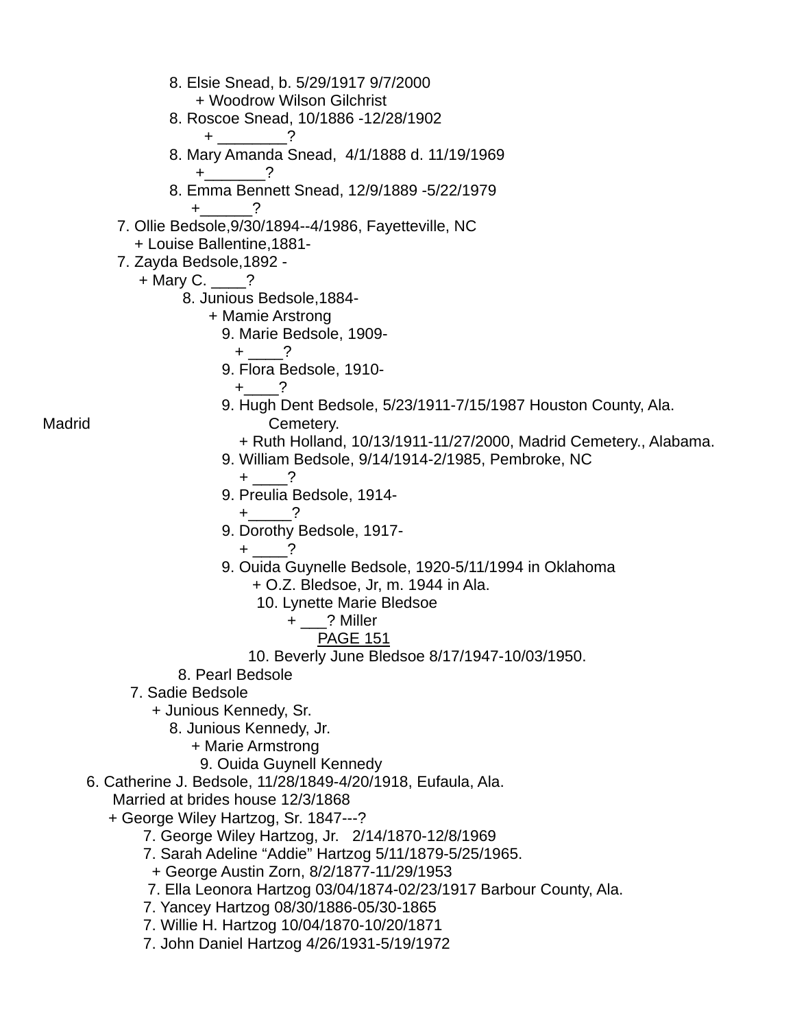8. Elsie Snead, b. 5/29/1917 9/7/2000
+ Woodrow Wilson Gilchrist
8. Roscoe Snead, 10/1886 -12/28/1902
+ ________?
8. Mary Amanda Snead, 4/1/1888 d. 11/19/1969
+_______?
8. Emma Bennett Snead, 12/9/1889 -5/22/1979
+______?
7. Ollie Bedsole,9/30/1894--4/1986, Fayetteville, NC
+ Louise Ballentine,1881-
7. Zayda Bedsole,1892 -
+ Mary C. ____?
8. Junious Bedsole,1884-
+ Mamie Arstrong
9. Marie Bedsole, 1909-
+ ____?
9. Flora Bedsole, 1910-
+____?
9. Hugh Dent Bedsole, 5/23/1911-7/15/1987 Houston County, Ala. Madrid Cemetery.
+ Ruth Holland, 10/13/1911-11/27/2000, Madrid Cemetery., Alabama.
9. William Bedsole, 9/14/1914-2/1985, Pembroke, NC
+ ____?
9. Preulia Bedsole, 1914-
+_____?
9. Dorothy Bedsole, 1917-
+ ____?
9. Ouida Guynelle Bedsole, 1920-5/11/1994 in Oklahoma
+ O.Z. Bledsoe, Jr, m. 1944 in Ala.
10. Lynette Marie Bledsoe
+ ___? Miller
PAGE 151
10. Beverly June Bledsoe 8/17/1947-10/03/1950.
8. Pearl Bedsole
7. Sadie Bedsole
+ Junious Kennedy, Sr.
8. Junious Kennedy, Jr.
+ Marie Armstrong
9. Ouida Guynell Kennedy
6. Catherine J. Bedsole, 11/28/1849-4/20/1918, Eufaula, Ala.
Married at brides house 12/3/1868
+ George Wiley Hartzog, Sr. 1847---?
7. George Wiley Hartzog, Jr. 2/14/1870-12/8/1969
7. Sarah Adeline "Addie" Hartzog 5/11/1879-5/25/1965.
+ George Austin Zorn, 8/2/1877-11/29/1953
7. Ella Leonora Hartzog 03/04/1874-02/23/1917 Barbour County, Ala.
7. Yancey Hartzog 08/30/1886-05/30-1865
7. Willie H. Hartzog 10/04/1870-10/20/1871
7. John Daniel Hartzog 4/26/1931-5/19/1972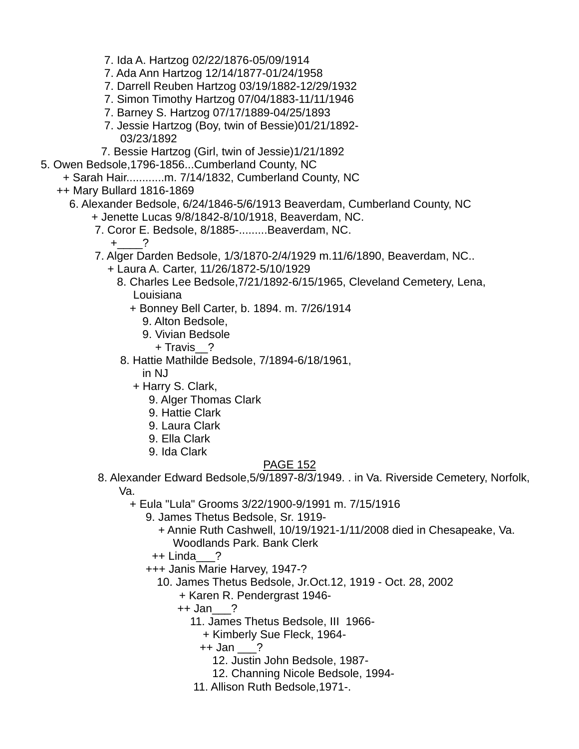7. Ida A. Hartzog 02/22/1876-05/09/1914
7. Ada Ann Hartzog 12/14/1877-01/24/1958
7. Darrell Reuben Hartzog 03/19/1882-12/29/1932
7. Simon Timothy Hartzog 07/04/1883-11/11/1946
7. Barney S. Hartzog 07/17/1889-04/25/1893
7. Jessie Hartzog (Boy, twin of Bessie)01/21/1892-
03/23/1892
7. Bessie Hartzog (Girl, twin of Jessie)1/21/1892

5. Owen Bedsole,1796-1856...Cumberland County, NC
+ Sarah Hair............m. 7/14/1832, Cumberland County, NC
++ Mary Bullard 1816-1869
6. Alexander Bedsole, 6/24/1846-5/6/1913 Beaverdam, Cumberland County, NC
+ Jenette Lucas 9/8/1842-8/10/1918, Beaverdam, NC.
7. Coror E. Bedsole, 8/1885-.........Beaverdam, NC.
+____?
7. Alger Darden Bedsole, 1/3/1870-2/4/1929 m.11/6/1890, Beaverdam, NC..
+ Laura A. Carter, 11/26/1872-5/10/1929
8. Charles Lee Bedsole,7/21/1892-6/15/1965, Cleveland Cemetery, Lena, Louisiana
+ Bonney Bell Carter, b. 1894. m. 7/26/1914
9. Alton Bedsole,
9. Vivian Bedsole
+ Travis__?
8. Hattie Mathilde Bedsole, 7/1894-6/18/1961,
in NJ
+ Harry S. Clark,
9. Alger Thomas Clark
9. Hattie Clark
9. Laura Clark
9. Ella Clark
9. Ida Clark

PAGE 152

8. Alexander Edward Bedsole,5/9/1897-8/3/1949. . in Va. Riverside Cemetery, Norfolk, Va.
+ Eula "Lula" Grooms 3/22/1900-9/1991 m. 7/15/1916
9. James Thetus Bedsole, Sr. 1919-
+ Annie Ruth Cashwell, 10/19/1921-1/11/2008 died in Chesapeake, Va. Woodlands Park. Bank Clerk
++ Linda___?
+++ Janis Marie Harvey, 1947-?
10. James Thetus Bedsole, Jr.Oct.12, 1919 - Oct. 28, 2002
+ Karen R. Pendergrast 1946-
++ Jan___?
11. James Thetus Bedsole, III 1966-
+ Kimberly Sue Fleck, 1964-
++ Jan ___?
12. Justin John Bedsole, 1987-
12. Channing Nicole Bedsole, 1994-
11. Allison Ruth Bedsole,1971-.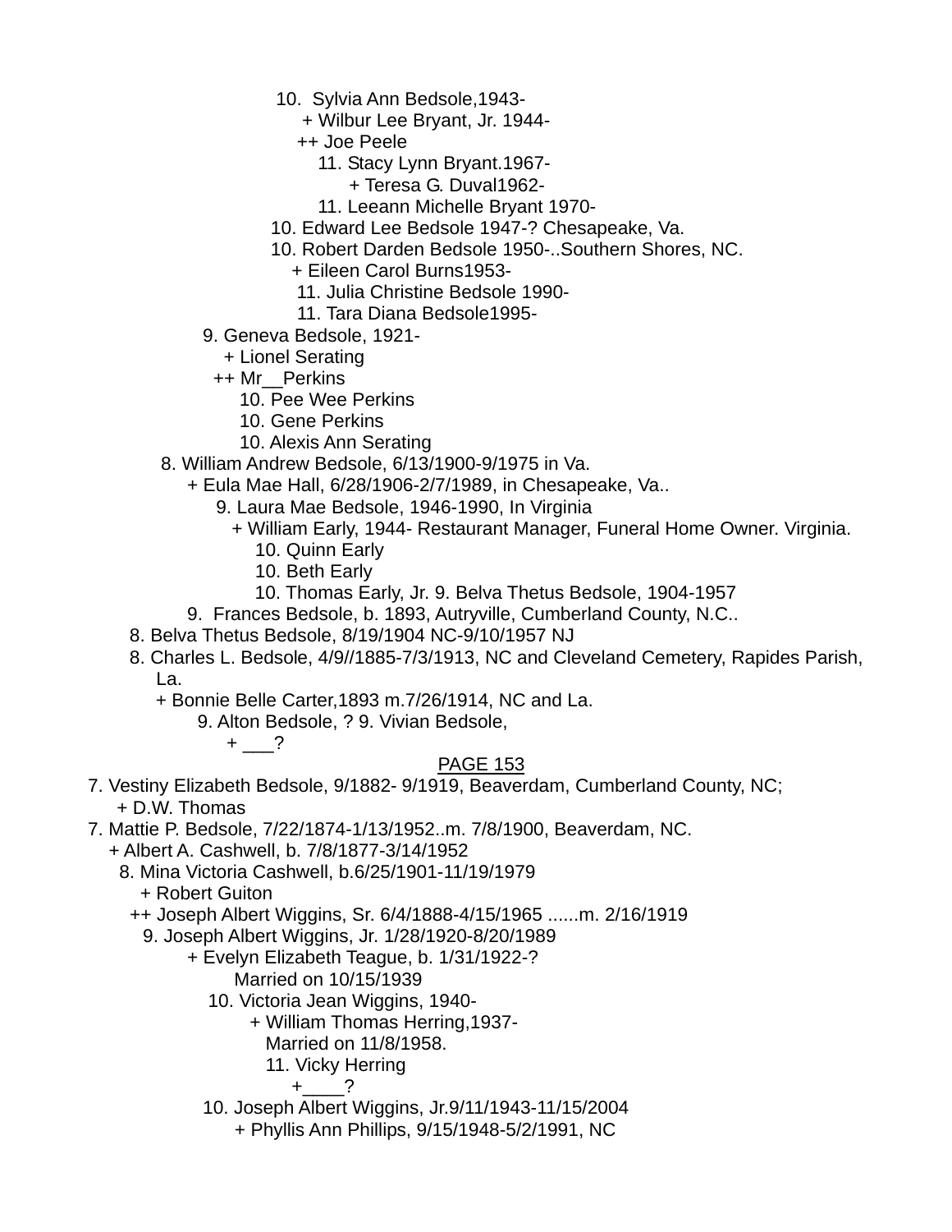10. Sylvia Ann Bedsole,1943-
+ Wilbur Lee Bryant, Jr. 1944-
++ Joe Peele
11. Stacy Lynn Bryant.1967-
+ Teresa G. Duval1962-
11. Leeann Michelle Bryant 1970-
10. Edward Lee Bedsole 1947-? Chesapeake, Va.
10. Robert Darden Bedsole 1950-..Southern Shores, NC.
+ Eileen Carol Burns1953-
11. Julia Christine Bedsole 1990-
11. Tara Diana Bedsole1995-
9. Geneva Bedsole, 1921-
+ Lionel Serating
++ Mr__Perkins
10. Pee Wee Perkins
10. Gene Perkins
10. Alexis Ann Serating
8. William Andrew Bedsole, 6/13/1900-9/1975 in Va.
+ Eula Mae Hall, 6/28/1906-2/7/1989, in Chesapeake, Va..
9. Laura Mae Bedsole, 1946-1990, In Virginia
+ William Early, 1944- Restaurant Manager, Funeral Home Owner. Virginia.
10. Quinn Early
10. Beth Early
10. Thomas Early, Jr. 9. Belva Thetus Bedsole, 1904-1957
9. Frances Bedsole, b. 1893, Autryville, Cumberland County, N.C..
8. Belva Thetus Bedsole, 8/19/1904 NC-9/10/1957 NJ
8. Charles L. Bedsole, 4/9//1885-7/3/1913, NC and Cleveland Cemetery, Rapides Parish, La.
+ Bonnie Belle Carter,1893 m.7/26/1914, NC and La.
9. Alton Bedsole, ? 9. Vivian Bedsole,
+ ___?

PAGE 153

7. Vestiny Elizabeth Bedsole, 9/1882- 9/1919, Beaverdam, Cumberland County, NC;
+ D.W. Thomas
7. Mattie P. Bedsole, 7/22/1874-1/13/1952..m. 7/8/1900, Beaverdam, NC.
+ Albert A. Cashwell, b. 7/8/1877-3/14/1952
8. Mina Victoria Cashwell, b.6/25/1901-11/19/1979
+ Robert Guiton
++ Joseph Albert Wiggins, Sr. 6/4/1888-4/15/1965 ......m. 2/16/1919
9. Joseph Albert Wiggins, Jr. 1/28/1920-8/20/1989
+ Evelyn Elizabeth Teague, b. 1/31/1922-?
Married on 10/15/1939
10. Victoria Jean Wiggins, 1940-
+ William Thomas Herring,1937-
Married on 11/8/1958.
11. Vicky Herring
+____?
10. Joseph Albert Wiggins, Jr.9/11/1943-11/15/2004
+ Phyllis Ann Phillips, 9/15/1948-5/2/1991, NC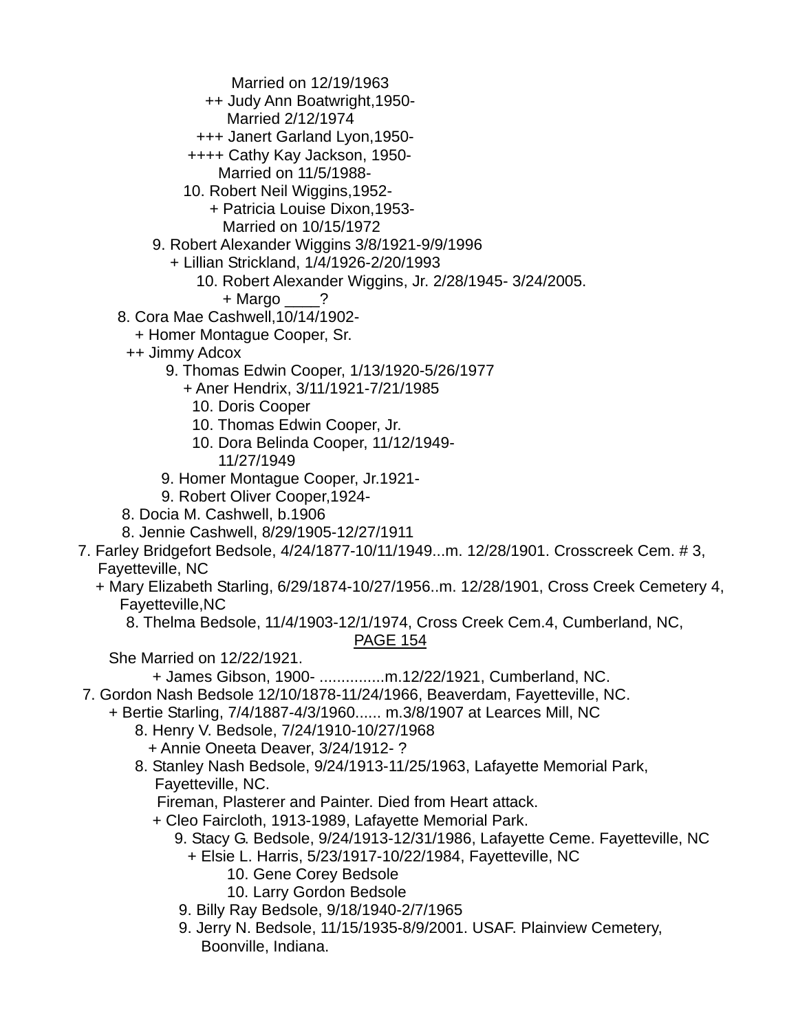Married on 12/19/1963

++ Judy Ann Boatwright,1950-

Married 2/12/1974

+++ Janert Garland Lyon,1950-

++++ Cathy Kay Jackson, 1950-

Married on 11/5/1988-

10. Robert Neil Wiggins,1952-

+ Patricia Louise Dixon,1953-

Married on 10/15/1972

9. Robert Alexander Wiggins 3/8/1921-9/9/1996

+ Lillian Strickland, 1/4/1926-2/20/1993

10. Robert Alexander Wiggins, Jr. 2/28/1945- 3/24/2005.

+ Margo ____?

8. Cora Mae Cashwell,10/14/1902-

+ Homer Montague Cooper, Sr.

++ Jimmy Adcox

9. Thomas Edwin Cooper, 1/13/1920-5/26/1977

+ Aner Hendrix, 3/11/1921-7/21/1985

10. Doris Cooper

10. Thomas Edwin Cooper, Jr.

10. Dora Belinda Cooper, 11/12/1949-11/27/1949

9. Homer Montague Cooper, Jr.1921-

9. Robert Oliver Cooper,1924-

8. Docia M. Cashwell, b.1906

8. Jennie Cashwell, 8/29/1905-12/27/1911

7. Farley Bridgefort Bedsole, 4/24/1877-10/11/1949...m. 12/28/1901. Crosscreek Cem. # 3, Fayetteville, NC

+ Mary Elizabeth Starling, 6/29/1874-10/27/1956..m. 12/28/1901, Cross Creek Cemetery 4, Fayetteville,NC

8. Thelma Bedsole, 11/4/1903-12/1/1974, Cross Creek Cem.4, Cumberland, NC,

She Married on 12/22/1921.

+ James Gibson, 1900- ...............m.12/22/1921, Cumberland, NC.

7. Gordon Nash Bedsole 12/10/1878-11/24/1966, Beaverdam, Fayetteville, NC.

+ Bertie Starling, 7/4/1887-4/3/1960...... m.3/8/1907 at Learces Mill, NC

8. Henry V. Bedsole, 7/24/1910-10/27/1968

+ Annie Oneeta Deaver, 3/24/1912- ?

8. Stanley Nash Bedsole, 9/24/1913-11/25/1963, Lafayette Memorial Park, Fayetteville, NC.

Fireman, Plasterer and Painter. Died from Heart attack.

+ Cleo Faircloth, 1913-1989, Lafayette Memorial Park.

9. Stacy G. Bedsole, 9/24/1913-12/31/1986, Lafayette Ceme. Fayetteville, NC

+ Elsie L. Harris, 5/23/1917-10/22/1984, Fayetteville, NC

10. Gene Corey Bedsole

10. Larry Gordon Bedsole

9. Billy Ray Bedsole, 9/18/1940-2/7/1965

9. Jerry N. Bedsole, 11/15/1935-8/9/2001. USAF. Plainview Cemetery, Boonville, Indiana.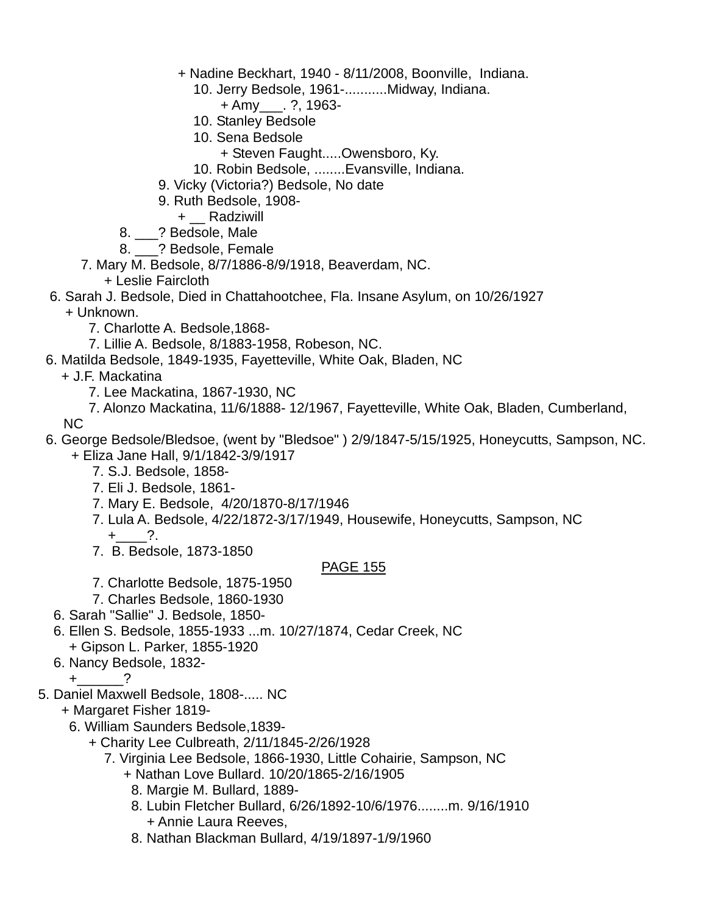+ Nadine Beckhart, 1940 - 8/11/2008, Boonville, Indiana.
10. Jerry Bedsole, 1961-...........Midway, Indiana.
+ Amy___. ?, 1963-
10. Stanley Bedsole
10. Sena Bedsole
+ Steven Faught.....Owensboro, Ky.
10. Robin Bedsole, ........Evansville, Indiana.
9. Vicky (Victoria?) Bedsole, No date
9. Ruth Bedsole, 1908-
+ __ Radziwill
8. ___? Bedsole, Male
8. ___? Bedsole, Female
7. Mary M. Bedsole, 8/7/1886-8/9/1918, Beaverdam, NC.
+ Leslie Faircloth
6. Sarah J. Bedsole, Died in Chattahootchee, Fla. Insane Asylum, on 10/26/1927
+ Unknown.
7. Charlotte A. Bedsole,1868-
7. Lillie A. Bedsole, 8/1883-1958, Robeson, NC.
6. Matilda Bedsole, 1849-1935, Fayetteville, White Oak, Bladen, NC
+ J.F. Mackatina
7. Lee Mackatina, 1867-1930, NC
7. Alonzo Mackatina, 11/6/1888- 12/1967, Fayetteville, White Oak, Bladen, Cumberland, NC
6. George Bedsole/Bledsoe, (went by "Bledsoe" ) 2/9/1847-5/15/1925, Honeycutts, Sampson, NC.
+ Eliza Jane Hall, 9/1/1842-3/9/1917
7. S.J. Bedsole, 1858-
7. Eli J. Bedsole, 1861-
7. Mary E. Bedsole, 4/20/1870-8/17/1946
7. Lula A. Bedsole, 4/22/1872-3/17/1949, Housewife, Honeycutts, Sampson, NC
+____?.
7. B. Bedsole, 1873-1850
7. Charlotte Bedsole, 1875-1950
7. Charles Bedsole, 1860-1930
6. Sarah "Sallie" J. Bedsole, 1850-
6. Ellen S. Bedsole, 1855-1933 ...m. 10/27/1874, Cedar Creek, NC
+ Gipson L. Parker, 1855-1920
6. Nancy Bedsole, 1832-
+______?
5. Daniel Maxwell Bedsole, 1808-..... NC
+ Margaret Fisher 1819-
6. William Saunders Bedsole,1839-
+ Charity Lee Culbreath, 2/11/1845-2/26/1928
7. Virginia Lee Bedsole, 1866-1930, Little Cohairie, Sampson, NC
+ Nathan Love Bullard. 10/20/1865-2/16/1905
8. Margie M. Bullard, 1889-
8. Lubin Fletcher Bullard, 6/26/1892-10/6/1976........m. 9/16/1910
+ Annie Laura Reeves,
8. Nathan Blackman Bullard, 4/19/1897-1/9/1960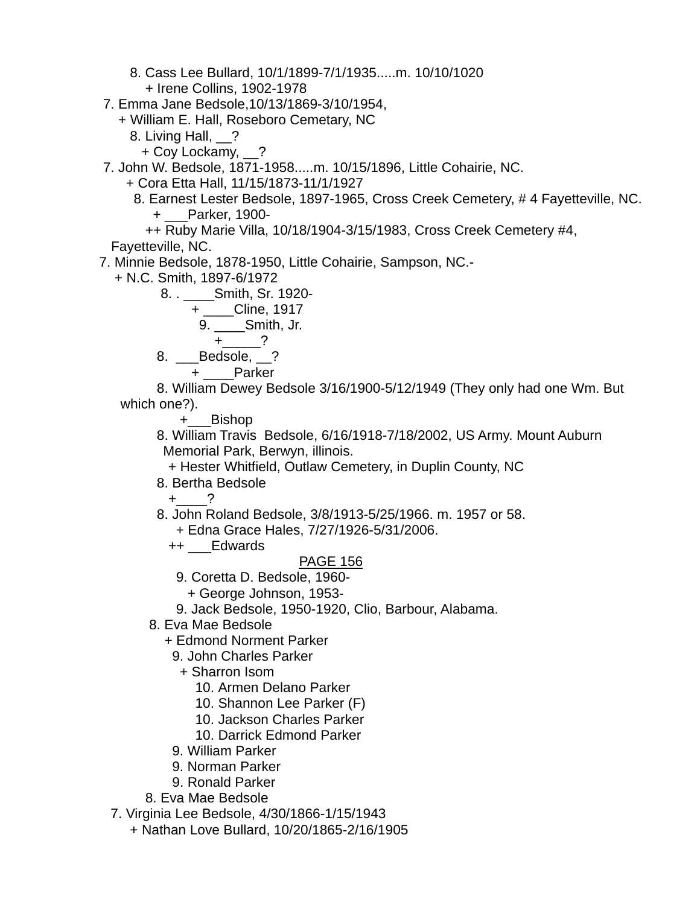8. Cass Lee Bullard, 10/1/1899-7/1/1935.....m. 10/10/1020
+ Irene Collins, 1902-1978

7. Emma Jane Bedsole,10/13/1869-3/10/1954,
+ William E. Hall, Roseboro Cemetary, NC
8. Living Hall, __?
+ Coy Lockamy, __?

7. John W. Bedsole, 1871-1958.....m. 10/15/1896, Little Cohairie, NC.
+ Cora Etta Hall, 11/15/1873-11/1/1927
8. Earnest Lester Bedsole, 1897-1965, Cross Creek Cemetery, # 4 Fayetteville, NC.
+ ___Parker, 1900-
++ Ruby Marie Villa, 10/18/1904-3/15/1983, Cross Creek Cemetery #4, Fayetteville, NC.

7. Minnie Bedsole, 1878-1950, Little Cohairie, Sampson, NC.-
+ N.C. Smith, 1897-6/1972
8. . ____Smith, Sr. 1920-
+ ____Cline, 1917
9. ____Smith, Jr.
+_____?
8. ___Bedsole, __?
+ ____Parker
8. William Dewey Bedsole 3/16/1900-5/12/1949 (They only had one Wm. But which one?).
+___Bishop
8. William Travis Bedsole, 6/16/1918-7/18/2002, US Army. Mount Auburn Memorial Park, Berwyn, illinois.
+ Hester Whitfield, Outlaw Cemetery, in Duplin County, NC
8. Bertha Bedsole
+____?
8. John Roland Bedsole, 3/8/1913-5/25/1966. m. 1957 or 58.
+ Edna Grace Hales, 7/27/1926-5/31/2006.
++ ___Edwards

PAGE 156

9. Coretta D. Bedsole, 1960-
+ George Johnson, 1953-
9. Jack Bedsole, 1950-1920, Clio, Barbour, Alabama.
8. Eva Mae Bedsole
+ Edmond Norment Parker
9. John Charles Parker
+ Sharron Isom
10. Armen Delano Parker
10. Shannon Lee Parker (F)
10. Jackson Charles Parker
10. Darrick Edmond Parker
9. William Parker
9. Norman Parker
9. Ronald Parker
8. Eva Mae Bedsole

7. Virginia Lee Bedsole, 4/30/1866-1/15/1943
+ Nathan Love Bullard, 10/20/1865-2/16/1905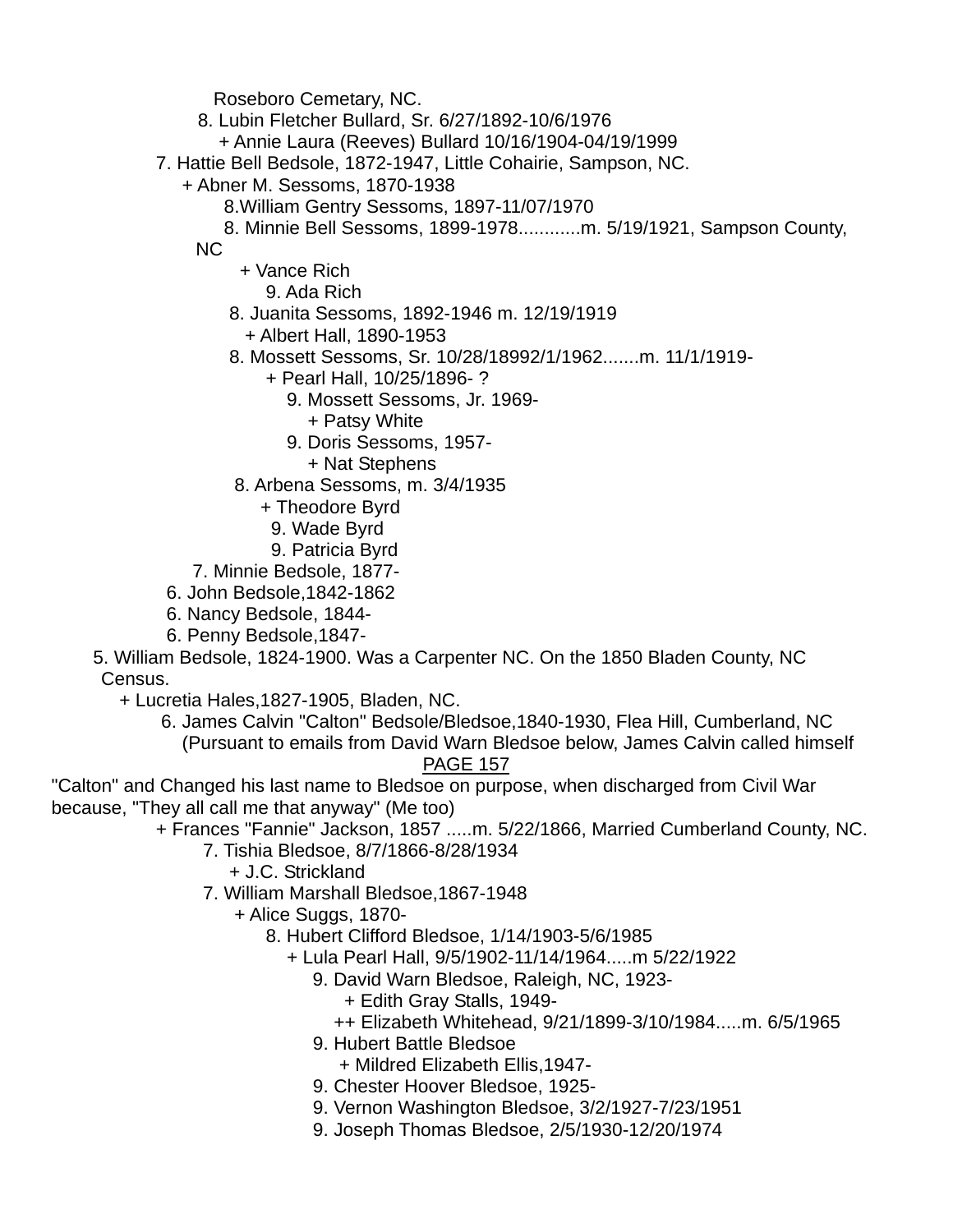Roseboro Cemetary, NC.

8. Lubin Fletcher Bullard, Sr. 6/27/1892-10/6/1976

+ Annie Laura (Reeves) Bullard 10/16/1904-04/19/1999

7. Hattie Bell Bedsole, 1872-1947, Little Cohairie, Sampson, NC.

+ Abner M. Sessoms, 1870-1938

8.William Gentry Sessoms, 1897-11/07/1970

8. Minnie Bell Sessoms, 1899-1978............m. 5/19/1921, Sampson County, NC

+ Vance Rich

9. Ada Rich

8. Juanita Sessoms, 1892-1946 m. 12/19/1919

+ Albert Hall, 1890-1953

8. Mossett Sessoms, Sr. 10/28/18992/1/1962.......m. 11/1/1919-

+ Pearl Hall, 10/25/1896- ?

9. Mossett Sessoms, Jr. 1969-

+ Patsy White

9. Doris Sessoms, 1957-

+ Nat Stephens

8. Arbena Sessoms, m. 3/4/1935

+ Theodore Byrd

9. Wade Byrd

9. Patricia Byrd

7. Minnie Bedsole, 1877-

6. John Bedsole,1842-1862

6. Nancy Bedsole, 1844-

6. Penny Bedsole,1847-

5. William Bedsole, 1824-1900. Was a Carpenter NC. On the 1850 Bladen County, NC Census.

+ Lucretia Hales,1827-1905, Bladen, NC.

6. James Calvin "Calton" Bedsole/Bledsoe,1840-1930, Flea Hill, Cumberland, NC (Pursuant to emails from David Warn Bledsoe below, James Calvin called himself "Calton" and Changed his last name to Bledsoe on purpose, when discharged from Civil War because, "They all call me that anyway" (Me too)

+ Frances "Fannie" Jackson, 1857 .....m. 5/22/1866, Married Cumberland County, NC.

7. Tishia Bledsoe, 8/7/1866-8/28/1934

+ J.C. Strickland

7. William Marshall Bledsoe,1867-1948

+ Alice Suggs, 1870-

8. Hubert Clifford Bledsoe, 1/14/1903-5/6/1985

+ Lula Pearl Hall, 9/5/1902-11/14/1964.....m 5/22/1922

9. David Warn Bledsoe, Raleigh, NC, 1923-

+ Edith Gray Stalls, 1949-

++ Elizabeth Whitehead, 9/21/1899-3/10/1984.....m. 6/5/1965

9. Hubert Battle Bledsoe

+ Mildred Elizabeth Ellis,1947-

9. Chester Hoover Bledsoe, 1925-

9. Vernon Washington Bledsoe, 3/2/1927-7/23/1951

9. Joseph Thomas Bledsoe, 2/5/1930-12/20/1974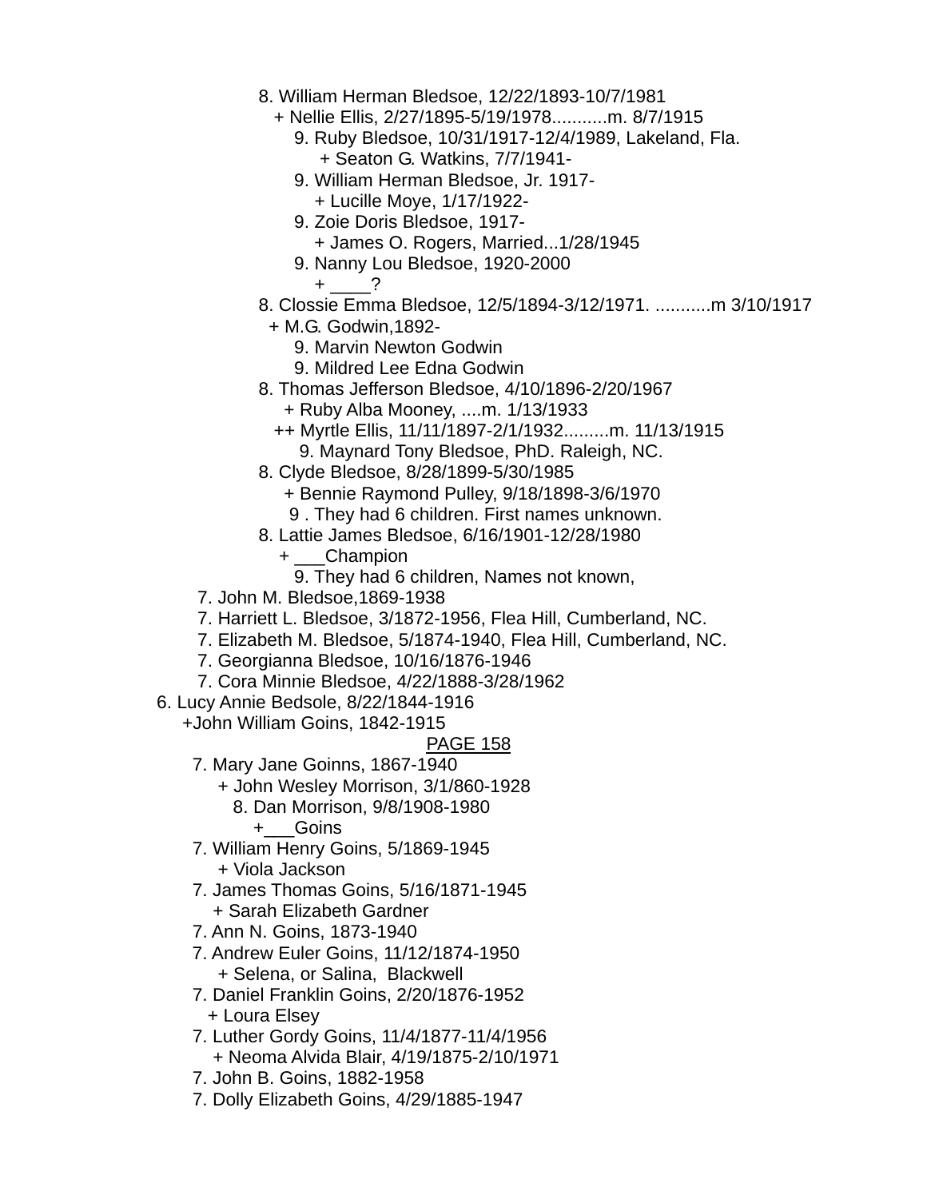8. William Herman Bledsoe, 12/22/1893-10/7/1981
  + Nellie Ellis, 2/27/1895-5/19/1978...........m. 8/7/1915
    9. Ruby Bledsoe, 10/31/1917-12/4/1989, Lakeland, Fla.
      + Seaton G. Watkins, 7/7/1941-
    9. William Herman Bledsoe, Jr. 1917-
      + Lucille Moye, 1/17/1922-
    9. Zoie Doris Bledsoe, 1917-
      + James O. Rogers, Married...1/28/1945
    9. Nanny Lou Bledsoe, 1920-2000
      + ____?

8. Clossie Emma Bledsoe, 12/5/1894-3/12/1971. ...........m 3/10/1917
  + M.G. Godwin,1892-
    9. Marvin Newton Godwin
    9. Mildred Lee Edna Godwin

8. Thomas Jefferson Bledsoe, 4/10/1896-2/20/1967
  + Ruby Alba Mooney, ....m. 1/13/1933
  ++ Myrtle Ellis, 11/11/1897-2/1/1932.........m. 11/13/1915
    9. Maynard Tony Bledsoe, PhD. Raleigh, NC.

8. Clyde Bledsoe, 8/28/1899-5/30/1985
  + Bennie Raymond Pulley, 9/18/1898-3/6/1970
    9 . They had 6 children. First names unknown.

8. Lattie James Bledsoe, 6/16/1901-12/28/1980
  + ___Champion
    9. They had 6 children, Names not known,

7. John M. Bledsoe,1869-1938
7. Harriett L. Bledsoe, 3/1872-1956, Flea Hill, Cumberland, NC.
7. Elizabeth M. Bledsoe, 5/1874-1940, Flea Hill, Cumberland, NC.
7. Georgianna Bledsoe, 10/16/1876-1946
7. Cora Minnie Bledsoe, 4/22/1888-3/28/1962

6. Lucy Annie Bedsole, 8/22/1844-1916
  +John William Goins, 1842-1915

PAGE 158

7. Mary Jane Goinns, 1867-1940
  + John Wesley Morrison, 3/1/860-1928
    8. Dan Morrison, 9/8/1908-1980
      +___Goins
7. William Henry Goins, 5/1869-1945
  + Viola Jackson
7. James Thomas Goins, 5/16/1871-1945
  + Sarah Elizabeth Gardner
7. Ann N. Goins, 1873-1940
7. Andrew Euler Goins, 11/12/1874-1950
  + Selena, or Salina, Blackwell
7. Daniel Franklin Goins, 2/20/1876-1952
  + Loura Elsey
7. Luther Gordy Goins, 11/4/1877-11/4/1956
  + Neoma Alvida Blair, 4/19/1875-2/10/1971
7. John B. Goins, 1882-1958
7. Dolly Elizabeth Goins, 4/29/1885-1947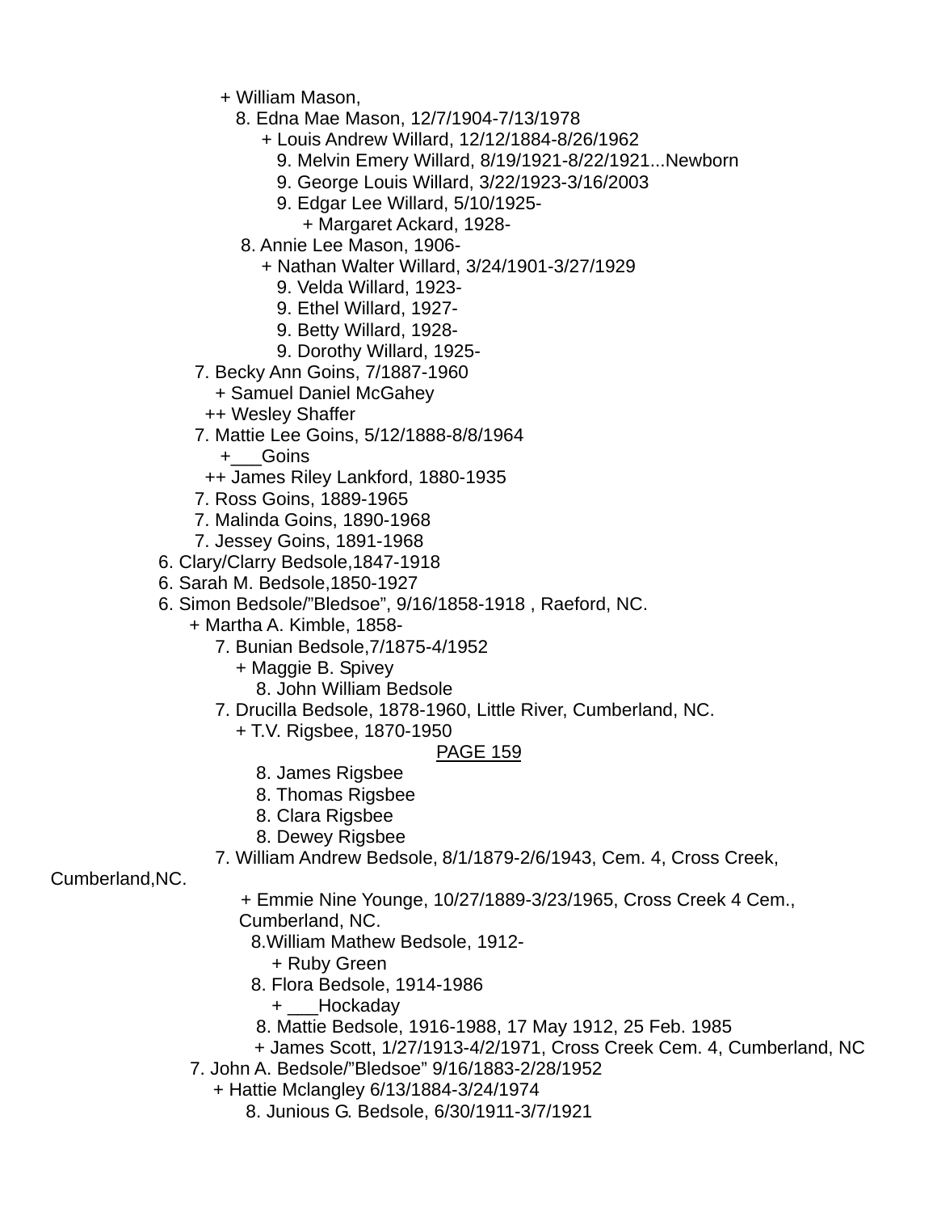+ William Mason,

8. Edna Mae Mason, 12/7/1904-7/13/1978

+ Louis Andrew Willard, 12/12/1884-8/26/1962

9. Melvin Emery Willard, 8/19/1921-8/22/1921...Newborn

9. George Louis Willard, 3/22/1923-3/16/2003

9. Edgar Lee Willard, 5/10/1925-

+ Margaret Ackard, 1928-

8. Annie Lee Mason, 1906-

+ Nathan Walter Willard, 3/24/1901-3/27/1929

9. Velda Willard, 1923-

9. Ethel Willard, 1927-

9. Betty Willard, 1928-

9. Dorothy Willard, 1925-

7. Becky Ann Goins, 7/1887-1960

+ Samuel Daniel McGahey

++ Wesley Shaffer

7. Mattie Lee Goins, 5/12/1888-8/8/1964

+___Goins

++ James Riley Lankford, 1880-1935

7. Ross Goins, 1889-1965

7. Malinda Goins, 1890-1968

7. Jessey Goins, 1891-1968

6. Clary/Clarry Bedsole,1847-1918

6. Sarah M. Bedsole,1850-1927

6. Simon Bedsole/"Bledsoe", 9/16/1858-1918 , Raeford, NC.

+ Martha A. Kimble, 1858-

7. Bunian Bedsole,7/1875-4/1952

+ Maggie B. Spivey

8. John William Bedsole

7. Drucilla Bedsole, 1878-1960, Little River, Cumberland, NC.

+ T.V. Rigsbee, 1870-1950

PAGE 159

8. James Rigsbee

8. Thomas Rigsbee

8. Clara Rigsbee

8. Dewey Rigsbee

7. William Andrew Bedsole, 8/1/1879-2/6/1943, Cem. 4, Cross Creek, Cumberland,NC.

+ Emmie Nine Younge, 10/27/1889-3/23/1965, Cross Creek 4 Cem., Cumberland, NC.

8.William Mathew Bedsole, 1912-

+ Ruby Green

8. Flora Bedsole, 1914-1986

+ ___Hockaday

8. Mattie Bedsole, 1916-1988, 17 May 1912, 25 Feb. 1985

+ James Scott, 1/27/1913-4/2/1971, Cross Creek Cem. 4, Cumberland, NC

7. John A. Bedsole/"Bledsoe" 9/16/1883-2/28/1952

+ Hattie Mclangley 6/13/1884-3/24/1974

8. Junious G. Bedsole, 6/30/1911-3/7/1921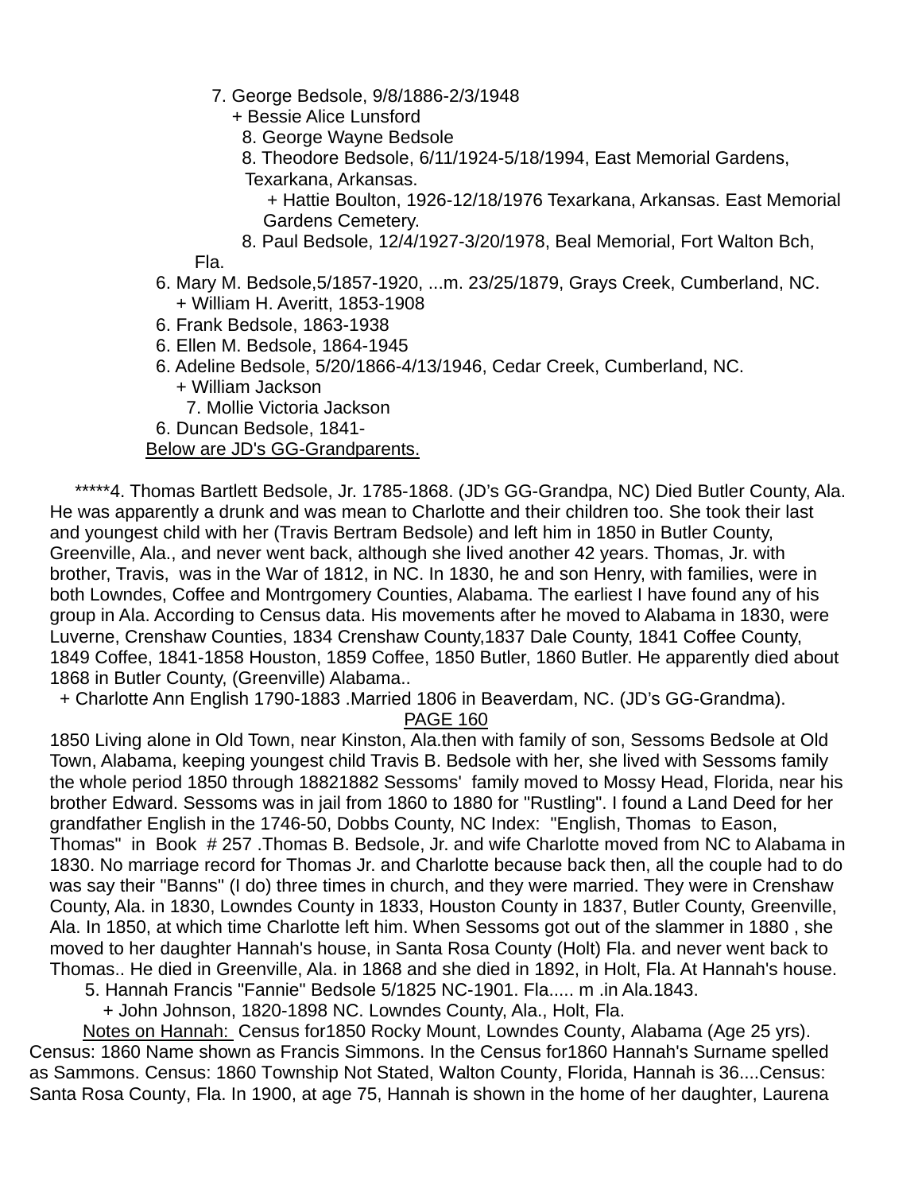7. George Bedsole, 9/8/1886-2/3/1948
   + Bessie Alice Lunsford
   8. George Wayne Bedsole
   8. Theodore Bedsole, 6/11/1924-5/18/1994, East Memorial Gardens, Texarkana, Arkansas.
      + Hattie Boulton, 1926-12/18/1976 Texarkana, Arkansas. East Memorial Gardens Cemetery.
   8. Paul Bedsole, 12/4/1927-3/20/1978, Beal Memorial, Fort Walton Bch, Fla.

6. Mary M. Bedsole,5/1857-1920, ...m. 23/25/1879, Grays Creek, Cumberland, NC.
   + William H. Averitt, 1853-1908
6. Frank Bedsole, 1863-1938
6. Ellen M. Bedsole, 1864-1945
6. Adeline Bedsole, 5/20/1866-4/13/1946, Cedar Creek, Cumberland, NC.
   + William Jackson
   7. Mollie Victoria Jackson
6. Duncan Bedsole, 1841-

Below are JD's GG-Grandparents.

*****4. Thomas Bartlett Bedsole, Jr. 1785-1868. (JD's GG-Grandpa, NC) Died Butler County, Ala. He was apparently a drunk and was mean to Charlotte and their children too. She took their last and youngest child with her (Travis Bertram Bedsole) and left him in 1850 in Butler County, Greenville, Ala., and never went back, although she lived another 42 years. Thomas, Jr. with brother, Travis, was in the War of 1812, in NC. In 1830, he and son Henry, with families, were in both Lowndes, Coffee and Montrgomery Counties, Alabama. The earliest I have found any of his group in Ala. According to Census data. His movements after he moved to Alabama in 1830, were Luverne, Crenshaw Counties, 1834 Crenshaw County,1837 Dale County, 1841 Coffee County, 1849 Coffee, 1841-1858 Houston, 1859 Coffee, 1850 Butler, 1860 Butler. He apparently died about 1868 in Butler County, (Greenville) Alabama..

+ Charlotte Ann English 1790-1883 .Married 1806 in Beaverdam, NC. (JD's GG-Grandma).

PAGE 160

1850 Living alone in Old Town, near Kinston, Ala.then with family of son, Sessoms Bedsole at Old Town, Alabama, keeping youngest child Travis B. Bedsole with her, she lived with Sessoms family the whole period 1850 through 18821882 Sessoms' family moved to Mossy Head, Florida, near his brother Edward. Sessoms was in jail from 1860 to 1880 for "Rustling". I found a Land Deed for her grandfather English in the 1746-50, Dobbs County, NC Index: "English, Thomas to Eason, Thomas" in Book # 257 .Thomas B. Bedsole, Jr. and wife Charlotte moved from NC to Alabama in 1830. No marriage record for Thomas Jr. and Charlotte because back then, all the couple had to do was say their "Banns" (I do) three times in church, and they were married. They were in Crenshaw County, Ala. in 1830, Lowndes County in 1833, Houston County in 1837, Butler County, Greenville, Ala. In 1850, at which time Charlotte left him. When Sessoms got out of the slammer in 1880 , she moved to her daughter Hannah's house, in Santa Rosa County (Holt) Fla. and never went back to Thomas.. He died in Greenville, Ala. in 1868 and she died in 1892, in Holt, Fla. At Hannah's house.

5. Hannah Francis "Fannie" Bedsole 5/1825 NC-1901. Fla..... m .in Ala.1843.
   + John Johnson, 1820-1898 NC. Lowndes County, Ala., Holt, Fla.

Notes on Hannah: Census for1850 Rocky Mount, Lowndes County, Alabama (Age 25 yrs). Census: 1860 Name shown as Francis Simmons. In the Census for1860 Hannah's Surname spelled as Sammons. Census: 1860 Township Not Stated, Walton County, Florida, Hannah is 36....Census: Santa Rosa County, Fla. In 1900, at age 75, Hannah is shown in the home of her daughter, Laurena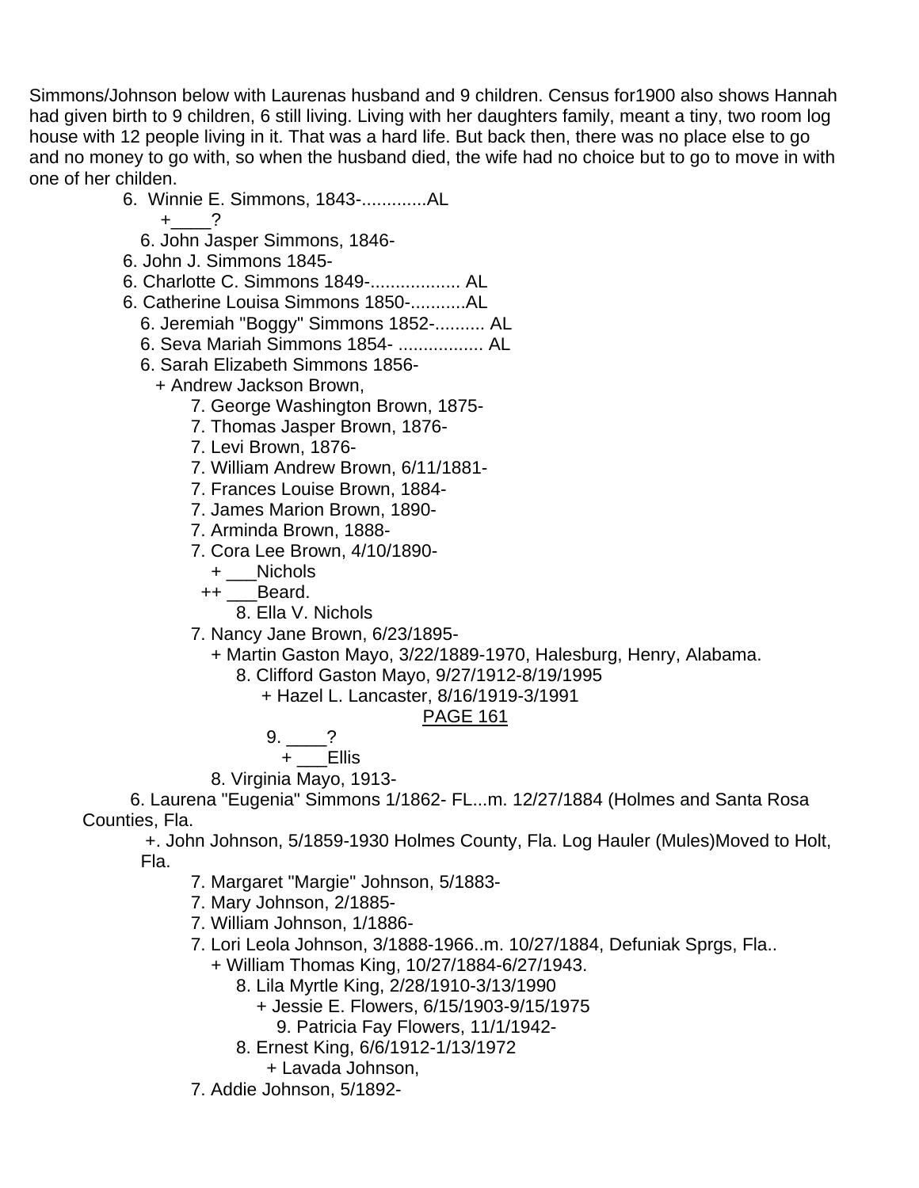Simmons/Johnson below with Laurenas husband and 9 children. Census for1900 also shows Hannah had given birth to 9 children, 6 still living. Living with her daughters family, meant a tiny, two room log house with 12 people living in it. That was a hard life. But back then, there was no place else to go and no money to go with, so when the husband died, the wife had no choice but to go to move in with one of her childen.

6. Winnie E. Simmons, 1843-.............AL
+____?
6. John Jasper Simmons, 1846-
6. John J. Simmons 1845-
6. Charlotte C. Simmons 1849-.................. AL
6. Catherine Louisa Simmons 1850-...........AL
6. Jeremiah "Boggy" Simmons 1852-.......... AL
6. Seva Mariah Simmons 1854- ................. AL
6. Sarah Elizabeth Simmons 1856-
+ Andrew Jackson Brown,
7. George Washington Brown, 1875-
7. Thomas Jasper Brown, 1876-
7. Levi Brown, 1876-
7. William Andrew Brown, 6/11/1881-
7. Frances Louise Brown, 1884-
7. James Marion Brown, 1890-
7. Arminda Brown, 1888-
7. Cora Lee Brown, 4/10/1890-
+ ___Nichols
++ ___Beard.
8. Ella V. Nichols
7. Nancy Jane Brown, 6/23/1895-
+ Martin Gaston Mayo, 3/22/1889-1970, Halesburg, Henry, Alabama.
8. Clifford Gaston Mayo, 9/27/1912-8/19/1995
+ Hazel L. Lancaster, 8/16/1919-3/1991
9. ____?
+ ___Ellis
8. Virginia Mayo, 1913-
6. Laurena "Eugenia" Simmons 1/1862- FL...m. 12/27/1884 (Holmes and Santa Rosa Counties, Fla.
+. John Johnson, 5/1859-1930 Holmes County, Fla. Log Hauler (Mules)Moved to Holt, Fla.
7. Margaret "Margie" Johnson, 5/1883-
7. Mary Johnson, 2/1885-
7. William Johnson, 1/1886-
7. Lori Leola Johnson, 3/1888-1966..m. 10/27/1884, Defuniak Sprgs, Fla..
+ William Thomas King, 10/27/1884-6/27/1943.
8. Lila Myrtle King, 2/28/1910-3/13/1990
+ Jessie E. Flowers, 6/15/1903-9/15/1975
9. Patricia Fay Flowers, 11/1/1942-
8. Ernest King, 6/6/1912-1/13/1972
+ Lavada Johnson,
7. Addie Johnson, 5/1892-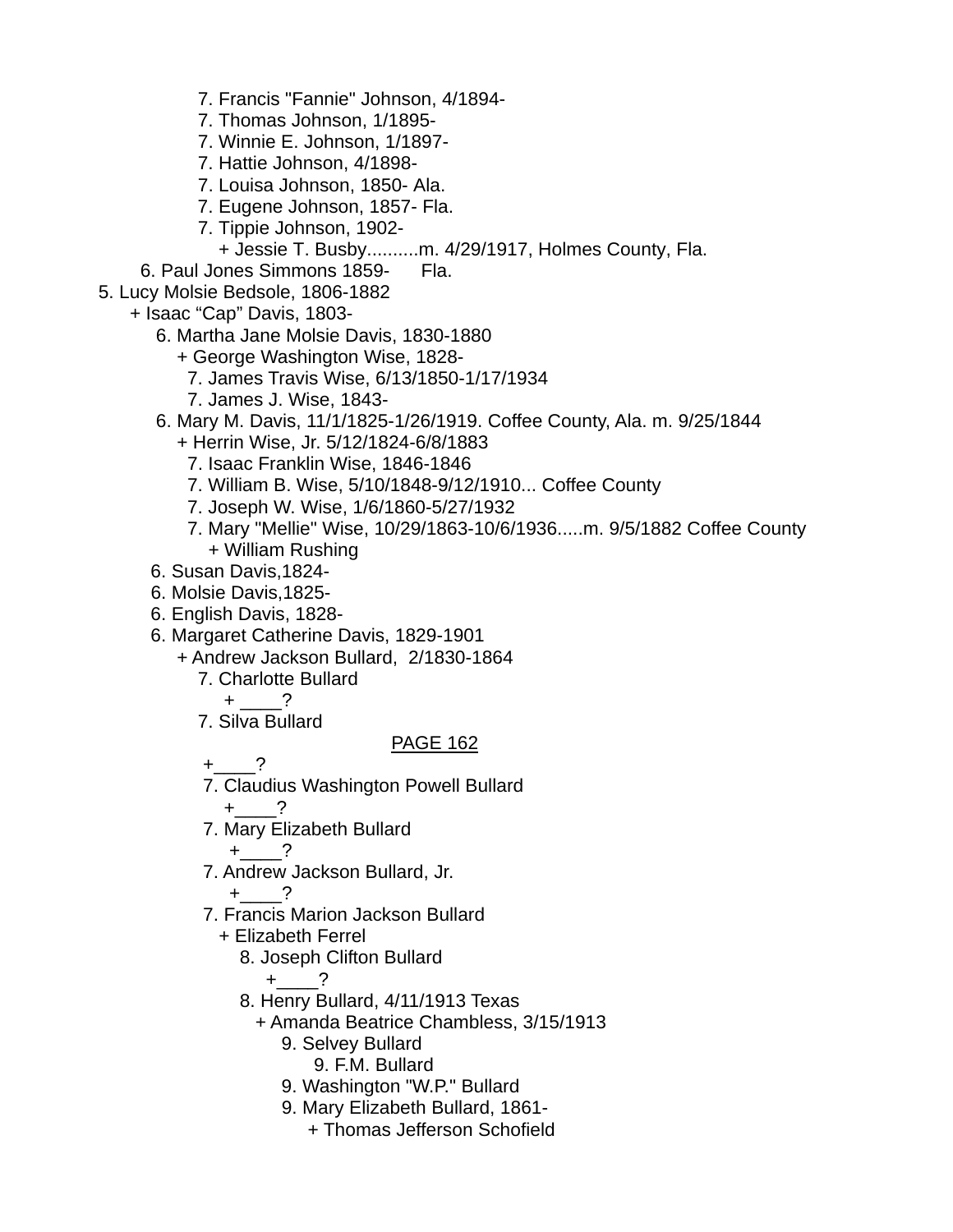7. Francis "Fannie" Johnson, 4/1894-
7. Thomas Johnson, 1/1895-
7. Winnie E. Johnson, 1/1897-
7. Hattie Johnson, 4/1898-
7. Louisa Johnson, 1850- Ala.
7. Eugene Johnson, 1857- Fla.
7. Tippie Johnson, 1902-
+ Jessie T. Busby..........m. 4/29/1917, Holmes County, Fla.
6. Paul Jones Simmons 1859- Fla.
5. Lucy Molsie Bedsole, 1806-1882
+ Isaac “Cap” Davis, 1803-
6. Martha Jane Molsie Davis, 1830-1880
+ George Washington Wise, 1828-
7. James Travis Wise, 6/13/1850-1/17/1934
7. James J. Wise, 1843-
6. Mary M. Davis, 11/1/1825-1/26/1919. Coffee County, Ala. m. 9/25/1844
+ Herrin Wise, Jr. 5/12/1824-6/8/1883
7. Isaac Franklin Wise, 1846-1846
7. William B. Wise, 5/10/1848-9/12/1910... Coffee County
7. Joseph W. Wise, 1/6/1860-5/27/1932
7. Mary "Mellie" Wise, 10/29/1863-10/6/1936.....m. 9/5/1882 Coffee County
+ William Rushing
6. Susan Davis,1824-
6. Molsie Davis,1825-
6. English Davis, 1828-
6. Margaret Catherine Davis, 1829-1901
+ Andrew Jackson Bullard, 2/1830-1864
7. Charlotte Bullard
+ ____?
7. Silva Bullard
+____?
7. Claudius Washington Powell Bullard
+____?
7. Mary Elizabeth Bullard
+____?
7. Andrew Jackson Bullard, Jr.
+____?
7. Francis Marion Jackson Bullard
+ Elizabeth Ferrel
8. Joseph Clifton Bullard
+____?
8. Henry Bullard, 4/11/1913 Texas
+ Amanda Beatrice Chambless, 3/15/1913
9. Selvey Bullard
9. F.M. Bullard
9. Washington "W.P." Bullard
9. Mary Elizabeth Bullard, 1861-
+ Thomas Jefferson Schofield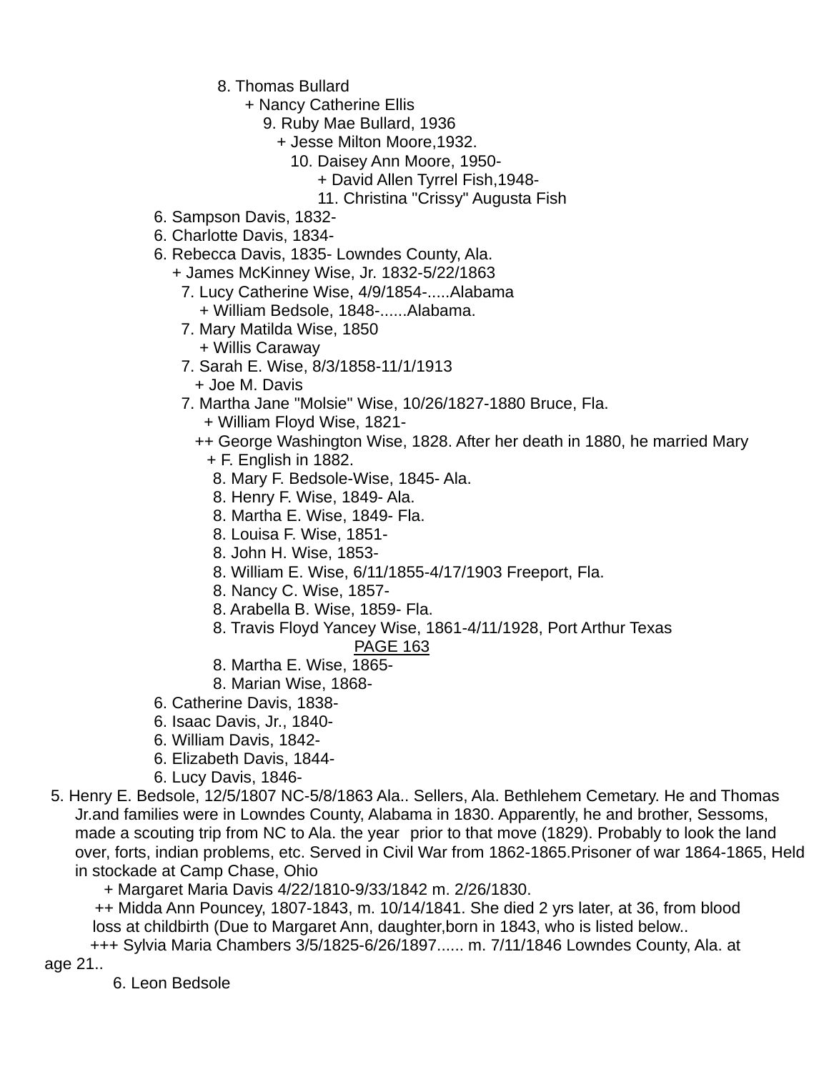8. Thomas Bullard
  + Nancy Catherine Ellis
    9. Ruby Mae Bullard, 1936
      + Jesse Milton Moore,1932.
        10. Daisey Ann Moore, 1950-
          + David Allen Tyrrel Fish,1948-
          11. Christina "Crissy" Augusta Fish

6. Sampson Davis, 1832-
6. Charlotte Davis, 1834-
6. Rebecca Davis, 1835- Lowndes County, Ala.
  + James McKinney Wise, Jr. 1832-5/22/1863
  7. Lucy Catherine Wise, 4/9/1854-.....Alabama
    + William Bedsole, 1848-......Alabama.
  7. Mary Matilda Wise, 1850
    + Willis Caraway
  7. Sarah E. Wise, 8/3/1858-11/1/1913
    + Joe M. Davis
  7. Martha Jane "Molsie" Wise, 10/26/1827-1880 Bruce, Fla.
    + William Floyd Wise, 1821-
    ++ George Washington Wise, 1828. After her death in 1880, he married Mary
    + F. English in 1882.
    8. Mary F. Bedsole-Wise, 1845- Ala.
    8. Henry F. Wise, 1849- Ala.
    8. Martha E. Wise, 1849- Fla.
    8. Louisa F. Wise, 1851-
    8. John H. Wise, 1853-
    8. William E. Wise, 6/11/1855-4/17/1903 Freeport, Fla.
    8. Nancy C. Wise, 1857-
    8. Arabella B. Wise, 1859- Fla.
    8. Travis Floyd Yancey Wise, 1861-4/11/1928, Port Arthur Texas

PAGE 163

    8. Martha E. Wise, 1865-
    8. Marian Wise, 1868-

6. Catherine Davis, 1838-
6. Isaac Davis, Jr., 1840-
6. William Davis, 1842-
6. Elizabeth Davis, 1844-
6. Lucy Davis, 1846-

5. Henry E. Bedsole, 12/5/1807 NC-5/8/1863 Ala.. Sellers, Ala. Bethlehem Cemetary. He and Thomas Jr.and families were in Lowndes County, Alabama in 1830. Apparently, he and brother, Sessoms, made a scouting trip from NC to Ala. the year prior to that move (1829). Probably to look the land over, forts, indian problems, etc. Served in Civil War from 1862-1865.Prisoner of war 1864-1865, Held in stockade at Camp Chase, Ohio
  + Margaret Maria Davis 4/22/1810-9/33/1842 m. 2/26/1830.
  ++ Midda Ann Pouncey, 1807-1843, m. 10/14/1841. She died 2 yrs later, at 36, from blood loss at childbirth (Due to Margaret Ann, daughter,born in 1843, who is listed below..
  +++ Sylvia Maria Chambers 3/5/1825-6/26/1897...... m. 7/11/1846 Lowndes County, Ala. at age 21..
  6. Leon Bedsole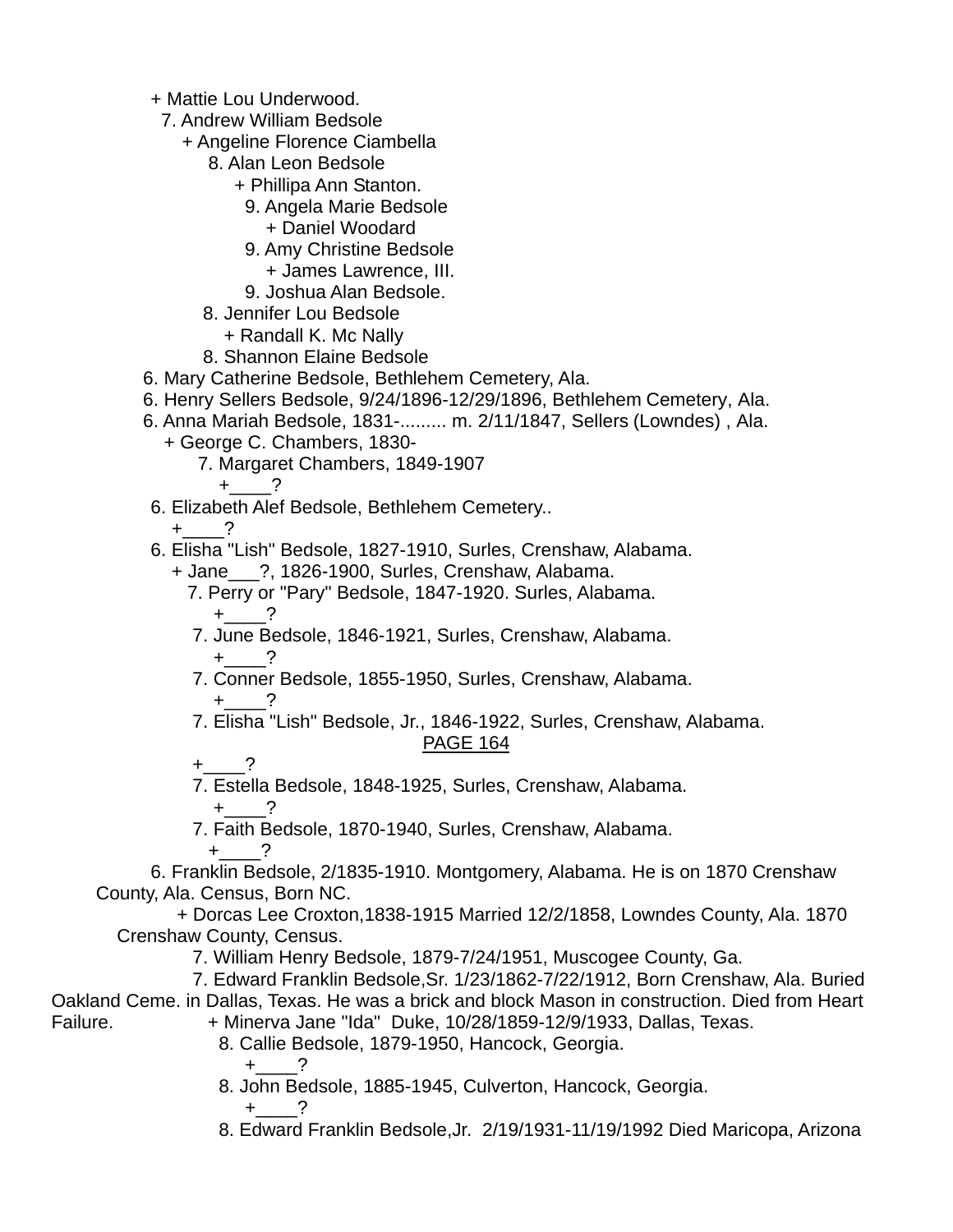+ Mattie Lou Underwood.

7. Andrew William Bedsole

+ Angeline Florence Ciambella

8. Alan Leon Bedsole

+ Phillipa Ann Stanton.

9. Angela Marie Bedsole

+ Daniel Woodard

9. Amy Christine Bedsole

+ James Lawrence, III.

9. Joshua Alan Bedsole.

8. Jennifer Lou Bedsole

+ Randall K. Mc Nally

8. Shannon Elaine Bedsole

6. Mary Catherine Bedsole, Bethlehem Cemetery, Ala.

6. Henry Sellers Bedsole, 9/24/1896-12/29/1896, Bethlehem Cemetery, Ala.

6. Anna Mariah Bedsole, 1831-......... m. 2/11/1847, Sellers (Lowndes) , Ala.

+ George C. Chambers, 1830-

7. Margaret Chambers, 1849-1907

+____?

6. Elizabeth Alef Bedsole, Bethlehem Cemetery..

+____?

6. Elisha "Lish" Bedsole, 1827-1910, Surles, Crenshaw, Alabama.

+ Jane___?, 1826-1900, Surles, Crenshaw, Alabama.

7. Perry or "Pary" Bedsole, 1847-1920. Surles, Alabama.

+____?

7. June Bedsole, 1846-1921, Surles, Crenshaw, Alabama.

+____?

7. Conner Bedsole, 1855-1950, Surles, Crenshaw, Alabama.

+____?

7. Elisha "Lish" Bedsole, Jr., 1846-1922, Surles, Crenshaw, Alabama.

+____?

7. Estella Bedsole, 1848-1925, Surles, Crenshaw, Alabama.

+____?

7. Faith Bedsole, 1870-1940, Surles, Crenshaw, Alabama.

+____?

6. Franklin Bedsole, 2/1835-1910. Montgomery, Alabama. He is on 1870 Crenshaw County, Ala. Census, Born NC.

+ Dorcas Lee Croxton,1838-1915 Married 12/2/1858, Lowndes County, Ala. 1870 Crenshaw County, Census.

7. William Henry Bedsole, 1879-7/24/1951, Muscogee County, Ga.

7. Edward Franklin Bedsole,Sr. 1/23/1862-7/22/1912, Born Crenshaw, Ala. Buried Oakland Ceme. in Dallas, Texas. He was a brick and block Mason in construction. Died from Heart Failure.

+ Minerva Jane "Ida" Duke, 10/28/1859-12/9/1933, Dallas, Texas.

8. Callie Bedsole, 1879-1950, Hancock, Georgia.

+____?

8. John Bedsole, 1885-1945, Culverton, Hancock, Georgia.

+____?

8. Edward Franklin Bedsole,Jr. 2/19/1931-11/19/1992 Died Maricopa, Arizona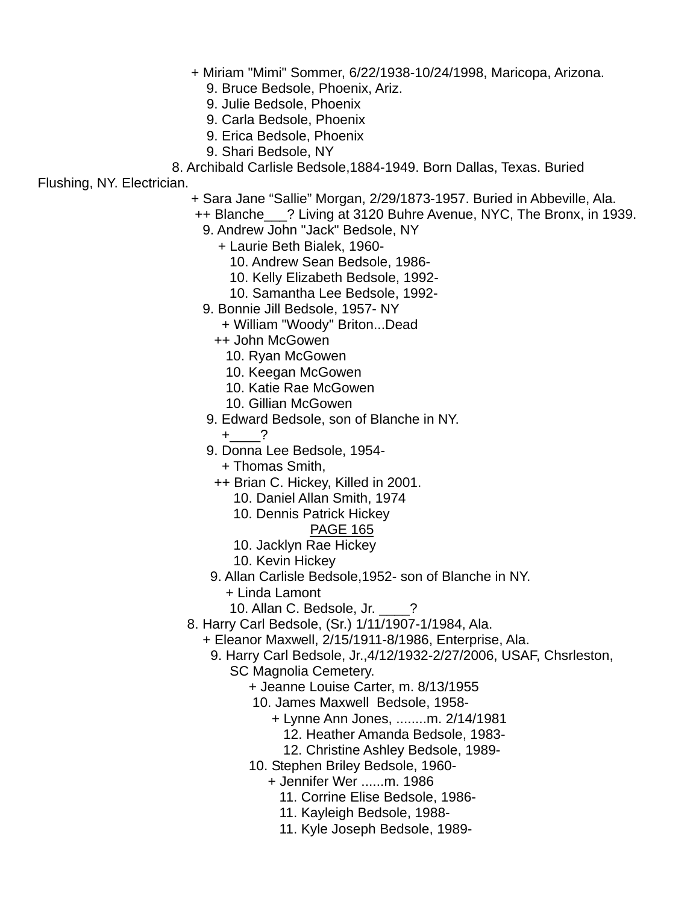+ Miriam "Mimi" Sommer, 6/22/1938-10/24/1998, Maricopa, Arizona.
9. Bruce Bedsole, Phoenix, Ariz.
9. Julie Bedsole, Phoenix
9. Carla Bedsole, Phoenix
9. Erica Bedsole, Phoenix
9. Shari Bedsole, NY

8. Archibald Carlisle Bedsole,1884-1949. Born Dallas, Texas. Buried Flushing, NY. Electrician.
+ Sara Jane "Sallie" Morgan, 2/29/1873-1957. Buried in Abbeville, Ala.
++ Blanche___? Living at 3120 Buhre Avenue, NYC, The Bronx, in 1939.
9. Andrew John "Jack" Bedsole, NY
+ Laurie Beth Bialek, 1960-
10. Andrew Sean Bedsole, 1986-
10. Kelly Elizabeth Bedsole, 1992-
10. Samantha Lee Bedsole, 1992-
9. Bonnie Jill Bedsole, 1957- NY
+ William "Woody" Briton...Dead
++ John McGowen
10. Ryan McGowen
10. Keegan McGowen
10. Katie Rae McGowen
10. Gillian McGowen
9. Edward Bedsole, son of Blanche in NY.
+____?
9. Donna Lee Bedsole, 1954-
+ Thomas Smith,
++ Brian C. Hickey, Killed in 2001.
10. Daniel Allan Smith, 1974
10. Dennis Patrick Hickey

PAGE 165

10. Jacklyn Rae Hickey
10. Kevin Hickey
9. Allan Carlisle Bedsole,1952- son of Blanche in NY.
+ Linda Lamont
10. Allan C. Bedsole, Jr. ____?

8. Harry Carl Bedsole, (Sr.) 1/11/1907-1/1984, Ala.
+ Eleanor Maxwell, 2/15/1911-8/1986, Enterprise, Ala.
9. Harry Carl Bedsole, Jr.,4/12/1932-2/27/2006, USAF, Chsrleston, SC Magnolia Cemetery.
+ Jeanne Louise Carter, m. 8/13/1955
10. James Maxwell Bedsole, 1958-
+ Lynne Ann Jones, ........m. 2/14/1981
12. Heather Amanda Bedsole, 1983-
12. Christine Ashley Bedsole, 1989-
10. Stephen Briley Bedsole, 1960-
+ Jennifer Wer ......m. 1986
11. Corrine Elise Bedsole, 1986-
11. Kayleigh Bedsole, 1988-
11. Kyle Joseph Bedsole, 1989-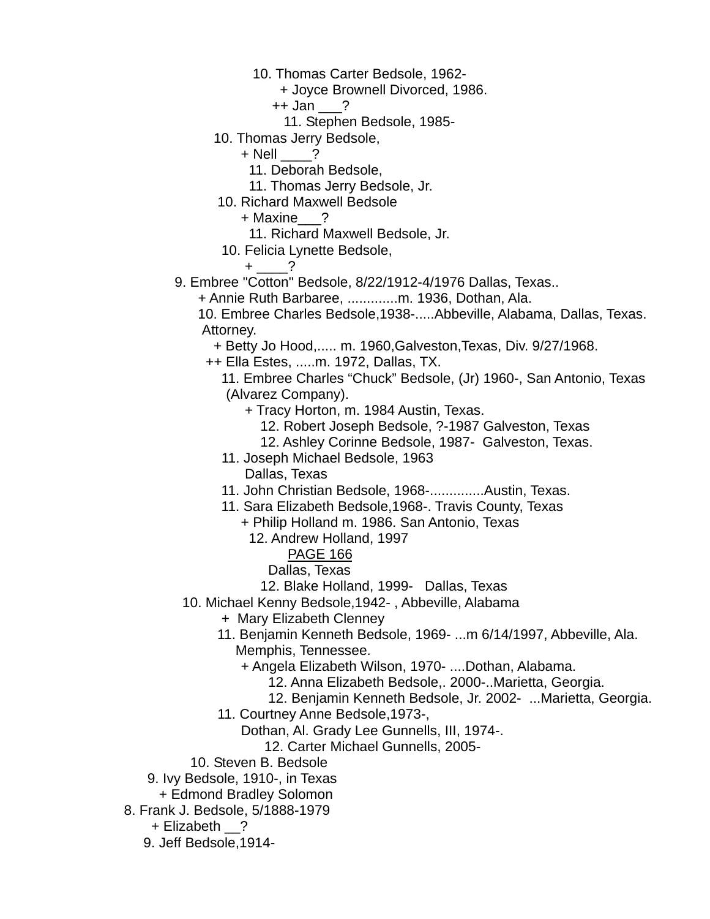10. Thomas Carter Bedsole, 1962-
+ Joyce Brownell Divorced, 1986.
++ Jan ___?
11. Stephen Bedsole, 1985-
10. Thomas Jerry Bedsole,
+ Nell ____?
11. Deborah Bedsole,
11. Thomas Jerry Bedsole, Jr.
10. Richard Maxwell Bedsole
+ Maxine___?
11. Richard Maxwell Bedsole, Jr.
10. Felicia Lynette Bedsole,
+ ____?
9. Embree "Cotton" Bedsole, 8/22/1912-4/1976 Dallas, Texas..
+ Annie Ruth Barbaree, .............m. 1936, Dothan, Ala.
10. Embree Charles Bedsole,1938-.....Abbeville, Alabama, Dallas, Texas. Attorney.
+ Betty Jo Hood,..... m. 1960,Galveston,Texas, Div. 9/27/1968.
++ Ella Estes, .....m. 1972, Dallas, TX.
11. Embree Charles "Chuck" Bedsole, (Jr) 1960-, San Antonio, Texas (Alvarez Company).
+ Tracy Horton, m. 1984 Austin, Texas.
12. Robert Joseph Bedsole, ?-1987 Galveston, Texas
12. Ashley Corinne Bedsole, 1987- Galveston, Texas.
11. Joseph Michael Bedsole, 1963
Dallas, Texas
11. John Christian Bedsole, 1968-..............Austin, Texas.
11. Sara Elizabeth Bedsole,1968-. Travis County, Texas
+ Philip Holland m. 1986. San Antonio, Texas
12. Andrew Holland, 1997
PAGE 166
Dallas, Texas
12. Blake Holland, 1999- Dallas, Texas
10. Michael Kenny Bedsole,1942- , Abbeville, Alabama
+ Mary Elizabeth Clenney
11. Benjamin Kenneth Bedsole, 1969- ...m 6/14/1997, Abbeville, Ala. Memphis, Tennessee.
+ Angela Elizabeth Wilson, 1970- ....Dothan, Alabama.
12. Anna Elizabeth Bedsole,. 2000-..Marietta, Georgia.
12. Benjamin Kenneth Bedsole, Jr. 2002- ...Marietta, Georgia.
11. Courtney Anne Bedsole,1973-,
Dothan, Al. Grady Lee Gunnells, III, 1974-.
12. Carter Michael Gunnells, 2005-
10. Steven B. Bedsole
9. Ivy Bedsole, 1910-, in Texas
+ Edmond Bradley Solomon
8. Frank J. Bedsole, 5/1888-1979
+ Elizabeth __?
9. Jeff Bedsole,1914-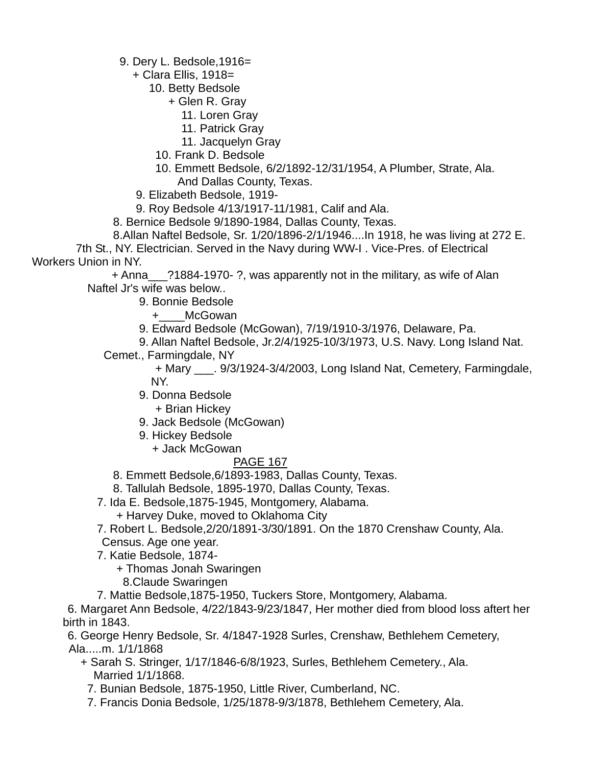9. Dery L. Bedsole,1916=
+ Clara Ellis, 1918=
10. Betty Bedsole
+ Glen R. Gray
11. Loren Gray
11. Patrick Gray
11. Jacquelyn Gray
10. Frank D. Bedsole
10. Emmett Bedsole, 6/2/1892-12/31/1954, A Plumber, Strate, Ala. And Dallas County, Texas.
9. Elizabeth Bedsole, 1919-
9. Roy Bedsole 4/13/1917-11/1981, Calif and Ala.
8. Bernice Bedsole 9/1890-1984, Dallas County, Texas.
8.Allan Naftel Bedsole, Sr. 1/20/1896-2/1/1946....In 1918, he was living at 272 E. 7th St., NY. Electrician. Served in the Navy during WW-I . Vice-Pres. of Electrical Workers Union in NY.
+ Anna___?1884-1970- ?, was apparently not in the military, as wife of Alan Naftel Jr's wife was below..
9. Bonnie Bedsole
+____McGowan
9. Edward Bedsole (McGowan), 7/19/1910-3/1976, Delaware, Pa.
9. Allan Naftel Bedsole, Jr.2/4/1925-10/3/1973, U.S. Navy. Long Island Nat. Cemet., Farmingdale, NY
+ Mary ___. 9/3/1924-3/4/2003, Long Island Nat, Cemetery, Farmingdale, NY.
9. Donna Bedsole
+ Brian Hickey
9. Jack Bedsole (McGowan)
9. Hickey Bedsole
+ Jack McGowan

PAGE 167

8. Emmett Bedsole,6/1893-1983, Dallas County, Texas.
8. Tallulah Bedsole, 1895-1970, Dallas County, Texas.
7. Ida E. Bedsole,1875-1945, Montgomery, Alabama.
+ Harvey Duke, moved to Oklahoma City
7. Robert L. Bedsole,2/20/1891-3/30/1891. On the 1870 Crenshaw County, Ala. Census. Age one year.
7. Katie Bedsole, 1874-
+ Thomas Jonah Swaringen
8.Claude Swaringen
7. Mattie Bedsole,1875-1950, Tuckers Store, Montgomery, Alabama.
6. Margaret Ann Bedsole, 4/22/1843-9/23/1847, Her mother died from blood loss aftert her birth in 1843.
6. George Henry Bedsole, Sr. 4/1847-1928 Surles, Crenshaw, Bethlehem Cemetery, Ala.....m. 1/1/1868
+ Sarah S. Stringer, 1/17/1846-6/8/1923, Surles, Bethlehem Cemetery., Ala. Married 1/1/1868.
7. Bunian Bedsole, 1875-1950, Little River, Cumberland, NC.
7. Francis Donia Bedsole, 1/25/1878-9/3/1878, Bethlehem Cemetery, Ala.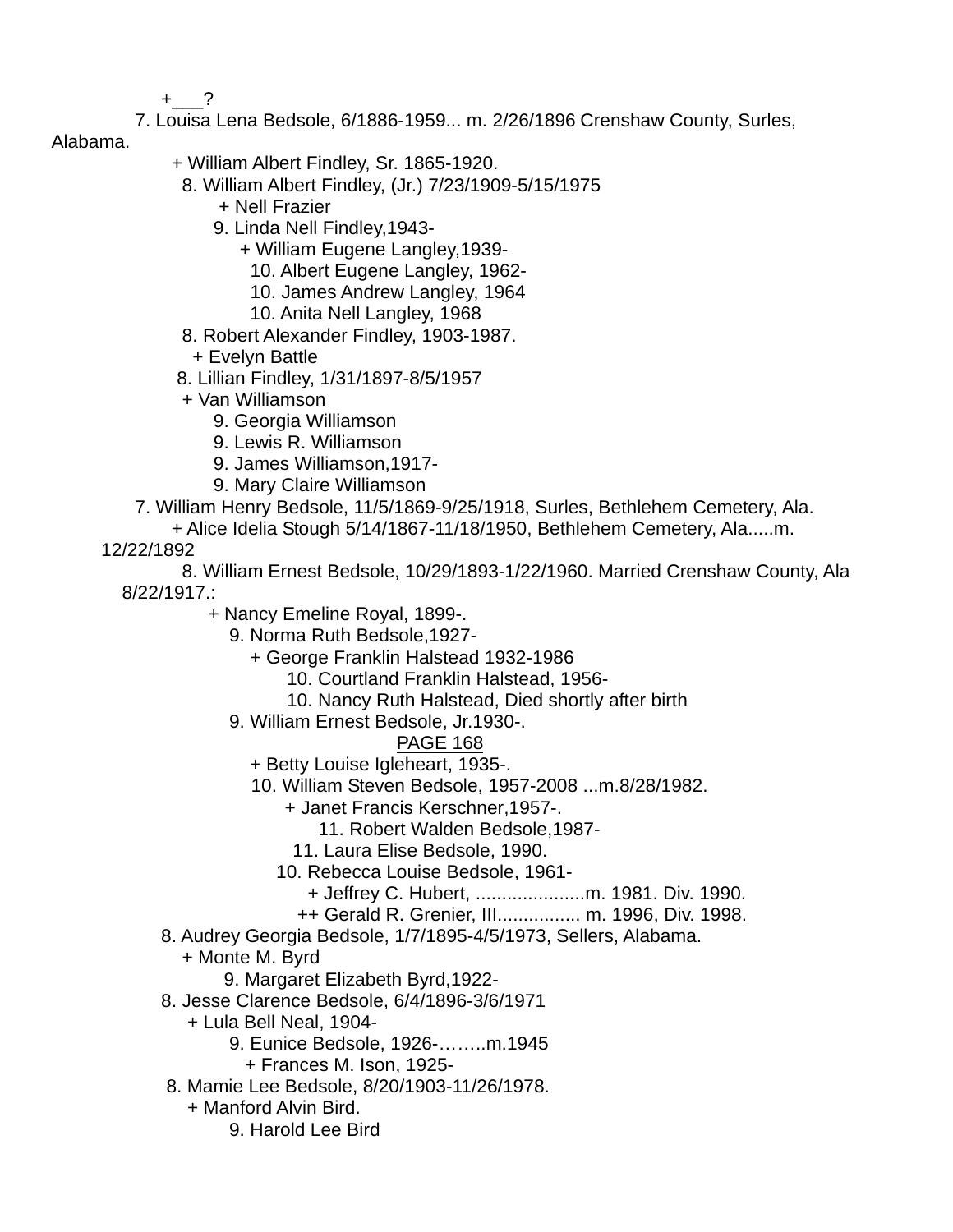+___?

7. Louisa Lena Bedsole, 6/1886-1959... m. 2/26/1896 Crenshaw County, Surles, Alabama.

+ William Albert Findley, Sr. 1865-1920.

8. William Albert Findley, (Jr.) 7/23/1909-5/15/1975

+ Nell Frazier

9. Linda Nell Findley,1943-

+ William Eugene Langley,1939-

10. Albert Eugene Langley, 1962-

10. James Andrew Langley, 1964

10. Anita Nell Langley, 1968

8. Robert Alexander Findley, 1903-1987.

+ Evelyn Battle

8. Lillian Findley, 1/31/1897-8/5/1957

+ Van Williamson

9. Georgia Williamson

9. Lewis R. Williamson

9. James Williamson,1917-

9. Mary Claire Williamson

7. William Henry Bedsole, 11/5/1869-9/25/1918, Surles, Bethlehem Cemetery, Ala.

+ Alice Idelia Stough 5/14/1867-11/18/1950, Bethlehem Cemetery, Ala.....m. 12/22/1892

8. William Ernest Bedsole, 10/29/1893-1/22/1960. Married Crenshaw County, Ala 8/22/1917.:

+ Nancy Emeline Royal, 1899-.

9. Norma Ruth Bedsole,1927-

+ George Franklin Halstead 1932-1986

10. Courtland Franklin Halstead, 1956-

10. Nancy Ruth Halstead, Died shortly after birth

9. William Ernest Bedsole, Jr.1930-.

PAGE 168

+ Betty Louise Igleheart, 1935-.

10. William Steven Bedsole, 1957-2008 ...m.8/28/1982.

+ Janet Francis Kerschner,1957-.

11. Robert Walden Bedsole,1987-

11. Laura Elise Bedsole, 1990.

10. Rebecca Louise Bedsole, 1961-

+ Jeffrey C. Hubert, .....................m. 1981. Div. 1990.

++ Gerald R. Grenier, III................ m. 1996, Div. 1998.

8. Audrey Georgia Bedsole, 1/7/1895-4/5/1973, Sellers, Alabama.

+ Monte M. Byrd

9. Margaret Elizabeth Byrd,1922-

8. Jesse Clarence Bedsole, 6/4/1896-3/6/1971

+ Lula Bell Neal, 1904-

9. Eunice Bedsole, 1926-……..m.1945

+ Frances M. Ison, 1925-

8. Mamie Lee Bedsole, 8/20/1903-11/26/1978.

+ Manford Alvin Bird.

9. Harold Lee Bird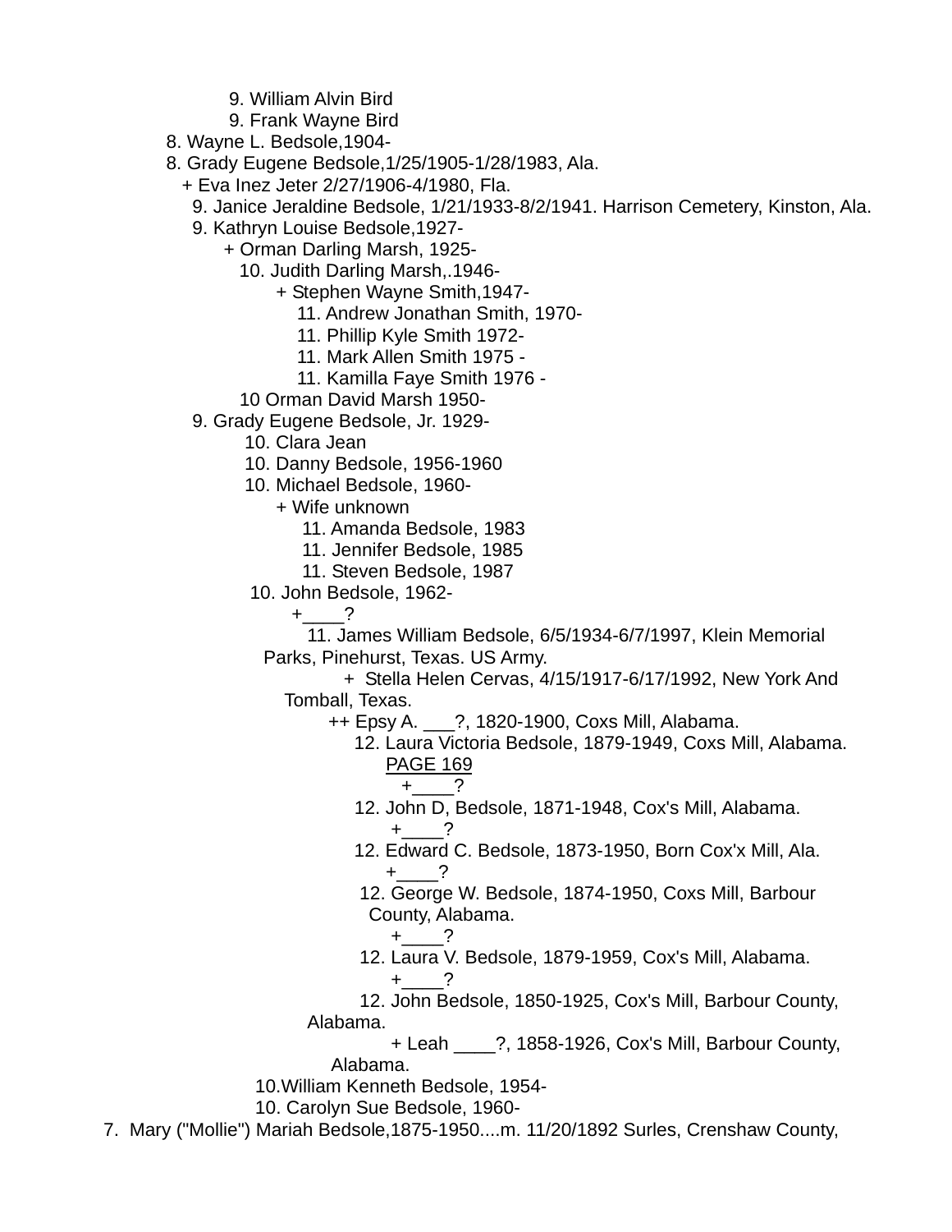9. William Alvin Bird
9. Frank Wayne Bird
8. Wayne L. Bedsole,1904-
8. Grady Eugene Bedsole,1/25/1905-1/28/1983, Ala.
+ Eva Inez Jeter 2/27/1906-4/1980, Fla.
9. Janice Jeraldine Bedsole, 1/21/1933-8/2/1941. Harrison Cemetery, Kinston, Ala.
9. Kathryn Louise Bedsole,1927-
+ Orman Darling Marsh, 1925-
10. Judith Darling Marsh,.1946-
+ Stephen Wayne Smith,1947-
11. Andrew Jonathan Smith, 1970-
11. Phillip Kyle Smith 1972-
11. Mark Allen Smith 1975 -
11. Kamilla Faye Smith 1976 -
10 Orman David Marsh 1950-
9. Grady Eugene Bedsole, Jr. 1929-
10. Clara Jean
10. Danny Bedsole, 1956-1960
10. Michael Bedsole, 1960-
+ Wife unknown
11. Amanda Bedsole, 1983
11. Jennifer Bedsole, 1985
11. Steven Bedsole, 1987
10. John Bedsole, 1962-
+____?
11. James William Bedsole, 6/5/1934-6/7/1997, Klein Memorial Parks, Pinehurst, Texas. US Army.
+ Stella Helen Cervas, 4/15/1917-6/17/1992, New York And Tomball, Texas.
++ Epsy A. ___?, 1820-1900, Coxs Mill, Alabama.
12. Laura Victoria Bedsole, 1879-1949, Coxs Mill, Alabama. PAGE 169
+____?
12. John D, Bedsole, 1871-1948, Cox's Mill, Alabama.
+____?
12. Edward C. Bedsole, 1873-1950, Born Cox'x Mill, Ala.
+____?
12. George W. Bedsole, 1874-1950, Coxs Mill, Barbour County, Alabama.
+____?
12. Laura V. Bedsole, 1879-1959, Cox's Mill, Alabama.
+____?
12. John Bedsole, 1850-1925, Cox's Mill, Barbour County, Alabama.
+ Leah ____?, 1858-1926, Cox's Mill, Barbour County, Alabama.
10.William Kenneth Bedsole, 1954-
10. Carolyn Sue Bedsole, 1960-
7. Mary ("Mollie") Mariah Bedsole,1875-1950....m. 11/20/1892 Surles, Crenshaw County,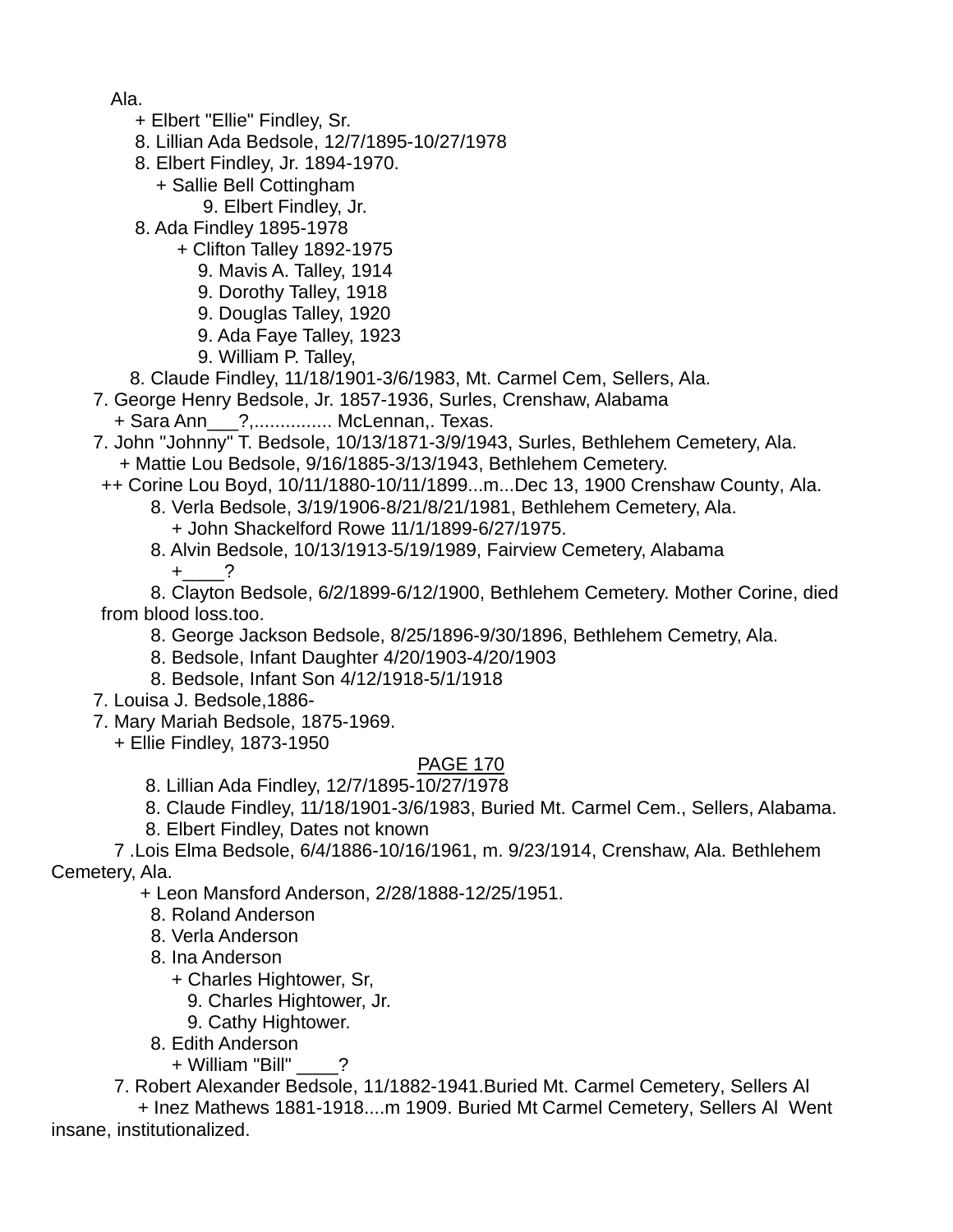Ala.

+ Elbert "Ellie" Findley, Sr.

8. Lillian Ada Bedsole, 12/7/1895-10/27/1978

8. Elbert Findley, Jr. 1894-1970.

+ Sallie Bell Cottingham

9. Elbert Findley, Jr.

8. Ada Findley 1895-1978

+ Clifton Talley 1892-1975

9. Mavis A. Talley, 1914

9. Dorothy Talley, 1918

9. Douglas Talley, 1920

9. Ada Faye Talley, 1923

9. William P. Talley,

8. Claude Findley, 11/18/1901-3/6/1983, Mt. Carmel Cem, Sellers, Ala.

7. George Henry Bedsole, Jr. 1857-1936, Surles, Crenshaw, Alabama

+ Sara Ann___?,............... McLennan,. Texas.

7. John "Johnny" T. Bedsole, 10/13/1871-3/9/1943, Surles, Bethlehem Cemetery, Ala.

+ Mattie Lou Bedsole, 9/16/1885-3/13/1943, Bethlehem Cemetery.

++ Corine Lou Boyd, 10/11/1880-10/11/1899...m...Dec 13, 1900 Crenshaw County, Ala.

8. Verla Bedsole, 3/19/1906-8/21/8/21/1981, Bethlehem Cemetery, Ala.

+ John Shackelford Rowe 11/1/1899-6/27/1975.

8. Alvin Bedsole, 10/13/1913-5/19/1989, Fairview Cemetery, Alabama

+____?

8. Clayton Bedsole, 6/2/1899-6/12/1900, Bethlehem Cemetery. Mother Corine, died from blood loss.too.

8. George Jackson Bedsole, 8/25/1896-9/30/1896, Bethlehem Cemetry, Ala.

8. Bedsole, Infant Daughter 4/20/1903-4/20/1903

8. Bedsole, Infant Son 4/12/1918-5/1/1918

7. Louisa J. Bedsole,1886-

7. Mary Mariah Bedsole, 1875-1969.

+ Ellie Findley, 1873-1950

PAGE 170

8. Lillian Ada Findley, 12/7/1895-10/27/1978

8. Claude Findley, 11/18/1901-3/6/1983, Buried Mt. Carmel Cem., Sellers, Alabama.

8. Elbert Findley, Dates not known

7 .Lois Elma Bedsole, 6/4/1886-10/16/1961, m. 9/23/1914, Crenshaw, Ala. Bethlehem Cemetery, Ala.

+ Leon Mansford Anderson, 2/28/1888-12/25/1951.

8. Roland Anderson

8. Verla Anderson

8. Ina Anderson

+ Charles Hightower, Sr,

9. Charles Hightower, Jr.

9. Cathy Hightower.

8. Edith Anderson

+ William "Bill" ____?

7. Robert Alexander Bedsole, 11/1882-1941.Buried Mt. Carmel Cemetery, Sellers Al

+ Inez Mathews 1881-1918....m 1909. Buried Mt Carmel Cemetery, Sellers Al Went insane, institutionalized.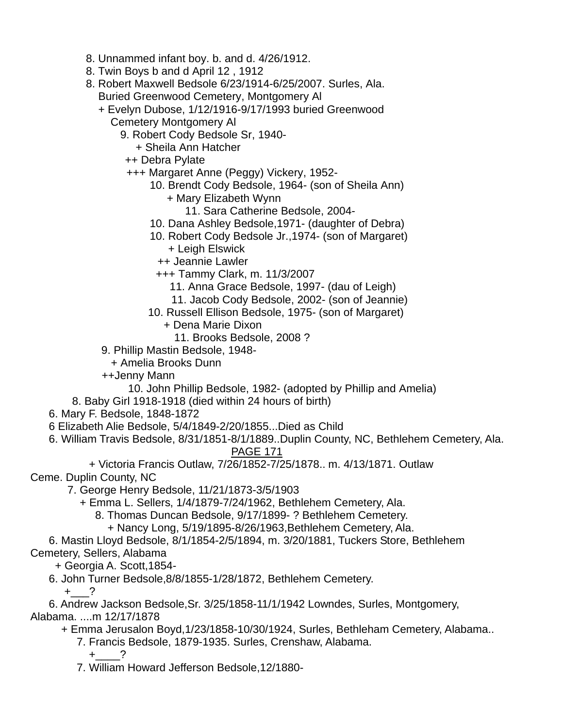8. Unnammed infant boy. b. and d. 4/26/1912.
8. Twin Boys b and d April 12 , 1912
8. Robert Maxwell Bedsole 6/23/1914-6/25/2007. Surles, Ala. Buried Greenwood Cemetery, Montgomery Al
+ Evelyn Dubose, 1/12/1916-9/17/1993 buried Greenwood Cemetery Montgomery Al
9. Robert Cody Bedsole Sr, 1940-
+ Sheila Ann Hatcher
++ Debra Pylate
+++ Margaret Anne (Peggy) Vickery, 1952-
10. Brendt Cody Bedsole, 1964- (son of Sheila Ann)
+ Mary Elizabeth Wynn
11. Sara Catherine Bedsole, 2004-
10. Dana Ashley Bedsole,1971- (daughter of Debra)
10. Robert Cody Bedsole Jr.,1974- (son of Margaret)
+ Leigh Elswick
++ Jeannie Lawler
+++ Tammy Clark, m. 11/3/2007
11. Anna Grace Bedsole, 1997- (dau of Leigh)
11. Jacob Cody Bedsole, 2002- (son of Jeannie)
10. Russell Ellison Bedsole, 1975- (son of Margaret)
+ Dena Marie Dixon
11. Brooks Bedsole, 2008 ?
9. Phillip Mastin Bedsole, 1948-
+ Amelia Brooks Dunn
++Jenny Mann
10. John Phillip Bedsole, 1982- (adopted by Phillip and Amelia)
8. Baby Girl 1918-1918 (died within 24 hours of birth)
6. Mary F. Bedsole, 1848-1872
6 Elizabeth Alie Bedsole, 5/4/1849-2/20/1855...Died as Child
6. William Travis Bedsole, 8/31/1851-8/1/1889..Duplin County, NC, Bethlehem Cemetery, Ala.

PAGE 171

+ Victoria Francis Outlaw, 7/26/1852-7/25/1878.. m. 4/13/1871. Outlaw Ceme. Duplin County, NC
7. George Henry Bedsole, 11/21/1873-3/5/1903
+ Emma L. Sellers, 1/4/1879-7/24/1962, Bethlehem Cemetery, Ala.
8. Thomas Duncan Bedsole, 9/17/1899- ? Bethlehem Cemetery.
+ Nancy Long, 5/19/1895-8/26/1963,Bethlehem Cemetery, Ala.
6. Mastin Lloyd Bedsole, 8/1/1854-2/5/1894, m. 3/20/1881, Tuckers Store, Bethlehem Cemetery, Sellers, Alabama
+ Georgia A. Scott,1854-
6. John Turner Bedsole,8/8/1855-1/28/1872, Bethlehem Cemetery.
+___?
6. Andrew Jackson Bedsole,Sr. 3/25/1858-11/1/1942 Lowndes, Surles, Montgomery, Alabama. ....m 12/17/1878
+ Emma Jerusalon Boyd,1/23/1858-10/30/1924, Surles, Bethleham Cemetery, Alabama..
7. Francis Bedsole, 1879-1935. Surles, Crenshaw, Alabama.
+____?
7. William Howard Jefferson Bedsole,12/1880-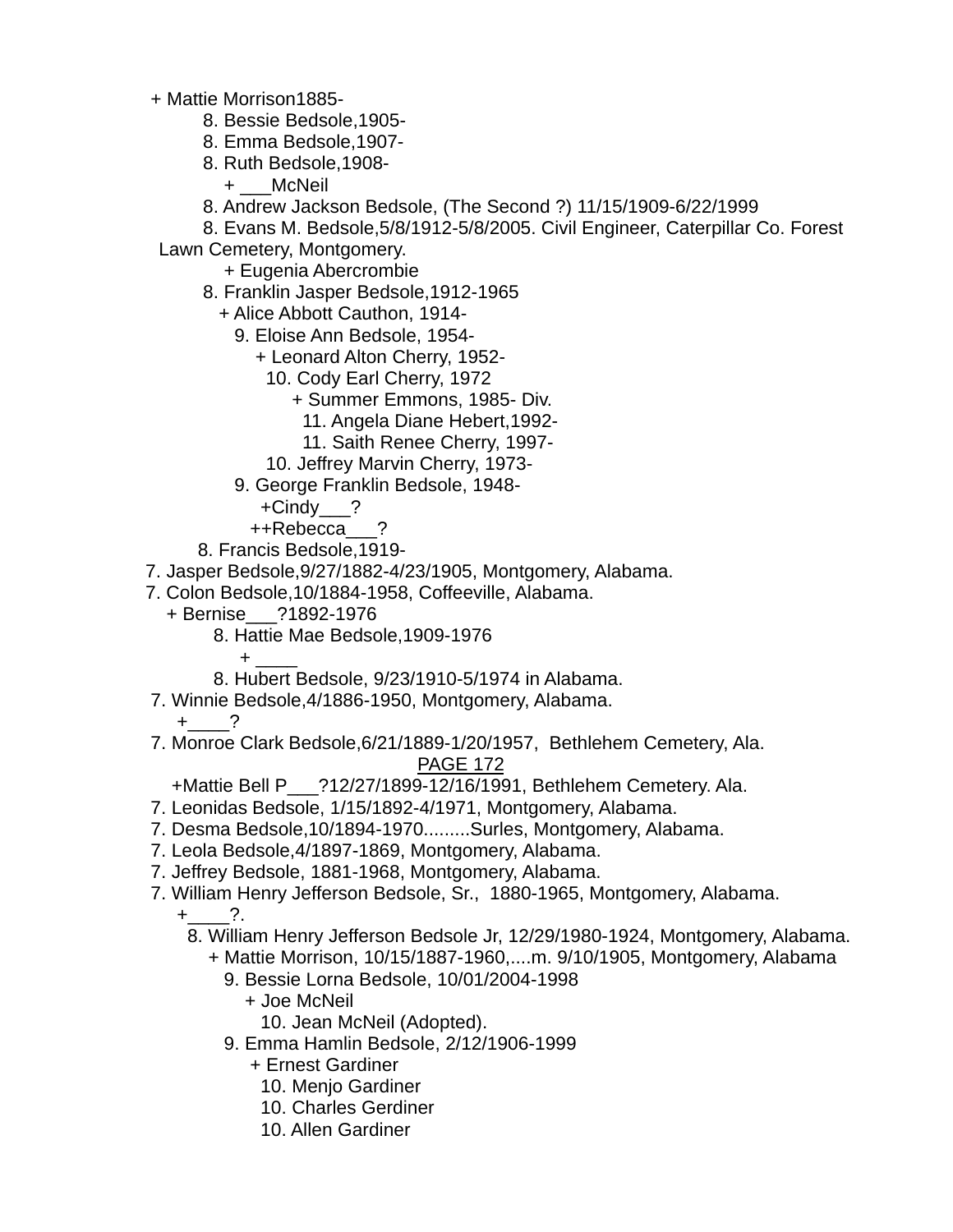+ Mattie Morrison1885-

8. Bessie Bedsole,1905-

8. Emma Bedsole,1907-

8. Ruth Bedsole,1908-

+ ___McNeil

8. Andrew Jackson Bedsole, (The Second ?) 11/15/1909-6/22/1999

8. Evans M. Bedsole,5/8/1912-5/8/2005. Civil Engineer, Caterpillar Co. Forest Lawn Cemetery, Montgomery.

+ Eugenia Abercrombie

8. Franklin Jasper Bedsole,1912-1965

+ Alice Abbott Cauthon, 1914-

9. Eloise Ann Bedsole, 1954-

+ Leonard Alton Cherry, 1952-

10. Cody Earl Cherry, 1972

+ Summer Emmons, 1985- Div.

11. Angela Diane Hebert,1992-

11. Saith Renee Cherry, 1997-

10. Jeffrey Marvin Cherry, 1973-

9. George Franklin Bedsole, 1948-

+Cindy___?

++Rebecca___?

8. Francis Bedsole,1919-

7. Jasper Bedsole,9/27/1882-4/23/1905, Montgomery, Alabama.

7. Colon Bedsole,10/1884-1958, Coffeeville, Alabama.

+ Bernise___?1892-1976

8. Hattie Mae Bedsole,1909-1976

+ ____

8. Hubert Bedsole, 9/23/1910-5/1974 in Alabama.

7. Winnie Bedsole,4/1886-1950, Montgomery, Alabama.

+____?

7. Monroe Clark Bedsole,6/21/1889-1/20/1957, Bethlehem Cemetery, Ala.

PAGE 172

+Mattie Bell P___?12/27/1899-12/16/1991, Bethlehem Cemetery. Ala.

7. Leonidas Bedsole, 1/15/1892-4/1971, Montgomery, Alabama.

7. Desma Bedsole,10/1894-1970.........Surles, Montgomery, Alabama.

7. Leola Bedsole,4/1897-1869, Montgomery, Alabama.

7. Jeffrey Bedsole, 1881-1968, Montgomery, Alabama.

7. William Henry Jefferson Bedsole, Sr., 1880-1965, Montgomery, Alabama.

+____?.

8. William Henry Jefferson Bedsole Jr, 12/29/1980-1924, Montgomery, Alabama.

+ Mattie Morrison, 10/15/1887-1960,....m. 9/10/1905, Montgomery, Alabama

9. Bessie Lorna Bedsole, 10/01/2004-1998

+ Joe McNeil

10. Jean McNeil (Adopted).

9. Emma Hamlin Bedsole, 2/12/1906-1999

+ Ernest Gardiner

10. Menjo Gardiner

10. Charles Gerdiner

10. Allen Gardiner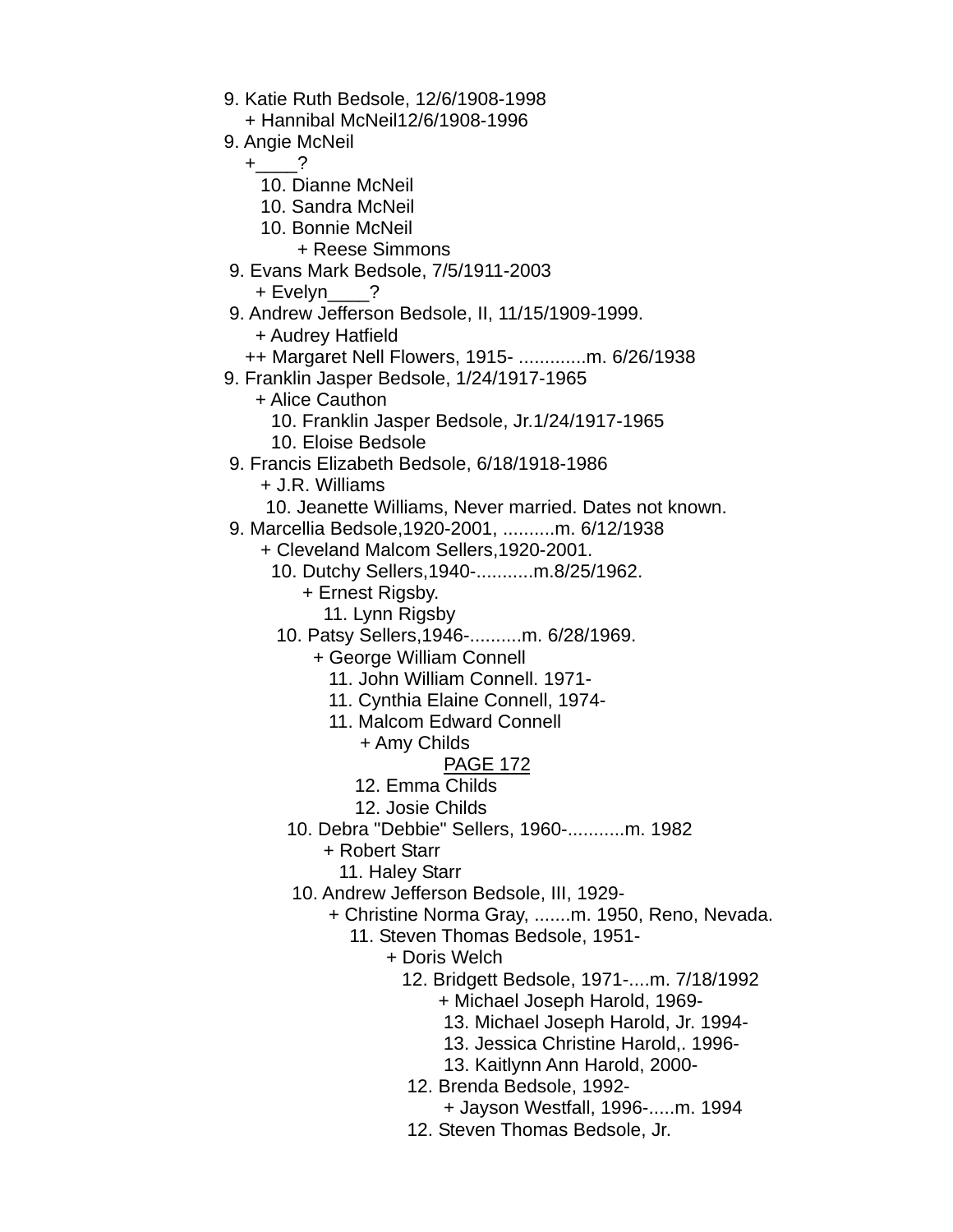9. Katie Ruth Bedsole, 12/6/1908-1998
  + Hannibal McNeil12/6/1908-1996
9. Angie McNeil
  +____?
    10. Dianne McNeil
    10. Sandra McNeil
    10. Bonnie McNeil
      + Reese Simmons
9. Evans Mark Bedsole, 7/5/1911-2003
  + Evelyn____?
9. Andrew Jefferson Bedsole, II, 11/15/1909-1999.
  + Audrey Hatfield
  ++ Margaret Nell Flowers, 1915- .............m. 6/26/1938
9. Franklin Jasper Bedsole, 1/24/1917-1965
  + Alice Cauthon
    10. Franklin Jasper Bedsole, Jr.1/24/1917-1965
    10. Eloise Bedsole
9. Francis Elizabeth Bedsole, 6/18/1918-1986
  + J.R. Williams
    10. Jeanette Williams, Never married. Dates not known.
9. Marcellia Bedsole,1920-2001, ..........m. 6/12/1938
  + Cleveland Malcom Sellers,1920-2001.
    10. Dutchy Sellers,1940-...........m.8/25/1962.
      + Ernest Rigsby.
        11. Lynn Rigsby
    10. Patsy Sellers,1946-..........m. 6/28/1969.
      + George William Connell
        11. John William Connell. 1971-
        11. Cynthia Elaine Connell, 1974-
        11. Malcom Edward Connell
          + Amy Childs

PAGE 172

            12. Emma Childs
            12. Josie Childs
    10. Debra "Debbie" Sellers, 1960-...........m. 1982
      + Robert Starr
        11. Haley Starr
    10. Andrew Jefferson Bedsole, III, 1929-
      + Christine Norma Gray, .......m. 1950, Reno, Nevada.
        11. Steven Thomas Bedsole, 1951-
          + Doris Welch
            12. Bridgett Bedsole, 1971-....m. 7/18/1992
              + Michael Joseph Harold, 1969-
                13. Michael Joseph Harold, Jr. 1994-
                13. Jessica Christine Harold,. 1996-
                13. Kaitlynn Ann Harold, 2000-
            12. Brenda Bedsole, 1992-
              + Jayson Westfall, 1996-.....m. 1994
            12. Steven Thomas Bedsole, Jr.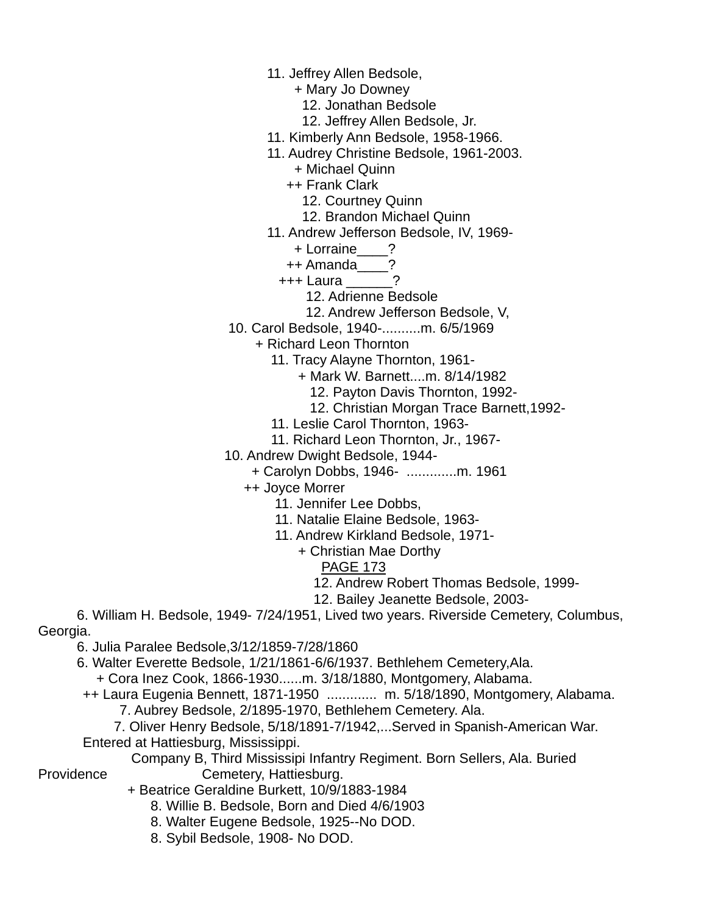11. Jeffrey Allen Bedsole,
+ Mary Jo Downey
12. Jonathan Bedsole
12. Jeffrey Allen Bedsole, Jr.
11. Kimberly Ann Bedsole, 1958-1966.
11. Audrey Christine Bedsole, 1961-2003.
+ Michael Quinn
++ Frank Clark
12. Courtney Quinn
12. Brandon Michael Quinn
11. Andrew Jefferson Bedsole, IV, 1969-
+ Lorraine____?
++ Amanda____?
+++ Laura ______?
12. Adrienne Bedsole
12. Andrew Jefferson Bedsole, V,
10. Carol Bedsole, 1940-..........m. 6/5/1969
+ Richard Leon Thornton
11. Tracy Alayne Thornton, 1961-
+ Mark W. Barnett....m. 8/14/1982
12. Payton Davis Thornton, 1992-
12. Christian Morgan Trace Barnett,1992-
11. Leslie Carol Thornton, 1963-
11. Richard Leon Thornton, Jr., 1967-
10. Andrew Dwight Bedsole, 1944-
+ Carolyn Dobbs, 1946- .............m. 1961
++ Joyce Morrer
11. Jennifer Lee Dobbs,
11. Natalie Elaine Bedsole, 1963-
11. Andrew Kirkland Bedsole, 1971-
+ Christian Mae Dorthy
PAGE 173
12. Andrew Robert Thomas Bedsole, 1999-
12. Bailey Jeanette Bedsole, 2003-

6. William H. Bedsole, 1949- 7/24/1951, Lived two years. Riverside Cemetery, Columbus, Georgia.
6. Julia Paralee Bedsole,3/12/1859-7/28/1860
6. Walter Everette Bedsole, 1/21/1861-6/6/1937. Bethlehem Cemetery,Ala.
+ Cora Inez Cook, 1866-1930......m. 3/18/1880, Montgomery, Alabama.
++ Laura Eugenia Bennett, 1871-1950 ............. m. 5/18/1890, Montgomery, Alabama.
7. Aubrey Bedsole, 2/1895-1970, Bethlehem Cemetery. Ala.
7. Oliver Henry Bedsole, 5/18/1891-7/1942,...Served in Spanish-American War. Entered at Hattiesburg, Mississippi.
Company B, Third Mississipi Infantry Regiment. Born Sellers, Ala. Buried Providence Cemetery, Hattiesburg.
+ Beatrice Geraldine Burkett, 10/9/1883-1984
8. Willie B. Bedsole, Born and Died 4/6/1903
8. Walter Eugene Bedsole, 1925--No DOD.
8. Sybil Bedsole, 1908- No DOD.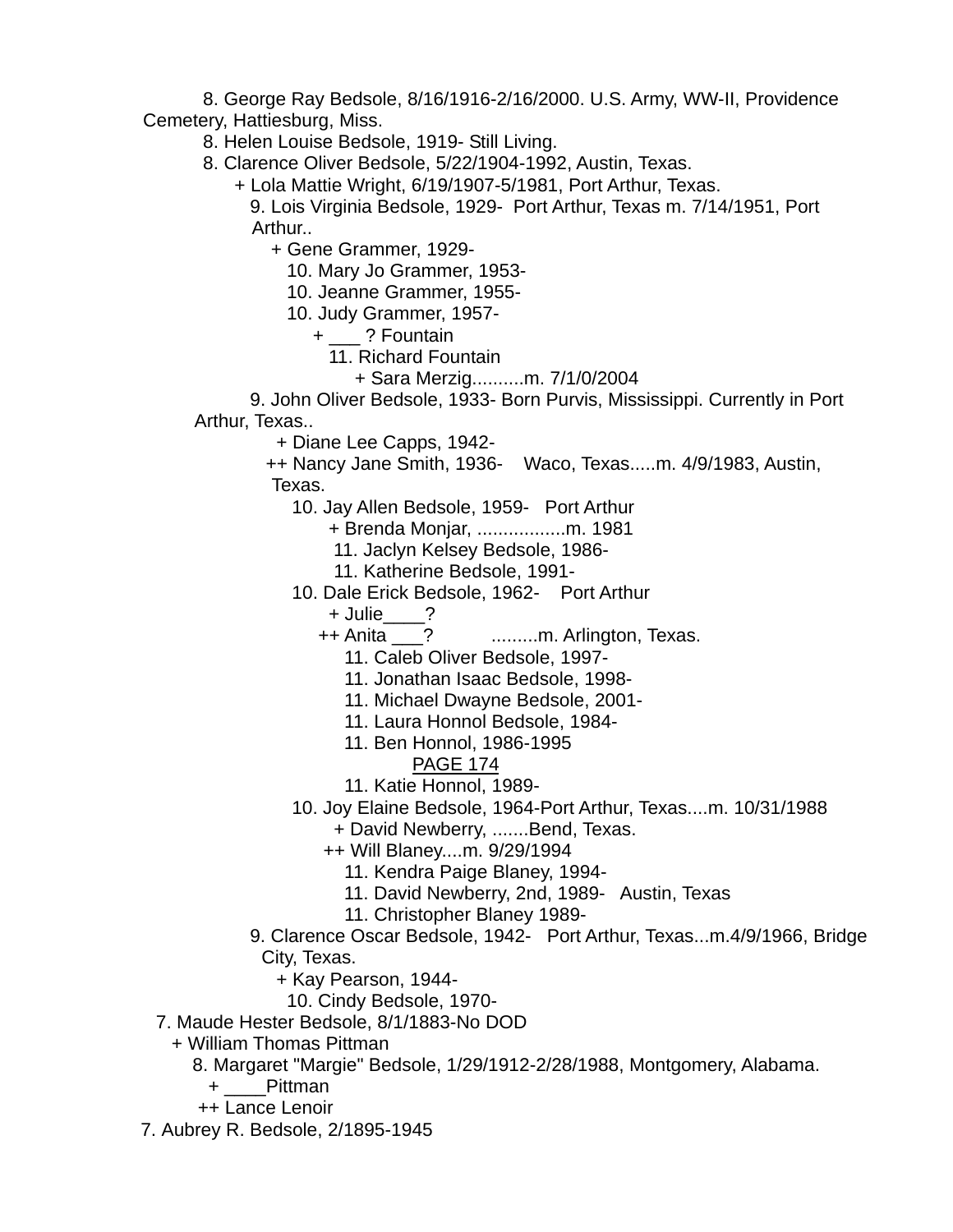8. George Ray Bedsole, 8/16/1916-2/16/2000. U.S. Army, WW-II, Providence Cemetery, Hattiesburg, Miss.
8. Helen Louise Bedsole, 1919- Still Living.
8. Clarence Oliver Bedsole, 5/22/1904-1992, Austin, Texas.
+ Lola Mattie Wright, 6/19/1907-5/1981, Port Arthur, Texas.
9. Lois Virginia Bedsole, 1929- Port Arthur, Texas m. 7/14/1951, Port Arthur..
+ Gene Grammer, 1929-
10. Mary Jo Grammer, 1953-
10. Jeanne Grammer, 1955-
10. Judy Grammer, 1957-
+ ___ ? Fountain
11. Richard Fountain
+ Sara Merzig..........m. 7/1/0/2004
9. John Oliver Bedsole, 1933- Born Purvis, Mississippi. Currently in Port Arthur, Texas..
+ Diane Lee Capps, 1942-
++ Nancy Jane Smith, 1936- Waco, Texas.....m. 4/9/1983, Austin, Texas.
10. Jay Allen Bedsole, 1959- Port Arthur
+ Brenda Monjar, .................m. 1981
11. Jaclyn Kelsey Bedsole, 1986-
11. Katherine Bedsole, 1991-
10. Dale Erick Bedsole, 1962- Port Arthur
+ Julie____?
++ Anita ___? .........m. Arlington, Texas.
11. Caleb Oliver Bedsole, 1997-
11. Jonathan Isaac Bedsole, 1998-
11. Michael Dwayne Bedsole, 2001-
11. Laura Honnol Bedsole, 1984-
11. Ben Honnol, 1986-1995
PAGE 174
11. Katie Honnol, 1989-
10. Joy Elaine Bedsole, 1964-Port Arthur, Texas....m. 10/31/1988
+ David Newberry, .......Bend, Texas.
++ Will Blaney....m. 9/29/1994
11. Kendra Paige Blaney, 1994-
11. David Newberry, 2nd, 1989- Austin, Texas
11. Christopher Blaney 1989-
9. Clarence Oscar Bedsole, 1942- Port Arthur, Texas...m.4/9/1966, Bridge City, Texas.
+ Kay Pearson, 1944-
10. Cindy Bedsole, 1970-
7. Maude Hester Bedsole, 8/1/1883-No DOD
+ William Thomas Pittman
8. Margaret "Margie" Bedsole, 1/29/1912-2/28/1988, Montgomery, Alabama.
+ ____Pittman
++ Lance Lenoir
7. Aubrey R. Bedsole, 2/1895-1945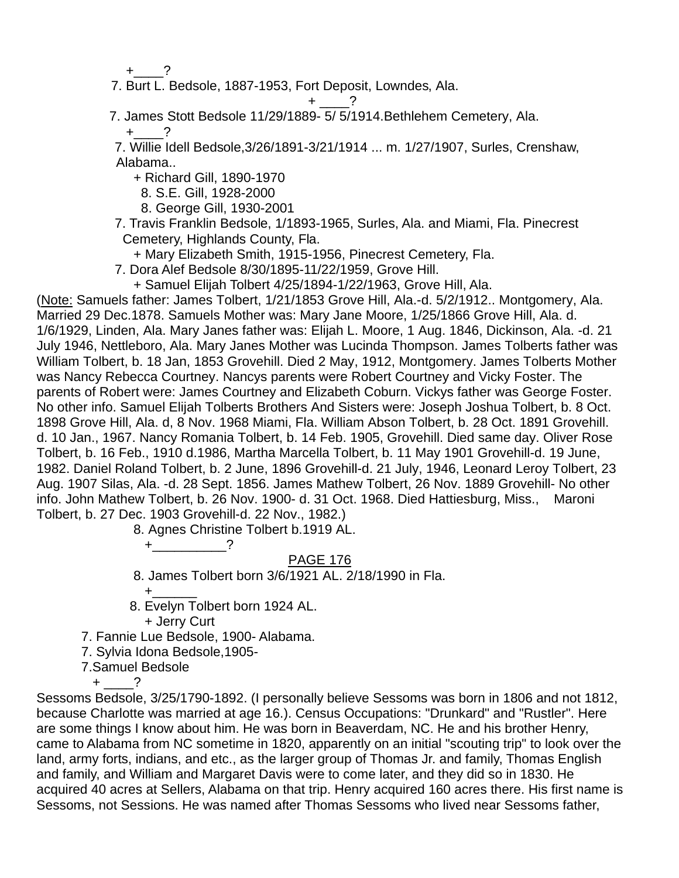+____?

7. Burt L. Bedsole, 1887-1953, Fort Deposit, Lowndes, Ala.

+ ____?

7. James Stott Bedsole 11/29/1889- 5/ 5/1914.Bethlehem Cemetery, Ala.

+____?

7. Willie Idell Bedsole,3/26/1891-3/21/1914 ... m. 1/27/1907, Surles, Crenshaw, Alabama..

+ Richard Gill, 1890-1970

8. S.E. Gill, 1928-2000

8. George Gill, 1930-2001

7. Travis Franklin Bedsole, 1/1893-1965, Surles, Ala. and Miami, Fla. Pinecrest Cemetery, Highlands County, Fla.

+ Mary Elizabeth Smith, 1915-1956, Pinecrest Cemetery, Fla.

7. Dora Alef Bedsole 8/30/1895-11/22/1959, Grove Hill.

+ Samuel Elijah Tolbert 4/25/1894-1/22/1963, Grove Hill, Ala.

(Note: Samuels father: James Tolbert, 1/21/1853 Grove Hill, Ala.-d. 5/2/1912.. Montgomery, Ala. Married 29 Dec.1878. Samuels Mother was: Mary Jane Moore, 1/25/1866 Grove Hill, Ala. d. 1/6/1929, Linden, Ala. Mary Janes father was: Elijah L. Moore, 1 Aug. 1846, Dickinson, Ala. -d. 21 July 1946, Nettleboro, Ala. Mary Janes Mother was Lucinda Thompson. James Tolberts father was William Tolbert, b. 18 Jan, 1853 Grovehill. Died 2 May, 1912, Montgomery. James Tolberts Mother was Nancy Rebecca Courtney. Nancys parents were Robert Courtney and Vicky Foster. The parents of Robert were: James Courtney and Elizabeth Coburn. Vickys father was George Foster. No other info. Samuel Elijah Tolberts Brothers And Sisters were: Joseph Joshua Tolbert, b. 8 Oct. 1898 Grove Hill, Ala. d, 8 Nov. 1968 Miami, Fla. William Abson Tolbert, b. 28 Oct. 1891 Grovehill. d. 10 Jan., 1967. Nancy Romania Tolbert, b. 14 Feb. 1905, Grovehill. Died same day. Oliver Rose Tolbert, b. 16 Feb., 1910 d.1986, Martha Marcella Tolbert, b. 11 May 1901 Grovehill-d. 19 June, 1982. Daniel Roland Tolbert, b. 2 June, 1896 Grovehill-d. 21 July, 1946, Leonard Leroy Tolbert, 23 Aug. 1907 Silas, Ala. -d. 28 Sept. 1856. James Mathew Tolbert, 26 Nov. 1889 Grovehill- No other info. John Mathew Tolbert, b. 26 Nov. 1900- d. 31 Oct. 1968. Died Hattiesburg, Miss., Maroni Tolbert, b. 27 Dec. 1903 Grovehill-d. 22 Nov., 1982.)

8. Agnes Christine Tolbert b.1919 AL.

+__________?

PAGE 176

8. James Tolbert born 3/6/1921 AL. 2/18/1990 in Fla.

+______

8. Evelyn Tolbert born 1924 AL.

+ Jerry Curt

7. Fannie Lue Bedsole, 1900- Alabama.

7. Sylvia Idona Bedsole,1905-

7.Samuel Bedsole

+ ____?

Sessoms Bedsole, 3/25/1790-1892. (I personally believe Sessoms was born in 1806 and not 1812, because Charlotte was married at age 16.). Census Occupations: "Drunkard" and "Rustler". Here are some things I know about him. He was born in Beaverdam, NC. He and his brother Henry, came to Alabama from NC sometime in 1820, apparently on an initial "scouting trip" to look over the land, army forts, indians, and etc., as the larger group of Thomas Jr. and family, Thomas English and family, and William and Margaret Davis were to come later, and they did so in 1830. He acquired 40 acres at Sellers, Alabama on that trip. Henry acquired 160 acres there. His first name is Sessoms, not Sessions. He was named after Thomas Sessoms who lived near Sessoms father,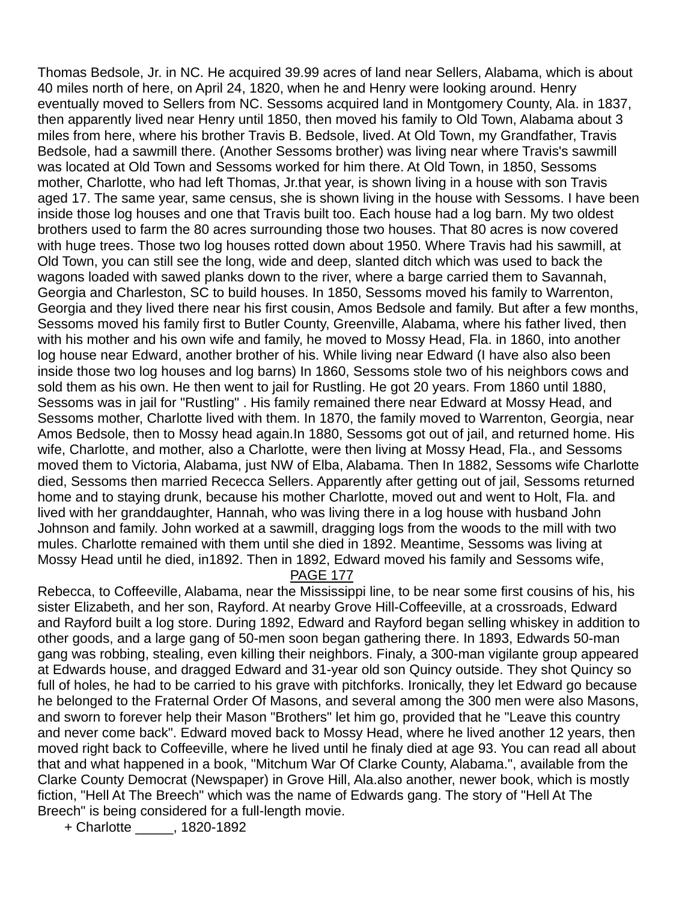Thomas Bedsole, Jr. in NC. He acquired 39.99 acres of land near Sellers, Alabama, which is about 40 miles north of here, on April 24, 1820, when he and Henry were looking around. Henry eventually moved to Sellers from NC. Sessoms acquired land in Montgomery County, Ala. in 1837, then apparently lived near Henry until 1850, then moved his family to Old Town, Alabama about 3 miles from here, where his brother Travis B. Bedsole, lived. At Old Town, my Grandfather, Travis Bedsole, had a sawmill there. (Another Sessoms brother) was living near where Travis's sawmill was located at Old Town and Sessoms worked for him there. At Old Town, in 1850, Sessoms mother, Charlotte, who had left Thomas, Jr.that year, is shown living in a house with son Travis aged 17. The same year, same census, she is shown living in the house with Sessoms. I have been inside those log houses and one that Travis built too. Each house had a log barn. My two oldest brothers used to farm the 80 acres surrounding those two houses. That 80 acres is now covered with huge trees. Those two log houses rotted down about 1950. Where Travis had his sawmill, at Old Town, you can still see the long, wide and deep, slanted ditch which was used to back the wagons loaded with sawed planks down to the river, where a barge carried them to Savannah, Georgia and Charleston, SC to build houses. In 1850, Sessoms moved his family to Warrenton, Georgia and they lived there near his first cousin, Amos Bedsole and family. But after a few months, Sessoms moved his family first to Butler County, Greenville, Alabama, where his father lived, then with his mother and his own wife and family, he moved to Mossy Head, Fla. in 1860, into another log house near Edward, another brother of his. While living near Edward (I have also also been inside those two log houses and log barns) In 1860, Sessoms stole two of his neighbors cows and sold them as his own. He then went to jail for Rustling. He got 20 years. From 1860 until 1880, Sessoms was in jail for "Rustling" . His family remained there near Edward at Mossy Head, and Sessoms mother, Charlotte lived with them. In 1870, the family moved to Warrenton, Georgia, near Amos Bedsole, then to Mossy head again.In 1880, Sessoms got out of jail, and returned home. His wife, Charlotte, and mother, also a Charlotte, were then living at Mossy Head, Fla., and Sessoms moved them to Victoria, Alabama, just NW of Elba, Alabama. Then In 1882, Sessoms wife Charlotte died, Sessoms then married Rececca Sellers. Apparently after getting out of jail, Sessoms returned home and to staying drunk, because his mother Charlotte, moved out and went to Holt, Fla. and lived with her granddaughter, Hannah, who was living there in a log house with husband John Johnson and family. John worked at a sawmill, dragging logs from the woods to the mill with two mules. Charlotte remained with them until she died in 1892. Meantime, Sessoms was living at Mossy Head until he died, in1892. Then in 1892, Edward moved his family and Sessoms wife,

PAGE 177

Rebecca, to Coffeeville, Alabama, near the Mississippi line, to be near some first cousins of his, his sister Elizabeth, and her son, Rayford. At nearby Grove Hill-Coffeeville, at a crossroads, Edward and Rayford built a log store. During 1892, Edward and Rayford began selling whiskey in addition to other goods, and a large gang of 50-men soon began gathering there. In 1893, Edwards 50-man gang was robbing, stealing, even killing their neighbors. Finaly, a 300-man vigilante group appeared at Edwards house, and dragged Edward and 31-year old son Quincy outside. They shot Quincy so full of holes, he had to be carried to his grave with pitchforks. Ironically, they let Edward go because he belonged to the Fraternal Order Of Masons, and several among the 300 men were also Masons, and sworn to forever help their Mason "Brothers" let him go, provided that he "Leave this country and never come back". Edward moved back to Mossy Head, where he lived another 12 years, then moved right back to Coffeeville, where he lived until he finaly died at age 93. You can read all about that and what happened in a book, "Mitchum War Of Clarke County, Alabama.", available from the Clarke County Democrat (Newspaper) in Grove Hill, Ala.also another, newer book, which is mostly fiction, "Hell At The Breech" which was the name of Edwards gang. The story of "Hell At The Breech" is being considered for a full-length movie.

+ Charlotte _____, 1820-1892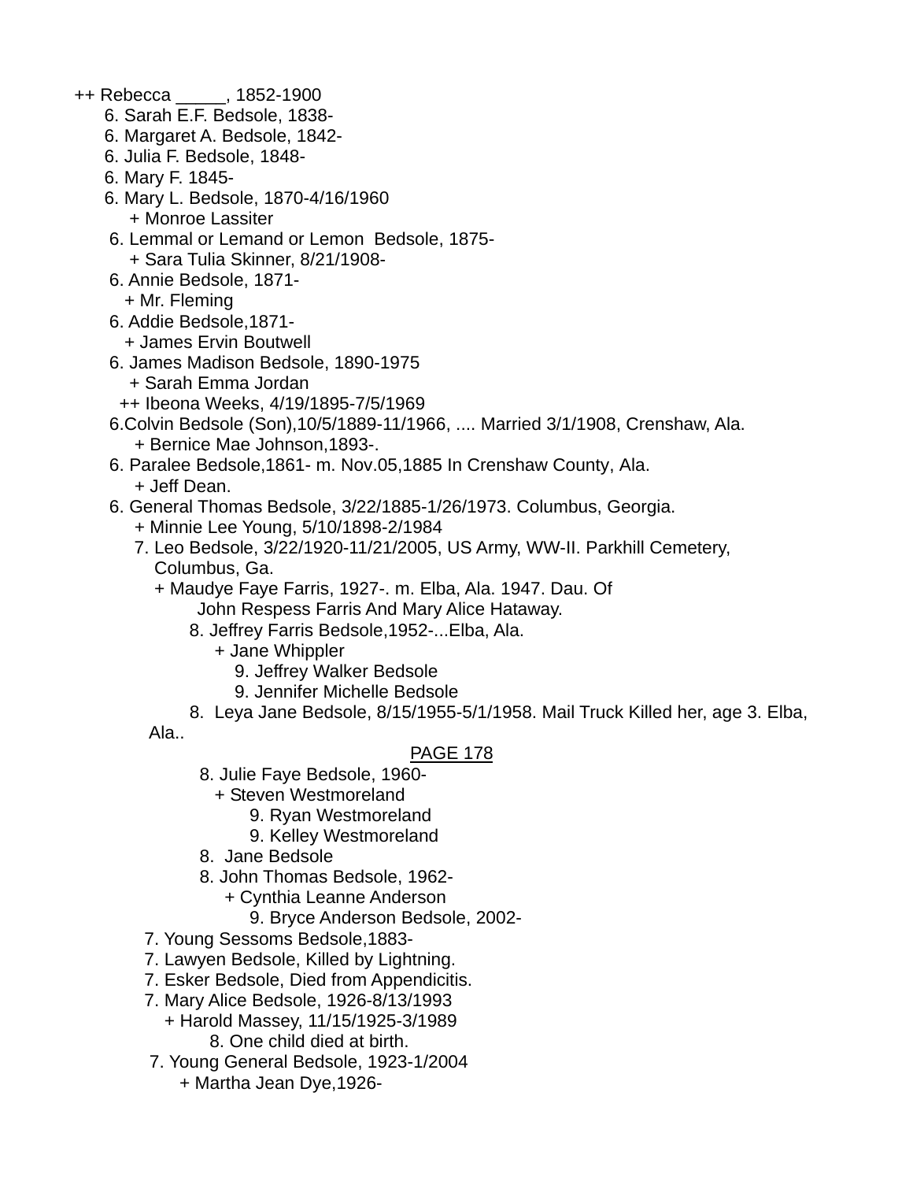++ Rebecca _____, 1852-1900
- 6. Sarah E.F. Bedsole, 1838-
- 6. Margaret A. Bedsole, 1842-
- 6. Julia F. Bedsole, 1848-
- 6. Mary F. 1845-
- 6. Mary L. Bedsole, 1870-4/16/1960
  - + Monroe Lassiter
- 6. Lemmal or Lemand or Lemon  Bedsole, 1875-
  - + Sara Tulia Skinner, 8/21/1908-
- 6. Annie Bedsole, 1871-
  - + Mr. Fleming
- 6. Addie Bedsole,1871-
  - + James Ervin Boutwell
- 6. James Madison Bedsole, 1890-1975
  - + Sarah Emma Jordan
  - ++ Ibeona Weeks, 4/19/1895-7/5/1969
- 6.Colvin Bedsole (Son),10/5/1889-11/1966, .... Married 3/1/1908, Crenshaw, Ala.
  - + Bernice Mae Johnson,1893-.
- 6. Paralee Bedsole,1861- m. Nov.05,1885 In Crenshaw County, Ala.
  - + Jeff Dean.
- 6. General Thomas Bedsole, 3/22/1885-1/26/1973. Columbus, Georgia.
  - + Minnie Lee Young, 5/10/1898-2/1984
  - 7. Leo Bedsole, 3/22/1920-11/21/2005, US Army, WW-II. Parkhill Cemetery, Columbus, Ga.
    - + Maudye Faye Farris, 1927-. m. Elba, Ala. 1947. Dau. Of John Respess Farris And Mary Alice Hataway.
    - 8. Jeffrey Farris Bedsole,1952-...Elba, Ala.
      - + Jane Whippler
      - 9. Jeffrey Walker Bedsole
      - 9. Jennifer Michelle Bedsole
    - 8.  Leya Jane Bedsole, 8/15/1955-5/1/1958. Mail Truck Killed her, age 3. Elba, Ala..

PAGE 178

    - 8. Julie Faye Bedsole, 1960-
      - + Steven Westmoreland
      - 9. Ryan Westmoreland
      - 9. Kelley Westmoreland
    - 8.  Jane Bedsole
    - 8. John Thomas Bedsole, 1962-
      - + Cynthia Leanne Anderson
      - 9. Bryce Anderson Bedsole, 2002-
  - 7. Young Sessoms Bedsole,1883-
  - 7. Lawyen Bedsole, Killed by Lightning.
  - 7. Esker Bedsole, Died from Appendicitis.
  - 7. Mary Alice Bedsole, 1926-8/13/1993
    - + Harold Massey, 11/15/1925-3/1989
    - 8. One child died at birth.
  - 7. Young General Bedsole, 1923-1/2004
    - + Martha Jean Dye,1926-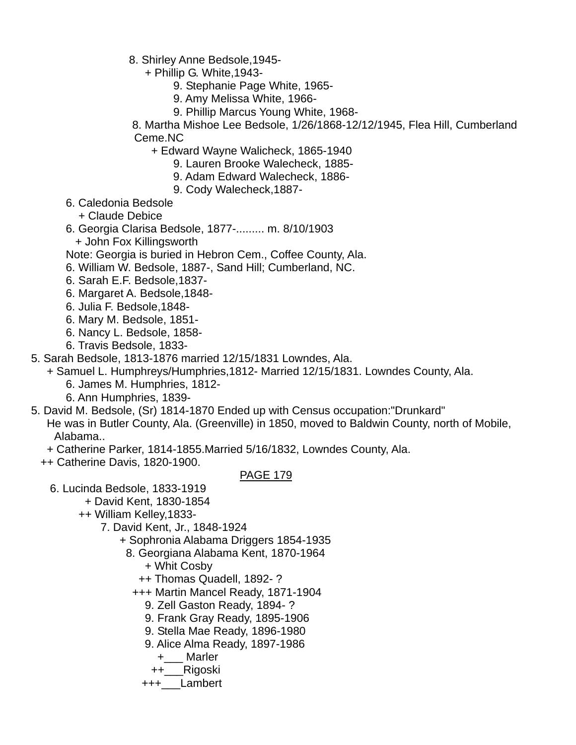8. Shirley Anne Bedsole,1945-
+ Phillip G. White,1943-
9. Stephanie Page White, 1965-
9. Amy Melissa White, 1966-
9. Phillip Marcus Young White, 1968-
8. Martha Mishoe Lee Bedsole, 1/26/1868-12/12/1945, Flea Hill, Cumberland Ceme.NC
+ Edward Wayne Walicheck, 1865-1940
9. Lauren Brooke Walecheck, 1885-
9. Adam Edward Walecheck, 1886-
9. Cody Walecheck,1887-
6. Caledonia Bedsole
+ Claude Debice
6. Georgia Clarisa Bedsole, 1877-......... m. 8/10/1903
+ John Fox Killingsworth
Note: Georgia is buried in Hebron Cem., Coffee County, Ala.
6. William W. Bedsole, 1887-, Sand Hill; Cumberland, NC.
6. Sarah E.F. Bedsole,1837-
6. Margaret A. Bedsole,1848-
6. Julia F. Bedsole,1848-
6. Mary M. Bedsole, 1851-
6. Nancy L. Bedsole, 1858-
6. Travis Bedsole, 1833-
5. Sarah Bedsole, 1813-1876 married 12/15/1831 Lowndes, Ala.
+ Samuel L. Humphreys/Humphries,1812- Married 12/15/1831. Lowndes County, Ala.
6. James M. Humphries, 1812-
6. Ann Humphries, 1839-
5. David M. Bedsole, (Sr) 1814-1870 Ended up with Census occupation:"Drunkard"
He was in Butler County, Ala. (Greenville) in 1850, moved to Baldwin County, north of Mobile, Alabama..
+ Catherine Parker, 1814-1855.Married 5/16/1832, Lowndes County, Ala.
++ Catherine Davis, 1820-1900.

PAGE 179

6. Lucinda Bedsole, 1833-1919
+ David Kent, 1830-1854
++ William Kelley,1833-
7. David Kent, Jr., 1848-1924
+ Sophronia Alabama Driggers 1854-1935
8. Georgiana Alabama Kent, 1870-1964
+ Whit Cosby
++ Thomas Quadell, 1892- ?
+++ Martin Mancel Ready, 1871-1904
9. Zell Gaston Ready, 1894- ?
9. Frank Gray Ready, 1895-1906
9. Stella Mae Ready, 1896-1980
9. Alice Alma Ready, 1897-1986
+___ Marler
++___Rigoski
+++___Lambert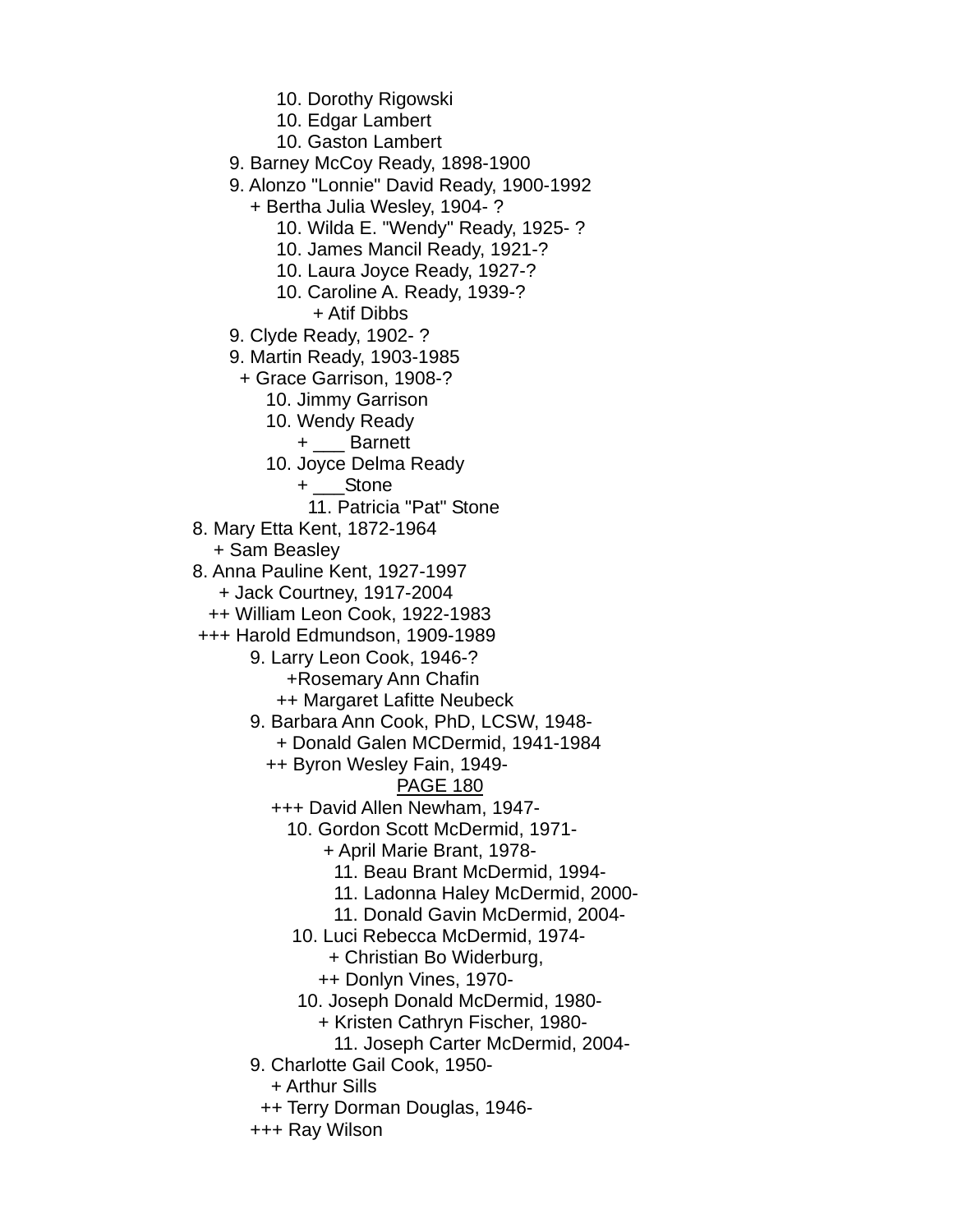10. Dorothy Rigowski
10. Edgar Lambert
10. Gaston Lambert
9. Barney McCoy Ready, 1898-1900
9. Alonzo "Lonnie" David Ready, 1900-1992
+ Bertha Julia Wesley, 1904- ?
10. Wilda E. "Wendy" Ready, 1925- ?
10. James Mancil Ready, 1921-?
10. Laura Joyce Ready, 1927-?
10. Caroline A. Ready, 1939-?
+ Atif Dibbs
9. Clyde Ready, 1902- ?
9. Martin Ready, 1903-1985
+ Grace Garrison, 1908-?
10. Jimmy Garrison
10. Wendy Ready
+ ___ Barnett
10. Joyce Delma Ready
+ ___Stone
11. Patricia "Pat" Stone
8. Mary Etta Kent, 1872-1964
+ Sam Beasley
8. Anna Pauline Kent, 1927-1997
+ Jack Courtney, 1917-2004
++ William Leon Cook, 1922-1983
+++ Harold Edmundson, 1909-1989
9. Larry Leon Cook, 1946-?
+Rosemary Ann Chafin
++ Margaret Lafitte Neubeck
9. Barbara Ann Cook, PhD, LCSW, 1948-
+ Donald Galen MCDermid, 1941-1984
++ Byron Wesley Fain, 1949-
+++ David Allen Newham, 1947-
10. Gordon Scott McDermid, 1971-
+ April Marie Brant, 1978-
11. Beau Brant McDermid, 1994-
11. Ladonna Haley McDermid, 2000-
11. Donald Gavin McDermid, 2004-
10. Luci Rebecca McDermid, 1974-
+ Christian Bo Widerburg,
++ Donlyn Vines, 1970-
10. Joseph Donald McDermid, 1980-
+ Kristen Cathryn Fischer, 1980-
11. Joseph Carter McDermid, 2004-
9. Charlotte Gail Cook, 1950-
+ Arthur Sills
++ Terry Dorman Douglas, 1946-
+++ Ray Wilson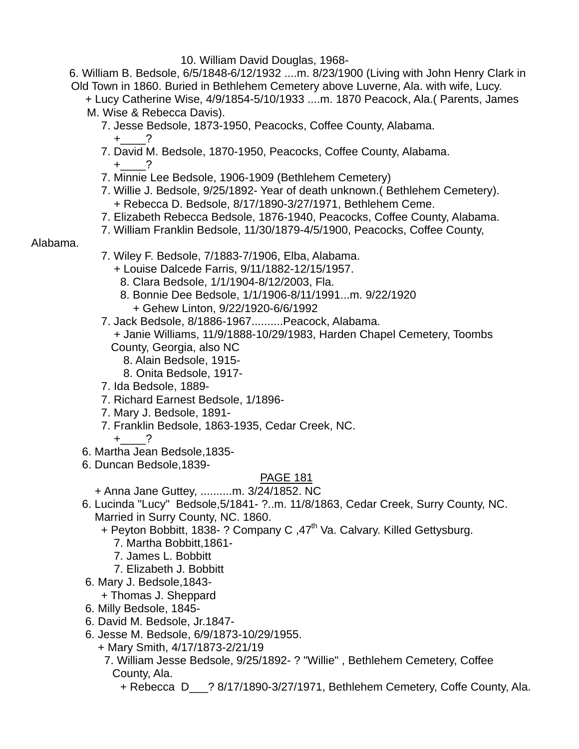10. William David Douglas, 1968-

6. William B. Bedsole, 6/5/1848-6/12/1932 ....m. 8/23/1900 (Living with John Henry Clark in Old Town in 1860. Buried in Bethlehem Cemetery above Luverne, Ala. with wife, Lucy.

+ Lucy Catherine Wise, 4/9/1854-5/10/1933 ....m. 1870 Peacock, Ala.( Parents, James M. Wise & Rebecca Davis).

7. Jesse Bedsole, 1873-1950, Peacocks, Coffee County, Alabama.

+____?

7. David M. Bedsole, 1870-1950, Peacocks, Coffee County, Alabama.

+____?

7. Minnie Lee Bedsole, 1906-1909 (Bethlehem Cemetery)

7. Willie J. Bedsole, 9/25/1892- Year of death unknown.( Bethlehem Cemetery).

+ Rebecca D. Bedsole, 8/17/1890-3/27/1971, Bethlehem Ceme.

7. Elizabeth Rebecca Bedsole, 1876-1940, Peacocks, Coffee County, Alabama.

7. William Franklin Bedsole, 11/30/1879-4/5/1900, Peacocks, Coffee County, Alabama.

7. Wiley F. Bedsole, 7/1883-7/1906, Elba, Alabama.

+ Louise Dalcede Farris, 9/11/1882-12/15/1957.

8. Clara Bedsole, 1/1/1904-8/12/2003, Fla.

8. Bonnie Dee Bedsole, 1/1/1906-8/11/1991...m. 9/22/1920

+ Gehew Linton, 9/22/1920-6/6/1992

7. Jack Bedsole, 8/1886-1967..........Peacock, Alabama.

+ Janie Williams, 11/9/1888-10/29/1983, Harden Chapel Cemetery, Toombs County, Georgia, also NC

8. Alain Bedsole, 1915-

8. Onita Bedsole, 1917-

7. Ida Bedsole, 1889-

7. Richard Earnest Bedsole, 1/1896-

7. Mary J. Bedsole, 1891-

7. Franklin Bedsole, 1863-1935, Cedar Creek, NC.

+____?

6. Martha Jean Bedsole,1835-

6. Duncan Bedsole,1839-

+ Anna Jane Guttey, ..........m. 3/24/1852. NC

6. Lucinda "Lucy" Bedsole,5/1841- ?..m. 11/8/1863, Cedar Creek, Surry County, NC. Married in Surry County, NC. 1860.

+ Peyton Bobbitt, 1838- ? Company C ,47th Va. Calvary. Killed Gettysburg.

7. Martha Bobbitt,1861-

7. James L. Bobbitt

7. Elizabeth J. Bobbitt

6. Mary J. Bedsole,1843-

+ Thomas J. Sheppard

6. Milly Bedsole, 1845-

6. David M. Bedsole, Jr.1847-

6. Jesse M. Bedsole, 6/9/1873-10/29/1955.

+ Mary Smith, 4/17/1873-2/21/19

7. William Jesse Bedsole, 9/25/1892- ? "Willie" , Bethlehem Cemetery, Coffee County, Ala.

+ Rebecca D___? 8/17/1890-3/27/1971, Bethlehem Cemetery, Coffe County, Ala.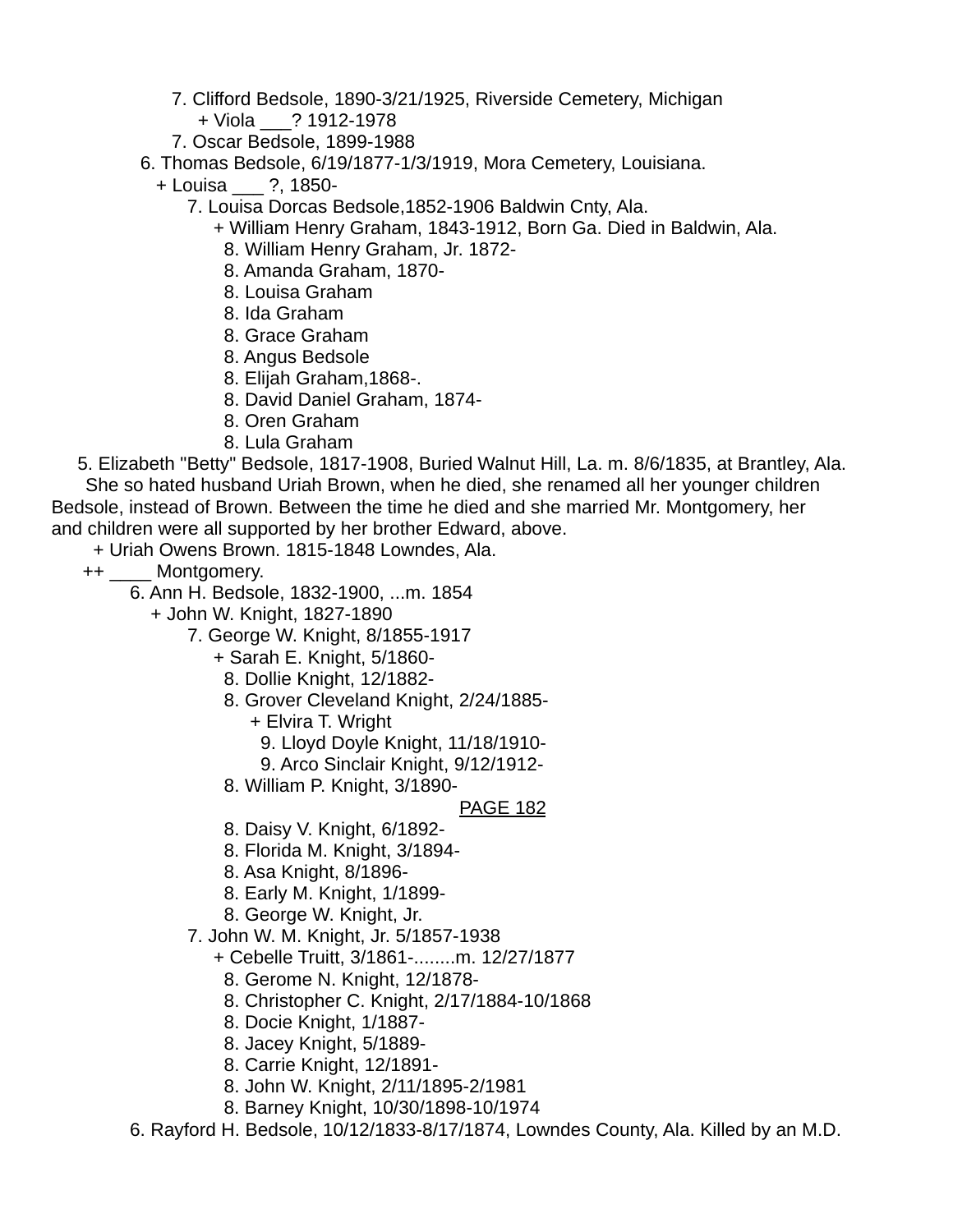7. Clifford Bedsole, 1890-3/21/1925, Riverside Cemetery, Michigan
+ Viola ___? 1912-1978
7. Oscar Bedsole, 1899-1988
6. Thomas Bedsole, 6/19/1877-1/3/1919, Mora Cemetery, Louisiana.
+ Louisa ___ ?, 1850-
7. Louisa Dorcas Bedsole,1852-1906 Baldwin Cnty, Ala.
+ William Henry Graham, 1843-1912, Born Ga. Died in Baldwin, Ala.
8. William Henry Graham, Jr. 1872-
8. Amanda Graham, 1870-
8. Louisa Graham
8. Ida Graham
8. Grace Graham
8. Angus Bedsole
8. Elijah Graham,1868-.
8. David Daniel Graham, 1874-
8. Oren Graham
8. Lula Graham
5. Elizabeth "Betty" Bedsole, 1817-1908, Buried Walnut Hill, La. m. 8/6/1835, at Brantley, Ala.
She so hated husband Uriah Brown, when he died, she renamed all her younger children Bedsole, instead of Brown. Between the time he died and she married Mr. Montgomery, her and children were all supported by her brother Edward, above.
+ Uriah Owens Brown. 1815-1848 Lowndes, Ala.
++ ____ Montgomery.
6. Ann H. Bedsole, 1832-1900, ...m. 1854
+ John W. Knight, 1827-1890
7. George W. Knight, 8/1855-1917
+ Sarah E. Knight, 5/1860-
8. Dollie Knight, 12/1882-
8. Grover Cleveland Knight, 2/24/1885-
+ Elvira T. Wright
9. Lloyd Doyle Knight, 11/18/1910-
9. Arco Sinclair Knight, 9/12/1912-
8. William P. Knight, 3/1890-

PAGE 182

8. Daisy V. Knight, 6/1892-
8. Florida M. Knight, 3/1894-
8. Asa Knight, 8/1896-
8. Early M. Knight, 1/1899-
8. George W. Knight, Jr.
7. John W. M. Knight, Jr. 5/1857-1938
+ Cebelle Truitt, 3/1861-........m. 12/27/1877
8. Gerome N. Knight, 12/1878-
8. Christopher C. Knight, 2/17/1884-10/1868
8. Docie Knight, 1/1887-
8. Jacey Knight, 5/1889-
8. Carrie Knight, 12/1891-
8. John W. Knight, 2/11/1895-2/1981
8. Barney Knight, 10/30/1898-10/1974
6. Rayford H. Bedsole, 10/12/1833-8/17/1874, Lowndes County, Ala. Killed by an M.D.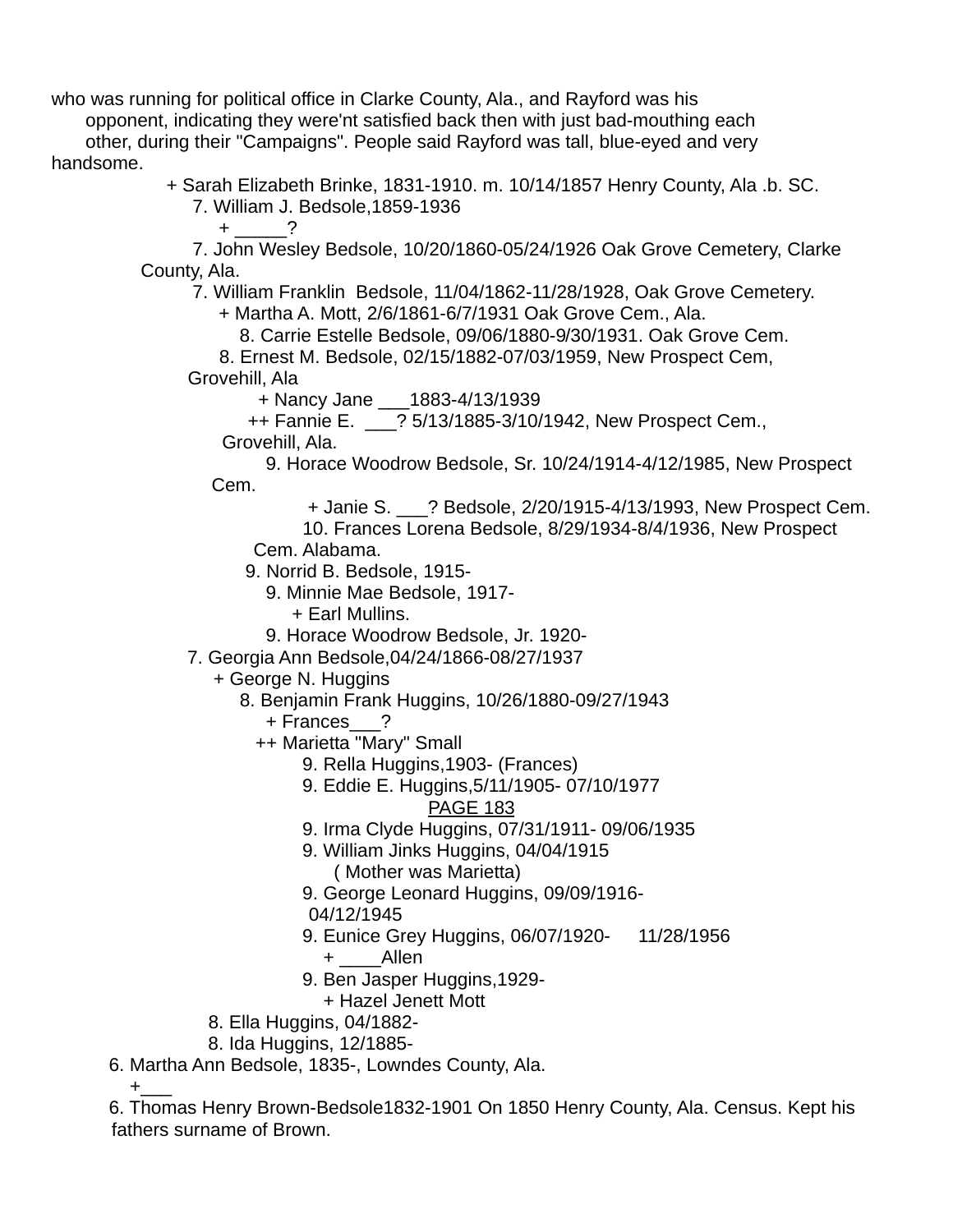who was running for political office in Clarke County, Ala., and Rayford was his opponent, indicating they were'nt satisfied back then with just bad-mouthing each other, during their "Campaigns". People said Rayford was tall, blue-eyed and very handsome.

+ Sarah Elizabeth Brinke, 1831-1910. m. 10/14/1857 Henry County, Ala .b. SC.

7. William J. Bedsole,1859-1936

+ _____?

7. John Wesley Bedsole, 10/20/1860-05/24/1926 Oak Grove Cemetery, Clarke County, Ala.

7. William Franklin Bedsole, 11/04/1862-11/28/1928, Oak Grove Cemetery.

+ Martha A. Mott, 2/6/1861-6/7/1931 Oak Grove Cem., Ala.

8. Carrie Estelle Bedsole, 09/06/1880-9/30/1931. Oak Grove Cem.

8. Ernest M. Bedsole, 02/15/1882-07/03/1959, New Prospect Cem, Grovehill, Ala

+ Nancy Jane ___1883-4/13/1939

++ Fannie E. ___? 5/13/1885-3/10/1942, New Prospect Cem., Grovehill, Ala.

9. Horace Woodrow Bedsole, Sr. 10/24/1914-4/12/1985, New Prospect Cem.

+ Janie S. ___? Bedsole, 2/20/1915-4/13/1993, New Prospect Cem.

10. Frances Lorena Bedsole, 8/29/1934-8/4/1936, New Prospect Cem. Alabama.

9. Norrid B. Bedsole, 1915-

9. Minnie Mae Bedsole, 1917-

+ Earl Mullins.

9. Horace Woodrow Bedsole, Jr. 1920-

7. Georgia Ann Bedsole,04/24/1866-08/27/1937

+ George N. Huggins

8. Benjamin Frank Huggins, 10/26/1880-09/27/1943

+ Frances___?

++ Marietta "Mary" Small

9. Rella Huggins,1903- (Frances)

9. Eddie E. Huggins,5/11/1905- 07/10/1977

PAGE 183

9. Irma Clyde Huggins, 07/31/1911- 09/06/1935

9. William Jinks Huggins, 04/04/1915

( Mother was Marietta)

9. George Leonard Huggins, 09/09/1916- 04/12/1945

9. Eunice Grey Huggins, 06/07/1920- 11/28/1956

+ ____Allen

9. Ben Jasper Huggins,1929-

+ Hazel Jenett Mott

8. Ella Huggins, 04/1882-

8. Ida Huggins, 12/1885-

6. Martha Ann Bedsole, 1835-, Lowndes County, Ala.

+___

6. Thomas Henry Brown-Bedsole1832-1901 On 1850 Henry County, Ala. Census. Kept his fathers surname of Brown.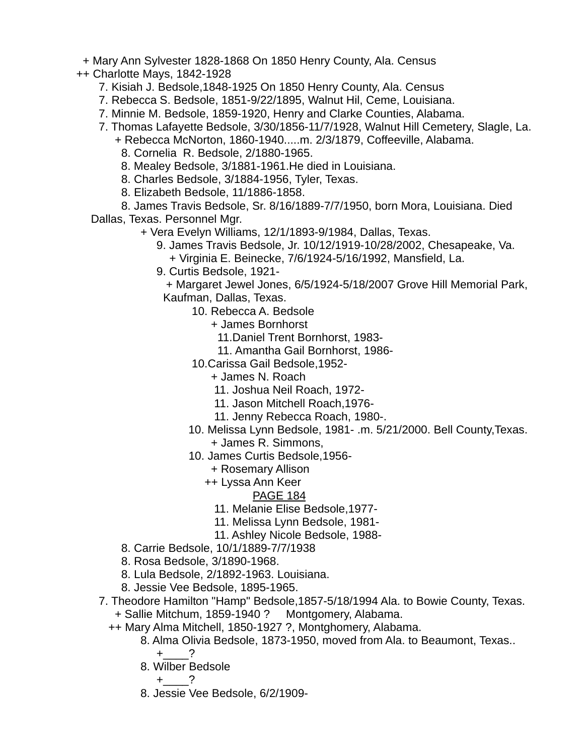+ Mary Ann Sylvester 1828-1868 On 1850 Henry County, Ala. Census
++ Charlotte Mays, 1842-1928
7. Kisiah J. Bedsole,1848-1925 On 1850 Henry County, Ala. Census
7. Rebecca S. Bedsole, 1851-9/22/1895, Walnut Hil, Ceme, Louisiana.
7. Minnie M. Bedsole, 1859-1920, Henry and Clarke Counties, Alabama.
7. Thomas Lafayette Bedsole, 3/30/1856-11/7/1928, Walnut Hill Cemetery, Slagle, La.
+ Rebecca McNorton, 1860-1940.....m. 2/3/1879, Coffeeville, Alabama.
8. Cornelia R. Bedsole, 2/1880-1965.
8. Mealey Bedsole, 3/1881-1961.He died in Louisiana.
8. Charles Bedsole, 3/1884-1956, Tyler, Texas.
8. Elizabeth Bedsole, 11/1886-1858.
8. James Travis Bedsole, Sr. 8/16/1889-7/7/1950, born Mora, Louisiana. Died Dallas, Texas. Personnel Mgr.
+ Vera Evelyn Williams, 12/1/1893-9/1984, Dallas, Texas.
9. James Travis Bedsole, Jr. 10/12/1919-10/28/2002, Chesapeake, Va.
+ Virginia E. Beinecke, 7/6/1924-5/16/1992, Mansfield, La.
9. Curtis Bedsole, 1921-
+ Margaret Jewel Jones, 6/5/1924-5/18/2007 Grove Hill Memorial Park, Kaufman, Dallas, Texas.
10. Rebecca A. Bedsole
+ James Bornhorst
11.Daniel Trent Bornhorst, 1983-
11. Amantha Gail Bornhorst, 1986-
10.Carissa Gail Bedsole,1952-
+ James N. Roach
11. Joshua Neil Roach, 1972-
11. Jason Mitchell Roach,1976-
11. Jenny Rebecca Roach, 1980-.
10. Melissa Lynn Bedsole, 1981- .m. 5/21/2000. Bell County,Texas.
+ James R. Simmons,
10. James Curtis Bedsole,1956-
+ Rosemary Allison
++ Lyssa Ann Keer
PAGE 184
11. Melanie Elise Bedsole,1977-
11. Melissa Lynn Bedsole, 1981-
11. Ashley Nicole Bedsole, 1988-
8. Carrie Bedsole, 10/1/1889-7/7/1938
8. Rosa Bedsole, 3/1890-1968.
8. Lula Bedsole, 2/1892-1963. Louisiana.
8. Jessie Vee Bedsole, 1895-1965.
7. Theodore Hamilton "Hamp" Bedsole,1857-5/18/1994 Ala. to Bowie County, Texas.
+ Sallie Mitchum, 1859-1940 ? Montgomery, Alabama.
++ Mary Alma Mitchell, 1850-1927 ?, Montghomery, Alabama.
8. Alma Olivia Bedsole, 1873-1950, moved from Ala. to Beaumont, Texas..
+____?
8. Wilber Bedsole
+____?
8. Jessie Vee Bedsole, 6/2/1909-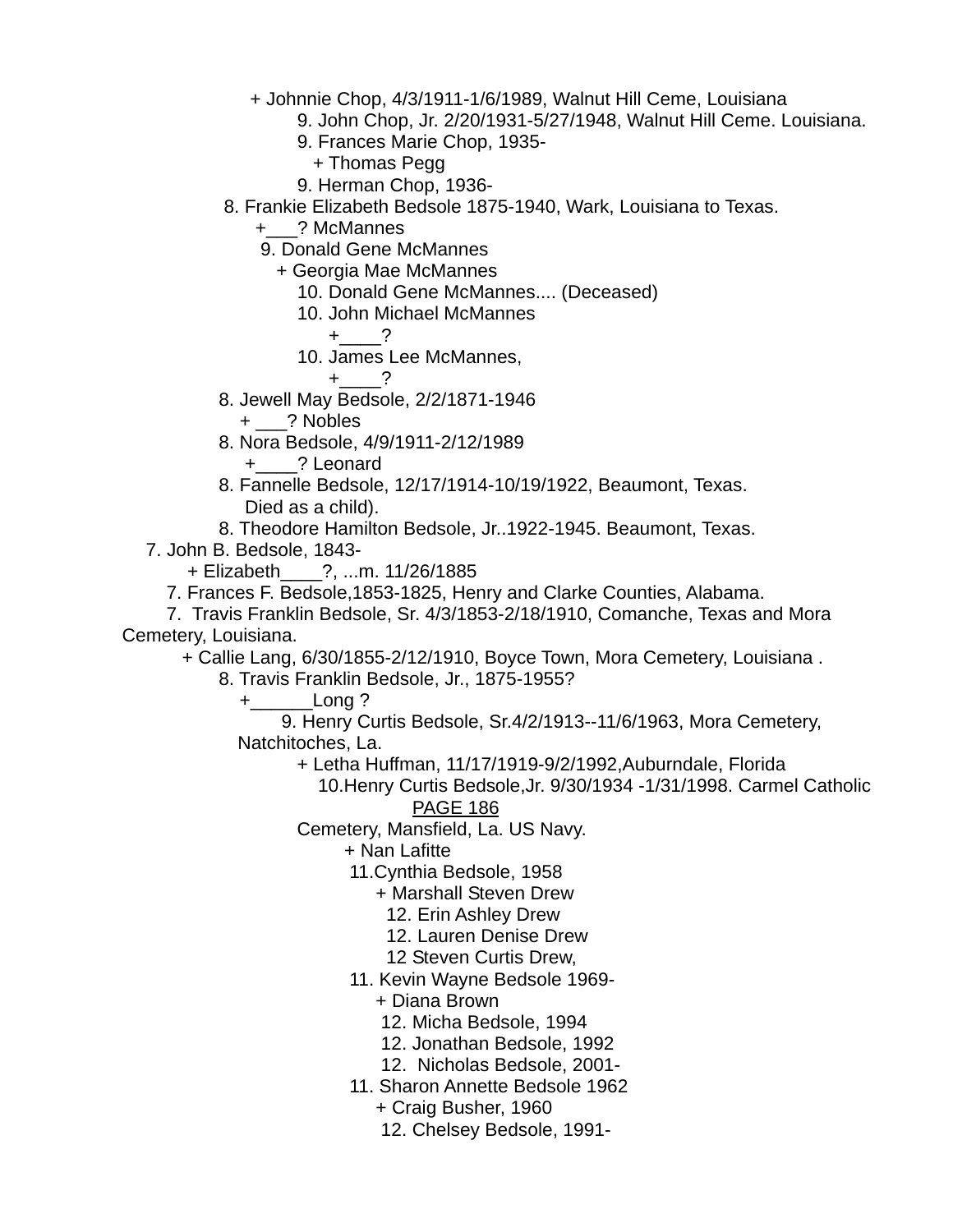+ Johnnie Chop, 4/3/1911-1/6/1989, Walnut Hill Ceme, Louisiana
9. John Chop, Jr. 2/20/1931-5/27/1948, Walnut Hill Ceme. Louisiana.
9. Frances Marie Chop, 1935-
+ Thomas Pegg
9. Herman Chop, 1936-
8. Frankie Elizabeth Bedsole 1875-1940, Wark, Louisiana to Texas.
+___? McMannes
9. Donald Gene McMannes
+ Georgia Mae McMannes
10. Donald Gene McMannes.... (Deceased)
10. John Michael McMannes
+____?
10. James Lee McMannes,
+____?
8. Jewell May Bedsole, 2/2/1871-1946
+ ___? Nobles
8. Nora Bedsole, 4/9/1911-2/12/1989
+____? Leonard
8. Fannelle Bedsole, 12/17/1914-10/19/1922, Beaumont, Texas.
Died as a child).
8. Theodore Hamilton Bedsole, Jr..1922-1945. Beaumont, Texas.
7. John B. Bedsole, 1843-
+ Elizabeth____?, ...m. 11/26/1885
7. Frances F. Bedsole,1853-1825, Henry and Clarke Counties, Alabama.
7. Travis Franklin Bedsole, Sr. 4/3/1853-2/18/1910, Comanche, Texas and Mora Cemetery, Louisiana.
+ Callie Lang, 6/30/1855-2/12/1910, Boyce Town, Mora Cemetery, Louisiana .
8. Travis Franklin Bedsole, Jr., 1875-1955?
+______Long ?
9. Henry Curtis Bedsole, Sr.4/2/1913--11/6/1963, Mora Cemetery, Natchitoches, La.
+ Letha Huffman, 11/17/1919-9/2/1992,Auburndale, Florida
10.Henry Curtis Bedsole,Jr. 9/30/1934 -1/31/1998. Carmel Catholic Cemetery, Mansfield, La. US Navy.
+ Nan Lafitte
11.Cynthia Bedsole, 1958
+ Marshall Steven Drew
12. Erin Ashley Drew
12. Lauren Denise Drew
12 Steven Curtis Drew,
11. Kevin Wayne Bedsole 1969-
+ Diana Brown
12. Micha Bedsole, 1994
12. Jonathan Bedsole, 1992
12. Nicholas Bedsole, 2001-
11. Sharon Annette Bedsole 1962
+ Craig Busher, 1960
12. Chelsey Bedsole, 1991-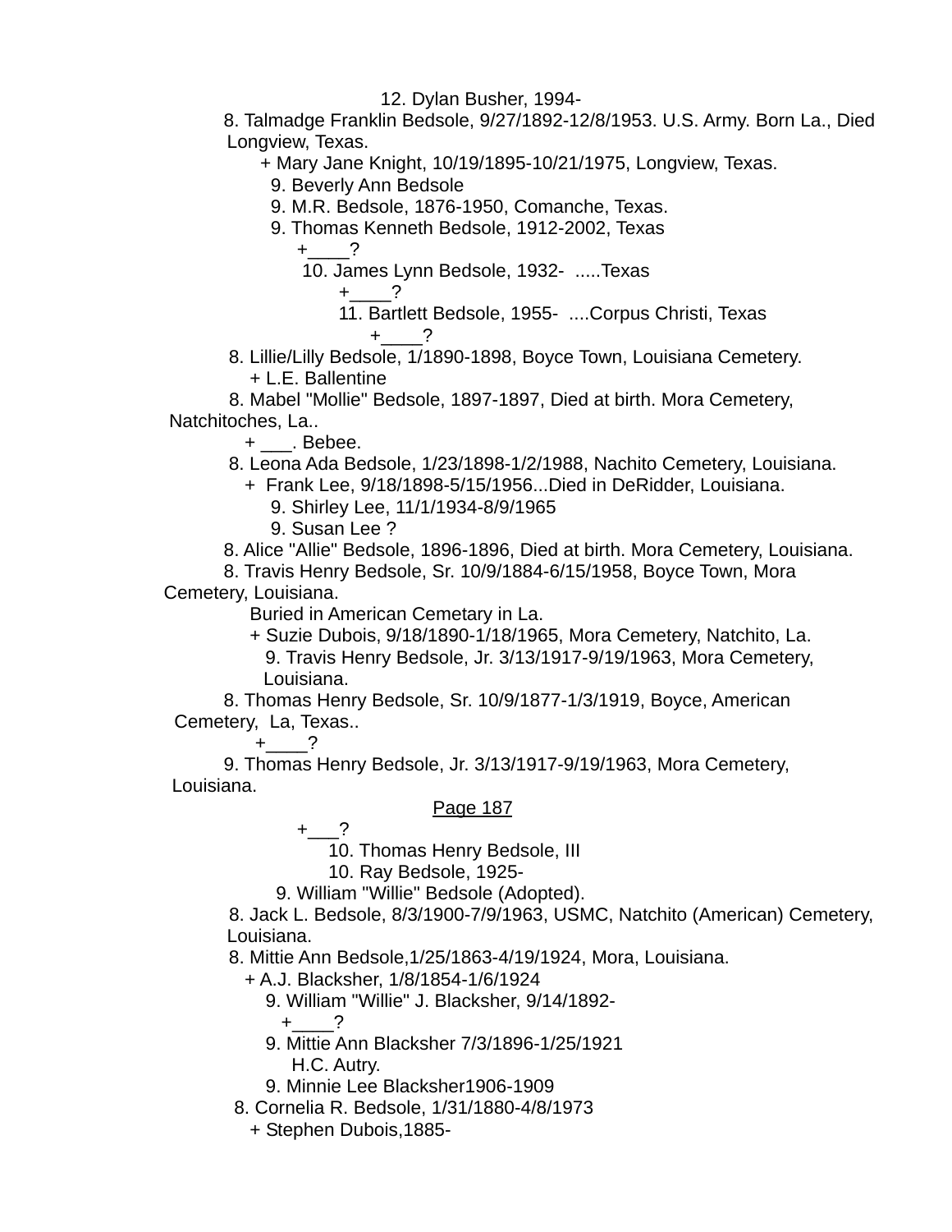12. Dylan Busher, 1994-

8. Talmadge Franklin Bedsole, 9/27/1892-12/8/1953. U.S. Army. Born La., Died Longview, Texas.

+ Mary Jane Knight, 10/19/1895-10/21/1975, Longview, Texas.

9. Beverly Ann Bedsole

9. M.R. Bedsole, 1876-1950, Comanche, Texas.

9. Thomas Kenneth Bedsole, 1912-2002, Texas

+____?

10. James Lynn Bedsole, 1932- .....Texas

+____?

11. Bartlett Bedsole, 1955- ....Corpus Christi, Texas

+____?

8. Lillie/Lilly Bedsole, 1/1890-1898, Boyce Town, Louisiana Cemetery.

+ L.E. Ballentine

8. Mabel "Mollie" Bedsole, 1897-1897, Died at birth. Mora Cemetery, Natchitoches, La..

+ ___. Bebee.

8. Leona Ada Bedsole, 1/23/1898-1/2/1988, Nachito Cemetery, Louisiana.

+ Frank Lee, 9/18/1898-5/15/1956...Died in DeRidder, Louisiana.

9. Shirley Lee, 11/1/1934-8/9/1965

9. Susan Lee ?

8. Alice "Allie" Bedsole, 1896-1896, Died at birth. Mora Cemetery, Louisiana.

8. Travis Henry Bedsole, Sr. 10/9/1884-6/15/1958, Boyce Town, Mora Cemetery, Louisiana.

Buried in American Cemetary in La.

+ Suzie Dubois, 9/18/1890-1/18/1965, Mora Cemetery, Natchito, La.

9. Travis Henry Bedsole, Jr. 3/13/1917-9/19/1963, Mora Cemetery, Louisiana.

8. Thomas Henry Bedsole, Sr. 10/9/1877-1/3/1919, Boyce, American Cemetery, La, Texas..

+____?

9. Thomas Henry Bedsole, Jr. 3/13/1917-9/19/1963, Mora Cemetery, Louisiana.

+___?

10. Thomas Henry Bedsole, III

10. Ray Bedsole, 1925-

9. William "Willie" Bedsole (Adopted).

8. Jack L. Bedsole, 8/3/1900-7/9/1963, USMC, Natchito (American) Cemetery, Louisiana.

8. Mittie Ann Bedsole,1/25/1863-4/19/1924, Mora, Louisiana.

+ A.J. Blacksher, 1/8/1854-1/6/1924

9. William "Willie" J. Blacksher, 9/14/1892-

+____?

9. Mittie Ann Blacksher 7/3/1896-1/25/1921

H.C. Autry.

9. Minnie Lee Blacksher1906-1909

8. Cornelia R. Bedsole, 1/31/1880-4/8/1973

+ Stephen Dubois,1885-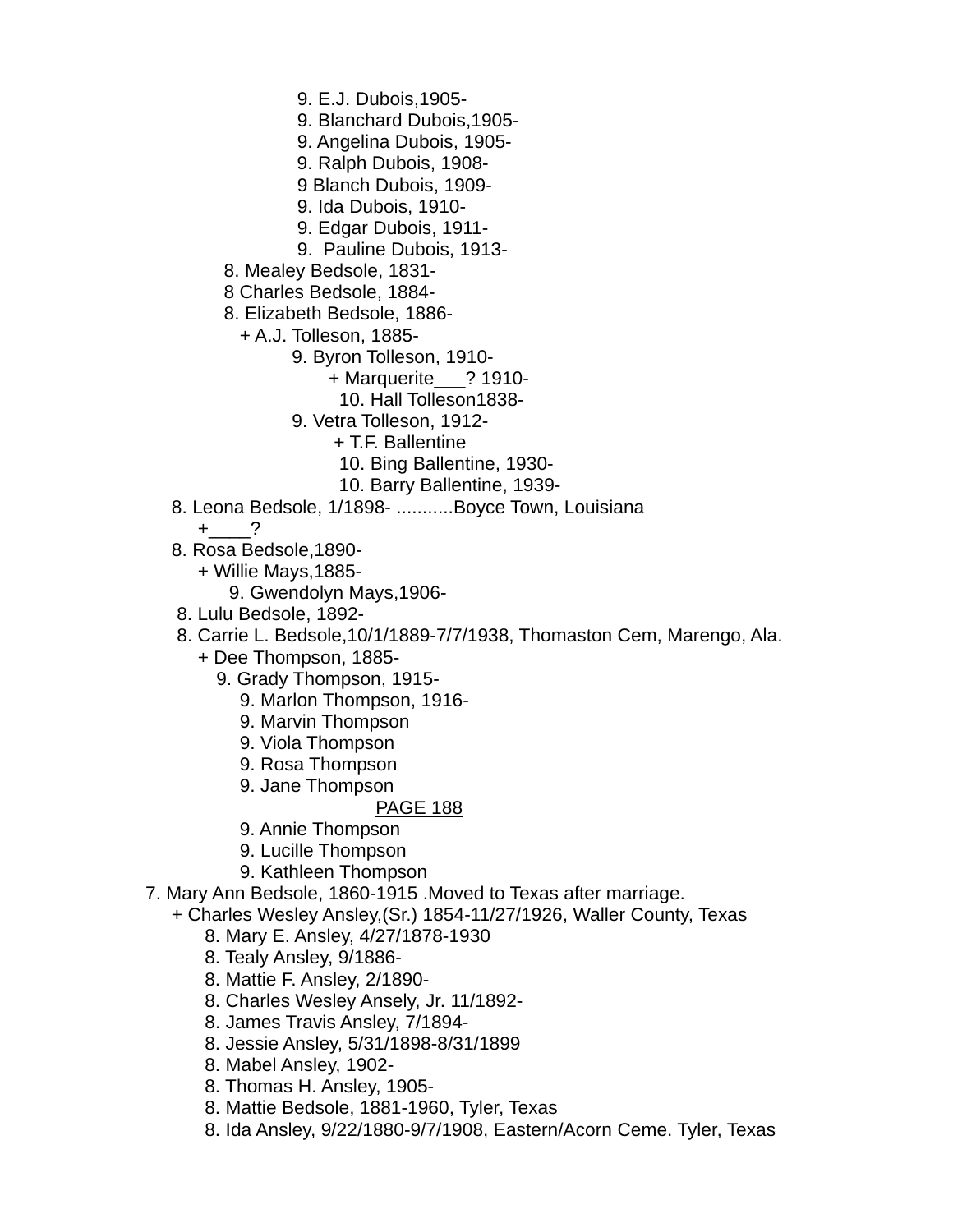9. E.J. Dubois,1905-
9. Blanchard Dubois,1905-
9. Angelina Dubois, 1905-
9. Ralph Dubois, 1908-
9 Blanch Dubois, 1909-
9. Ida Dubois, 1910-
9. Edgar Dubois, 1911-
9.  Pauline Dubois, 1913-
8. Mealey Bedsole, 1831-
8 Charles Bedsole, 1884-
8. Elizabeth Bedsole, 1886-
+ A.J. Tolleson, 1885-
9. Byron Tolleson, 1910-
+ Marquerite___? 1910-
10. Hall Tolleson1838-
9. Vetra Tolleson, 1912-
+ T.F. Ballentine
10. Bing Ballentine, 1930-
10. Barry Ballentine, 1939-
8. Leona Bedsole, 1/1898- ...........Boyce Town, Louisiana
+____?
8. Rosa Bedsole,1890-
+ Willie Mays,1885-
9. Gwendolyn Mays,1906-
8. Lulu Bedsole, 1892-
8. Carrie L. Bedsole,10/1/1889-7/7/1938, Thomaston Cem, Marengo, Ala.
+ Dee Thompson, 1885-
9. Grady Thompson, 1915-
9. Marlon Thompson, 1916-
9. Marvin Thompson
9. Viola Thompson
9. Rosa Thompson
9. Jane Thompson

PAGE 188

9. Annie Thompson
9. Lucille Thompson
9. Kathleen Thompson
7. Mary Ann Bedsole, 1860-1915 .Moved to Texas after marriage.
+ Charles Wesley Ansley,(Sr.) 1854-11/27/1926, Waller County, Texas
8. Mary E. Ansley, 4/27/1878-1930
8. Tealy Ansley, 9/1886-
8. Mattie F. Ansley, 2/1890-
8. Charles Wesley Ansely, Jr. 11/1892-
8. James Travis Ansley, 7/1894-
8. Jessie Ansley, 5/31/1898-8/31/1899
8. Mabel Ansley, 1902-
8. Thomas H. Ansley, 1905-
8. Mattie Bedsole, 1881-1960, Tyler, Texas
8. Ida Ansley, 9/22/1880-9/7/1908, Eastern/Acorn Ceme. Tyler, Texas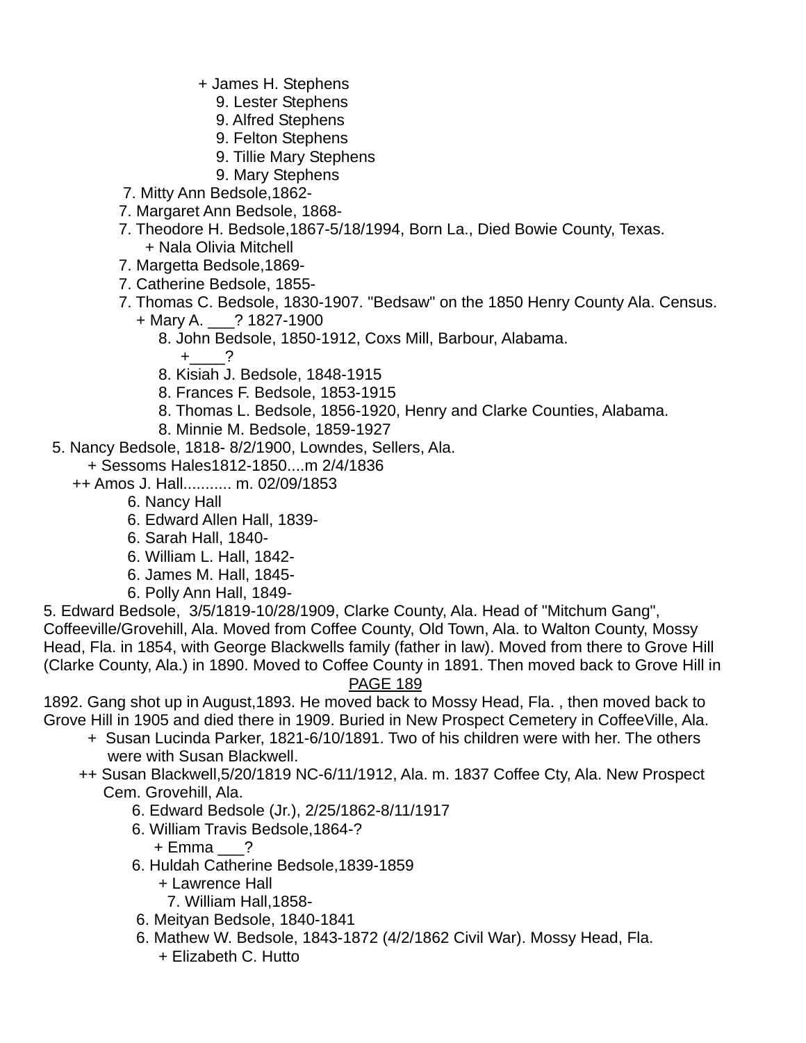+ James H. Stephens
- 9. Lester Stephens
- 9. Alfred Stephens
- 9. Felton Stephens
- 9. Tillie Mary Stephens
- 9. Mary Stephens

7. Mitty Ann Bedsole,1862-
7. Margaret Ann Bedsole, 1868-
7. Theodore H. Bedsole,1867-5/18/1994, Born La., Died Bowie County, Texas.
+ Nala Olivia Mitchell
7. Margetta Bedsole,1869-
7. Catherine Bedsole, 1855-
7. Thomas C. Bedsole, 1830-1907. "Bedsaw" on the 1850 Henry County Ala. Census.
+ Mary A. ___? 1827-1900
8. John Bedsole, 1850-1912, Coxs Mill, Barbour, Alabama.
+____?
8. Kisiah J. Bedsole, 1848-1915
8. Frances F. Bedsole, 1853-1915
8. Thomas L. Bedsole, 1856-1920, Henry and Clarke Counties, Alabama.
8. Minnie M. Bedsole, 1859-1927

5. Nancy Bedsole, 1818- 8/2/1900, Lowndes, Sellers, Ala.
+ Sessoms Hales1812-1850....m 2/4/1836
++ Amos J. Hall........... m. 02/09/1853
6. Nancy Hall
6. Edward Allen Hall, 1839-
6. Sarah Hall, 1840-
6. William L. Hall, 1842-
6. James M. Hall, 1845-
6. Polly Ann Hall, 1849-

5. Edward Bedsole, 3/5/1819-10/28/1909, Clarke County, Ala. Head of "Mitchum Gang", Coffeeville/Grovehill, Ala. Moved from Coffee County, Old Town, Ala. to Walton County, Mossy Head, Fla. in 1854, with George Blackwells family (father in law). Moved from there to Grove Hill (Clarke County, Ala.) in 1890. Moved to Coffee County in 1891. Then moved back to Grove Hill in

PAGE 189

1892. Gang shot up in August,1893. He moved back to Mossy Head, Fla. , then moved back to Grove Hill in 1905 and died there in 1909. Buried in New Prospect Cemetery in CoffeeVille, Ala.
+ Susan Lucinda Parker, 1821-6/10/1891. Two of his children were with her. The others were with Susan Blackwell.
++ Susan Blackwell,5/20/1819 NC-6/11/1912, Ala. m. 1837 Coffee Cty, Ala. New Prospect Cem. Grovehill, Ala.
6. Edward Bedsole (Jr.), 2/25/1862-8/11/1917
6. William Travis Bedsole,1864-?
+ Emma ___?
6. Huldah Catherine Bedsole,1839-1859
+ Lawrence Hall
7. William Hall,1858-
6. Meityan Bedsole, 1840-1841
6. Mathew W. Bedsole, 1843-1872 (4/2/1862 Civil War). Mossy Head, Fla.
+ Elizabeth C. Hutto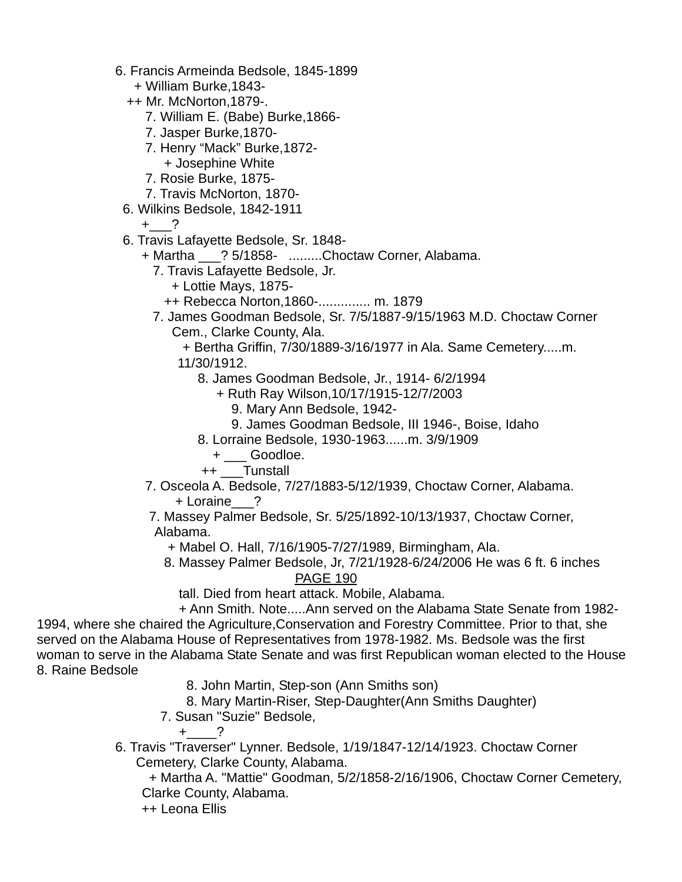6. Francis Armeinda Bedsole, 1845-1899
    + William Burke,1843-
    ++ Mr. McNorton,1879-.
        7. William E. (Babe) Burke,1866-
        7. Jasper Burke,1870-
        7. Henry “Mack” Burke,1872-
            + Josephine White
        7. Rosie Burke, 1875-
        7. Travis McNorton, 1870-
6. Wilkins Bedsole, 1842-1911
    +___?
6. Travis Lafayette Bedsole, Sr. 1848-
    + Martha ___? 5/1858- .........Choctaw Corner, Alabama.
        7. Travis Lafayette Bedsole, Jr.
            + Lottie Mays, 1875-
            ++ Rebecca Norton,1860-.............. m. 1879
        7. James Goodman Bedsole, Sr. 7/5/1887-9/15/1963 M.D. Choctaw Corner Cem., Clarke County, Ala.
            + Bertha Griffin, 7/30/1889-3/16/1977 in Ala. Same Cemetery.....m. 11/30/1912.
                8. James Goodman Bedsole, Jr., 1914- 6/2/1994
                    + Ruth Ray Wilson,10/17/1915-12/7/2003
                        9. Mary Ann Bedsole, 1942-
                        9. James Goodman Bedsole, III 1946-, Boise, Idaho
                8. Lorraine Bedsole, 1930-1963......m. 3/9/1909
                    + ___ Goodloe.
                    ++ ___Tunstall
        7. Osceola A. Bedsole, 7/27/1883-5/12/1939, Choctaw Corner, Alabama.
            + Loraine___?
        7. Massey Palmer Bedsole, Sr. 5/25/1892-10/13/1937, Choctaw Corner, Alabama.
            + Mabel O. Hall, 7/16/1905-7/27/1989, Birmingham, Ala.
            8. Massey Palmer Bedsole, Jr, 7/21/1928-6/24/2006 He was 6 ft. 6 inches

PAGE 190

tall. Died from heart attack. Mobile, Alabama.
                + Ann Smith. Note.....Ann served on the Alabama State Senate from 1982-1994, where she chaired the Agriculture,Conservation and Forestry Committee. Prior to that, she served on the Alabama House of Representatives from 1978-1982. Ms. Bedsole was the first woman to serve in the Alabama State Senate and was first Republican woman elected to the House 8. Raine Bedsole
                8. John Martin, Step-son (Ann Smiths son)
                8. Mary Martin-Riser, Step-Daughter(Ann Smiths Daughter)
        7. Susan "Suzie" Bedsole,
            +____?
6. Travis "Traverser" Lynner. Bedsole, 1/19/1847-12/14/1923. Choctaw Corner Cemetery, Clarke County, Alabama.
    + Martha A. "Mattie" Goodman, 5/2/1858-2/16/1906, Choctaw Corner Cemetery, Clarke County, Alabama.
    ++ Leona Ellis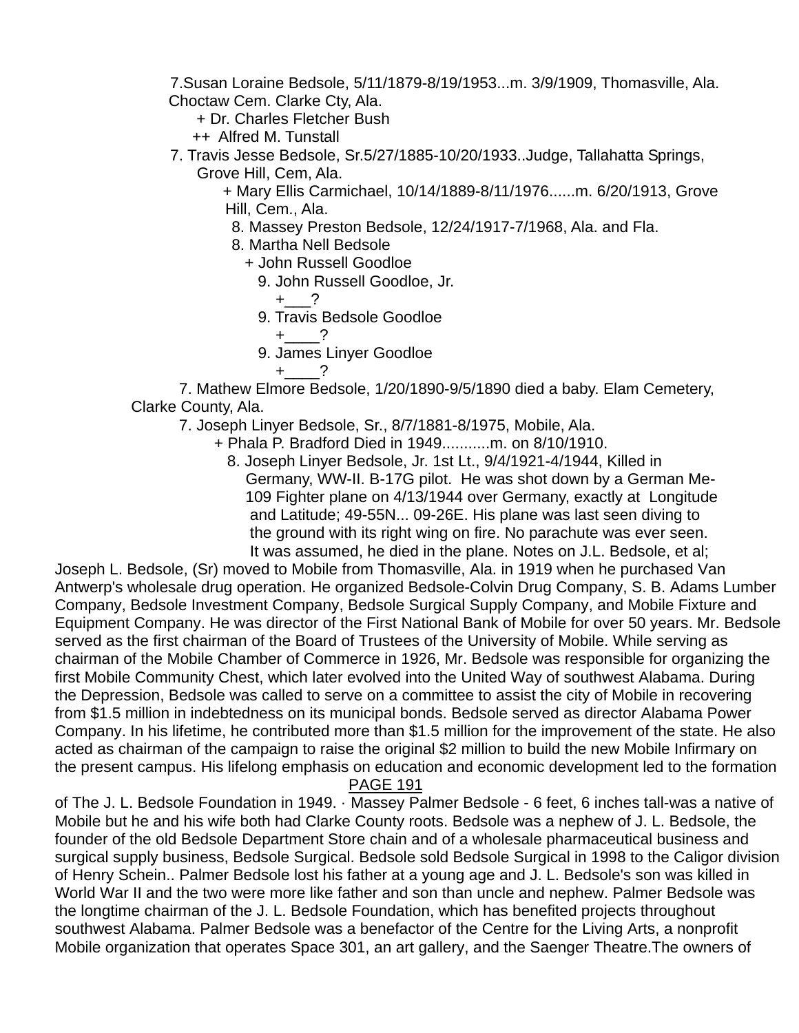7.Susan Loraine Bedsole, 5/11/1879-8/19/1953...m. 3/9/1909, Thomasville, Ala. Choctaw Cem. Clarke Cty, Ala.

+ Dr. Charles Fletcher Bush

++ Alfred M. Tunstall

7. Travis Jesse Bedsole, Sr.5/27/1885-10/20/1933..Judge, Tallahatta Springs, Grove Hill, Cem, Ala.

+ Mary Ellis Carmichael, 10/14/1889-8/11/1976......m. 6/20/1913, Grove Hill, Cem., Ala.

8. Massey Preston Bedsole, 12/24/1917-7/1968, Ala. and Fla.

8. Martha Nell Bedsole

+ John Russell Goodloe

9. John Russell Goodloe, Jr.

+___?

9. Travis Bedsole Goodloe

+____?

9. James Linyer Goodloe

+____?

7. Mathew Elmore Bedsole, 1/20/1890-9/5/1890 died a baby. Elam Cemetery, Clarke County, Ala.

7. Joseph Linyer Bedsole, Sr., 8/7/1881-8/1975, Mobile, Ala.

+ Phala P. Bradford Died in 1949...........m. on 8/10/1910.

8. Joseph Linyer Bedsole, Jr. 1st Lt., 9/4/1921-4/1944, Killed in Germany, WW-II. B-17G pilot. He was shot down by a German Me-109 Fighter plane on 4/13/1944 over Germany, exactly at Longitude and Latitude; 49-55N... 09-26E. His plane was last seen diving to the ground with its right wing on fire. No parachute was ever seen. It was assumed, he died in the plane. Notes on J.L. Bedsole, et al;

Joseph L. Bedsole, (Sr) moved to Mobile from Thomasville, Ala. in 1919 when he purchased Van Antwerp's wholesale drug operation. He organized Bedsole-Colvin Drug Company, S. B. Adams Lumber Company, Bedsole Investment Company, Bedsole Surgical Supply Company, and Mobile Fixture and Equipment Company. He was director of the First National Bank of Mobile for over 50 years. Mr. Bedsole served as the first chairman of the Board of Trustees of the University of Mobile. While serving as chairman of the Mobile Chamber of Commerce in 1926, Mr. Bedsole was responsible for organizing the first Mobile Community Chest, which later evolved into the United Way of southwest Alabama. During the Depression, Bedsole was called to serve on a committee to assist the city of Mobile in recovering from $1.5 million in indebtedness on its municipal bonds. Bedsole served as director Alabama Power Company. In his lifetime, he contributed more than $1.5 million for the improvement of the state. He also acted as chairman of the campaign to raise the original $2 million to build the new Mobile Infirmary on the present campus. His lifelong emphasis on education and economic development led to the formation

PAGE 191

of The J. L. Bedsole Foundation in 1949. · Massey Palmer Bedsole - 6 feet, 6 inches tall-was a native of Mobile but he and his wife both had Clarke County roots. Bedsole was a nephew of J. L. Bedsole, the founder of the old Bedsole Department Store chain and of a wholesale pharmaceutical business and surgical supply business, Bedsole Surgical. Bedsole sold Bedsole Surgical in 1998 to the Caligor division of Henry Schein.. Palmer Bedsole lost his father at a young age and J. L. Bedsole's son was killed in World War II and the two were more like father and son than uncle and nephew. Palmer Bedsole was the longtime chairman of the J. L. Bedsole Foundation, which has benefited projects throughout southwest Alabama. Palmer Bedsole was a benefactor of the Centre for the Living Arts, a nonprofit Mobile organization that operates Space 301, an art gallery, and the Saenger Theatre.The owners of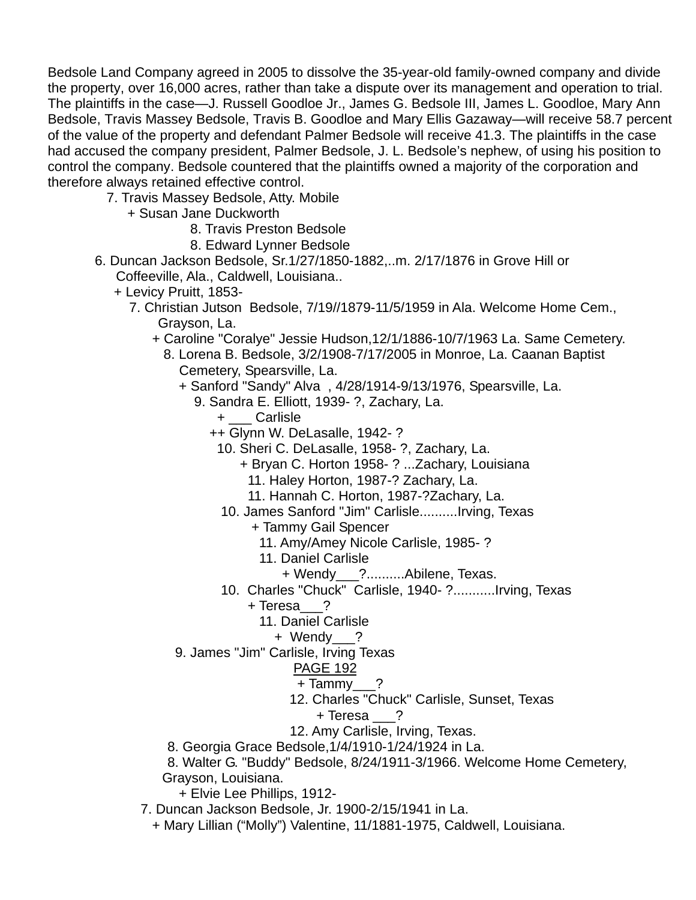Bedsole Land Company agreed in 2005 to dissolve the 35-year-old family-owned company and divide the property, over 16,000 acres, rather than take a dispute over its management and operation to trial. The plaintiffs in the case—J. Russell Goodloe Jr., James G. Bedsole III, James L. Goodloe, Mary Ann Bedsole, Travis Massey Bedsole, Travis B. Goodloe and Mary Ellis Gazaway—will receive 58.7 percent of the value of the property and defendant Palmer Bedsole will receive 41.3. The plaintiffs in the case had accused the company president, Palmer Bedsole, J. L. Bedsole's nephew, of using his position to control the company. Bedsole countered that the plaintiffs owned a majority of the corporation and therefore always retained effective control.

7. Travis Massey Bedsole, Atty. Mobile
  + Susan Jane Duckworth
    8. Travis Preston Bedsole
    8. Edward Lynner Bedsole

6. Duncan Jackson Bedsole, Sr.1/27/1850-1882,..m. 2/17/1876 in Grove Hill or Coffeeville, Ala., Caldwell, Louisiana..
  + Levicy Pruitt, 1853-
  7. Christian Jutson Bedsole, 7/19//1879-11/5/1959 in Ala. Welcome Home Cem., Grayson, La.
    + Caroline "Coralye" Jessie Hudson,12/1/1886-10/7/1963 La. Same Cemetery.
    8. Lorena B. Bedsole, 3/2/1908-7/17/2005 in Monroe, La. Caanan Baptist Cemetery, Spearsville, La.
      + Sanford "Sandy" Alva , 4/28/1914-9/13/1976, Spearsville, La.
      9. Sandra E. Elliott, 1939- ?, Zachary, La.
        + ___ Carlisle
        ++ Glynn W. DeLasalle, 1942- ?
        10. Sheri C. DeLasalle, 1958- ?, Zachary, La.
          + Bryan C. Horton 1958- ? ...Zachary, Louisiana
          11. Haley Horton, 1987-? Zachary, La.
          11. Hannah C. Horton, 1987-?Zachary, La.
        10. James Sanford "Jim" Carlisle..........Irving, Texas
          + Tammy Gail Spencer
          11. Amy/Amey Nicole Carlisle, 1985- ?
          11. Daniel Carlisle
            + Wendy___?..........Abilene, Texas.
        10. Charles "Chuck" Carlisle, 1940- ?..........Irving, Texas
          + Teresa___?
          11. Daniel Carlisle
            + Wendy___?
      9. James "Jim" Carlisle, Irving Texas
        PAGE 192
        + Tammy___?
        12. Charles "Chuck" Carlisle, Sunset, Texas
          + Teresa ___?
        12. Amy Carlisle, Irving, Texas.
    8. Georgia Grace Bedsole,1/4/1910-1/24/1924 in La.
    8. Walter G. "Buddy" Bedsole, 8/24/1911-3/1966. Welcome Home Cemetery, Grayson, Louisiana.
      + Elvie Lee Phillips, 1912-
  7. Duncan Jackson Bedsole, Jr. 1900-2/15/1941 in La.
    + Mary Lillian ("Molly") Valentine, 11/1881-1975, Caldwell, Louisiana.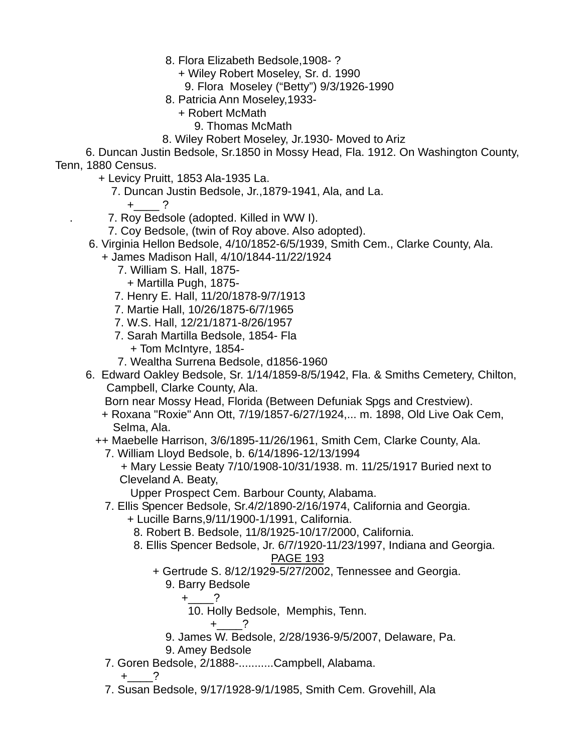8. Flora Elizabeth Bedsole,1908- ?
+ Wiley Robert Moseley, Sr. d. 1990
9. Flora Moseley ("Betty") 9/3/1926-1990
8. Patricia Ann Moseley,1933-
+ Robert McMath
9. Thomas McMath
8. Wiley Robert Moseley, Jr.1930- Moved to Ariz
6. Duncan Justin Bedsole, Sr.1850 in Mossy Head, Fla. 1912. On Washington County, Tenn, 1880 Census.
+ Levicy Pruitt, 1853 Ala-1935 La.
7. Duncan Justin Bedsole, Jr.,1879-1941, Ala, and La.
+____ ?
. 7. Roy Bedsole (adopted. Killed in WW I).
7. Coy Bedsole, (twin of Roy above. Also adopted).
6. Virginia Hellon Bedsole, 4/10/1852-6/5/1939, Smith Cem., Clarke County, Ala.
+ James Madison Hall, 4/10/1844-11/22/1924
7. William S. Hall, 1875-
+ Martilla Pugh, 1875-
7. Henry E. Hall, 11/20/1878-9/7/1913
7. Martie Hall, 10/26/1875-6/7/1965
7. W.S. Hall, 12/21/1871-8/26/1957
7. Sarah Martilla Bedsole, 1854- Fla
+ Tom McIntyre, 1854-
7. Wealtha Surrena Bedsole, d1856-1960
6. Edward Oakley Bedsole, Sr. 1/14/1859-8/5/1942, Fla. & Smiths Cemetery, Chilton, Campbell, Clarke County, Ala.
Born near Mossy Head, Florida (Between Defuniak Spgs and Crestview).
+ Roxana "Roxie" Ann Ott, 7/19/1857-6/27/1924,... m. 1898, Old Live Oak Cem, Selma, Ala.
++ Maebelle Harrison, 3/6/1895-11/26/1961, Smith Cem, Clarke County, Ala.
7. William Lloyd Bedsole, b. 6/14/1896-12/13/1994
+ Mary Lessie Beaty 7/10/1908-10/31/1938. m. 11/25/1917 Buried next to Cleveland A. Beaty,
Upper Prospect Cem. Barbour County, Alabama.
7. Ellis Spencer Bedsole, Sr.4/2/1890-2/16/1974, California and Georgia.
+ Lucille Barns,9/11/1900-1/1991, California.
8. Robert B. Bedsole, 11/8/1925-10/17/2000, California.
8. Ellis Spencer Bedsole, Jr. 6/7/1920-11/23/1997, Indiana and Georgia.

PAGE 193

+ Gertrude S. 8/12/1929-5/27/2002, Tennessee and Georgia.
9. Barry Bedsole
+____?
10. Holly Bedsole, Memphis, Tenn.
+____?
9. James W. Bedsole, 2/28/1936-9/5/2007, Delaware, Pa.
9. Amey Bedsole
7. Goren Bedsole, 2/1888-...........Campbell, Alabama.
+____?
7. Susan Bedsole, 9/17/1928-9/1/1985, Smith Cem. Grovehill, Ala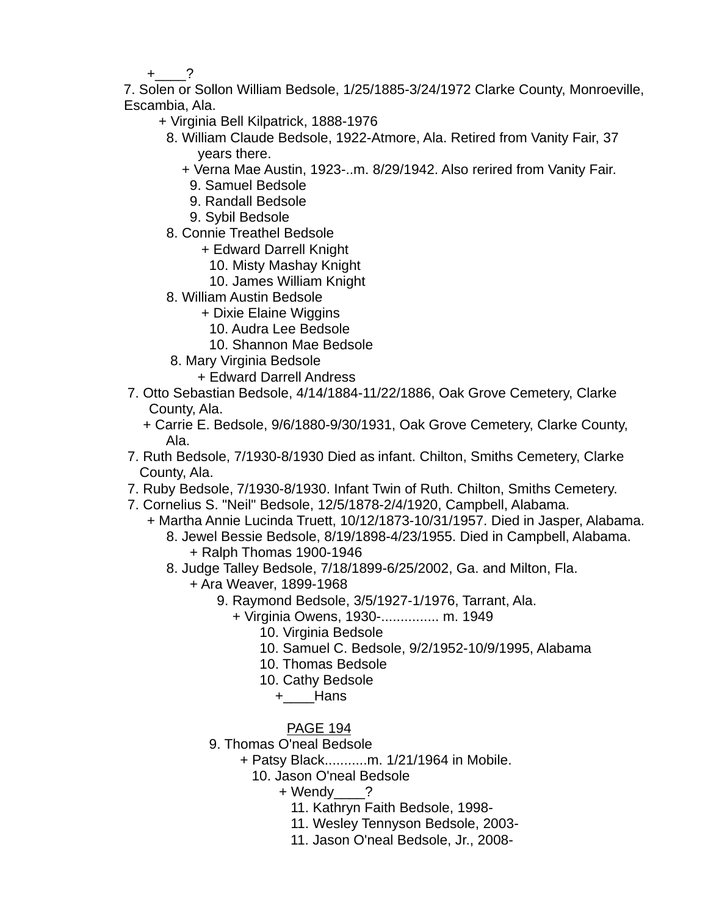+____?

7. Solen or Sollon William Bedsole, 1/25/1885-3/24/1972 Clarke County, Monroeville, Escambia, Ala.

+ Virginia Bell Kilpatrick, 1888-1976

8. William Claude Bedsole, 1922-Atmore, Ala. Retired from Vanity Fair, 37 years there.

+ Verna Mae Austin, 1923-..m. 8/29/1942. Also rerired from Vanity Fair.

9. Samuel Bedsole

9. Randall Bedsole

9. Sybil Bedsole

8. Connie Treathel Bedsole

+ Edward Darrell Knight

10. Misty Mashay Knight

10. James William Knight

8. William Austin Bedsole

+ Dixie Elaine Wiggins

10. Audra Lee Bedsole

10. Shannon Mae Bedsole

8. Mary Virginia Bedsole

+ Edward Darrell Andress

7. Otto Sebastian Bedsole, 4/14/1884-11/22/1886, Oak Grove Cemetery, Clarke County, Ala.

+ Carrie E. Bedsole, 9/6/1880-9/30/1931, Oak Grove Cemetery, Clarke County, Ala.

7. Ruth Bedsole, 7/1930-8/1930 Died as infant. Chilton, Smiths Cemetery, Clarke County, Ala.

7. Ruby Bedsole, 7/1930-8/1930. Infant Twin of Ruth. Chilton, Smiths Cemetery.

7. Cornelius S. "Neil" Bedsole, 12/5/1878-2/4/1920, Campbell, Alabama.

+ Martha Annie Lucinda Truett, 10/12/1873-10/31/1957. Died in Jasper, Alabama.

8. Jewel Bessie Bedsole, 8/19/1898-4/23/1955. Died in Campbell, Alabama.

+ Ralph Thomas 1900-1946

8. Judge Talley Bedsole, 7/18/1899-6/25/2002, Ga. and Milton, Fla.

+ Ara Weaver, 1899-1968

9. Raymond Bedsole, 3/5/1927-1/1976, Tarrant, Ala.

+ Virginia Owens, 1930-............... m. 1949

10. Virginia Bedsole

10. Samuel C. Bedsole, 9/2/1952-10/9/1995, Alabama

10. Thomas Bedsole

10. Cathy Bedsole

+____Hans

PAGE 194

9. Thomas O'neal Bedsole

+ Patsy Black...........m. 1/21/1964 in Mobile.

10. Jason O'neal Bedsole

+ Wendy____?

11. Kathryn Faith Bedsole, 1998-

11. Wesley Tennyson Bedsole, 2003-

11. Jason O'neal Bedsole, Jr., 2008-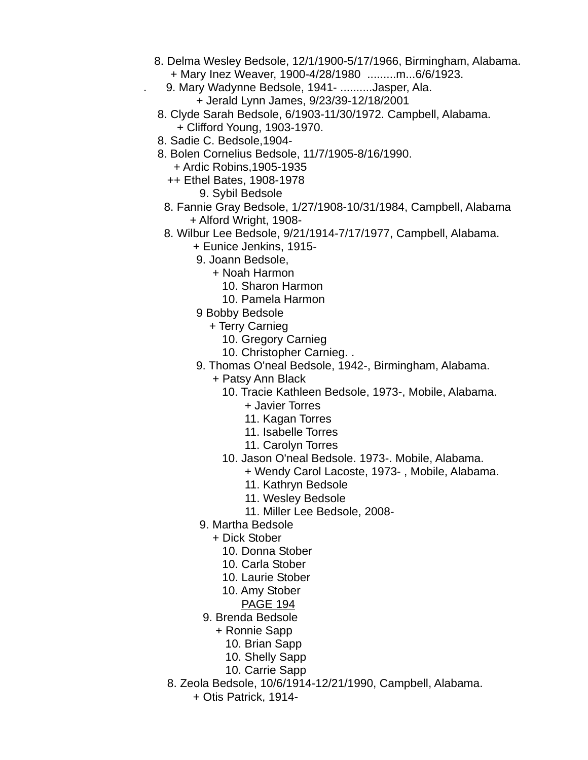8. Delma Wesley Bedsole, 12/1/1900-5/17/1966, Birmingham, Alabama.
   + Mary Inez Weaver, 1900-4/28/1980 .........m...6/6/1923.
. 9. Mary Wadynne Bedsole, 1941- ..........Jasper, Ala.
   + Jerald Lynn James, 9/23/39-12/18/2001
8. Clyde Sarah Bedsole, 6/1903-11/30/1972. Campbell, Alabama.
   + Clifford Young, 1903-1970.
8. Sadie C. Bedsole,1904-
8. Bolen Cornelius Bedsole, 11/7/1905-8/16/1990.
   + Ardic Robins,1905-1935
   ++ Ethel Bates, 1908-1978
      9. Sybil Bedsole
8. Fannie Gray Bedsole, 1/27/1908-10/31/1984, Campbell, Alabama
   + Alford Wright, 1908-
8. Wilbur Lee Bedsole, 9/21/1914-7/17/1977, Campbell, Alabama.
   + Eunice Jenkins, 1915-
   9. Joann Bedsole,
      + Noah Harmon
      10. Sharon Harmon
      10. Pamela Harmon
   9 Bobby Bedsole
      + Terry Carnieg
      10. Gregory Carnieg
      10. Christopher Carnieg. .
   9. Thomas O'neal Bedsole, 1942-, Birmingham, Alabama.
      + Patsy Ann Black
      10. Tracie Kathleen Bedsole, 1973-, Mobile, Alabama.
         + Javier Torres
         11. Kagan Torres
         11. Isabelle Torres
         11. Carolyn Torres
      10. Jason O'neal Bedsole. 1973-. Mobile, Alabama.
         + Wendy Carol Lacoste, 1973- , Mobile, Alabama.
         11. Kathryn Bedsole
         11. Wesley Bedsole
         11. Miller Lee Bedsole, 2008-
   9. Martha Bedsole
      + Dick Stober
      10. Donna Stober
      10. Carla Stober
      10. Laurie Stober
      10. Amy Stober

PAGE 194

   9. Brenda Bedsole
      + Ronnie Sapp
      10. Brian Sapp
      10. Shelly Sapp
      10. Carrie Sapp
8. Zeola Bedsole, 10/6/1914-12/21/1990, Campbell, Alabama.
   + Otis Patrick, 1914-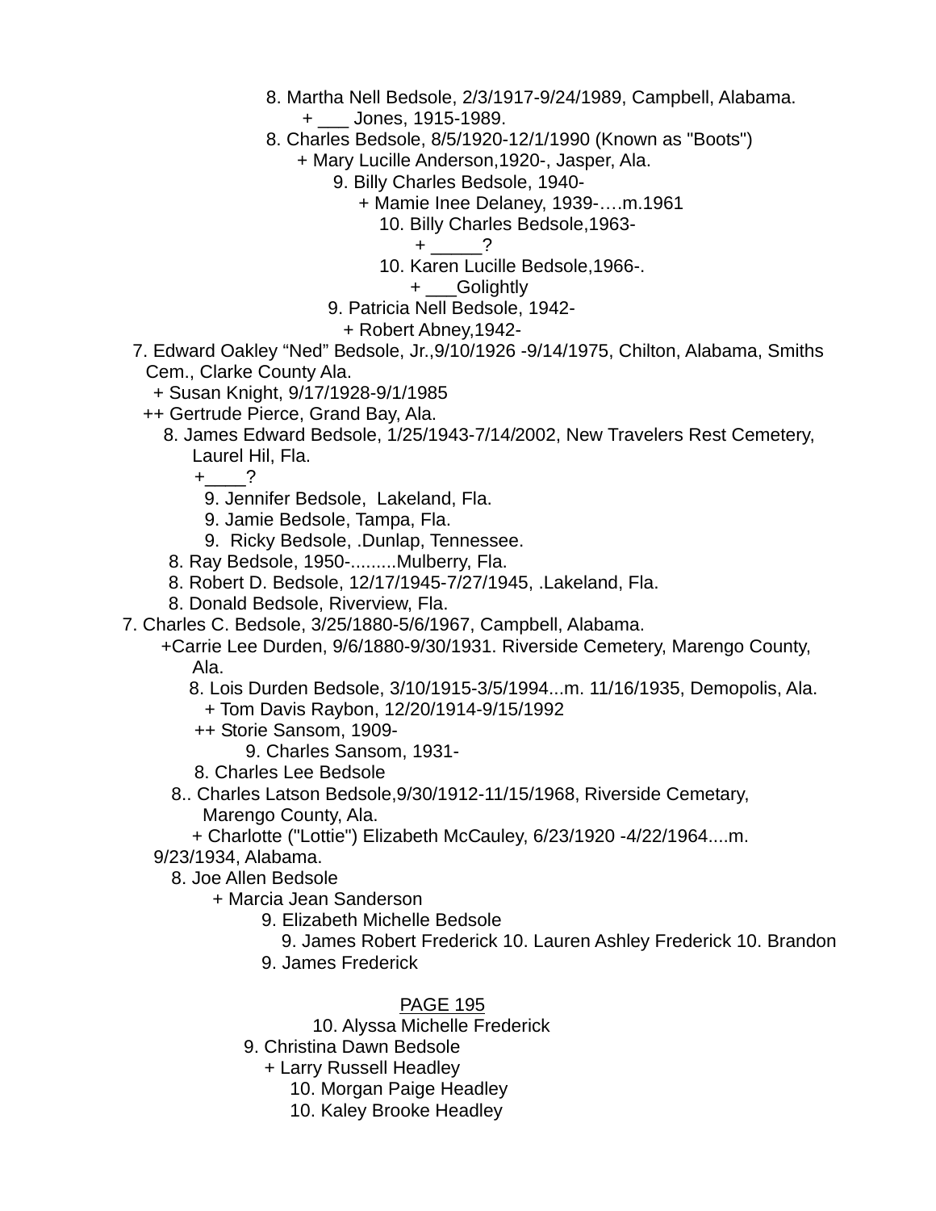8. Martha Nell Bedsole, 2/3/1917-9/24/1989, Campbell, Alabama.
+ ___ Jones, 1915-1989.
8. Charles Bedsole, 8/5/1920-12/1/1990 (Known as "Boots")
+ Mary Lucille Anderson,1920-, Jasper, Ala.
9. Billy Charles Bedsole, 1940-
+ Mamie Inee Delaney, 1939-….m.1961
10. Billy Charles Bedsole,1963-
+ _____?
10. Karen Lucille Bedsole,1966-.
+ ___Golightly
9. Patricia Nell Bedsole, 1942-
+ Robert Abney,1942-
7. Edward Oakley “Ned” Bedsole, Jr.,9/10/1926 -9/14/1975, Chilton, Alabama, Smiths Cem., Clarke County Ala.
+ Susan Knight, 9/17/1928-9/1/1985
++ Gertrude Pierce, Grand Bay, Ala.
8. James Edward Bedsole, 1/25/1943-7/14/2002, New Travelers Rest Cemetery, Laurel Hil, Fla.
+____?
9. Jennifer Bedsole, Lakeland, Fla.
9. Jamie Bedsole, Tampa, Fla.
9. Ricky Bedsole, .Dunlap, Tennessee.
8. Ray Bedsole, 1950-.........Mulberry, Fla.
8. Robert D. Bedsole, 12/17/1945-7/27/1945, .Lakeland, Fla.
8. Donald Bedsole, Riverview, Fla.
7. Charles C. Bedsole, 3/25/1880-5/6/1967, Campbell, Alabama.
+Carrie Lee Durden, 9/6/1880-9/30/1931. Riverside Cemetery, Marengo County, Ala.
8. Lois Durden Bedsole, 3/10/1915-3/5/1994...m. 11/16/1935, Demopolis, Ala.
+ Tom Davis Raybon, 12/20/1914-9/15/1992
++ Storie Sansom, 1909-
9. Charles Sansom, 1931-
8. Charles Lee Bedsole
8.. Charles Latson Bedsole,9/30/1912-11/15/1968, Riverside Cemetary, Marengo County, Ala.
+ Charlotte ("Lottie") Elizabeth McCauley, 6/23/1920 -4/22/1964....m. 9/23/1934, Alabama.
8. Joe Allen Bedsole
+ Marcia Jean Sanderson
9. Elizabeth Michelle Bedsole
9. James Robert Frederick 10. Lauren Ashley Frederick 10. Brandon
9. James Frederick

PAGE 195

10. Alyssa Michelle Frederick
9. Christina Dawn Bedsole
+ Larry Russell Headley
10. Morgan Paige Headley
10. Kaley Brooke Headley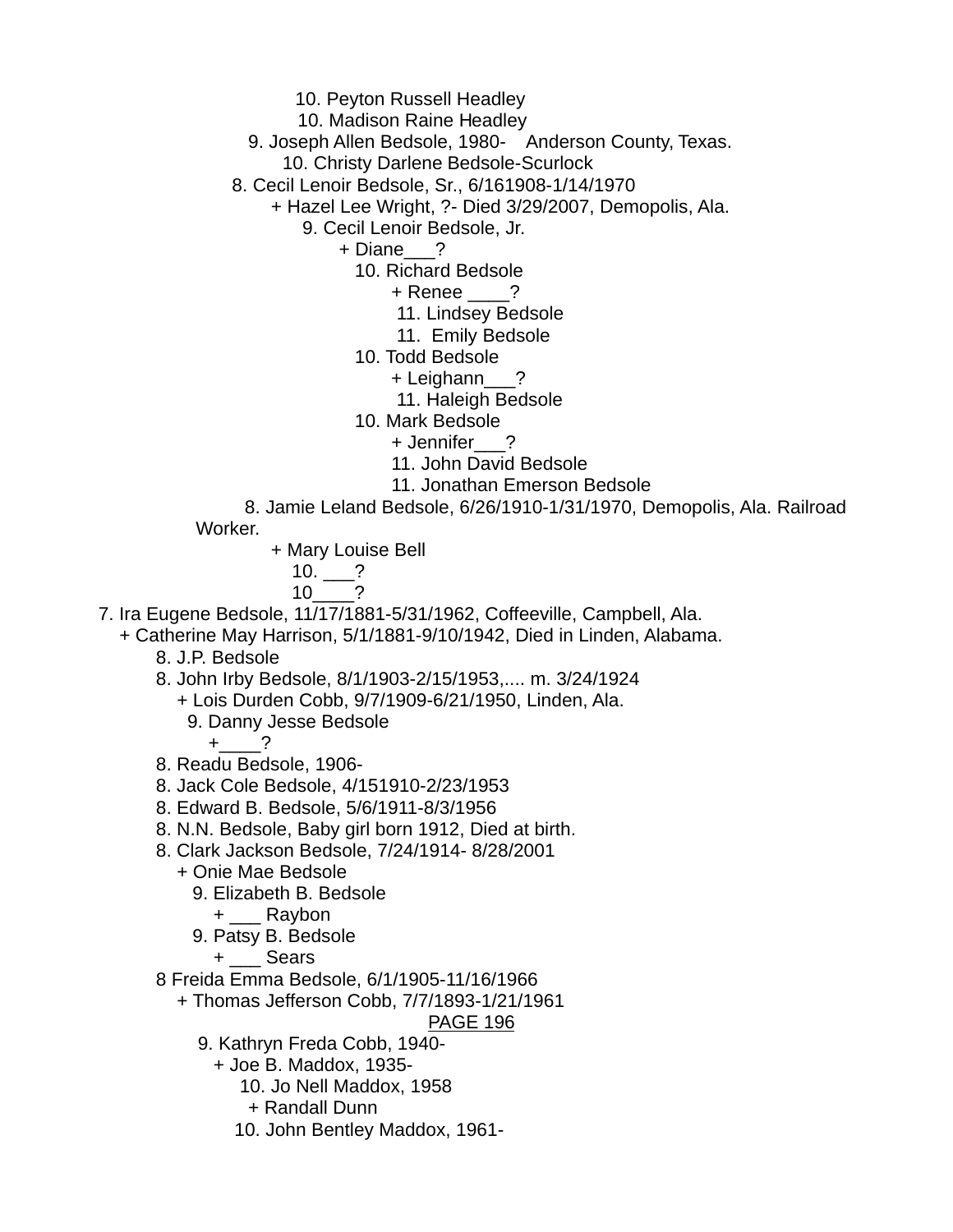10. Peyton Russell Headley
10. Madison Raine Headley
9. Joseph Allen Bedsole, 1980-    Anderson County, Texas.
10. Christy Darlene Bedsole-Scurlock
8. Cecil Lenoir Bedsole, Sr., 6/161908-1/14/1970
+ Hazel Lee Wright, ?- Died 3/29/2007, Demopolis, Ala.
9. Cecil Lenoir Bedsole, Jr.
+ Diane___?
10. Richard Bedsole
+ Renee ____?
11. Lindsey Bedsole
11.  Emily Bedsole
10. Todd Bedsole
+ Leighann___?
11. Haleigh Bedsole
10. Mark Bedsole
+ Jennifer___?
11. John David Bedsole
11. Jonathan Emerson Bedsole
8. Jamie Leland Bedsole, 6/26/1910-1/31/1970, Demopolis, Ala. Railroad Worker.
+ Mary Louise Bell
10. ___?
10____?
7. Ira Eugene Bedsole, 11/17/1881-5/31/1962, Coffeeville, Campbell, Ala.
+ Catherine May Harrison, 5/1/1881-9/10/1942, Died in Linden, Alabama.
8. J.P. Bedsole
8. John Irby Bedsole, 8/1/1903-2/15/1953,.... m. 3/24/1924
+ Lois Durden Cobb, 9/7/1909-6/21/1950, Linden, Ala.
9. Danny Jesse Bedsole
+____?
8. Readu Bedsole, 1906-
8. Jack Cole Bedsole, 4/151910-2/23/1953
8. Edward B. Bedsole, 5/6/1911-8/3/1956
8. N.N. Bedsole, Baby girl born 1912, Died at birth.
8. Clark Jackson Bedsole, 7/24/1914- 8/28/2001
+ Onie Mae Bedsole
9. Elizabeth B. Bedsole
+ ___ Raybon
9. Patsy B. Bedsole
+ ___ Sears
8 Freida Emma Bedsole, 6/1/1905-11/16/1966
+ Thomas Jefferson Cobb, 7/7/1893-1/21/1961
9. Kathryn Freda Cobb, 1940-
+ Joe B. Maddox, 1935-
10. Jo Nell Maddox, 1958
+ Randall Dunn
10. John Bentley Maddox, 1961-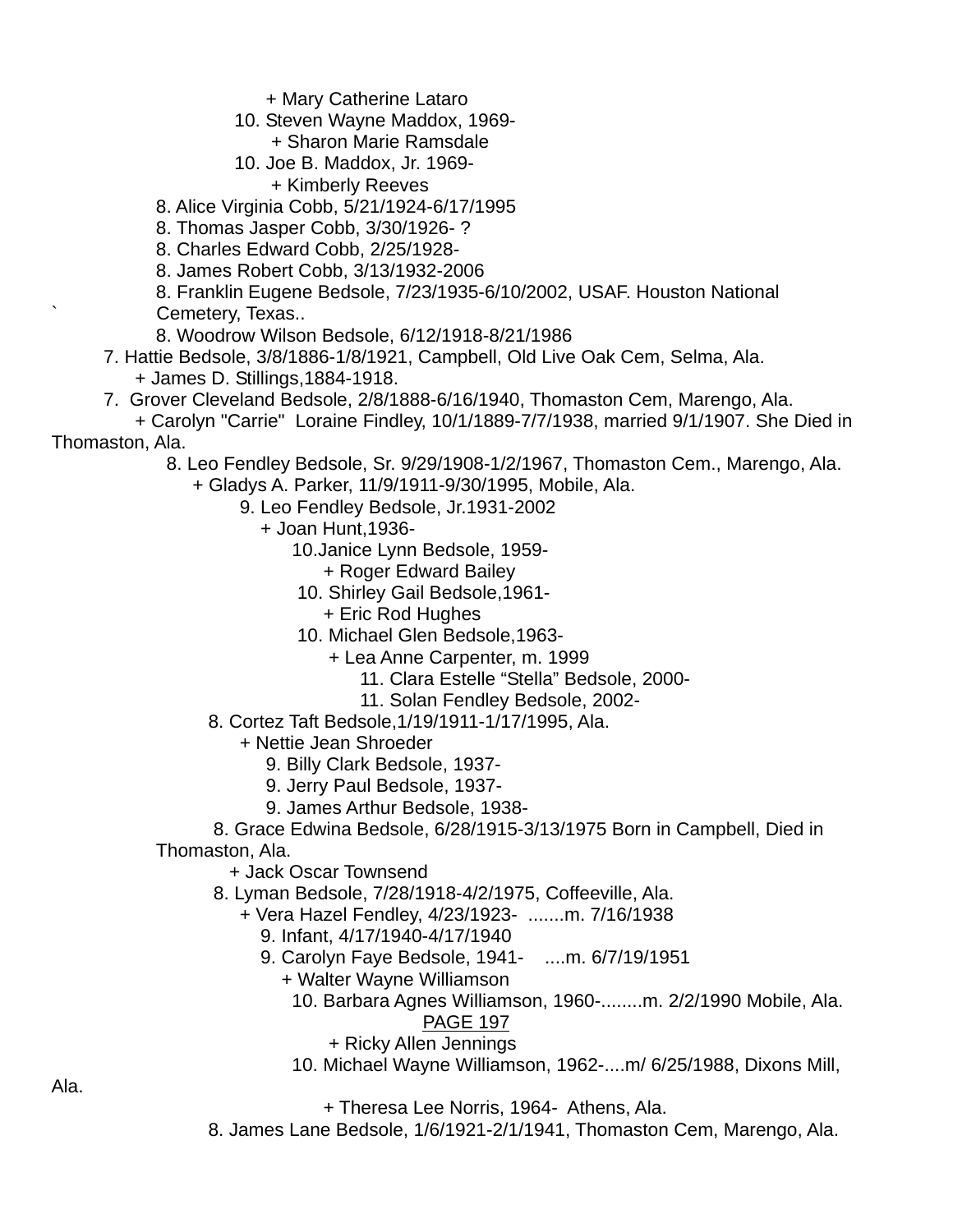+ Mary Catherine Lataro
10. Steven Wayne Maddox, 1969-
+ Sharon Marie Ramsdale
10. Joe B. Maddox, Jr. 1969-
+ Kimberly Reeves
8. Alice Virginia Cobb, 5/21/1924-6/17/1995
8. Thomas Jasper Cobb, 3/30/1926- ?
8. Charles Edward Cobb, 2/25/1928-
8. James Robert Cobb, 3/13/1932-2006
8. Franklin Eugene Bedsole, 7/23/1935-6/10/2002, USAF. Houston National Cemetery, Texas..
8. Woodrow Wilson Bedsole, 6/12/1918-8/21/1986
7. Hattie Bedsole, 3/8/1886-1/8/1921, Campbell, Old Live Oak Cem, Selma, Ala.
+ James D. Stillings,1884-1918.
7. Grover Cleveland Bedsole, 2/8/1888-6/16/1940, Thomaston Cem, Marengo, Ala.
+ Carolyn "Carrie" Loraine Findley, 10/1/1889-7/7/1938, married 9/1/1907. She Died in Thomaston, Ala.
8. Leo Fendley Bedsole, Sr. 9/29/1908-1/2/1967, Thomaston Cem., Marengo, Ala.
+ Gladys A. Parker, 11/9/1911-9/30/1995, Mobile, Ala.
9. Leo Fendley Bedsole, Jr.1931-2002
+ Joan Hunt,1936-
10.Janice Lynn Bedsole, 1959-
+ Roger Edward Bailey
10. Shirley Gail Bedsole,1961-
+ Eric Rod Hughes
10. Michael Glen Bedsole,1963-
+ Lea Anne Carpenter, m. 1999
11. Clara Estelle “Stella” Bedsole, 2000-
11. Solan Fendley Bedsole, 2002-
8. Cortez Taft Bedsole,1/19/1911-1/17/1995, Ala.
+ Nettie Jean Shroeder
9. Billy Clark Bedsole, 1937-
9. Jerry Paul Bedsole, 1937-
9. James Arthur Bedsole, 1938-
8. Grace Edwina Bedsole, 6/28/1915-3/13/1975 Born in Campbell, Died in Thomaston, Ala.
+ Jack Oscar Townsend
8. Lyman Bedsole, 7/28/1918-4/2/1975, Coffeeville, Ala.
+ Vera Hazel Fendley, 4/23/1923- .......m. 7/16/1938
9. Infant, 4/17/1940-4/17/1940
9. Carolyn Faye Bedsole, 1941- ....m. 6/7/19/1951
+ Walter Wayne Williamson
10. Barbara Agnes Williamson, 1960-........m. 2/2/1990 Mobile, Ala.
+ Ricky Allen Jennings
10. Michael Wayne Williamson, 1962-....m/ 6/25/1988, Dixons Mill, Ala.
+ Theresa Lee Norris, 1964- Athens, Ala.
8. James Lane Bedsole, 1/6/1921-2/1/1941, Thomaston Cem, Marengo, Ala.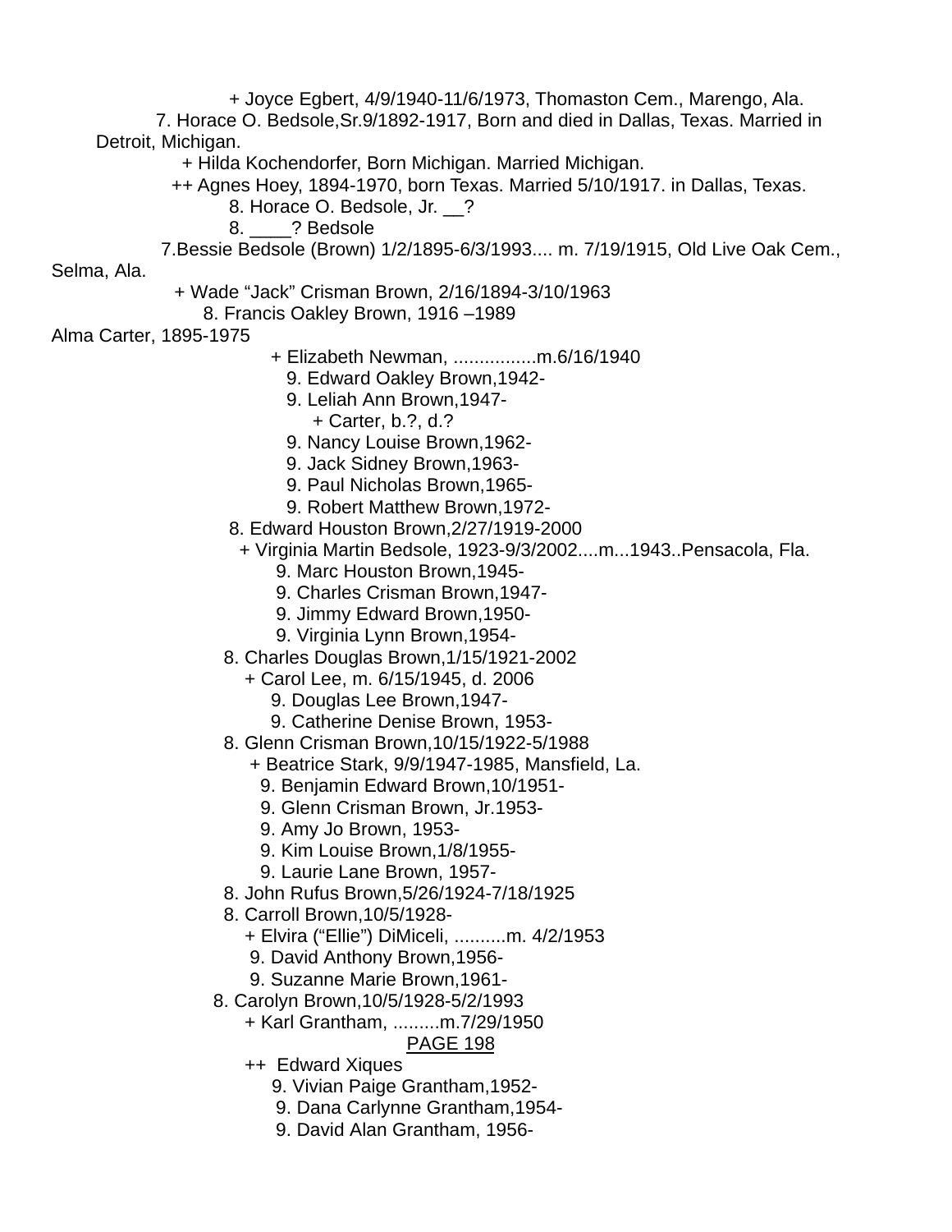+ Joyce Egbert, 4/9/1940-11/6/1973, Thomaston Cem., Marengo, Ala.

7. Horace O. Bedsole,Sr.9/1892-1917, Born and died in Dallas, Texas. Married in Detroit, Michigan.

+ Hilda Kochendorfer, Born Michigan. Married Michigan.

++ Agnes Hoey, 1894-1970, born Texas. Married 5/10/1917. in Dallas, Texas.

8. Horace O. Bedsole, Jr. __?

8. ____? Bedsole

7.Bessie Bedsole (Brown) 1/2/1895-6/3/1993.... m. 7/19/1915, Old Live Oak Cem., Selma, Ala.

+ Wade "Jack" Crisman Brown, 2/16/1894-3/10/1963

8. Francis Oakley Brown, 1916 –1989

Alma Carter, 1895-1975

+ Elizabeth Newman, ................m.6/16/1940

9. Edward Oakley Brown,1942-

9. Leliah Ann Brown,1947-

+ Carter, b.?, d.?

9. Nancy Louise Brown,1962-

9. Jack Sidney Brown,1963-

9. Paul Nicholas Brown,1965-

9. Robert Matthew Brown,1972-

8. Edward Houston Brown,2/27/1919-2000

+ Virginia Martin Bedsole, 1923-9/3/2002....m...1943..Pensacola, Fla.

9. Marc Houston Brown,1945-

9. Charles Crisman Brown,1947-

9. Jimmy Edward Brown,1950-

9. Virginia Lynn Brown,1954-

8. Charles Douglas Brown,1/15/1921-2002

+ Carol Lee, m. 6/15/1945, d. 2006

9. Douglas Lee Brown,1947-

9. Catherine Denise Brown, 1953-

8. Glenn Crisman Brown,10/15/1922-5/1988

+ Beatrice Stark, 9/9/1947-1985, Mansfield, La.

9. Benjamin Edward Brown,10/1951-

9. Glenn Crisman Brown, Jr.1953-

9. Amy Jo Brown, 1953-

9. Kim Louise Brown,1/8/1955-

9. Laurie Lane Brown, 1957-

8. John Rufus Brown,5/26/1924-7/18/1925

8. Carroll Brown,10/5/1928-

+ Elvira ("Ellie") DiMiceli, ..........m. 4/2/1953

9. David Anthony Brown,1956-

9. Suzanne Marie Brown,1961-

8. Carolyn Brown,10/5/1928-5/2/1993

+ Karl Grantham, .........m.7/29/1950

++ Edward Xiques

9. Vivian Paige Grantham,1952-

9. Dana Carlynne Grantham,1954-

9. David Alan Grantham, 1956-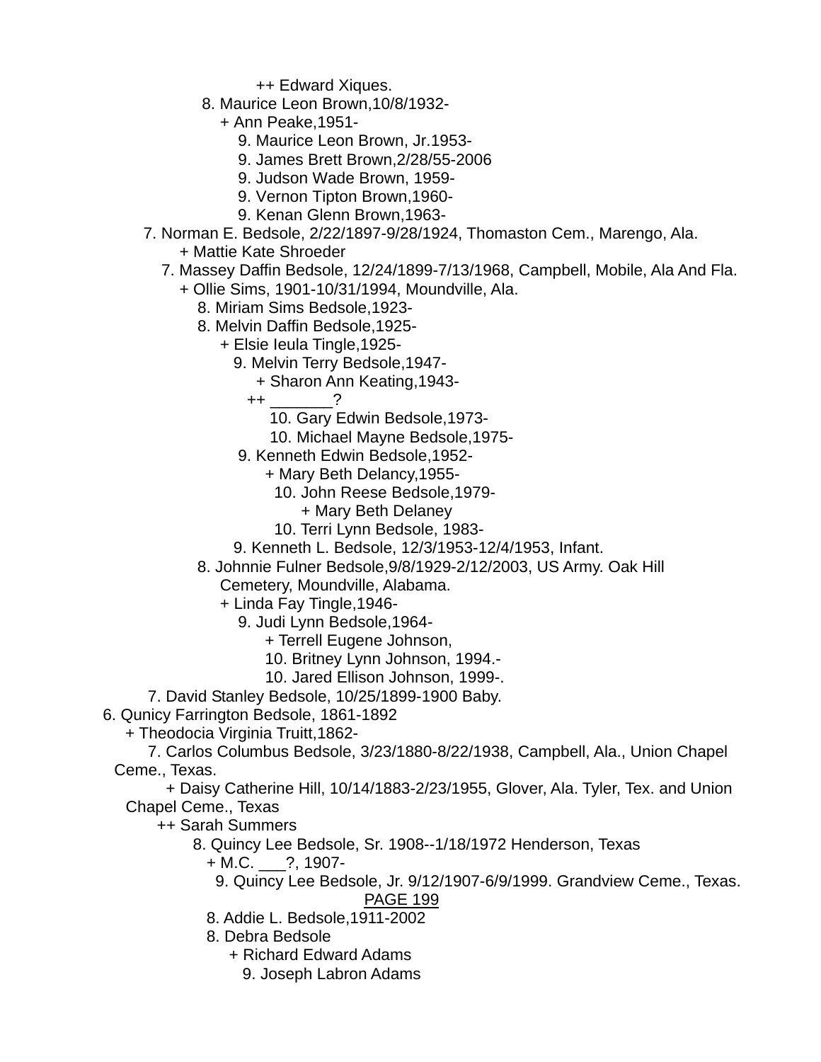++ Edward Xiques.

8. Maurice Leon Brown,10/8/1932-

+ Ann Peake,1951-

9. Maurice Leon Brown, Jr.1953-

9. James Brett Brown,2/28/55-2006

9. Judson Wade Brown, 1959-

9. Vernon Tipton Brown,1960-

9. Kenan Glenn Brown,1963-

7. Norman E. Bedsole, 2/22/1897-9/28/1924, Thomaston Cem., Marengo, Ala.

+ Mattie Kate Shroeder

7. Massey Daffin Bedsole, 12/24/1899-7/13/1968, Campbell, Mobile, Ala And Fla.

+ Ollie Sims, 1901-10/31/1994, Moundville, Ala.

8. Miriam Sims Bedsole,1923-

8. Melvin Daffin Bedsole,1925-

+ Elsie Ieula Tingle,1925-

9. Melvin Terry Bedsole,1947-

+ Sharon Ann Keating,1943-

++ _______?

10. Gary Edwin Bedsole,1973-

10. Michael Mayne Bedsole,1975-

9. Kenneth Edwin Bedsole,1952-

+ Mary Beth Delancy,1955-

10. John Reese Bedsole,1979-

+ Mary Beth Delaney

10. Terri Lynn Bedsole, 1983-

9. Kenneth L. Bedsole, 12/3/1953-12/4/1953, Infant.

8. Johnnie Fulner Bedsole,9/8/1929-2/12/2003, US Army. Oak Hill Cemetery, Moundville, Alabama.

+ Linda Fay Tingle,1946-

9. Judi Lynn Bedsole,1964-

+ Terrell Eugene Johnson,

10. Britney Lynn Johnson, 1994.-

10. Jared Ellison Johnson, 1999-.

7. David Stanley Bedsole, 10/25/1899-1900 Baby.

6. Qunicy Farrington Bedsole, 1861-1892

+ Theodocia Virginia Truitt,1862-

7. Carlos Columbus Bedsole, 3/23/1880-8/22/1938, Campbell, Ala., Union Chapel Ceme., Texas.

+ Daisy Catherine Hill, 10/14/1883-2/23/1955, Glover, Ala. Tyler, Tex. and Union Chapel Ceme., Texas

++ Sarah Summers

8. Quincy Lee Bedsole, Sr. 1908--1/18/1972 Henderson, Texas

+ M.C. ___?, 1907-

9. Quincy Lee Bedsole, Jr. 9/12/1907-6/9/1999. Grandview Ceme., Texas.

8. Addie L. Bedsole,1911-2002

8. Debra Bedsole

+ Richard Edward Adams

9. Joseph Labron Adams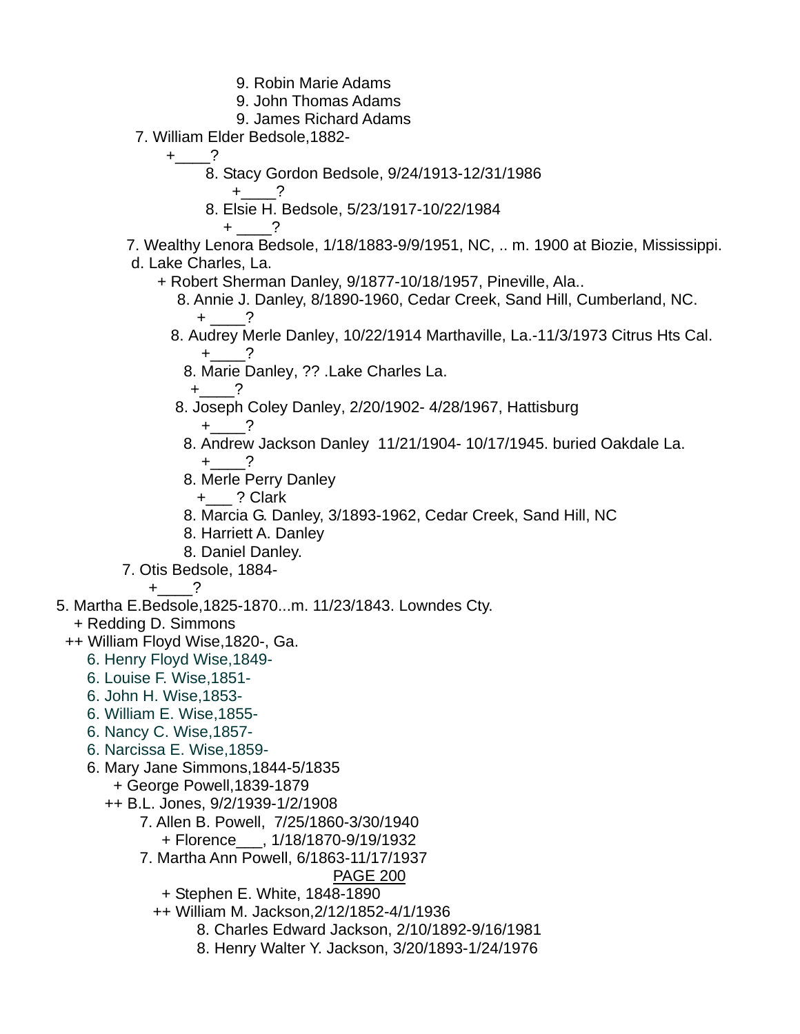9. Robin Marie Adams

9. John Thomas Adams

9. James Richard Adams

7. William Elder Bedsole,1882-

+____?

8. Stacy Gordon Bedsole, 9/24/1913-12/31/1986

+____?

8. Elsie H. Bedsole, 5/23/1917-10/22/1984

+ ____?

7. Wealthy Lenora Bedsole, 1/18/1883-9/9/1951, NC, .. m. 1900 at Biozie, Mississippi.

d. Lake Charles, La.

+ Robert Sherman Danley, 9/1877-10/18/1957, Pineville, Ala..

8. Annie J. Danley, 8/1890-1960, Cedar Creek, Sand Hill, Cumberland, NC.

+ ____?

8. Audrey Merle Danley, 10/22/1914 Marthaville, La.-11/3/1973 Citrus Hts Cal.

+____?

8. Marie Danley, ?? .Lake Charles La.

+____?

8. Joseph Coley Danley, 2/20/1902- 4/28/1967, Hattisburg

+____?

8. Andrew Jackson Danley 11/21/1904- 10/17/1945. buried Oakdale La.

+____?

8. Merle Perry Danley

+___ ? Clark

8. Marcia G. Danley, 3/1893-1962, Cedar Creek, Sand Hill, NC

8. Harriett A. Danley

8. Daniel Danley.

7. Otis Bedsole, 1884-

+____?

5. Martha E.Bedsole,1825-1870...m. 11/23/1843. Lowndes Cty.

+ Redding D. Simmons

++ William Floyd Wise,1820-, Ga.

6. Henry Floyd Wise,1849-

6. Louise F. Wise,1851-

6. John H. Wise,1853-

6. William E. Wise,1855-

6. Nancy C. Wise,1857-

6. Narcissa E. Wise,1859-

6. Mary Jane Simmons,1844-5/1835

+ George Powell,1839-1879

++ B.L. Jones, 9/2/1939-1/2/1908

7. Allen B. Powell, 7/25/1860-3/30/1940

+ Florence___, 1/18/1870-9/19/1932

7. Martha Ann Powell, 6/1863-11/17/1937

+ Stephen E. White, 1848-1890

++ William M. Jackson,2/12/1852-4/1/1936

8. Charles Edward Jackson, 2/10/1892-9/16/1981

8. Henry Walter Y. Jackson, 3/20/1893-1/24/1976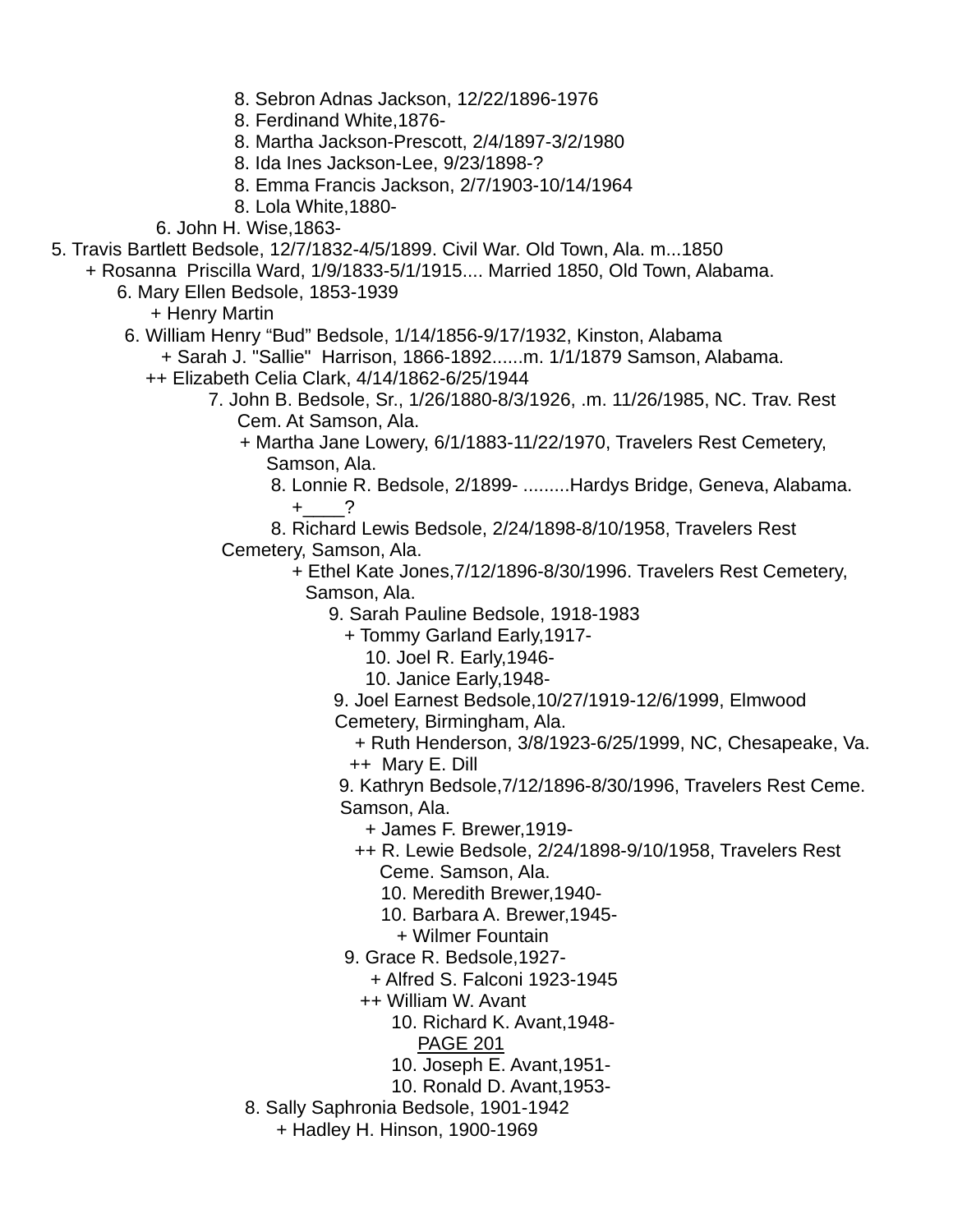8. Sebron Adnas Jackson, 12/22/1896-1976
8. Ferdinand White,1876-
8. Martha Jackson-Prescott, 2/4/1897-3/2/1980
8. Ida Ines Jackson-Lee, 9/23/1898-?
8. Emma Francis Jackson, 2/7/1903-10/14/1964
8. Lola White,1880-
6. John H. Wise,1863-
5. Travis Bartlett Bedsole, 12/7/1832-4/5/1899. Civil War. Old Town, Ala. m...1850
+ Rosanna Priscilla Ward, 1/9/1833-5/1/1915.... Married 1850, Old Town, Alabama.
6. Mary Ellen Bedsole, 1853-1939
+ Henry Martin
6. William Henry "Bud" Bedsole, 1/14/1856-9/17/1932, Kinston, Alabama
+ Sarah J. "Sallie" Harrison, 1866-1892......m. 1/1/1879 Samson, Alabama.
++ Elizabeth Celia Clark, 4/14/1862-6/25/1944
7. John B. Bedsole, Sr., 1/26/1880-8/3/1926, .m. 11/26/1985, NC. Trav. Rest Cem. At Samson, Ala.
+ Martha Jane Lowery, 6/1/1883-11/22/1970, Travelers Rest Cemetery, Samson, Ala.
8. Lonnie R. Bedsole, 2/1899- .........Hardys Bridge, Geneva, Alabama.
+____?
8. Richard Lewis Bedsole, 2/24/1898-8/10/1958, Travelers Rest Cemetery, Samson, Ala.
+ Ethel Kate Jones,7/12/1896-8/30/1996. Travelers Rest Cemetery, Samson, Ala.
9. Sarah Pauline Bedsole, 1918-1983
+ Tommy Garland Early,1917-
10. Joel R. Early,1946-
10. Janice Early,1948-
9. Joel Earnest Bedsole,10/27/1919-12/6/1999, Elmwood Cemetery, Birmingham, Ala.
+ Ruth Henderson, 3/8/1923-6/25/1999, NC, Chesapeake, Va.
++ Mary E. Dill
9. Kathryn Bedsole,7/12/1896-8/30/1996, Travelers Rest Ceme. Samson, Ala.
+ James F. Brewer,1919-
++ R. Lewie Bedsole, 2/24/1898-9/10/1958, Travelers Rest Ceme. Samson, Ala.
10. Meredith Brewer,1940-
10. Barbara A. Brewer,1945-
+ Wilmer Fountain
9. Grace R. Bedsole,1927-
+ Alfred S. Falconi 1923-1945
++ William W. Avant
10. Richard K. Avant,1948-
10. Joseph E. Avant,1951-
10. Ronald D. Avant,1953-
8. Sally Saphronia Bedsole, 1901-1942
+ Hadley H. Hinson, 1900-1969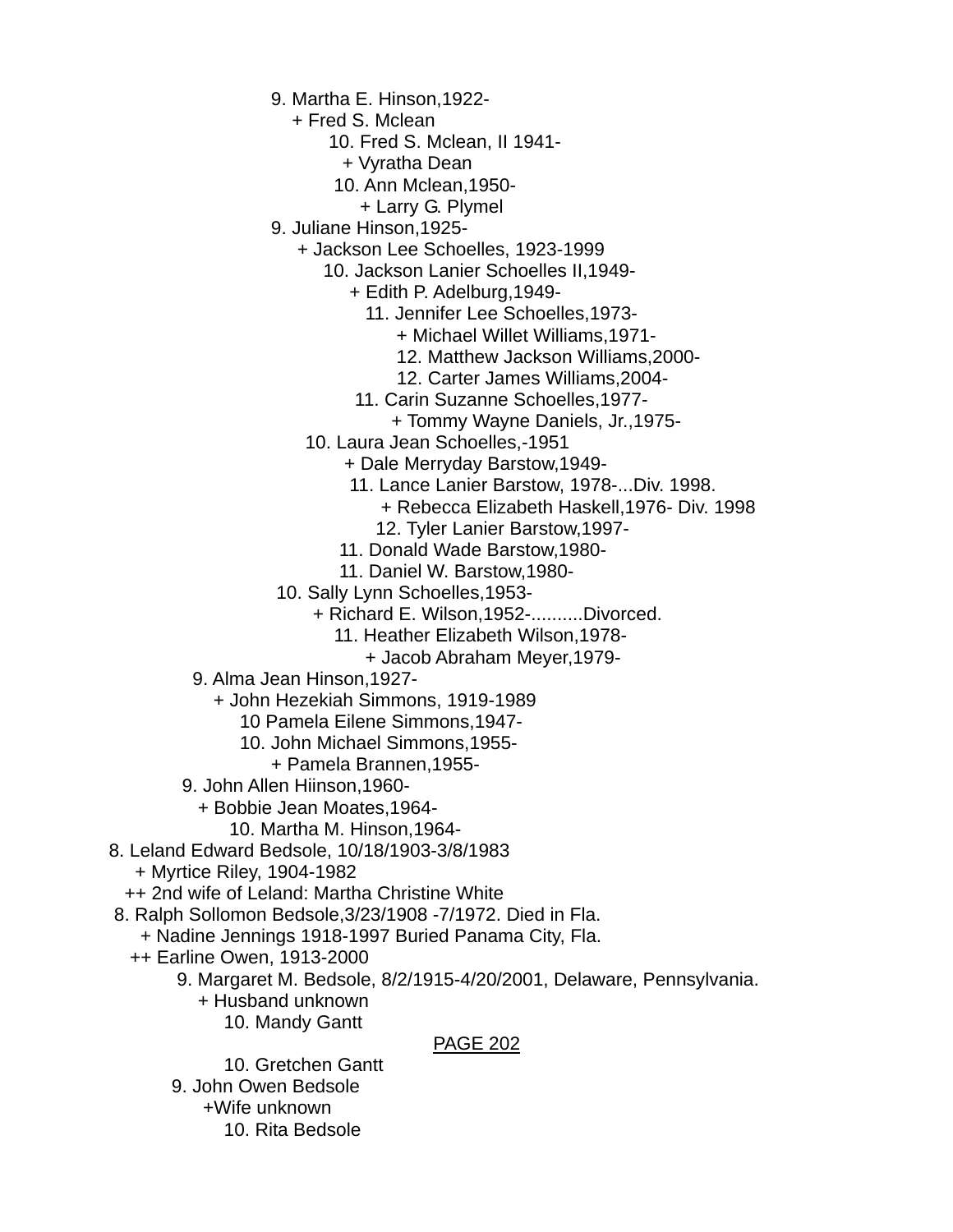9. Martha E. Hinson,1922-
+ Fred S. Mclean
10. Fred S. Mclean, II 1941-
+ Vyratha Dean
10. Ann Mclean,1950-
+ Larry G. Plymel
9. Juliane Hinson,1925-
+ Jackson Lee Schoelles, 1923-1999
10. Jackson Lanier Schoelles II,1949-
+ Edith P. Adelburg,1949-
11. Jennifer Lee Schoelles,1973-
+ Michael Willet Williams,1971-
12. Matthew Jackson Williams,2000-
12. Carter James Williams,2004-
11. Carin Suzanne Schoelles,1977-
+ Tommy Wayne Daniels, Jr.,1975-
10. Laura Jean Schoelles,-1951
+ Dale Merryday Barstow,1949-
11. Lance Lanier Barstow, 1978-...Div. 1998.
+ Rebecca Elizabeth Haskell,1976- Div. 1998
12. Tyler Lanier Barstow,1997-
11. Donald Wade Barstow,1980-
11. Daniel W. Barstow,1980-
10. Sally Lynn Schoelles,1953-
+ Richard E. Wilson,1952-..........Divorced.
11. Heather Elizabeth Wilson,1978-
+ Jacob Abraham Meyer,1979-
9. Alma Jean Hinson,1927-
+ John Hezekiah Simmons, 1919-1989
10 Pamela Eilene Simmons,1947-
10. John Michael Simmons,1955-
+ Pamela Brannen,1955-
9. John Allen Hiinson,1960-
+ Bobbie Jean Moates,1964-
10. Martha M. Hinson,1964-
8. Leland Edward Bedsole, 10/18/1903-3/8/1983
+ Myrtice Riley, 1904-1982
++ 2nd wife of Leland: Martha Christine White
8. Ralph Sollomon Bedsole,3/23/1908 -7/1972. Died in Fla.
+ Nadine Jennings 1918-1997 Buried Panama City, Fla.
++ Earline Owen, 1913-2000
9. Margaret M. Bedsole, 8/2/1915-4/20/2001, Delaware, Pennsylvania.
+ Husband unknown
10. Mandy Gantt
10. Gretchen Gantt
9. John Owen Bedsole
+Wife unknown
10. Rita Bedsole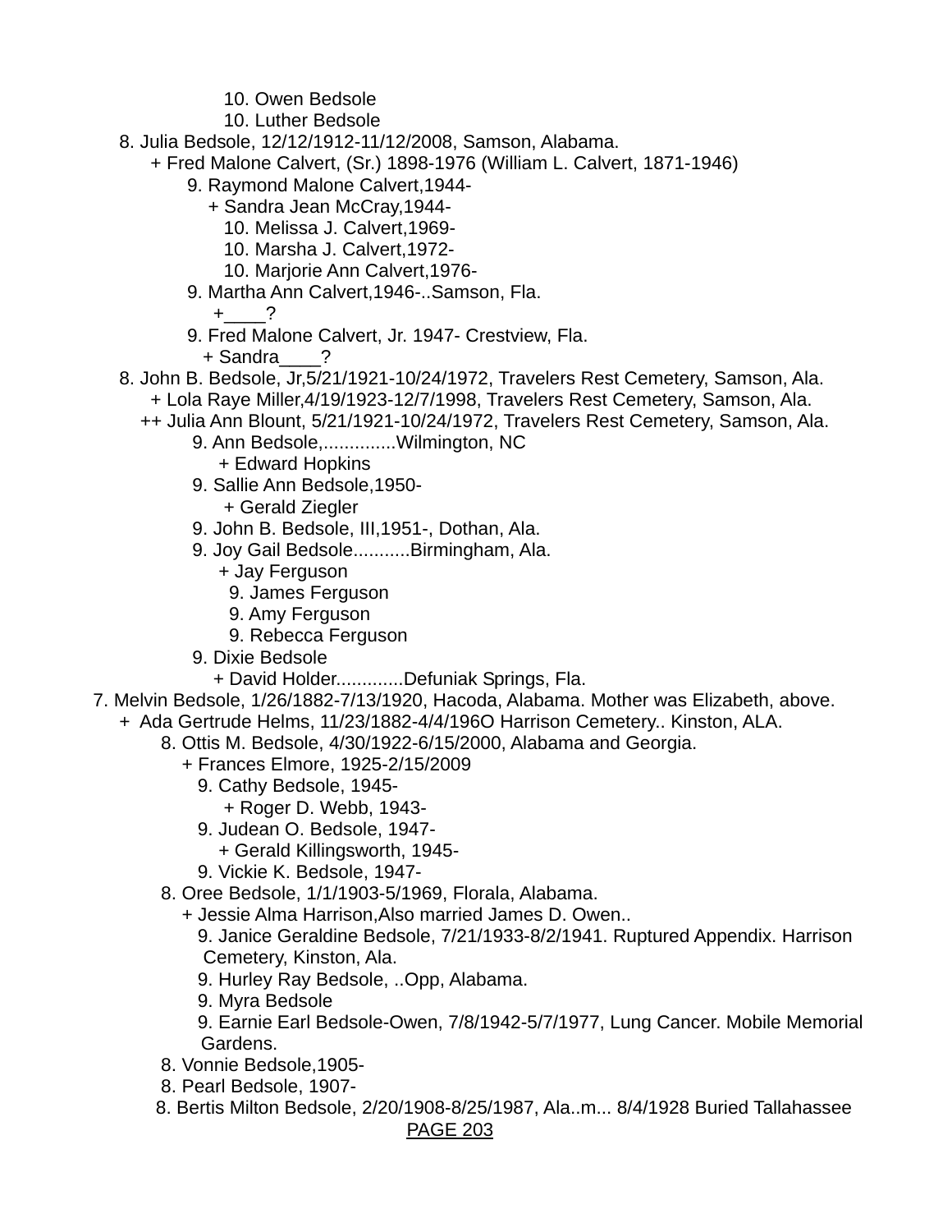10. Owen Bedsole
10. Luther Bedsole
8. Julia Bedsole, 12/12/1912-11/12/2008, Samson, Alabama.
+ Fred Malone Calvert, (Sr.) 1898-1976 (William L. Calvert, 1871-1946)
9. Raymond Malone Calvert,1944-
+ Sandra Jean McCray,1944-
10. Melissa J. Calvert,1969-
10. Marsha J. Calvert,1972-
10. Marjorie Ann Calvert,1976-
9. Martha Ann Calvert,1946-..Samson, Fla.
+____?
9. Fred Malone Calvert, Jr. 1947- Crestview, Fla.
+ Sandra____?
8. John B. Bedsole, Jr,5/21/1921-10/24/1972, Travelers Rest Cemetery, Samson, Ala.
+ Lola Raye Miller,4/19/1923-12/7/1998, Travelers Rest Cemetery, Samson, Ala.
++ Julia Ann Blount, 5/21/1921-10/24/1972, Travelers Rest Cemetery, Samson, Ala.
9. Ann Bedsole,..............Wilmington, NC
+ Edward Hopkins
9. Sallie Ann Bedsole,1950-
+ Gerald Ziegler
9. John B. Bedsole, III,1951-, Dothan, Ala.
9. Joy Gail Bedsole...........Birmingham, Ala.
+ Jay Ferguson
9. James Ferguson
9. Amy Ferguson
9. Rebecca Ferguson
9. Dixie Bedsole
+ David Holder.............Defuniak Springs, Fla.
7. Melvin Bedsole, 1/26/1882-7/13/1920, Hacoda, Alabama. Mother was Elizabeth, above.
+ Ada Gertrude Helms, 11/23/1882-4/4/196O Harrison Cemetery.. Kinston, ALA.
8. Ottis M. Bedsole, 4/30/1922-6/15/2000, Alabama and Georgia.
+ Frances Elmore, 1925-2/15/2009
9. Cathy Bedsole, 1945-
+ Roger D. Webb, 1943-
9. Judean O. Bedsole, 1947-
+ Gerald Killingsworth, 1945-
9. Vickie K. Bedsole, 1947-
8. Oree Bedsole, 1/1/1903-5/1969, Florala, Alabama.
+ Jessie Alma Harrison,Also married James D. Owen..
9. Janice Geraldine Bedsole, 7/21/1933-8/2/1941. Ruptured Appendix. Harrison Cemetery, Kinston, Ala.
9. Hurley Ray Bedsole, ..Opp, Alabama.
9. Myra Bedsole
9. Earnie Earl Bedsole-Owen, 7/8/1942-5/7/1977, Lung Cancer. Mobile Memorial Gardens.
8. Vonnie Bedsole,1905-
8. Pearl Bedsole, 1907-
8. Bertis Milton Bedsole, 2/20/1908-8/25/1987, Ala..m... 8/4/1928 Buried Tallahassee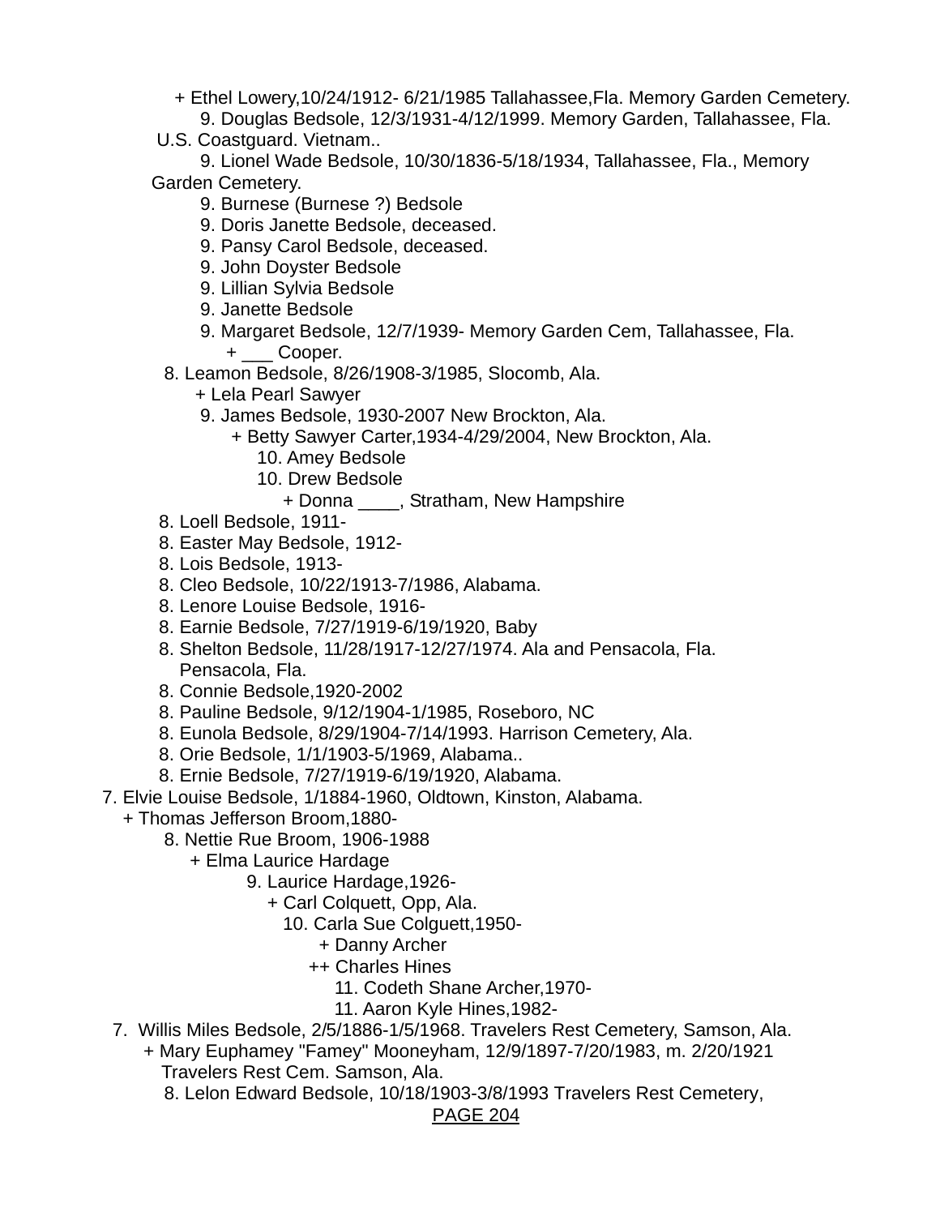+ Ethel Lowery,10/24/1912- 6/21/1985 Tallahassee,Fla. Memory Garden Cemetery.
9. Douglas Bedsole, 12/3/1931-4/12/1999. Memory Garden, Tallahassee, Fla. U.S. Coastguard. Vietnam..
9. Lionel Wade Bedsole, 10/30/1836-5/18/1934, Tallahassee, Fla., Memory Garden Cemetery.
9. Burnese (Burnese ?) Bedsole
9. Doris Janette Bedsole, deceased.
9. Pansy Carol Bedsole, deceased.
9. John Doyster Bedsole
9. Lillian Sylvia Bedsole
9. Janette Bedsole
9. Margaret Bedsole, 12/7/1939- Memory Garden Cem, Tallahassee, Fla.
+ ___ Cooper.
8. Leamon Bedsole, 8/26/1908-3/1985, Slocomb, Ala.
+ Lela Pearl Sawyer
9. James Bedsole, 1930-2007 New Brockton, Ala.
+ Betty Sawyer Carter,1934-4/29/2004, New Brockton, Ala.
10. Amey Bedsole
10. Drew Bedsole
+ Donna ____, Stratham, New Hampshire
8. Loell Bedsole, 1911-
8. Easter May Bedsole, 1912-
8. Lois Bedsole, 1913-
8. Cleo Bedsole, 10/22/1913-7/1986, Alabama.
8. Lenore Louise Bedsole, 1916-
8. Earnie Bedsole, 7/27/1919-6/19/1920, Baby
8. Shelton Bedsole, 11/28/1917-12/27/1974. Ala and Pensacola, Fla. Pensacola, Fla.
8. Connie Bedsole,1920-2002
8. Pauline Bedsole, 9/12/1904-1/1985, Roseboro, NC
8. Eunola Bedsole, 8/29/1904-7/14/1993. Harrison Cemetery, Ala.
8. Orie Bedsole, 1/1/1903-5/1969, Alabama..
8. Ernie Bedsole, 7/27/1919-6/19/1920, Alabama.
7. Elvie Louise Bedsole, 1/1884-1960, Oldtown, Kinston, Alabama.
+ Thomas Jefferson Broom,1880-
8. Nettie Rue Broom, 1906-1988
+ Elma Laurice Hardage
9. Laurice Hardage,1926-
+ Carl Colquett, Opp, Ala.
10. Carla Sue Colguett,1950-
+ Danny Archer
++ Charles Hines
11. Codeth Shane Archer,1970-
11. Aaron Kyle Hines,1982-
7. Willis Miles Bedsole, 2/5/1886-1/5/1968. Travelers Rest Cemetery, Samson, Ala.
+ Mary Euphamey "Famey" Mooneyham, 12/9/1897-7/20/1983, m. 2/20/1921 Travelers Rest Cem. Samson, Ala.
8. Lelon Edward Bedsole, 10/18/1903-3/8/1993 Travelers Rest Cemetery,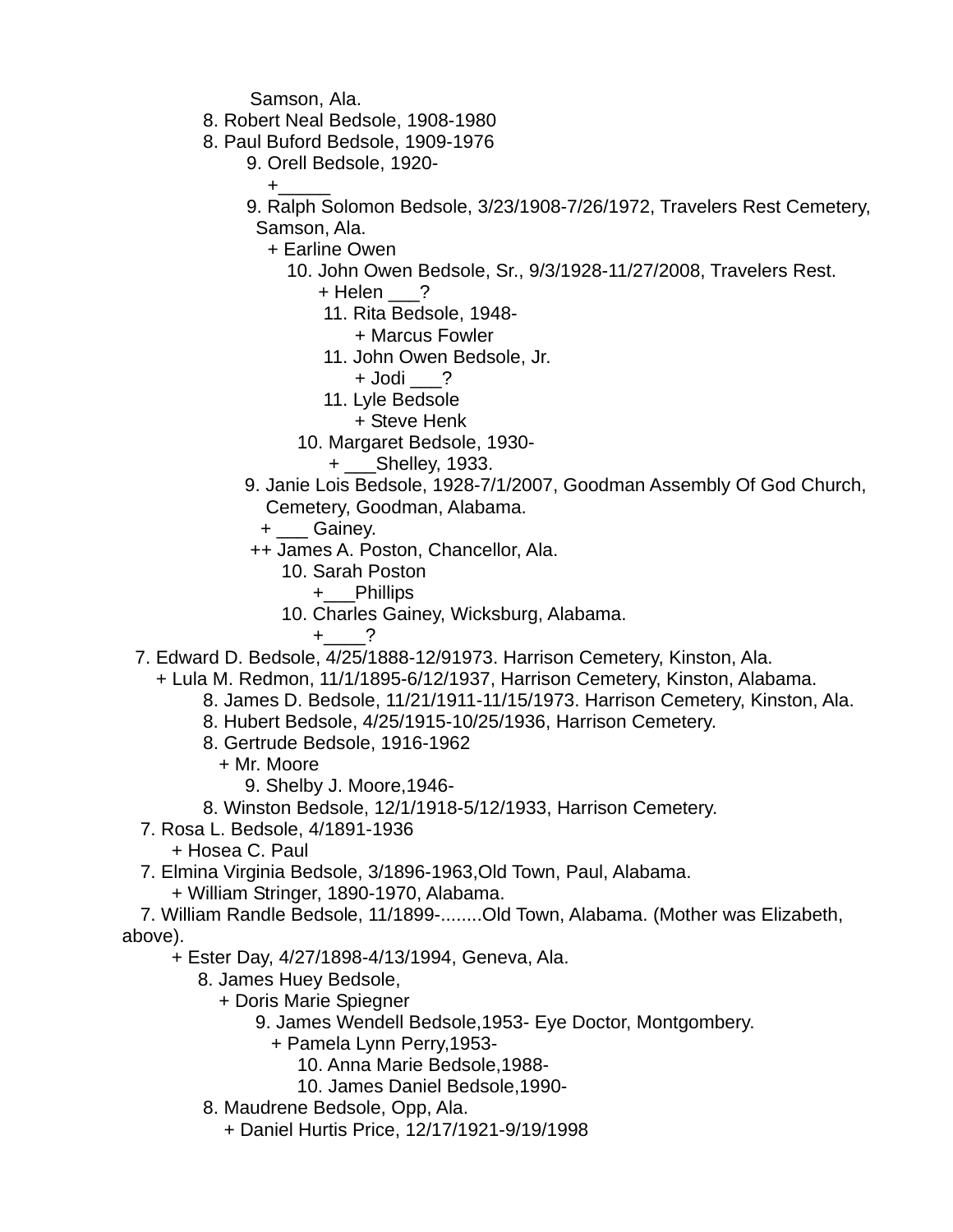Samson, Ala.

8. Robert Neal Bedsole, 1908-1980

8. Paul Buford Bedsole, 1909-1976

9. Orell Bedsole, 1920-

+_____

9. Ralph Solomon Bedsole, 3/23/1908-7/26/1972, Travelers Rest Cemetery, Samson, Ala.

+ Earline Owen

10. John Owen Bedsole, Sr., 9/3/1928-11/27/2008, Travelers Rest.

+ Helen ___?

11. Rita Bedsole, 1948-

+ Marcus Fowler

11. John Owen Bedsole, Jr.

+ Jodi ___?

11. Lyle Bedsole

+ Steve Henk

10. Margaret Bedsole, 1930-

+ ___Shelley, 1933.

9. Janie Lois Bedsole, 1928-7/1/2007, Goodman Assembly Of God Church, Cemetery, Goodman, Alabama.

+ ___ Gainey.

++ James A. Poston, Chancellor, Ala.

10. Sarah Poston

+___Phillips

10. Charles Gainey, Wicksburg, Alabama.

+____?

7. Edward D. Bedsole, 4/25/1888-12/91973. Harrison Cemetery, Kinston, Ala.

+ Lula M. Redmon, 11/1/1895-6/12/1937, Harrison Cemetery, Kinston, Alabama.

8. James D. Bedsole, 11/21/1911-11/15/1973. Harrison Cemetery, Kinston, Ala.

8. Hubert Bedsole, 4/25/1915-10/25/1936, Harrison Cemetery.

8. Gertrude Bedsole, 1916-1962

+ Mr. Moore

9. Shelby J. Moore,1946-

8. Winston Bedsole, 12/1/1918-5/12/1933, Harrison Cemetery.

7. Rosa L. Bedsole, 4/1891-1936

+ Hosea C. Paul

7. Elmina Virginia Bedsole, 3/1896-1963,Old Town, Paul, Alabama.

+ William Stringer, 1890-1970, Alabama.

7. William Randle Bedsole, 11/1899-........Old Town, Alabama. (Mother was Elizabeth, above).

+ Ester Day, 4/27/1898-4/13/1994, Geneva, Ala.

8. James Huey Bedsole,

+ Doris Marie Spiegner

9. James Wendell Bedsole,1953- Eye Doctor, Montgombery.

+ Pamela Lynn Perry,1953-

10. Anna Marie Bedsole,1988-

10. James Daniel Bedsole,1990-

8. Maudrene Bedsole, Opp, Ala.

+ Daniel Hurtis Price, 12/17/1921-9/19/1998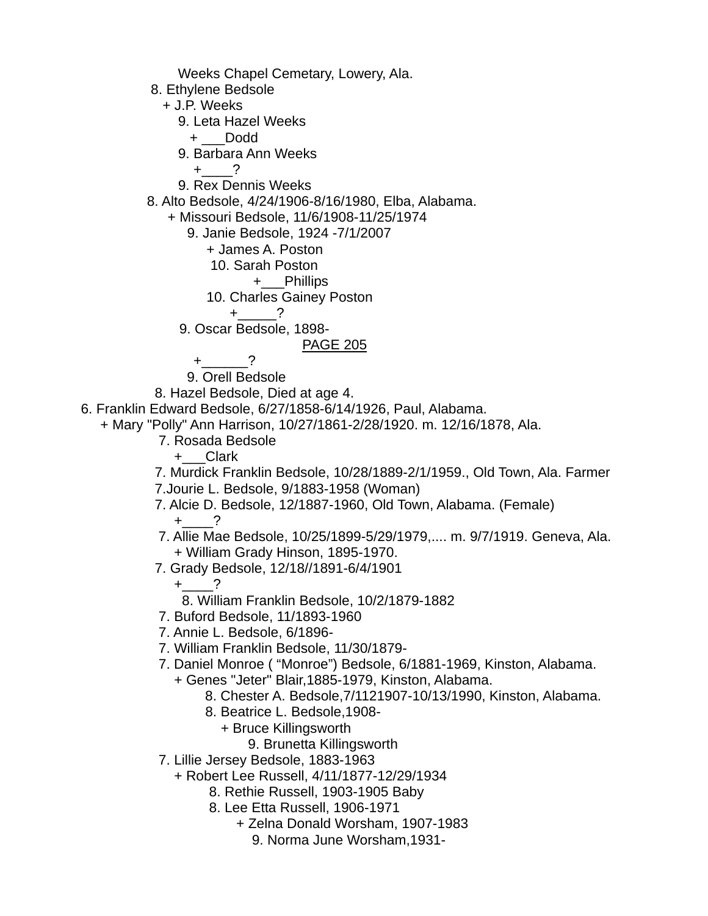Weeks Chapel Cemetary, Lowery, Ala.

8. Ethylene Bedsole
+ J.P. Weeks
9. Leta Hazel Weeks
+ ___Dodd
9. Barbara Ann Weeks
+____?
9. Rex Dennis Weeks

8. Alto Bedsole, 4/24/1906-8/16/1980, Elba, Alabama.
+ Missouri Bedsole, 11/6/1908-11/25/1974
9. Janie Bedsole, 1924 -7/1/2007
+ James A. Poston
10. Sarah Poston
+___Phillips
10. Charles Gainey Poston
+_____?
9. Oscar Bedsole, 1898-

PAGE 205

+______?
9. Orell Bedsole

8. Hazel Bedsole, Died at age 4.

6. Franklin Edward Bedsole, 6/27/1858-6/14/1926, Paul, Alabama.
+ Mary "Polly" Ann Harrison, 10/27/1861-2/28/1920. m. 12/16/1878, Ala.
7. Rosada Bedsole
+___Clark
7. Murdick Franklin Bedsole, 10/28/1889-2/1/1959., Old Town, Ala. Farmer
7.Jourie L. Bedsole, 9/1883-1958 (Woman)
7. Alcie D. Bedsole, 12/1887-1960, Old Town, Alabama. (Female)
+____?
7. Allie Mae Bedsole, 10/25/1899-5/29/1979,.... m. 9/7/1919. Geneva, Ala.
+ William Grady Hinson, 1895-1970.
7. Grady Bedsole, 12/18//1891-6/4/1901
+____?
8. William Franklin Bedsole, 10/2/1879-1882
7. Buford Bedsole, 11/1893-1960
7. Annie L. Bedsole, 6/1896-
7. William Franklin Bedsole, 11/30/1879-
7. Daniel Monroe ( "Monroe") Bedsole, 6/1881-1969, Kinston, Alabama.
+ Genes "Jeter" Blair,1885-1979, Kinston, Alabama.
8. Chester A. Bedsole,7/1121907-10/13/1990, Kinston, Alabama.
8. Beatrice L. Bedsole,1908-
+ Bruce Killingsworth
9. Brunetta Killingsworth
7. Lillie Jersey Bedsole, 1883-1963
+ Robert Lee Russell, 4/11/1877-12/29/1934
8. Rethie Russell, 1903-1905 Baby
8. Lee Etta Russell, 1906-1971
+ Zelna Donald Worsham, 1907-1983
9. Norma June Worsham,1931-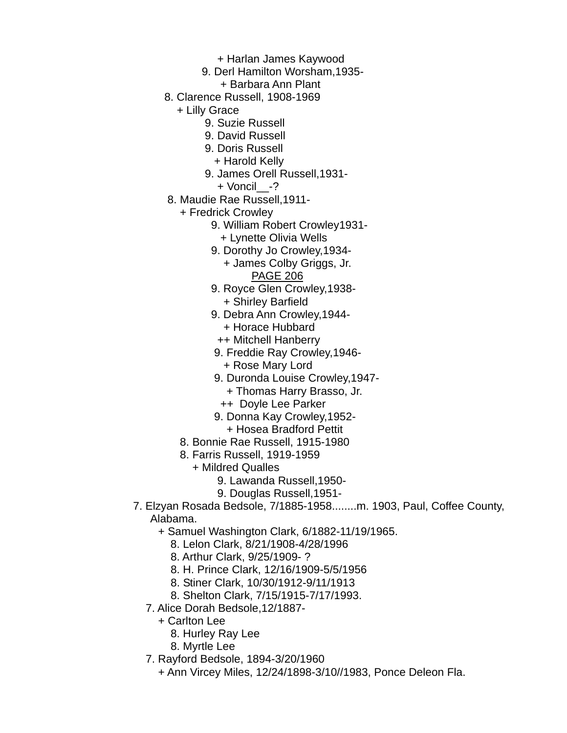+ Harlan James Kaywood
9. Derl Hamilton Worsham,1935-
+ Barbara Ann Plant
8. Clarence Russell, 1908-1969
+ Lilly Grace
9. Suzie Russell
9. David Russell
9. Doris Russell
+ Harold Kelly
9. James Orell Russell,1931-
+ Voncil__-?
8. Maudie Rae Russell,1911-
+ Fredrick Crowley
9. William Robert Crowley1931-
+ Lynette Olivia Wells
9. Dorothy Jo Crowley,1934-
+ James Colby Griggs, Jr.
9. Royce Glen Crowley,1938-
+ Shirley Barfield
9. Debra Ann Crowley,1944-
+ Horace Hubbard
++ Mitchell Hanberry
9. Freddie Ray Crowley,1946-
+ Rose Mary Lord
9. Duronda Louise Crowley,1947-
+ Thomas Harry Brasso, Jr.
++ Doyle Lee Parker
9. Donna Kay Crowley,1952-
+ Hosea Bradford Pettit
8. Bonnie Rae Russell, 1915-1980
8. Farris Russell, 1919-1959
+ Mildred Qualles
9. Lawanda Russell,1950-
9. Douglas Russell,1951-
7. Elzyan Rosada Bedsole, 7/1885-1958........m. 1903, Paul, Coffee County, Alabama.
+ Samuel Washington Clark, 6/1882-11/19/1965.
8. Lelon Clark, 8/21/1908-4/28/1996
8. Arthur Clark, 9/25/1909- ?
8. H. Prince Clark, 12/16/1909-5/5/1956
8. Stiner Clark, 10/30/1912-9/11/1913
8. Shelton Clark, 7/15/1915-7/17/1993.
7. Alice Dorah Bedsole,12/1887-
+ Carlton Lee
8. Hurley Ray Lee
8. Myrtle Lee
7. Rayford Bedsole, 1894-3/20/1960
+ Ann Vircey Miles, 12/24/1898-3/10//1983, Ponce Deleon Fla.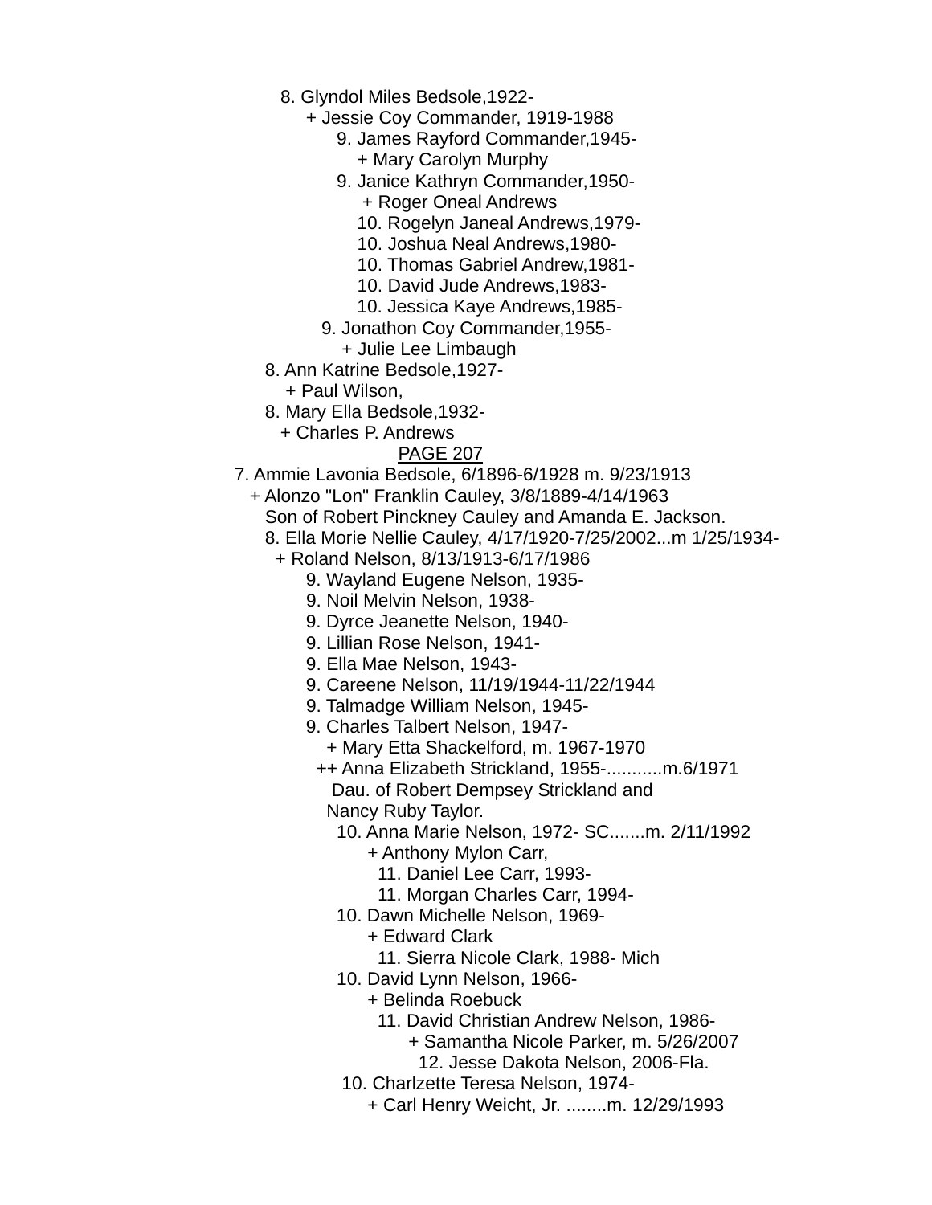8. Glyndol Miles Bedsole,1922-
  + Jessie Coy Commander, 1919-1988
    9. James Rayford Commander,1945-
      + Mary Carolyn Murphy
    9. Janice Kathryn Commander,1950-
      + Roger Oneal Andrews
        10. Rogelyn Janeal Andrews,1979-
        10. Joshua Neal Andrews,1980-
        10. Thomas Gabriel Andrew,1981-
        10. David Jude Andrews,1983-
        10. Jessica Kaye Andrews,1985-
    9. Jonathon Coy Commander,1955-
      + Julie Lee Limbaugh
8. Ann Katrine Bedsole,1927-
  + Paul Wilson,
8. Mary Ella Bedsole,1932-
  + Charles P. Andrews

PAGE 207

7. Ammie Lavonia Bedsole, 6/1896-6/1928 m. 9/23/1913
  + Alonzo "Lon" Franklin Cauley, 3/8/1889-4/14/1963
    Son of Robert Pinckney Cauley and Amanda E. Jackson.
    8. Ella Morie Nellie Cauley, 4/17/1920-7/25/2002...m 1/25/1934-
      + Roland Nelson, 8/13/1913-6/17/1986
        9. Wayland Eugene Nelson, 1935-
        9. Noil Melvin Nelson, 1938-
        9. Dyrce Jeanette Nelson, 1940-
        9. Lillian Rose Nelson, 1941-
        9. Ella Mae Nelson, 1943-
        9. Careene Nelson, 11/19/1944-11/22/1944
        9. Talmadge William Nelson, 1945-
        9. Charles Talbert Nelson, 1947-
          + Mary Etta Shackelford, m. 1967-1970
          ++ Anna Elizabeth Strickland, 1955-...........m.6/1971
            Dau. of Robert Dempsey Strickland and
            Nancy Ruby Taylor.
            10. Anna Marie Nelson, 1972- SC.......m. 2/11/1992
              + Anthony Mylon Carr,
                11. Daniel Lee Carr, 1993-
                11. Morgan Charles Carr, 1994-
            10. Dawn Michelle Nelson, 1969-
              + Edward Clark
                11. Sierra Nicole Clark, 1988- Mich
            10. David Lynn Nelson, 1966-
              + Belinda Roebuck
                11. David Christian Andrew Nelson, 1986-
                  + Samantha Nicole Parker, m. 5/26/2007
                    12. Jesse Dakota Nelson, 2006-Fla.
            10. Charlzette Teresa Nelson, 1974-
              + Carl Henry Weicht, Jr. ........m. 12/29/1993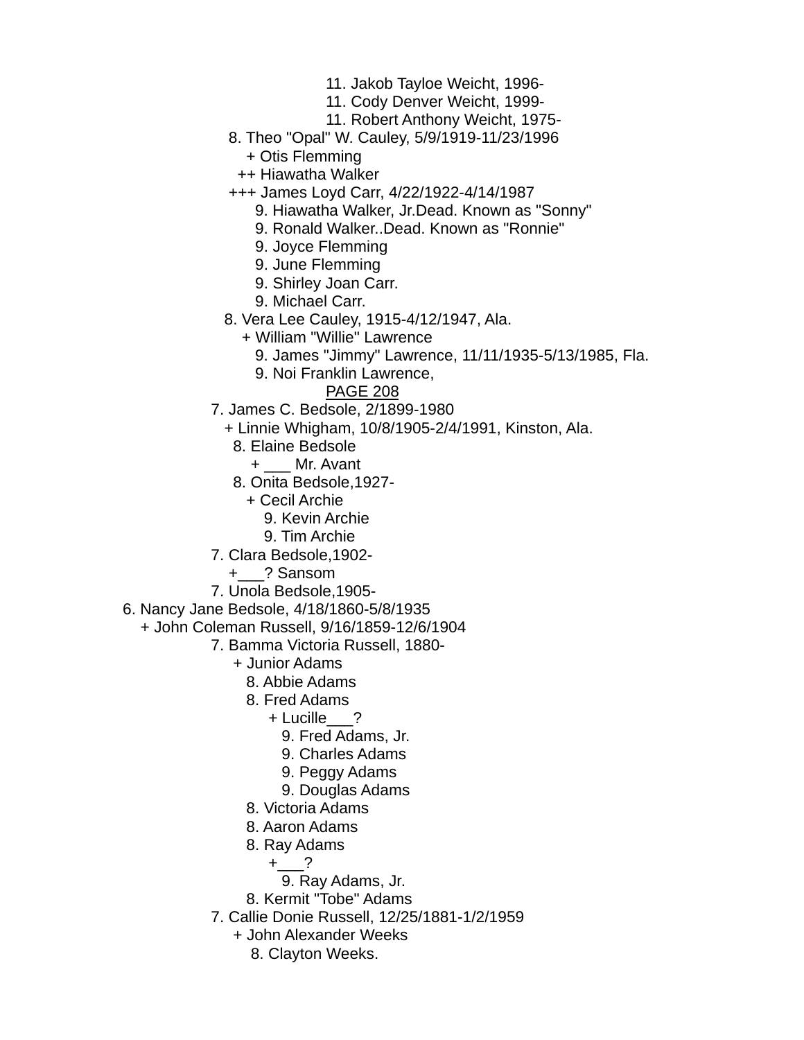11. Jakob Tayloe Weicht, 1996-
11. Cody Denver Weicht, 1999-
11. Robert Anthony Weicht, 1975-

8. Theo "Opal" W. Cauley, 5/9/1919-11/23/1996
+ Otis Flemming
++ Hiawatha Walker
+++ James Loyd Carr, 4/22/1922-4/14/1987
9. Hiawatha Walker, Jr.Dead. Known as "Sonny"
9. Ronald Walker..Dead. Known as "Ronnie"
9. Joyce Flemming
9. June Flemming
9. Shirley Joan Carr.
9. Michael Carr.

8. Vera Lee Cauley, 1915-4/12/1947, Ala.
+ William "Willie" Lawrence
9. James "Jimmy" Lawrence, 11/11/1935-5/13/1985, Fla.
9. Noi Franklin Lawrence,

PAGE 208

7. James C. Bedsole, 2/1899-1980
+ Linnie Whigham, 10/8/1905-2/4/1991, Kinston, Ala.
8. Elaine Bedsole
+ ___ Mr. Avant
8. Onita Bedsole,1927-
+ Cecil Archie
9. Kevin Archie
9. Tim Archie

7. Clara Bedsole,1902-
+___? Sansom

7. Unola Bedsole,1905-

6. Nancy Jane Bedsole, 4/18/1860-5/8/1935
+ John Coleman Russell, 9/16/1859-12/6/1904

7. Bamma Victoria Russell, 1880-
+ Junior Adams
8. Abbie Adams
8. Fred Adams
+ Lucille___?
9. Fred Adams, Jr.
9. Charles Adams
9. Peggy Adams
9. Douglas Adams
8. Victoria Adams
8. Aaron Adams
8. Ray Adams
+___?
9. Ray Adams, Jr.
8. Kermit "Tobe" Adams

7. Callie Donie Russell, 12/25/1881-1/2/1959
+ John Alexander Weeks
8. Clayton Weeks.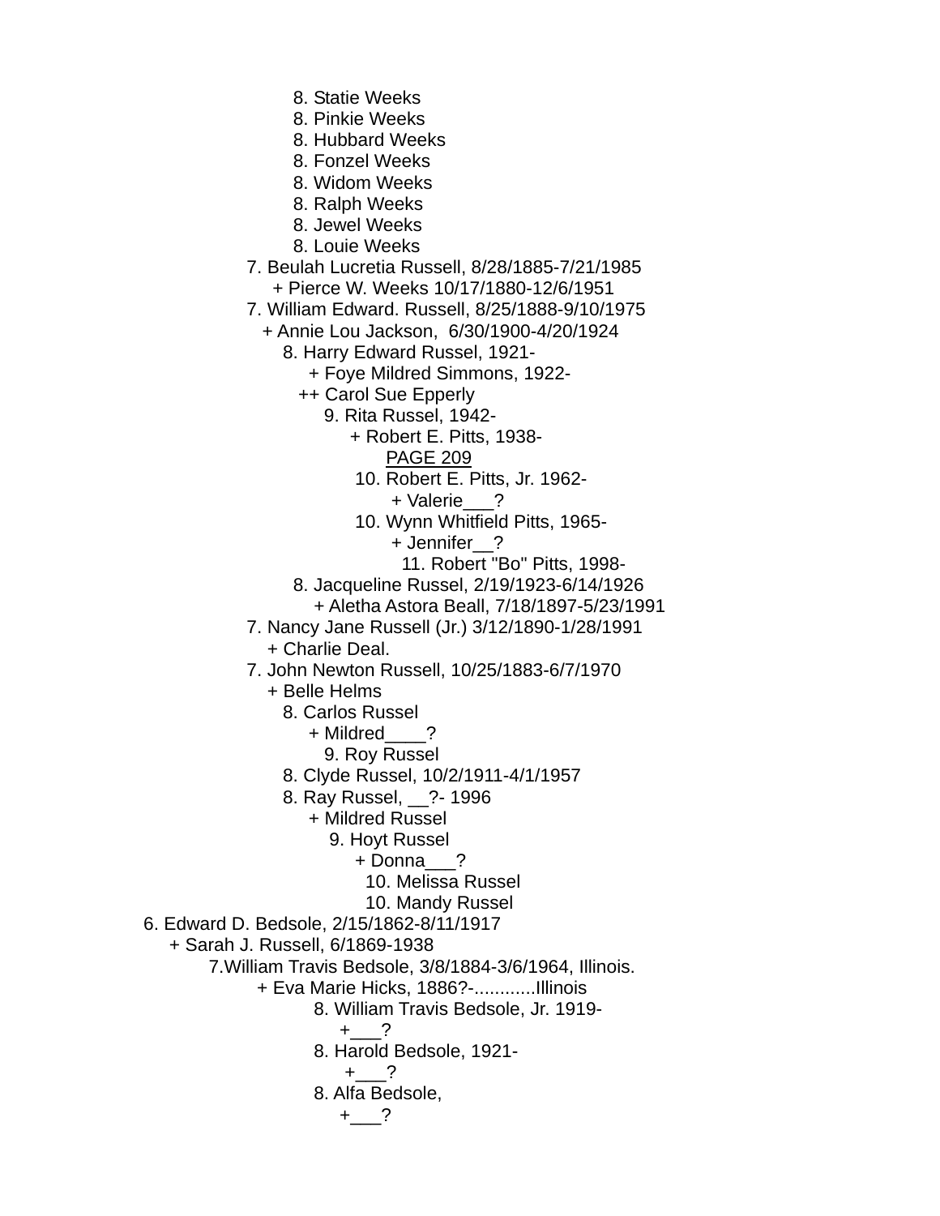8. Statie Weeks
8. Pinkie Weeks
8. Hubbard Weeks
8. Fonzel Weeks
8. Widom Weeks
8. Ralph Weeks
8. Jewel Weeks
8. Louie Weeks
7. Beulah Lucretia Russell, 8/28/1885-7/21/1985
+ Pierce W. Weeks 10/17/1880-12/6/1951
7. William Edward. Russell, 8/25/1888-9/10/1975
+ Annie Lou Jackson, 6/30/1900-4/20/1924
8. Harry Edward Russel, 1921-
+ Foye Mildred Simmons, 1922-
++ Carol Sue Epperly
9. Rita Russel, 1942-
+ Robert E. Pitts, 1938-
PAGE 209
10. Robert E. Pitts, Jr. 1962-
+ Valerie___?
10. Wynn Whitfield Pitts, 1965-
+ Jennifer__?
11. Robert "Bo" Pitts, 1998-
8. Jacqueline Russel, 2/19/1923-6/14/1926
+ Aletha Astora Beall, 7/18/1897-5/23/1991
7. Nancy Jane Russell (Jr.) 3/12/1890-1/28/1991
+ Charlie Deal.
7. John Newton Russell, 10/25/1883-6/7/1970
+ Belle Helms
8. Carlos Russel
+ Mildred____?
9. Roy Russel
8. Clyde Russel, 10/2/1911-4/1/1957
8. Ray Russel, __?- 1996
+ Mildred Russel
9. Hoyt Russel
+ Donna___?
10. Melissa Russel
10. Mandy Russel
6. Edward D. Bedsole, 2/15/1862-8/11/1917
+ Sarah J. Russell, 6/1869-1938
7.William Travis Bedsole, 3/8/1884-3/6/1964, Illinois.
+ Eva Marie Hicks, 1886?-............Illinois
8. William Travis Bedsole, Jr. 1919-
+___?
8. Harold Bedsole, 1921-
+___?
8. Alfa Bedsole,
+___?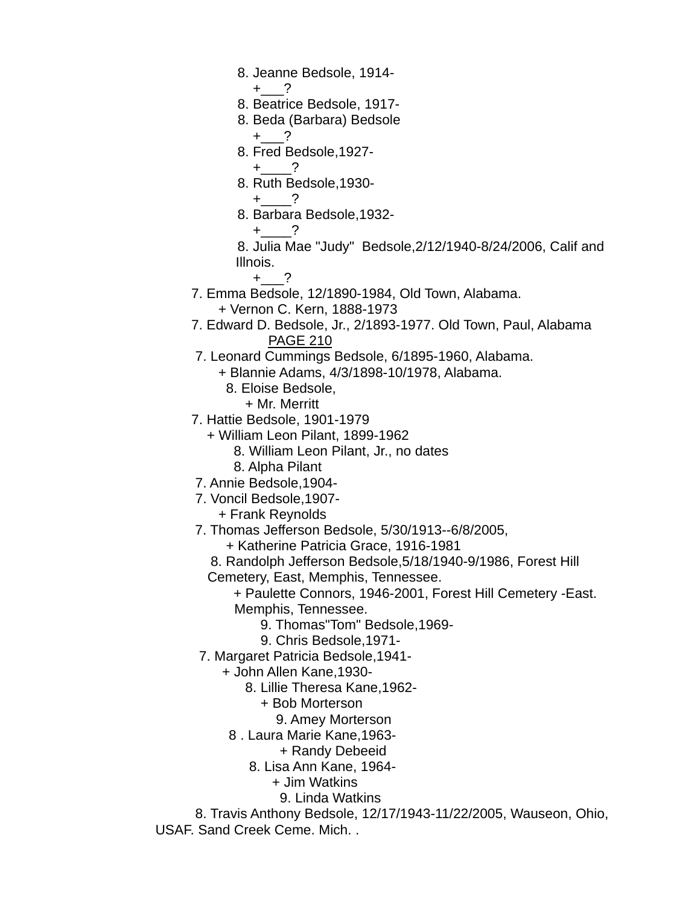8. Jeanne Bedsole, 1914-

+___?

8. Beatrice Bedsole, 1917-

8. Beda (Barbara) Bedsole

+___?

8. Fred Bedsole,1927-

+____?

8. Ruth Bedsole,1930-

+____?

8. Barbara Bedsole,1932-

+____?

8. Julia Mae "Judy"  Bedsole,2/12/1940-8/24/2006, Calif and Illnois.

+___?

7. Emma Bedsole, 12/1890-1984, Old Town, Alabama.

+ Vernon C. Kern, 1888-1973

7. Edward D. Bedsole, Jr., 2/1893-1977. Old Town, Paul, Alabama

PAGE 210

7. Leonard Cummings Bedsole, 6/1895-1960, Alabama.

+ Blannie Adams, 4/3/1898-10/1978, Alabama.

8. Eloise Bedsole,

+ Mr. Merritt

7. Hattie Bedsole, 1901-1979

+ William Leon Pilant, 1899-1962

8. William Leon Pilant, Jr., no dates

8. Alpha Pilant

7. Annie Bedsole,1904-

7. Voncil Bedsole,1907-

+ Frank Reynolds

7. Thomas Jefferson Bedsole, 5/30/1913--6/8/2005,

+ Katherine Patricia Grace, 1916-1981

8. Randolph Jefferson Bedsole,5/18/1940-9/1986, Forest Hill Cemetery, East, Memphis, Tennessee.

+ Paulette Connors, 1946-2001, Forest Hill Cemetery -East. Memphis, Tennessee.

9. Thomas"Tom" Bedsole,1969-

9. Chris Bedsole,1971-

7. Margaret Patricia Bedsole,1941-

+ John Allen Kane,1930-

8. Lillie Theresa Kane,1962-

+ Bob Morterson

9. Amey Morterson

8 . Laura Marie Kane,1963-

+ Randy Debeeid

8. Lisa Ann Kane, 1964-

+ Jim Watkins

9. Linda Watkins

8. Travis Anthony Bedsole, 12/17/1943-11/22/2005, Wauseon, Ohio, USAF. Sand Creek Ceme. Mich. .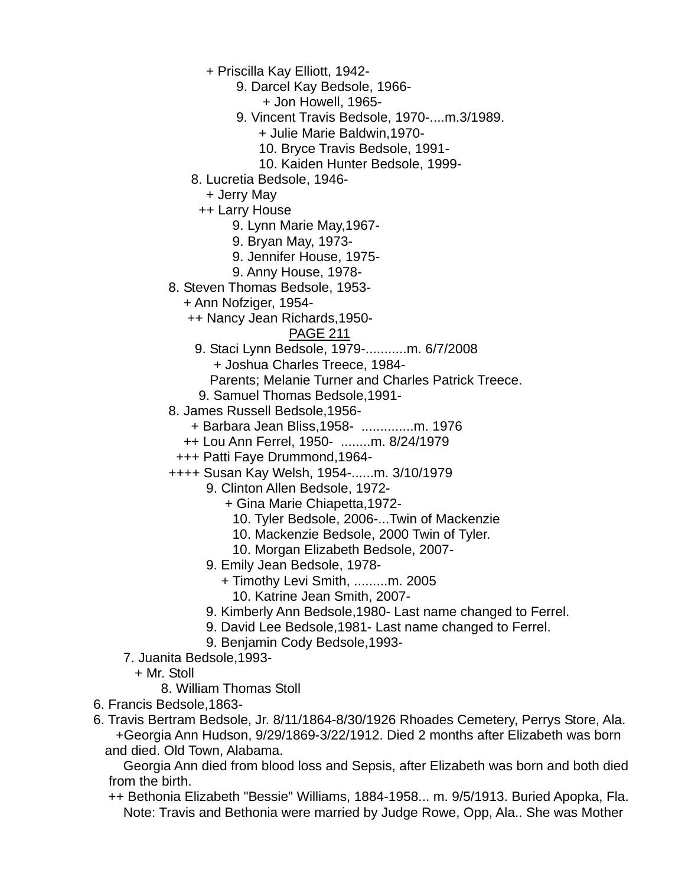+ Priscilla Kay Elliott, 1942-
9. Darcel Kay Bedsole, 1966-
+ Jon Howell, 1965-
9. Vincent Travis Bedsole, 1970-....m.3/1989.
+ Julie Marie Baldwin,1970-
10. Bryce Travis Bedsole, 1991-
10. Kaiden Hunter Bedsole, 1999-
8. Lucretia Bedsole, 1946-
+ Jerry May
++ Larry House
9. Lynn Marie May,1967-
9. Bryan May, 1973-
9. Jennifer House, 1975-
9. Anny House, 1978-
8. Steven Thomas Bedsole, 1953-
+ Ann Nofziger, 1954-
++ Nancy Jean Richards,1950-

PAGE 211

9. Staci Lynn Bedsole, 1979-...........m. 6/7/2008
+ Joshua Charles Treece, 1984-
Parents; Melanie Turner and Charles Patrick Treece.
9. Samuel Thomas Bedsole,1991-
8. James Russell Bedsole,1956-
+ Barbara Jean Bliss,1958- ..............m. 1976
++ Lou Ann Ferrel, 1950- ........m. 8/24/1979
+++ Patti Faye Drummond,1964-
++++ Susan Kay Welsh, 1954-......m. 3/10/1979
9. Clinton Allen Bedsole, 1972-
+ Gina Marie Chiapetta,1972-
10. Tyler Bedsole, 2006-...Twin of Mackenzie
10. Mackenzie Bedsole, 2000 Twin of Tyler.
10. Morgan Elizabeth Bedsole, 2007-
9. Emily Jean Bedsole, 1978-
+ Timothy Levi Smith, .........m. 2005
10. Katrine Jean Smith, 2007-
9. Kimberly Ann Bedsole,1980- Last name changed to Ferrel.
9. David Lee Bedsole,1981- Last name changed to Ferrel.
9. Benjamin Cody Bedsole,1993-
7. Juanita Bedsole,1993-
+ Mr. Stoll
8. William Thomas Stoll
6. Francis Bedsole,1863-
6. Travis Bertram Bedsole, Jr. 8/11/1864-8/30/1926 Rhoades Cemetery, Perrys Store, Ala.
+Georgia Ann Hudson, 9/29/1869-3/22/1912. Died 2 months after Elizabeth was born and died. Old Town, Alabama.
Georgia Ann died from blood loss and Sepsis, after Elizabeth was born and both died from the birth.
++ Bethonia Elizabeth "Bessie" Williams, 1884-1958... m. 9/5/1913. Buried Apopka, Fla.
Note: Travis and Bethonia were married by Judge Rowe, Opp, Ala.. She was Mother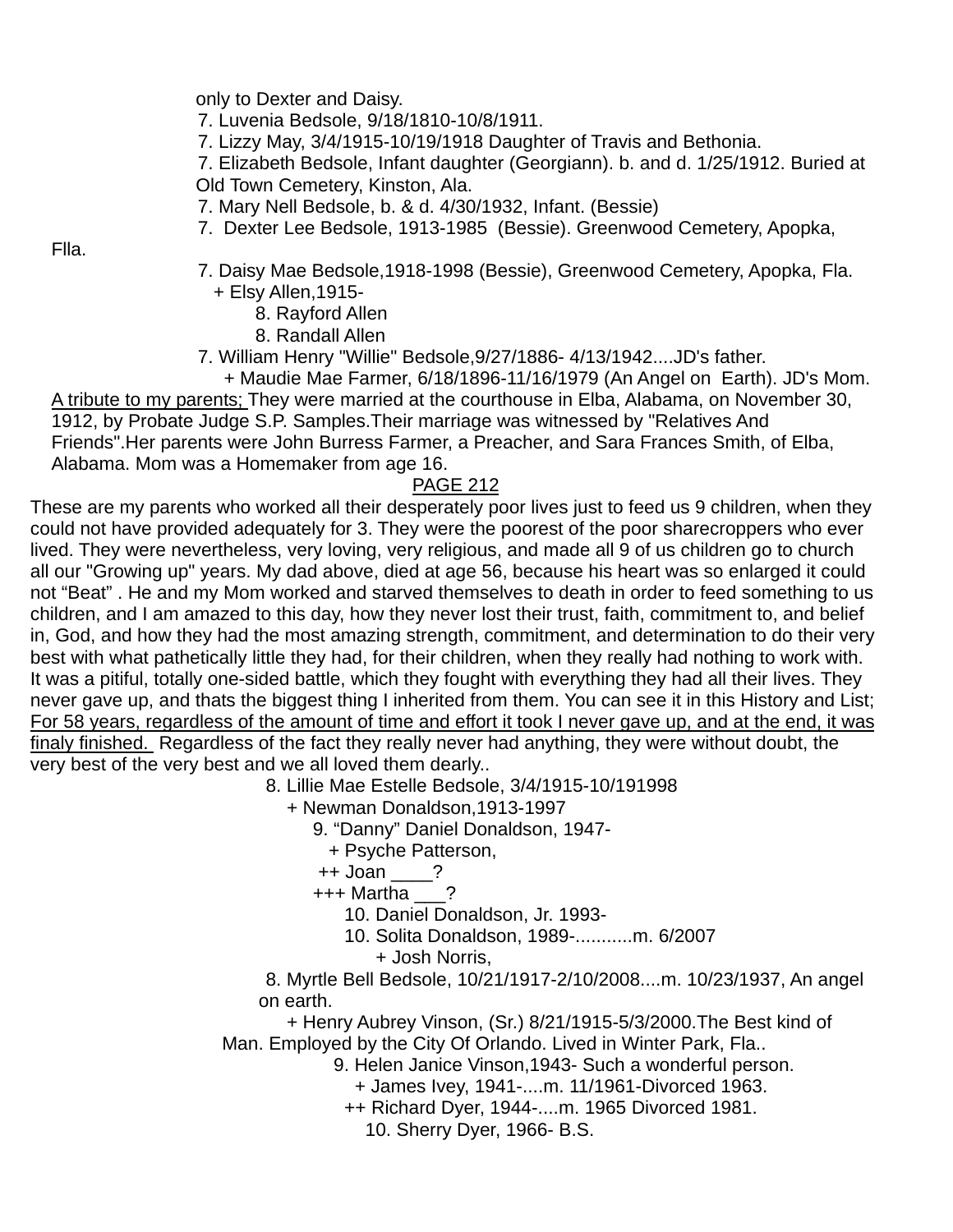only to Dexter and Daisy.

7. Luvenia Bedsole, 9/18/1810-10/8/1911.

7. Lizzy May, 3/4/1915-10/19/1918 Daughter of Travis and Bethonia.

7. Elizabeth Bedsole, Infant daughter (Georgiann). b. and d. 1/25/1912. Buried at Old Town Cemetery, Kinston, Ala.

7. Mary Nell Bedsole, b. & d. 4/30/1932, Infant. (Bessie)

7. Dexter Lee Bedsole, 1913-1985 (Bessie). Greenwood Cemetery, Apopka, Flla.

7. Daisy Mae Bedsole,1918-1998 (Bessie), Greenwood Cemetery, Apopka, Fla.
+ Elsy Allen,1915-
8. Rayford Allen
8. Randall Allen

7. William Henry "Willie" Bedsole,9/27/1886- 4/13/1942....JD's father.
+ Maudie Mae Farmer, 6/18/1896-11/16/1979 (An Angel on Earth). JD's Mom.

A tribute to my parents; They were married at the courthouse in Elba, Alabama, on November 30, 1912, by Probate Judge S.P. Samples.Their marriage was witnessed by "Relatives And Friends".Her parents were John Burress Farmer, a Preacher, and Sara Frances Smith, of Elba, Alabama. Mom was a Homemaker from age 16.

PAGE 212

These are my parents who worked all their desperately poor lives just to feed us 9 children, when they could not have provided adequately for 3. They were the poorest of the poor sharecroppers who ever lived. They were nevertheless, very loving, very religious, and made all 9 of us children go to church all our "Growing up" years. My dad above, died at age 56, because his heart was so enlarged it could not "Beat" . He and my Mom worked and starved themselves to death in order to feed something to us children, and I am amazed to this day, how they never lost their trust, faith, commitment to, and belief in, God, and how they had the most amazing strength, commitment, and determination to do their very best with what pathetically little they had, for their children, when they really had nothing to work with. It was a pitiful, totally one-sided battle, which they fought with everything they had all their lives. They never gave up, and thats the biggest thing I inherited from them. You can see it in this History and List; For 58 years, regardless of the amount of time and effort it took I never gave up, and at the end, it was finaly finished. Regardless of the fact they really never had anything, they were without doubt, the very best of the very best and we all loved them dearly..

8. Lillie Mae Estelle Bedsole, 3/4/1915-10/191998
+ Newman Donaldson,1913-1997
9. "Danny" Daniel Donaldson, 1947-
+ Psyche Patterson,
++ Joan ____?
+++ Martha ___?
10. Daniel Donaldson, Jr. 1993-
10. Solita Donaldson, 1989-...........m. 6/2007
+ Josh Norris,

8. Myrtle Bell Bedsole, 10/21/1917-2/10/2008....m. 10/23/1937, An angel on earth.
+ Henry Aubrey Vinson, (Sr.) 8/21/1915-5/3/2000.The Best kind of Man. Employed by the City Of Orlando. Lived in Winter Park, Fla..
9. Helen Janice Vinson,1943- Such a wonderful person.
+ James Ivey, 1941-....m. 11/1961-Divorced 1963.
++ Richard Dyer, 1944-....m. 1965 Divorced 1981.
10. Sherry Dyer, 1966- B.S.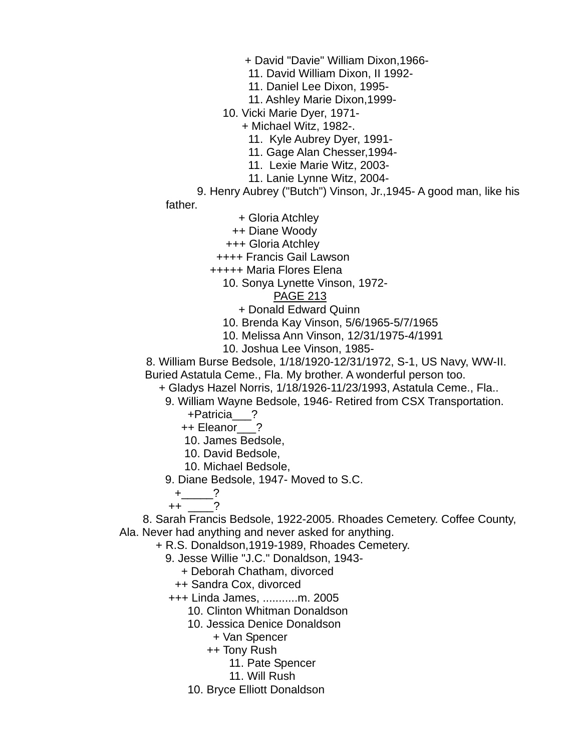+ David "Davie" William Dixon,1966-

11. David William Dixon, II 1992-

11. Daniel Lee Dixon, 1995-

11. Ashley Marie Dixon,1999-

10. Vicki Marie Dyer, 1971-

+ Michael Witz, 1982-.

11. Kyle Aubrey Dyer, 1991-

11. Gage Alan Chesser,1994-

11. Lexie Marie Witz, 2003-

11. Lanie Lynne Witz, 2004-

9. Henry Aubrey ("Butch") Vinson, Jr.,1945- A good man, like his father.

+ Gloria Atchley

++ Diane Woody

+++ Gloria Atchley

++++ Francis Gail Lawson

+++++ Maria Flores Elena

10. Sonya Lynette Vinson, 1972-

PAGE 213

+ Donald Edward Quinn

10. Brenda Kay Vinson, 5/6/1965-5/7/1965

10. Melissa Ann Vinson, 12/31/1975-4/1991

10. Joshua Lee Vinson, 1985-

8. William Burse Bedsole, 1/18/1920-12/31/1972, S-1, US Navy, WW-II. Buried Astatula Ceme., Fla. My brother. A wonderful person too.

+ Gladys Hazel Norris, 1/18/1926-11/23/1993, Astatula Ceme., Fla..

9. William Wayne Bedsole, 1946- Retired from CSX Transportation.

+Patricia___?

++ Eleanor___?

10. James Bedsole,

10. David Bedsole,

10. Michael Bedsole,

9. Diane Bedsole, 1947- Moved to S.C.

+_____?

++ ____?

8. Sarah Francis Bedsole, 1922-2005. Rhoades Cemetery. Coffee County, Ala. Never had anything and never asked for anything.

+ R.S. Donaldson,1919-1989, Rhoades Cemetery.

9. Jesse Willie "J.C." Donaldson, 1943-

+ Deborah Chatham, divorced

++ Sandra Cox, divorced

+++ Linda James, ...........m. 2005

10. Clinton Whitman Donaldson

10. Jessica Denice Donaldson

+ Van Spencer

++ Tony Rush

11. Pate Spencer

11. Will Rush

10. Bryce Elliott Donaldson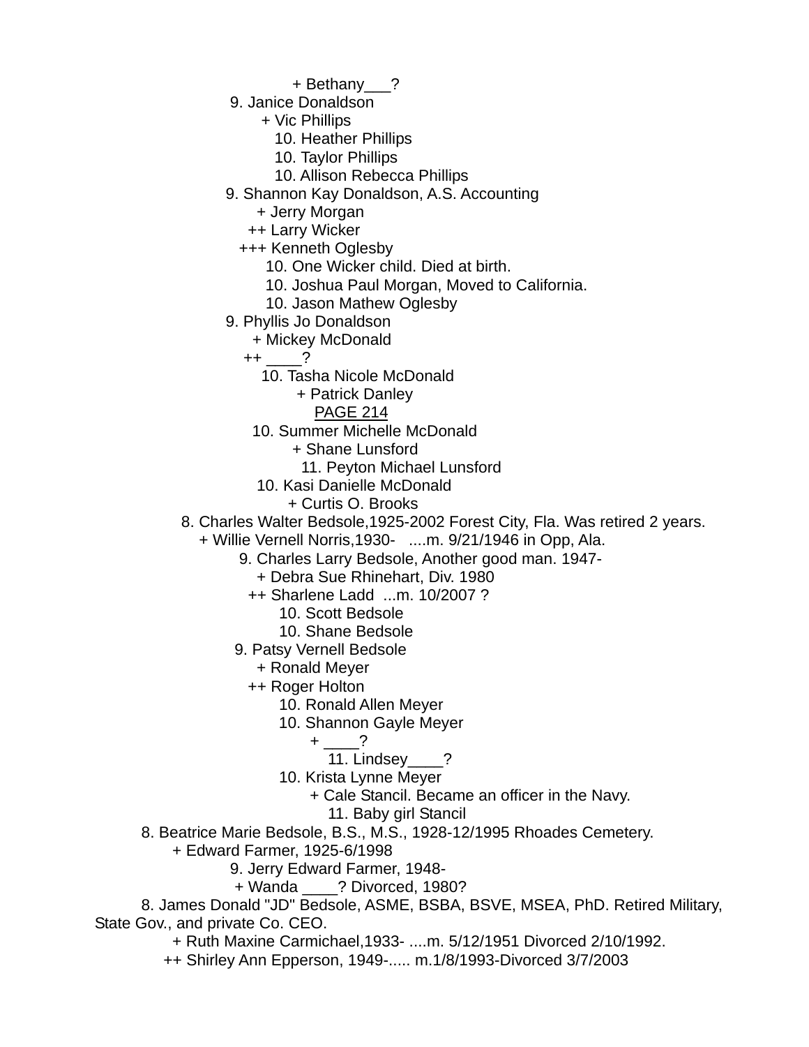+ Bethany___?

9. Janice Donaldson

+ Vic Phillips

10. Heather Phillips

10. Taylor Phillips

10. Allison Rebecca Phillips

9. Shannon Kay Donaldson, A.S. Accounting

+ Jerry Morgan

++ Larry Wicker

+++ Kenneth Oglesby

10. One Wicker child. Died at birth.

10. Joshua Paul Morgan, Moved to California.

10. Jason Mathew Oglesby

9. Phyllis Jo Donaldson

+ Mickey McDonald

++ ____?

10. Tasha Nicole McDonald

+ Patrick Danley

PAGE 214

10. Summer Michelle McDonald

+ Shane Lunsford

11. Peyton Michael Lunsford

10. Kasi Danielle McDonald

+ Curtis O. Brooks

8. Charles Walter Bedsole,1925-2002 Forest City, Fla. Was retired 2 years.

+ Willie Vernell Norris,1930- ....m. 9/21/1946 in Opp, Ala.

9. Charles Larry Bedsole, Another good man. 1947-

+ Debra Sue Rhinehart, Div. 1980

++ Sharlene Ladd ...m. 10/2007 ?

10. Scott Bedsole

10. Shane Bedsole

9. Patsy Vernell Bedsole

+ Ronald Meyer

++ Roger Holton

10. Ronald Allen Meyer

10. Shannon Gayle Meyer

+ ____?

11. Lindsey____?

10. Krista Lynne Meyer

+ Cale Stancil. Became an officer in the Navy.

11. Baby girl Stancil

8. Beatrice Marie Bedsole, B.S., M.S., 1928-12/1995 Rhoades Cemetery.

+ Edward Farmer, 1925-6/1998

9. Jerry Edward Farmer, 1948-

+ Wanda ____? Divorced, 1980?

8. James Donald "JD" Bedsole, ASME, BSBA, BSVE, MSEA, PhD. Retired Military, State Gov., and private Co. CEO.

+ Ruth Maxine Carmichael,1933- ....m. 5/12/1951 Divorced 2/10/1992.

++ Shirley Ann Epperson, 1949-..... m.1/8/1993-Divorced 3/7/2003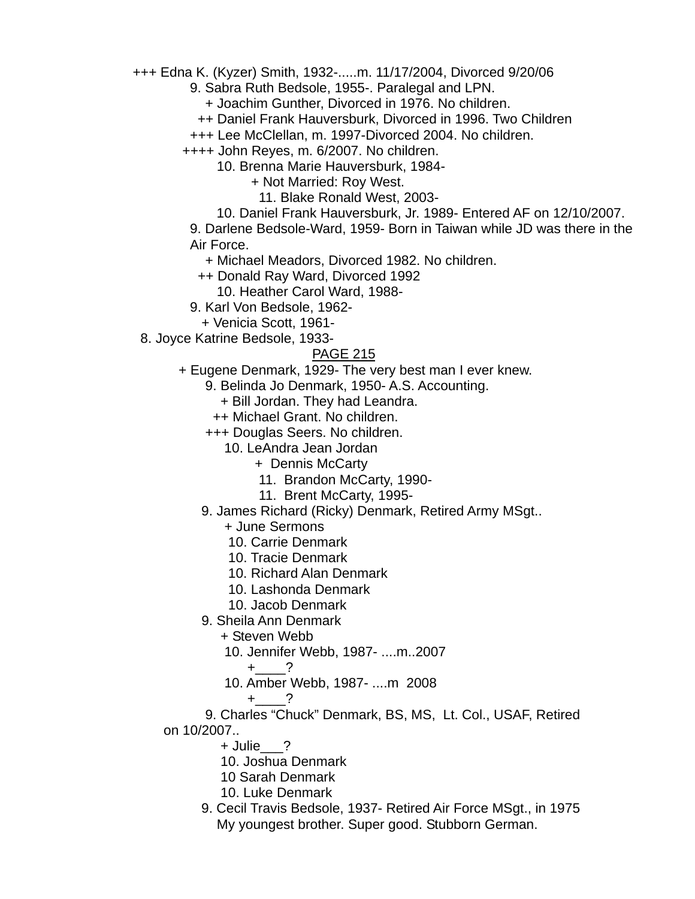+++ Edna K. (Kyzer) Smith, 1932-.....m. 11/17/2004, Divorced 9/20/06

9. Sabra Ruth Bedsole, 1955-. Paralegal and LPN.

+ Joachim Gunther, Divorced in 1976. No children.

++ Daniel Frank Hauversburk, Divorced in 1996. Two Children

+++ Lee McClellan, m. 1997-Divorced 2004. No children.

++++ John Reyes, m. 6/2007. No children.

10. Brenna Marie Hauversburk, 1984-

+ Not Married: Roy West.

11. Blake Ronald West, 2003-

10. Daniel Frank Hauversburk, Jr. 1989- Entered AF on 12/10/2007.

9. Darlene Bedsole-Ward, 1959- Born in Taiwan while JD was there in the Air Force.

+ Michael Meadors, Divorced 1982. No children.

++ Donald Ray Ward, Divorced 1992

10. Heather Carol Ward, 1988-

9. Karl Von Bedsole, 1962-

+ Venicia Scott, 1961-

8. Joyce Katrine Bedsole, 1933-

PAGE 215

+ Eugene Denmark, 1929- The very best man I ever knew.

9. Belinda Jo Denmark, 1950- A.S. Accounting.

+ Bill Jordan. They had Leandra.

++ Michael Grant. No children.

+++ Douglas Seers. No children.

10. LeAndra Jean Jordan

+ Dennis McCarty

11. Brandon McCarty, 1990-

11. Brent McCarty, 1995-

9. James Richard (Ricky) Denmark, Retired Army MSgt..

+ June Sermons

10. Carrie Denmark

10. Tracie Denmark

10. Richard Alan Denmark

10. Lashonda Denmark

10. Jacob Denmark

9. Sheila Ann Denmark

+ Steven Webb

10. Jennifer Webb, 1987- ....m..2007

+____?

10. Amber Webb, 1987- ....m 2008

+____?

9. Charles “Chuck” Denmark, BS, MS, Lt. Col., USAF, Retired on 10/2007..

+ Julie___?

10. Joshua Denmark

10 Sarah Denmark

10. Luke Denmark

9. Cecil Travis Bedsole, 1937- Retired Air Force MSgt., in 1975 My youngest brother. Super good. Stubborn German.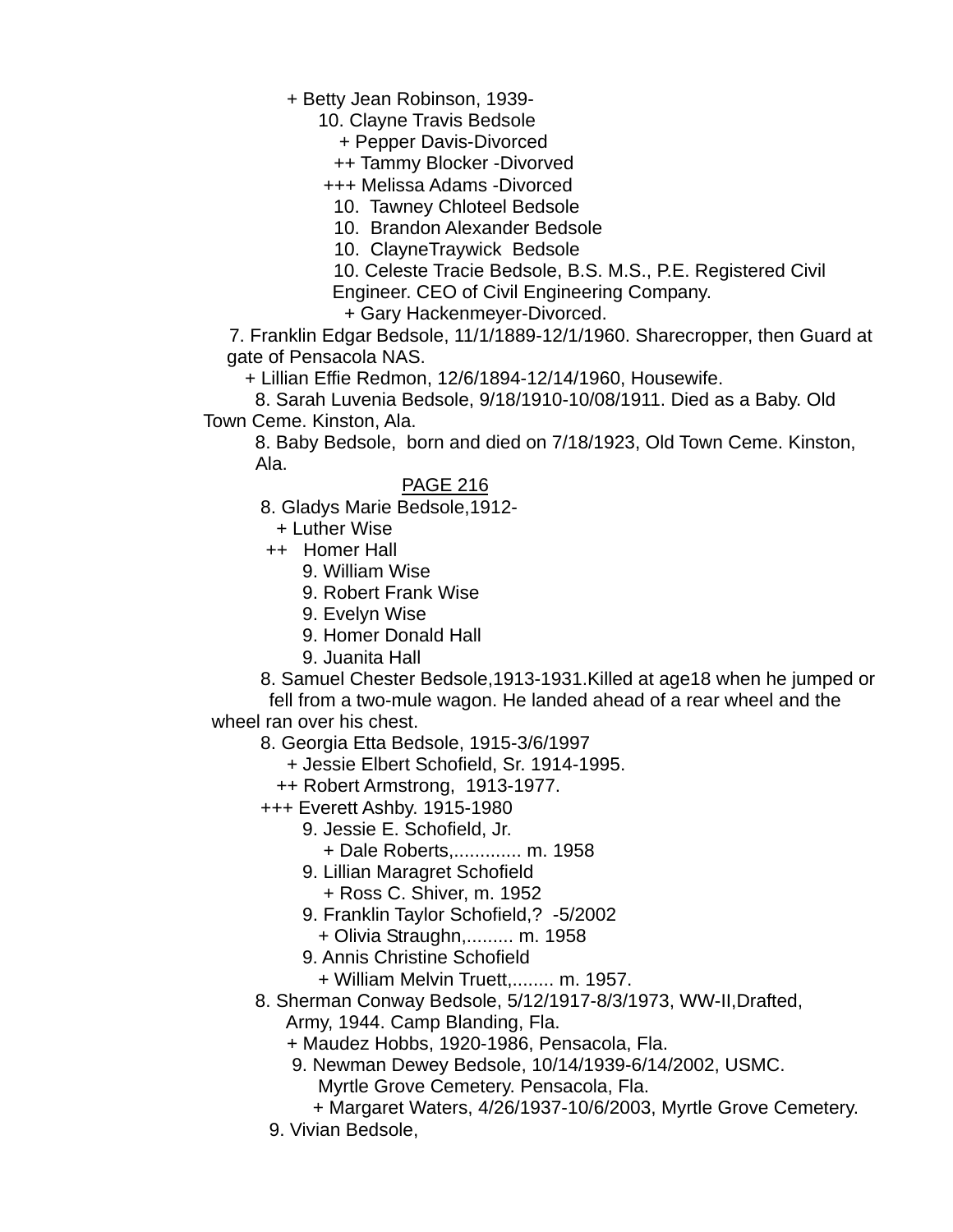+ Betty Jean Robinson, 1939-
10. Clayne Travis Bedsole
+ Pepper Davis-Divorced
++ Tammy Blocker -Divorved
+++ Melissa Adams -Divorced
10. Tawney Chloteel Bedsole
10. Brandon Alexander Bedsole
10. ClayneTraywick Bedsole
10. Celeste Tracie Bedsole, B.S. M.S., P.E. Registered Civil Engineer. CEO of Civil Engineering Company.
+ Gary Hackenmeyer-Divorced.

7. Franklin Edgar Bedsole, 11/1/1889-12/1/1960. Sharecropper, then Guard at gate of Pensacola NAS.
+ Lillian Effie Redmon, 12/6/1894-12/14/1960, Housewife.
8. Sarah Luvenia Bedsole, 9/18/1910-10/08/1911. Died as a Baby. Old Town Ceme. Kinston, Ala.
8. Baby Bedsole, born and died on 7/18/1923, Old Town Ceme. Kinston, Ala.

PAGE 216

8. Gladys Marie Bedsole,1912-
+ Luther Wise
++ Homer Hall
9. William Wise
9. Robert Frank Wise
9. Evelyn Wise
9. Homer Donald Hall
9. Juanita Hall
8. Samuel Chester Bedsole,1913-1931.Killed at age18 when he jumped or fell from a two-mule wagon. He landed ahead of a rear wheel and the wheel ran over his chest.
8. Georgia Etta Bedsole, 1915-3/6/1997
+ Jessie Elbert Schofield, Sr. 1914-1995.
++ Robert Armstrong, 1913-1977.
+++ Everett Ashby. 1915-1980
9. Jessie E. Schofield, Jr.
+ Dale Roberts,............. m. 1958
9. Lillian Maragret Schofield
+ Ross C. Shiver, m. 1952
9. Franklin Taylor Schofield,? -5/2002
+ Olivia Straughn,......... m. 1958
9. Annis Christine Schofield
+ William Melvin Truett,........ m. 1957.
8. Sherman Conway Bedsole, 5/12/1917-8/3/1973, WW-II,Drafted, Army, 1944. Camp Blanding, Fla.
+ Maudez Hobbs, 1920-1986, Pensacola, Fla.
9. Newman Dewey Bedsole, 10/14/1939-6/14/2002, USMC. Myrtle Grove Cemetery. Pensacola, Fla.
+ Margaret Waters, 4/26/1937-10/6/2003, Myrtle Grove Cemetery.
9. Vivian Bedsole,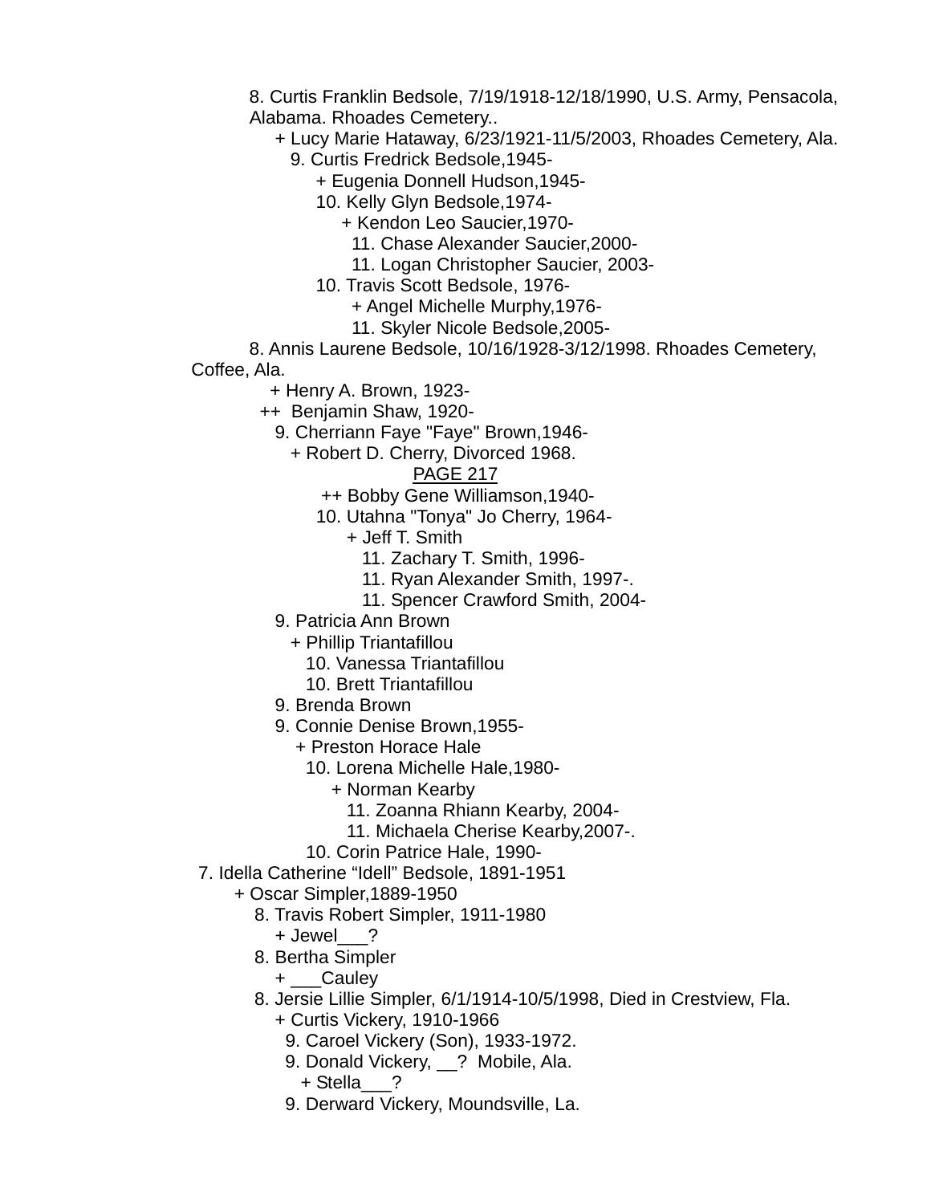8. Curtis Franklin Bedsole, 7/19/1918-12/18/1990, U.S. Army, Pensacola, Alabama. Rhoades Cemetery..
    + Lucy Marie Hataway, 6/23/1921-11/5/2003, Rhoades Cemetery, Ala.
      9. Curtis Fredrick Bedsole,1945-
          + Eugenia Donnell Hudson,1945-
          10. Kelly Glyn Bedsole,1974-
              + Kendon Leo Saucier,1970-
                11. Chase Alexander Saucier,2000-
                11. Logan Christopher Saucier, 2003-
          10. Travis Scott Bedsole, 1976-
                + Angel Michelle Murphy,1976-
                11. Skyler Nicole Bedsole,2005-

8. Annis Laurene Bedsole, 10/16/1928-3/12/1998. Rhoades Cemetery, Coffee, Ala.
    + Henry A. Brown, 1923-
    ++ Benjamin Shaw, 1920-
      9. Cherriann Faye "Faye" Brown,1946-
        + Robert D. Cherry, Divorced 1968.

PAGE 217

        ++ Bobby Gene Williamson,1940-
          10. Utahna "Tonya" Jo Cherry, 1964-
              + Jeff T. Smith
                11. Zachary T. Smith, 1996-
                11. Ryan Alexander Smith, 1997-.
                11. Spencer Crawford Smith, 2004-
      9. Patricia Ann Brown
        + Phillip Triantafillou
          10. Vanessa Triantafillou
          10. Brett Triantafillou
      9. Brenda Brown
      9. Connie Denise Brown,1955-
        + Preston Horace Hale
          10. Lorena Michelle Hale,1980-
              + Norman Kearby
                11. Zoanna Rhiann Kearby, 2004-
                11. Michaela Cherise Kearby,2007-.
          10. Corin Patrice Hale, 1990-

7. Idella Catherine “Idell” Bedsole, 1891-1951
    + Oscar Simpler,1889-1950
      8. Travis Robert Simpler, 1911-1980
        + Jewel___?
      8. Bertha Simpler
        + ___Cauley
      8. Jersie Lillie Simpler, 6/1/1914-10/5/1998, Died in Crestview, Fla.
        + Curtis Vickery, 1910-1966
          9. Caroel Vickery (Son), 1933-1972.
          9. Donald Vickery, __? Mobile, Ala.
            + Stella___?
          9. Derward Vickery, Moundsville, La.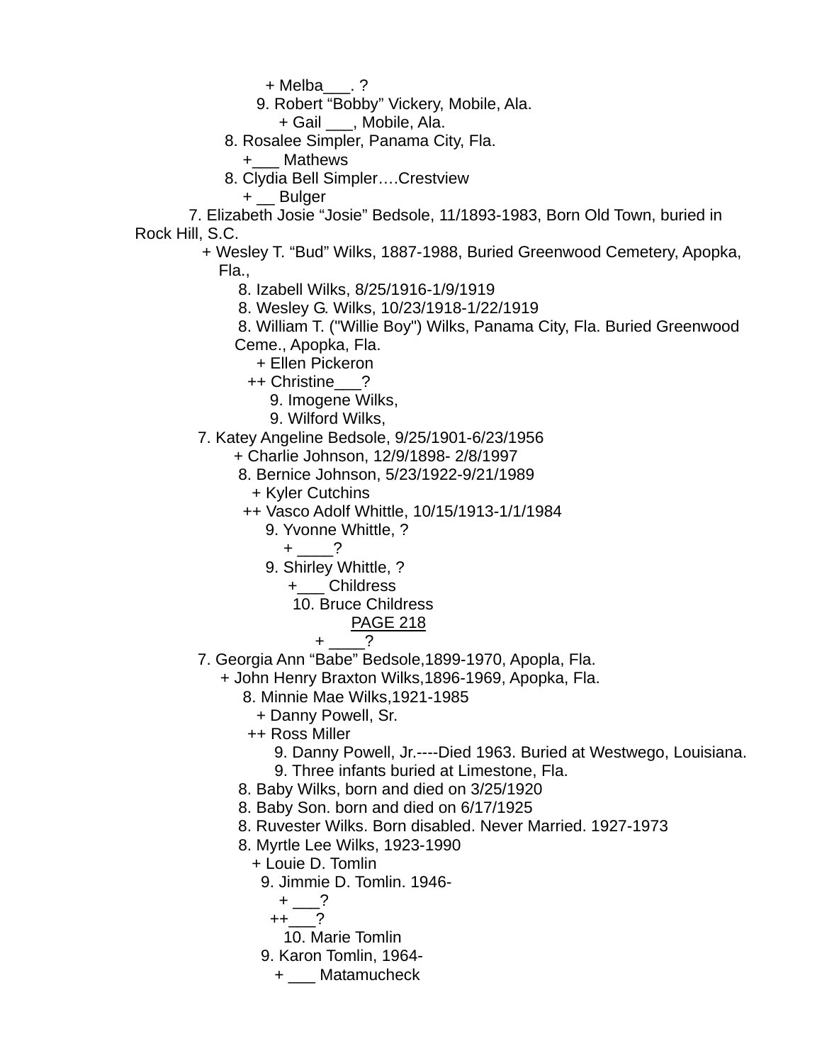+ Melba___. ?

9. Robert “Bobby” Vickery, Mobile, Ala.

+ Gail ___, Mobile, Ala.

8. Rosalee Simpler, Panama City, Fla.

+___ Mathews

8. Clydia Bell Simpler….Crestview

+ __ Bulger

7. Elizabeth Josie “Josie” Bedsole, 11/1893-1983, Born Old Town, buried in Rock Hill, S.C.

+ Wesley T. “Bud” Wilks, 1887-1988, Buried Greenwood Cemetery, Apopka, Fla.,

8. Izabell Wilks, 8/25/1916-1/9/1919

8. Wesley G. Wilks, 10/23/1918-1/22/1919

8. William T. ("Willie Boy") Wilks, Panama City, Fla. Buried Greenwood Ceme., Apopka, Fla.

+ Ellen Pickeron

++ Christine___?

9. Imogene Wilks,

9. Wilford Wilks,

7. Katey Angeline Bedsole, 9/25/1901-6/23/1956

+ Charlie Johnson, 12/9/1898- 2/8/1997

8. Bernice Johnson, 5/23/1922-9/21/1989

+ Kyler Cutchins

++ Vasco Adolf Whittle, 10/15/1913-1/1/1984

9. Yvonne Whittle, ?

+ ____?

9. Shirley Whittle, ?

+___ Childress

10. Bruce Childress

PAGE 218

+ ____?

7. Georgia Ann “Babe” Bedsole,1899-1970, Apopla, Fla.

+ John Henry Braxton Wilks,1896-1969, Apopka, Fla.

8. Minnie Mae Wilks,1921-1985

+ Danny Powell, Sr.

++ Ross Miller

9. Danny Powell, Jr.----Died 1963. Buried at Westwego, Louisiana.

9. Three infants buried at Limestone, Fla.

8. Baby Wilks, born and died on 3/25/1920

8. Baby Son. born and died on 6/17/1925

8. Ruvester Wilks. Born disabled. Never Married. 1927-1973

8. Myrtle Lee Wilks, 1923-1990

+ Louie D. Tomlin

9. Jimmie D. Tomlin. 1946-

+ ___?

++___?

10. Marie Tomlin

9. Karon Tomlin, 1964-

+ ___ Matamucheck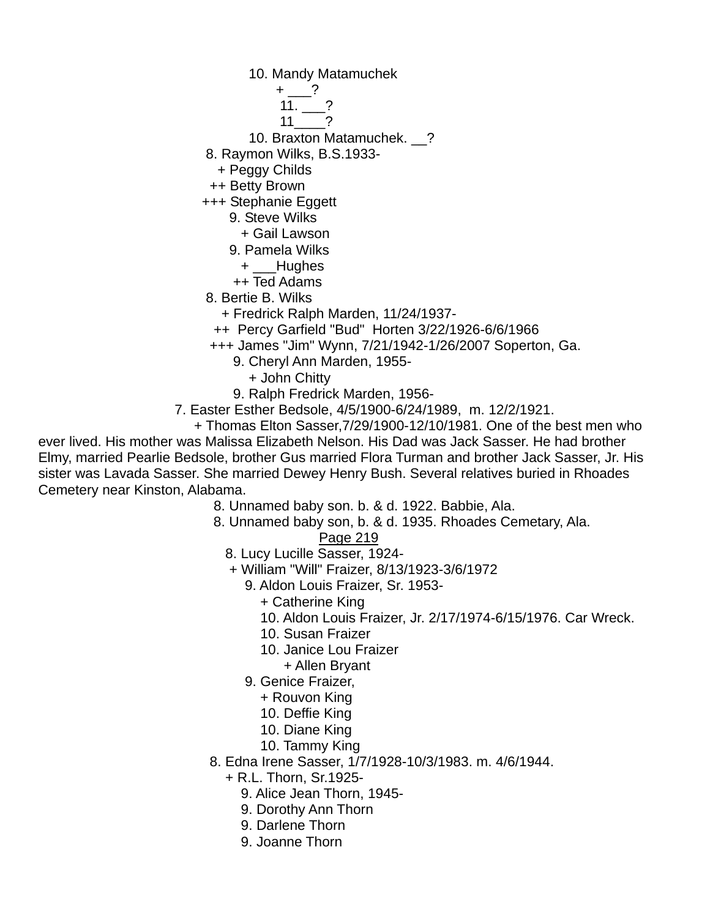10. Mandy Matamuchek
+ ___?
11. ___?
11____?
10. Braxton Matamuchek. __?
8. Raymon Wilks, B.S.1933-
+ Peggy Childs
++ Betty Brown
+++ Stephanie Eggett
9. Steve Wilks
+ Gail Lawson
9. Pamela Wilks
+ ___Hughes
++ Ted Adams
8. Bertie B. Wilks
+ Fredrick Ralph Marden, 11/24/1937-
++ Percy Garfield "Bud" Horten 3/22/1926-6/6/1966
+++ James "Jim" Wynn, 7/21/1942-1/26/2007 Soperton, Ga.
9. Cheryl Ann Marden, 1955-
+ John Chitty
9. Ralph Fredrick Marden, 1956-
7. Easter Esther Bedsole, 4/5/1900-6/24/1989, m. 12/2/1921.
+ Thomas Elton Sasser,7/29/1900-12/10/1981. One of the best men who ever lived. His mother was Malissa Elizabeth Nelson. His Dad was Jack Sasser. He had brother Elmy, married Pearlie Bedsole, brother Gus married Flora Turman and brother Jack Sasser, Jr. His sister was Lavada Sasser. She married Dewey Henry Bush. Several relatives buried in Rhoades Cemetery near Kinston, Alabama.
8. Unnamed baby son. b. & d. 1922. Babbie, Ala.
8. Unnamed baby son, b. & d. 1935. Rhoades Cemetary, Ala.
Page 219
8. Lucy Lucille Sasser, 1924-
+ William "Will" Fraizer, 8/13/1923-3/6/1972
9. Aldon Louis Fraizer, Sr. 1953-
+ Catherine King
10. Aldon Louis Fraizer, Jr. 2/17/1974-6/15/1976. Car Wreck.
10. Susan Fraizer
10. Janice Lou Fraizer
+ Allen Bryant
9. Genice Fraizer,
+ Rouvon King
10. Deffie King
10. Diane King
10. Tammy King
8. Edna Irene Sasser, 1/7/1928-10/3/1983. m. 4/6/1944.
+ R.L. Thorn, Sr.1925-
9. Alice Jean Thorn, 1945-
9. Dorothy Ann Thorn
9. Darlene Thorn
9. Joanne Thorn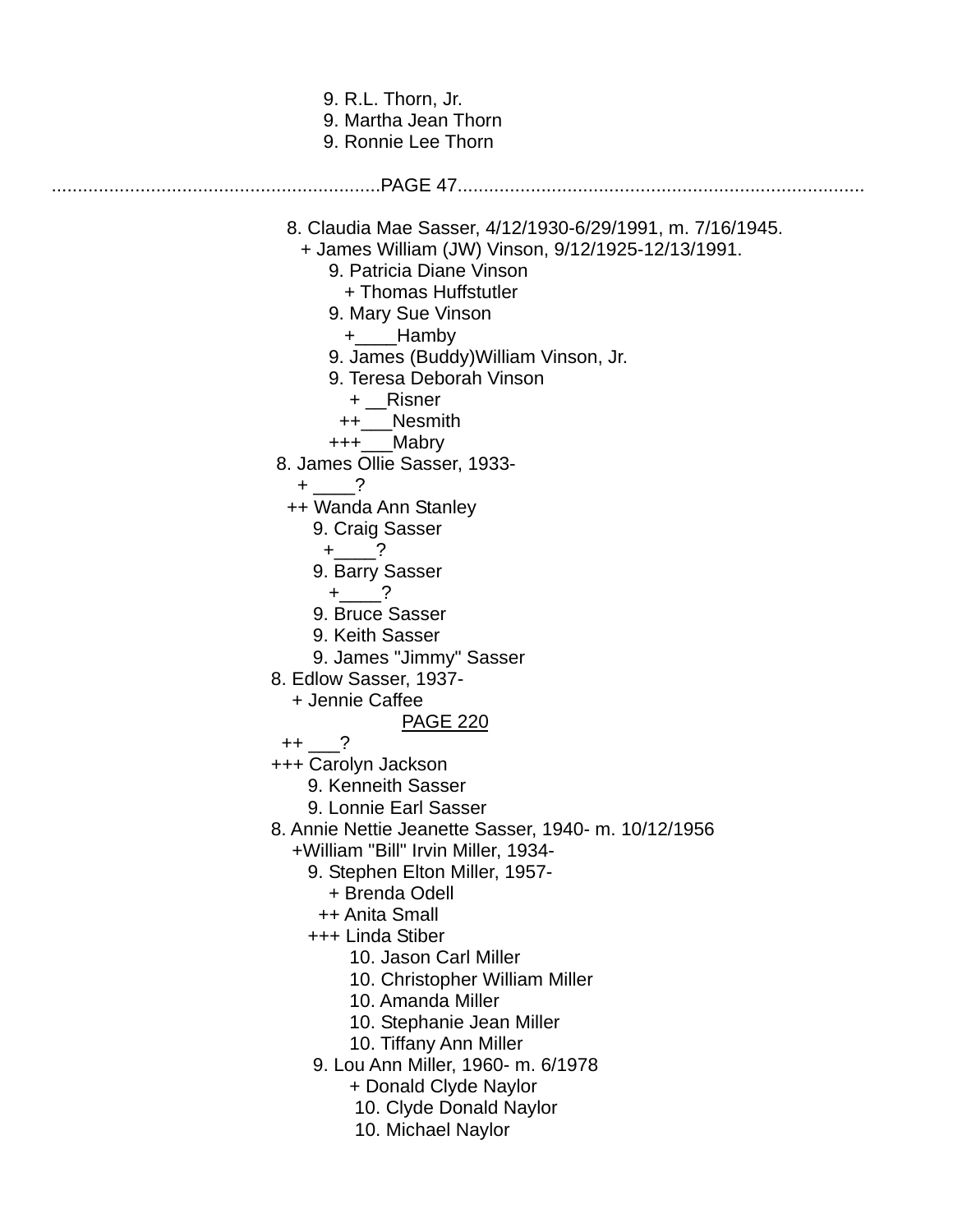9. R.L. Thorn, Jr.
9. Martha Jean Thorn
9. Ronnie Lee Thorn

..............................................................PAGE 47............................................................................

8. Claudia Mae Sasser, 4/12/1930-6/29/1991, m. 7/16/1945.
+ James William (JW) Vinson, 9/12/1925-12/13/1991.
9. Patricia Diane Vinson
+ Thomas Huffstutler
9. Mary Sue Vinson
+____Hamby
9. James (Buddy)William Vinson, Jr.
9. Teresa Deborah Vinson
+ __Risner
++___Nesmith
+++___Mabry
8. James Ollie Sasser, 1933-
+ ____?
++ Wanda Ann Stanley
9. Craig Sasser
+____?
9. Barry Sasser
+____?
9. Bruce Sasser
9. Keith Sasser
9. James "Jimmy" Sasser
8. Edlow Sasser, 1937-
+ Jennie Caffee
PAGE 220
++ ___?
+++ Carolyn Jackson
9. Kenneith Sasser
9. Lonnie Earl Sasser
8. Annie Nettie Jeanette Sasser, 1940- m. 10/12/1956
+William "Bill" Irvin Miller, 1934-
9. Stephen Elton Miller, 1957-
+ Brenda Odell
++ Anita Small
+++ Linda Stiber
10. Jason Carl Miller
10. Christopher William Miller
10. Amanda Miller
10. Stephanie Jean Miller
10. Tiffany Ann Miller
9. Lou Ann Miller, 1960- m. 6/1978
+ Donald Clyde Naylor
10. Clyde Donald Naylor
10. Michael Naylor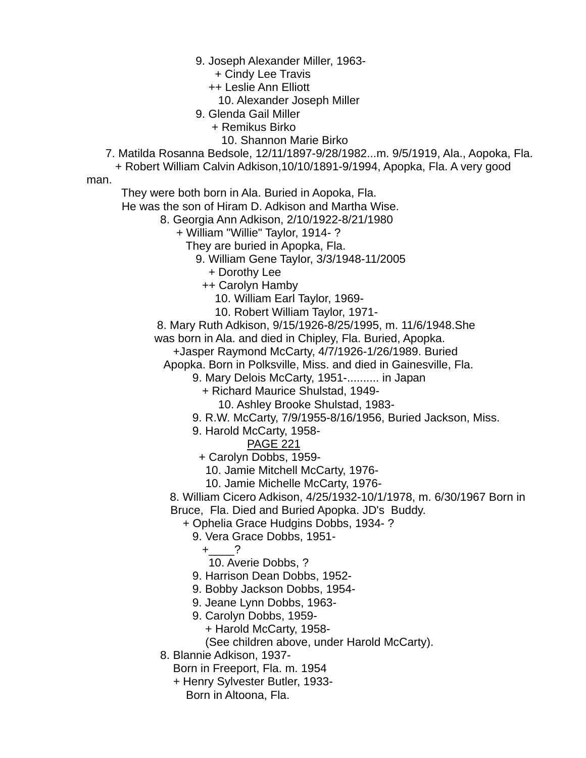9. Joseph Alexander Miller, 1963-
+ Cindy Lee Travis
++ Leslie Ann Elliott
10. Alexander Joseph Miller
9. Glenda Gail Miller
+ Remikus Birko
10. Shannon Marie Birko
7. Matilda Rosanna Bedsole, 12/11/1897-9/28/1982...m. 9/5/1919, Ala., Aopoka, Fla.
+ Robert William Calvin Adkison,10/10/1891-9/1994, Apopka, Fla. A very good man.
They were both born in Ala. Buried in Aopoka, Fla.
He was the son of Hiram D. Adkison and Martha Wise.
8. Georgia Ann Adkison, 2/10/1922-8/21/1980
+ William "Willie" Taylor, 1914- ?
They are buried in Apopka, Fla.
9. William Gene Taylor, 3/3/1948-11/2005
+ Dorothy Lee
++ Carolyn Hamby
10. William Earl Taylor, 1969-
10. Robert William Taylor, 1971-
8. Mary Ruth Adkison, 9/15/1926-8/25/1995, m. 11/6/1948.She was born in Ala. and died in Chipley, Fla. Buried, Apopka.
+Jasper Raymond McCarty, 4/7/1926-1/26/1989. Buried Apopka. Born in Polksville, Miss. and died in Gainesville, Fla.
9. Mary Delois McCarty, 1951-.......... in Japan
+ Richard Maurice Shulstad, 1949-
10. Ashley Brooke Shulstad, 1983-
9. R.W. McCarty, 7/9/1955-8/16/1956, Buried Jackson, Miss.
9. Harold McCarty, 1958-
PAGE 221
+ Carolyn Dobbs, 1959-
10. Jamie Mitchell McCarty, 1976-
10. Jamie Michelle McCarty, 1976-
8. William Cicero Adkison, 4/25/1932-10/1/1978, m. 6/30/1967 Born in Bruce, Fla. Died and Buried Apopka. JD's Buddy.
+ Ophelia Grace Hudgins Dobbs, 1934- ?
9. Vera Grace Dobbs, 1951-
+____?
10. Averie Dobbs, ?
9. Harrison Dean Dobbs, 1952-
9. Bobby Jackson Dobbs, 1954-
9. Jeane Lynn Dobbs, 1963-
9. Carolyn Dobbs, 1959-
+ Harold McCarty, 1958-
(See children above, under Harold McCarty).
8. Blannie Adkison, 1937-
Born in Freeport, Fla. m. 1954
+ Henry Sylvester Butler, 1933-
Born in Altoona, Fla.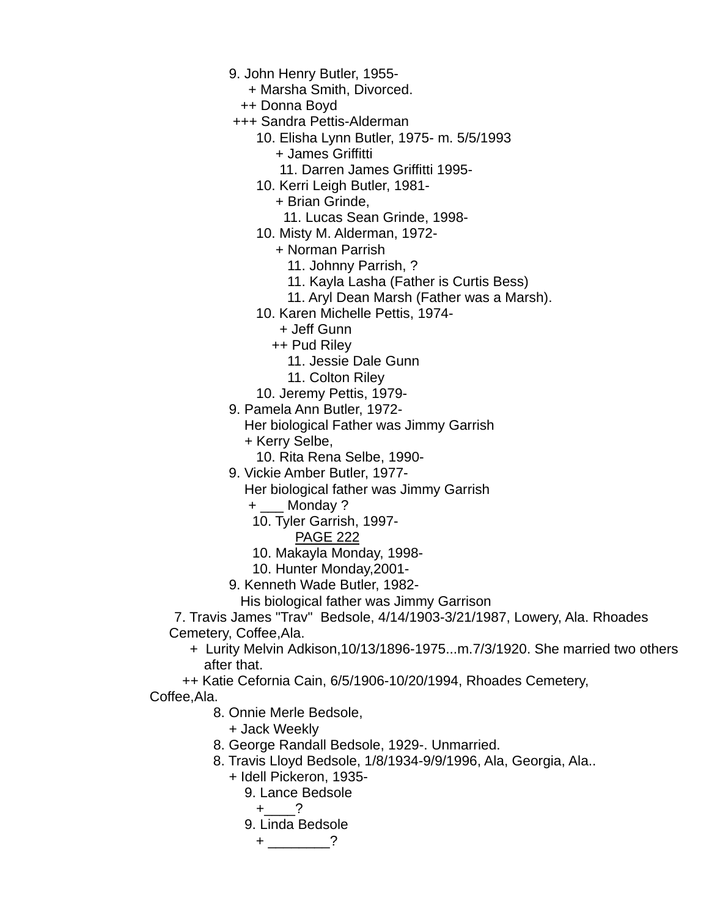9. John Henry Butler, 1955-
    + Marsha Smith, Divorced.
    ++ Donna Boyd
    +++ Sandra Pettis-Alderman
        10. Elisha Lynn Butler, 1975- m. 5/5/1993
            + James Griffitti
            11. Darren James Griffitti 1995-
        10. Kerri Leigh Butler, 1981-
            + Brian Grinde,
            11. Lucas Sean Grinde, 1998-
        10. Misty M. Alderman, 1972-
            + Norman Parrish
            11. Johnny Parrish, ?
            11. Kayla Lasha (Father is Curtis Bess)
            11. Aryl Dean Marsh (Father was a Marsh).
        10. Karen Michelle Pettis, 1974-
            + Jeff Gunn
            ++ Pud Riley
            11. Jessie Dale Gunn
            11. Colton Riley
        10. Jeremy Pettis, 1979-
9. Pamela Ann Butler, 1972-
    Her biological Father was Jimmy Garrish
    + Kerry Selbe,
        10. Rita Rena Selbe, 1990-
9. Vickie Amber Butler, 1977-
    Her biological father was Jimmy Garrish
    + ___ Monday ?
        10. Tyler Garrish, 1997-

PAGE 222

        10. Makayla Monday, 1998-
        10. Hunter Monday,2001-
9. Kenneth Wade Butler, 1982-
    His biological father was Jimmy Garrison

7. Travis James "Trav" Bedsole, 4/14/1903-3/21/1987, Lowery, Ala. Rhoades Cemetery, Coffee,Ala.
    + Lurity Melvin Adkison,10/13/1896-1975...m.7/3/1920. She married two others after that.
    ++ Katie Cefornia Cain, 6/5/1906-10/20/1994, Rhoades Cemetery, Coffee,Ala.
    8. Onnie Merle Bedsole,
        + Jack Weekly
    8. George Randall Bedsole, 1929-. Unmarried.
    8. Travis Lloyd Bedsole, 1/8/1934-9/9/1996, Ala, Georgia, Ala..
        + Idell Pickeron, 1935-
        9. Lance Bedsole
            +____?
        9. Linda Bedsole
            + ________?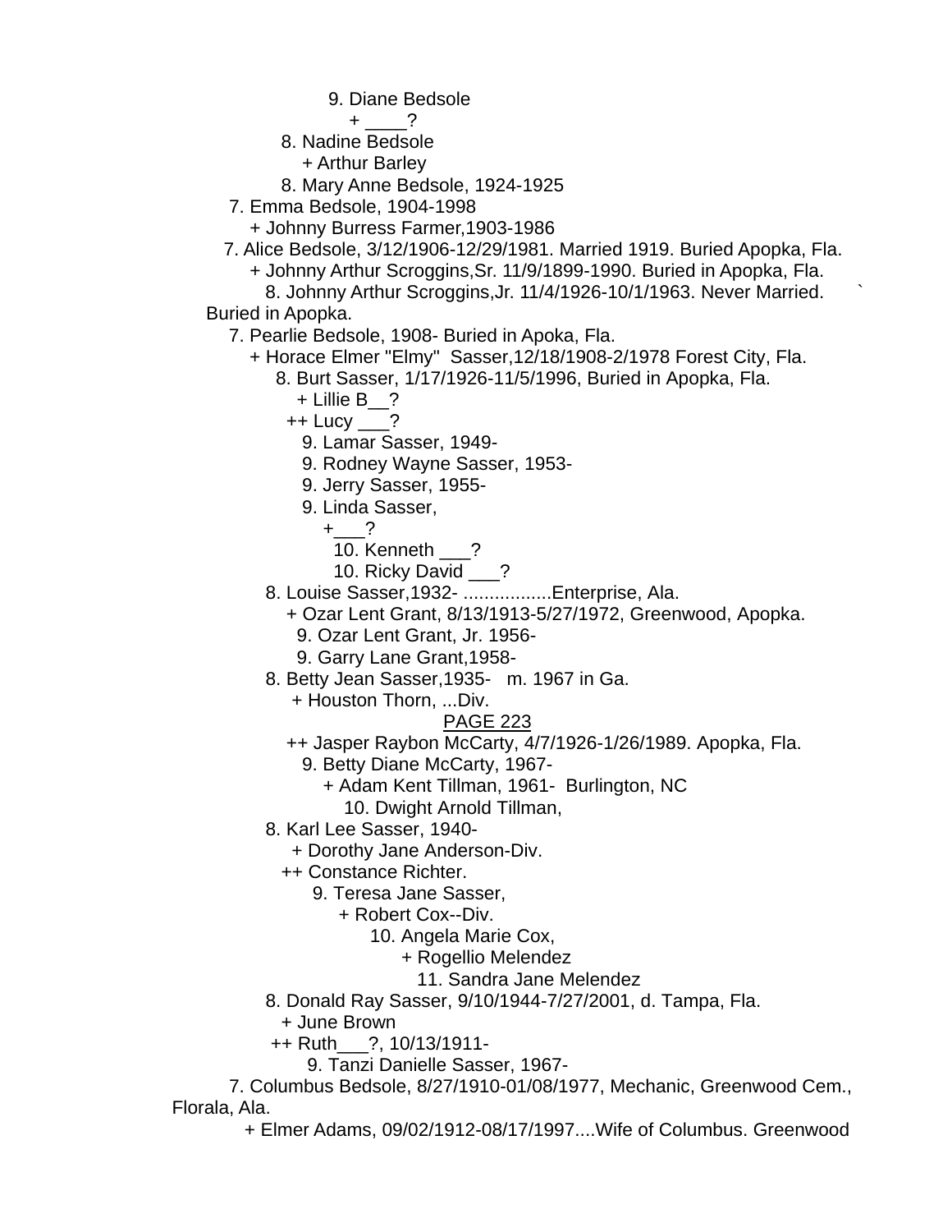9. Diane Bedsole
+ ____?
8. Nadine Bedsole
+ Arthur Barley
8. Mary Anne Bedsole, 1924-1925
7. Emma Bedsole, 1904-1998
+ Johnny Burress Farmer,1903-1986
7. Alice Bedsole, 3/12/1906-12/29/1981. Married 1919. Buried Apopka, Fla.
+ Johnny Arthur Scroggins,Sr. 11/9/1899-1990. Buried in Apopka, Fla.
8. Johnny Arthur Scroggins,Jr. 11/4/1926-10/1/1963. Never Married. ` Buried in Apopka.
7. Pearlie Bedsole, 1908- Buried in Apoka, Fla.
+ Horace Elmer "Elmy" Sasser,12/18/1908-2/1978 Forest City, Fla.
8. Burt Sasser, 1/17/1926-11/5/1996, Buried in Apopka, Fla.
+ Lillie B__?
++ Lucy ___?
9. Lamar Sasser, 1949-
9. Rodney Wayne Sasser, 1953-
9. Jerry Sasser, 1955-
9. Linda Sasser,
+___?
10. Kenneth ___?
10. Ricky David ___?
8. Louise Sasser,1932- .................Enterprise, Ala.
+ Ozar Lent Grant, 8/13/1913-5/27/1972, Greenwood, Apopka.
9. Ozar Lent Grant, Jr. 1956-
9. Garry Lane Grant,1958-
8. Betty Jean Sasser,1935- m. 1967 in Ga.
+ Houston Thorn, ...Div.

PAGE 223

++ Jasper Raybon McCarty, 4/7/1926-1/26/1989. Apopka, Fla.
9. Betty Diane McCarty, 1967-
+ Adam Kent Tillman, 1961- Burlington, NC
10. Dwight Arnold Tillman,
8. Karl Lee Sasser, 1940-
+ Dorothy Jane Anderson-Div.
++ Constance Richter.
9. Teresa Jane Sasser,
+ Robert Cox--Div.
10. Angela Marie Cox,
+ Rogellio Melendez
11. Sandra Jane Melendez
8. Donald Ray Sasser, 9/10/1944-7/27/2001, d. Tampa, Fla.
+ June Brown
++ Ruth___?, 10/13/1911-
9. Tanzi Danielle Sasser, 1967-
7. Columbus Bedsole, 8/27/1910-01/08/1977, Mechanic, Greenwood Cem., Florala, Ala.
+ Elmer Adams, 09/02/1912-08/17/1997....Wife of Columbus. Greenwood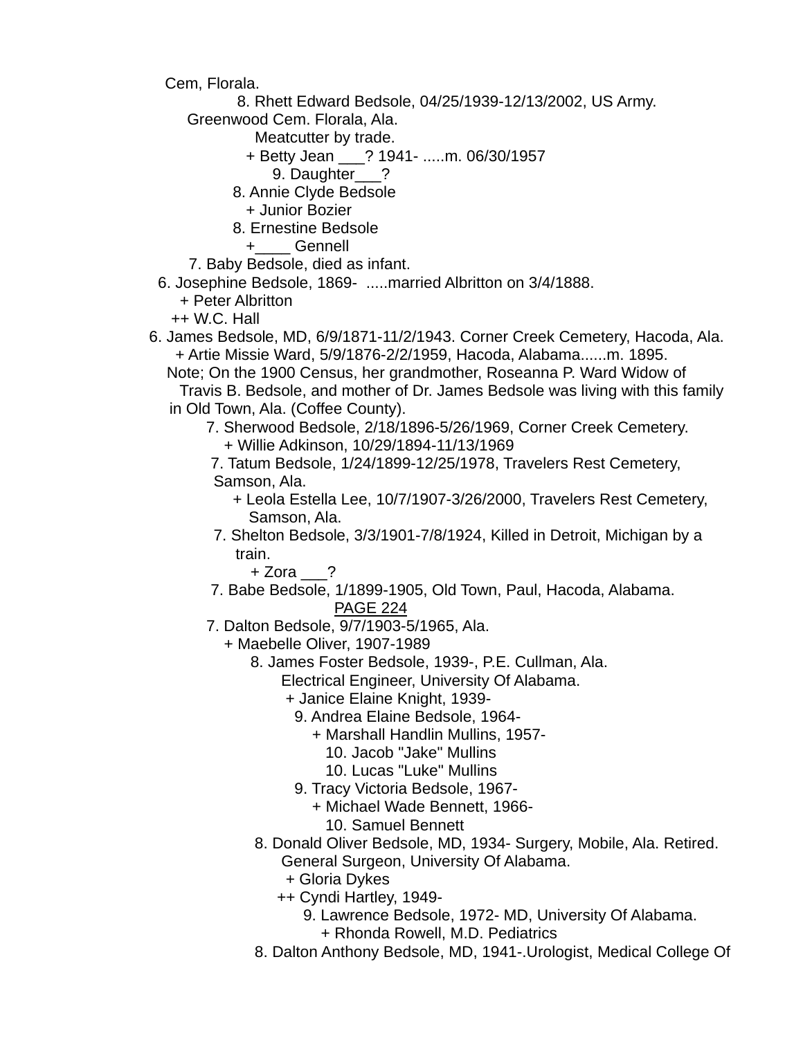Cem, Florala.

8. Rhett Edward Bedsole, 04/25/1939-12/13/2002, US Army. Greenwood Cem. Florala, Ala.
Meatcutter by trade.
+ Betty Jean ___? 1941- .....m. 06/30/1957
9. Daughter___?
8. Annie Clyde Bedsole
+ Junior Bozier
8. Ernestine Bedsole
+____ Gennell
7. Baby Bedsole, died as infant.
6. Josephine Bedsole, 1869- .....married Albritton on 3/4/1888.
+ Peter Albritton
++ W.C. Hall
6. James Bedsole, MD, 6/9/1871-11/2/1943. Corner Creek Cemetery, Hacoda, Ala.
+ Artie Missie Ward, 5/9/1876-2/2/1959, Hacoda, Alabama......m. 1895.
Note; On the 1900 Census, her grandmother, Roseanna P. Ward Widow of Travis B. Bedsole, and mother of Dr. James Bedsole was living with this family in Old Town, Ala. (Coffee County).
7. Sherwood Bedsole, 2/18/1896-5/26/1969, Corner Creek Cemetery.
+ Willie Adkinson, 10/29/1894-11/13/1969
7. Tatum Bedsole, 1/24/1899-12/25/1978, Travelers Rest Cemetery, Samson, Ala.
+ Leola Estella Lee, 10/7/1907-3/26/2000, Travelers Rest Cemetery, Samson, Ala.
7. Shelton Bedsole, 3/3/1901-7/8/1924, Killed in Detroit, Michigan by a train.
+ Zora ___?
7. Babe Bedsole, 1/1899-1905, Old Town, Paul, Hacoda, Alabama.
PAGE 224
7. Dalton Bedsole, 9/7/1903-5/1965, Ala.
+ Maebelle Oliver, 1907-1989
8. James Foster Bedsole, 1939-, P.E. Cullman, Ala.
Electrical Engineer, University Of Alabama.
+ Janice Elaine Knight, 1939-
9. Andrea Elaine Bedsole, 1964-
+ Marshall Handlin Mullins, 1957-
10. Jacob "Jake" Mullins
10. Lucas "Luke" Mullins
9. Tracy Victoria Bedsole, 1967-
+ Michael Wade Bennett, 1966-
10. Samuel Bennett
8. Donald Oliver Bedsole, MD, 1934- Surgery, Mobile, Ala. Retired.
General Surgeon, University Of Alabama.
+ Gloria Dykes
++ Cyndi Hartley, 1949-
9. Lawrence Bedsole, 1972- MD, University Of Alabama.
+ Rhonda Rowell, M.D. Pediatrics
8. Dalton Anthony Bedsole, MD, 1941-.Urologist, Medical College Of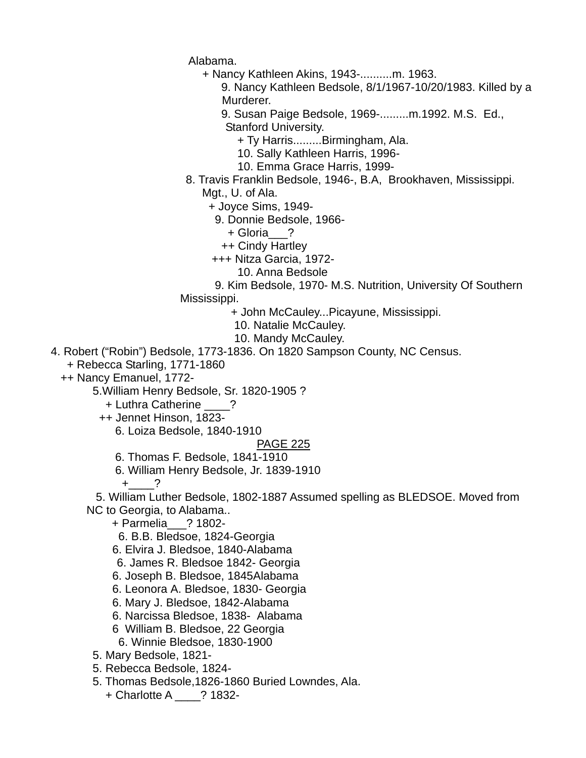Alabama.

+ Nancy Kathleen Akins, 1943-..........m. 1963.

9. Nancy Kathleen Bedsole, 8/1/1967-10/20/1983. Killed by a Murderer.

9. Susan Paige Bedsole, 1969-.........m.1992. M.S. Ed., Stanford University.

+ Ty Harris.........Birmingham, Ala.

10. Sally Kathleen Harris, 1996-

10. Emma Grace Harris, 1999-

8. Travis Franklin Bedsole, 1946-, B.A, Brookhaven, Mississippi. Mgt., U. of Ala.

+ Joyce Sims, 1949-

9. Donnie Bedsole, 1966-

+ Gloria___?

++ Cindy Hartley

+++ Nitza Garcia, 1972-

10. Anna Bedsole

9. Kim Bedsole, 1970- M.S. Nutrition, University Of Southern Mississippi.

+ John McCauley...Picayune, Mississippi.

10. Natalie McCauley.

10. Mandy McCauley.

4. Robert ("Robin") Bedsole, 1773-1836. On 1820 Sampson County, NC Census.

+ Rebecca Starling, 1771-1860

++ Nancy Emanuel, 1772-

5.William Henry Bedsole, Sr. 1820-1905 ?

+ Luthra Catherine ____?

++ Jennet Hinson, 1823-

6. Loiza Bedsole, 1840-1910

PAGE 225

6. Thomas F. Bedsole, 1841-1910

6. William Henry Bedsole, Jr. 1839-1910

+____?

5. William Luther Bedsole, 1802-1887 Assumed spelling as BLEDSOE. Moved from NC to Georgia, to Alabama..

+ Parmelia___? 1802-

6. B.B. Bledsoe, 1824-Georgia

6. Elvira J. Bledsoe, 1840-Alabama

6. James R. Bledsoe 1842- Georgia

6. Joseph B. Bledsoe, 1845Alabama

6. Leonora A. Bledsoe, 1830- Georgia

6. Mary J. Bledsoe, 1842-Alabama

6. Narcissa Bledsoe, 1838- Alabama

6 William B. Bledsoe, 22 Georgia

6. Winnie Bledsoe, 1830-1900

5. Mary Bedsole, 1821-

5. Rebecca Bedsole, 1824-

5. Thomas Bedsole,1826-1860 Buried Lowndes, Ala.

+ Charlotte A ____? 1832-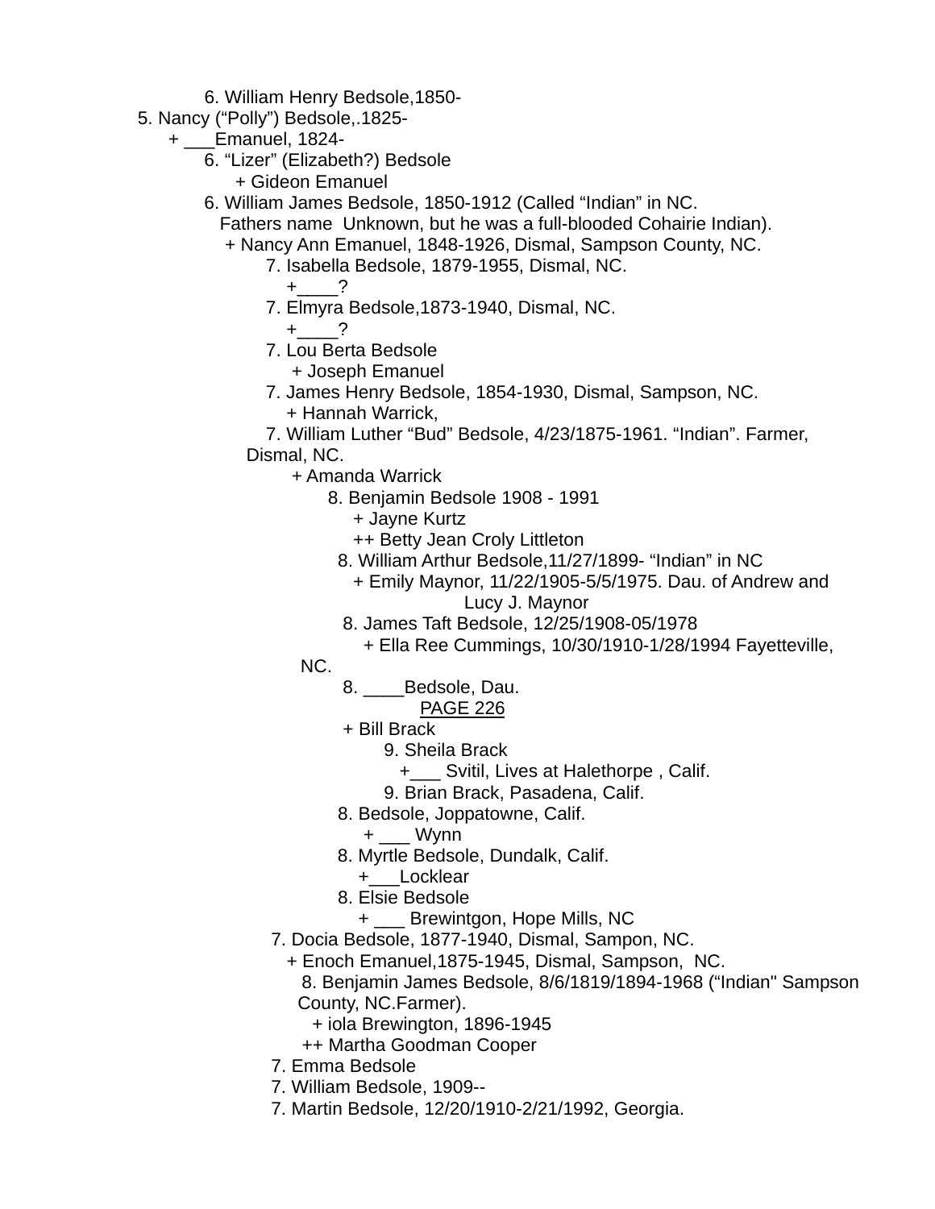6. William Henry Bedsole,1850-

5. Nancy ("Polly") Bedsole,.1825-
  + ___Emanuel, 1824-
    6. "Lizer" (Elizabeth?) Bedsole
      + Gideon Emanuel
    6. William James Bedsole, 1850-1912 (Called "Indian" in NC. Fathers name Unknown, but he was a full-blooded Cohairie Indian).
      + Nancy Ann Emanuel, 1848-1926, Dismal, Sampson County, NC.
        7. Isabella Bedsole, 1879-1955, Dismal, NC.
          +____?
        7. Elmyra Bedsole,1873-1940, Dismal, NC.
          +____?
        7. Lou Berta Bedsole
          + Joseph Emanuel
        7. James Henry Bedsole, 1854-1930, Dismal, Sampson, NC.
          + Hannah Warrick,
        7. William Luther "Bud" Bedsole, 4/23/1875-1961. "Indian". Farmer, Dismal, NC.
          + Amanda Warrick
            8. Benjamin Bedsole 1908 - 1991
              + Jayne Kurtz
              ++ Betty Jean Croly Littleton
            8. William Arthur Bedsole,11/27/1899- "Indian" in NC
              + Emily Maynor, 11/22/1905-5/5/1975. Dau. of Andrew and Lucy J. Maynor
            8. James Taft Bedsole, 12/25/1908-05/1978
              + Ella Ree Cummings, 10/30/1910-1/28/1994 Fayetteville, NC.
            8. ____Bedsole, Dau.

PAGE 226

              + Bill Brack
                9. Sheila Brack
                  +___ Svitil, Lives at Halethorpe , Calif.
                9. Brian Brack, Pasadena, Calif.
            8. Bedsole, Joppatowne, Calif.
              + ___ Wynn
            8. Myrtle Bedsole, Dundalk, Calif.
              +___Locklear
            8. Elsie Bedsole
              + ___ Brewintgon, Hope Mills, NC
        7. Docia Bedsole, 1877-1940, Dismal, Sampon, NC.
          + Enoch Emanuel,1875-1945, Dismal, Sampson, NC.
            8. Benjamin James Bedsole, 8/6/1819/1894-1968 ("Indian" Sampson County, NC.Farmer).
              + iola Brewington, 1896-1945
              ++ Martha Goodman Cooper
        7. Emma Bedsole
        7. William Bedsole, 1909--
        7. Martin Bedsole, 12/20/1910-2/21/1992, Georgia.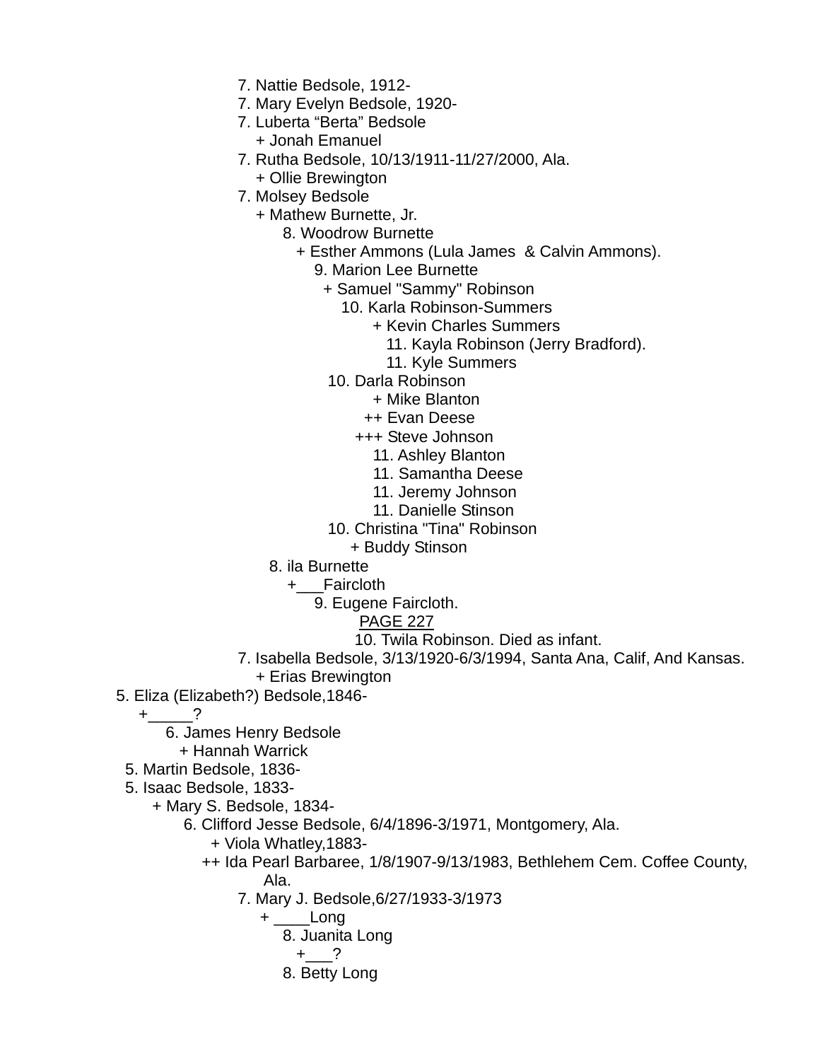7. Nattie Bedsole, 1912-
7. Mary Evelyn Bedsole, 1920-
7. Luberta “Berta” Bedsole
+ Jonah Emanuel
7. Rutha Bedsole, 10/13/1911-11/27/2000, Ala.
+ Ollie Brewington
7. Molsey Bedsole
+ Mathew Burnette, Jr.
8. Woodrow Burnette
+ Esther Ammons (Lula James & Calvin Ammons).
9. Marion Lee Burnette
+ Samuel "Sammy" Robinson
10. Karla Robinson-Summers
+ Kevin Charles Summers
11. Kayla Robinson (Jerry Bradford).
11. Kyle Summers
10. Darla Robinson
+ Mike Blanton
++ Evan Deese
+++ Steve Johnson
11. Ashley Blanton
11. Samantha Deese
11. Jeremy Johnson
11. Danielle Stinson
10. Christina "Tina" Robinson
+ Buddy Stinson
8. ila Burnette
+___Faircloth
9. Eugene Faircloth.
PAGE 227
10. Twila Robinson. Died as infant.
7. Isabella Bedsole, 3/13/1920-6/3/1994, Santa Ana, Calif, And Kansas.
+ Erias Brewington
5. Eliza (Elizabeth?) Bedsole,1846-
+_____?
6. James Henry Bedsole
+ Hannah Warrick
5. Martin Bedsole, 1836-
5. Isaac Bedsole, 1833-
+ Mary S. Bedsole, 1834-
6. Clifford Jesse Bedsole, 6/4/1896-3/1971, Montgomery, Ala.
+ Viola Whatley,1883-
++ Ida Pearl Barbaree, 1/8/1907-9/13/1983, Bethlehem Cem. Coffee County, Ala.
7. Mary J. Bedsole,6/27/1933-3/1973
+ ____Long
8. Juanita Long
+___?
8. Betty Long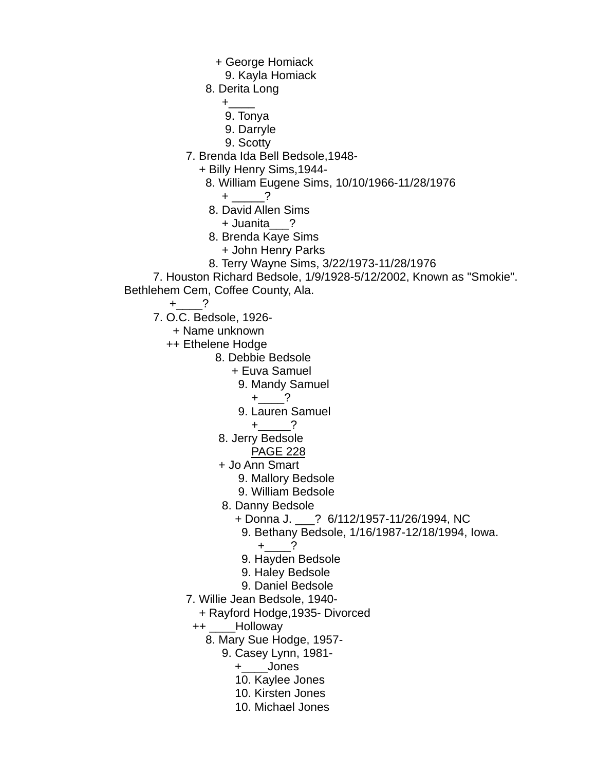+ George Homiack

9. Kayla Homiack

8. Derita Long

+____

9. Tonya

9. Darryle

9. Scotty

7. Brenda Ida Bell Bedsole,1948-

+ Billy Henry Sims,1944-

8. William Eugene Sims, 10/10/1966-11/28/1976

+ _____?

8. David Allen Sims

+ Juanita___?

8. Brenda Kaye Sims

+ John Henry Parks

8. Terry Wayne Sims, 3/22/1973-11/28/1976

7. Houston Richard Bedsole, 1/9/1928-5/12/2002, Known as "Smokie". Bethlehem Cem, Coffee County, Ala.

+____?

7. O.C. Bedsole, 1926-

+ Name unknown

++ Ethelene Hodge

8. Debbie Bedsole

+ Euva Samuel

9. Mandy Samuel

+____?

9. Lauren Samuel

+_____?

8. Jerry Bedsole

PAGE 228

+ Jo Ann Smart

9. Mallory Bedsole

9. William Bedsole

8. Danny Bedsole

+ Donna J. ___?  6/112/1957-11/26/1994, NC

9. Bethany Bedsole, 1/16/1987-12/18/1994, Iowa.

+____?

9. Hayden Bedsole

9. Haley Bedsole

9. Daniel Bedsole

7. Willie Jean Bedsole, 1940-

+ Rayford Hodge,1935- Divorced

++ ____Holloway

8. Mary Sue Hodge, 1957-

9. Casey Lynn, 1981-

+____Jones

10. Kaylee Jones

10. Kirsten Jones

10. Michael Jones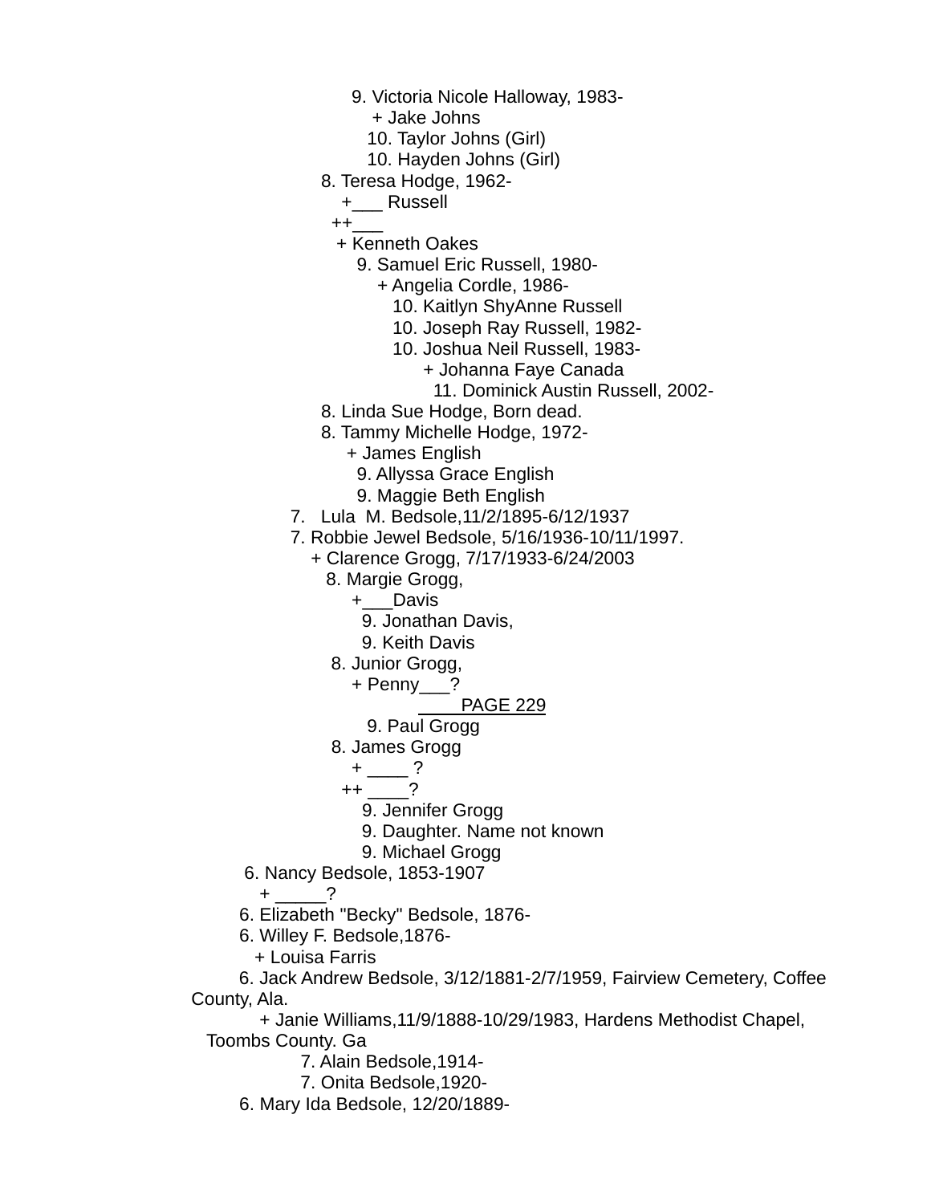9. Victoria Nicole Halloway, 1983-
+ Jake Johns
10. Taylor Johns (Girl)
10. Hayden Johns (Girl)
8. Teresa Hodge, 1962-
+___ Russell
++___
+ Kenneth Oakes
9. Samuel Eric Russell, 1980-
+ Angelia Cordle, 1986-
10. Kaitlyn ShyAnne Russell
10. Joseph Ray Russell, 1982-
10. Joshua Neil Russell, 1983-
+ Johanna Faye Canada
11. Dominick Austin Russell, 2002-
8. Linda Sue Hodge, Born dead.
8. Tammy Michelle Hodge, 1972-
+ James English
9. Allyssa Grace English
9. Maggie Beth English
7. Lula M. Bedsole,11/2/1895-6/12/1937
7. Robbie Jewel Bedsole, 5/16/1936-10/11/1997.
+ Clarence Grogg, 7/17/1933-6/24/2003
8. Margie Grogg,
+___Davis
9. Jonathan Davis,
9. Keith Davis
8. Junior Grogg,
+ Penny___?
PAGE 229
9. Paul Grogg
8. James Grogg
+ ____ ?
++ ____?
9. Jennifer Grogg
9. Daughter. Name not known
9. Michael Grogg
6. Nancy Bedsole, 1853-1907
+ _____?
6. Elizabeth "Becky" Bedsole, 1876-
6. Willey F. Bedsole,1876-
+ Louisa Farris
6. Jack Andrew Bedsole, 3/12/1881-2/7/1959, Fairview Cemetery, Coffee County, Ala.
+ Janie Williams,11/9/1888-10/29/1983, Hardens Methodist Chapel, Toombs County. Ga
7. Alain Bedsole,1914-
7. Onita Bedsole,1920-
6. Mary Ida Bedsole, 12/20/1889-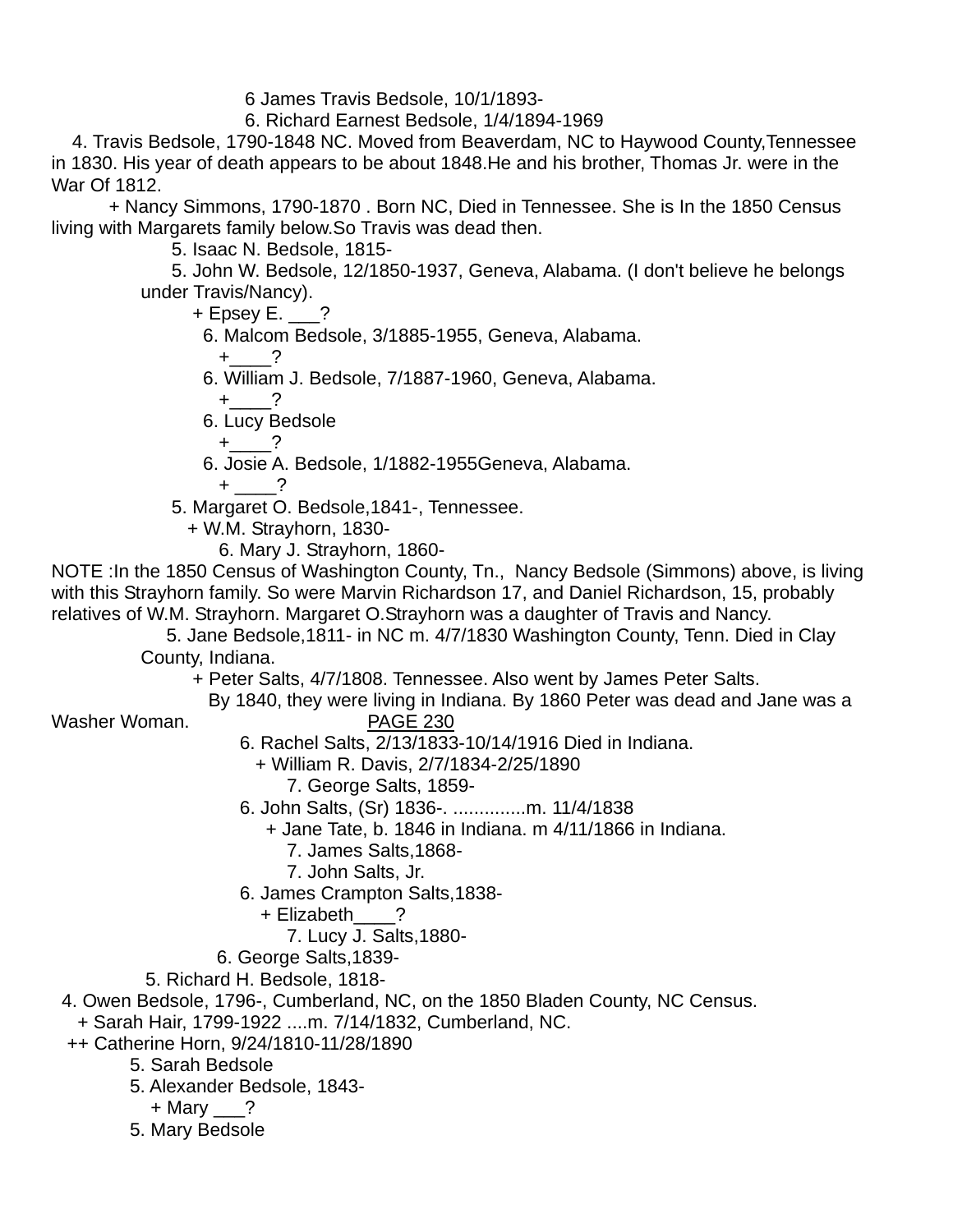6 James Travis Bedsole, 10/1/1893-
6. Richard Earnest Bedsole, 1/4/1894-1969

4. Travis Bedsole, 1790-1848 NC. Moved from Beaverdam, NC to Haywood County,Tennessee in 1830. His year of death appears to be about 1848.He and his brother, Thomas Jr. were in the War Of 1812.

+ Nancy Simmons, 1790-1870 . Born NC, Died in Tennessee. She is In the 1850 Census living with Margarets family below.So Travis was dead then.

5. Isaac N. Bedsole, 1815-
5. John W. Bedsole, 12/1850-1937, Geneva, Alabama. (I don't believe he belongs under Travis/Nancy).
+ Epsey E. ___?
6. Malcom Bedsole, 3/1885-1955, Geneva, Alabama.
+____?
6. William J. Bedsole, 7/1887-1960, Geneva, Alabama.
+____?
6. Lucy Bedsole
+____?
6. Josie A. Bedsole, 1/1882-1955Geneva, Alabama.
+ ____?
5. Margaret O. Bedsole,1841-, Tennessee.
+ W.M. Strayhorn, 1830-
6. Mary J. Strayhorn, 1860-

NOTE :In the 1850 Census of Washington County, Tn., Nancy Bedsole (Simmons) above, is living with this Strayhorn family. So were Marvin Richardson 17, and Daniel Richardson, 15, probably relatives of W.M. Strayhorn. Margaret O.Strayhorn was a daughter of Travis and Nancy.

5. Jane Bedsole,1811- in NC m. 4/7/1830 Washington County, Tenn. Died in Clay County, Indiana.
+ Peter Salts, 4/7/1808. Tennessee. Also went by James Peter Salts.
By 1840, they were living in Indiana. By 1860 Peter was dead and Jane was a Washer Woman.

6. Rachel Salts, 2/13/1833-10/14/1916 Died in Indiana.
+ William R. Davis, 2/7/1834-2/25/1890
7. George Salts, 1859-
6. John Salts, (Sr) 1836-. ..............m. 11/4/1838
+ Jane Tate, b. 1846 in Indiana. m 4/11/1866 in Indiana.
7. James Salts,1868-
7. John Salts, Jr.
6. James Crampton Salts,1838-
+ Elizabeth____?
7. Lucy J. Salts,1880-
6. George Salts,1839-
5. Richard H. Bedsole, 1818-

4. Owen Bedsole, 1796-, Cumberland, NC, on the 1850 Bladen County, NC Census.
+ Sarah Hair, 1799-1922 ....m. 7/14/1832, Cumberland, NC.
++ Catherine Horn, 9/24/1810-11/28/1890
5. Sarah Bedsole
5. Alexander Bedsole, 1843-
+ Mary ___?
5. Mary Bedsole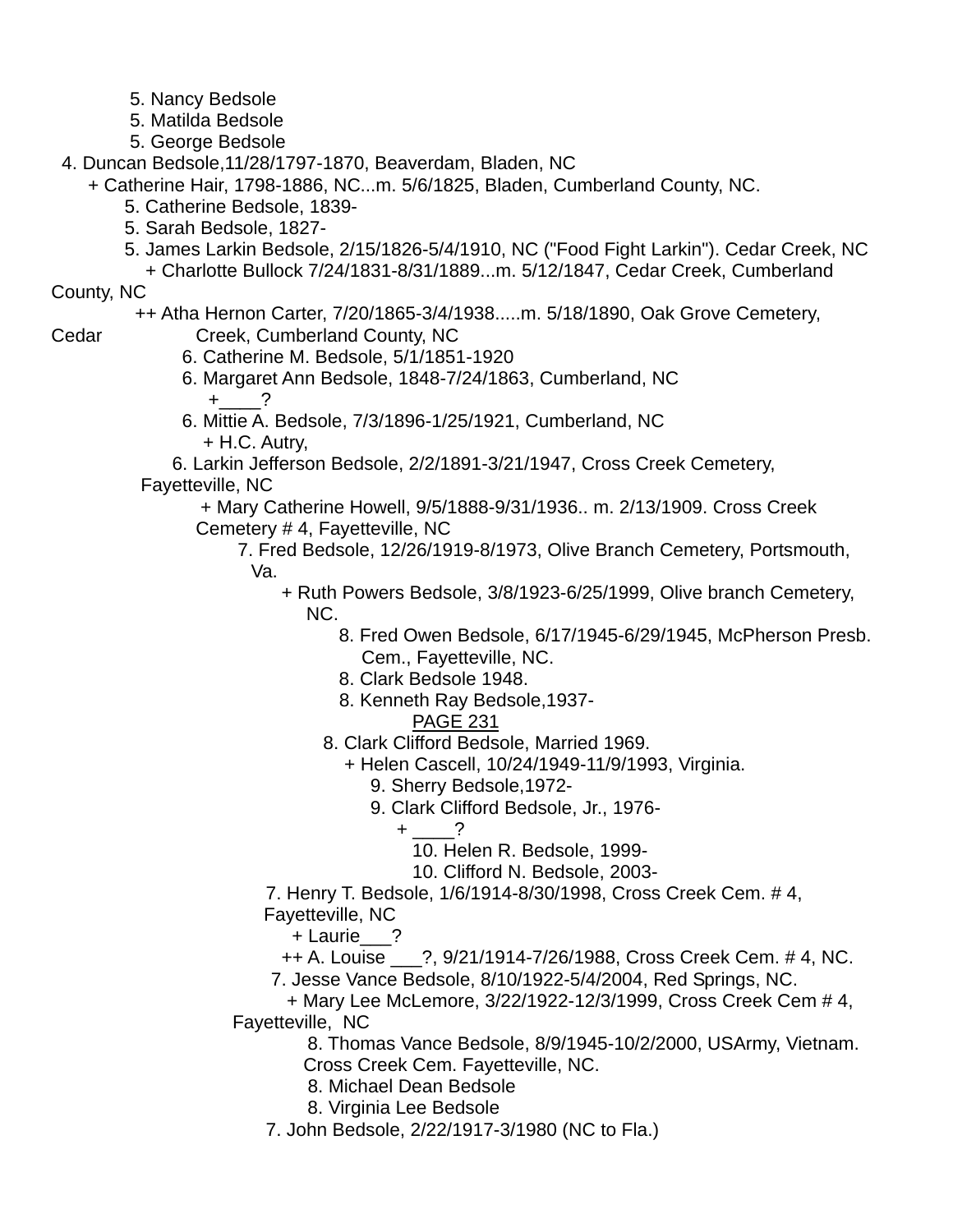5. Nancy Bedsole
5. Matilda Bedsole
5. George Bedsole
4. Duncan Bedsole,11/28/1797-1870, Beaverdam, Bladen, NC
+ Catherine Hair, 1798-1886, NC...m. 5/6/1825, Bladen, Cumberland County, NC.
5. Catherine Bedsole, 1839-
5. Sarah Bedsole, 1827-
5. James Larkin Bedsole, 2/15/1826-5/4/1910, NC ("Food Fight Larkin"). Cedar Creek, NC
+ Charlotte Bullock 7/24/1831-8/31/1889...m. 5/12/1847, Cedar Creek, Cumberland County, NC
++ Atha Hernon Carter, 7/20/1865-3/4/1938.....m. 5/18/1890, Oak Grove Cemetery, Cedar Creek, Cumberland County, NC
6. Catherine M. Bedsole, 5/1/1851-1920
6. Margaret Ann Bedsole, 1848-7/24/1863, Cumberland, NC
+____?
6. Mittie A. Bedsole, 7/3/1896-1/25/1921, Cumberland, NC
+ H.C. Autry,
6. Larkin Jefferson Bedsole, 2/2/1891-3/21/1947, Cross Creek Cemetery, Fayetteville, NC
+ Mary Catherine Howell, 9/5/1888-9/31/1936.. m. 2/13/1909. Cross Creek Cemetery # 4, Fayetteville, NC
7. Fred Bedsole, 12/26/1919-8/1973, Olive Branch Cemetery, Portsmouth, Va.
+ Ruth Powers Bedsole, 3/8/1923-6/25/1999, Olive branch Cemetery, NC.
8. Fred Owen Bedsole, 6/17/1945-6/29/1945, McPherson Presb. Cem., Fayetteville, NC.
8. Clark Bedsole 1948.
8. Kenneth Ray Bedsole,1937-
PAGE 231
8. Clark Clifford Bedsole, Married 1969.
+ Helen Cascell, 10/24/1949-11/9/1993, Virginia.
9. Sherry Bedsole,1972-
9. Clark Clifford Bedsole, Jr., 1976-
+ ____?
10. Helen R. Bedsole, 1999-
10. Clifford N. Bedsole, 2003-
7. Henry T. Bedsole, 1/6/1914-8/30/1998, Cross Creek Cem. # 4, Fayetteville, NC
+ Laurie___?
++ A. Louise ___?, 9/21/1914-7/26/1988, Cross Creek Cem. # 4, NC.
7. Jesse Vance Bedsole, 8/10/1922-5/4/2004, Red Springs, NC.
+ Mary Lee McLemore, 3/22/1922-12/3/1999, Cross Creek Cem # 4, Fayetteville, NC
8. Thomas Vance Bedsole, 8/9/1945-10/2/2000, USArmy, Vietnam. Cross Creek Cem. Fayetteville, NC.
8. Michael Dean Bedsole
8. Virginia Lee Bedsole
7. John Bedsole, 2/22/1917-3/1980 (NC to Fla.)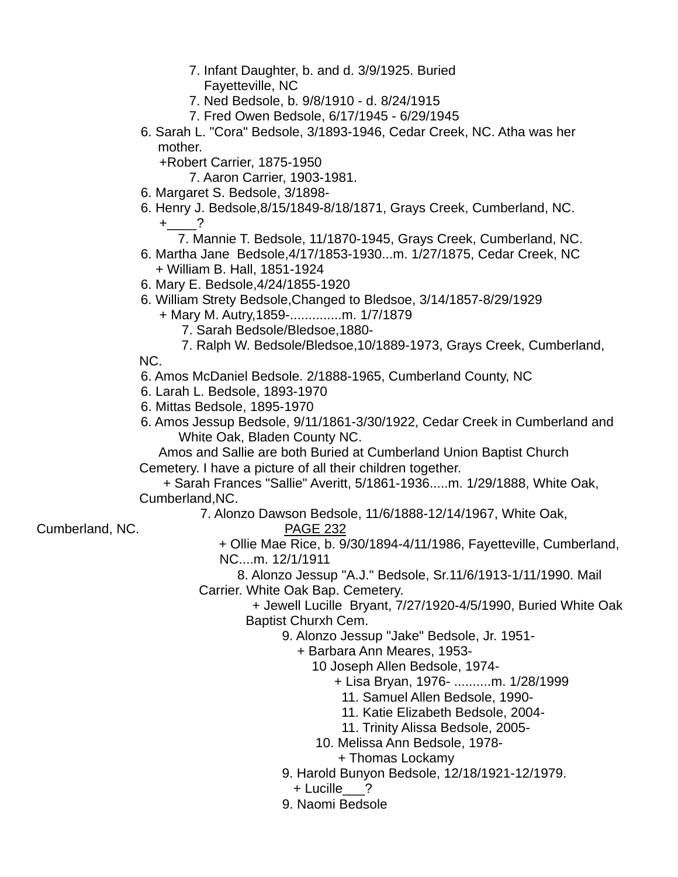7. Infant Daughter, b. and d. 3/9/1925. Buried Fayetteville, NC
7. Ned Bedsole, b. 9/8/1910 - d. 8/24/1915
7. Fred Owen Bedsole, 6/17/1945 - 6/29/1945

6. Sarah L. "Cora" Bedsole, 3/1893-1946, Cedar Creek, NC. Atha was her mother.
+Robert Carrier, 1875-1950
7. Aaron Carrier, 1903-1981.

6. Margaret S. Bedsole, 3/1898-

6. Henry J. Bedsole,8/15/1849-8/18/1871, Grays Creek, Cumberland, NC.
+____?
7. Mannie T. Bedsole, 11/1870-1945, Grays Creek, Cumberland, NC.

6. Martha Jane Bedsole,4/17/1853-1930...m. 1/27/1875, Cedar Creek, NC
+ William B. Hall, 1851-1924

6. Mary E. Bedsole,4/24/1855-1920

6. William Strety Bedsole,Changed to Bledsoe, 3/14/1857-8/29/1929
+ Mary M. Autry,1859-..............m. 1/7/1879
7. Sarah Bedsole/Bledsoe,1880-
7. Ralph W. Bedsole/Bledsoe,10/1889-1973, Grays Creek, Cumberland, NC.

6. Amos McDaniel Bedsole. 2/1888-1965, Cumberland County, NC

6. Larah L. Bedsole, 1893-1970

6. Mittas Bedsole, 1895-1970

6. Amos Jessup Bedsole, 9/11/1861-3/30/1922, Cedar Creek in Cumberland and White Oak, Bladen County NC.
Amos and Sallie are both Buried at Cumberland Union Baptist Church Cemetery. I have a picture of all their children together.
+ Sarah Frances "Sallie" Averitt, 5/1861-1936.....m. 1/29/1888, White Oak, Cumberland,NC.
7. Alonzo Dawson Bedsole, 11/6/1888-12/14/1967, White Oak, Cumberland, NC. PAGE 232
+ Ollie Mae Rice, b. 9/30/1894-4/11/1986, Fayetteville, Cumberland, NC....m. 12/1/1911
8. Alonzo Jessup "A.J." Bedsole, Sr.11/6/1913-1/11/1990. Mail Carrier. White Oak Bap. Cemetery.
+ Jewell Lucille Bryant, 7/27/1920-4/5/1990, Buried White Oak Baptist Churxh Cem.
9. Alonzo Jessup "Jake" Bedsole, Jr. 1951-
+ Barbara Ann Meares, 1953-
10 Joseph Allen Bedsole, 1974-
+ Lisa Bryan, 1976- ..........m. 1/28/1999
11. Samuel Allen Bedsole, 1990-
11. Katie Elizabeth Bedsole, 2004-
11. Trinity Alissa Bedsole, 2005-
10. Melissa Ann Bedsole, 1978-
+ Thomas Lockamy
9. Harold Bunyon Bedsole, 12/18/1921-12/1979.
+ Lucille___?
9. Naomi Bedsole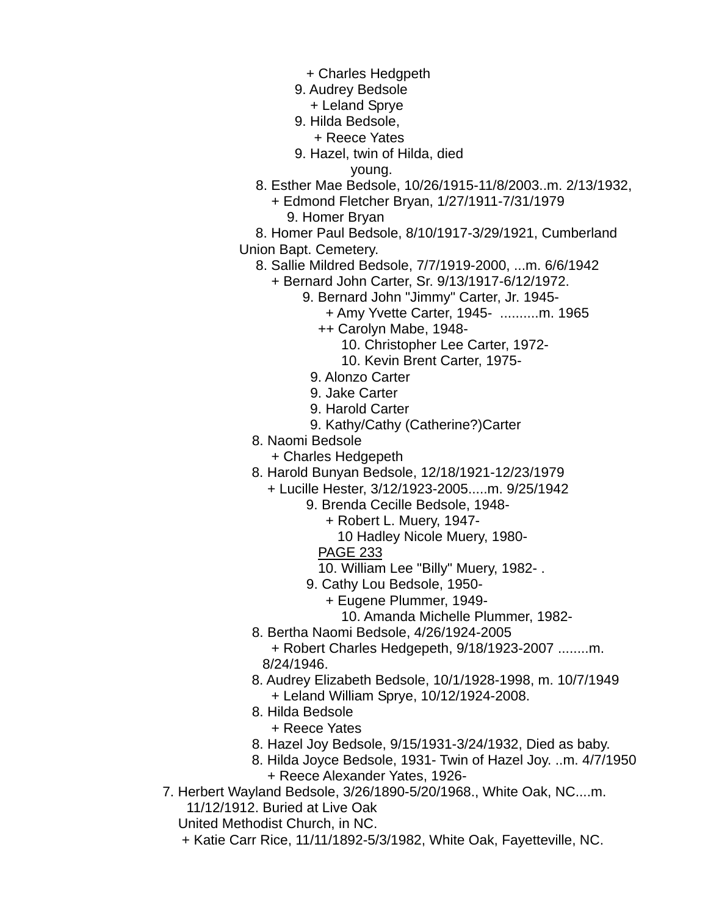+ Charles Hedgpeth
9. Audrey Bedsole
+ Leland Sprye
9. Hilda Bedsole,
+ Reece Yates
9. Hazel, twin of Hilda, died young.

8. Esther Mae Bedsole, 10/26/1915-11/8/2003..m. 2/13/1932,
+ Edmond Fletcher Bryan, 1/27/1911-7/31/1979
9. Homer Bryan

8. Homer Paul Bedsole, 8/10/1917-3/29/1921, Cumberland Union Bapt. Cemetery.

8. Sallie Mildred Bedsole, 7/7/1919-2000, ...m. 6/6/1942
+ Bernard John Carter, Sr. 9/13/1917-6/12/1972.
9. Bernard John "Jimmy" Carter, Jr. 1945-
+ Amy Yvette Carter, 1945- ..........m. 1965
++ Carolyn Mabe, 1948-
10. Christopher Lee Carter, 1972-
10. Kevin Brent Carter, 1975-
9. Alonzo Carter
9. Jake Carter
9. Harold Carter
9. Kathy/Cathy (Catherine?)Carter

8. Naomi Bedsole
+ Charles Hedgepeth

8. Harold Bunyan Bedsole, 12/18/1921-12/23/1979
+ Lucille Hester, 3/12/1923-2005.....m. 9/25/1942
9. Brenda Cecille Bedsole, 1948-
+ Robert L. Muery, 1947-
10 Hadley Nicole Muery, 1980-
PAGE 233
10. William Lee "Billy" Muery, 1982- .
9. Cathy Lou Bedsole, 1950-
+ Eugene Plummer, 1949-
10. Amanda Michelle Plummer, 1982-

8. Bertha Naomi Bedsole, 4/26/1924-2005
+ Robert Charles Hedgepeth, 9/18/1923-2007 ........m. 8/24/1946.

8. Audrey Elizabeth Bedsole, 10/1/1928-1998, m. 10/7/1949
+ Leland William Sprye, 10/12/1924-2008.

8. Hilda Bedsole
+ Reece Yates

8. Hazel Joy Bedsole, 9/15/1931-3/24/1932, Died as baby.

8. Hilda Joyce Bedsole, 1931- Twin of Hazel Joy. ..m. 4/7/1950
+ Reece Alexander Yates, 1926-

7. Herbert Wayland Bedsole, 3/26/1890-5/20/1968., White Oak, NC....m. 11/12/1912. Buried at Live Oak United Methodist Church, in NC.
+ Katie Carr Rice, 11/11/1892-5/3/1982, White Oak, Fayetteville, NC.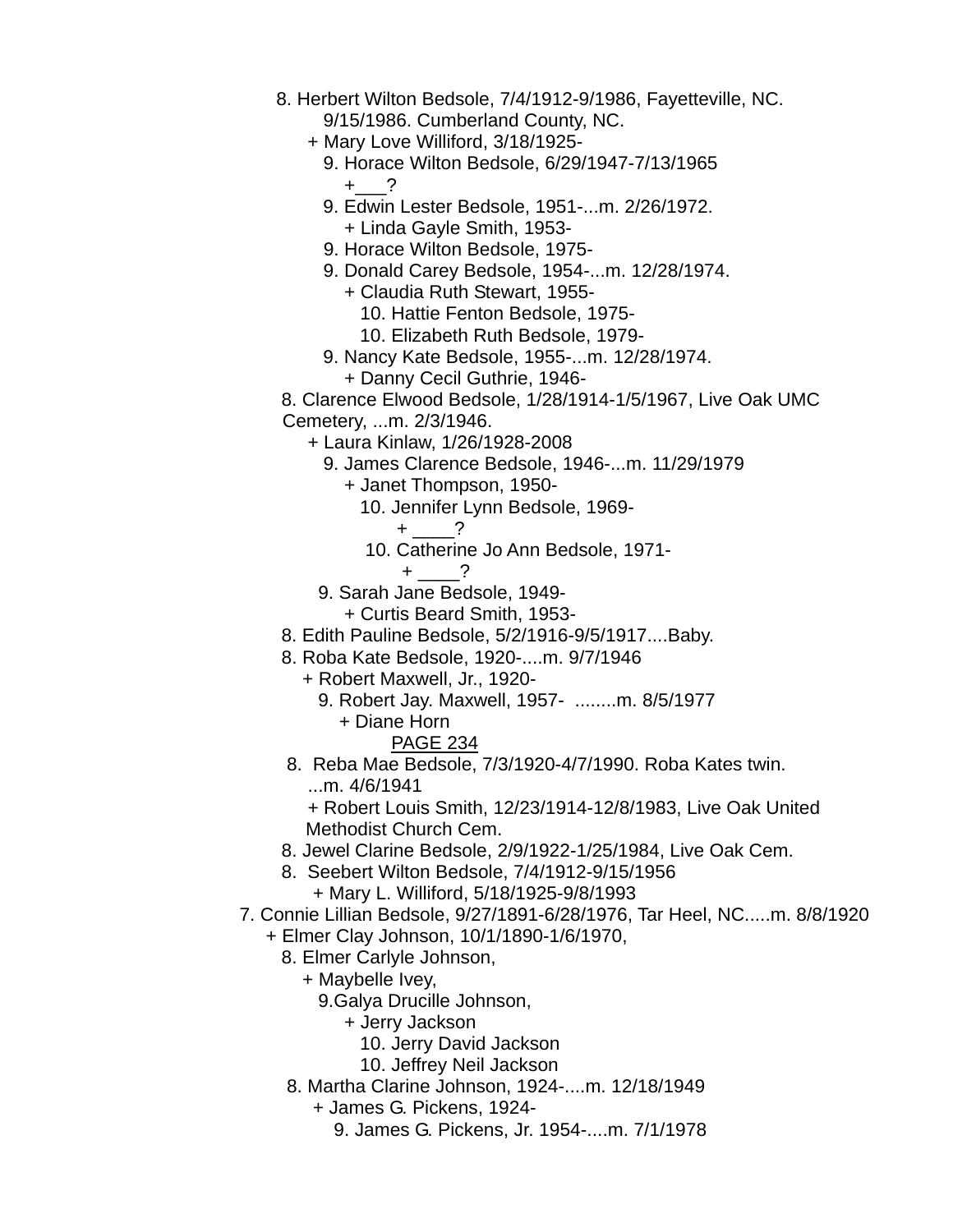8. Herbert Wilton Bedsole, 7/4/1912-9/1986, Fayetteville, NC.
   9/15/1986. Cumberland County, NC.
   + Mary Love Williford, 3/18/1925-
      9. Horace Wilton Bedsole, 6/29/1947-7/13/1965
         +___?
      9. Edwin Lester Bedsole, 1951-...m. 2/26/1972.
         + Linda Gayle Smith, 1953-
      9. Horace Wilton Bedsole, 1975-
      9. Donald Carey Bedsole, 1954-...m. 12/28/1974.
         + Claudia Ruth Stewart, 1955-
            10. Hattie Fenton Bedsole, 1975-
            10. Elizabeth Ruth Bedsole, 1979-
      9. Nancy Kate Bedsole, 1955-...m. 12/28/1974.
         + Danny Cecil Guthrie, 1946-

8. Clarence Elwood Bedsole, 1/28/1914-1/5/1967, Live Oak UMC Cemetery, ...m. 2/3/1946.
   + Laura Kinlaw, 1/26/1928-2008
      9. James Clarence Bedsole, 1946-...m. 11/29/1979
         + Janet Thompson, 1950-
            10. Jennifer Lynn Bedsole, 1969-
               + ____?
            10. Catherine Jo Ann Bedsole, 1971-
               + ____?
      9. Sarah Jane Bedsole, 1949-
         + Curtis Beard Smith, 1953-

8. Edith Pauline Bedsole, 5/2/1916-9/5/1917....Baby.

8. Roba Kate Bedsole, 1920-....m. 9/7/1946
   + Robert Maxwell, Jr., 1920-
      9. Robert Jay. Maxwell, 1957- ........m. 8/5/1977
         + Diane Horn

PAGE 234

8. Reba Mae Bedsole, 7/3/1920-4/7/1990. Roba Kates twin.
   ...m. 4/6/1941
   + Robert Louis Smith, 12/23/1914-12/8/1983, Live Oak United Methodist Church Cem.

8. Jewel Clarine Bedsole, 2/9/1922-1/25/1984, Live Oak Cem.

8. Seebert Wilton Bedsole, 7/4/1912-9/15/1956
   + Mary L. Williford, 5/18/1925-9/8/1993

7. Connie Lillian Bedsole, 9/27/1891-6/28/1976, Tar Heel, NC.....m. 8/8/1920
   + Elmer Clay Johnson, 10/1/1890-1/6/1970,
   8. Elmer Carlyle Johnson,
      + Maybelle Ivey,
         9.Galya Drucille Johnson,
            + Jerry Jackson
               10. Jerry David Jackson
               10. Jeffrey Neil Jackson
   8. Martha Clarine Johnson, 1924-....m. 12/18/1949
      + James G. Pickens, 1924-
         9. James G. Pickens, Jr. 1954-....m. 7/1/1978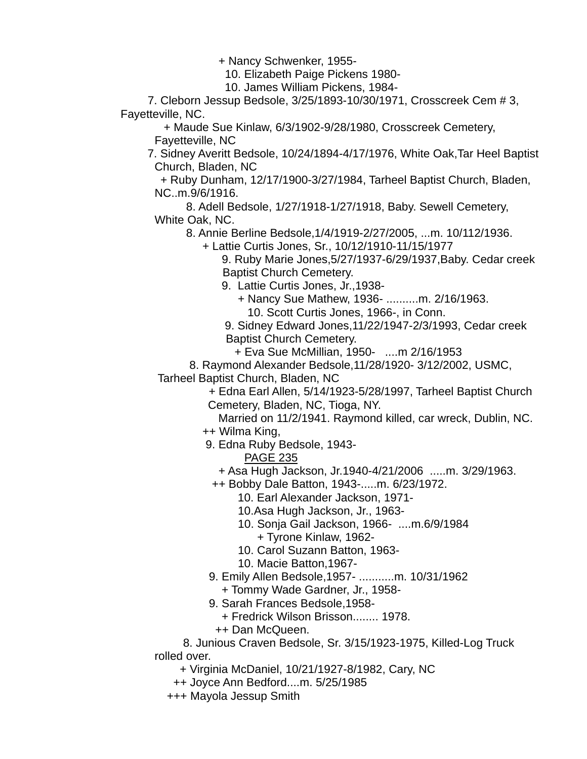+ Nancy Schwenker, 1955-
10. Elizabeth Paige Pickens 1980-
10. James William Pickens, 1984-

7. Cleborn Jessup Bedsole, 3/25/1893-10/30/1971, Crosscreek Cem # 3, Fayetteville, NC.
+ Maude Sue Kinlaw, 6/3/1902-9/28/1980, Crosscreek Cemetery, Fayetteville, NC

7. Sidney Averitt Bedsole, 10/24/1894-4/17/1976, White Oak,Tar Heel Baptist Church, Bladen, NC
+ Ruby Dunham, 12/17/1900-3/27/1984, Tarheel Baptist Church, Bladen, NC..m.9/6/1916.

8. Adell Bedsole, 1/27/1918-1/27/1918, Baby. Sewell Cemetery, White Oak, NC.

8. Annie Berline Bedsole,1/4/1919-2/27/2005, ...m. 10/112/1936.
+ Lattie Curtis Jones, Sr., 10/12/1910-11/15/1977
9. Ruby Marie Jones,5/27/1937-6/29/1937,Baby. Cedar creek Baptist Church Cemetery.
9. Lattie Curtis Jones, Jr.,1938-
+ Nancy Sue Mathew, 1936- ..........m. 2/16/1963.
10. Scott Curtis Jones, 1966-, in Conn.
9. Sidney Edward Jones,11/22/1947-2/3/1993, Cedar creek Baptist Church Cemetery.
+ Eva Sue McMillian, 1950- ....m 2/16/1953

8. Raymond Alexander Bedsole,11/28/1920- 3/12/2002, USMC, Tarheel Baptist Church, Bladen, NC
+ Edna Earl Allen, 5/14/1923-5/28/1997, Tarheel Baptist Church Cemetery, Bladen, NC, Tioga, NY.
Married on 11/2/1941. Raymond killed, car wreck, Dublin, NC.
++ Wilma King,
9. Edna Ruby Bedsole, 1943-
PAGE 235
+ Asa Hugh Jackson, Jr.1940-4/21/2006 .....m. 3/29/1963.
++ Bobby Dale Batton, 1943-.....m. 6/23/1972.
10. Earl Alexander Jackson, 1971-
10.Asa Hugh Jackson, Jr., 1963-
10. Sonja Gail Jackson, 1966- ....m.6/9/1984
+ Tyrone Kinlaw, 1962-
10. Carol Suzann Batton, 1963-
10. Macie Batton,1967-
9. Emily Allen Bedsole,1957- ...........m. 10/31/1962
+ Tommy Wade Gardner, Jr., 1958-
9. Sarah Frances Bedsole,1958-
+ Fredrick Wilson Brisson........ 1978.
++ Dan McQueen.

8. Junious Craven Bedsole, Sr. 3/15/1923-1975, Killed-Log Truck rolled over.
+ Virginia McDaniel, 10/21/1927-8/1982, Cary, NC
++ Joyce Ann Bedford....m. 5/25/1985
+++ Mayola Jessup Smith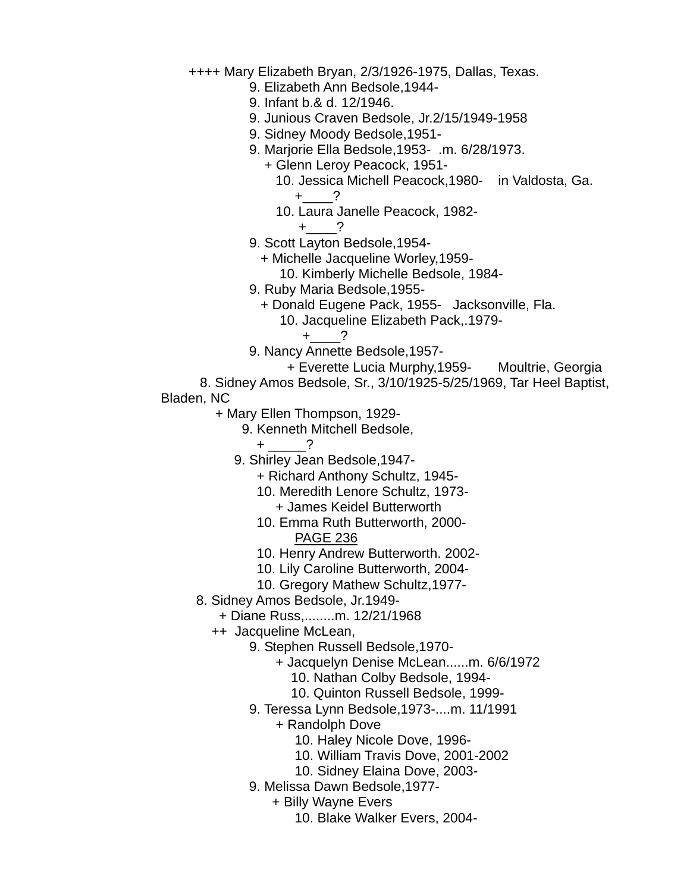++++ Mary Elizabeth Bryan, 2/3/1926-1975, Dallas, Texas.

9. Elizabeth Ann Bedsole,1944-

9. Infant b.& d. 12/1946.

9. Junious Craven Bedsole, Jr.2/15/1949-1958

9. Sidney Moody Bedsole,1951-

9. Marjorie Ella Bedsole,1953- .m. 6/28/1973.

+ Glenn Leroy Peacock, 1951-

10. Jessica Michell Peacock,1980- in Valdosta, Ga.

+____?

10. Laura Janelle Peacock, 1982-

+____?

9. Scott Layton Bedsole,1954-

+ Michelle Jacqueline Worley,1959-

10. Kimberly Michelle Bedsole, 1984-

9. Ruby Maria Bedsole,1955-

+ Donald Eugene Pack, 1955- Jacksonville, Fla.

10. Jacqueline Elizabeth Pack,.1979-

+____?

9. Nancy Annette Bedsole,1957-

+ Everette Lucia Murphy,1959- Moultrie, Georgia

8. Sidney Amos Bedsole, Sr., 3/10/1925-5/25/1969, Tar Heel Baptist, Bladen, NC

+ Mary Ellen Thompson, 1929-

9. Kenneth Mitchell Bedsole,

+ _____?

9. Shirley Jean Bedsole,1947-

+ Richard Anthony Schultz, 1945-

10. Meredith Lenore Schultz, 1973-

+ James Keidel Butterworth

10. Emma Ruth Butterworth, 2000-

PAGE 236

10. Henry Andrew Butterworth. 2002-

10. Lily Caroline Butterworth, 2004-

10. Gregory Mathew Schultz,1977-

8. Sidney Amos Bedsole, Jr.1949-

+ Diane Russ,........m. 12/21/1968

++ Jacqueline McLean,

9. Stephen Russell Bedsole,1970-

+ Jacquelyn Denise McLean......m. 6/6/1972

10. Nathan Colby Bedsole, 1994-

10. Quinton Russell Bedsole, 1999-

9. Teressa Lynn Bedsole,1973-....m. 11/1991

+ Randolph Dove

10. Haley Nicole Dove, 1996-

10. William Travis Dove, 2001-2002

10. Sidney Elaina Dove, 2003-

9. Melissa Dawn Bedsole,1977-

+ Billy Wayne Evers

10. Blake Walker Evers, 2004-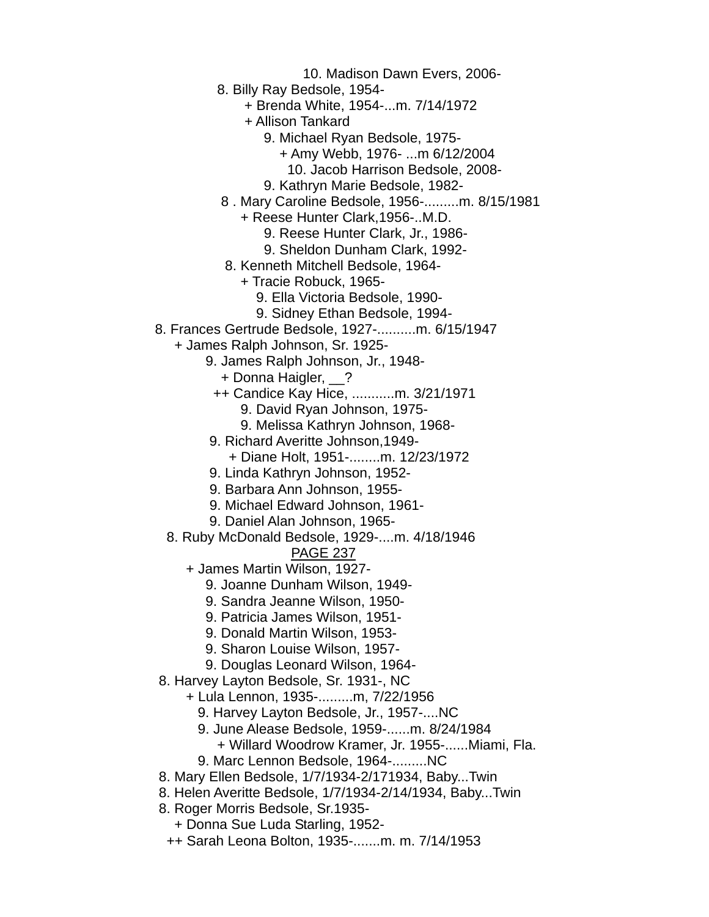10. Madison Dawn Evers, 2006-
8. Billy Ray Bedsole, 1954-
+ Brenda White, 1954-...m. 7/14/1972
+ Allison Tankard
9. Michael Ryan Bedsole, 1975-
+ Amy Webb, 1976- ...m 6/12/2004
10. Jacob Harrison Bedsole, 2008-
9. Kathryn Marie Bedsole, 1982-
8 . Mary Caroline Bedsole, 1956-.........m. 8/15/1981
+ Reese Hunter Clark,1956-..M.D.
9. Reese Hunter Clark, Jr., 1986-
9. Sheldon Dunham Clark, 1992-
8. Kenneth Mitchell Bedsole, 1964-
+ Tracie Robuck, 1965-
9. Ella Victoria Bedsole, 1990-
9. Sidney Ethan Bedsole, 1994-
8. Frances Gertrude Bedsole, 1927-..........m. 6/15/1947
+ James Ralph Johnson, Sr. 1925-
9. James Ralph Johnson, Jr., 1948-
+ Donna Haigler, __?
++ Candice Kay Hice, ...........m. 3/21/1971
9. David Ryan Johnson, 1975-
9. Melissa Kathryn Johnson, 1968-
9. Richard Averitte Johnson,1949-
+ Diane Holt, 1951-........m. 12/23/1972
9. Linda Kathryn Johnson, 1952-
9. Barbara Ann Johnson, 1955-
9. Michael Edward Johnson, 1961-
9. Daniel Alan Johnson, 1965-
8. Ruby McDonald Bedsole, 1929-....m. 4/18/1946

PAGE 237

+ James Martin Wilson, 1927-
9. Joanne Dunham Wilson, 1949-
9. Sandra Jeanne Wilson, 1950-
9. Patricia James Wilson, 1951-
9. Donald Martin Wilson, 1953-
9. Sharon Louise Wilson, 1957-
9. Douglas Leonard Wilson, 1964-
8. Harvey Layton Bedsole, Sr. 1931-, NC
+ Lula Lennon, 1935-.........m, 7/22/1956
9. Harvey Layton Bedsole, Jr., 1957-....NC
9. June Alease Bedsole, 1959-......m. 8/24/1984
+ Willard Woodrow Kramer, Jr. 1955-......Miami, Fla.
9. Marc Lennon Bedsole, 1964-.........NC
8. Mary Ellen Bedsole, 1/7/1934-2/171934, Baby...Twin
8. Helen Averitte Bedsole, 1/7/1934-2/14/1934, Baby...Twin
8. Roger Morris Bedsole, Sr.1935-
+ Donna Sue Luda Starling, 1952-
++ Sarah Leona Bolton, 1935-.......m. m. 7/14/1953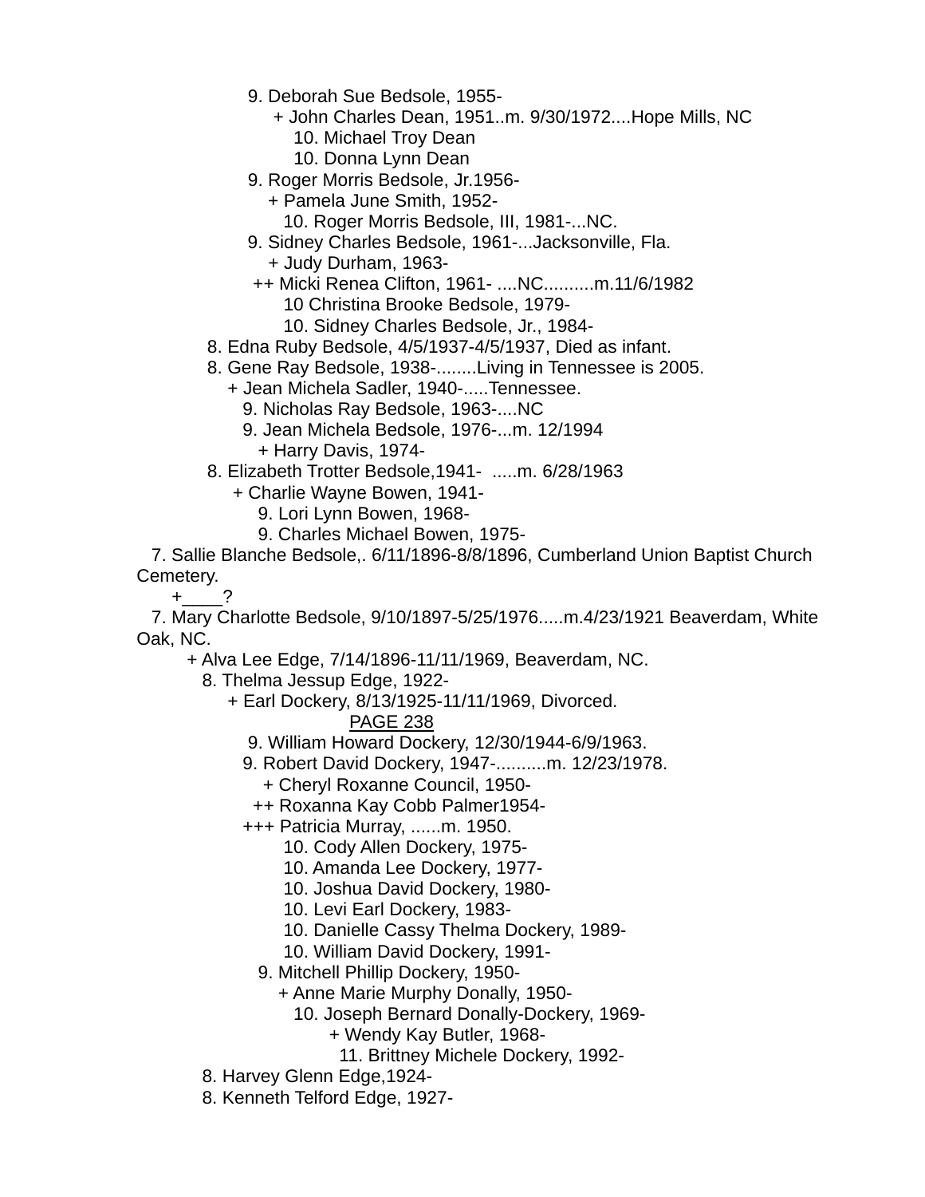9. Deborah Sue Bedsole, 1955-
+ John Charles Dean, 1951..m. 9/30/1972....Hope Mills, NC
10. Michael Troy Dean
10. Donna Lynn Dean
9. Roger Morris Bedsole, Jr.1956-
+ Pamela June Smith, 1952-
10. Roger Morris Bedsole, III, 1981-...NC.
9. Sidney Charles Bedsole, 1961-...Jacksonville, Fla.
+ Judy Durham, 1963-
++ Micki Renea Clifton, 1961- ....NC..........m.11/6/1982
10 Christina Brooke Bedsole, 1979-
10. Sidney Charles Bedsole, Jr., 1984-
8. Edna Ruby Bedsole, 4/5/1937-4/5/1937, Died as infant.
8. Gene Ray Bedsole, 1938-........Living in Tennessee is 2005.
+ Jean Michela Sadler, 1940-.....Tennessee.
9. Nicholas Ray Bedsole, 1963-....NC
9. Jean Michela Bedsole, 1976-...m. 12/1994
+ Harry Davis, 1974-
8. Elizabeth Trotter Bedsole,1941- .....m. 6/28/1963
+ Charlie Wayne Bowen, 1941-
9. Lori Lynn Bowen, 1968-
9. Charles Michael Bowen, 1975-
7. Sallie Blanche Bedsole,. 6/11/1896-8/8/1896, Cumberland Union Baptist Church Cemetery.
+____?
7. Mary Charlotte Bedsole, 9/10/1897-5/25/1976.....m.4/23/1921 Beaverdam, White Oak, NC.
+ Alva Lee Edge, 7/14/1896-11/11/1969, Beaverdam, NC.
8. Thelma Jessup Edge, 1922-
+ Earl Dockery, 8/13/1925-11/11/1969, Divorced.
PAGE 238
9. William Howard Dockery, 12/30/1944-6/9/1963.
9. Robert David Dockery, 1947-..........m. 12/23/1978.
+ Cheryl Roxanne Council, 1950-
++ Roxanna Kay Cobb Palmer1954-
+++ Patricia Murray, ......m. 1950.
10. Cody Allen Dockery, 1975-
10. Amanda Lee Dockery, 1977-
10. Joshua David Dockery, 1980-
10. Levi Earl Dockery, 1983-
10. Danielle Cassy Thelma Dockery, 1989-
10. William David Dockery, 1991-
9. Mitchell Phillip Dockery, 1950-
+ Anne Marie Murphy Donally, 1950-
10. Joseph Bernard Donally-Dockery, 1969-
+ Wendy Kay Butler, 1968-
11. Brittney Michele Dockery, 1992-
8. Harvey Glenn Edge,1924-
8. Kenneth Telford Edge, 1927-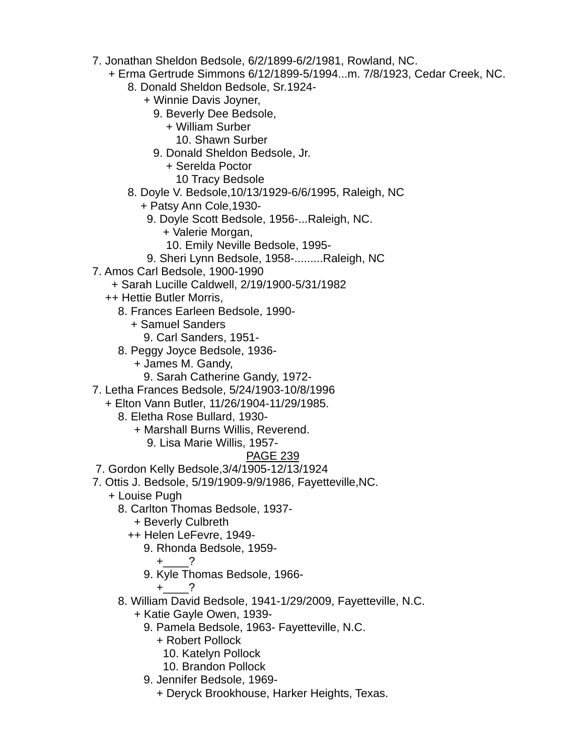7. Jonathan Sheldon Bedsole, 6/2/1899-6/2/1981, Rowland, NC.
+ Erma Gertrude Simmons 6/12/1899-5/1994...m. 7/8/1923, Cedar Creek, NC.
8. Donald Sheldon Bedsole, Sr.1924-
+ Winnie Davis Joyner,
9. Beverly Dee Bedsole,
+ William Surber
10. Shawn Surber
9. Donald Sheldon Bedsole, Jr.
+ Serelda Poctor
10 Tracy Bedsole
8. Doyle V. Bedsole,10/13/1929-6/6/1995, Raleigh, NC
+ Patsy Ann Cole,1930-
9. Doyle Scott Bedsole, 1956-...Raleigh, NC.
+ Valerie Morgan,
10. Emily Neville Bedsole, 1995-
9. Sheri Lynn Bedsole, 1958-.........Raleigh, NC
7. Amos Carl Bedsole, 1900-1990
+ Sarah Lucille Caldwell, 2/19/1900-5/31/1982
++ Hettie Butler Morris,
8. Frances Earleen Bedsole, 1990-
+ Samuel Sanders
9. Carl Sanders, 1951-
8. Peggy Joyce Bedsole, 1936-
+ James M. Gandy,
9. Sarah Catherine Gandy, 1972-
7. Letha Frances Bedsole, 5/24/1903-10/8/1996
+ Elton Vann Butler, 11/26/1904-11/29/1985.
8. Eletha Rose Bullard, 1930-
+ Marshall Burns Willis, Reverend.
9. Lisa Marie Willis, 1957-

PAGE 239

7. Gordon Kelly Bedsole,3/4/1905-12/13/1924
7. Ottis J. Bedsole, 5/19/1909-9/9/1986, Fayetteville,NC.
+ Louise Pugh
8. Carlton Thomas Bedsole, 1937-
+ Beverly Culbreth
++ Helen LeFevre, 1949-
9. Rhonda Bedsole, 1959-
+____?
9. Kyle Thomas Bedsole, 1966-
+____?
8. William David Bedsole, 1941-1/29/2009, Fayetteville, N.C.
+ Katie Gayle Owen, 1939-
9. Pamela Bedsole, 1963- Fayetteville, N.C.
+ Robert Pollock
10. Katelyn Pollock
10. Brandon Pollock
9. Jennifer Bedsole, 1969-
+ Deryck Brookhouse, Harker Heights, Texas.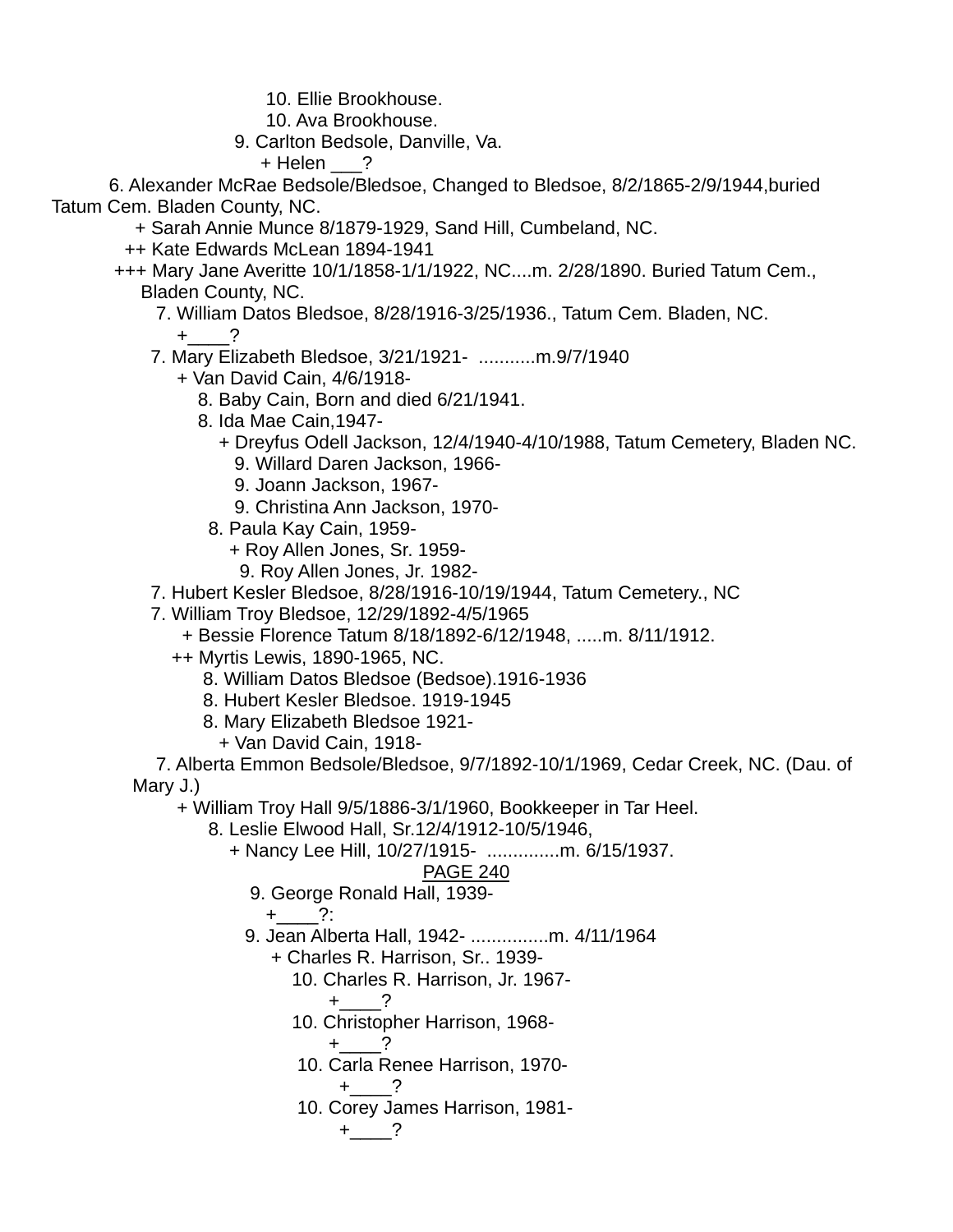10. Ellie Brookhouse.
10. Ava Brookhouse.
9. Carlton Bedsole, Danville, Va.
+ Helen ___?

6. Alexander McRae Bedsole/Bledsoe, Changed to Bledsoe, 8/2/1865-2/9/1944,buried Tatum Cem. Bladen County, NC.
+ Sarah Annie Munce 8/1879-1929, Sand Hill, Cumbeland, NC.
++ Kate Edwards McLean 1894-1941
+++ Mary Jane Averitte 10/1/1858-1/1/1922, NC....m. 2/28/1890. Buried Tatum Cem., Bladen County, NC.
7. William Datos Bledsoe, 8/28/1916-3/25/1936., Tatum Cem. Bladen, NC.
+____?
7. Mary Elizabeth Bledsoe, 3/21/1921- ...........m.9/7/1940
+ Van David Cain, 4/6/1918-
8. Baby Cain, Born and died 6/21/1941.
8. Ida Mae Cain,1947-
+ Dreyfus Odell Jackson, 12/4/1940-4/10/1988, Tatum Cemetery, Bladen NC.
9. Willard Daren Jackson, 1966-
9. Joann Jackson, 1967-
9. Christina Ann Jackson, 1970-
8. Paula Kay Cain, 1959-
+ Roy Allen Jones, Sr. 1959-
9. Roy Allen Jones, Jr. 1982-
7. Hubert Kesler Bledsoe, 8/28/1916-10/19/1944, Tatum Cemetery., NC
7. William Troy Bledsoe, 12/29/1892-4/5/1965
+ Bessie Florence Tatum 8/18/1892-6/12/1948, .....m. 8/11/1912.
++ Myrtis Lewis, 1890-1965, NC.
8. William Datos Bledsoe (Bedsoe).1916-1936
8. Hubert Kesler Bledsoe. 1919-1945
8. Mary Elizabeth Bledsoe 1921-
+ Van David Cain, 1918-
7. Alberta Emmon Bedsole/Bledsoe, 9/7/1892-10/1/1969, Cedar Creek, NC. (Dau. of Mary J.)
+ William Troy Hall 9/5/1886-3/1/1960, Bookkeeper in Tar Heel.
8. Leslie Elwood Hall, Sr.12/4/1912-10/5/1946,
+ Nancy Lee Hill, 10/27/1915- ..............m. 6/15/1937.

PAGE 240

9. George Ronald Hall, 1939-
+____?:
9. Jean Alberta Hall, 1942- ...............m. 4/11/1964
+ Charles R. Harrison, Sr.. 1939-
10. Charles R. Harrison, Jr. 1967-
+____?
10. Christopher Harrison, 1968-
+____?
10. Carla Renee Harrison, 1970-
+____?
10. Corey James Harrison, 1981-
+____?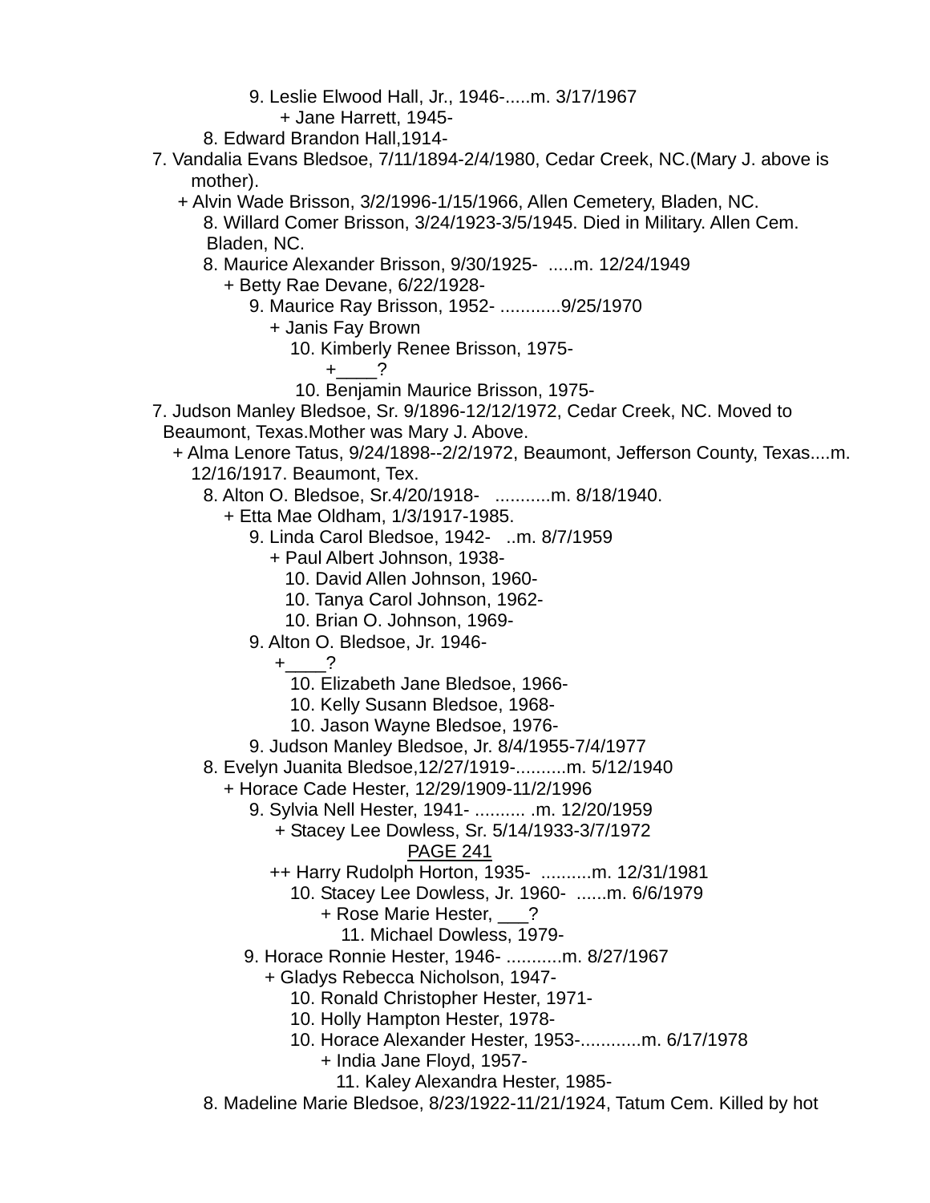9. Leslie Elwood Hall, Jr., 1946-.....m. 3/17/1967
+ Jane Harrett, 1945-
8. Edward Brandon Hall,1914-
7. Vandalia Evans Bledsoe, 7/11/1894-2/4/1980, Cedar Creek, NC.(Mary J. above is mother).
+ Alvin Wade Brisson, 3/2/1996-1/15/1966, Allen Cemetery, Bladen, NC.
8. Willard Comer Brisson, 3/24/1923-3/5/1945. Died in Military. Allen Cem. Bladen, NC.
8. Maurice Alexander Brisson, 9/30/1925- .....m. 12/24/1949
+ Betty Rae Devane, 6/22/1928-
9. Maurice Ray Brisson, 1952- ............9/25/1970
+ Janis Fay Brown
10. Kimberly Renee Brisson, 1975-
+____?
10. Benjamin Maurice Brisson, 1975-
7. Judson Manley Bledsoe, Sr. 9/1896-12/12/1972, Cedar Creek, NC. Moved to Beaumont, Texas.Mother was Mary J. Above.
+ Alma Lenore Tatus, 9/24/1898--2/2/1972, Beaumont, Jefferson County, Texas....m. 12/16/1917. Beaumont, Tex.
8. Alton O. Bledsoe, Sr.4/20/1918- ...........m. 8/18/1940.
+ Etta Mae Oldham, 1/3/1917-1985.
9. Linda Carol Bledsoe, 1942- ..m. 8/7/1959
+ Paul Albert Johnson, 1938-
10. David Allen Johnson, 1960-
10. Tanya Carol Johnson, 1962-
10. Brian O. Johnson, 1969-
9. Alton O. Bledsoe, Jr. 1946-
+____?
10. Elizabeth Jane Bledsoe, 1966-
10. Kelly Susann Bledsoe, 1968-
10. Jason Wayne Bledsoe, 1976-
9. Judson Manley Bledsoe, Jr. 8/4/1955-7/4/1977
8. Evelyn Juanita Bledsoe,12/27/1919-..........m. 5/12/1940
+ Horace Cade Hester, 12/29/1909-11/2/1996
9. Sylvia Nell Hester, 1941- .......... .m. 12/20/1959
+ Stacey Lee Dowless, Sr. 5/14/1933-3/7/1972

PAGE 241

++ Harry Rudolph Horton, 1935- ..........m. 12/31/1981
10. Stacey Lee Dowless, Jr. 1960- ......m. 6/6/1979
+ Rose Marie Hester, ___?
11. Michael Dowless, 1979-
9. Horace Ronnie Hester, 1946- ...........m. 8/27/1967
+ Gladys Rebecca Nicholson, 1947-
10. Ronald Christopher Hester, 1971-
10. Holly Hampton Hester, 1978-
10. Horace Alexander Hester, 1953-............m. 6/17/1978
+ India Jane Floyd, 1957-
11. Kaley Alexandra Hester, 1985-
8. Madeline Marie Bledsoe, 8/23/1922-11/21/1924, Tatum Cem. Killed by hot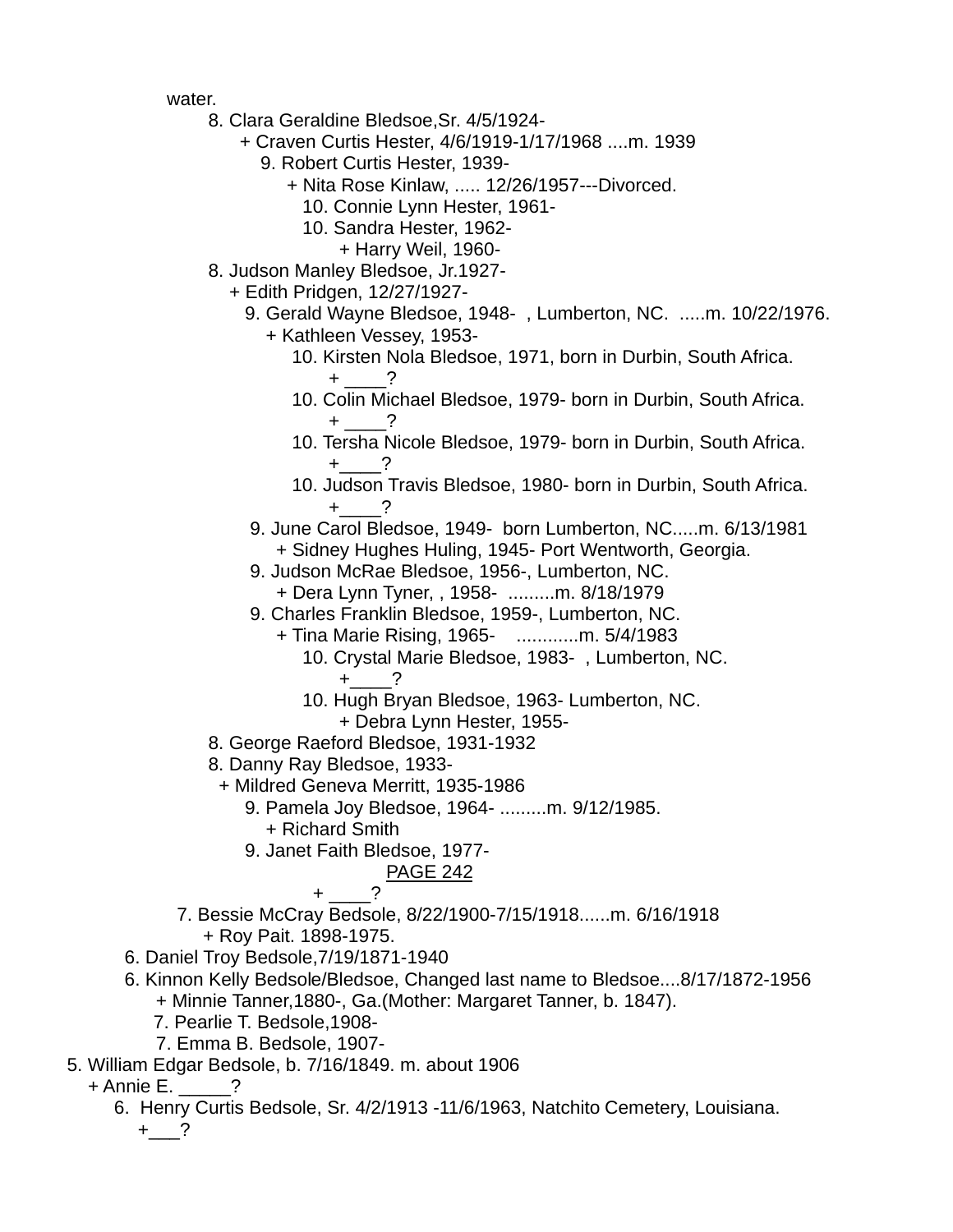water.

8. Clara Geraldine Bledsoe,Sr. 4/5/1924-
+ Craven Curtis Hester, 4/6/1919-1/17/1968 ....m. 1939
9. Robert Curtis Hester, 1939-
+ Nita Rose Kinlaw, ..... 12/26/1957---Divorced.
10. Connie Lynn Hester, 1961-
10. Sandra Hester, 1962-
+ Harry Weil, 1960-
8. Judson Manley Bledsoe, Jr.1927-
+ Edith Pridgen, 12/27/1927-
9. Gerald Wayne Bledsoe, 1948- , Lumberton, NC. .....m. 10/22/1976.
+ Kathleen Vessey, 1953-
10. Kirsten Nola Bledsoe, 1971, born in Durbin, South Africa.
+ ____?
10. Colin Michael Bledsoe, 1979- born in Durbin, South Africa.
+ ____?
10. Tersha Nicole Bledsoe, 1979- born in Durbin, South Africa.
+____?
10. Judson Travis Bledsoe, 1980- born in Durbin, South Africa.
+____?
9. June Carol Bledsoe, 1949- born Lumberton, NC.....m. 6/13/1981
+ Sidney Hughes Huling, 1945- Port Wentworth, Georgia.
9. Judson McRae Bledsoe, 1956-, Lumberton, NC.
+ Dera Lynn Tyner, , 1958- .........m. 8/18/1979
9. Charles Franklin Bledsoe, 1959-, Lumberton, NC.
+ Tina Marie Rising, 1965- ............m. 5/4/1983
10. Crystal Marie Bledsoe, 1983- , Lumberton, NC.
+____?
10. Hugh Bryan Bledsoe, 1963- Lumberton, NC.
+ Debra Lynn Hester, 1955-
8. George Raeford Bledsoe, 1931-1932
8. Danny Ray Bledsoe, 1933-
+ Mildred Geneva Merritt, 1935-1986
9. Pamela Joy Bledsoe, 1964- .........m. 9/12/1985.
+ Richard Smith
9. Janet Faith Bledsoe, 1977-

PAGE 242

+ ____?
7. Bessie McCray Bedsole, 8/22/1900-7/15/1918......m. 6/16/1918
+ Roy Pait. 1898-1975.
6. Daniel Troy Bedsole,7/19/1871-1940
6. Kinnon Kelly Bedsole/Bledsoe, Changed last name to Bledsoe....8/17/1872-1956
+ Minnie Tanner,1880-, Ga.(Mother: Margaret Tanner, b. 1847).
7. Pearlie T. Bedsole,1908-
7. Emma B. Bedsole, 1907-
5. William Edgar Bedsole, b. 7/16/1849. m. about 1906
+ Annie E. _____?
6. Henry Curtis Bedsole, Sr. 4/2/1913 -11/6/1963, Natchito Cemetery, Louisiana.
+___?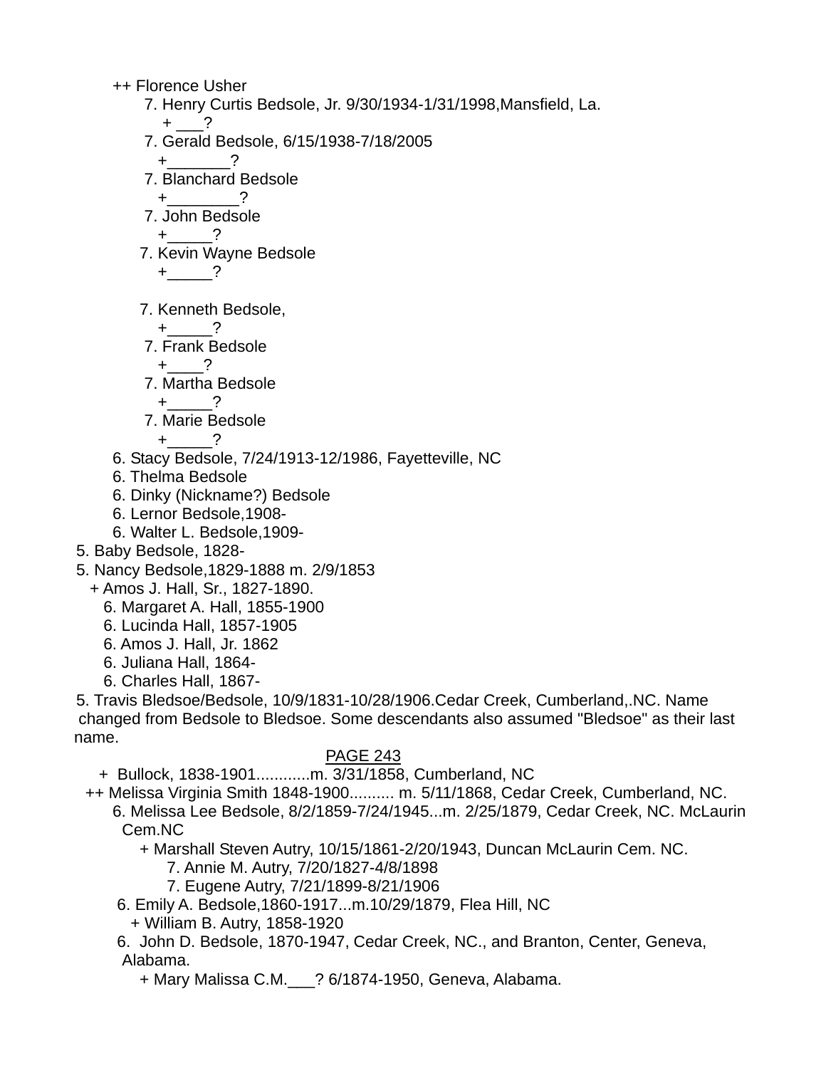++ Florence Usher
7. Henry Curtis Bedsole, Jr. 9/30/1934-1/31/1998,Mansfield, La.
+ ___?
7. Gerald Bedsole, 6/15/1938-7/18/2005
+_______?
7. Blanchard Bedsole
+________?
7. John Bedsole
+_____?
7. Kevin Wayne Bedsole
+_____?

7. Kenneth Bedsole,
+_____?
7. Frank Bedsole
+____?
7. Martha Bedsole
+_____?
7. Marie Bedsole
+_____?
6. Stacy Bedsole, 7/24/1913-12/1986, Fayetteville, NC
6. Thelma Bedsole
6. Dinky (Nickname?) Bedsole
6. Lernor Bedsole,1908-
6. Walter L. Bedsole,1909-
5. Baby Bedsole, 1828-
5. Nancy Bedsole,1829-1888 m. 2/9/1853
+ Amos J. Hall, Sr., 1827-1890.
6. Margaret A. Hall, 1855-1900
6. Lucinda Hall, 1857-1905
6. Amos J. Hall, Jr. 1862
6. Juliana Hall, 1864-
6. Charles Hall, 1867-
5. Travis Bledsoe/Bedsole, 10/9/1831-10/28/1906.Cedar Creek, Cumberland,.NC. Name changed from Bedsole to Bledsoe. Some descendants also assumed "Bledsoe" as their last name.

PAGE 243

+ Bullock, 1838-1901............m. 3/31/1858, Cumberland, NC
++ Melissa Virginia Smith 1848-1900.......... m. 5/11/1868, Cedar Creek, Cumberland, NC.
6. Melissa Lee Bedsole, 8/2/1859-7/24/1945...m. 2/25/1879, Cedar Creek, NC. McLaurin Cem.NC
+ Marshall Steven Autry, 10/15/1861-2/20/1943, Duncan McLaurin Cem. NC.
7. Annie M. Autry, 7/20/1827-4/8/1898
7. Eugene Autry, 7/21/1899-8/21/1906
6. Emily A. Bedsole,1860-1917...m.10/29/1879, Flea Hill, NC
+ William B. Autry, 1858-1920
6. John D. Bedsole, 1870-1947, Cedar Creek, NC., and Branton, Center, Geneva, Alabama.
+ Mary Malissa C.M.___? 6/1874-1950, Geneva, Alabama.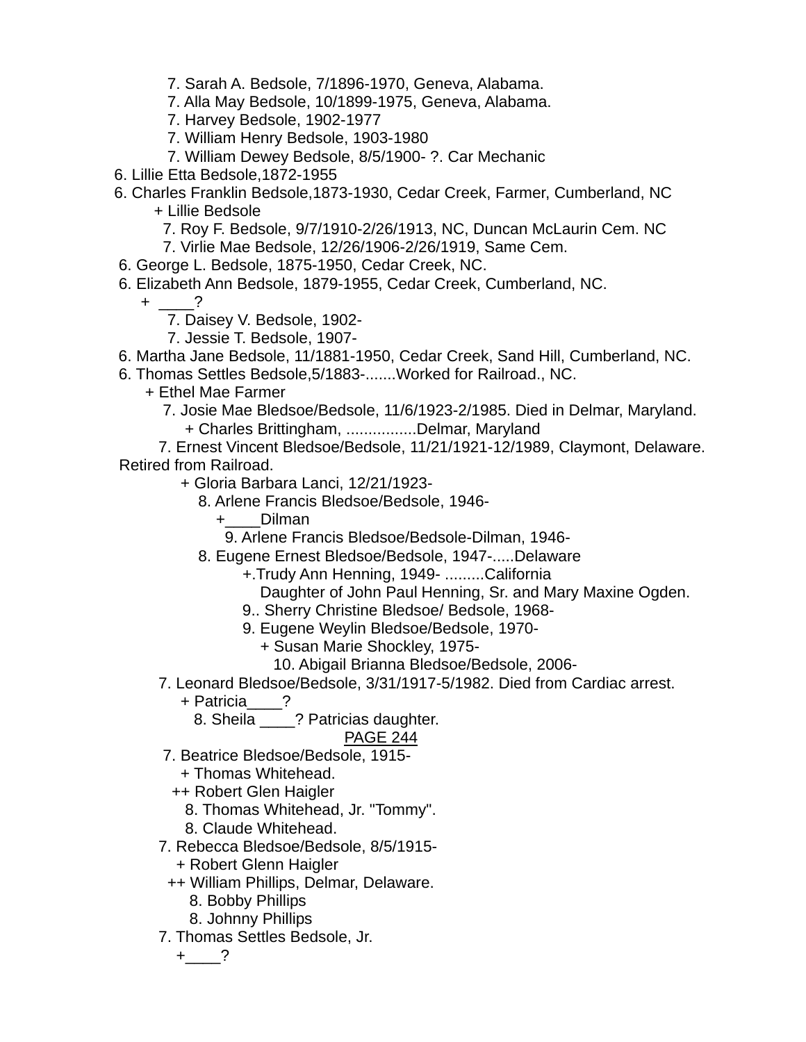7. Sarah A. Bedsole, 7/1896-1970, Geneva, Alabama.
7. Alla May Bedsole, 10/1899-1975, Geneva, Alabama.
7. Harvey Bedsole, 1902-1977
7. William Henry Bedsole, 1903-1980
7. William Dewey Bedsole, 8/5/1900- ?. Car Mechanic
6. Lillie Etta Bedsole,1872-1955
6. Charles Franklin Bedsole,1873-1930, Cedar Creek, Farmer, Cumberland, NC
+ Lillie Bedsole
7. Roy F. Bedsole, 9/7/1910-2/26/1913, NC, Duncan McLaurin Cem. NC
7. Virlie Mae Bedsole, 12/26/1906-2/26/1919, Same Cem.
6. George L. Bedsole, 1875-1950, Cedar Creek, NC.
6. Elizabeth Ann Bedsole, 1879-1955, Cedar Creek, Cumberland, NC.
+ ____?
7. Daisey V. Bedsole, 1902-
7. Jessie T. Bedsole, 1907-
6. Martha Jane Bedsole, 11/1881-1950, Cedar Creek, Sand Hill, Cumberland, NC.
6. Thomas Settles Bedsole,5/1883-.......Worked for Railroad., NC.
+ Ethel Mae Farmer
7. Josie Mae Bledsoe/Bedsole, 11/6/1923-2/1985. Died in Delmar, Maryland.
+ Charles Brittingham, ................Delmar, Maryland
7. Ernest Vincent Bledsoe/Bedsole, 11/21/1921-12/1989, Claymont, Delaware. Retired from Railroad.
+ Gloria Barbara Lanci, 12/21/1923-
8. Arlene Francis Bledsoe/Bedsole, 1946-
+____Dilman
9. Arlene Francis Bledsoe/Bedsole-Dilman, 1946-
8. Eugene Ernest Bledsoe/Bedsole, 1947-.....Delaware
+.Trudy Ann Henning, 1949- .........California
Daughter of John Paul Henning, Sr. and Mary Maxine Ogden.
9.. Sherry Christine Bledsoe/ Bedsole, 1968-
9. Eugene Weylin Bledsoe/Bedsole, 1970-
+ Susan Marie Shockley, 1975-
10. Abigail Brianna Bledsoe/Bedsole, 2006-
7. Leonard Bledsoe/Bedsole, 3/31/1917-5/1982. Died from Cardiac arrest.
+ Patricia____?
8. Sheila ____? Patricias daughter.
PAGE 244
7. Beatrice Bledsoe/Bedsole, 1915-
+ Thomas Whitehead.
++ Robert Glen Haigler
8. Thomas Whitehead, Jr. "Tommy".
8. Claude Whitehead.
7. Rebecca Bledsoe/Bedsole, 8/5/1915-
+ Robert Glenn Haigler
++ William Phillips, Delmar, Delaware.
8. Bobby Phillips
8. Johnny Phillips
7. Thomas Settles Bedsole, Jr.
+____?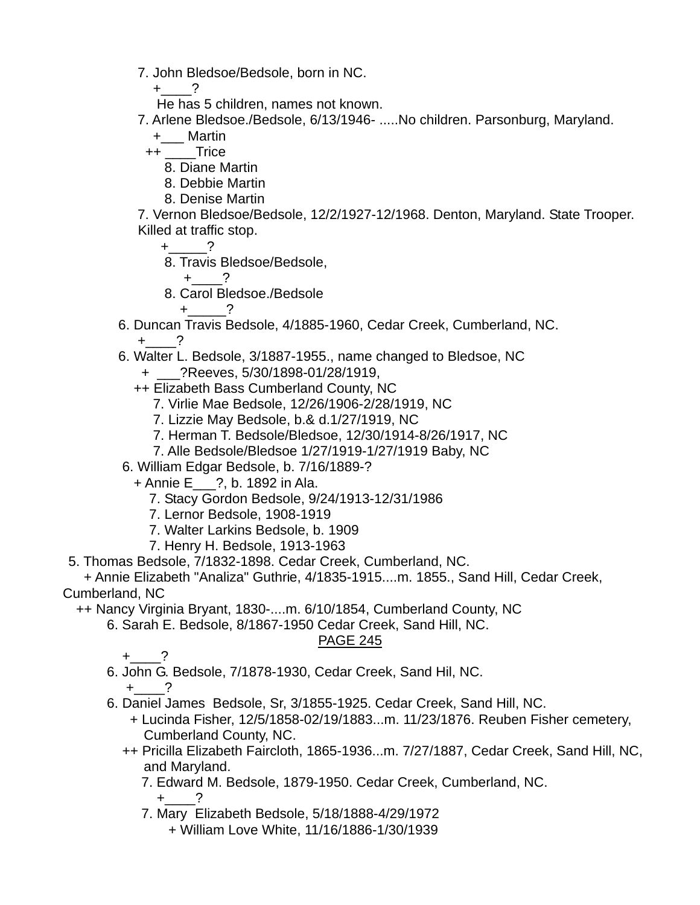7. John Bledsoe/Bedsole, born in NC.
    +____?
    He has 5 children, names not known.
7. Arlene Bledsoe./Bedsole, 6/13/1946- .....No children. Parsonburg, Maryland.
    +___ Martin
    ++ ____Trice
        8. Diane Martin
        8. Debbie Martin
        8. Denise Martin
7. Vernon Bledsoe/Bedsole, 12/2/1927-12/1968. Denton, Maryland. State Trooper. Killed at traffic stop.
    +_____?
        8. Travis Bledsoe/Bedsole,
            +____?
        8. Carol Bledsoe./Bedsole
            +_____?
6. Duncan Travis Bedsole, 4/1885-1960, Cedar Creek, Cumberland, NC.
    +____?
6. Walter L. Bedsole, 3/1887-1955., name changed to Bledsoe, NC
    + ___?Reeves, 5/30/1898-01/28/1919,
    ++ Elizabeth Bass Cumberland County, NC
        7. Virlie Mae Bedsole, 12/26/1906-2/28/1919, NC
        7. Lizzie May Bedsole, b.& d.1/27/1919, NC
        7. Herman T. Bedsole/Bledsoe, 12/30/1914-8/26/1917, NC
        7. Alle Bedsole/Bledsoe 1/27/1919-1/27/1919 Baby, NC
6. William Edgar Bedsole, b. 7/16/1889-?
    + Annie E___?, b. 1892 in Ala.
        7. Stacy Gordon Bedsole, 9/24/1913-12/31/1986
        7. Lernor Bedsole, 1908-1919
        7. Walter Larkins Bedsole, b. 1909
        7. Henry H. Bedsole, 1913-1963
5. Thomas Bedsole, 7/1832-1898. Cedar Creek, Cumberland, NC.
    + Annie Elizabeth "Analiza" Guthrie, 4/1835-1915....m. 1855., Sand Hill, Cedar Creek, Cumberland, NC
    ++ Nancy Virginia Bryant, 1830-....m. 6/10/1854, Cumberland County, NC
6. Sarah E. Bedsole, 8/1867-1950 Cedar Creek, Sand Hill, NC.

PAGE 245

    +____?
6. John G. Bedsole, 7/1878-1930, Cedar Creek, Sand Hil, NC.
    +____?
6. Daniel James Bedsole, Sr, 3/1855-1925. Cedar Creek, Sand Hill, NC.
    + Lucinda Fisher, 12/5/1858-02/19/1883...m. 11/23/1876. Reuben Fisher cemetery, Cumberland County, NC.
    ++ Pricilla Elizabeth Faircloth, 1865-1936...m. 7/27/1887, Cedar Creek, Sand Hill, NC, and Maryland.
        7. Edward M. Bedsole, 1879-1950. Cedar Creek, Cumberland, NC.
            +____?
        7. Mary Elizabeth Bedsole, 5/18/1888-4/29/1972
            + William Love White, 11/16/1886-1/30/1939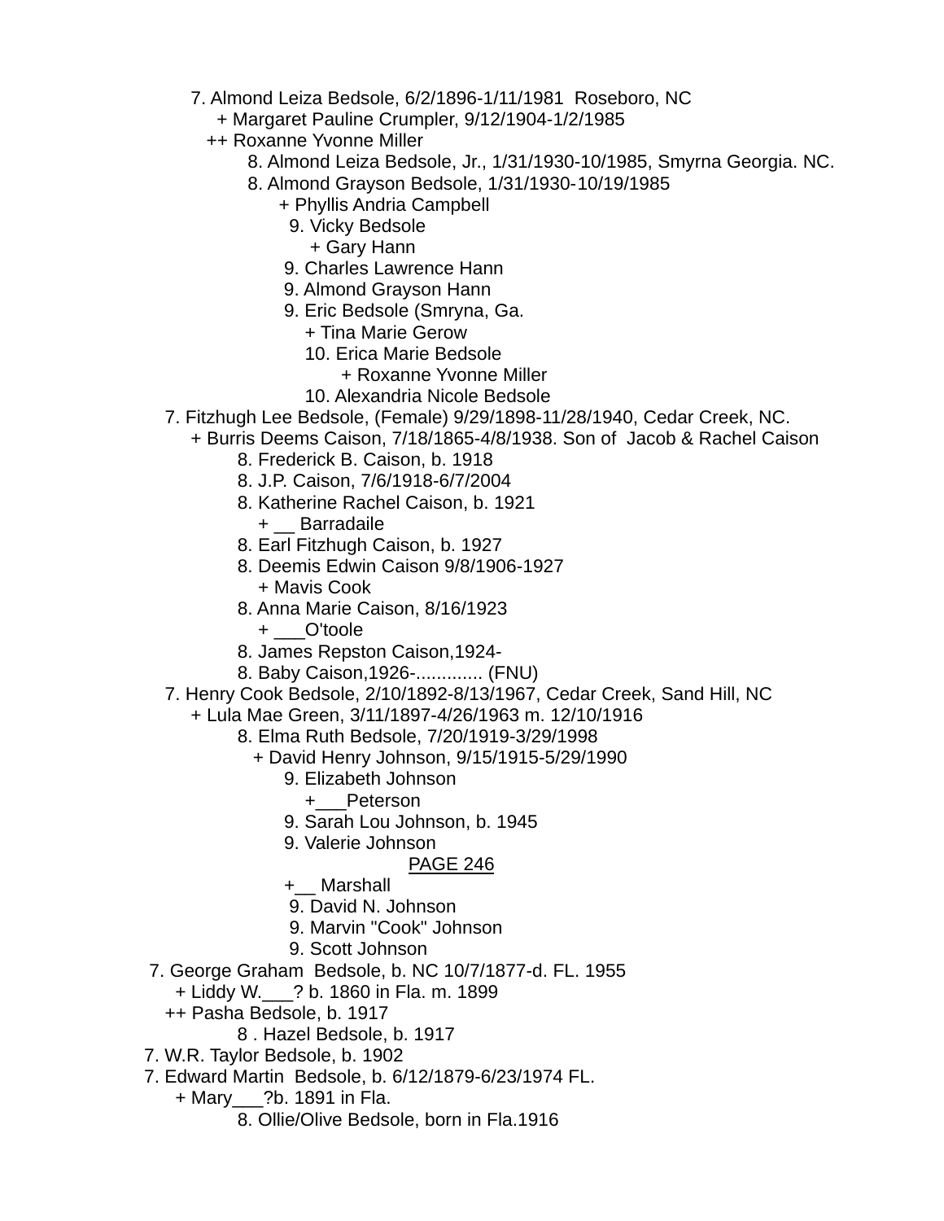7. Almond Leiza Bedsole, 6/2/1896-1/11/1981 Roseboro, NC
  + Margaret Pauline Crumpler, 9/12/1904-1/2/1985
  ++ Roxanne Yvonne Miller
    8. Almond Leiza Bedsole, Jr., 1/31/1930-10/1985, Smyrna Georgia. NC.
    8. Almond Grayson Bedsole, 1/31/1930-10/19/1985
      + Phyllis Andria Campbell
      9. Vicky Bedsole
        + Gary Hann
      9. Charles Lawrence Hann
      9. Almond Grayson Hann
      9. Eric Bedsole (Smryna, Ga.
        + Tina Marie Gerow
        10. Erica Marie Bedsole
          + Roxanne Yvonne Miller
        10. Alexandria Nicole Bedsole
7. Fitzhugh Lee Bedsole, (Female) 9/29/1898-11/28/1940, Cedar Creek, NC.
  + Burris Deems Caison, 7/18/1865-4/8/1938. Son of Jacob & Rachel Caison
    8. Frederick B. Caison, b. 1918
    8. J.P. Caison, 7/6/1918-6/7/2004
    8. Katherine Rachel Caison, b. 1921
      + __ Barradaile
    8. Earl Fitzhugh Caison, b. 1927
    8. Deemis Edwin Caison 9/8/1906-1927
      + Mavis Cook
    8. Anna Marie Caison, 8/16/1923
      + ___O'toole
    8. James Repston Caison,1924-
    8. Baby Caison,1926-............. (FNU)
7. Henry Cook Bedsole, 2/10/1892-8/13/1967, Cedar Creek, Sand Hill, NC
  + Lula Mae Green, 3/11/1897-4/26/1963 m. 12/10/1916
    8. Elma Ruth Bedsole, 7/20/1919-3/29/1998
      + David Henry Johnson, 9/15/1915-5/29/1990
      9. Elizabeth Johnson
        +___Peterson
      9. Sarah Lou Johnson, b. 1945
      9. Valerie Johnson
        +__ Marshall
      9. David N. Johnson
      9. Marvin "Cook" Johnson
      9. Scott Johnson
7. George Graham Bedsole, b. NC 10/7/1877-d. FL. 1955
  + Liddy W.___? b. 1860 in Fla. m. 1899
  ++ Pasha Bedsole, b. 1917
    8 . Hazel Bedsole, b. 1917
7. W.R. Taylor Bedsole, b. 1902
7. Edward Martin Bedsole, b. 6/12/1879-6/23/1974 FL.
  + Mary___?b. 1891 in Fla.
    8. Ollie/Olive Bedsole, born in Fla.1916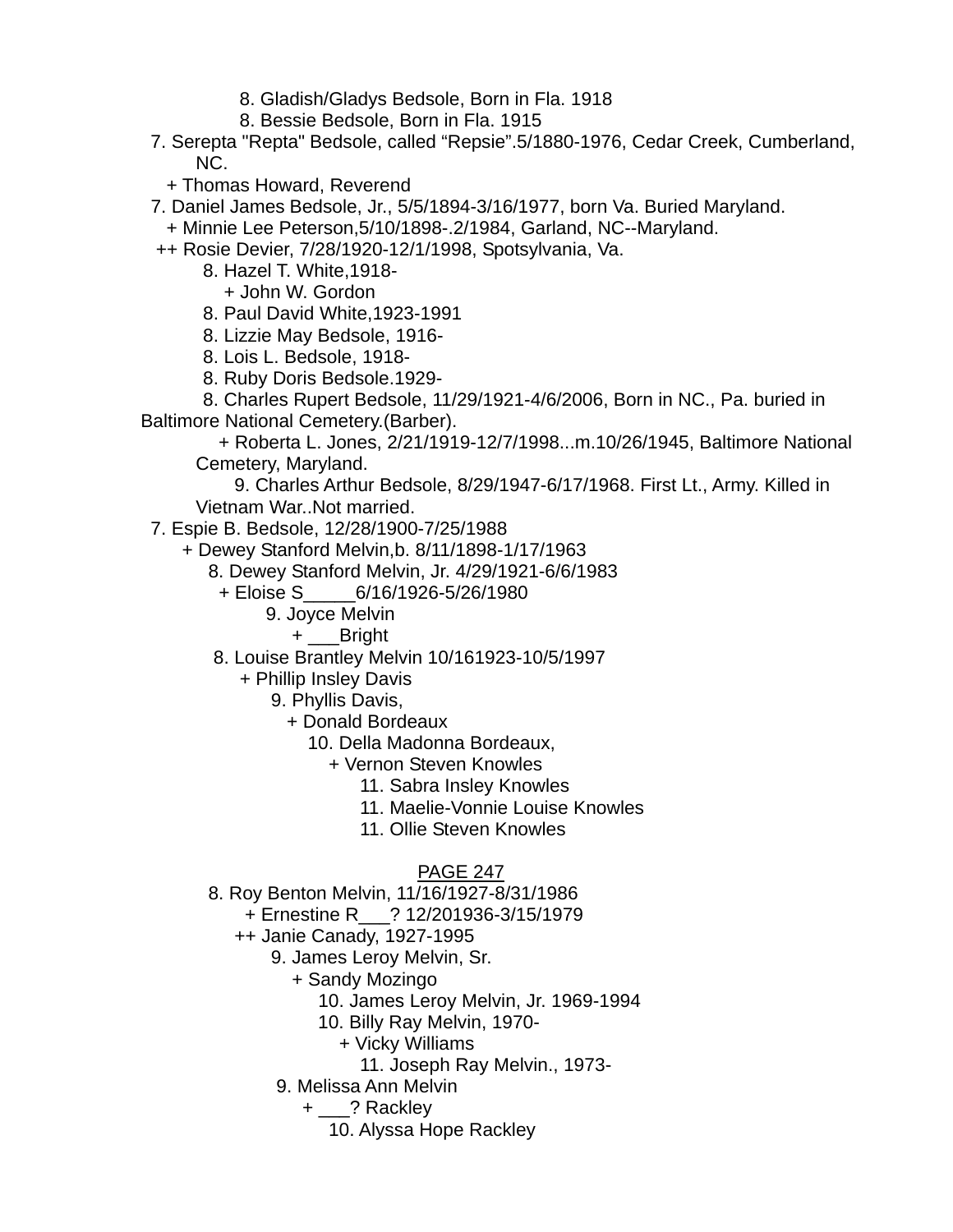8. Gladish/Gladys Bedsole, Born in Fla. 1918
8. Bessie Bedsole, Born in Fla. 1915

7. Serepta "Repta" Bedsole, called "Repsie".5/1880-1976, Cedar Creek, Cumberland, NC.
+ Thomas Howard, Reverend

7. Daniel James Bedsole, Jr., 5/5/1894-3/16/1977, born Va. Buried Maryland.
+ Minnie Lee Peterson,5/10/1898-.2/1984, Garland, NC--Maryland.
++ Rosie Devier, 7/28/1920-12/1/1998, Spotsylvania, Va.
8. Hazel T. White,1918-
+ John W. Gordon
8. Paul David White,1923-1991
8. Lizzie May Bedsole, 1916-
8. Lois L. Bedsole, 1918-
8. Ruby Doris Bedsole.1929-
8. Charles Rupert Bedsole, 11/29/1921-4/6/2006, Born in NC., Pa. buried in Baltimore National Cemetery.(Barber).
+ Roberta L. Jones, 2/21/1919-12/7/1998...m.10/26/1945, Baltimore National Cemetery, Maryland.
9. Charles Arthur Bedsole, 8/29/1947-6/17/1968. First Lt., Army. Killed in Vietnam War..Not married.

7. Espie B. Bedsole, 12/28/1900-7/25/1988
+ Dewey Stanford Melvin,b. 8/11/1898-1/17/1963
8. Dewey Stanford Melvin, Jr. 4/29/1921-6/6/1983
+ Eloise S_____6/16/1926-5/26/1980
9. Joyce Melvin
+ ___Bright
8. Louise Brantley Melvin 10/161923-10/5/1997
+ Phillip Insley Davis
9. Phyllis Davis,
+ Donald Bordeaux
10. Della Madonna Bordeaux,
+ Vernon Steven Knowles
11. Sabra Insley Knowles
11. Maelie-Vonnie Louise Knowles
11. Ollie Steven Knowles

PAGE 247

8. Roy Benton Melvin, 11/16/1927-8/31/1986
+ Ernestine R___? 12/201936-3/15/1979
++ Janie Canady, 1927-1995
9. James Leroy Melvin, Sr.
+ Sandy Mozingo
10. James Leroy Melvin, Jr. 1969-1994
10. Billy Ray Melvin, 1970-
+ Vicky Williams
11. Joseph Ray Melvin., 1973-
9. Melissa Ann Melvin
+ ___? Rackley
10. Alyssa Hope Rackley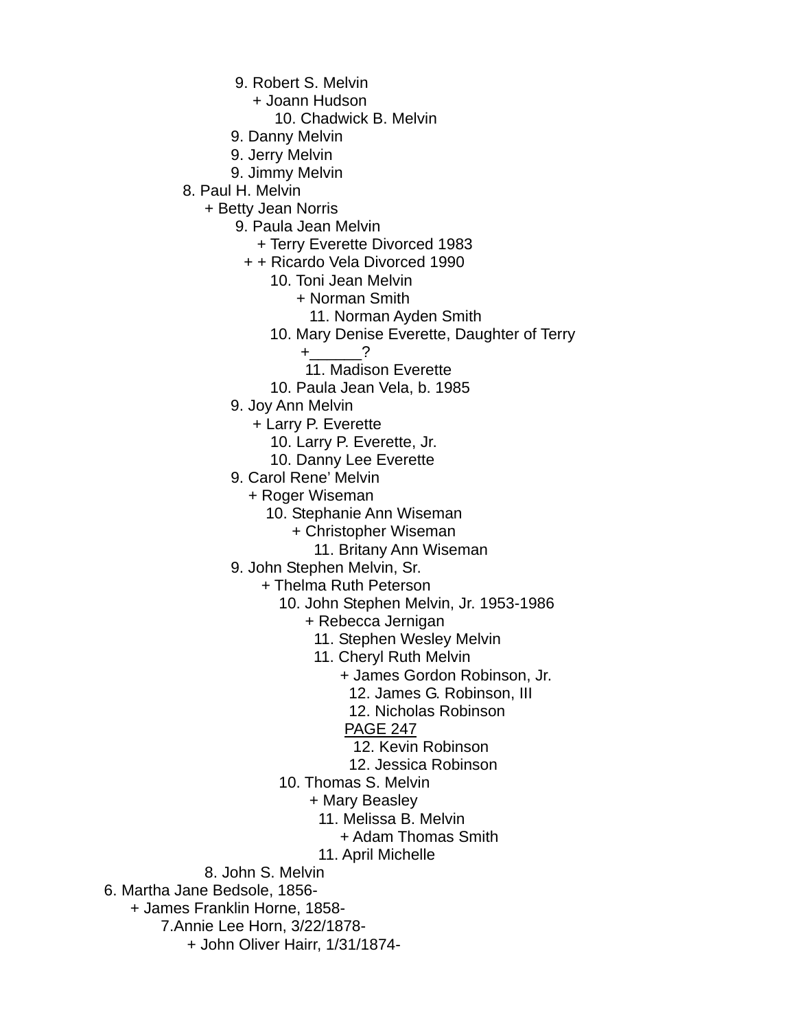9. Robert S. Melvin
+ Joann Hudson
10. Chadwick B. Melvin
9. Danny Melvin
9. Jerry Melvin
9. Jimmy Melvin
8. Paul H. Melvin
+ Betty Jean Norris
9. Paula Jean Melvin
+ Terry Everette Divorced 1983
+ + Ricardo Vela Divorced 1990
10. Toni Jean Melvin
+ Norman Smith
11. Norman Ayden Smith
10. Mary Denise Everette, Daughter of Terry
+______?
11. Madison Everette
10. Paula Jean Vela, b. 1985
9. Joy Ann Melvin
+ Larry P. Everette
10. Larry P. Everette, Jr.
10. Danny Lee Everette
9. Carol Rene' Melvin
+ Roger Wiseman
10. Stephanie Ann Wiseman
+ Christopher Wiseman
11. Britany Ann Wiseman
9. John Stephen Melvin, Sr.
+ Thelma Ruth Peterson
10. John Stephen Melvin, Jr. 1953-1986
+ Rebecca Jernigan
11. Stephen Wesley Melvin
11. Cheryl Ruth Melvin
+ James Gordon Robinson, Jr.
12. James G. Robinson, III
12. Nicholas Robinson
PAGE 247
12. Kevin Robinson
12. Jessica Robinson
10. Thomas S. Melvin
+ Mary Beasley
11. Melissa B. Melvin
+ Adam Thomas Smith
11. April Michelle
8. John S. Melvin
6. Martha Jane Bedsole, 1856-
+ James Franklin Horne, 1858-
7.Annie Lee Horn, 3/22/1878-
+ John Oliver Hairr, 1/31/1874-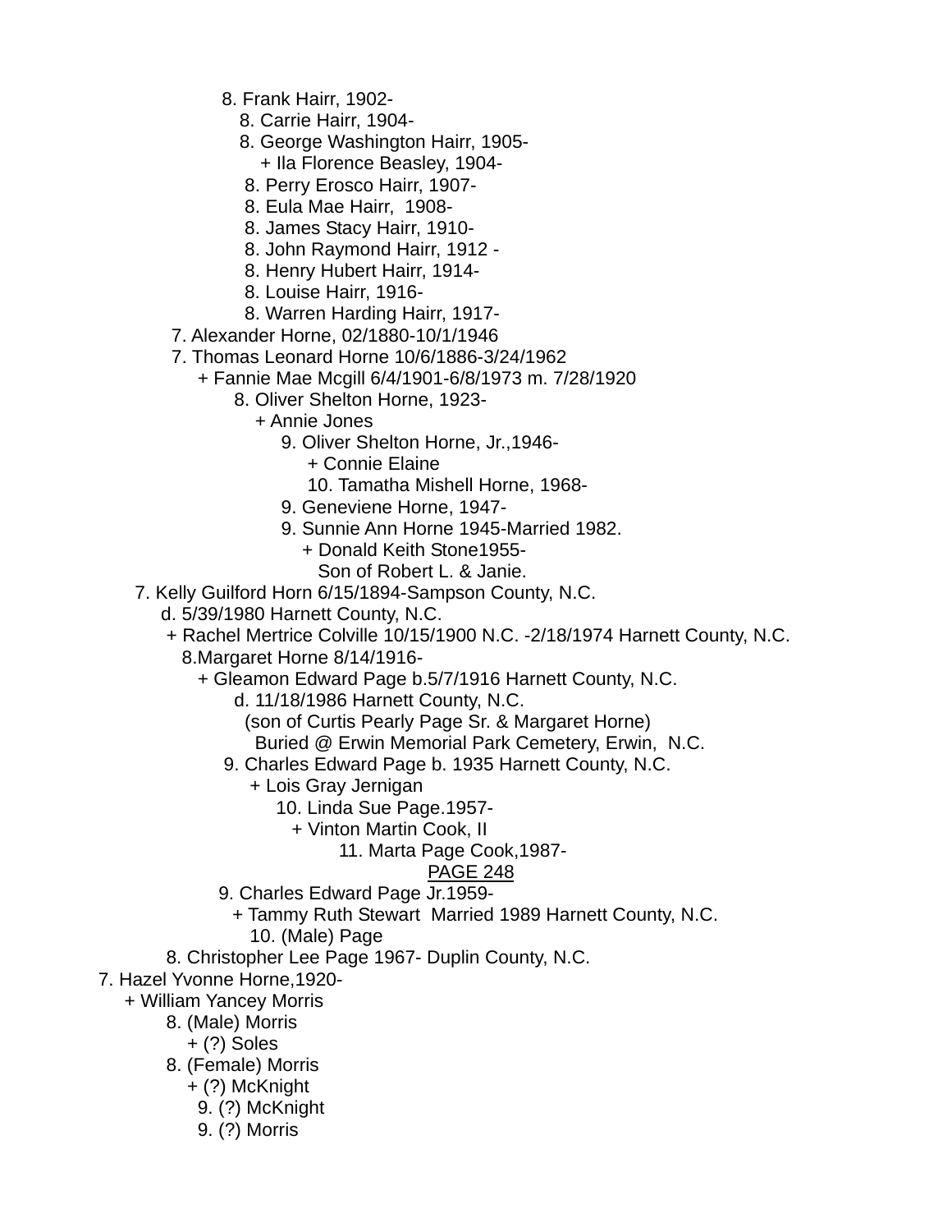8. Frank Hairr, 1902-
8. Carrie Hairr, 1904-
8. George Washington Hairr, 1905-
+ Ila Florence Beasley, 1904-
8. Perry Erosco Hairr, 1907-
8. Eula Mae Hairr,  1908-
8. James Stacy Hairr, 1910-
8. John Raymond Hairr, 1912 -
8. Henry Hubert Hairr, 1914-
8. Louise Hairr, 1916-
8. Warren Harding Hairr, 1917-
7. Alexander Horne, 02/1880-10/1/1946
7. Thomas Leonard Horne 10/6/1886-3/24/1962
+ Fannie Mae Mcgill 6/4/1901-6/8/1973 m. 7/28/1920
8. Oliver Shelton Horne, 1923-
+ Annie Jones
9. Oliver Shelton Horne, Jr.,1946-
+ Connie Elaine
10. Tamatha Mishell Horne, 1968-
9. Geneviene Horne, 1947-
9. Sunnie Ann Horne 1945-Married 1982.
+ Donald Keith Stone1955-
Son of Robert L. & Janie.
7. Kelly Guilford Horn 6/15/1894-Sampson County, N.C.
d. 5/39/1980 Harnett County, N.C.
+ Rachel Mertrice Colville 10/15/1900 N.C. -2/18/1974 Harnett County, N.C.
8.Margaret Horne 8/14/1916-
+ Gleamon Edward Page b.5/7/1916 Harnett County, N.C.
d. 11/18/1986 Harnett County, N.C.
(son of Curtis Pearly Page Sr. & Margaret Horne)
Buried @ Erwin Memorial Park Cemetery, Erwin,  N.C.
9. Charles Edward Page b. 1935 Harnett County, N.C.
+ Lois Gray Jernigan
10. Linda Sue Page.1957-
+ Vinton Martin Cook, II
11. Marta Page Cook,1987-
PAGE 248
9. Charles Edward Page Jr.1959-
+ Tammy Ruth Stewart  Married 1989 Harnett County, N.C.
10. (Male) Page
8. Christopher Lee Page 1967- Duplin County, N.C.
7. Hazel Yvonne Horne,1920-
+ William Yancey Morris
8. (Male) Morris
+ (?) Soles
8. (Female) Morris
+ (?) McKnight
9. (?) McKnight
9. (?) Morris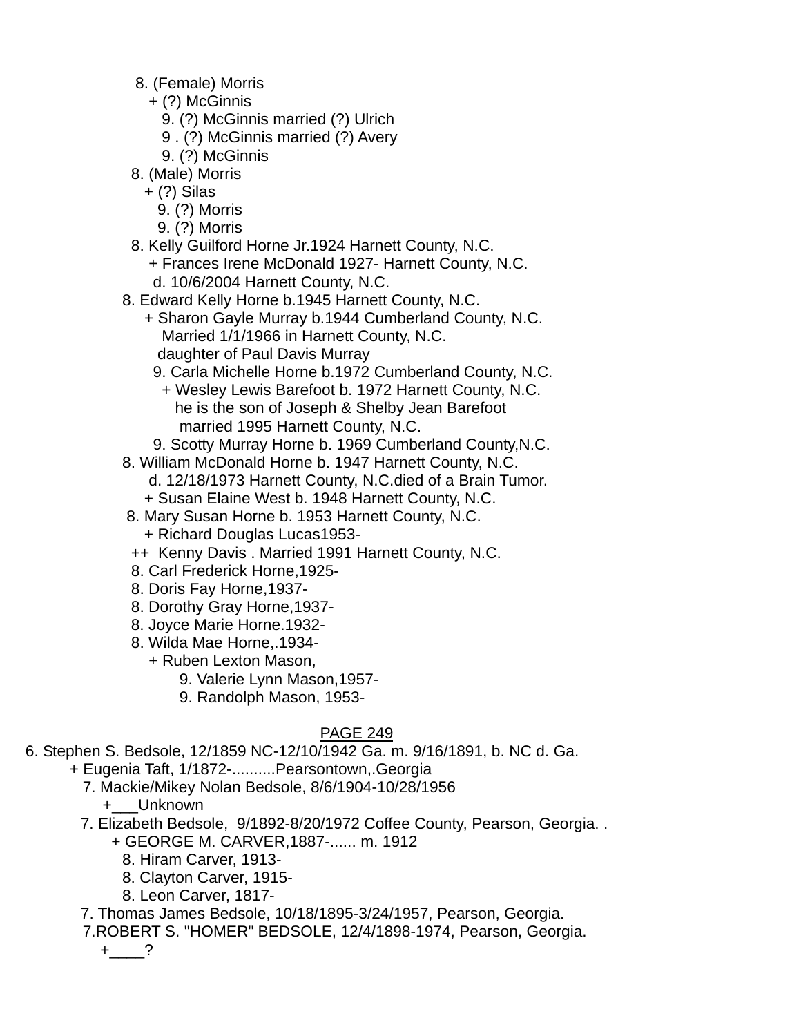8. (Female) Morris
  + (?) McGinnis
    9. (?) McGinnis married (?) Ulrich
    9 . (?) McGinnis married (?) Avery
    9. (?) McGinnis
8. (Male) Morris
  + (?) Silas
    9. (?) Morris
    9. (?) Morris
8. Kelly Guilford Horne Jr.1924 Harnett County, N.C.
  + Frances Irene McDonald 1927- Harnett County, N.C.
  d. 10/6/2004 Harnett County, N.C.
8. Edward Kelly Horne b.1945 Harnett County, N.C.
  + Sharon Gayle Murray b.1944 Cumberland County, N.C.
    Married 1/1/1966 in Harnett County, N.C.
    daughter of Paul Davis Murray
    9. Carla Michelle Horne b.1972 Cumberland County, N.C.
      + Wesley Lewis Barefoot b. 1972 Harnett County, N.C.
        he is the son of Joseph & Shelby Jean Barefoot
        married 1995 Harnett County, N.C.
    9. Scotty Murray Horne b. 1969 Cumberland County,N.C.
8. William McDonald Horne b. 1947 Harnett County, N.C.
  d. 12/18/1973 Harnett County, N.C.died of a Brain Tumor.
  + Susan Elaine West b. 1948 Harnett County, N.C.
8. Mary Susan Horne b. 1953 Harnett County, N.C.
  + Richard Douglas Lucas1953-
  ++ Kenny Davis . Married 1991 Harnett County, N.C.
8. Carl Frederick Horne,1925-
8. Doris Fay Horne,1937-
8. Dorothy Gray Horne,1937-
8. Joyce Marie Horne.1932-
8. Wilda Mae Horne,.1934-
  + Ruben Lexton Mason,
    9. Valerie Lynn Mason,1957-
    9. Randolph Mason, 1953-

PAGE 249

6. Stephen S. Bedsole, 12/1859 NC-12/10/1942 Ga. m. 9/16/1891, b. NC d. Ga.
  + Eugenia Taft, 1/1872-..........Pearsontown,.Georgia
  7. Mackie/Mikey Nolan Bedsole, 8/6/1904-10/28/1956
    +___Unknown
  7. Elizabeth Bedsole, 9/1892-8/20/1972 Coffee County, Pearson, Georgia. .
    + GEORGE M. CARVER,1887-...... m. 1912
      8. Hiram Carver, 1913-
      8. Clayton Carver, 1915-
      8. Leon Carver, 1817-
  7. Thomas James Bedsole, 10/18/1895-3/24/1957, Pearson, Georgia.
  7.ROBERT S. "HOMER" BEDSOLE, 12/4/1898-1974, Pearson, Georgia.
    +____?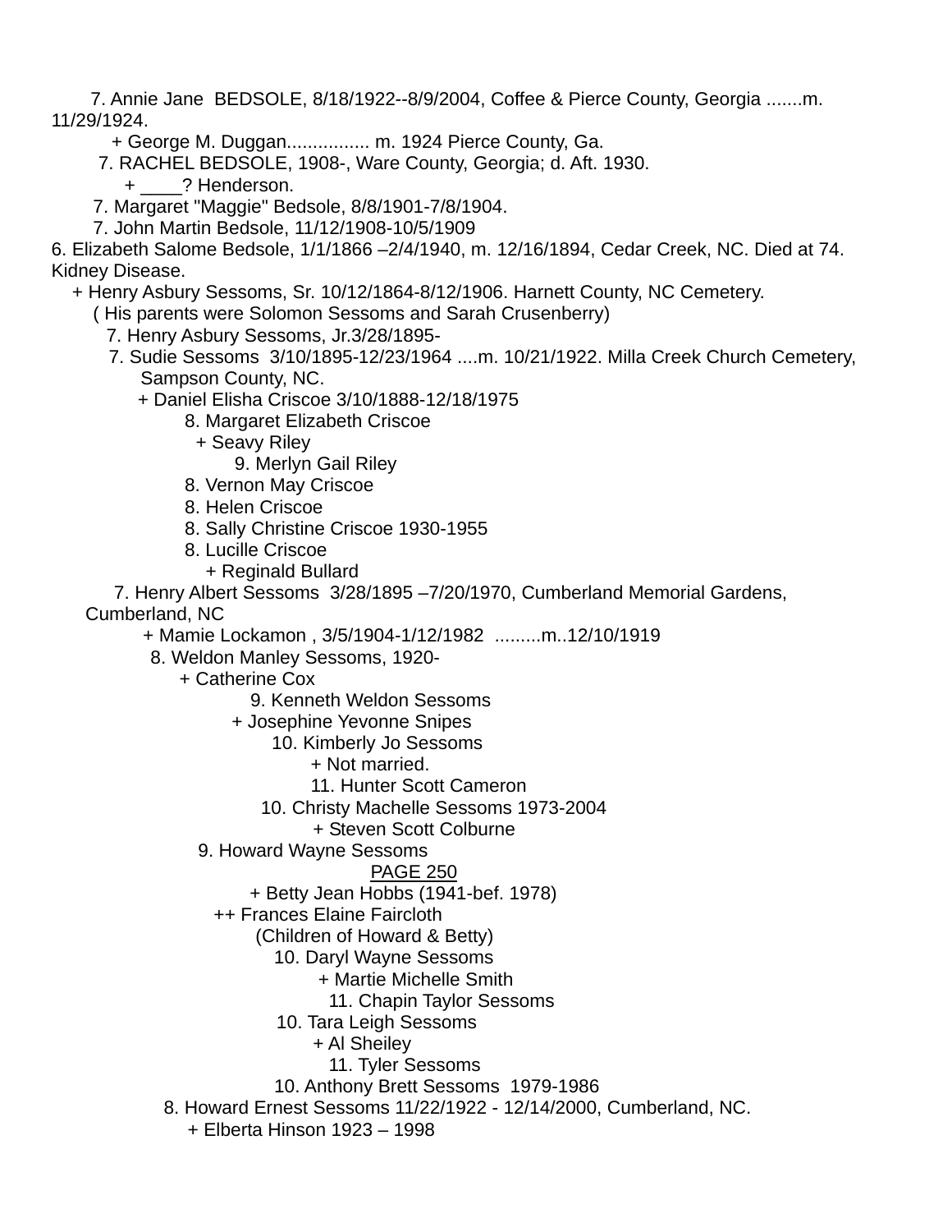7. Annie Jane BEDSOLE, 8/18/1922--8/9/2004, Coffee & Pierce County, Georgia .......m. 11/29/1924.

+ George M. Duggan................ m. 1924 Pierce County, Ga.

7. RACHEL BEDSOLE, 1908-, Ware County, Georgia; d. Aft. 1930.

+ ____? Henderson.

7. Margaret "Maggie" Bedsole, 8/8/1901-7/8/1904.

7. John Martin Bedsole, 11/12/1908-10/5/1909

6. Elizabeth Salome Bedsole, 1/1/1866 –2/4/1940, m. 12/16/1894, Cedar Creek, NC. Died at 74. Kidney Disease.

+ Henry Asbury Sessoms, Sr. 10/12/1864-8/12/1906. Harnett County, NC Cemetery.

( His parents were Solomon Sessoms and Sarah Crusenberry)

7. Henry Asbury Sessoms, Jr.3/28/1895-

7. Sudie Sessoms 3/10/1895-12/23/1964 ....m. 10/21/1922. Milla Creek Church Cemetery, Sampson County, NC.

+ Daniel Elisha Criscoe 3/10/1888-12/18/1975

8. Margaret Elizabeth Criscoe

+ Seavy Riley

9. Merlyn Gail Riley

8. Vernon May Criscoe

8. Helen Criscoe

8. Sally Christine Criscoe 1930-1955

8. Lucille Criscoe

+ Reginald Bullard

7. Henry Albert Sessoms 3/28/1895 –7/20/1970, Cumberland Memorial Gardens, Cumberland, NC

+ Mamie Lockamon , 3/5/1904-1/12/1982 .........m..12/10/1919

8. Weldon Manley Sessoms, 1920-

+ Catherine Cox

9. Kenneth Weldon Sessoms

+ Josephine Yevonne Snipes

10. Kimberly Jo Sessoms

+ Not married.

11. Hunter Scott Cameron

10. Christy Machelle Sessoms 1973-2004

+ Steven Scott Colburne

9. Howard Wayne Sessoms

PAGE 250

+ Betty Jean Hobbs (1941-bef. 1978)

++ Frances Elaine Faircloth

(Children of Howard & Betty)

10. Daryl Wayne Sessoms

+ Martie Michelle Smith

11. Chapin Taylor Sessoms

10. Tara Leigh Sessoms

+ Al Sheiley

11. Tyler Sessoms

10. Anthony Brett Sessoms 1979-1986

8. Howard Ernest Sessoms 11/22/1922 - 12/14/2000, Cumberland, NC.

+ Elberta Hinson 1923 – 1998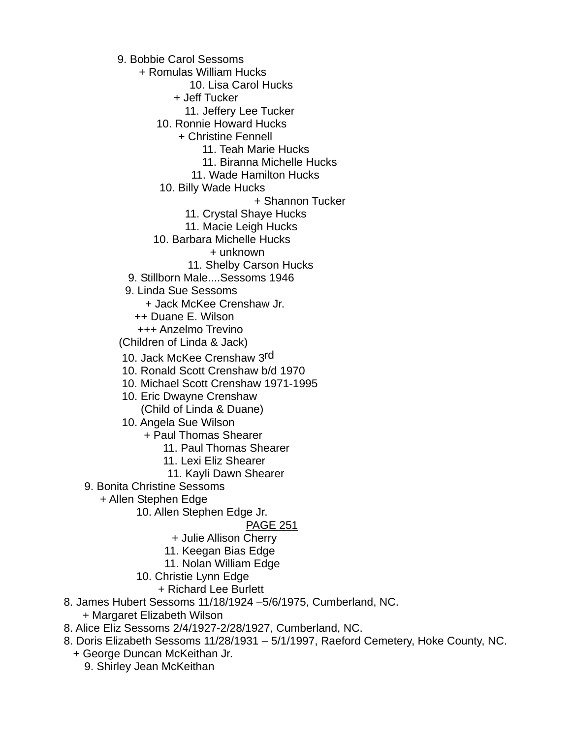9. Bobbie Carol Sessoms
+ Romulas William Hucks
10. Lisa Carol Hucks
+ Jeff Tucker
11. Jeffery Lee Tucker
10. Ronnie Howard Hucks
+ Christine Fennell
11. Teah Marie Hucks
11. Biranna Michelle Hucks
11. Wade Hamilton Hucks
10. Billy Wade Hucks
+ Shannon Tucker
11. Crystal Shaye Hucks
11. Macie Leigh Hucks
10. Barbara Michelle Hucks
+ unknown
11. Shelby Carson Hucks
9. Stillborn Male....Sessoms 1946
9. Linda Sue Sessoms
+ Jack McKee Crenshaw Jr.
++ Duane E. Wilson
+++ Anzelmo Trevino
(Children of Linda & Jack)
10. Jack McKee Crenshaw 3rd
10. Ronald Scott Crenshaw b/d 1970
10. Michael Scott Crenshaw 1971-1995
10. Eric Dwayne Crenshaw
(Child of Linda & Duane)
10. Angela Sue Wilson
+ Paul Thomas Shearer
11. Paul Thomas Shearer
11. Lexi Eliz Shearer
11. Kayli Dawn Shearer
9. Bonita Christine Sessoms
+ Allen Stephen Edge
10. Allen Stephen Edge Jr.

PAGE 251

+ Julie Allison Cherry
11. Keegan Bias Edge
11. Nolan William Edge
10. Christie Lynn Edge
+ Richard Lee Burlett
8. James Hubert Sessoms 11/18/1924 –5/6/1975, Cumberland, NC.
+ Margaret Elizabeth Wilson
8. Alice Eliz Sessoms 2/4/1927-2/28/1927, Cumberland, NC.
8. Doris Elizabeth Sessoms 11/28/1931 – 5/1/1997, Raeford Cemetery, Hoke County, NC.
+ George Duncan McKeithan Jr.
9. Shirley Jean McKeithan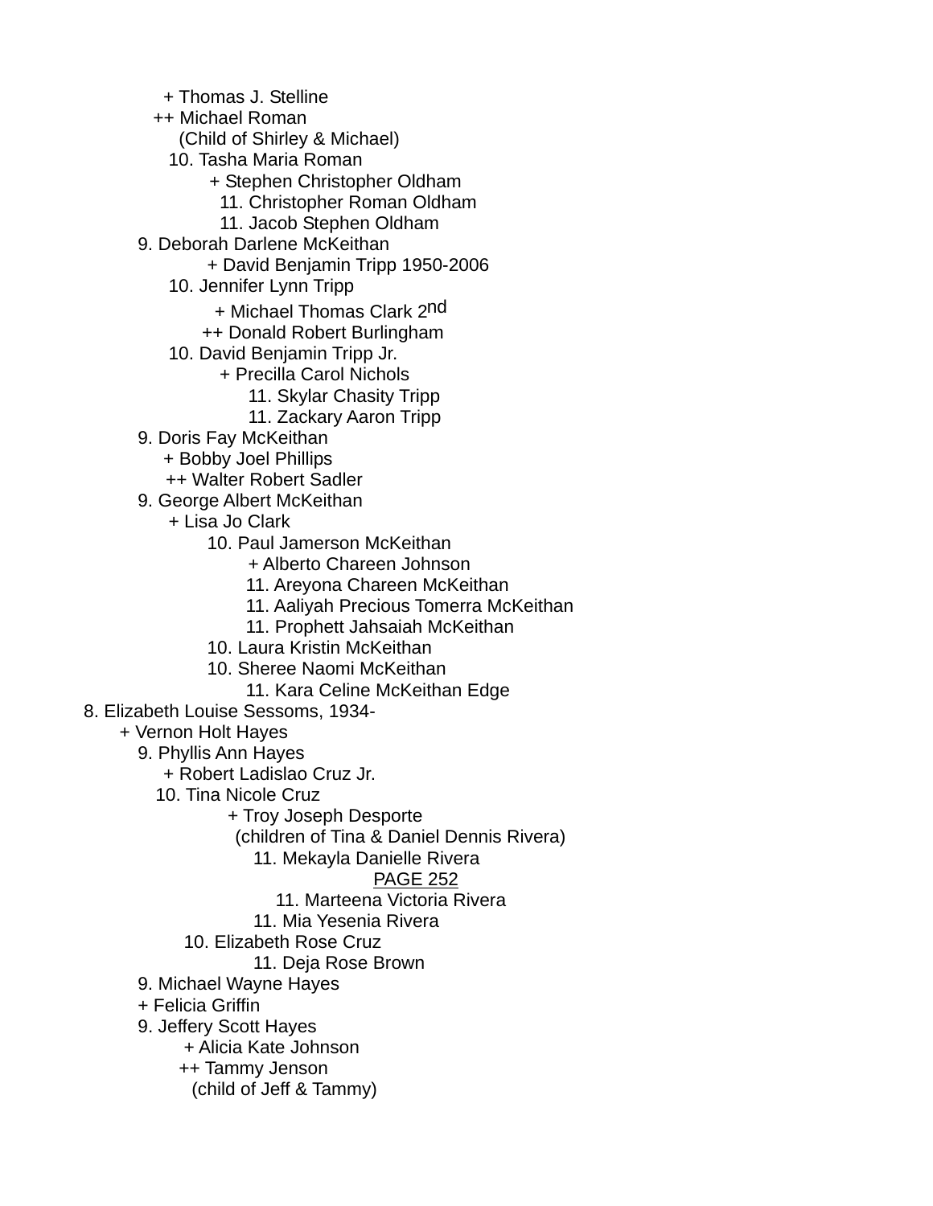+ Thomas J. Stelline
++ Michael Roman
(Child of Shirley & Michael)
10. Tasha Maria Roman
+ Stephen Christopher Oldham
11. Christopher Roman Oldham
11. Jacob Stephen Oldham
9. Deborah Darlene McKeithan
+ David Benjamin Tripp 1950-2006
10. Jennifer Lynn Tripp
+ Michael Thomas Clark 2nd
++ Donald Robert Burlingham
10. David Benjamin Tripp Jr.
+ Precilla Carol Nichols
11. Skylar Chasity Tripp
11. Zackary Aaron Tripp
9. Doris Fay McKeithan
+ Bobby Joel Phillips
++ Walter Robert Sadler
9. George Albert McKeithan
+ Lisa Jo Clark
10. Paul Jamerson McKeithan
+ Alberto Chareen Johnson
11. Areyona Chareen McKeithan
11. Aaliyah Precious Tomerra McKeithan
11. Prophett Jahsaiah McKeithan
10. Laura Kristin McKeithan
10. Sheree Naomi McKeithan
11. Kara Celine McKeithan Edge
8. Elizabeth Louise Sessoms, 1934-
+ Vernon Holt Hayes
9. Phyllis Ann Hayes
+ Robert Ladislao Cruz Jr.
10. Tina Nicole Cruz
+ Troy Joseph Desporte
(children of Tina & Daniel Dennis Rivera)
11. Mekayla Danielle Rivera
PAGE 252
11. Marteena Victoria Rivera
11. Mia Yesenia Rivera
10. Elizabeth Rose Cruz
11. Deja Rose Brown
9. Michael Wayne Hayes
+ Felicia Griffin
9. Jeffery Scott Hayes
+ Alicia Kate Johnson
++ Tammy Jenson
(child of Jeff & Tammy)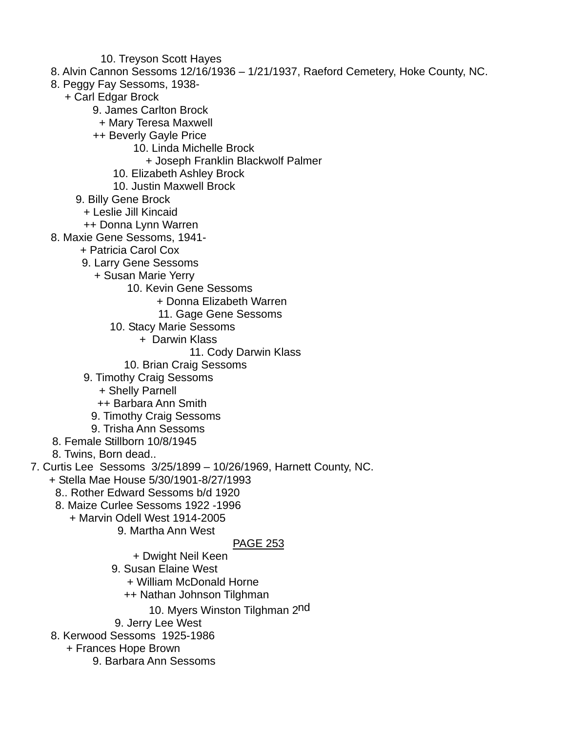10. Treyson Scott Hayes
8. Alvin Cannon Sessoms 12/16/1936 – 1/21/1937, Raeford Cemetery, Hoke County, NC.
8. Peggy Fay Sessoms, 1938-
+ Carl Edgar Brock
9. James Carlton Brock
+ Mary Teresa Maxwell
++ Beverly Gayle Price
10. Linda Michelle Brock
+ Joseph Franklin Blackwolf Palmer
10. Elizabeth Ashley Brock
10. Justin Maxwell Brock
9. Billy Gene Brock
+ Leslie Jill Kincaid
++ Donna Lynn Warren
8. Maxie Gene Sessoms, 1941-
+ Patricia Carol Cox
9. Larry Gene Sessoms
+ Susan Marie Yerry
10. Kevin Gene Sessoms
+ Donna Elizabeth Warren
11. Gage Gene Sessoms
10. Stacy Marie Sessoms
+ Darwin Klass
11. Cody Darwin Klass
10. Brian Craig Sessoms
9. Timothy Craig Sessoms
+ Shelly Parnell
++ Barbara Ann Smith
9. Timothy Craig Sessoms
9. Trisha Ann Sessoms
8. Female Stillborn 10/8/1945
8. Twins, Born dead..
7. Curtis Lee Sessoms 3/25/1899 – 10/26/1969, Harnett County, NC.
+ Stella Mae House 5/30/1901-8/27/1993
8.. Rother Edward Sessoms b/d 1920
8. Maize Curlee Sessoms 1922 -1996
+ Marvin Odell West 1914-2005
9. Martha Ann West

PAGE 253

+ Dwight Neil Keen
9. Susan Elaine West
+ William McDonald Horne
++ Nathan Johnson Tilghman
10. Myers Winston Tilghman 2nd
9. Jerry Lee West
8. Kerwood Sessoms 1925-1986
+ Frances Hope Brown
9. Barbara Ann Sessoms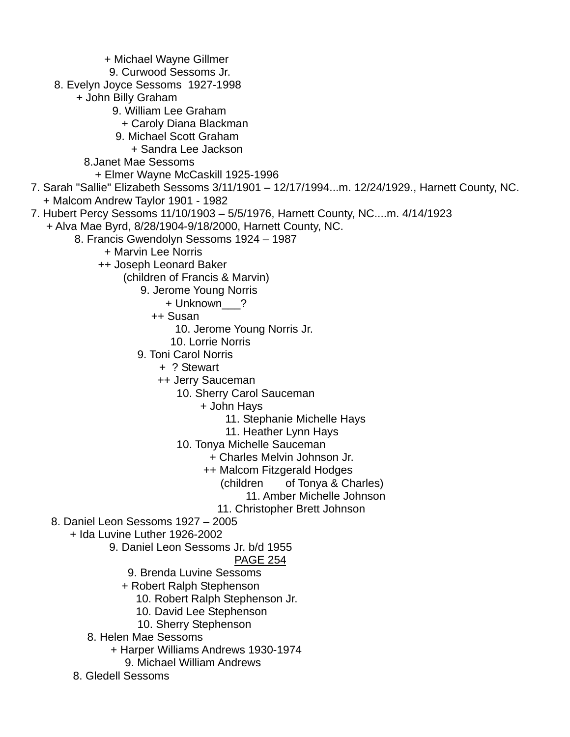+ Michael Wayne Gillmer
9. Curwood Sessoms Jr.
8. Evelyn Joyce Sessoms 1927-1998
+ John Billy Graham
9. William Lee Graham
+ Caroly Diana Blackman
9. Michael Scott Graham
+ Sandra Lee Jackson
8.Janet Mae Sessoms
+ Elmer Wayne McCaskill 1925-1996
7. Sarah "Sallie" Elizabeth Sessoms 3/11/1901 – 12/17/1994...m. 12/24/1929., Harnett County, NC.
+ Malcom Andrew Taylor 1901 - 1982
7. Hubert Percy Sessoms 11/10/1903 – 5/5/1976, Harnett County, NC....m. 4/14/1923
+ Alva Mae Byrd, 8/28/1904-9/18/2000, Harnett County, NC.
8. Francis Gwendolyn Sessoms 1924 – 1987
+ Marvin Lee Norris
++ Joseph Leonard Baker
(children of Francis & Marvin)
9. Jerome Young Norris
+ Unknown___?
++ Susan
10. Jerome Young Norris Jr.
10. Lorrie Norris
9. Toni Carol Norris
+ ? Stewart
++ Jerry Sauceman
10. Sherry Carol Sauceman
+ John Hays
11. Stephanie Michelle Hays
11. Heather Lynn Hays
10. Tonya Michelle Sauceman
+ Charles Melvin Johnson Jr.
++ Malcom Fitzgerald Hodges
(children of Tonya & Charles)
11. Amber Michelle Johnson
11. Christopher Brett Johnson
8. Daniel Leon Sessoms 1927 – 2005
+ Ida Luvine Luther 1926-2002
9. Daniel Leon Sessoms Jr. b/d 1955
PAGE 254
9. Brenda Luvine Sessoms
+ Robert Ralph Stephenson
10. Robert Ralph Stephenson Jr.
10. David Lee Stephenson
10. Sherry Stephenson
8. Helen Mae Sessoms
+ Harper Williams Andrews 1930-1974
9. Michael William Andrews
8. Gledell Sessoms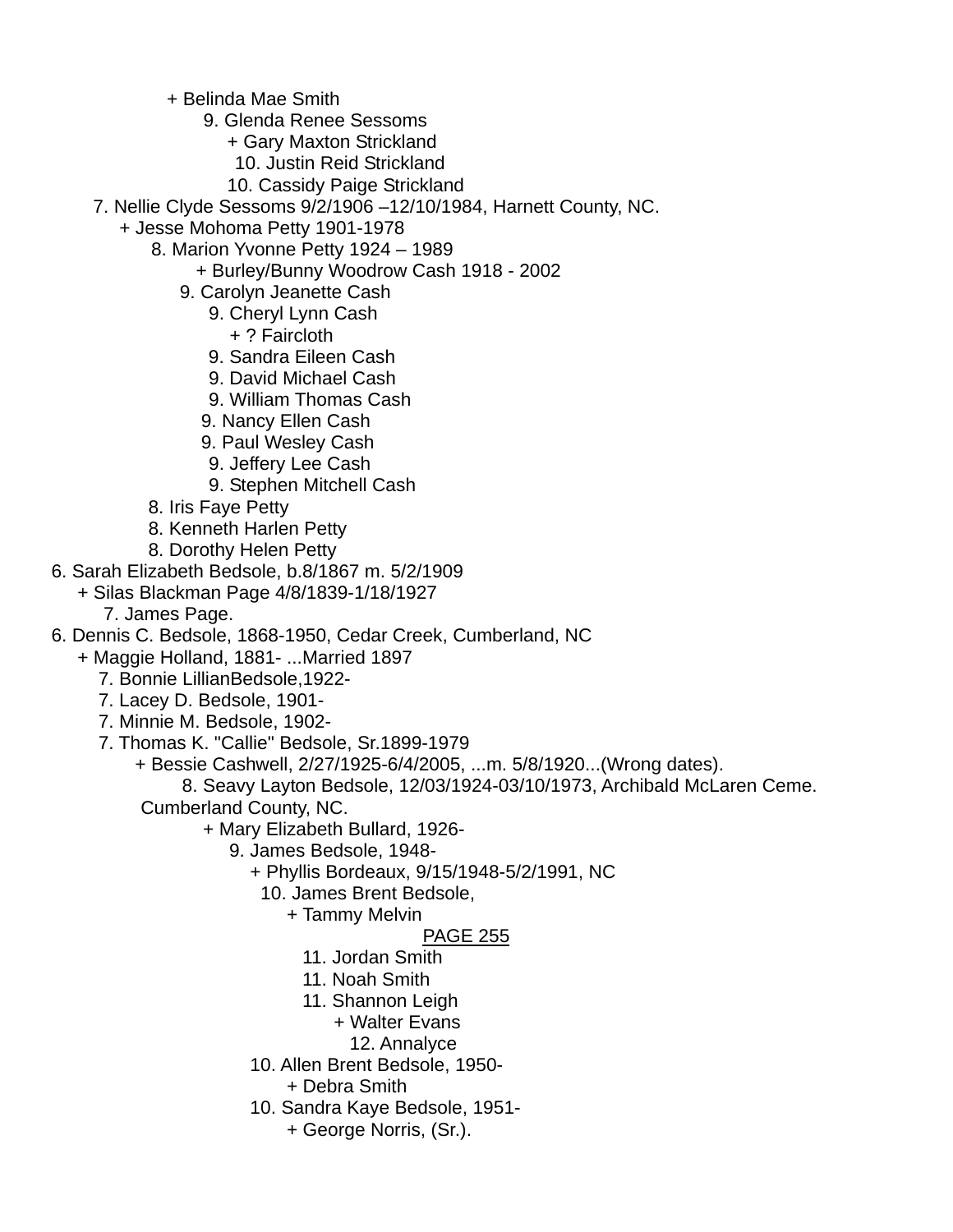+ Belinda Mae Smith
9. Glenda Renee Sessoms
+ Gary Maxton Strickland
10. Justin Reid Strickland
10. Cassidy Paige Strickland
7. Nellie Clyde Sessoms 9/2/1906 –12/10/1984, Harnett County, NC.
+ Jesse Mohoma Petty 1901-1978
8. Marion Yvonne Petty 1924 – 1989
+ Burley/Bunny Woodrow Cash 1918 - 2002
9. Carolyn Jeanette Cash
9. Cheryl Lynn Cash
+ ? Faircloth
9. Sandra Eileen Cash
9. David Michael Cash
9. William Thomas Cash
9. Nancy Ellen Cash
9. Paul Wesley Cash
9. Jeffery Lee Cash
9. Stephen Mitchell Cash
8. Iris Faye Petty
8. Kenneth Harlen Petty
8. Dorothy Helen Petty
6. Sarah Elizabeth Bedsole, b.8/1867 m. 5/2/1909
+ Silas Blackman Page 4/8/1839-1/18/1927
7. James Page.
6. Dennis C. Bedsole, 1868-1950, Cedar Creek, Cumberland, NC
+ Maggie Holland, 1881- ...Married 1897
7. Bonnie LillianBedsole,1922-
7. Lacey D. Bedsole, 1901-
7. Minnie M. Bedsole, 1902-
7. Thomas K. "Callie" Bedsole, Sr.1899-1979
+ Bessie Cashwell, 2/27/1925-6/4/2005, ...m. 5/8/1920...(Wrong dates).
8. Seavy Layton Bedsole, 12/03/1924-03/10/1973, Archibald McLaren Ceme. Cumberland County, NC.
+ Mary Elizabeth Bullard, 1926-
9. James Bedsole, 1948-
+ Phyllis Bordeaux, 9/15/1948-5/2/1991, NC
10. James Brent Bedsole,
+ Tammy Melvin

PAGE 255

11. Jordan Smith
11. Noah Smith
11. Shannon Leigh
+ Walter Evans
12. Annalyce
10. Allen Brent Bedsole, 1950-
+ Debra Smith
10. Sandra Kaye Bedsole, 1951-
+ George Norris, (Sr.).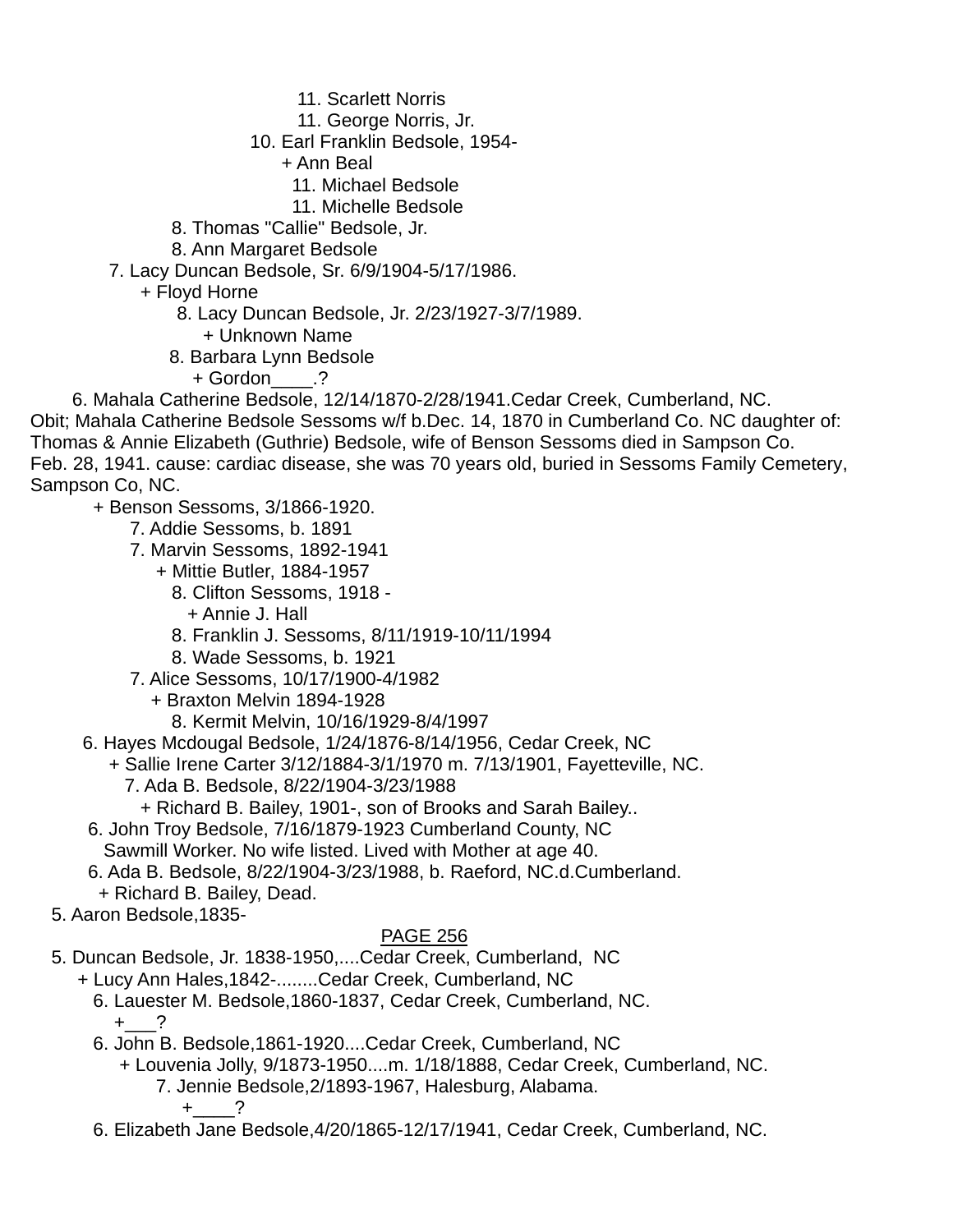11. Scarlett Norris
11. George Norris, Jr.
10. Earl Franklin Bedsole, 1954-
+ Ann Beal
11. Michael Bedsole
11. Michelle Bedsole
8. Thomas "Callie" Bedsole, Jr.
8. Ann Margaret Bedsole
7. Lacy Duncan Bedsole, Sr. 6/9/1904-5/17/1986.
+ Floyd Horne
8. Lacy Duncan Bedsole, Jr. 2/23/1927-3/7/1989.
+ Unknown Name
8. Barbara Lynn Bedsole
+ Gordon____.?
6. Mahala Catherine Bedsole, 12/14/1870-2/28/1941.Cedar Creek, Cumberland, NC.
Obit; Mahala Catherine Bedsole Sessoms w/f b.Dec. 14, 1870 in Cumberland Co. NC daughter of: Thomas & Annie Elizabeth (Guthrie) Bedsole, wife of Benson Sessoms died in Sampson Co. Feb. 28, 1941. cause: cardiac disease, she was 70 years old, buried in Sessoms Family Cemetery, Sampson Co, NC.
+ Benson Sessoms, 3/1866-1920.
7. Addie Sessoms, b. 1891
7. Marvin Sessoms, 1892-1941
+ Mittie Butler, 1884-1957
8. Clifton Sessoms, 1918 -
+ Annie J. Hall
8. Franklin J. Sessoms, 8/11/1919-10/11/1994
8. Wade Sessoms, b. 1921
7. Alice Sessoms, 10/17/1900-4/1982
+ Braxton Melvin 1894-1928
8. Kermit Melvin, 10/16/1929-8/4/1997
6. Hayes Mcdougal Bedsole, 1/24/1876-8/14/1956, Cedar Creek, NC
+ Sallie Irene Carter 3/12/1884-3/1/1970 m. 7/13/1901, Fayetteville, NC.
7. Ada B. Bedsole, 8/22/1904-3/23/1988
+ Richard B. Bailey, 1901-, son of Brooks and Sarah Bailey..
6. John Troy Bedsole, 7/16/1879-1923 Cumberland County, NC
Sawmill Worker. No wife listed. Lived with Mother at age 40.
6. Ada B. Bedsole, 8/22/1904-3/23/1988, b. Raeford, NC.d.Cumberland.
+ Richard B. Bailey, Dead.
5. Aaron Bedsole,1835-

PAGE 256

5. Duncan Bedsole, Jr. 1838-1950,....Cedar Creek, Cumberland, NC
+ Lucy Ann Hales,1842-........Cedar Creek, Cumberland, NC
6. Lauester M. Bedsole,1860-1837, Cedar Creek, Cumberland, NC.
+___?
6. John B. Bedsole,1861-1920....Cedar Creek, Cumberland, NC
+ Louvenia Jolly, 9/1873-1950....m. 1/18/1888, Cedar Creek, Cumberland, NC.
7. Jennie Bedsole,2/1893-1967, Halesburg, Alabama.
+____?
6. Elizabeth Jane Bedsole,4/20/1865-12/17/1941, Cedar Creek, Cumberland, NC.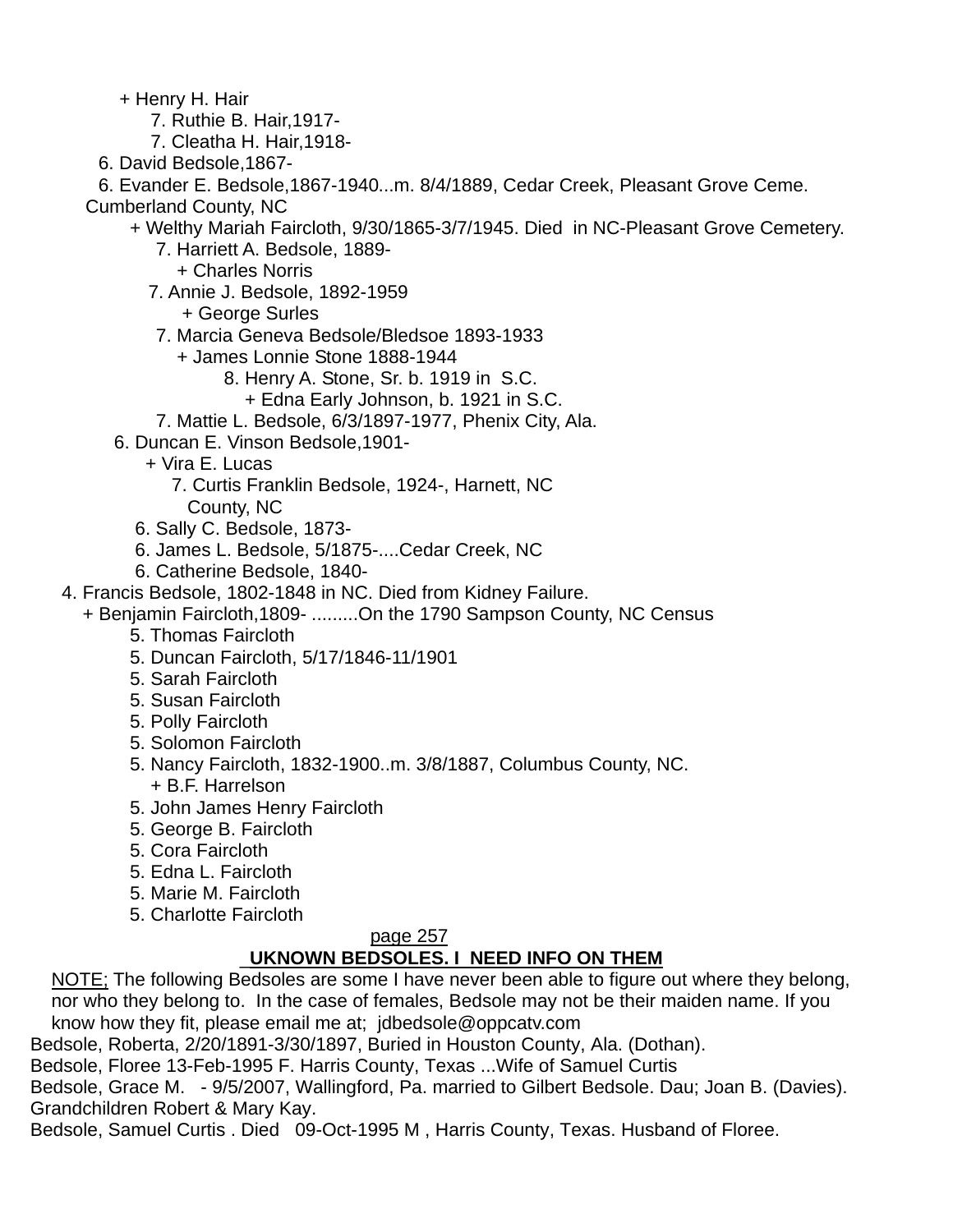+ Henry H. Hair
    7. Ruthie B. Hair,1917-
    7. Cleatha H. Hair,1918-
6. David Bedsole,1867-
6. Evander E. Bedsole,1867-1940...m. 8/4/1889, Cedar Creek, Pleasant Grove Ceme. Cumberland County, NC
    + Welthy Mariah Faircloth, 9/30/1865-3/7/1945. Died in NC-Pleasant Grove Cemetery.
        7. Harriett A. Bedsole, 1889-
            + Charles Norris
        7. Annie J. Bedsole, 1892-1959
            + George Surles
        7. Marcia Geneva Bedsole/Bledsoe 1893-1933
            + James Lonnie Stone 1888-1944
                8. Henry A. Stone, Sr. b. 1919 in S.C.
                    + Edna Early Johnson, b. 1921 in S.C.
        7. Mattie L. Bedsole, 6/3/1897-1977, Phenix City, Ala.
6. Duncan E. Vinson Bedsole,1901-
    + Vira E. Lucas
        7. Curtis Franklin Bedsole, 1924-, Harnett, NC County, NC
6. Sally C. Bedsole, 1873-
6. James L. Bedsole, 5/1875-....Cedar Creek, NC
6. Catherine Bedsole, 1840-

4. Francis Bedsole, 1802-1848 in NC. Died from Kidney Failure.
    + Benjamin Faircloth,1809- .........On the 1790 Sampson County, NC Census
        5. Thomas Faircloth
        5. Duncan Faircloth, 5/17/1846-11/1901
        5. Sarah Faircloth
        5. Susan Faircloth
        5. Polly Faircloth
        5. Solomon Faircloth
        5. Nancy Faircloth, 1832-1900..m. 3/8/1887, Columbus County, NC.
            + B.F. Harrelson
        5. John James Henry Faircloth
        5. George B. Faircloth
        5. Cora Faircloth
        5. Edna L. Faircloth
        5. Marie M. Faircloth
        5. Charlotte Faircloth

page 257

## UKNOWN BEDSOLES. I NEED INFO ON THEM

NOTE; The following Bedsoles are some I have never been able to figure out where they belong, nor who they belong to. In the case of females, Bedsole may not be their maiden name. If you know how they fit, please email me at; jdbedsole@oppcatv.com

Bedsole, Roberta, 2/20/1891-3/30/1897, Buried in Houston County, Ala. (Dothan).

Bedsole, Floree 13-Feb-1995 F. Harris County, Texas ...Wife of Samuel Curtis

Bedsole, Grace M. - 9/5/2007, Wallingford, Pa. married to Gilbert Bedsole. Dau; Joan B. (Davies). Grandchildren Robert & Mary Kay.

Bedsole, Samuel Curtis . Died 09-Oct-1995 M , Harris County, Texas. Husband of Floree.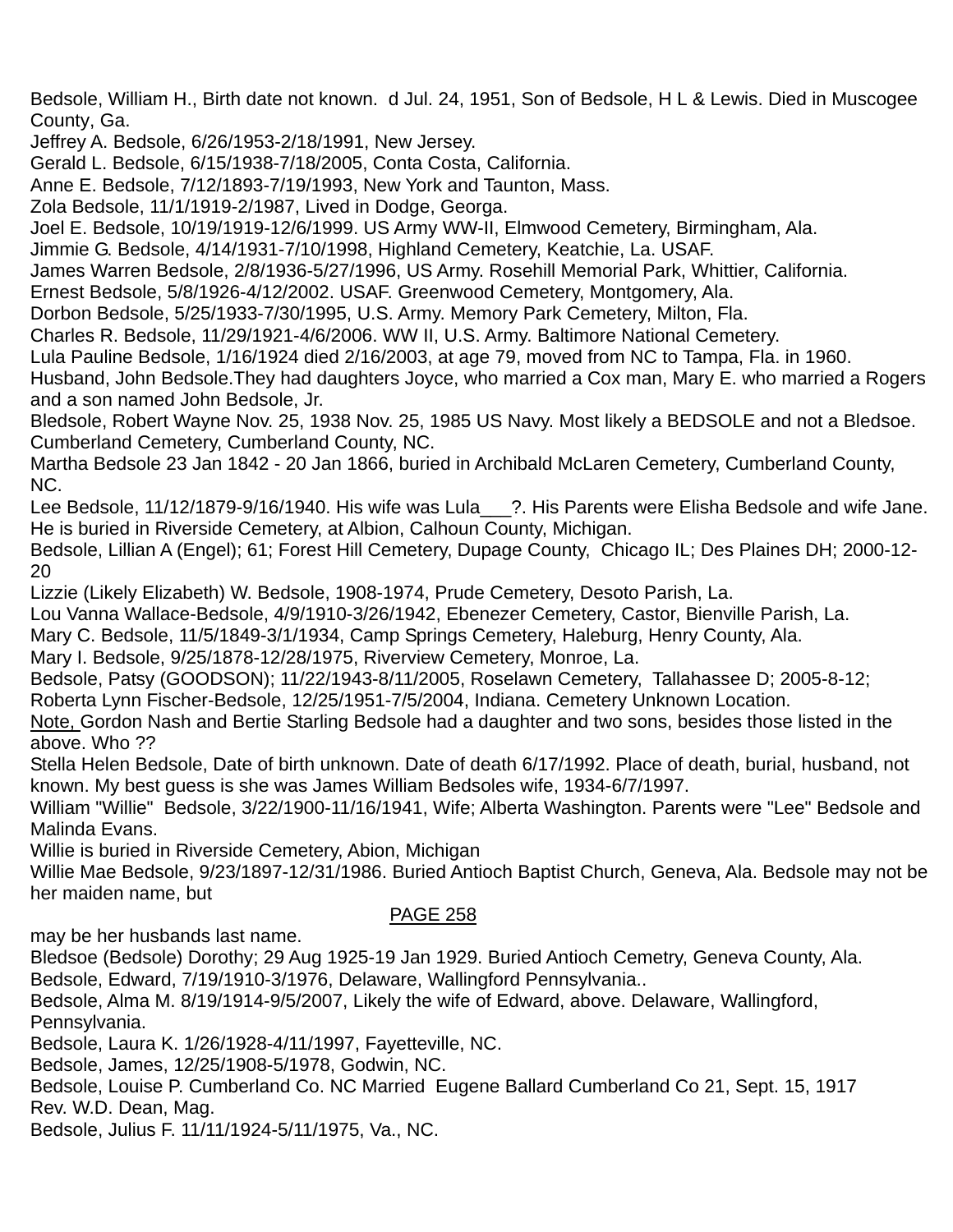Bedsole, William H., Birth date not known. d Jul. 24, 1951, Son of Bedsole, H L & Lewis. Died in Muscogee County, Ga.

Jeffrey A. Bedsole, 6/26/1953-2/18/1991, New Jersey.

Gerald L. Bedsole, 6/15/1938-7/18/2005, Conta Costa, California.

Anne E. Bedsole, 7/12/1893-7/19/1993, New York and Taunton, Mass.

Zola Bedsole, 11/1/1919-2/1987, Lived in Dodge, Georga.

Joel E. Bedsole, 10/19/1919-12/6/1999. US Army WW-II, Elmwood Cemetery, Birmingham, Ala.

Jimmie G. Bedsole, 4/14/1931-7/10/1998, Highland Cemetery, Keatchie, La. USAF.

James Warren Bedsole, 2/8/1936-5/27/1996, US Army. Rosehill Memorial Park, Whittier, California.

Ernest Bedsole, 5/8/1926-4/12/2002. USAF. Greenwood Cemetery, Montgomery, Ala.

Dorbon Bedsole, 5/25/1933-7/30/1995, U.S. Army. Memory Park Cemetery, Milton, Fla.

Charles R. Bedsole, 11/29/1921-4/6/2006. WW II, U.S. Army. Baltimore National Cemetery.

Lula Pauline Bedsole, 1/16/1924 died 2/16/2003, at age 79, moved from NC to Tampa, Fla. in 1960. Husband, John Bedsole.They had daughters Joyce, who married a Cox man, Mary E. who married a Rogers and a son named John Bedsole, Jr.

Bledsole, Robert Wayne Nov. 25, 1938 Nov. 25, 1985 US Navy. Most likely a BEDSOLE and not a Bledsoe. Cumberland Cemetery, Cumberland County, NC.

Martha Bedsole 23 Jan 1842 - 20 Jan 1866, buried in Archibald McLaren Cemetery, Cumberland County, NC.

Lee Bedsole, 11/12/1879-9/16/1940. His wife was Lula___?. His Parents were Elisha Bedsole and wife Jane. He is buried in Riverside Cemetery, at Albion, Calhoun County, Michigan.

Bedsole, Lillian A (Engel); 61; Forest Hill Cemetery, Dupage County, Chicago IL; Des Plaines DH; 2000-12-20

Lizzie (Likely Elizabeth) W. Bedsole, 1908-1974, Prude Cemetery, Desoto Parish, La.

Lou Vanna Wallace-Bedsole, 4/9/1910-3/26/1942, Ebenezer Cemetery, Castor, Bienville Parish, La.

Mary C. Bedsole, 11/5/1849-3/1/1934, Camp Springs Cemetery, Haleburg, Henry County, Ala.

Mary I. Bedsole, 9/25/1878-12/28/1975, Riverview Cemetery, Monroe, La.

Bedsole, Patsy (GOODSON); 11/22/1943-8/11/2005, Roselawn Cemetery, Tallahassee D; 2005-8-12;

Roberta Lynn Fischer-Bedsole, 12/25/1951-7/5/2004, Indiana. Cemetery Unknown Location.

Note, Gordon Nash and Bertie Starling Bedsole had a daughter and two sons, besides those listed in the above. Who ??

Stella Helen Bedsole, Date of birth unknown. Date of death 6/17/1992. Place of death, burial, husband, not known. My best guess is she was James William Bedsoles wife, 1934-6/7/1997.

William "Willie" Bedsole, 3/22/1900-11/16/1941, Wife; Alberta Washington. Parents were "Lee" Bedsole and Malinda Evans.

Willie is buried in Riverside Cemetery, Abion, Michigan

Willie Mae Bedsole, 9/23/1897-12/31/1986. Buried Antioch Baptist Church, Geneva, Ala. Bedsole may not be her maiden name, but

PAGE 258

may be her husbands last name.

Bledsoe (Bedsole) Dorothy; 29 Aug 1925-19 Jan 1929. Buried Antioch Cemetry, Geneva County, Ala.

Bedsole, Edward, 7/19/1910-3/1976, Delaware, Wallingford Pennsylvania..

Bedsole, Alma M. 8/19/1914-9/5/2007, Likely the wife of Edward, above. Delaware, Wallingford, Pennsylvania.

Bedsole, Laura K. 1/26/1928-4/11/1997, Fayetteville, NC.

Bedsole, James, 12/25/1908-5/1978, Godwin, NC.

Bedsole, Louise P. Cumberland Co. NC Married Eugene Ballard Cumberland Co 21, Sept. 15, 1917 Rev. W.D. Dean, Mag.

Bedsole, Julius F. 11/11/1924-5/11/1975, Va., NC.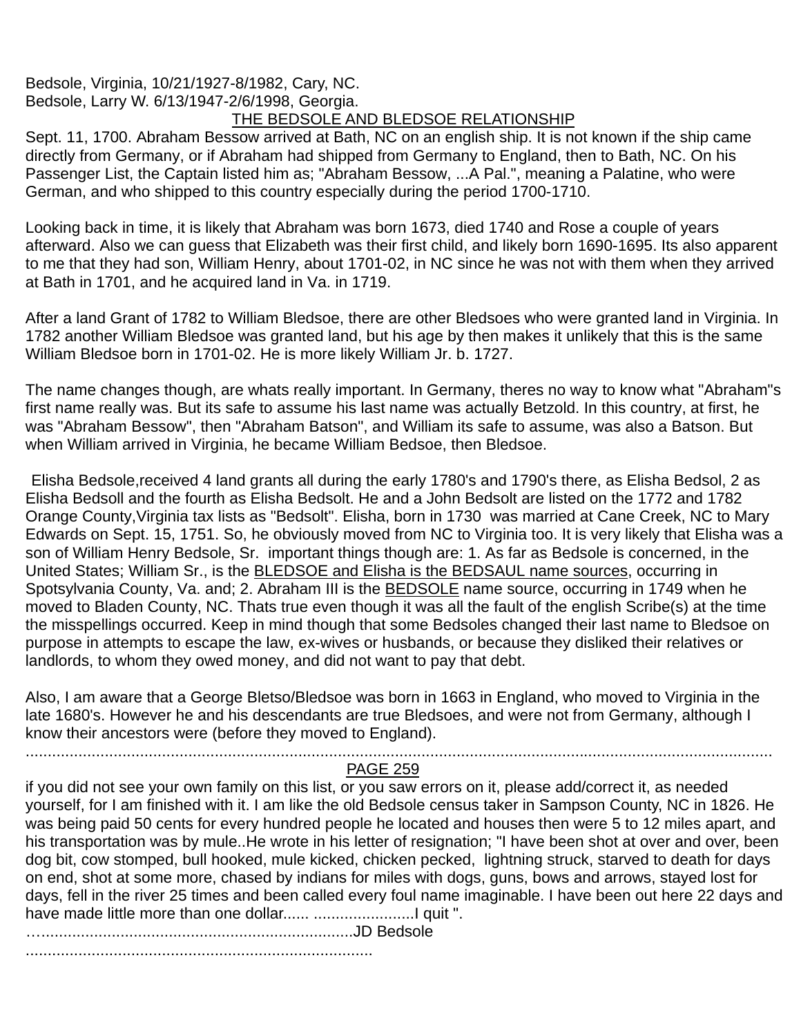Bedsole, Virginia, 10/21/1927-8/1982, Cary, NC.
Bedsole, Larry W. 6/13/1947-2/6/1998, Georgia.

## THE BEDSOLE AND BLEDSOE RELATIONSHIP

Sept. 11, 1700. Abraham Bessow arrived at Bath, NC on an english ship. It is not known if the ship came directly from Germany, or if Abraham had shipped from Germany to England, then to Bath, NC. On his Passenger List, the Captain listed him as; "Abraham Bessow, ...A Pal.", meaning a Palatine, who were German, and who shipped to this country especially during the period 1700-1710.

Looking back in time, it is likely that Abraham was born 1673, died 1740 and Rose a couple of years afterward. Also we can guess that Elizabeth was their first child, and likely born 1690-1695. Its also apparent to me that they had son, William Henry, about 1701-02, in NC since he was not with them when they arrived at Bath in 1701, and he acquired land in Va. in 1719.

After a land Grant of 1782 to William Bledsoe, there are other Bledsoes who were granted land in Virginia. In 1782 another William Bledsoe was granted land, but his age by then makes it unlikely that this is the same William Bledsoe born in 1701-02. He is more likely William Jr. b. 1727.

The name changes though, are whats really important. In Germany, theres no way to know what "Abraham"s first name really was. But its safe to assume his last name was actually Betzold. In this country, at first, he was "Abraham Bessow", then "Abraham Batson", and William its safe to assume, was also a Batson. But when William arrived in Virginia, he became William Bedsoe, then Bledsoe.

Elisha Bedsole,received 4 land grants all during the early 1780's and 1790's there, as Elisha Bedsol, 2 as Elisha Bedsoll and the fourth as Elisha Bedsolt. He and a John Bedsolt are listed on the 1772 and 1782 Orange County,Virginia tax lists as "Bedsolt". Elisha, born in 1730 was married at Cane Creek, NC to Mary Edwards on Sept. 15, 1751. So, he obviously moved from NC to Virginia too. It is very likely that Elisha was a son of William Henry Bedsole, Sr. important things though are: 1. As far as Bedsole is concerned, in the United States; William Sr., is the <u>BLEDSOE and Elisha is the BEDSAUL name sources</u>, occurring in Spotsylvania County, Va. and; 2. Abraham III is the <u>BEDSOLE</u> name source, occurring in 1749 when he moved to Bladen County, NC. Thats true even though it was all the fault of the english Scribe(s) at the time the misspellings occurred. Keep in mind though that some Bedsoles changed their last name to Bledsoe on purpose in attempts to escape the law, ex-wives or husbands, or because they disliked their relatives or landlords, to whom they owed money, and did not want to pay that debt.

Also, I am aware that a George Bletso/Bledsoe was born in 1663 in England, who moved to Virginia in the late 1680's. However he and his descendants are true Bledsoes, and were not from Germany, although I know their ancestors were (before they moved to England).

.................................................................................................................................................................

<u>PAGE 259</u>

if you did not see your own family on this list, or you saw errors on it, please add/correct it, as needed yourself, for I am finished with it. I am like the old Bedsole census taker in Sampson County, NC in 1826. He was being paid 50 cents for every hundred people he located and houses then were 5 to 12 miles apart, and his transportation was by mule..He wrote in his letter of resignation; "I have been shot at over and over, been dog bit, cow stomped, bull hooked, mule kicked, chicken pecked, lightning struck, starved to death for days on end, shot at some more, chased by indians for miles with dogs, guns, bows and arrows, stayed lost for days, fell in the river 25 times and been called every foul name imaginable. I have been out here 22 days and have made little more than one dollar...... .......................I quit ".

…......................................................................JD Bedsole

..............................................................................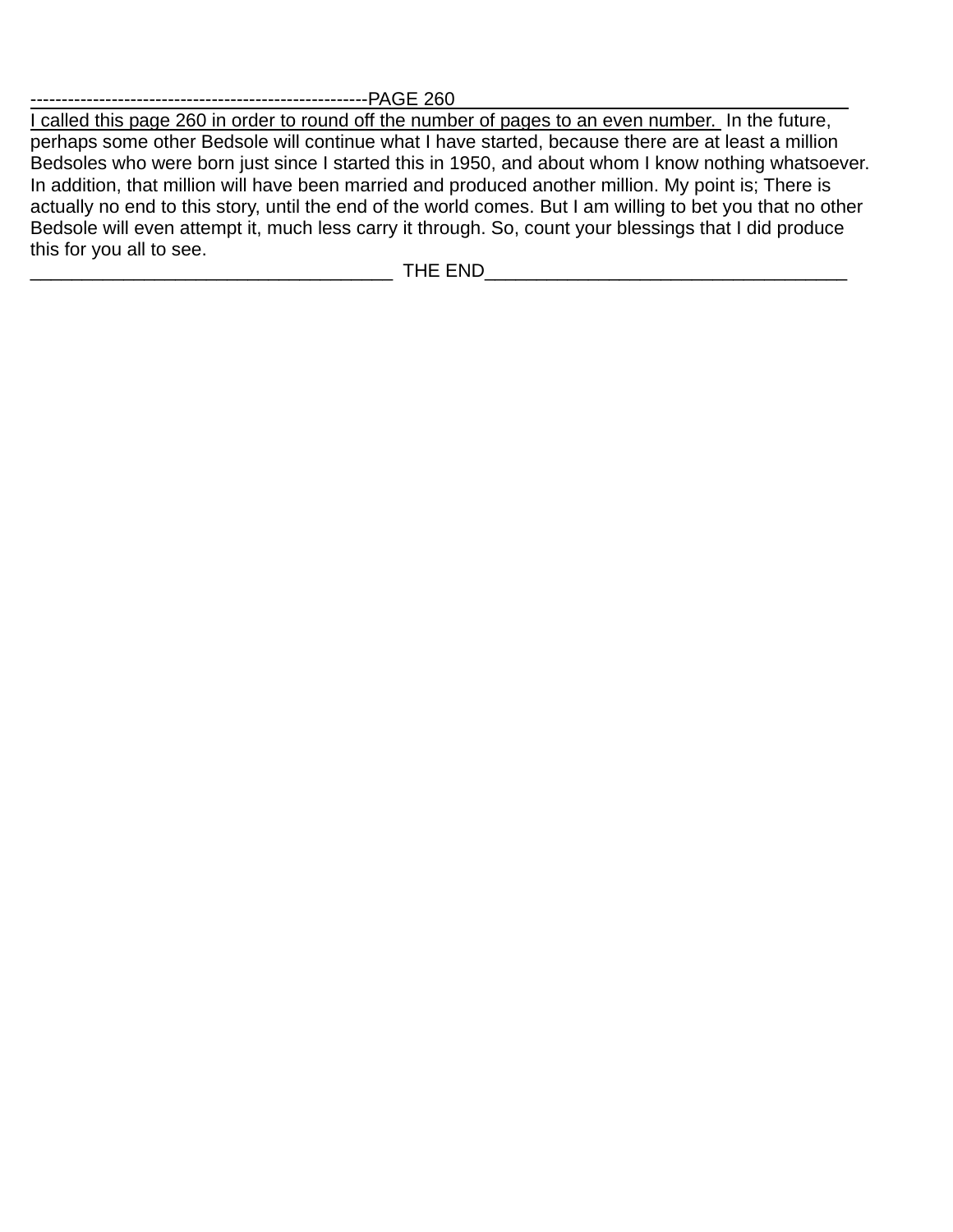------------------------------------------------------PAGE 260

I called this page 260 in order to round off the number of pages to an even number. In the future, perhaps some other Bedsole will continue what I have started, because there are at least a million Bedsoles who were born just since I started this in 1950, and about whom I know nothing whatsoever. In addition, that million will have been married and produced another million. My point is; There is actually no end to this story, until the end of the world comes. But I am willing to bet you that no other Bedsole will even attempt it, much less carry it through. So, count your blessings that I did produce this for you all to see.

___________________________________ THE END___________________________________